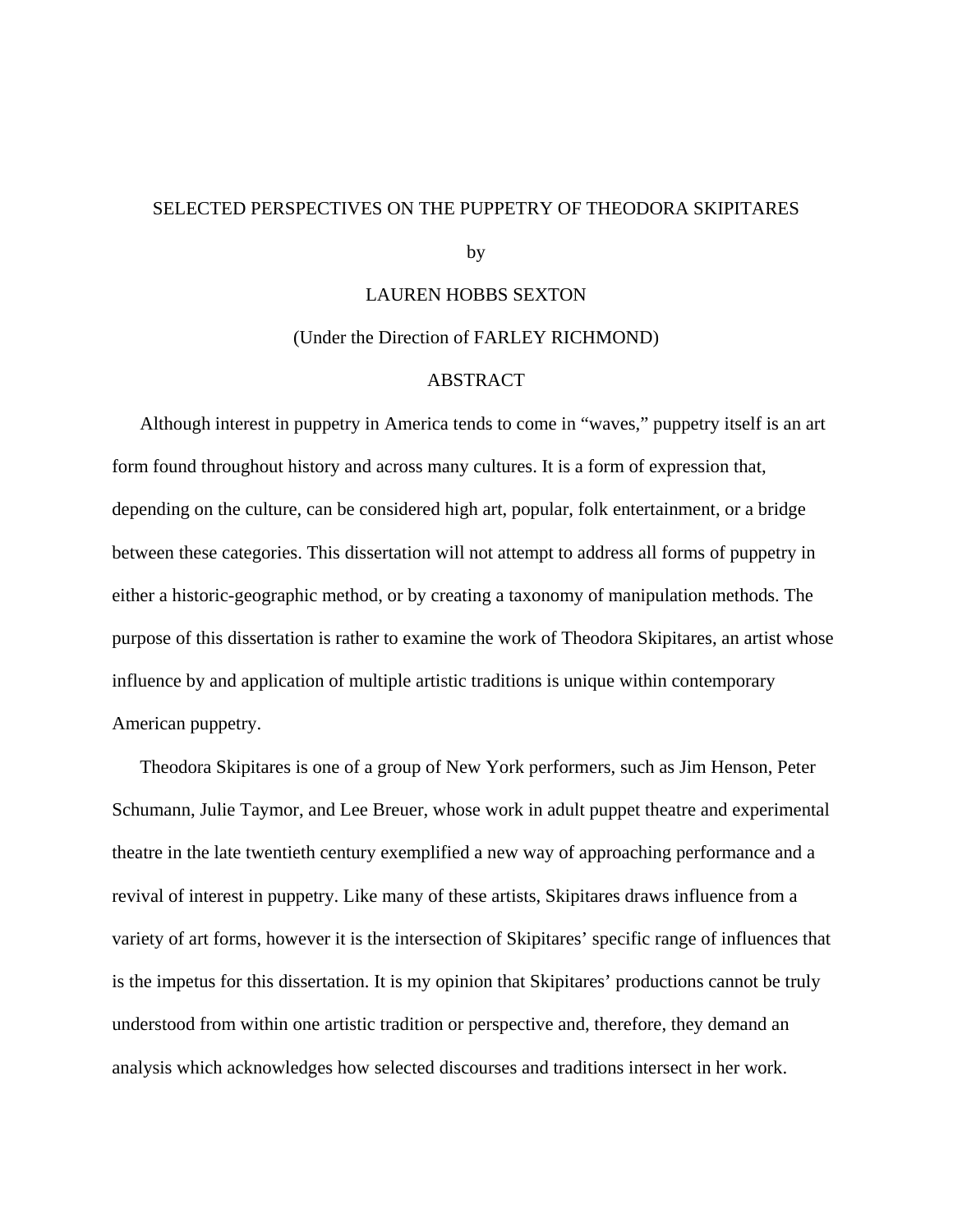# SELECTED PERSPECTIVES ON THE PUPPETRY OF THEODORA SKIPITARES

by

LAUREN HOBBS SEXTON

(Under the Direction of FARLEY RICHMOND)

## ABSTRACT

Although interest in puppetry in America tends to come in "waves," puppetry itself is an art form found throughout history and across many cultures. It is a form of expression that, depending on the culture, can be considered high art, popular, folk entertainment, or a bridge between these categories. This dissertation will not attempt to address all forms of puppetry in either a historic-geographic method, or by creating a taxonomy of manipulation methods. The purpose of this dissertation is rather to examine the work of Theodora Skipitares, an artist whose influence by and application of multiple artistic traditions is unique within contemporary American puppetry.

Theodora Skipitares is one of a group of New York performers, such as Jim Henson, Peter Schumann, Julie Taymor, and Lee Breuer, whose work in adult puppet theatre and experimental theatre in the late twentieth century exemplified a new way of approaching performance and a revival of interest in puppetry. Like many of these artists, Skipitares draws influence from a variety of art forms, however it is the intersection of Skipitares' specific range of influences that is the impetus for this dissertation. It is my opinion that Skipitares' productions cannot be truly understood from within one artistic tradition or perspective and, therefore, they demand an analysis which acknowledges how selected discourses and traditions intersect in her work.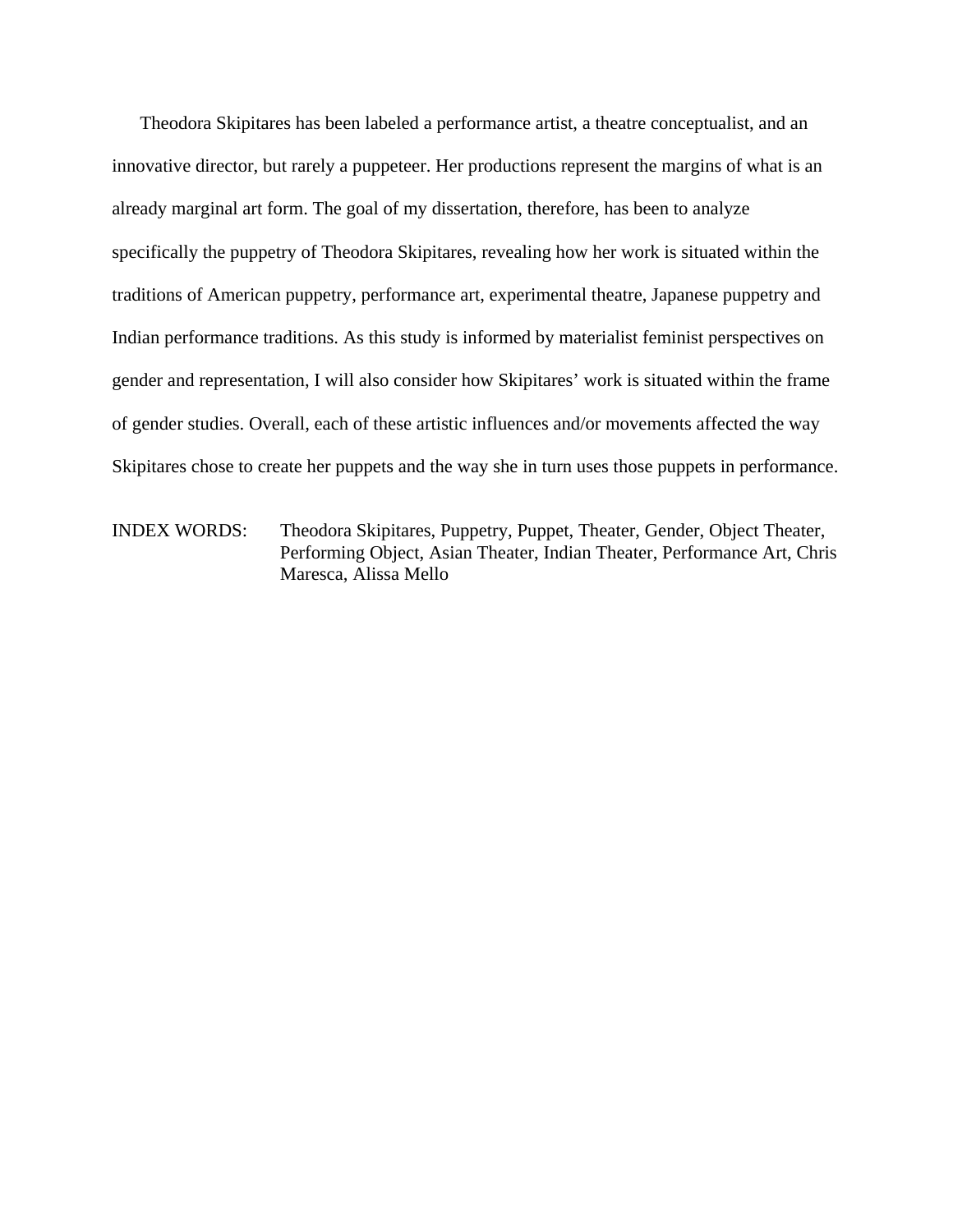Theodora Skipitares has been labeled a performance artist, a theatre conceptualist, and an innovative director, but rarely a puppeteer. Her productions represent the margins of what is an already marginal art form. The goal of my dissertation, therefore, has been to analyze specifically the puppetry of Theodora Skipitares, revealing how her work is situated within the traditions of American puppetry, performance art, experimental theatre, Japanese puppetry and Indian performance traditions. As this study is informed by materialist feminist perspectives on gender and representation, I will also consider how Skipitares' work is situated within the frame of gender studies. Overall, each of these artistic influences and/or movements affected the way Skipitares chose to create her puppets and the way she in turn uses those puppets in performance.

INDEX WORDS: Theodora Skipitares, Puppetry, Puppet, Theater, Gender, Object Theater, Performing Object, Asian Theater, Indian Theater, Performance Art, Chris Maresca, Alissa Mello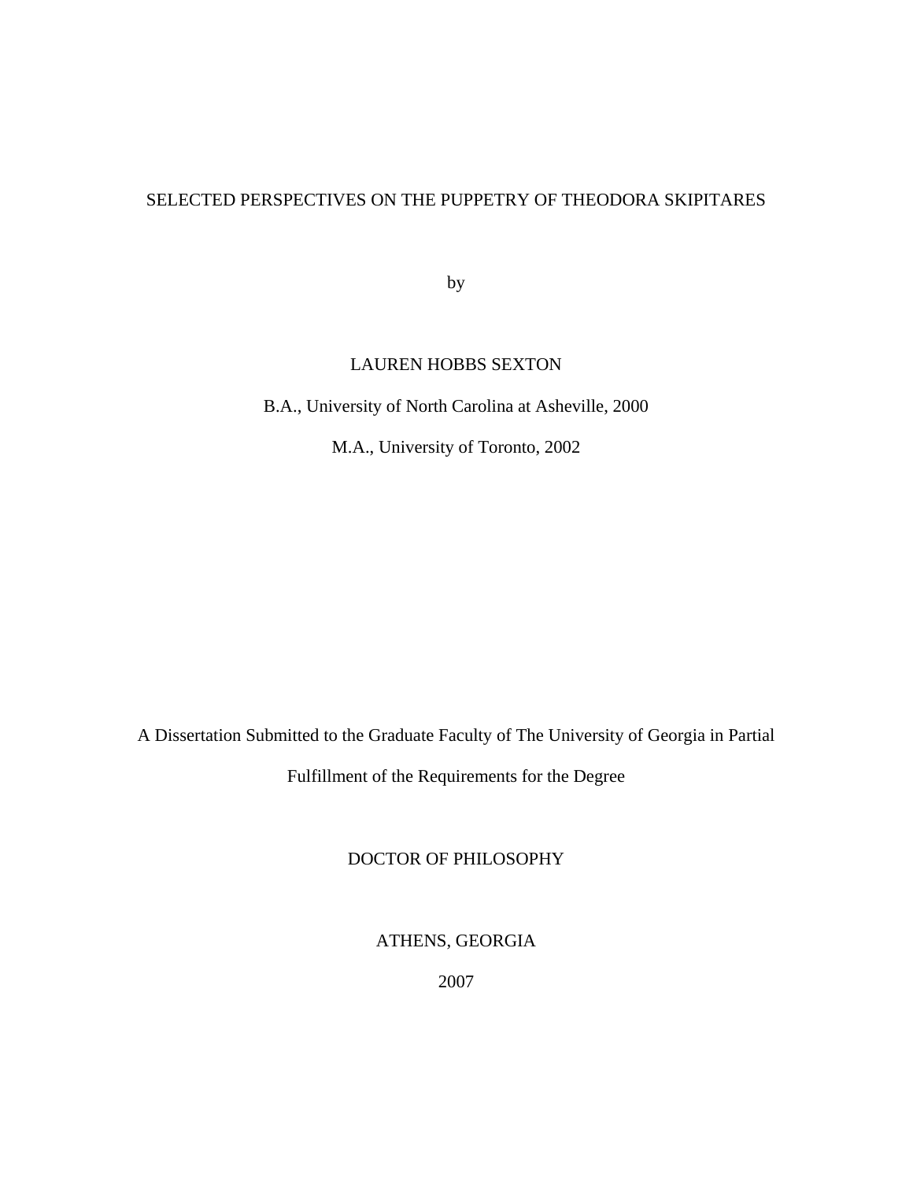# SELECTED PERSPECTIVES ON THE PUPPETRY OF THEODORA SKIPITARES

by

LAUREN HOBBS SEXTON

B.A., University of North Carolina at Asheville, 2000

M.A., University of Toronto, 2002

A Dissertation Submitted to the Graduate Faculty of The University of Georgia in Partial Fulfillment of the Requirements for the Degree

DOCTOR OF PHILOSOPHY

ATHENS, GEORGIA

2007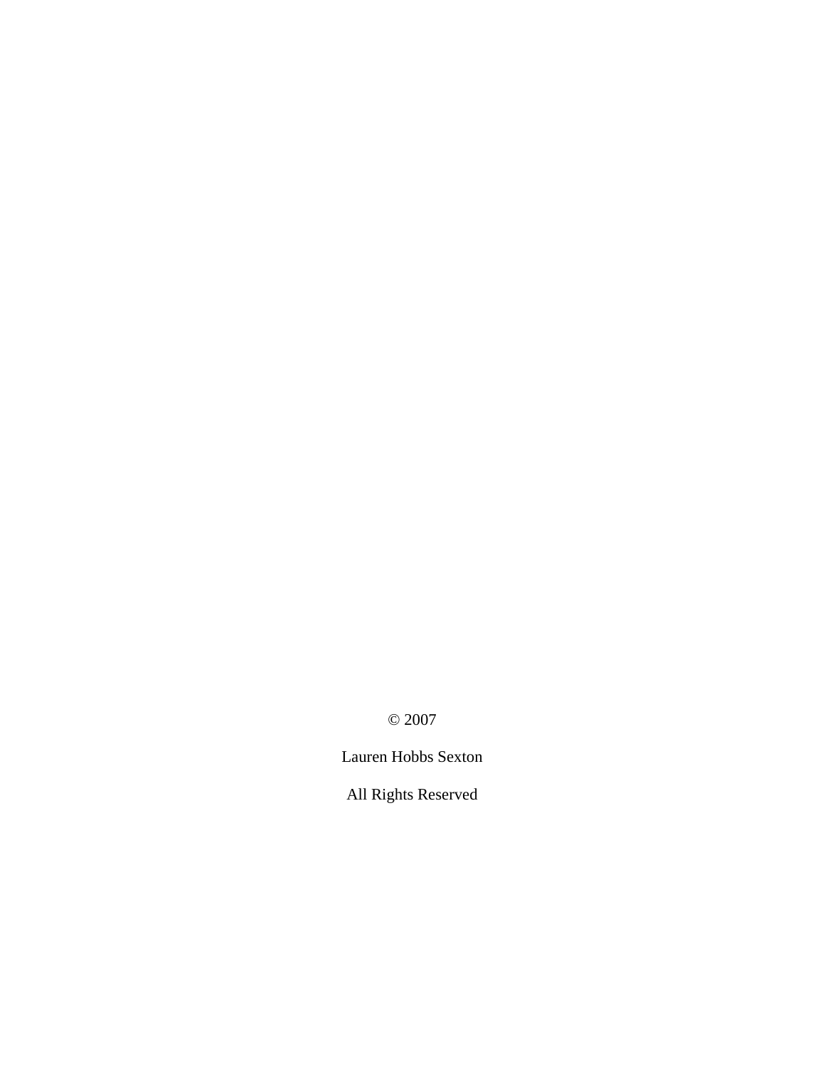© 2007

Lauren Hobbs Sexton

All Rights Reserved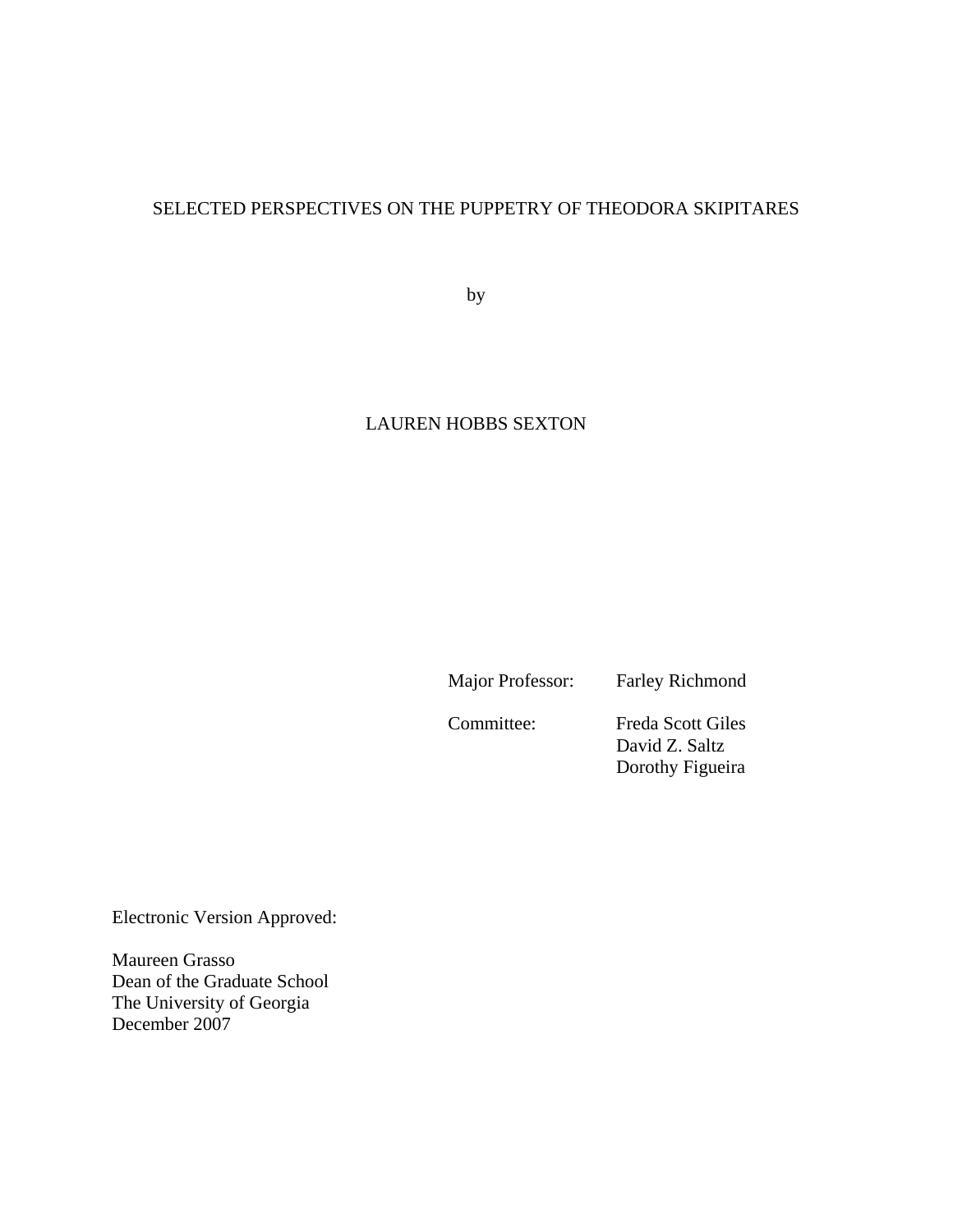SELECTED PERSPECTIVES ON THE PUPPETRY OF THEODORA SKIPITARES

by

LAUREN HOBBS SEXTON

Major Professor: Farley Richmond

Committee: Freda Scott Giles
David Z. Saltz
Dorothy Figueira

Electronic Version Approved:

Maureen Grasso
Dean of the Graduate School
The University of Georgia
December 2007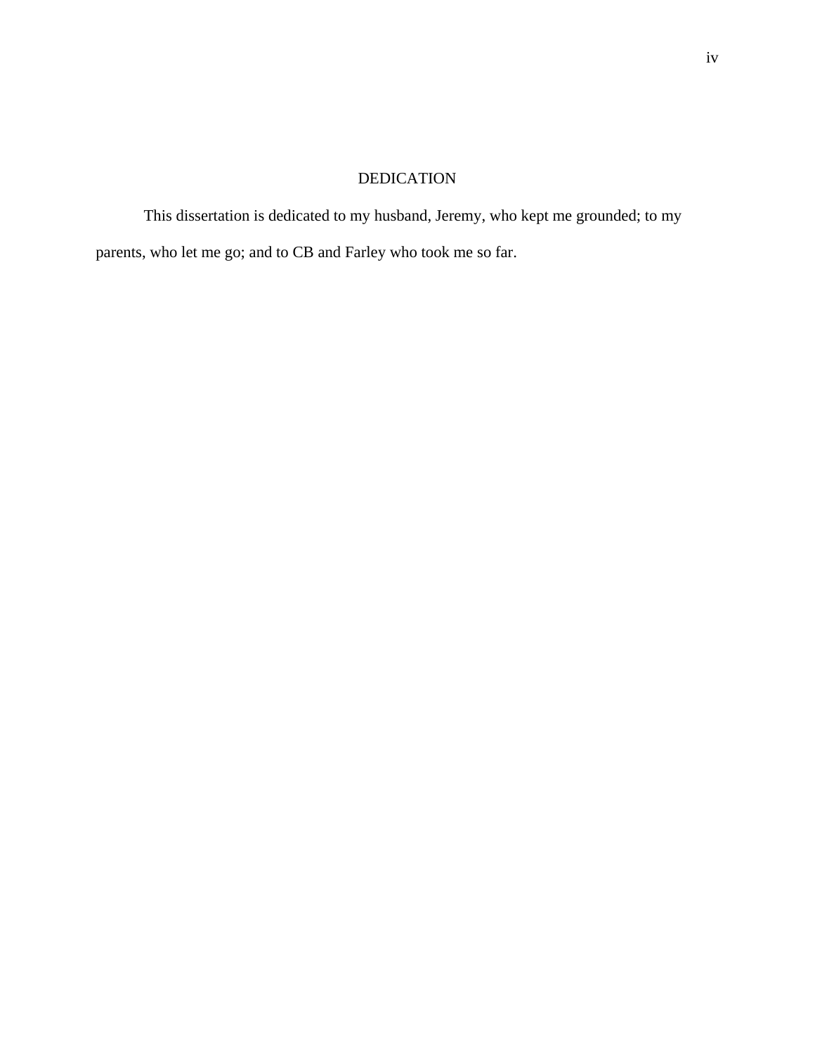# DEDICATION

This dissertation is dedicated to my husband, Jeremy, who kept me grounded; to my parents, who let me go; and to CB and Farley who took me so far.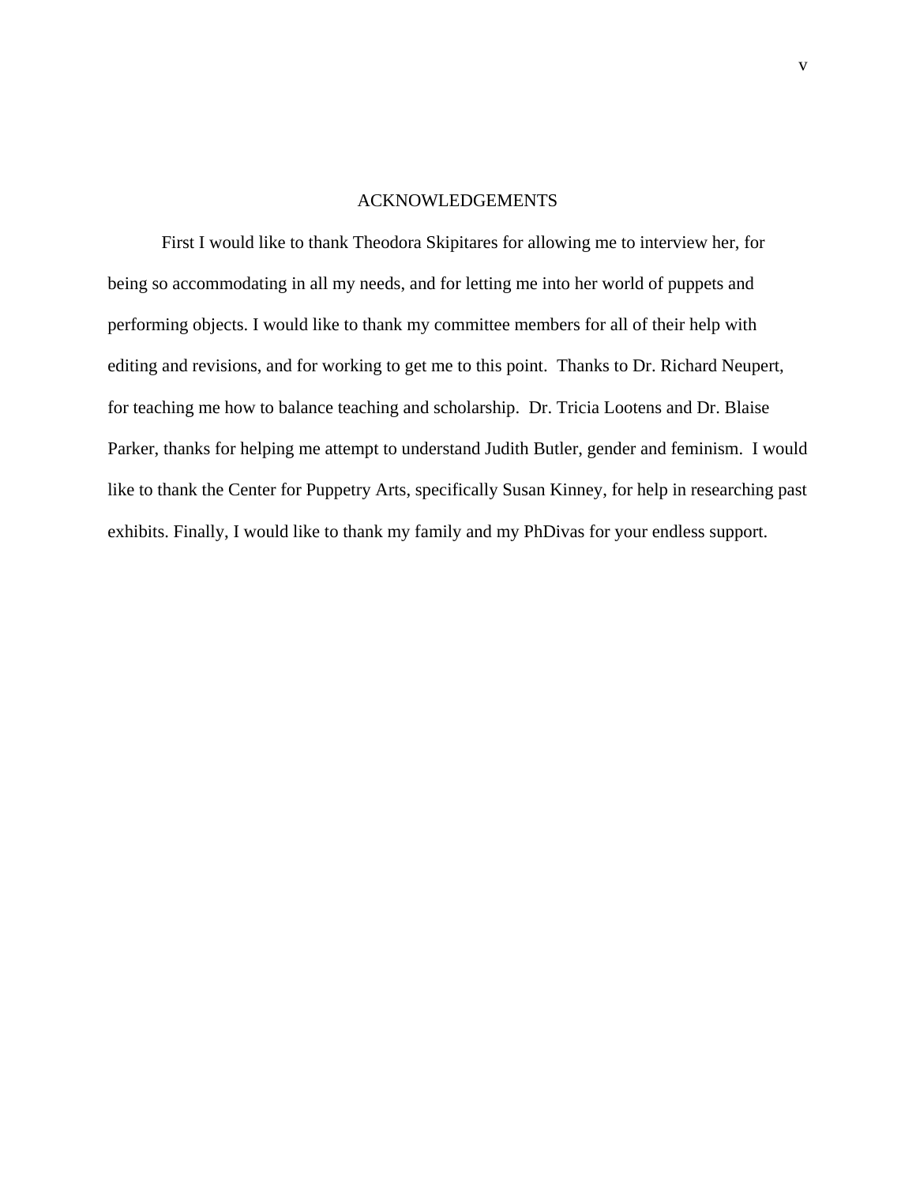# ACKNOWLEDGEMENTS

First I would like to thank Theodora Skipitares for allowing me to interview her, for being so accommodating in all my needs, and for letting me into her world of puppets and performing objects. I would like to thank my committee members for all of their help with editing and revisions, and for working to get me to this point. Thanks to Dr. Richard Neupert, for teaching me how to balance teaching and scholarship. Dr. Tricia Lootens and Dr. Blaise Parker, thanks for helping me attempt to understand Judith Butler, gender and feminism. I would like to thank the Center for Puppetry Arts, specifically Susan Kinney, for help in researching past exhibits. Finally, I would like to thank my family and my PhDivas for your endless support.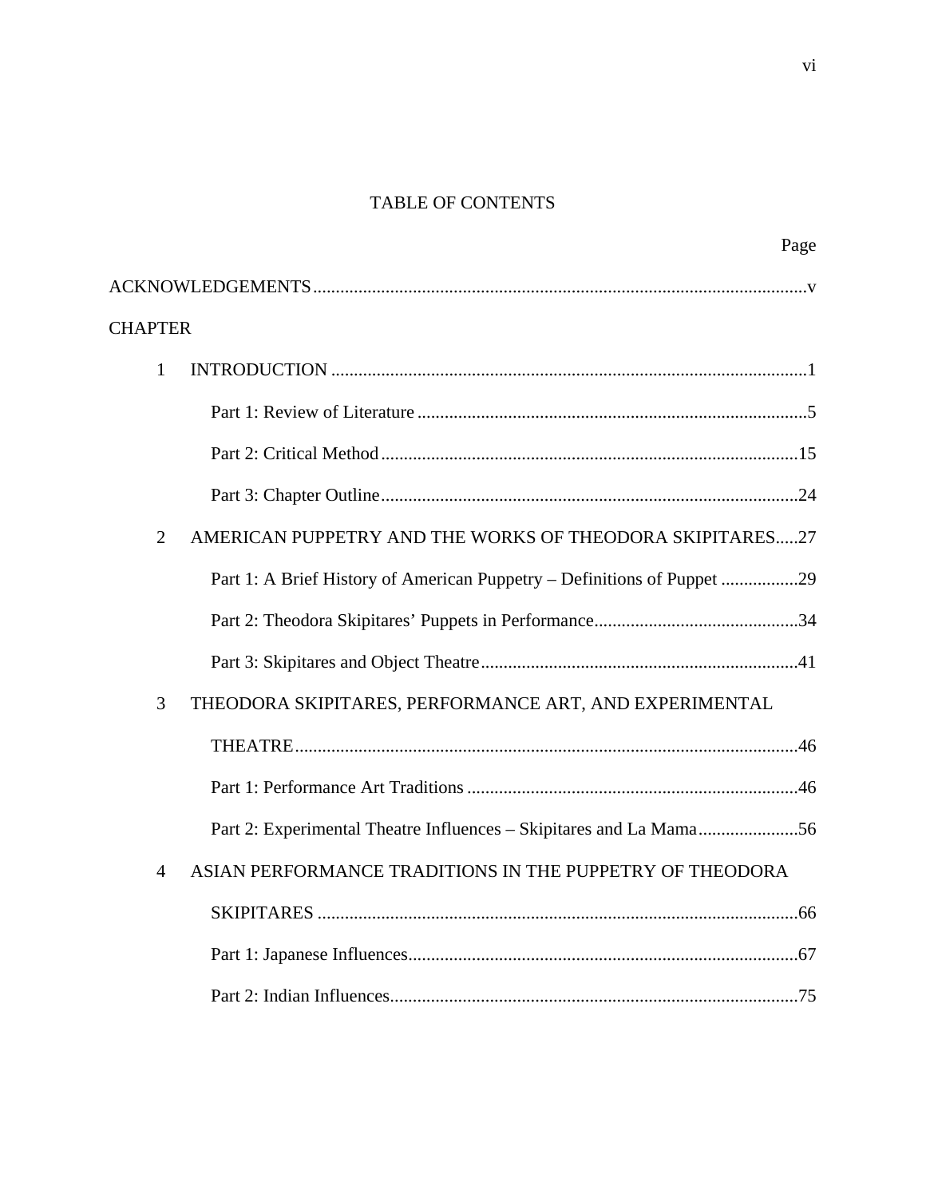# TABLE OF CONTENTS

Page

ACKNOWLEDGEMENTS....................................................................................................v

CHAPTER

1 INTRODUCTION ........................................................................................................1

Part 1: Review of Literature .....................................................................................5

Part 2: Critical Method ...........................................................................................15

Part 3: Chapter Outline...........................................................................................24

2 AMERICAN PUPPETRY AND THE WORKS OF THEODORA SKIPITARES.....27

Part 1: A Brief History of American Puppetry – Definitions of Puppet ................29

Part 2: Theodora Skipitares' Puppets in Performance............................................34

Part 3: Skipitares and Object Theatre.....................................................................41

3 THEODORA SKIPITARES, PERFORMANCE ART, AND EXPERIMENTAL THEATRE.............................................................................................................46

Part 1: Performance Art Traditions ........................................................................46

Part 2: Experimental Theatre Influences – Skipitares and La Mama......................56

4 ASIAN PERFORMANCE TRADITIONS IN THE PUPPETRY OF THEODORA SKIPITARES .........................................................................................................66

Part 1: Japanese Influences.....................................................................................67

Part 2: Indian Influences.........................................................................................75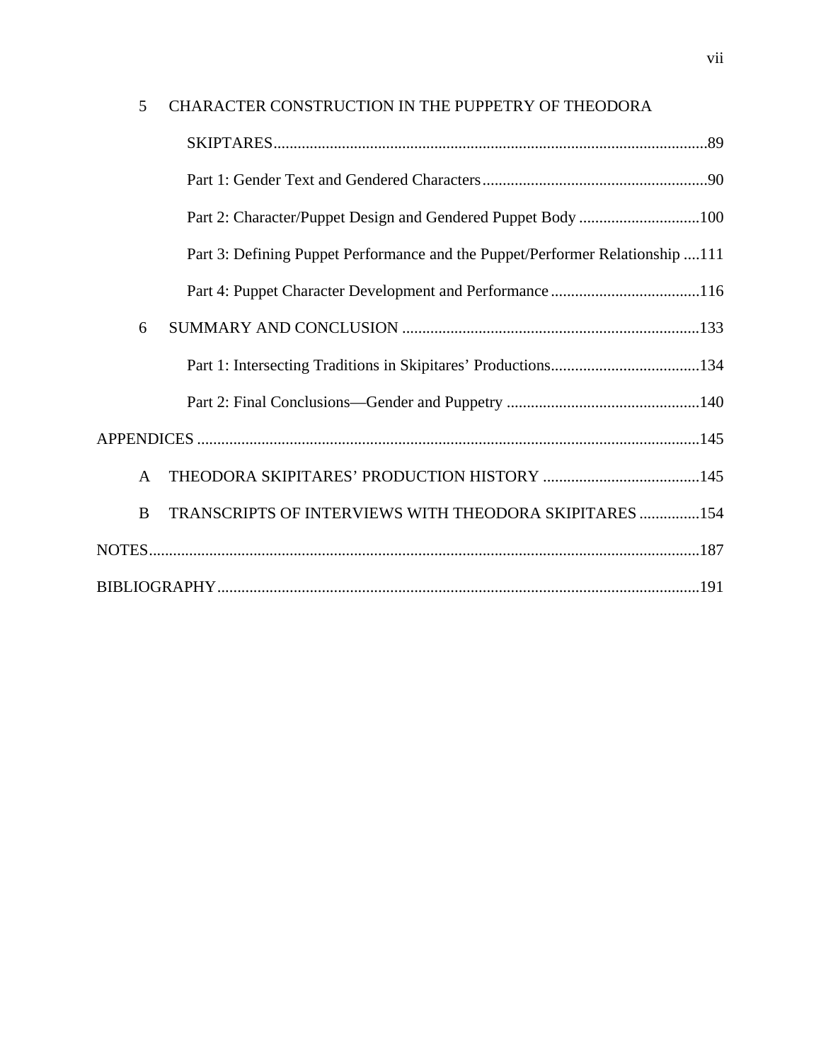5 CHARACTER CONSTRUCTION IN THE PUPPETRY OF THEODORA SKIPTARES ........................................................................................................... 89

Part 1: Gender Text and Gendered Characters ........................................................ 90

Part 2: Character/Puppet Design and Gendered Puppet Body .............................. 100

Part 3: Defining Puppet Performance and the Puppet/Performer Relationship .... 111

Part 4: Puppet Character Development and Performance ..................................... 116

6 SUMMARY AND CONCLUSION ......................................................................... 133

Part 1: Intersecting Traditions in Skipitares’ Productions..................................... 134

Part 2: Final Conclusions—Gender and Puppetry ................................................ 140

APPENDICES ............................................................................................................... 145

A THEODORA SKIPITARES’ PRODUCTION HISTORY ....................................... 145

B TRANSCRIPTS OF INTERVIEWS WITH THEODORA SKIPITARES ............... 154

NOTES........................................................................................................................... 187

BIBLIOGRAPHY......................................................................................................... 191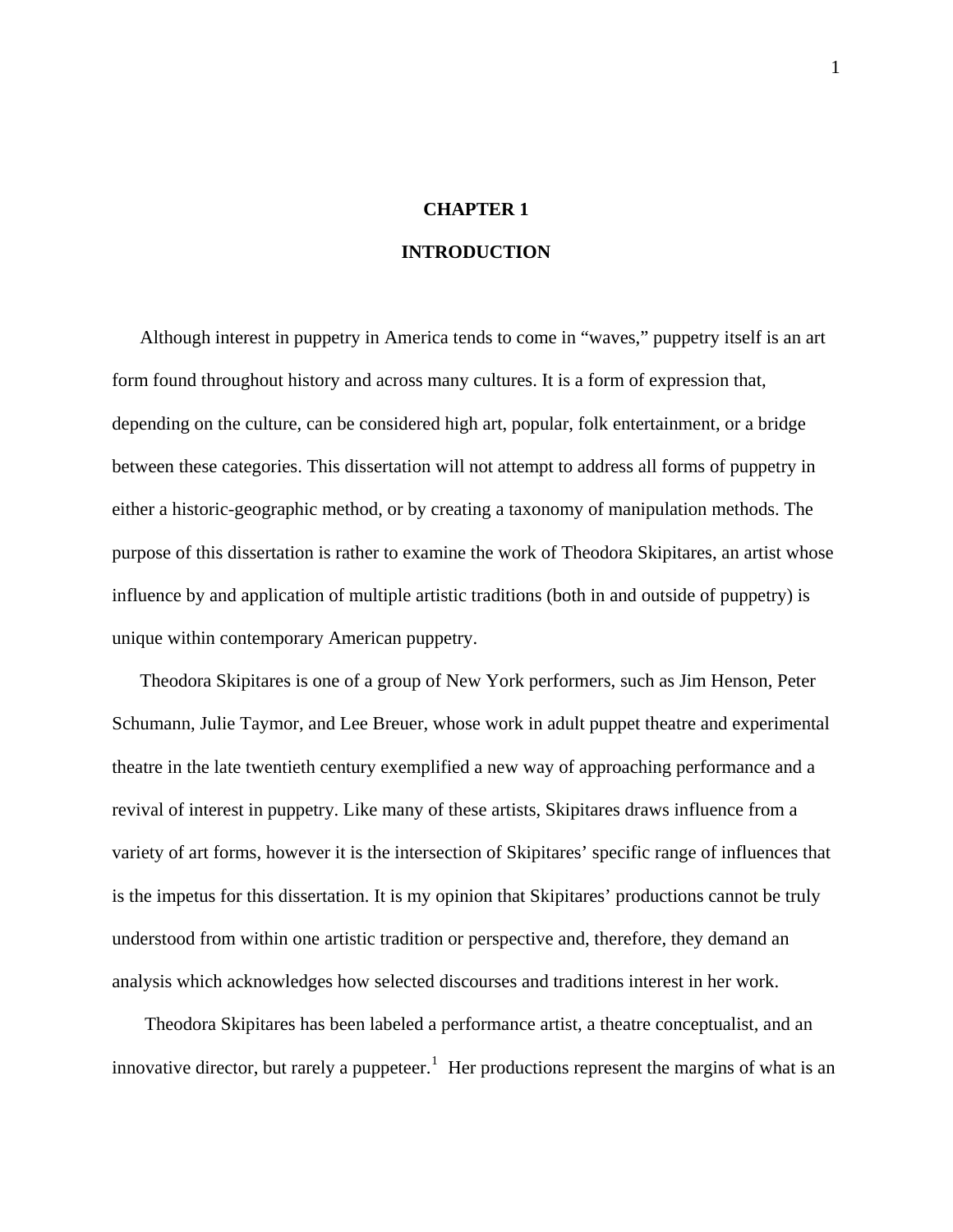# CHAPTER 1

# INTRODUCTION

Although interest in puppetry in America tends to come in "waves," puppetry itself is an art form found throughout history and across many cultures. It is a form of expression that, depending on the culture, can be considered high art, popular, folk entertainment, or a bridge between these categories. This dissertation will not attempt to address all forms of puppetry in either a historic-geographic method, or by creating a taxonomy of manipulation methods. The purpose of this dissertation is rather to examine the work of Theodora Skipitares, an artist whose influence by and application of multiple artistic traditions (both in and outside of puppetry) is unique within contemporary American puppetry.

Theodora Skipitares is one of a group of New York performers, such as Jim Henson, Peter Schumann, Julie Taymor, and Lee Breuer, whose work in adult puppet theatre and experimental theatre in the late twentieth century exemplified a new way of approaching performance and a revival of interest in puppetry. Like many of these artists, Skipitares draws influence from a variety of art forms, however it is the intersection of Skipitares' specific range of influences that is the impetus for this dissertation. It is my opinion that Skipitares' productions cannot be truly understood from within one artistic tradition or perspective and, therefore, they demand an analysis which acknowledges how selected discourses and traditions interest in her work.

Theodora Skipitares has been labeled a performance artist, a theatre conceptualist, and an innovative director, but rarely a puppeteer.[1] Her productions represent the margins of what is an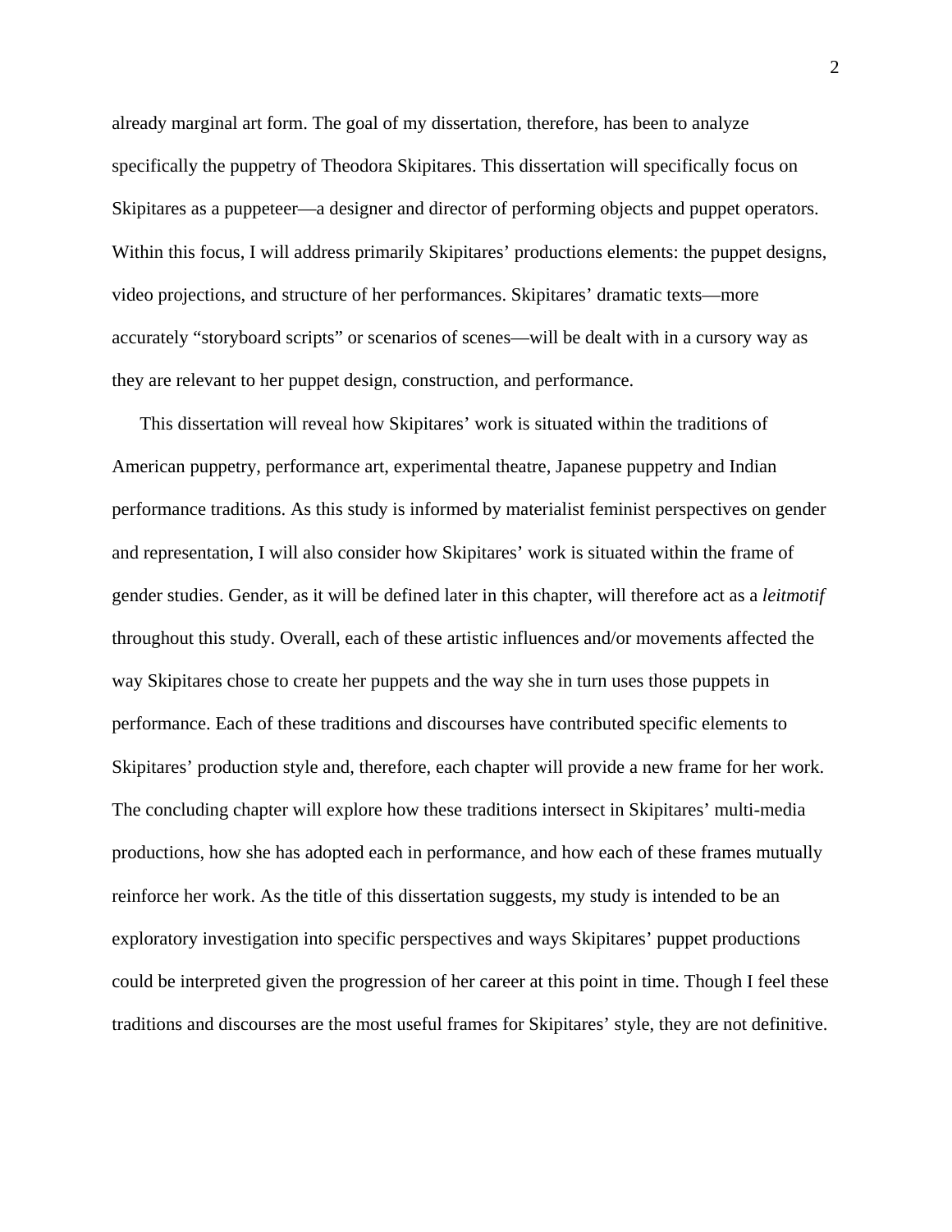already marginal art form. The goal of my dissertation, therefore, has been to analyze specifically the puppetry of Theodora Skipitares. This dissertation will specifically focus on Skipitares as a puppeteer—a designer and director of performing objects and puppet operators. Within this focus, I will address primarily Skipitares' productions elements: the puppet designs, video projections, and structure of her performances. Skipitares' dramatic texts—more accurately "storyboard scripts" or scenarios of scenes—will be dealt with in a cursory way as they are relevant to her puppet design, construction, and performance.

This dissertation will reveal how Skipitares' work is situated within the traditions of American puppetry, performance art, experimental theatre, Japanese puppetry and Indian performance traditions. As this study is informed by materialist feminist perspectives on gender and representation, I will also consider how Skipitares' work is situated within the frame of gender studies. Gender, as it will be defined later in this chapter, will therefore act as a *leitmotif* throughout this study. Overall, each of these artistic influences and/or movements affected the way Skipitares chose to create her puppets and the way she in turn uses those puppets in performance. Each of these traditions and discourses have contributed specific elements to Skipitares' production style and, therefore, each chapter will provide a new frame for her work. The concluding chapter will explore how these traditions intersect in Skipitares' multi-media productions, how she has adopted each in performance, and how each of these frames mutually reinforce her work. As the title of this dissertation suggests, my study is intended to be an exploratory investigation into specific perspectives and ways Skipitares' puppet productions could be interpreted given the progression of her career at this point in time. Though I feel these traditions and discourses are the most useful frames for Skipitares' style, they are not definitive.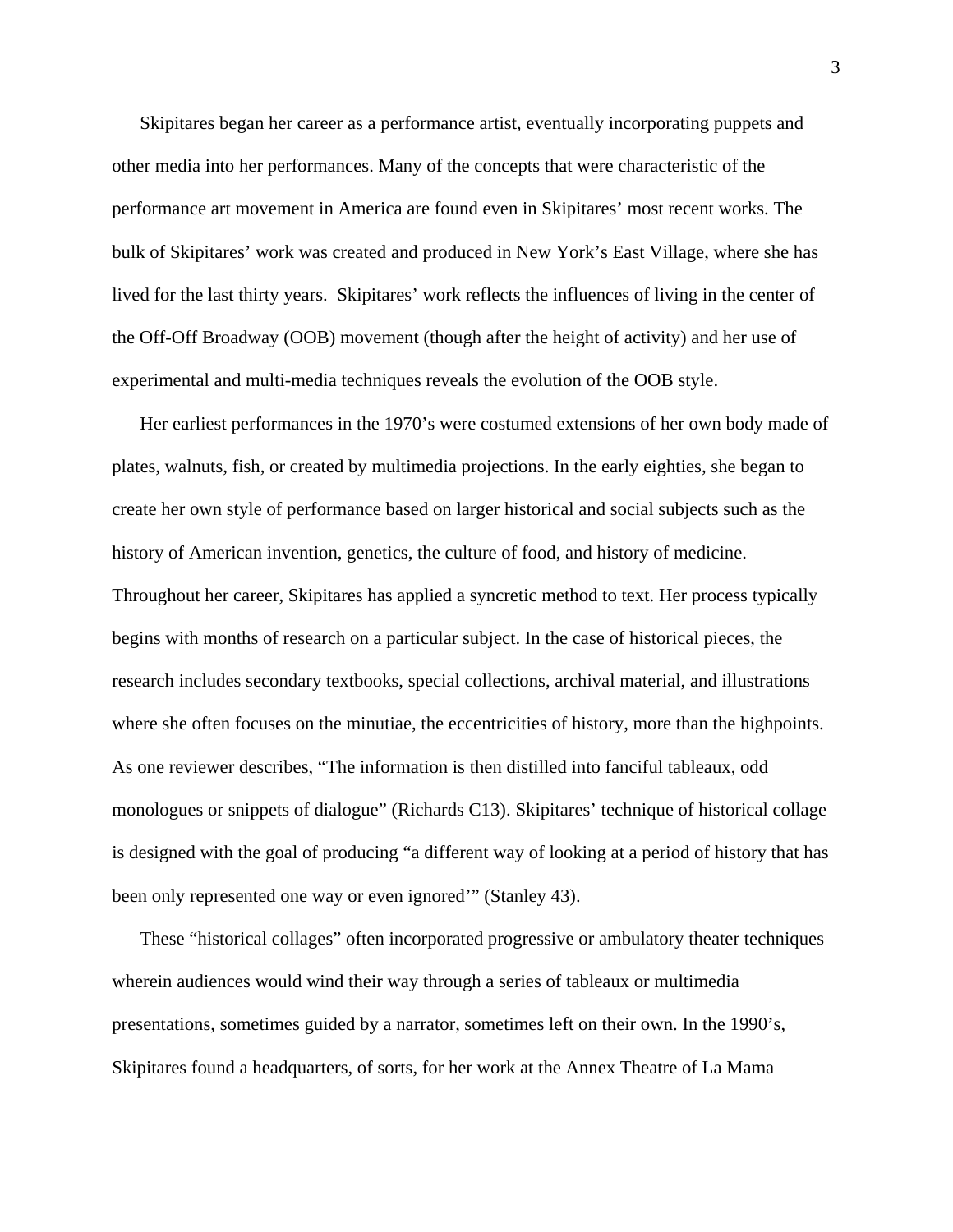Skipitares began her career as a performance artist, eventually incorporating puppets and other media into her performances. Many of the concepts that were characteristic of the performance art movement in America are found even in Skipitares' most recent works. The bulk of Skipitares' work was created and produced in New York's East Village, where she has lived for the last thirty years. Skipitares' work reflects the influences of living in the center of the Off-Off Broadway (OOB) movement (though after the height of activity) and her use of experimental and multi-media techniques reveals the evolution of the OOB style.

Her earliest performances in the 1970's were costumed extensions of her own body made of plates, walnuts, fish, or created by multimedia projections. In the early eighties, she began to create her own style of performance based on larger historical and social subjects such as the history of American invention, genetics, the culture of food, and history of medicine. Throughout her career, Skipitares has applied a syncretic method to text. Her process typically begins with months of research on a particular subject. In the case of historical pieces, the research includes secondary textbooks, special collections, archival material, and illustrations where she often focuses on the minutiae, the eccentricities of history, more than the highpoints. As one reviewer describes, "The information is then distilled into fanciful tableaux, odd monologues or snippets of dialogue" (Richards C13). Skipitares' technique of historical collage is designed with the goal of producing "a different way of looking at a period of history that has been only represented one way or even ignored'" (Stanley 43).

These "historical collages" often incorporated progressive or ambulatory theater techniques wherein audiences would wind their way through a series of tableaux or multimedia presentations, sometimes guided by a narrator, sometimes left on their own. In the 1990's, Skipitares found a headquarters, of sorts, for her work at the Annex Theatre of La Mama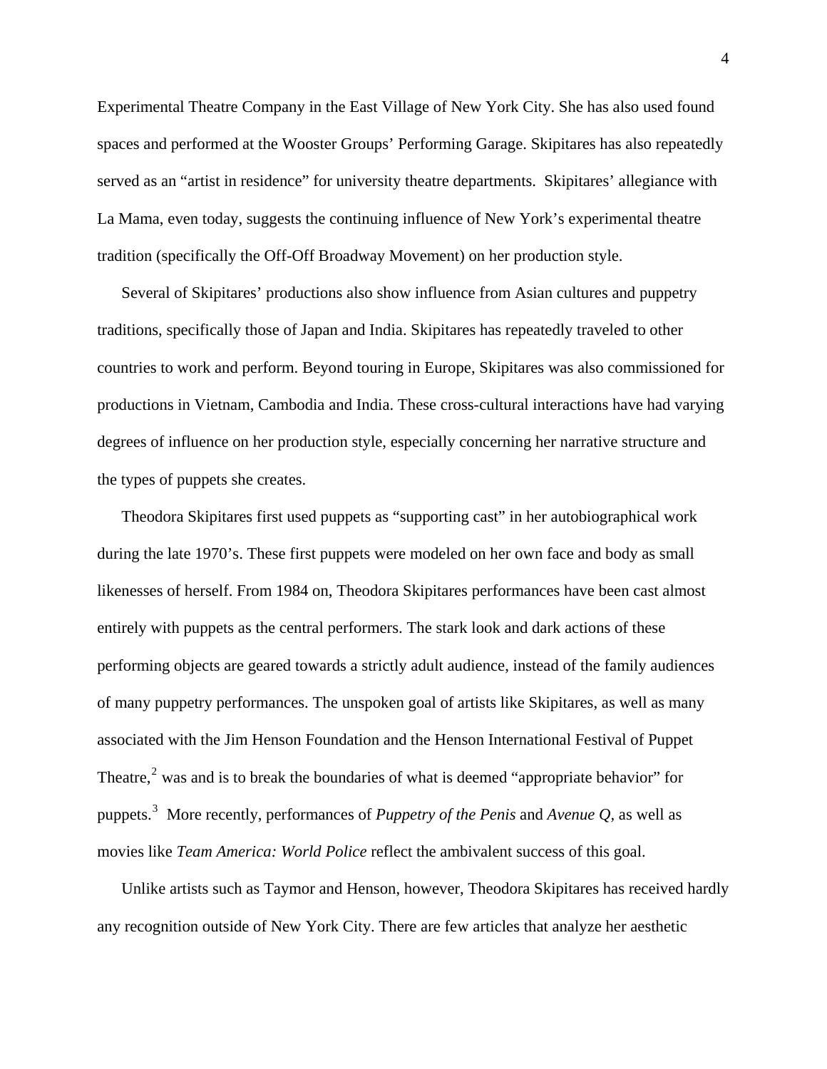Experimental Theatre Company in the East Village of New York City. She has also used found spaces and performed at the Wooster Groups' Performing Garage. Skipitares has also repeatedly served as an "artist in residence" for university theatre departments. Skipitares' allegiance with La Mama, even today, suggests the continuing influence of New York's experimental theatre tradition (specifically the Off-Off Broadway Movement) on her production style.

Several of Skipitares' productions also show influence from Asian cultures and puppetry traditions, specifically those of Japan and India. Skipitares has repeatedly traveled to other countries to work and perform. Beyond touring in Europe, Skipitares was also commissioned for productions in Vietnam, Cambodia and India. These cross-cultural interactions have had varying degrees of influence on her production style, especially concerning her narrative structure and the types of puppets she creates.

Theodora Skipitares first used puppets as "supporting cast" in her autobiographical work during the late 1970's. These first puppets were modeled on her own face and body as small likenesses of herself. From 1984 on, Theodora Skipitares performances have been cast almost entirely with puppets as the central performers. The stark look and dark actions of these performing objects are geared towards a strictly adult audience, instead of the family audiences of many puppetry performances. The unspoken goal of artists like Skipitares, as well as many associated with the Jim Henson Foundation and the Henson International Festival of Puppet Theatre,[2] was and is to break the boundaries of what is deemed "appropriate behavior" for puppets.[3] More recently, performances of *Puppetry of the Penis* and *Avenue Q*, as well as movies like *Team America: World Police* reflect the ambivalent success of this goal.

Unlike artists such as Taymor and Henson, however, Theodora Skipitares has received hardly any recognition outside of New York City. There are few articles that analyze her aesthetic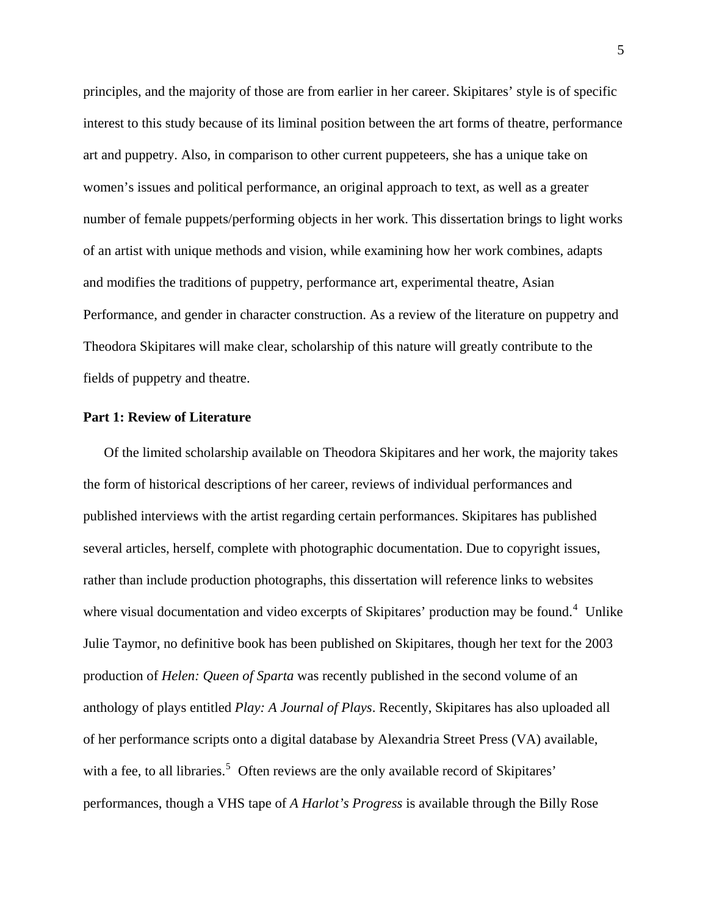principles, and the majority of those are from earlier in her career. Skipitares' style is of specific interest to this study because of its liminal position between the art forms of theatre, performance art and puppetry. Also, in comparison to other current puppeteers, she has a unique take on women's issues and political performance, an original approach to text, as well as a greater number of female puppets/performing objects in her work. This dissertation brings to light works of an artist with unique methods and vision, while examining how her work combines, adapts and modifies the traditions of puppetry, performance art, experimental theatre, Asian Performance, and gender in character construction. As a review of the literature on puppetry and Theodora Skipitares will make clear, scholarship of this nature will greatly contribute to the fields of puppetry and theatre.

**Part 1: Review of Literature**

Of the limited scholarship available on Theodora Skipitares and her work, the majority takes the form of historical descriptions of her career, reviews of individual performances and published interviews with the artist regarding certain performances. Skipitares has published several articles, herself, complete with photographic documentation. Due to copyright issues, rather than include production photographs, this dissertation will reference links to websites where visual documentation and video excerpts of Skipitares' production may be found.[4] Unlike Julie Taymor, no definitive book has been published on Skipitares, though her text for the 2003 production of *Helen: Queen of Sparta* was recently published in the second volume of an anthology of plays entitled *Play: A Journal of Plays*. Recently, Skipitares has also uploaded all of her performance scripts onto a digital database by Alexandria Street Press (VA) available, with a fee, to all libraries.[5] Often reviews are the only available record of Skipitares' performances, though a VHS tape of *A Harlot's Progress* is available through the Billy Rose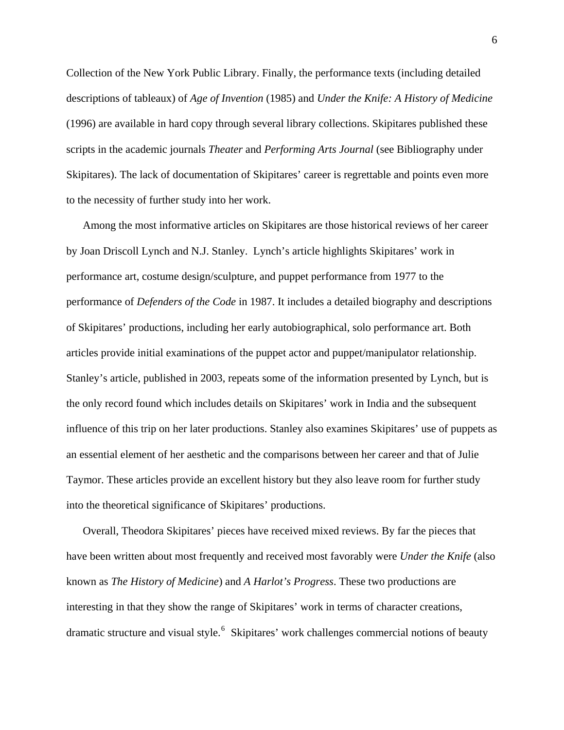Collection of the New York Public Library. Finally, the performance texts (including detailed descriptions of tableaux) of *Age of Invention* (1985) and *Under the Knife: A History of Medicine* (1996) are available in hard copy through several library collections. Skipitares published these scripts in the academic journals *Theater* and *Performing Arts Journal* (see Bibliography under Skipitares). The lack of documentation of Skipitares' career is regrettable and points even more to the necessity of further study into her work.

Among the most informative articles on Skipitares are those historical reviews of her career by Joan Driscoll Lynch and N.J. Stanley. Lynch's article highlights Skipitares' work in performance art, costume design/sculpture, and puppet performance from 1977 to the performance of *Defenders of the Code* in 1987. It includes a detailed biography and descriptions of Skipitares' productions, including her early autobiographical, solo performance art. Both articles provide initial examinations of the puppet actor and puppet/manipulator relationship. Stanley's article, published in 2003, repeats some of the information presented by Lynch, but is the only record found which includes details on Skipitares' work in India and the subsequent influence of this trip on her later productions. Stanley also examines Skipitares' use of puppets as an essential element of her aesthetic and the comparisons between her career and that of Julie Taymor. These articles provide an excellent history but they also leave room for further study into the theoretical significance of Skipitares' productions.

Overall, Theodora Skipitares' pieces have received mixed reviews. By far the pieces that have been written about most frequently and received most favorably were *Under the Knife* (also known as *The History of Medicine*) and *A Harlot's Progress*. These two productions are interesting in that they show the range of Skipitares' work in terms of character creations, dramatic structure and visual style.[6] Skipitares' work challenges commercial notions of beauty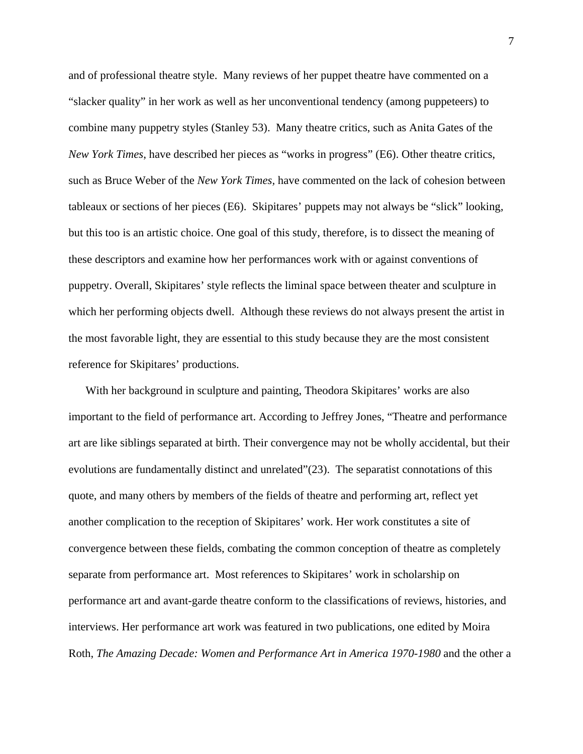and of professional theatre style. Many reviews of her puppet theatre have commented on a "slacker quality" in her work as well as her unconventional tendency (among puppeteers) to combine many puppetry styles (Stanley 53). Many theatre critics, such as Anita Gates of the *New York Times*, have described her pieces as "works in progress" (E6). Other theatre critics, such as Bruce Weber of the *New York Times*, have commented on the lack of cohesion between tableaux or sections of her pieces (E6). Skipitares' puppets may not always be "slick" looking, but this too is an artistic choice. One goal of this study, therefore, is to dissect the meaning of these descriptors and examine how her performances work with or against conventions of puppetry. Overall, Skipitares' style reflects the liminal space between theater and sculpture in which her performing objects dwell. Although these reviews do not always present the artist in the most favorable light, they are essential to this study because they are the most consistent reference for Skipitares' productions.

With her background in sculpture and painting, Theodora Skipitares' works are also important to the field of performance art. According to Jeffrey Jones, "Theatre and performance art are like siblings separated at birth. Their convergence may not be wholly accidental, but their evolutions are fundamentally distinct and unrelated"(23). The separatist connotations of this quote, and many others by members of the fields of theatre and performing art, reflect yet another complication to the reception of Skipitares' work. Her work constitutes a site of convergence between these fields, combating the common conception of theatre as completely separate from performance art. Most references to Skipitares' work in scholarship on performance art and avant-garde theatre conform to the classifications of reviews, histories, and interviews. Her performance art work was featured in two publications, one edited by Moira Roth, *The Amazing Decade: Women and Performance Art in America 1970-1980* and the other a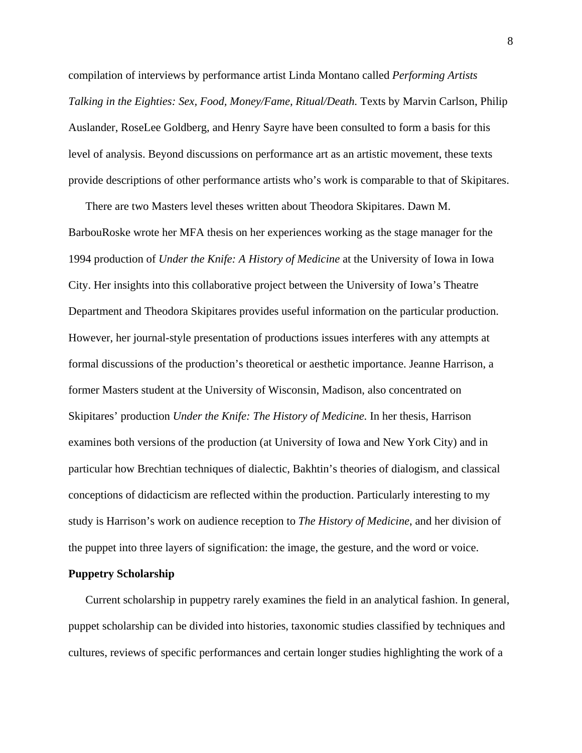compilation of interviews by performance artist Linda Montano called *Performing Artists Talking in the Eighties: Sex, Food, Money/Fame, Ritual/Death.* Texts by Marvin Carlson, Philip Auslander, RoseLee Goldberg, and Henry Sayre have been consulted to form a basis for this level of analysis. Beyond discussions on performance art as an artistic movement, these texts provide descriptions of other performance artists who's work is comparable to that of Skipitares.

There are two Masters level theses written about Theodora Skipitares. Dawn M. BarbouRoske wrote her MFA thesis on her experiences working as the stage manager for the 1994 production of *Under the Knife: A History of Medicine* at the University of Iowa in Iowa City. Her insights into this collaborative project between the University of Iowa's Theatre Department and Theodora Skipitares provides useful information on the particular production. However, her journal-style presentation of productions issues interferes with any attempts at formal discussions of the production's theoretical or aesthetic importance. Jeanne Harrison, a former Masters student at the University of Wisconsin, Madison, also concentrated on Skipitares' production *Under the Knife: The History of Medicine.* In her thesis, Harrison examines both versions of the production (at University of Iowa and New York City) and in particular how Brechtian techniques of dialectic, Bakhtin's theories of dialogism, and classical conceptions of didacticism are reflected within the production. Particularly interesting to my study is Harrison's work on audience reception to *The History of Medicine*, and her division of the puppet into three layers of signification: the image, the gesture, and the word or voice.

**Puppetry Scholarship**

Current scholarship in puppetry rarely examines the field in an analytical fashion. In general, puppet scholarship can be divided into histories, taxonomic studies classified by techniques and cultures, reviews of specific performances and certain longer studies highlighting the work of a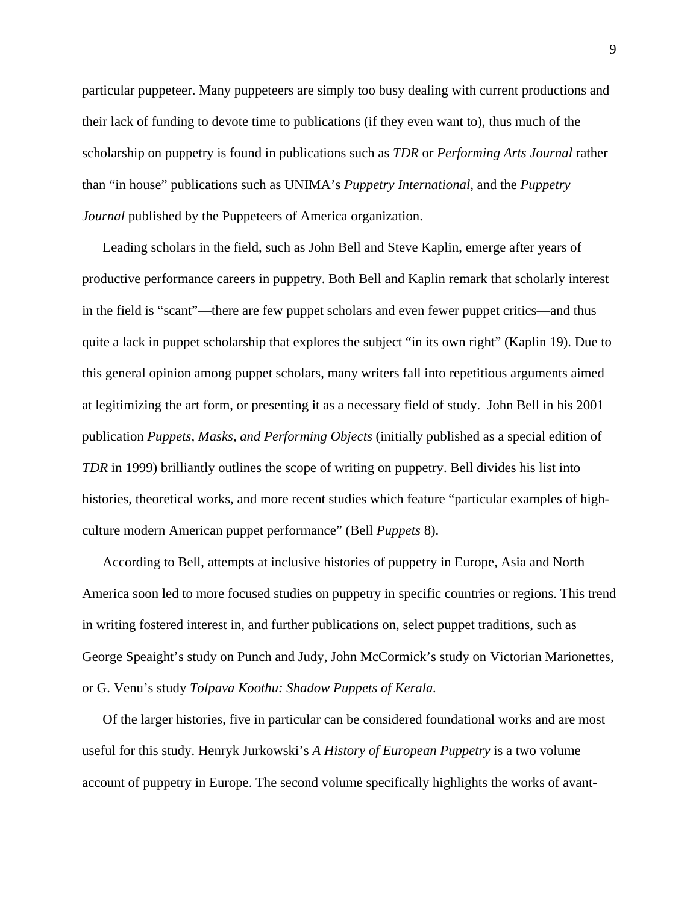particular puppeteer. Many puppeteers are simply too busy dealing with current productions and their lack of funding to devote time to publications (if they even want to), thus much of the scholarship on puppetry is found in publications such as *TDR* or *Performing Arts Journal* rather than "in house" publications such as UNIMA's *Puppetry International*, and the *Puppetry Journal* published by the Puppeteers of America organization.

Leading scholars in the field, such as John Bell and Steve Kaplin, emerge after years of productive performance careers in puppetry. Both Bell and Kaplin remark that scholarly interest in the field is "scant"—there are few puppet scholars and even fewer puppet critics—and thus quite a lack in puppet scholarship that explores the subject "in its own right" (Kaplin 19). Due to this general opinion among puppet scholars, many writers fall into repetitious arguments aimed at legitimizing the art form, or presenting it as a necessary field of study. John Bell in his 2001 publication *Puppets, Masks, and Performing Objects* (initially published as a special edition of *TDR* in 1999) brilliantly outlines the scope of writing on puppetry. Bell divides his list into histories, theoretical works, and more recent studies which feature "particular examples of high-culture modern American puppet performance" (Bell *Puppets* 8).

According to Bell, attempts at inclusive histories of puppetry in Europe, Asia and North America soon led to more focused studies on puppetry in specific countries or regions. This trend in writing fostered interest in, and further publications on, select puppet traditions, such as George Speaight's study on Punch and Judy, John McCormick's study on Victorian Marionettes, or G. Venu's study *Tolpava Koothu: Shadow Puppets of Kerala.*

Of the larger histories, five in particular can be considered foundational works and are most useful for this study. Henryk Jurkowski's *A History of European Puppetry* is a two volume account of puppetry in Europe. The second volume specifically highlights the works of avant-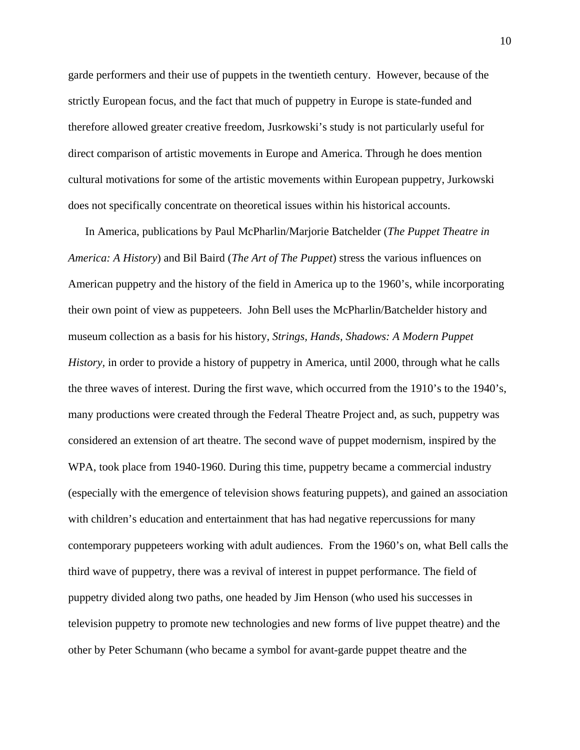garde performers and their use of puppets in the twentieth century. However, because of the strictly European focus, and the fact that much of puppetry in Europe is state-funded and therefore allowed greater creative freedom, Jusrkowski's study is not particularly useful for direct comparison of artistic movements in Europe and America. Through he does mention cultural motivations for some of the artistic movements within European puppetry, Jurkowski does not specifically concentrate on theoretical issues within his historical accounts.

In America, publications by Paul McPharlin/Marjorie Batchelder (*The Puppet Theatre in America: A History*) and Bil Baird (*The Art of The Puppet*) stress the various influences on American puppetry and the history of the field in America up to the 1960's, while incorporating their own point of view as puppeteers. John Bell uses the McPharlin/Batchelder history and museum collection as a basis for his history, *Strings, Hands, Shadows: A Modern Puppet History,* in order to provide a history of puppetry in America, until 2000, through what he calls the three waves of interest. During the first wave, which occurred from the 1910's to the 1940's, many productions were created through the Federal Theatre Project and, as such, puppetry was considered an extension of art theatre. The second wave of puppet modernism, inspired by the WPA, took place from 1940-1960. During this time, puppetry became a commercial industry (especially with the emergence of television shows featuring puppets), and gained an association with children's education and entertainment that has had negative repercussions for many contemporary puppeteers working with adult audiences. From the 1960's on, what Bell calls the third wave of puppetry, there was a revival of interest in puppet performance. The field of puppetry divided along two paths, one headed by Jim Henson (who used his successes in television puppetry to promote new technologies and new forms of live puppet theatre) and the other by Peter Schumann (who became a symbol for avant-garde puppet theatre and the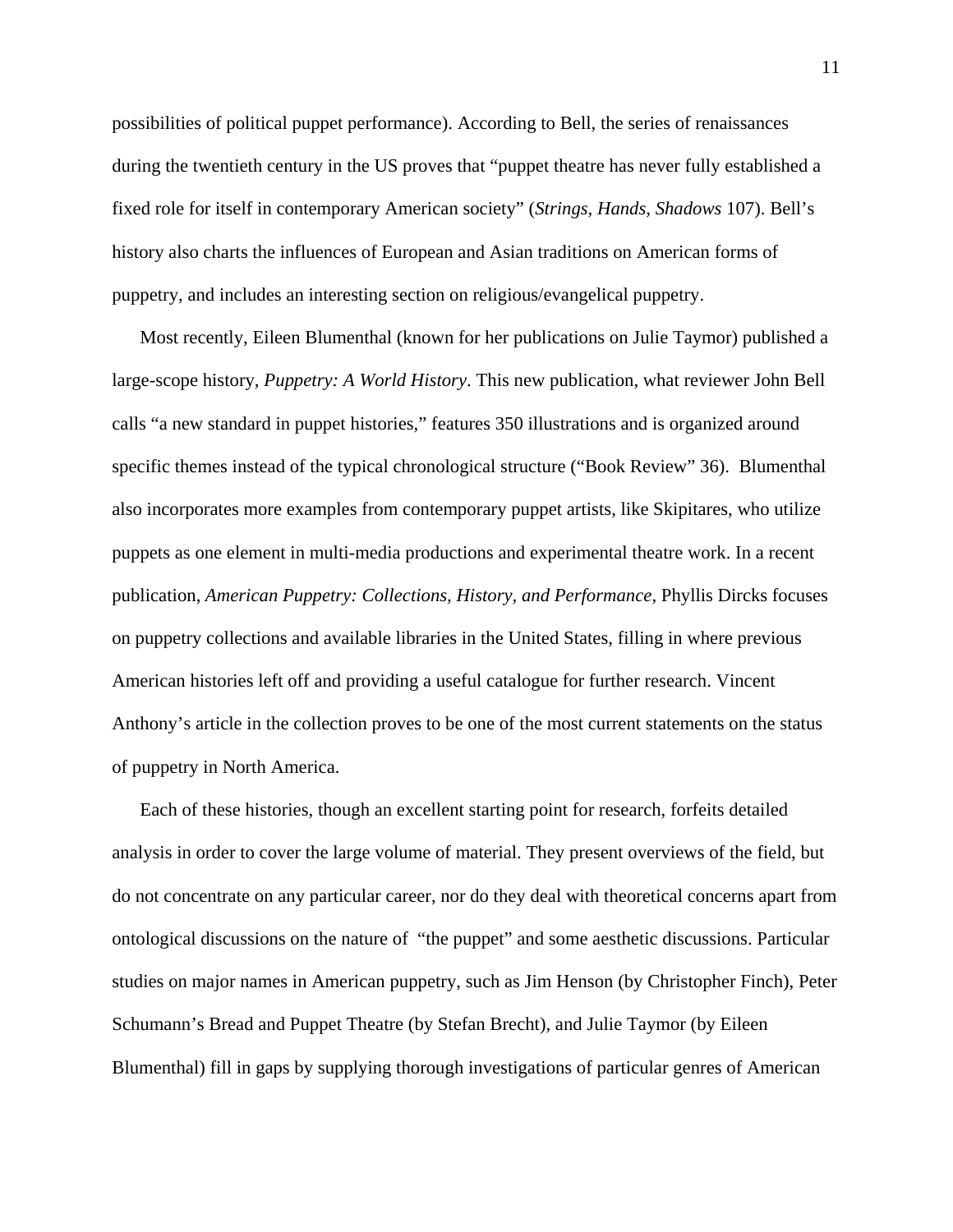possibilities of political puppet performance). According to Bell, the series of renaissances during the twentieth century in the US proves that "puppet theatre has never fully established a fixed role for itself in contemporary American society" (*Strings, Hands, Shadows* 107). Bell's history also charts the influences of European and Asian traditions on American forms of puppetry, and includes an interesting section on religious/evangelical puppetry.

Most recently, Eileen Blumenthal (known for her publications on Julie Taymor) published a large-scope history, *Puppetry: A World History*. This new publication, what reviewer John Bell calls "a new standard in puppet histories," features 350 illustrations and is organized around specific themes instead of the typical chronological structure ("Book Review" 36). Blumenthal also incorporates more examples from contemporary puppet artists, like Skipitares, who utilize puppets as one element in multi-media productions and experimental theatre work. In a recent publication, *American Puppetry: Collections, History, and Performance*, Phyllis Dircks focuses on puppetry collections and available libraries in the United States, filling in where previous American histories left off and providing a useful catalogue for further research. Vincent Anthony's article in the collection proves to be one of the most current statements on the status of puppetry in North America.

Each of these histories, though an excellent starting point for research, forfeits detailed analysis in order to cover the large volume of material. They present overviews of the field, but do not concentrate on any particular career, nor do they deal with theoretical concerns apart from ontological discussions on the nature of "the puppet" and some aesthetic discussions. Particular studies on major names in American puppetry, such as Jim Henson (by Christopher Finch), Peter Schumann's Bread and Puppet Theatre (by Stefan Brecht), and Julie Taymor (by Eileen Blumenthal) fill in gaps by supplying thorough investigations of particular genres of American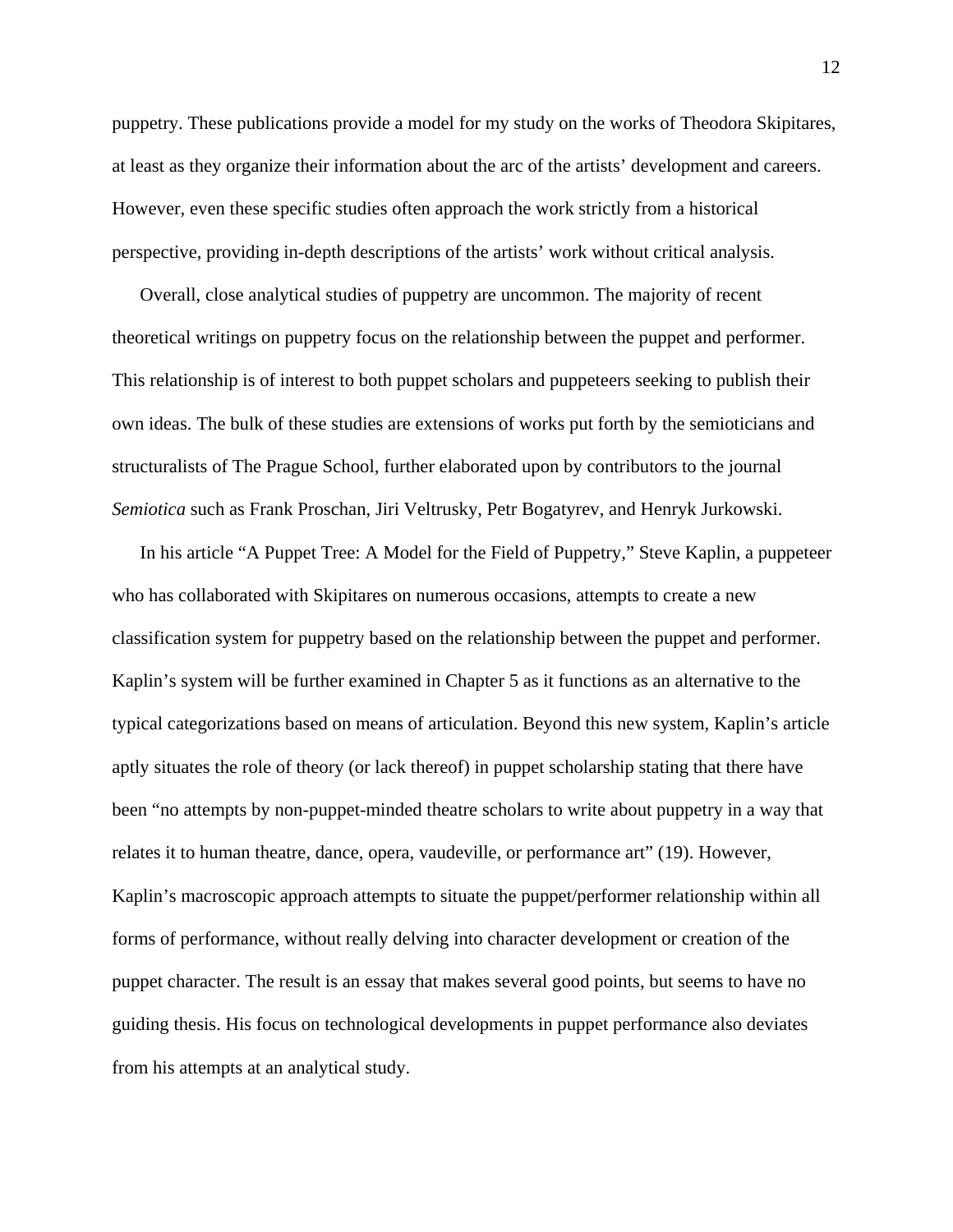puppetry. These publications provide a model for my study on the works of Theodora Skipitares, at least as they organize their information about the arc of the artists' development and careers. However, even these specific studies often approach the work strictly from a historical perspective, providing in-depth descriptions of the artists' work without critical analysis.

Overall, close analytical studies of puppetry are uncommon. The majority of recent theoretical writings on puppetry focus on the relationship between the puppet and performer. This relationship is of interest to both puppet scholars and puppeteers seeking to publish their own ideas. The bulk of these studies are extensions of works put forth by the semioticians and structuralists of The Prague School, further elaborated upon by contributors to the journal *Semiotica* such as Frank Proschan, Jiri Veltrusky, Petr Bogatyrev, and Henryk Jurkowski.

In his article "A Puppet Tree: A Model for the Field of Puppetry," Steve Kaplin, a puppeteer who has collaborated with Skipitares on numerous occasions, attempts to create a new classification system for puppetry based on the relationship between the puppet and performer. Kaplin's system will be further examined in Chapter 5 as it functions as an alternative to the typical categorizations based on means of articulation. Beyond this new system, Kaplin's article aptly situates the role of theory (or lack thereof) in puppet scholarship stating that there have been "no attempts by non-puppet-minded theatre scholars to write about puppetry in a way that relates it to human theatre, dance, opera, vaudeville, or performance art" (19). However, Kaplin's macroscopic approach attempts to situate the puppet/performer relationship within all forms of performance, without really delving into character development or creation of the puppet character. The result is an essay that makes several good points, but seems to have no guiding thesis. His focus on technological developments in puppet performance also deviates from his attempts at an analytical study.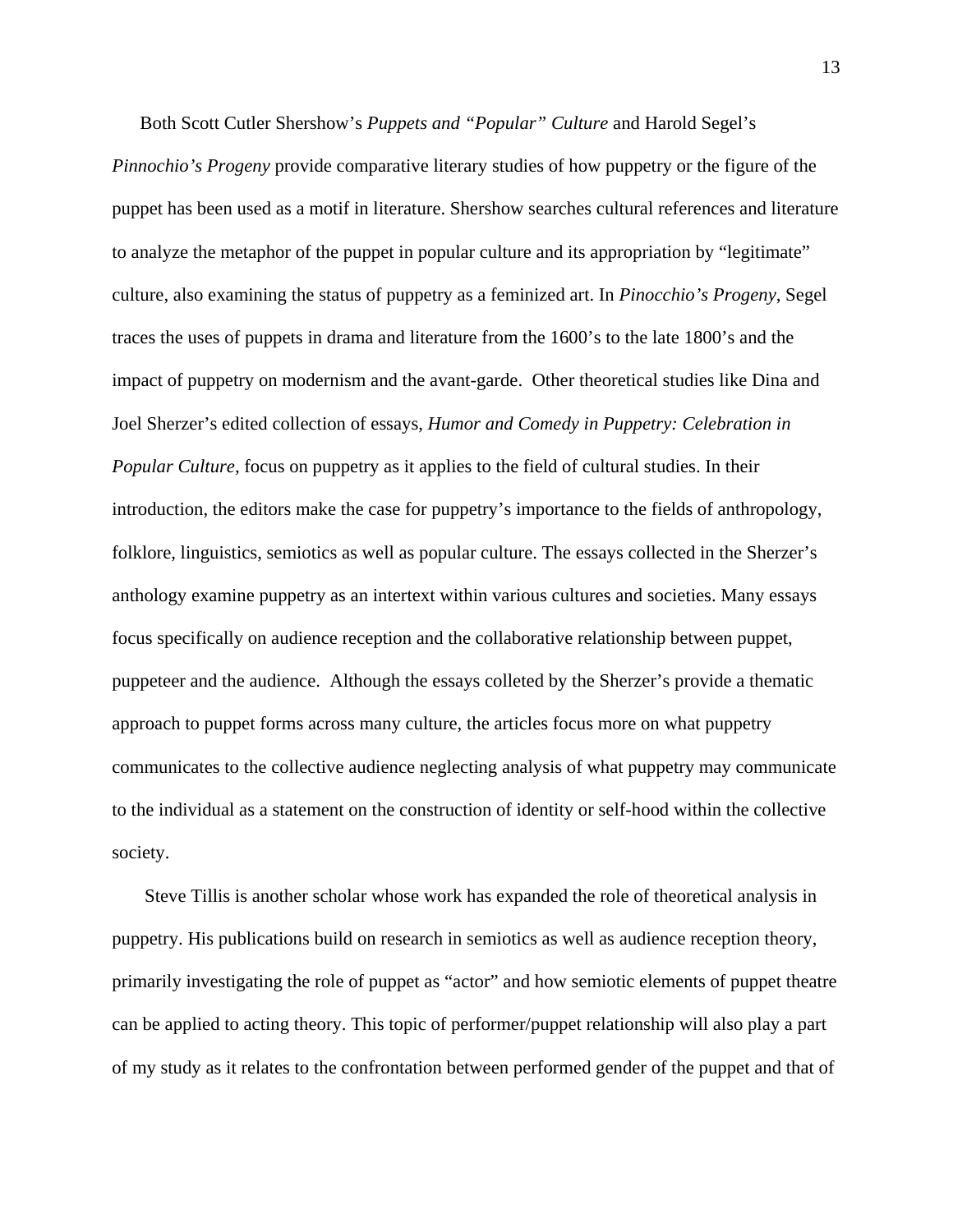Both Scott Cutler Shershow's *Puppets and "Popular" Culture* and Harold Segel's *Pinnochio's Progeny* provide comparative literary studies of how puppetry or the figure of the puppet has been used as a motif in literature. Shershow searches cultural references and literature to analyze the metaphor of the puppet in popular culture and its appropriation by "legitimate" culture, also examining the status of puppetry as a feminized art. In *Pinocchio's Progeny*, Segel traces the uses of puppets in drama and literature from the 1600's to the late 1800's and the impact of puppetry on modernism and the avant-garde. Other theoretical studies like Dina and Joel Sherzer's edited collection of essays, *Humor and Comedy in Puppetry: Celebration in Popular Culture,* focus on puppetry as it applies to the field of cultural studies. In their introduction, the editors make the case for puppetry's importance to the fields of anthropology, folklore, linguistics, semiotics as well as popular culture. The essays collected in the Sherzer's anthology examine puppetry as an intertext within various cultures and societies. Many essays focus specifically on audience reception and the collaborative relationship between puppet, puppeteer and the audience. Although the essays colleted by the Sherzer's provide a thematic approach to puppet forms across many culture, the articles focus more on what puppetry communicates to the collective audience neglecting analysis of what puppetry may communicate to the individual as a statement on the construction of identity or self-hood within the collective society.

Steve Tillis is another scholar whose work has expanded the role of theoretical analysis in puppetry. His publications build on research in semiotics as well as audience reception theory, primarily investigating the role of puppet as "actor" and how semiotic elements of puppet theatre can be applied to acting theory. This topic of performer/puppet relationship will also play a part of my study as it relates to the confrontation between performed gender of the puppet and that of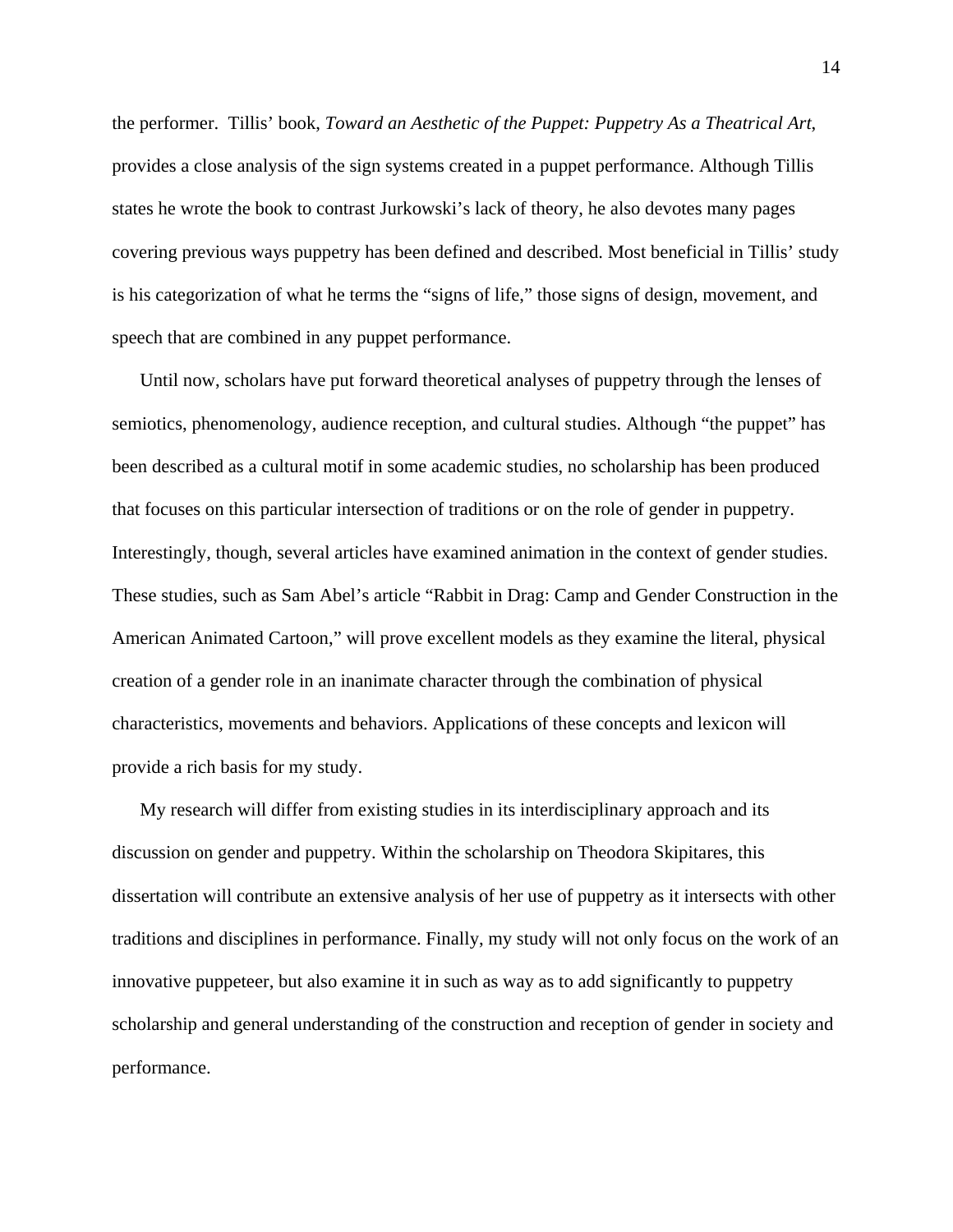the performer. Tillis' book, *Toward an Aesthetic of the Puppet: Puppetry As a Theatrical Art*, provides a close analysis of the sign systems created in a puppet performance. Although Tillis states he wrote the book to contrast Jurkowski's lack of theory, he also devotes many pages covering previous ways puppetry has been defined and described. Most beneficial in Tillis' study is his categorization of what he terms the "signs of life," those signs of design, movement, and speech that are combined in any puppet performance.

Until now, scholars have put forward theoretical analyses of puppetry through the lenses of semiotics, phenomenology, audience reception, and cultural studies. Although "the puppet" has been described as a cultural motif in some academic studies, no scholarship has been produced that focuses on this particular intersection of traditions or on the role of gender in puppetry. Interestingly, though, several articles have examined animation in the context of gender studies. These studies, such as Sam Abel's article "Rabbit in Drag: Camp and Gender Construction in the American Animated Cartoon," will prove excellent models as they examine the literal, physical creation of a gender role in an inanimate character through the combination of physical characteristics, movements and behaviors. Applications of these concepts and lexicon will provide a rich basis for my study.

My research will differ from existing studies in its interdisciplinary approach and its discussion on gender and puppetry. Within the scholarship on Theodora Skipitares, this dissertation will contribute an extensive analysis of her use of puppetry as it intersects with other traditions and disciplines in performance. Finally, my study will not only focus on the work of an innovative puppeteer, but also examine it in such as way as to add significantly to puppetry scholarship and general understanding of the construction and reception of gender in society and performance.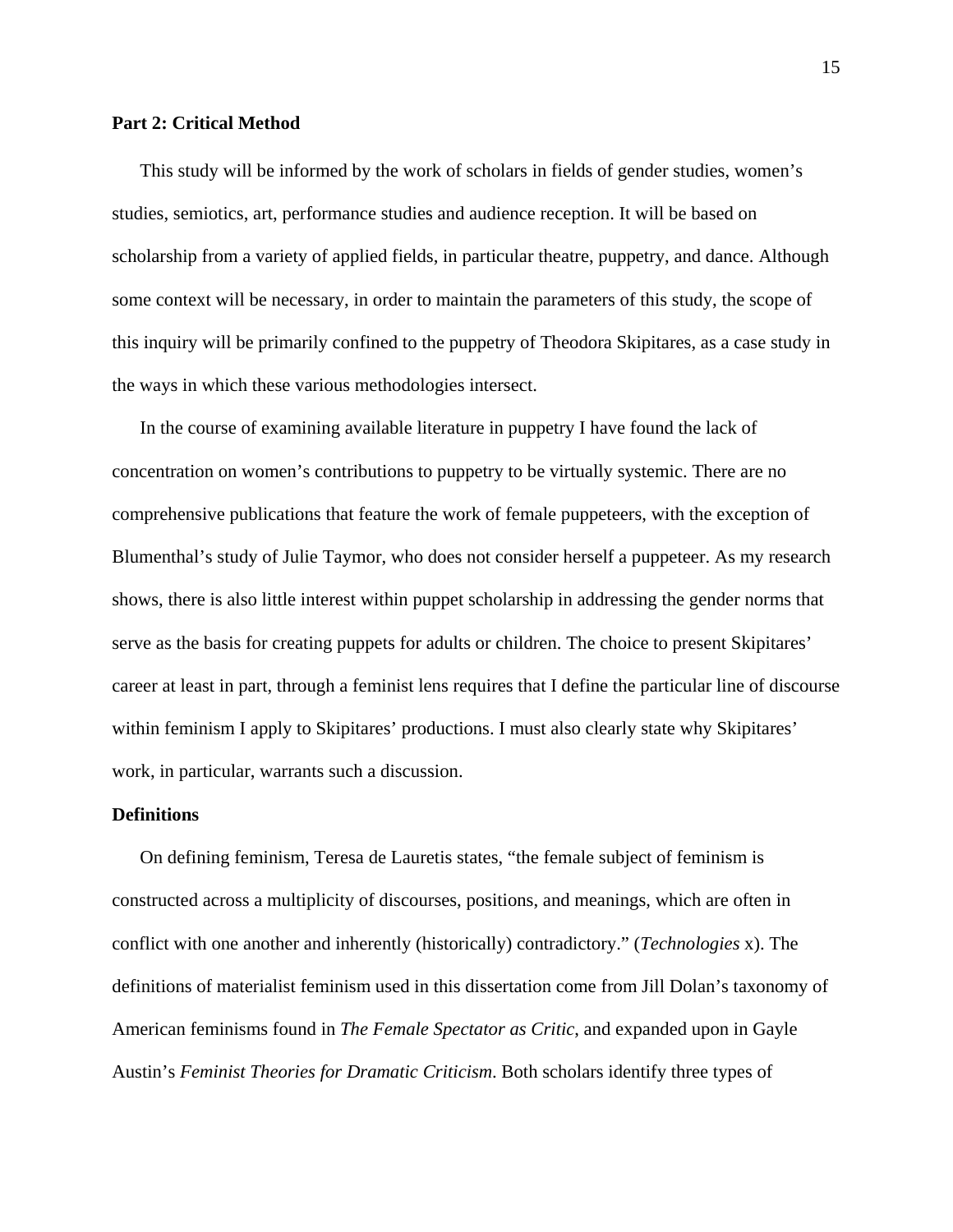**Part 2: Critical Method**

This study will be informed by the work of scholars in fields of gender studies, women's studies, semiotics, art, performance studies and audience reception. It will be based on scholarship from a variety of applied fields, in particular theatre, puppetry, and dance. Although some context will be necessary, in order to maintain the parameters of this study, the scope of this inquiry will be primarily confined to the puppetry of Theodora Skipitares, as a case study in the ways in which these various methodologies intersect.

In the course of examining available literature in puppetry I have found the lack of concentration on women's contributions to puppetry to be virtually systemic. There are no comprehensive publications that feature the work of female puppeteers, with the exception of Blumenthal's study of Julie Taymor, who does not consider herself a puppeteer. As my research shows, there is also little interest within puppet scholarship in addressing the gender norms that serve as the basis for creating puppets for adults or children. The choice to present Skipitares' career at least in part, through a feminist lens requires that I define the particular line of discourse within feminism I apply to Skipitares' productions. I must also clearly state why Skipitares' work, in particular, warrants such a discussion.

**Definitions**

On defining feminism, Teresa de Lauretis states, "the female subject of feminism is constructed across a multiplicity of discourses, positions, and meanings, which are often in conflict with one another and inherently (historically) contradictory." (*Technologies* x). The definitions of materialist feminism used in this dissertation come from Jill Dolan's taxonomy of American feminisms found in *The Female Spectator as Critic,* and expanded upon in Gayle Austin's *Feminist Theories for Dramatic Criticism*. Both scholars identify three types of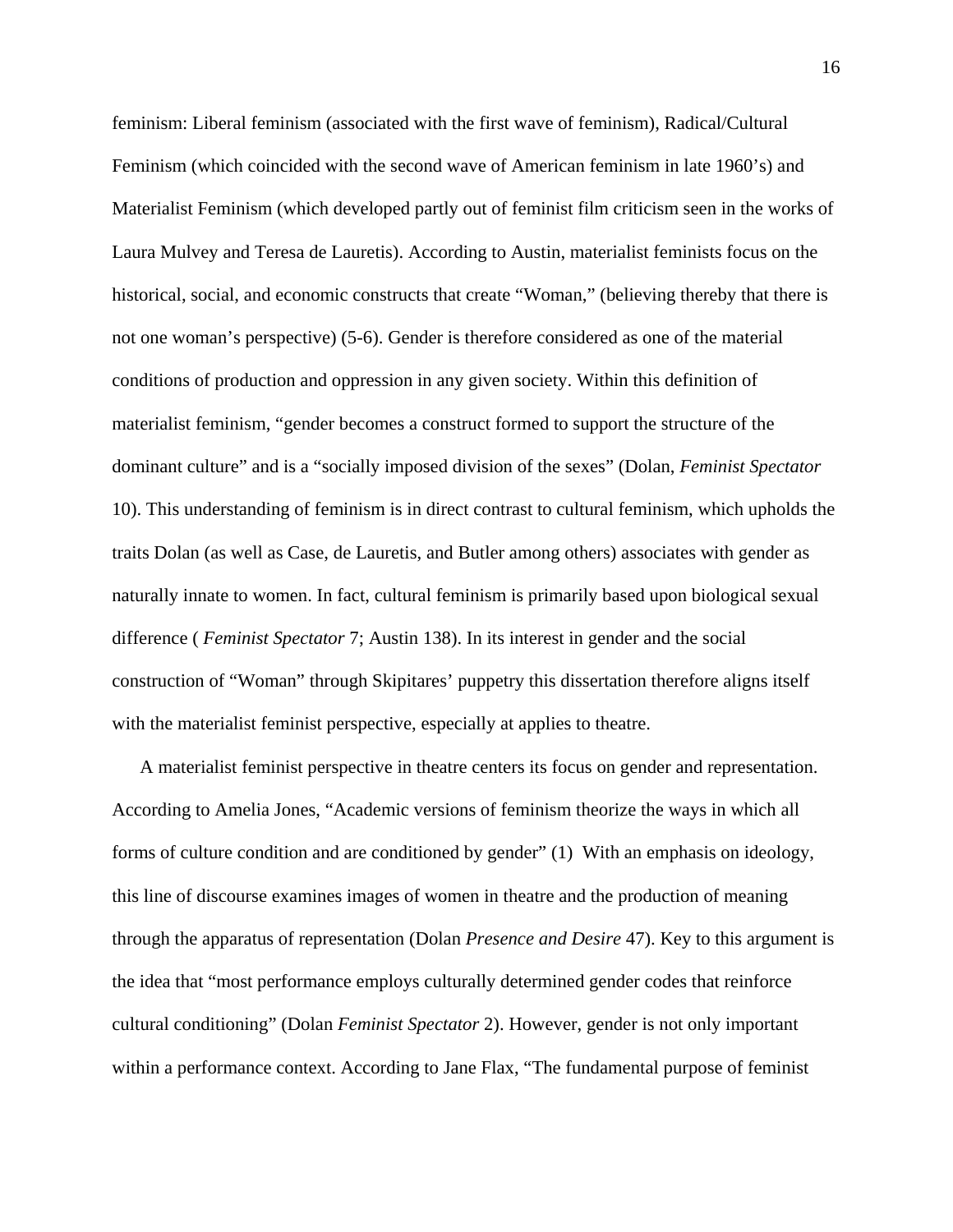feminism: Liberal feminism (associated with the first wave of feminism), Radical/Cultural Feminism (which coincided with the second wave of American feminism in late 1960's) and Materialist Feminism (which developed partly out of feminist film criticism seen in the works of Laura Mulvey and Teresa de Lauretis). According to Austin, materialist feminists focus on the historical, social, and economic constructs that create "Woman," (believing thereby that there is not one woman's perspective) (5-6). Gender is therefore considered as one of the material conditions of production and oppression in any given society. Within this definition of materialist feminism, "gender becomes a construct formed to support the structure of the dominant culture" and is a "socially imposed division of the sexes" (Dolan, *Feminist Spectator* 10). This understanding of feminism is in direct contrast to cultural feminism, which upholds the traits Dolan (as well as Case, de Lauretis, and Butler among others) associates with gender as naturally innate to women. In fact, cultural feminism is primarily based upon biological sexual difference ( *Feminist Spectator* 7; Austin 138). In its interest in gender and the social construction of "Woman" through Skipitares' puppetry this dissertation therefore aligns itself with the materialist feminist perspective, especially at applies to theatre.

A materialist feminist perspective in theatre centers its focus on gender and representation. According to Amelia Jones, "Academic versions of feminism theorize the ways in which all forms of culture condition and are conditioned by gender" (1) With an emphasis on ideology, this line of discourse examines images of women in theatre and the production of meaning through the apparatus of representation (Dolan *Presence and Desire* 47). Key to this argument is the idea that "most performance employs culturally determined gender codes that reinforce cultural conditioning" (Dolan *Feminist Spectator* 2). However, gender is not only important within a performance context. According to Jane Flax, "The fundamental purpose of feminist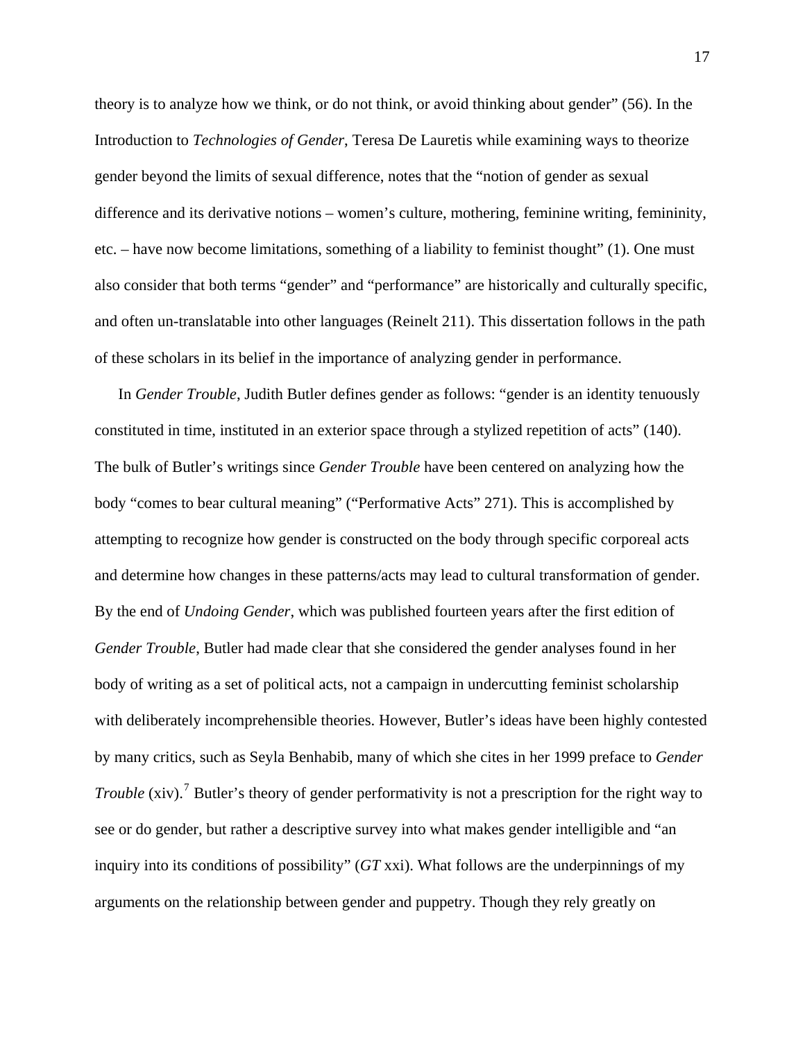theory is to analyze how we think, or do not think, or avoid thinking about gender" (56). In the Introduction to *Technologies of Gender*, Teresa De Lauretis while examining ways to theorize gender beyond the limits of sexual difference, notes that the "notion of gender as sexual difference and its derivative notions – women's culture, mothering, feminine writing, femininity, etc. – have now become limitations, something of a liability to feminist thought" (1). One must also consider that both terms "gender" and "performance" are historically and culturally specific, and often un-translatable into other languages (Reinelt 211). This dissertation follows in the path of these scholars in its belief in the importance of analyzing gender in performance.

In *Gender Trouble*, Judith Butler defines gender as follows: "gender is an identity tenuously constituted in time, instituted in an exterior space through a stylized repetition of acts" (140). The bulk of Butler's writings since *Gender Trouble* have been centered on analyzing how the body "comes to bear cultural meaning" ("Performative Acts" 271). This is accomplished by attempting to recognize how gender is constructed on the body through specific corporeal acts and determine how changes in these patterns/acts may lead to cultural transformation of gender. By the end of *Undoing Gender*, which was published fourteen years after the first edition of *Gender Trouble*, Butler had made clear that she considered the gender analyses found in her body of writing as a set of political acts, not a campaign in undercutting feminist scholarship with deliberately incomprehensible theories. However, Butler's ideas have been highly contested by many critics, such as Seyla Benhabib, many of which she cites in her 1999 preface to *Gender Trouble* (xiv).[7] Butler's theory of gender performativity is not a prescription for the right way to see or do gender, but rather a descriptive survey into what makes gender intelligible and "an inquiry into its conditions of possibility" (*GT* xxi). What follows are the underpinnings of my arguments on the relationship between gender and puppetry. Though they rely greatly on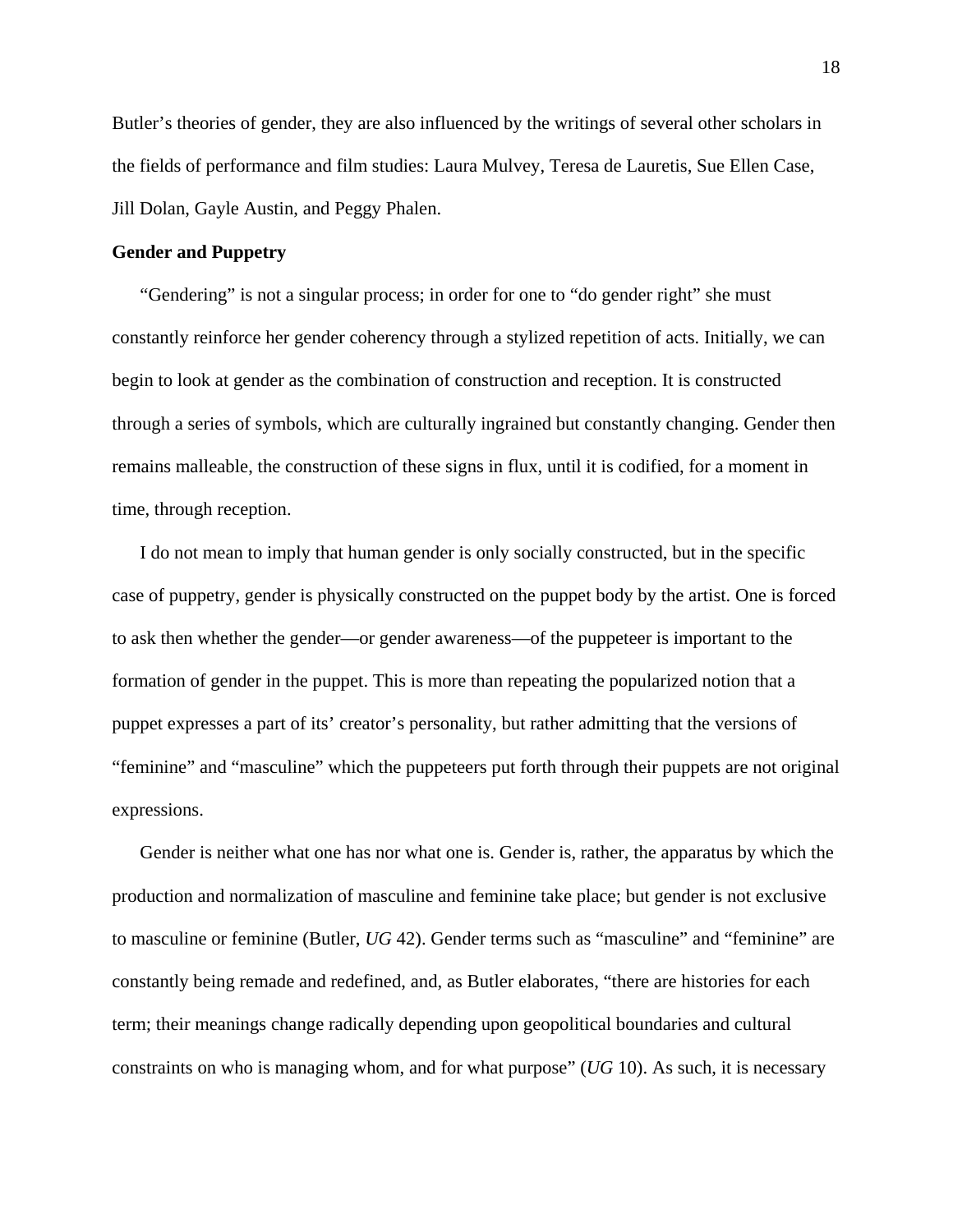Butler's theories of gender, they are also influenced by the writings of several other scholars in the fields of performance and film studies: Laura Mulvey, Teresa de Lauretis, Sue Ellen Case, Jill Dolan, Gayle Austin, and Peggy Phalen.

## Gender and Puppetry

"Gendering" is not a singular process; in order for one to "do gender right" she must constantly reinforce her gender coherency through a stylized repetition of acts. Initially, we can begin to look at gender as the combination of construction and reception. It is constructed through a series of symbols, which are culturally ingrained but constantly changing. Gender then remains malleable, the construction of these signs in flux, until it is codified, for a moment in time, through reception.

I do not mean to imply that human gender is only socially constructed, but in the specific case of puppetry, gender is physically constructed on the puppet body by the artist. One is forced to ask then whether the gender—or gender awareness—of the puppeteer is important to the formation of gender in the puppet. This is more than repeating the popularized notion that a puppet expresses a part of its' creator's personality, but rather admitting that the versions of "feminine" and "masculine" which the puppeteers put forth through their puppets are not original expressions.

Gender is neither what one has nor what one is. Gender is, rather, the apparatus by which the production and normalization of masculine and feminine take place; but gender is not exclusive to masculine or feminine (Butler, *UG* 42). Gender terms such as "masculine" and "feminine" are constantly being remade and redefined, and, as Butler elaborates, "there are histories for each term; their meanings change radically depending upon geopolitical boundaries and cultural constraints on who is managing whom, and for what purpose" (*UG* 10). As such, it is necessary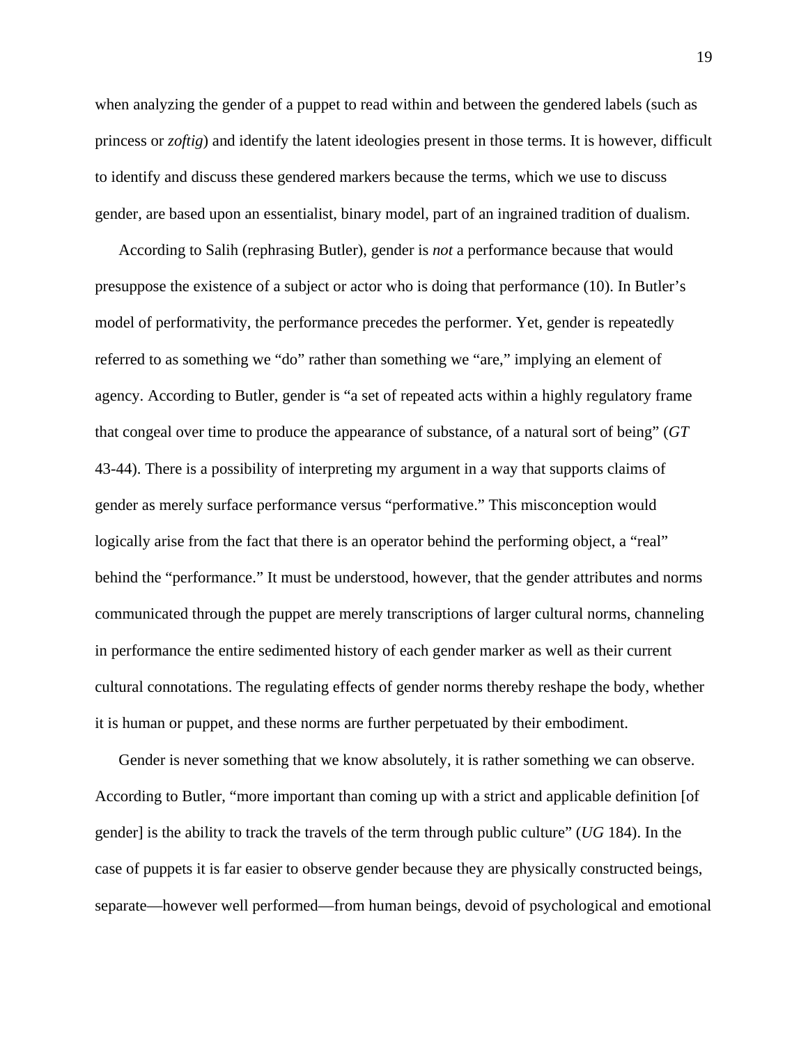when analyzing the gender of a puppet to read within and between the gendered labels (such as princess or *zoftig*) and identify the latent ideologies present in those terms. It is however, difficult to identify and discuss these gendered markers because the terms, which we use to discuss gender, are based upon an essentialist, binary model, part of an ingrained tradition of dualism.

According to Salih (rephrasing Butler), gender is *not* a performance because that would presuppose the existence of a subject or actor who is doing that performance (10). In Butler's model of performativity, the performance precedes the performer. Yet, gender is repeatedly referred to as something we "do" rather than something we "are," implying an element of agency. According to Butler, gender is "a set of repeated acts within a highly regulatory frame that congeal over time to produce the appearance of substance, of a natural sort of being" (*GT* 43-44). There is a possibility of interpreting my argument in a way that supports claims of gender as merely surface performance versus "performative." This misconception would logically arise from the fact that there is an operator behind the performing object, a "real" behind the "performance." It must be understood, however, that the gender attributes and norms communicated through the puppet are merely transcriptions of larger cultural norms, channeling in performance the entire sedimented history of each gender marker as well as their current cultural connotations. The regulating effects of gender norms thereby reshape the body, whether it is human or puppet, and these norms are further perpetuated by their embodiment.

Gender is never something that we know absolutely, it is rather something we can observe. According to Butler, "more important than coming up with a strict and applicable definition [of gender] is the ability to track the travels of the term through public culture" (*UG* 184). In the case of puppets it is far easier to observe gender because they are physically constructed beings, separate—however well performed—from human beings, devoid of psychological and emotional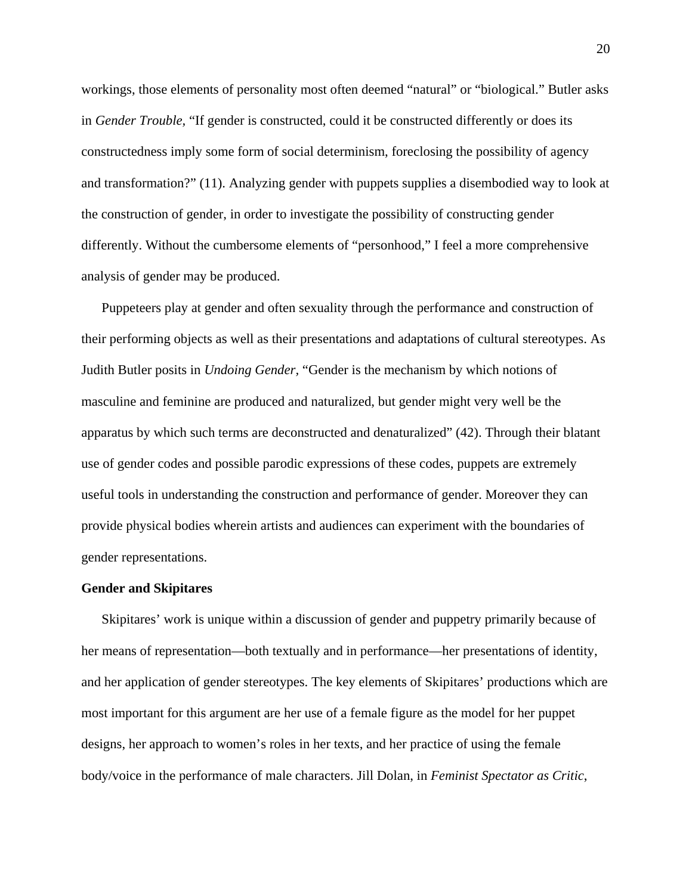workings, those elements of personality most often deemed “natural” or “biological.” Butler asks in *Gender Trouble*, “If gender is constructed, could it be constructed differently or does its constructedness imply some form of social determinism, foreclosing the possibility of agency and transformation?” (11). Analyzing gender with puppets supplies a disembodied way to look at the construction of gender, in order to investigate the possibility of constructing gender differently. Without the cumbersome elements of “personhood,” I feel a more comprehensive analysis of gender may be produced.

Puppeteers play at gender and often sexuality through the performance and construction of their performing objects as well as their presentations and adaptations of cultural stereotypes. As Judith Butler posits in *Undoing Gender*, “Gender is the mechanism by which notions of masculine and feminine are produced and naturalized, but gender might very well be the apparatus by which such terms are deconstructed and denaturalized” (42). Through their blatant use of gender codes and possible parodic expressions of these codes, puppets are extremely useful tools in understanding the construction and performance of gender. Moreover they can provide physical bodies wherein artists and audiences can experiment with the boundaries of gender representations.

**Gender and Skipitares**

Skipitares’ work is unique within a discussion of gender and puppetry primarily because of her means of representation—both textually and in performance—her presentations of identity, and her application of gender stereotypes. The key elements of Skipitares’ productions which are most important for this argument are her use of a female figure as the model for her puppet designs, her approach to women’s roles in her texts, and her practice of using the female body/voice in the performance of male characters. Jill Dolan, in *Feminist Spectator as Critic*,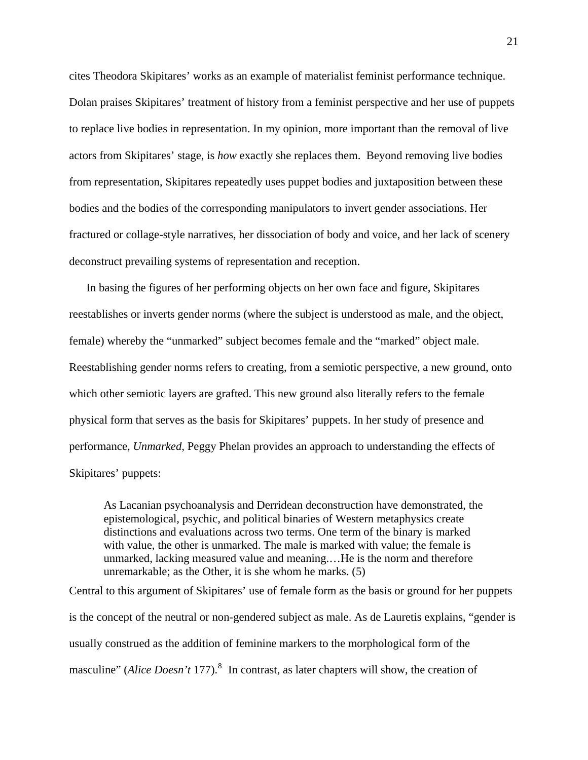cites Theodora Skipitares' works as an example of materialist feminist performance technique. Dolan praises Skipitares' treatment of history from a feminist perspective and her use of puppets to replace live bodies in representation. In my opinion, more important than the removal of live actors from Skipitares' stage, is *how* exactly she replaces them. Beyond removing live bodies from representation, Skipitares repeatedly uses puppet bodies and juxtaposition between these bodies and the bodies of the corresponding manipulators to invert gender associations. Her fractured or collage-style narratives, her dissociation of body and voice, and her lack of scenery deconstruct prevailing systems of representation and reception.

In basing the figures of her performing objects on her own face and figure, Skipitares reestablishes or inverts gender norms (where the subject is understood as male, and the object, female) whereby the "unmarked" subject becomes female and the "marked" object male. Reestablishing gender norms refers to creating, from a semiotic perspective, a new ground, onto which other semiotic layers are grafted. This new ground also literally refers to the female physical form that serves as the basis for Skipitares' puppets. In her study of presence and performance, *Unmarked*, Peggy Phelan provides an approach to understanding the effects of Skipitares' puppets:

> As Lacanian psychoanalysis and Derridean deconstruction have demonstrated, the epistemological, psychic, and political binaries of Western metaphysics create distinctions and evaluations across two terms. One term of the binary is marked with value, the other is unmarked. The male is marked with value; the female is unmarked, lacking measured value and meaning.…He is the norm and therefore unremarkable; as the Other, it is she whom he marks. (5)

Central to this argument of Skipitares' use of female form as the basis or ground for her puppets is the concept of the neutral or non-gendered subject as male. As de Lauretis explains, "gender is usually construed as the addition of feminine markers to the morphological form of the masculine" (*Alice Doesn't* 177).[8] In contrast, as later chapters will show, the creation of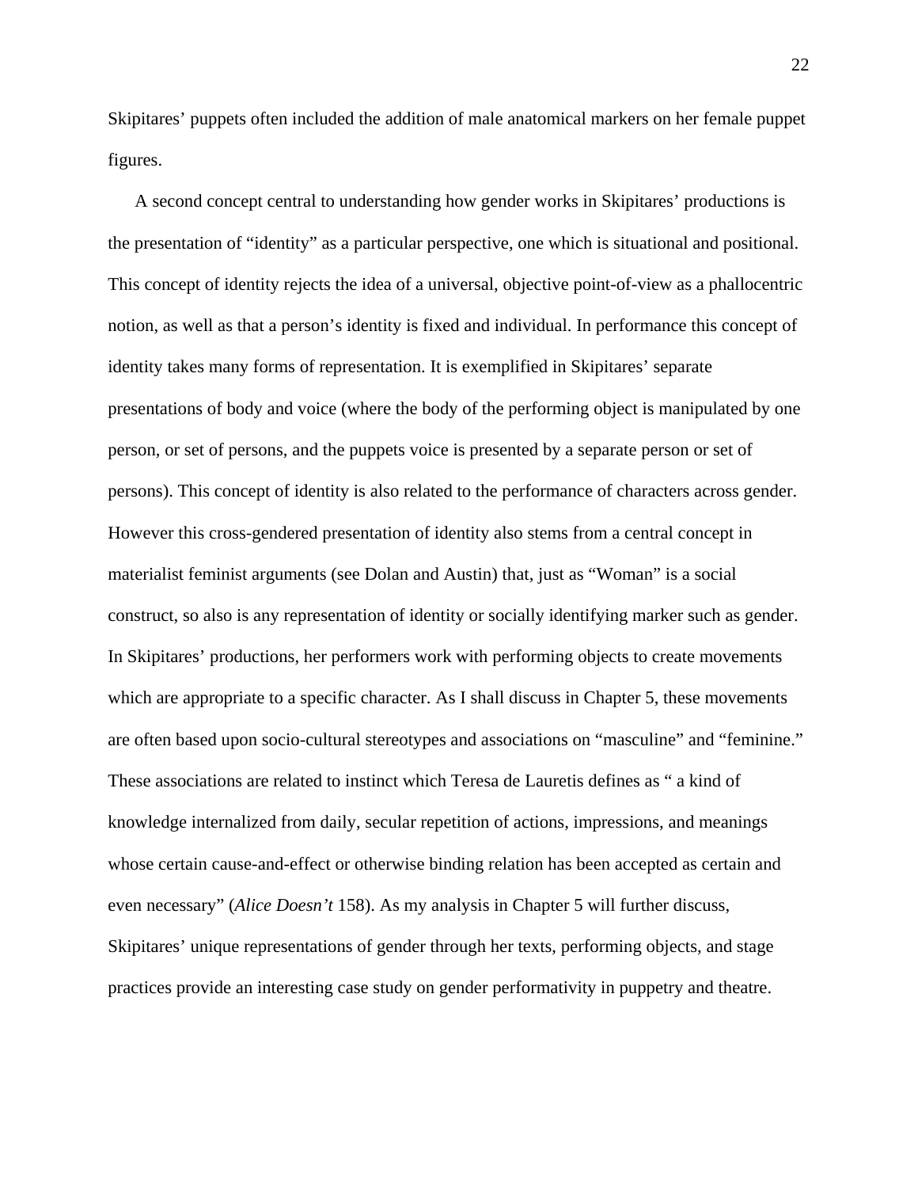Skipitares' puppets often included the addition of male anatomical markers on her female puppet figures.

A second concept central to understanding how gender works in Skipitares' productions is the presentation of "identity" as a particular perspective, one which is situational and positional. This concept of identity rejects the idea of a universal, objective point-of-view as a phallocentric notion, as well as that a person's identity is fixed and individual. In performance this concept of identity takes many forms of representation. It is exemplified in Skipitares' separate presentations of body and voice (where the body of the performing object is manipulated by one person, or set of persons, and the puppets voice is presented by a separate person or set of persons). This concept of identity is also related to the performance of characters across gender. However this cross-gendered presentation of identity also stems from a central concept in materialist feminist arguments (see Dolan and Austin) that, just as "Woman" is a social construct, so also is any representation of identity or socially identifying marker such as gender. In Skipitares' productions, her performers work with performing objects to create movements which are appropriate to a specific character. As I shall discuss in Chapter 5, these movements are often based upon socio-cultural stereotypes and associations on "masculine" and "feminine." These associations are related to instinct which Teresa de Lauretis defines as " a kind of knowledge internalized from daily, secular repetition of actions, impressions, and meanings whose certain cause-and-effect or otherwise binding relation has been accepted as certain and even necessary" (*Alice Doesn't* 158). As my analysis in Chapter 5 will further discuss, Skipitares' unique representations of gender through her texts, performing objects, and stage practices provide an interesting case study on gender performativity in puppetry and theatre.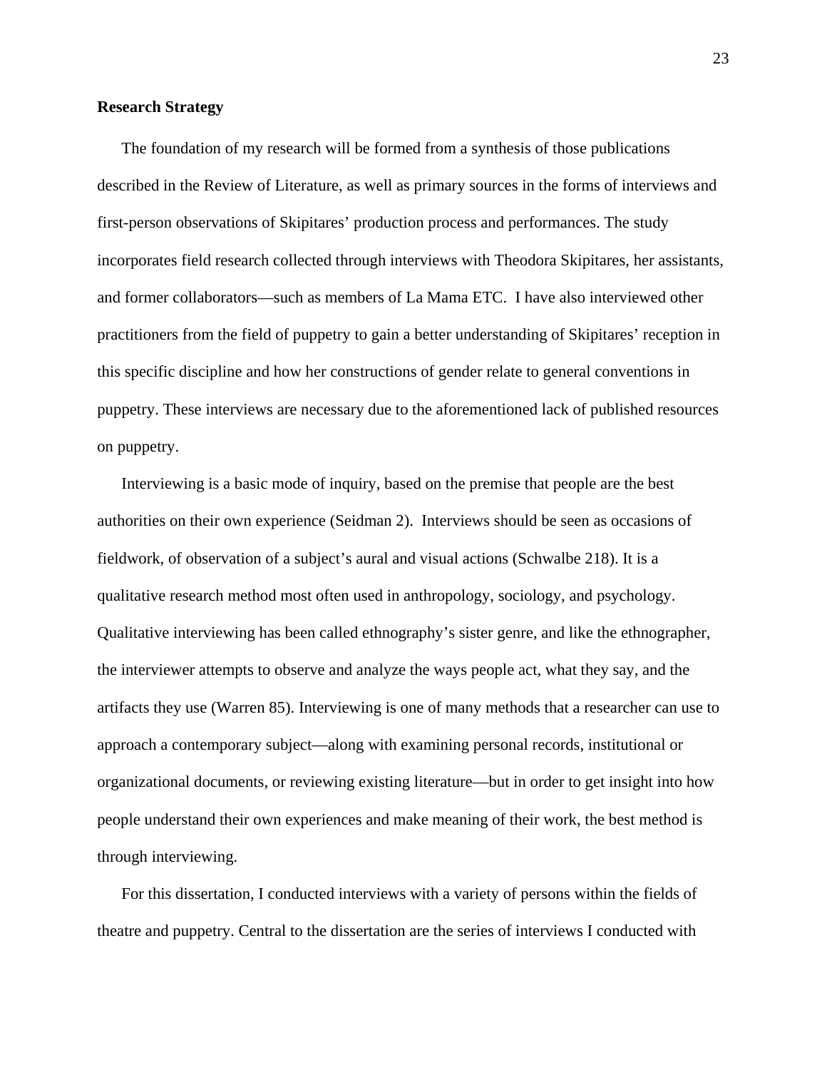**Research Strategy**

The foundation of my research will be formed from a synthesis of those publications described in the Review of Literature, as well as primary sources in the forms of interviews and first-person observations of Skipitares' production process and performances. The study incorporates field research collected through interviews with Theodora Skipitares, her assistants, and former collaborators—such as members of La Mama ETC. I have also interviewed other practitioners from the field of puppetry to gain a better understanding of Skipitares' reception in this specific discipline and how her constructions of gender relate to general conventions in puppetry. These interviews are necessary due to the aforementioned lack of published resources on puppetry.

Interviewing is a basic mode of inquiry, based on the premise that people are the best authorities on their own experience (Seidman 2). Interviews should be seen as occasions of fieldwork, of observation of a subject's aural and visual actions (Schwalbe 218). It is a qualitative research method most often used in anthropology, sociology, and psychology. Qualitative interviewing has been called ethnography's sister genre, and like the ethnographer, the interviewer attempts to observe and analyze the ways people act, what they say, and the artifacts they use (Warren 85). Interviewing is one of many methods that a researcher can use to approach a contemporary subject—along with examining personal records, institutional or organizational documents, or reviewing existing literature—but in order to get insight into how people understand their own experiences and make meaning of their work, the best method is through interviewing.

For this dissertation, I conducted interviews with a variety of persons within the fields of theatre and puppetry. Central to the dissertation are the series of interviews I conducted with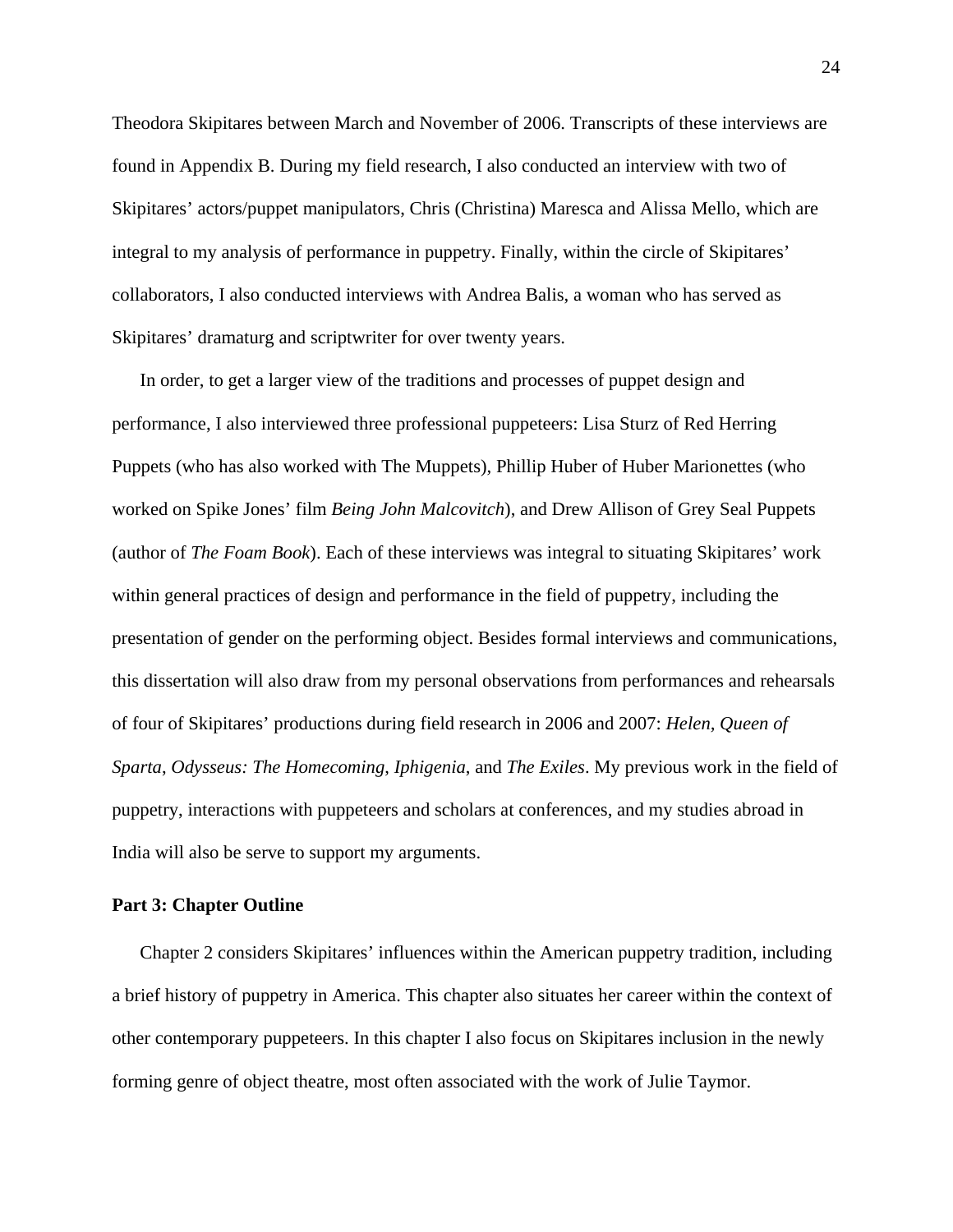Theodora Skipitares between March and November of 2006. Transcripts of these interviews are found in Appendix B. During my field research, I also conducted an interview with two of Skipitares' actors/puppet manipulators, Chris (Christina) Maresca and Alissa Mello, which are integral to my analysis of performance in puppetry. Finally, within the circle of Skipitares' collaborators, I also conducted interviews with Andrea Balis, a woman who has served as Skipitares' dramaturg and scriptwriter for over twenty years.

In order, to get a larger view of the traditions and processes of puppet design and performance, I also interviewed three professional puppeteers: Lisa Sturz of Red Herring Puppets (who has also worked with The Muppets), Phillip Huber of Huber Marionettes (who worked on Spike Jones' film *Being John Malcovitch*), and Drew Allison of Grey Seal Puppets (author of *The Foam Book*). Each of these interviews was integral to situating Skipitares' work within general practices of design and performance in the field of puppetry, including the presentation of gender on the performing object. Besides formal interviews and communications, this dissertation will also draw from my personal observations from performances and rehearsals of four of Skipitares' productions during field research in 2006 and 2007: *Helen, Queen of Sparta*, *Odysseus: The Homecoming*, *Iphigenia*, and *The Exiles*. My previous work in the field of puppetry, interactions with puppeteers and scholars at conferences, and my studies abroad in India will also be serve to support my arguments.

**Part 3: Chapter Outline**

Chapter 2 considers Skipitares' influences within the American puppetry tradition, including a brief history of puppetry in America. This chapter also situates her career within the context of other contemporary puppeteers. In this chapter I also focus on Skipitares inclusion in the newly forming genre of object theatre, most often associated with the work of Julie Taymor.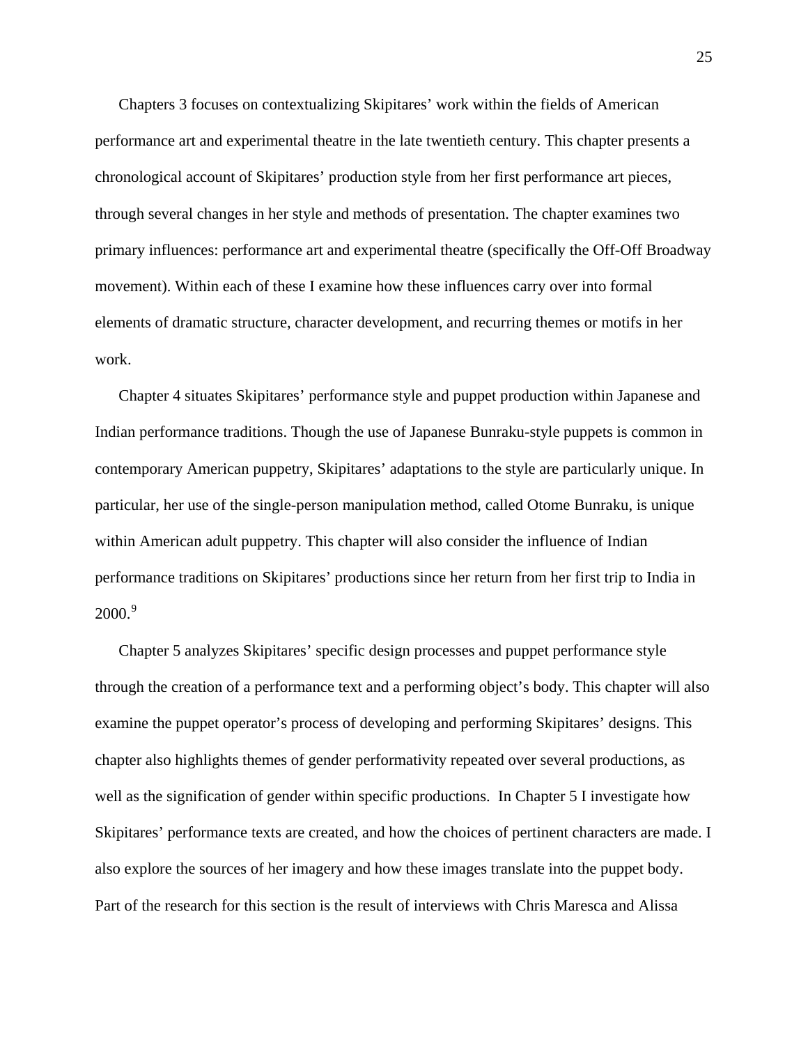Chapters 3 focuses on contextualizing Skipitares' work within the fields of American performance art and experimental theatre in the late twentieth century. This chapter presents a chronological account of Skipitares' production style from her first performance art pieces, through several changes in her style and methods of presentation. The chapter examines two primary influences: performance art and experimental theatre (specifically the Off-Off Broadway movement). Within each of these I examine how these influences carry over into formal elements of dramatic structure, character development, and recurring themes or motifs in her work.

Chapter 4 situates Skipitares' performance style and puppet production within Japanese and Indian performance traditions. Though the use of Japanese Bunraku-style puppets is common in contemporary American puppetry, Skipitares' adaptations to the style are particularly unique. In particular, her use of the single-person manipulation method, called Otome Bunraku, is unique within American adult puppetry. This chapter will also consider the influence of Indian performance traditions on Skipitares' productions since her return from her first trip to India in 2000.[9]

Chapter 5 analyzes Skipitares' specific design processes and puppet performance style through the creation of a performance text and a performing object's body. This chapter will also examine the puppet operator's process of developing and performing Skipitares' designs. This chapter also highlights themes of gender performativity repeated over several productions, as well as the signification of gender within specific productions. In Chapter 5 I investigate how Skipitares' performance texts are created, and how the choices of pertinent characters are made. I also explore the sources of her imagery and how these images translate into the puppet body. Part of the research for this section is the result of interviews with Chris Maresca and Alissa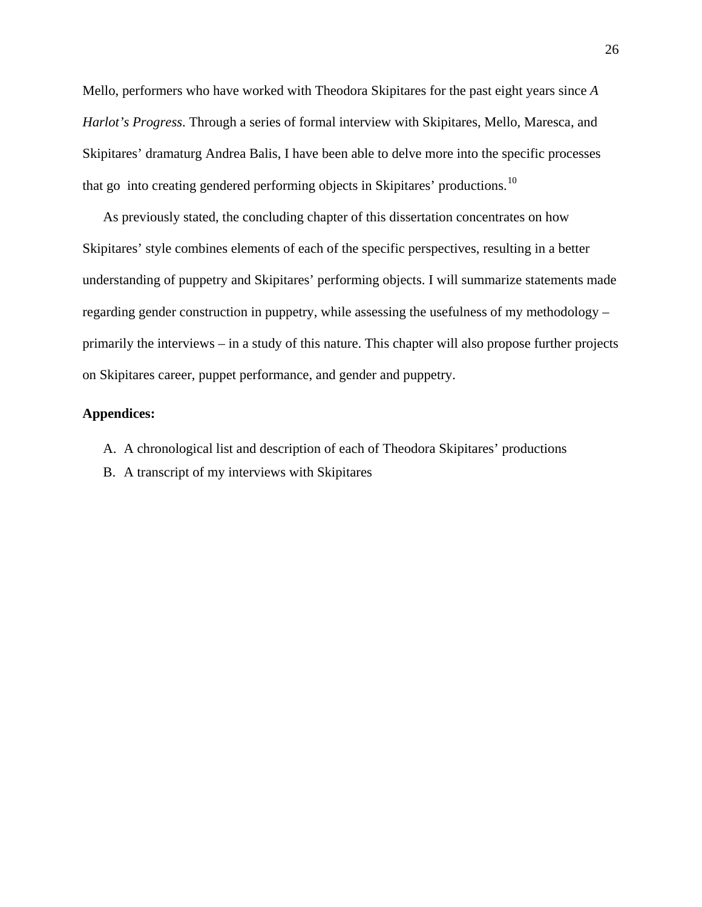Mello, performers who have worked with Theodora Skipitares for the past eight years since *A Harlot's Progress*. Through a series of formal interview with Skipitares, Mello, Maresca, and Skipitares' dramaturg Andrea Balis, I have been able to delve more into the specific processes that go into creating gendered performing objects in Skipitares' productions.[10]

As previously stated, the concluding chapter of this dissertation concentrates on how Skipitares' style combines elements of each of the specific perspectives, resulting in a better understanding of puppetry and Skipitares' performing objects. I will summarize statements made regarding gender construction in puppetry, while assessing the usefulness of my methodology – primarily the interviews – in a study of this nature. This chapter will also propose further projects on Skipitares career, puppet performance, and gender and puppetry.

**Appendices:**

A. A chronological list and description of each of Theodora Skipitares' productions
B. A transcript of my interviews with Skipitares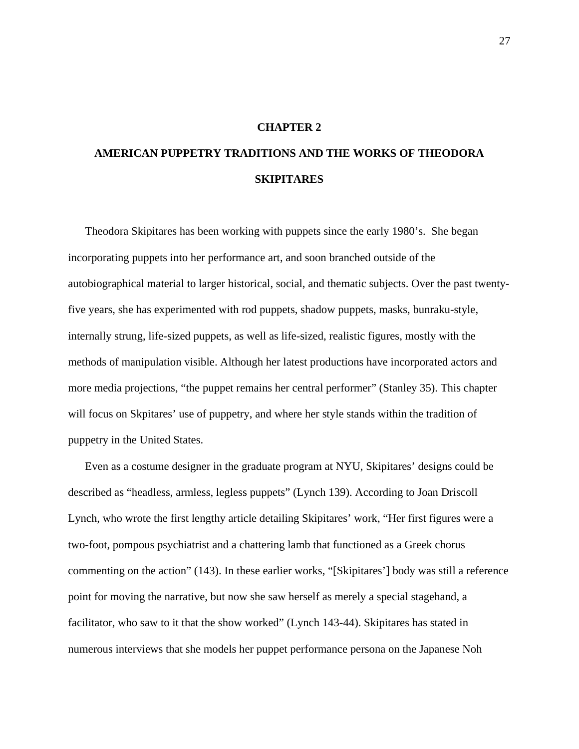# CHAPTER 2

# AMERICAN PUPPETRY TRADITIONS AND THE WORKS OF THEODORA SKIPITARES

Theodora Skipitares has been working with puppets since the early 1980's. She began incorporating puppets into her performance art, and soon branched outside of the autobiographical material to larger historical, social, and thematic subjects. Over the past twenty-five years, she has experimented with rod puppets, shadow puppets, masks, bunraku-style, internally strung, life-sized puppets, as well as life-sized, realistic figures, mostly with the methods of manipulation visible. Although her latest productions have incorporated actors and more media projections, "the puppet remains her central performer" (Stanley 35). This chapter will focus on Skpitares' use of puppetry, and where her style stands within the tradition of puppetry in the United States.

Even as a costume designer in the graduate program at NYU, Skipitares' designs could be described as "headless, armless, legless puppets" (Lynch 139). According to Joan Driscoll Lynch, who wrote the first lengthy article detailing Skipitares' work, "Her first figures were a two-foot, pompous psychiatrist and a chattering lamb that functioned as a Greek chorus commenting on the action" (143). In these earlier works, "[Skipitares'] body was still a reference point for moving the narrative, but now she saw herself as merely a special stagehand, a facilitator, who saw to it that the show worked" (Lynch 143-44). Skipitares has stated in numerous interviews that she models her puppet performance persona on the Japanese Noh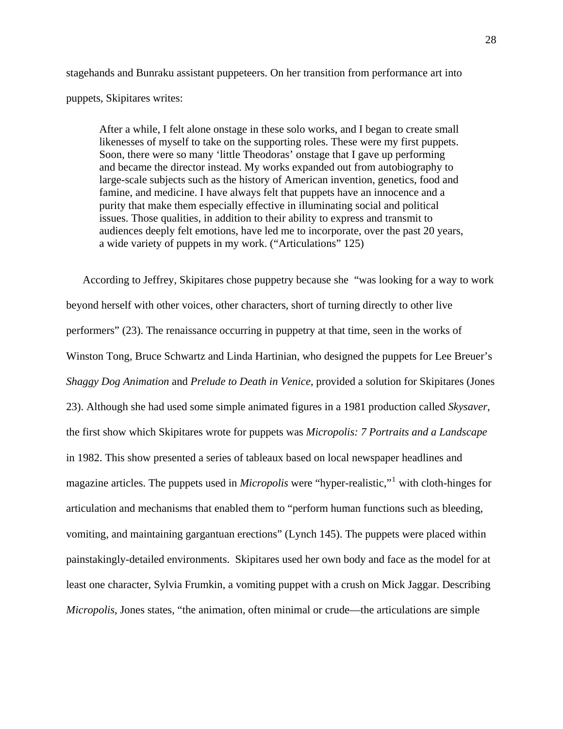stagehands and Bunraku assistant puppeteers. On her transition from performance art into puppets, Skipitares writes:

> After a while, I felt alone onstage in these solo works, and I began to create small likenesses of myself to take on the supporting roles. These were my first puppets. Soon, there were so many ‘little Theodoras’ onstage that I gave up performing and became the director instead. My works expanded out from autobiography to large-scale subjects such as the history of American invention, genetics, food and famine, and medicine. I have always felt that puppets have an innocence and a purity that make them especially effective in illuminating social and political issues. Those qualities, in addition to their ability to express and transmit to audiences deeply felt emotions, have led me to incorporate, over the past 20 years, a wide variety of puppets in my work. (“Articulations” 125)

According to Jeffrey, Skipitares chose puppetry because she “was looking for a way to work beyond herself with other voices, other characters, short of turning directly to other live performers” (23). The renaissance occurring in puppetry at that time, seen in the works of Winston Tong, Bruce Schwartz and Linda Hartinian, who designed the puppets for Lee Breuer’s *Shaggy Dog Animation* and *Prelude to Death in Venice*, provided a solution for Skipitares (Jones 23). Although she had used some simple animated figures in a 1981 production called *Skysaver*, the first show which Skipitares wrote for puppets was *Micropolis: 7 Portraits and a Landscape* in 1982. This show presented a series of tableaux based on local newspaper headlines and magazine articles. The puppets used in *Micropolis* were “hyper-realistic,”[1] with cloth-hinges for articulation and mechanisms that enabled them to “perform human functions such as bleeding, vomiting, and maintaining gargantuan erections” (Lynch 145). The puppets were placed within painstakingly-detailed environments. Skipitares used her own body and face as the model for at least one character, Sylvia Frumkin, a vomiting puppet with a crush on Mick Jaggar. Describing *Micropolis*, Jones states, “the animation, often minimal or crude—the articulations are simple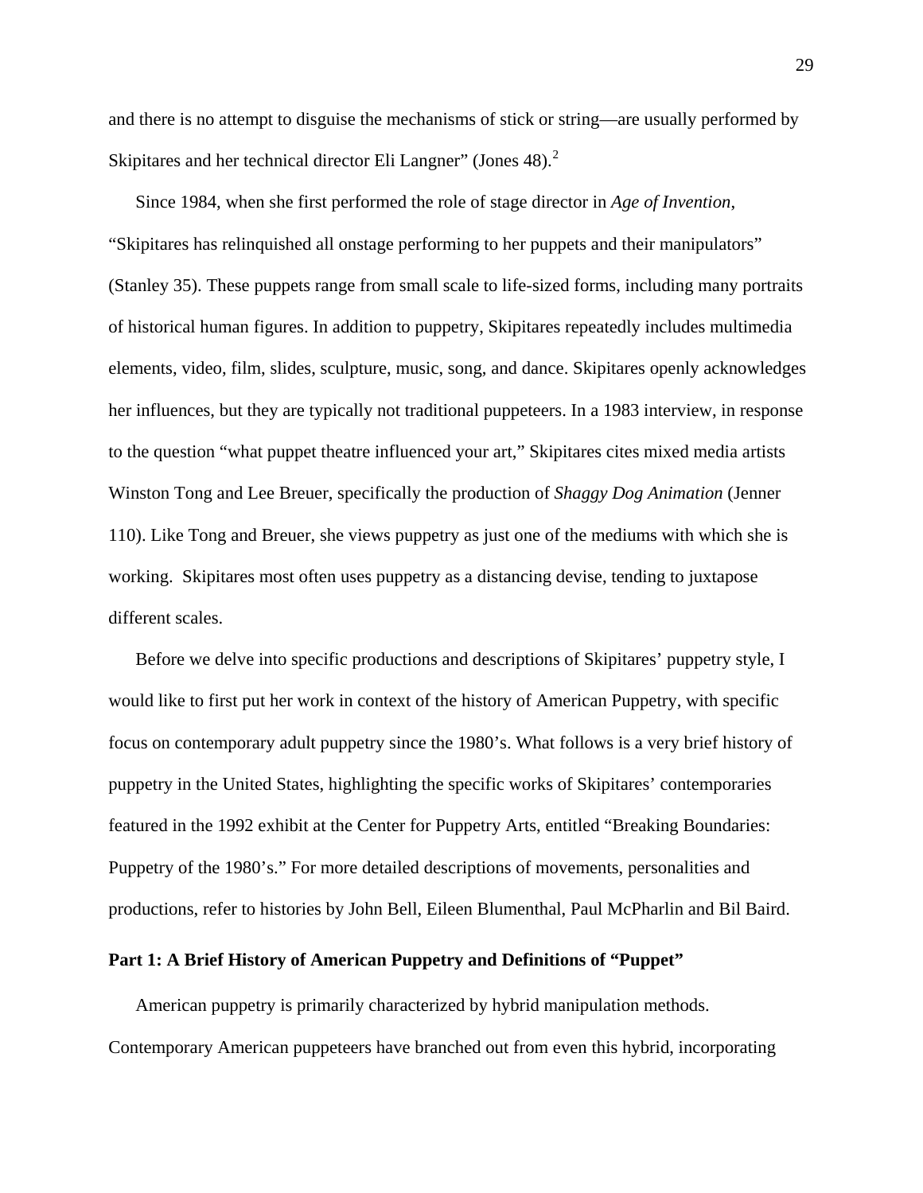and there is no attempt to disguise the mechanisms of stick or string—are usually performed by Skipitares and her technical director Eli Langner" (Jones 48).[2]

Since 1984, when she first performed the role of stage director in *Age of Invention*, "Skipitares has relinquished all onstage performing to her puppets and their manipulators" (Stanley 35). These puppets range from small scale to life-sized forms, including many portraits of historical human figures. In addition to puppetry, Skipitares repeatedly includes multimedia elements, video, film, slides, sculpture, music, song, and dance. Skipitares openly acknowledges her influences, but they are typically not traditional puppeteers. In a 1983 interview, in response to the question "what puppet theatre influenced your art," Skipitares cites mixed media artists Winston Tong and Lee Breuer, specifically the production of *Shaggy Dog Animation* (Jenner 110). Like Tong and Breuer, she views puppetry as just one of the mediums with which she is working. Skipitares most often uses puppetry as a distancing devise, tending to juxtapose different scales.

Before we delve into specific productions and descriptions of Skipitares' puppetry style, I would like to first put her work in context of the history of American Puppetry, with specific focus on contemporary adult puppetry since the 1980's. What follows is a very brief history of puppetry in the United States, highlighting the specific works of Skipitares' contemporaries featured in the 1992 exhibit at the Center for Puppetry Arts, entitled "Breaking Boundaries: Puppetry of the 1980's." For more detailed descriptions of movements, personalities and productions, refer to histories by John Bell, Eileen Blumenthal, Paul McPharlin and Bil Baird.

**Part 1: A Brief History of American Puppetry and Definitions of "Puppet"**

American puppetry is primarily characterized by hybrid manipulation methods. Contemporary American puppeteers have branched out from even this hybrid, incorporating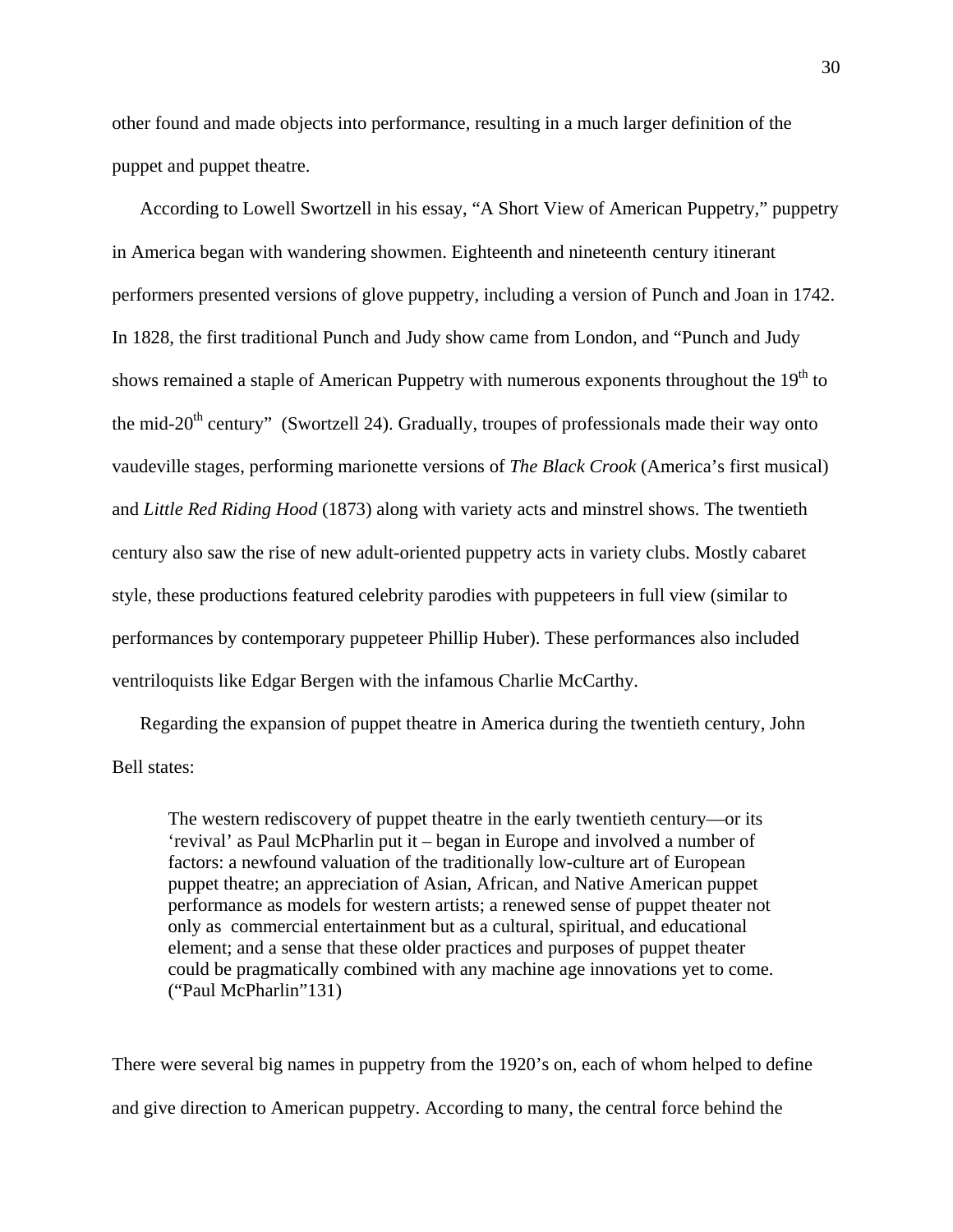other found and made objects into performance, resulting in a much larger definition of the puppet and puppet theatre.

According to Lowell Swortzell in his essay, "A Short View of American Puppetry," puppetry in America began with wandering showmen. Eighteenth and nineteenth century itinerant performers presented versions of glove puppetry, including a version of Punch and Joan in 1742. In 1828, the first traditional Punch and Judy show came from London, and "Punch and Judy shows remained a staple of American Puppetry with numerous exponents throughout the 19th to the mid-20th century" (Swortzell 24). Gradually, troupes of professionals made their way onto vaudeville stages, performing marionette versions of *The Black Crook* (America's first musical) and *Little Red Riding Hood* (1873) along with variety acts and minstrel shows. The twentieth century also saw the rise of new adult-oriented puppetry acts in variety clubs. Mostly cabaret style, these productions featured celebrity parodies with puppeteers in full view (similar to performances by contemporary puppeteer Phillip Huber). These performances also included ventriloquists like Edgar Bergen with the infamous Charlie McCarthy.

Regarding the expansion of puppet theatre in America during the twentieth century, John Bell states:

> The western rediscovery of puppet theatre in the early twentieth century—or its 'revival' as Paul McPharlin put it – began in Europe and involved a number of factors: a newfound valuation of the traditionally low-culture art of European puppet theatre; an appreciation of Asian, African, and Native American puppet performance as models for western artists; a renewed sense of puppet theater not only as commercial entertainment but as a cultural, spiritual, and educational element; and a sense that these older practices and purposes of puppet theater could be pragmatically combined with any machine age innovations yet to come. ("Paul McPharlin"131)

There were several big names in puppetry from the 1920's on, each of whom helped to define and give direction to American puppetry. According to many, the central force behind the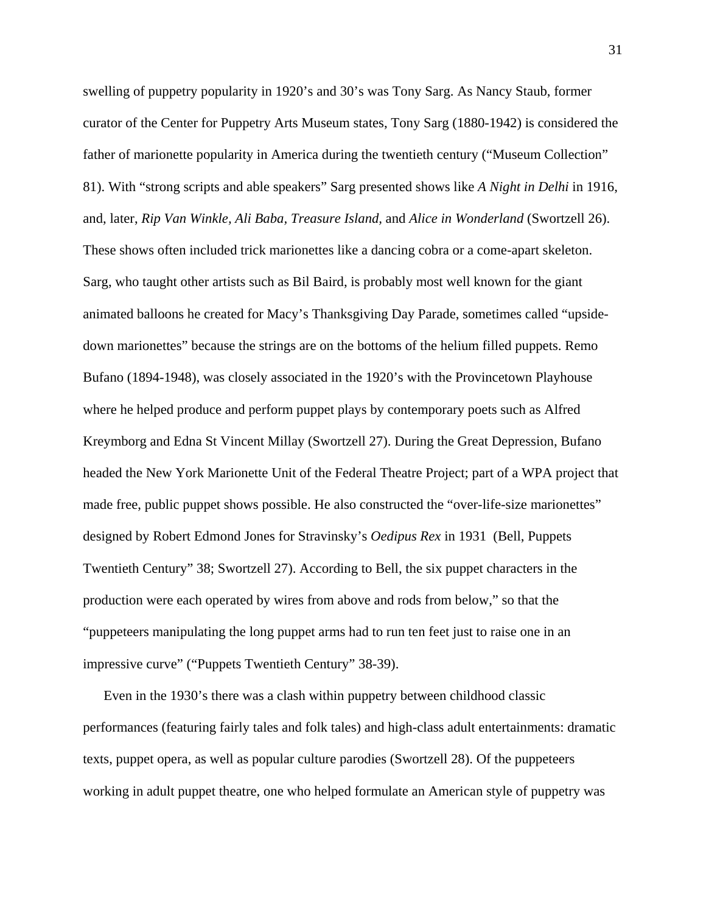swelling of puppetry popularity in 1920's and 30's was Tony Sarg. As Nancy Staub, former curator of the Center for Puppetry Arts Museum states, Tony Sarg (1880-1942) is considered the father of marionette popularity in America during the twentieth century ("Museum Collection" 81). With "strong scripts and able speakers" Sarg presented shows like *A Night in Delhi* in 1916, and, later, *Rip Van Winkle, Ali Baba, Treasure Island,* and *Alice in Wonderland* (Swortzell 26). These shows often included trick marionettes like a dancing cobra or a come-apart skeleton. Sarg, who taught other artists such as Bil Baird, is probably most well known for the giant animated balloons he created for Macy's Thanksgiving Day Parade, sometimes called "upside-down marionettes" because the strings are on the bottoms of the helium filled puppets. Remo Bufano (1894-1948), was closely associated in the 1920's with the Provincetown Playhouse where he helped produce and perform puppet plays by contemporary poets such as Alfred Kreymborg and Edna St Vincent Millay (Swortzell 27). During the Great Depression, Bufano headed the New York Marionette Unit of the Federal Theatre Project; part of a WPA project that made free, public puppet shows possible. He also constructed the "over-life-size marionettes" designed by Robert Edmond Jones for Stravinsky's *Oedipus Rex* in 1931 (Bell, Puppets Twentieth Century" 38; Swortzell 27). According to Bell, the six puppet characters in the production were each operated by wires from above and rods from below," so that the "puppeteers manipulating the long puppet arms had to run ten feet just to raise one in an impressive curve" ("Puppets Twentieth Century" 38-39).

Even in the 1930's there was a clash within puppetry between childhood classic performances (featuring fairly tales and folk tales) and high-class adult entertainments: dramatic texts, puppet opera, as well as popular culture parodies (Swortzell 28). Of the puppeteers working in adult puppet theatre, one who helped formulate an American style of puppetry was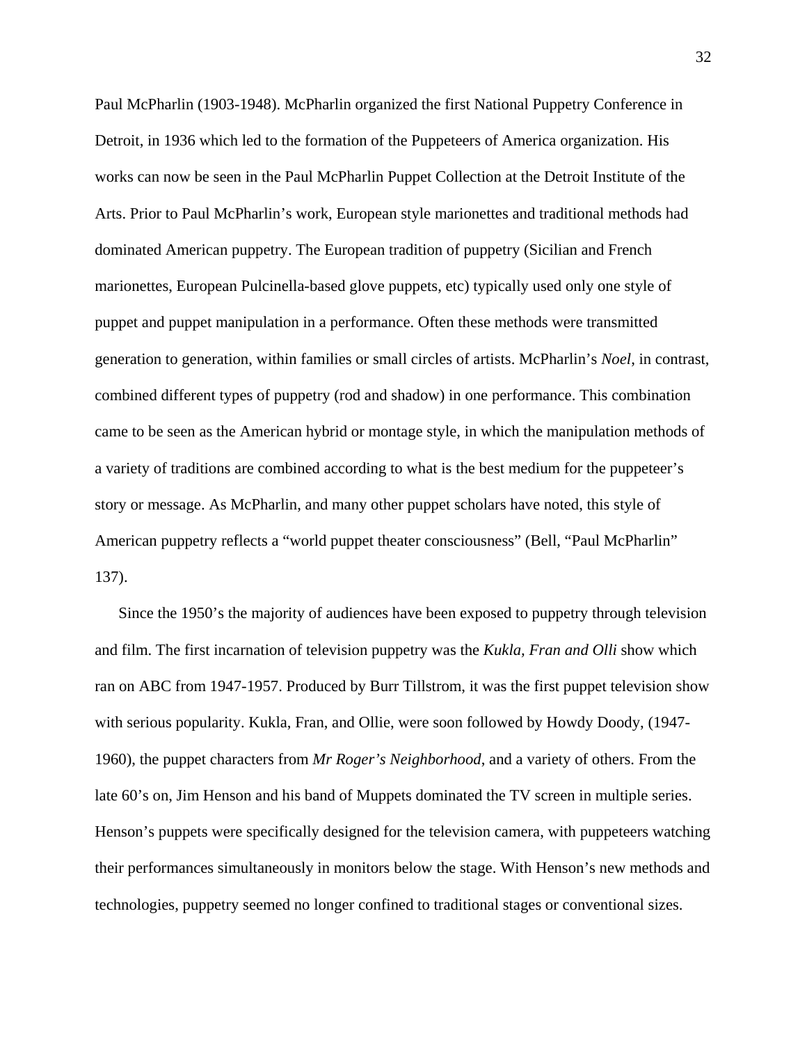Paul McPharlin (1903-1948). McPharlin organized the first National Puppetry Conference in Detroit, in 1936 which led to the formation of the Puppeteers of America organization. His works can now be seen in the Paul McPharlin Puppet Collection at the Detroit Institute of the Arts. Prior to Paul McPharlin's work, European style marionettes and traditional methods had dominated American puppetry. The European tradition of puppetry (Sicilian and French marionettes, European Pulcinella-based glove puppets, etc) typically used only one style of puppet and puppet manipulation in a performance. Often these methods were transmitted generation to generation, within families or small circles of artists. McPharlin's *Noel*, in contrast, combined different types of puppetry (rod and shadow) in one performance. This combination came to be seen as the American hybrid or montage style, in which the manipulation methods of a variety of traditions are combined according to what is the best medium for the puppeteer's story or message. As McPharlin, and many other puppet scholars have noted, this style of American puppetry reflects a "world puppet theater consciousness" (Bell, "Paul McPharlin" 137).

Since the 1950's the majority of audiences have been exposed to puppetry through television and film. The first incarnation of television puppetry was the *Kukla, Fran and Olli* show which ran on ABC from 1947-1957. Produced by Burr Tillstrom, it was the first puppet television show with serious popularity. Kukla, Fran, and Ollie, were soon followed by Howdy Doody, (1947-1960), the puppet characters from *Mr Roger's Neighborhood*, and a variety of others. From the late 60's on, Jim Henson and his band of Muppets dominated the TV screen in multiple series. Henson's puppets were specifically designed for the television camera, with puppeteers watching their performances simultaneously in monitors below the stage. With Henson's new methods and technologies, puppetry seemed no longer confined to traditional stages or conventional sizes.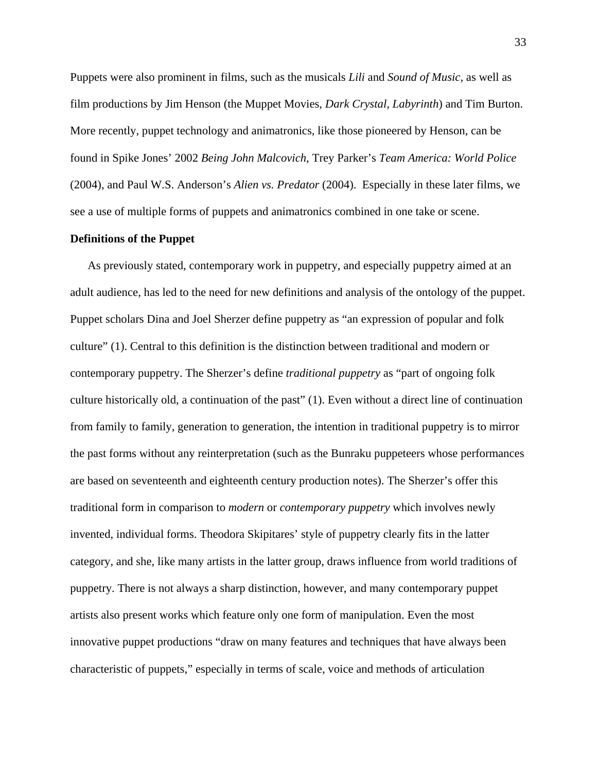Puppets were also prominent in films, such as the musicals *Lili* and *Sound of Music*, as well as film productions by Jim Henson (the Muppet Movies, *Dark Crystal*, *Labyrinth*) and Tim Burton. More recently, puppet technology and animatronics, like those pioneered by Henson, can be found in Spike Jones' 2002 *Being John Malcovich*, Trey Parker's *Team America: World Police* (2004), and Paul W.S. Anderson's *Alien vs. Predator* (2004). Especially in these later films, we see a use of multiple forms of puppets and animatronics combined in one take or scene.

**Definitions of the Puppet**

As previously stated, contemporary work in puppetry, and especially puppetry aimed at an adult audience, has led to the need for new definitions and analysis of the ontology of the puppet. Puppet scholars Dina and Joel Sherzer define puppetry as "an expression of popular and folk culture" (1). Central to this definition is the distinction between traditional and modern or contemporary puppetry. The Sherzer's define *traditional puppetry* as "part of ongoing folk culture historically old, a continuation of the past" (1). Even without a direct line of continuation from family to family, generation to generation, the intention in traditional puppetry is to mirror the past forms without any reinterpretation (such as the Bunraku puppeteers whose performances are based on seventeenth and eighteenth century production notes). The Sherzer's offer this traditional form in comparison to *modern* or *contemporary puppetry* which involves newly invented, individual forms. Theodora Skipitares' style of puppetry clearly fits in the latter category, and she, like many artists in the latter group, draws influence from world traditions of puppetry. There is not always a sharp distinction, however, and many contemporary puppet artists also present works which feature only one form of manipulation. Even the most innovative puppet productions "draw on many features and techniques that have always been characteristic of puppets," especially in terms of scale, voice and methods of articulation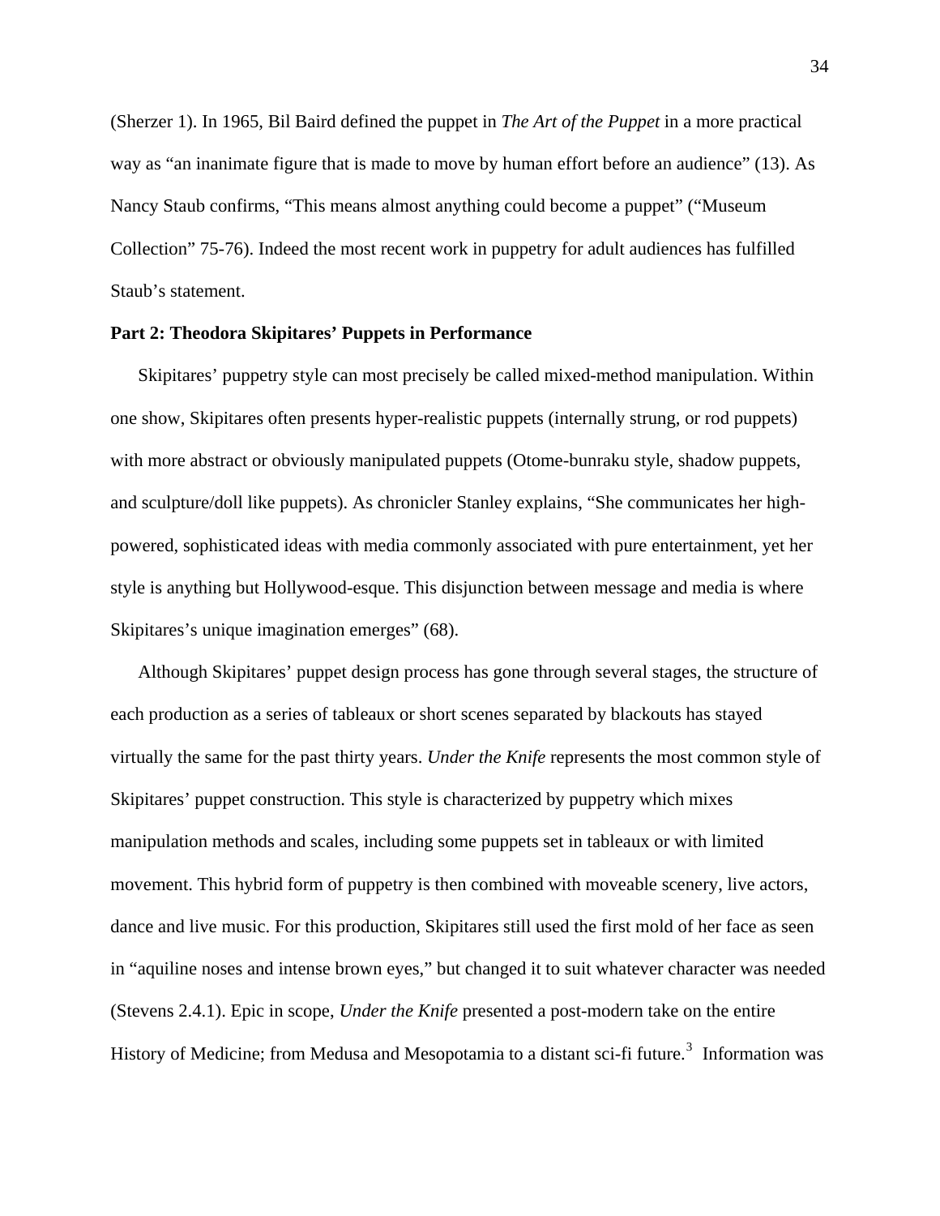(Sherzer 1). In 1965, Bil Baird defined the puppet in *The Art of the Puppet* in a more practical way as "an inanimate figure that is made to move by human effort before an audience" (13). As Nancy Staub confirms, "This means almost anything could become a puppet" ("Museum Collection" 75-76). Indeed the most recent work in puppetry for adult audiences has fulfilled Staub's statement.

**Part 2: Theodora Skipitares' Puppets in Performance**

Skipitares' puppetry style can most precisely be called mixed-method manipulation. Within one show, Skipitares often presents hyper-realistic puppets (internally strung, or rod puppets) with more abstract or obviously manipulated puppets (Otome-bunraku style, shadow puppets, and sculpture/doll like puppets). As chronicler Stanley explains, "She communicates her high-powered, sophisticated ideas with media commonly associated with pure entertainment, yet her style is anything but Hollywood-esque. This disjunction between message and media is where Skipitares's unique imagination emerges" (68).

Although Skipitares' puppet design process has gone through several stages, the structure of each production as a series of tableaux or short scenes separated by blackouts has stayed virtually the same for the past thirty years. *Under the Knife* represents the most common style of Skipitares' puppet construction. This style is characterized by puppetry which mixes manipulation methods and scales, including some puppets set in tableaux or with limited movement. This hybrid form of puppetry is then combined with moveable scenery, live actors, dance and live music. For this production, Skipitares still used the first mold of her face as seen in "aquiline noses and intense brown eyes," but changed it to suit whatever character was needed (Stevens 2.4.1). Epic in scope, *Under the Knife* presented a post-modern take on the entire History of Medicine; from Medusa and Mesopotamia to a distant sci-fi future.[3] Information was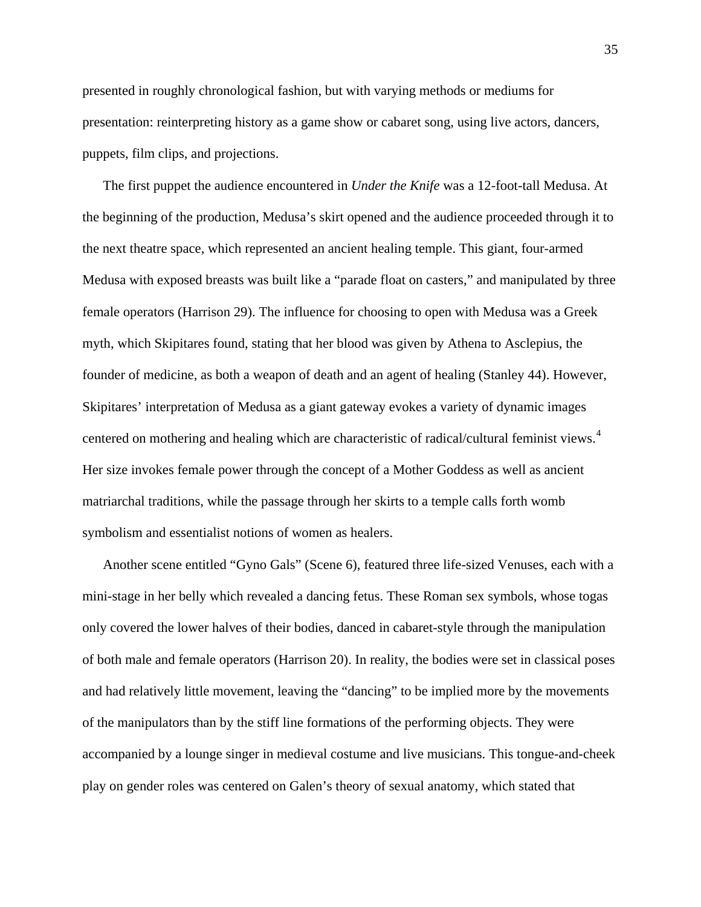presented in roughly chronological fashion, but with varying methods or mediums for presentation: reinterpreting history as a game show or cabaret song, using live actors, dancers, puppets, film clips, and projections.

The first puppet the audience encountered in *Under the Knife* was a 12-foot-tall Medusa. At the beginning of the production, Medusa's skirt opened and the audience proceeded through it to the next theatre space, which represented an ancient healing temple. This giant, four-armed Medusa with exposed breasts was built like a "parade float on casters," and manipulated by three female operators (Harrison 29). The influence for choosing to open with Medusa was a Greek myth, which Skipitares found, stating that her blood was given by Athena to Asclepius, the founder of medicine, as both a weapon of death and an agent of healing (Stanley 44). However, Skipitares' interpretation of Medusa as a giant gateway evokes a variety of dynamic images centered on mothering and healing which are characteristic of radical/cultural feminist views.[4] Her size invokes female power through the concept of a Mother Goddess as well as ancient matriarchal traditions, while the passage through her skirts to a temple calls forth womb symbolism and essentialist notions of women as healers.

Another scene entitled "Gyno Gals" (Scene 6), featured three life-sized Venuses, each with a mini-stage in her belly which revealed a dancing fetus. These Roman sex symbols, whose togas only covered the lower halves of their bodies, danced in cabaret-style through the manipulation of both male and female operators (Harrison 20). In reality, the bodies were set in classical poses and had relatively little movement, leaving the "dancing" to be implied more by the movements of the manipulators than by the stiff line formations of the performing objects. They were accompanied by a lounge singer in medieval costume and live musicians. This tongue-and-cheek play on gender roles was centered on Galen's theory of sexual anatomy, which stated that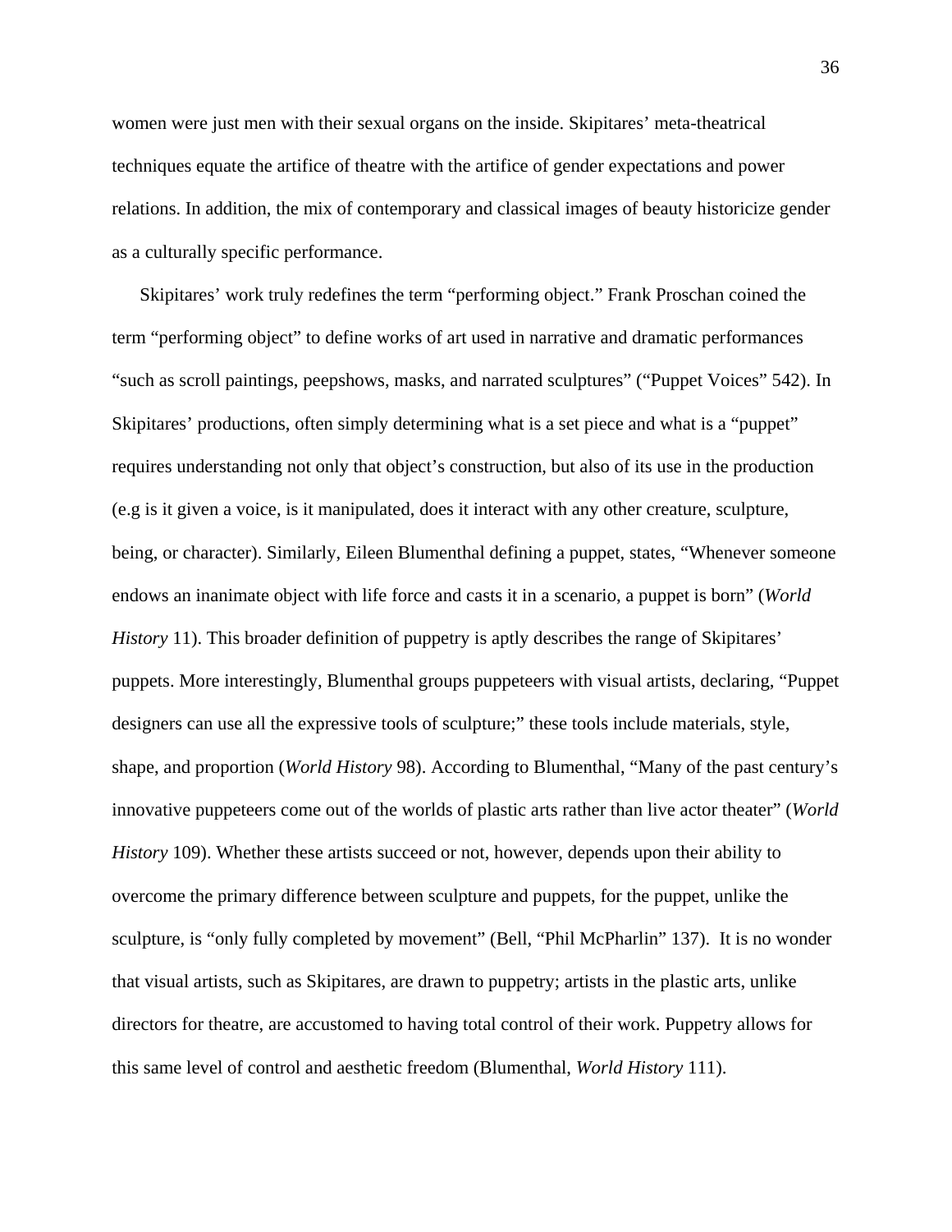women were just men with their sexual organs on the inside. Skipitares' meta-theatrical techniques equate the artifice of theatre with the artifice of gender expectations and power relations. In addition, the mix of contemporary and classical images of beauty historicize gender as a culturally specific performance.

Skipitares' work truly redefines the term "performing object." Frank Proschan coined the term "performing object" to define works of art used in narrative and dramatic performances "such as scroll paintings, peepshows, masks, and narrated sculptures" ("Puppet Voices" 542). In Skipitares' productions, often simply determining what is a set piece and what is a "puppet" requires understanding not only that object's construction, but also of its use in the production (e.g is it given a voice, is it manipulated, does it interact with any other creature, sculpture, being, or character). Similarly, Eileen Blumenthal defining a puppet, states, "Whenever someone endows an inanimate object with life force and casts it in a scenario, a puppet is born" (*World History* 11). This broader definition of puppetry is aptly describes the range of Skipitares' puppets. More interestingly, Blumenthal groups puppeteers with visual artists, declaring, "Puppet designers can use all the expressive tools of sculpture;" these tools include materials, style, shape, and proportion (*World History* 98). According to Blumenthal, "Many of the past century's innovative puppeteers come out of the worlds of plastic arts rather than live actor theater" (*World History* 109). Whether these artists succeed or not, however, depends upon their ability to overcome the primary difference between sculpture and puppets, for the puppet, unlike the sculpture, is "only fully completed by movement" (Bell, "Phil McPharlin" 137). It is no wonder that visual artists, such as Skipitares, are drawn to puppetry; artists in the plastic arts, unlike directors for theatre, are accustomed to having total control of their work. Puppetry allows for this same level of control and aesthetic freedom (Blumenthal, *World History* 111).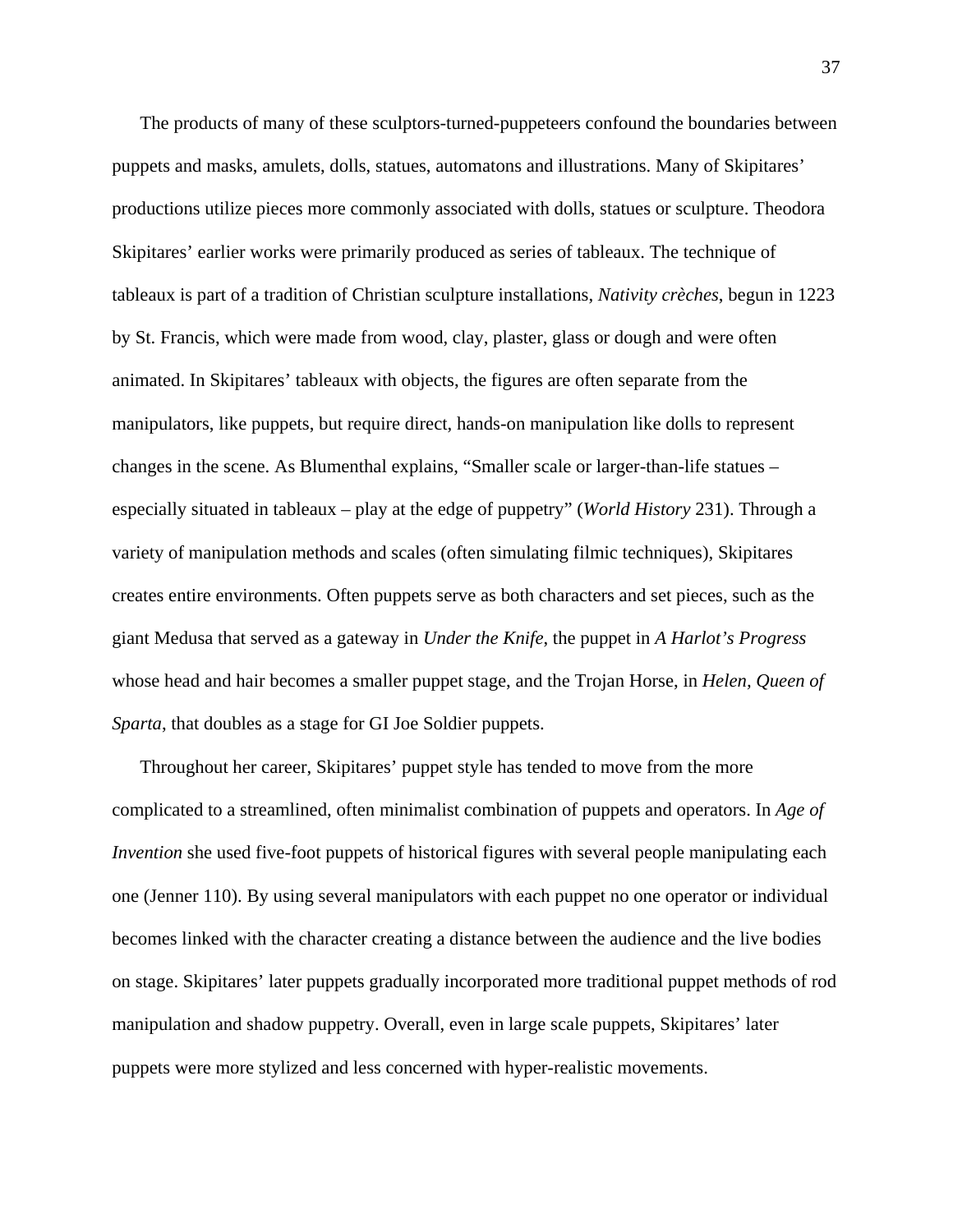The products of many of these sculptors-turned-puppeteers confound the boundaries between puppets and masks, amulets, dolls, statues, automatons and illustrations. Many of Skipitares' productions utilize pieces more commonly associated with dolls, statues or sculpture. Theodora Skipitares' earlier works were primarily produced as series of tableaux. The technique of tableaux is part of a tradition of Christian sculpture installations, *Nativity crèches*, begun in 1223 by St. Francis, which were made from wood, clay, plaster, glass or dough and were often animated. In Skipitares' tableaux with objects, the figures are often separate from the manipulators, like puppets, but require direct, hands-on manipulation like dolls to represent changes in the scene. As Blumenthal explains, "Smaller scale or larger-than-life statues – especially situated in tableaux – play at the edge of puppetry" (*World History* 231). Through a variety of manipulation methods and scales (often simulating filmic techniques), Skipitares creates entire environments. Often puppets serve as both characters and set pieces, such as the giant Medusa that served as a gateway in *Under the Knife*, the puppet in *A Harlot's Progress* whose head and hair becomes a smaller puppet stage, and the Trojan Horse, in *Helen, Queen of Sparta*, that doubles as a stage for GI Joe Soldier puppets.

Throughout her career, Skipitares' puppet style has tended to move from the more complicated to a streamlined, often minimalist combination of puppets and operators. In *Age of Invention* she used five-foot puppets of historical figures with several people manipulating each one (Jenner 110). By using several manipulators with each puppet no one operator or individual becomes linked with the character creating a distance between the audience and the live bodies on stage. Skipitares' later puppets gradually incorporated more traditional puppet methods of rod manipulation and shadow puppetry. Overall, even in large scale puppets, Skipitares' later puppets were more stylized and less concerned with hyper-realistic movements.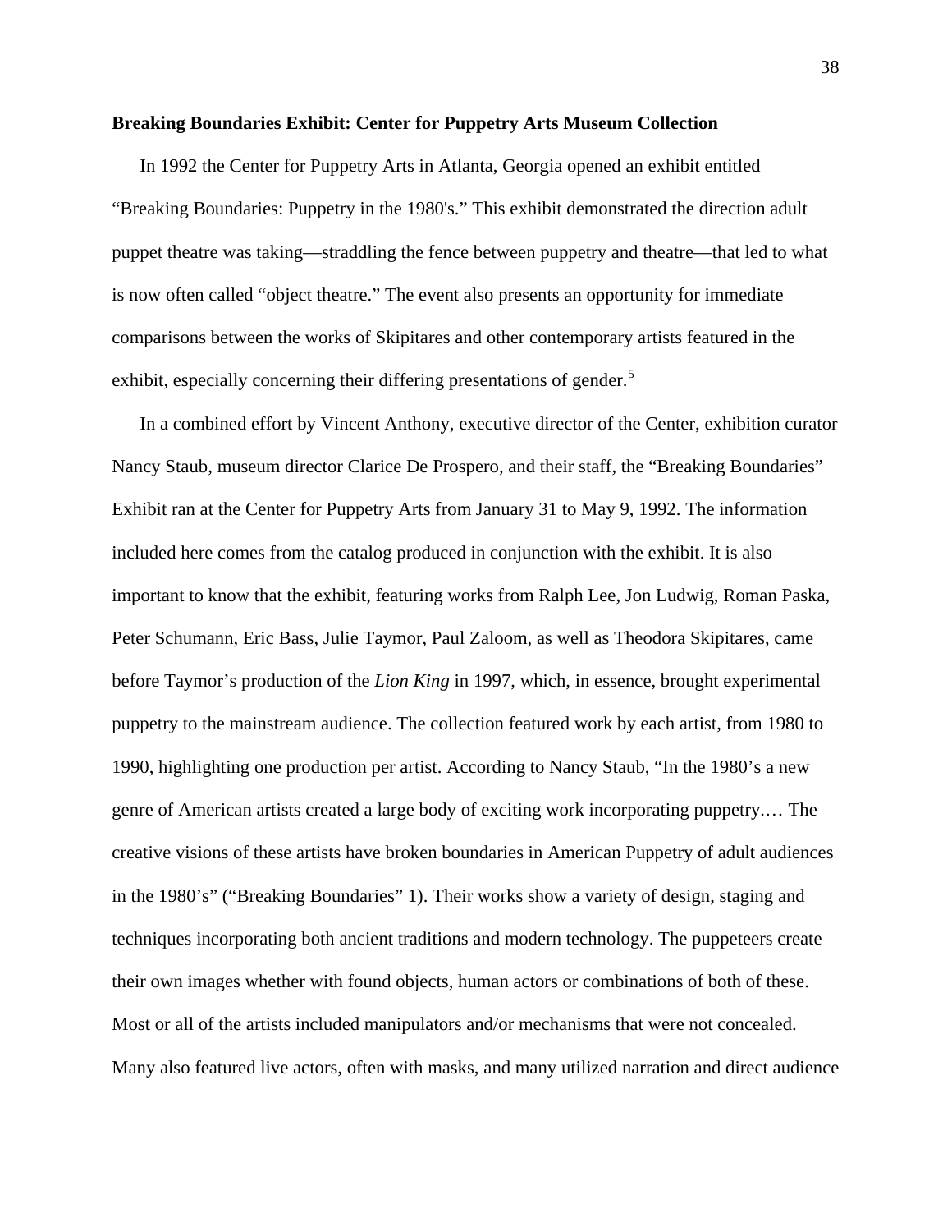**Breaking Boundaries Exhibit: Center for Puppetry Arts Museum Collection**

In 1992 the Center for Puppetry Arts in Atlanta, Georgia opened an exhibit entitled "Breaking Boundaries: Puppetry in the 1980's." This exhibit demonstrated the direction adult puppet theatre was taking—straddling the fence between puppetry and theatre—that led to what is now often called "object theatre." The event also presents an opportunity for immediate comparisons between the works of Skipitares and other contemporary artists featured in the exhibit, especially concerning their differing presentations of gender.[5]

In a combined effort by Vincent Anthony, executive director of the Center, exhibition curator Nancy Staub, museum director Clarice De Prospero, and their staff, the "Breaking Boundaries" Exhibit ran at the Center for Puppetry Arts from January 31 to May 9, 1992. The information included here comes from the catalog produced in conjunction with the exhibit. It is also important to know that the exhibit, featuring works from Ralph Lee, Jon Ludwig, Roman Paska, Peter Schumann, Eric Bass, Julie Taymor, Paul Zaloom, as well as Theodora Skipitares, came before Taymor's production of the *Lion King* in 1997, which, in essence, brought experimental puppetry to the mainstream audience. The collection featured work by each artist, from 1980 to 1990, highlighting one production per artist. According to Nancy Staub, "In the 1980's a new genre of American artists created a large body of exciting work incorporating puppetry.… The creative visions of these artists have broken boundaries in American Puppetry of adult audiences in the 1980's" ("Breaking Boundaries" 1). Their works show a variety of design, staging and techniques incorporating both ancient traditions and modern technology. The puppeteers create their own images whether with found objects, human actors or combinations of both of these. Most or all of the artists included manipulators and/or mechanisms that were not concealed. Many also featured live actors, often with masks, and many utilized narration and direct audience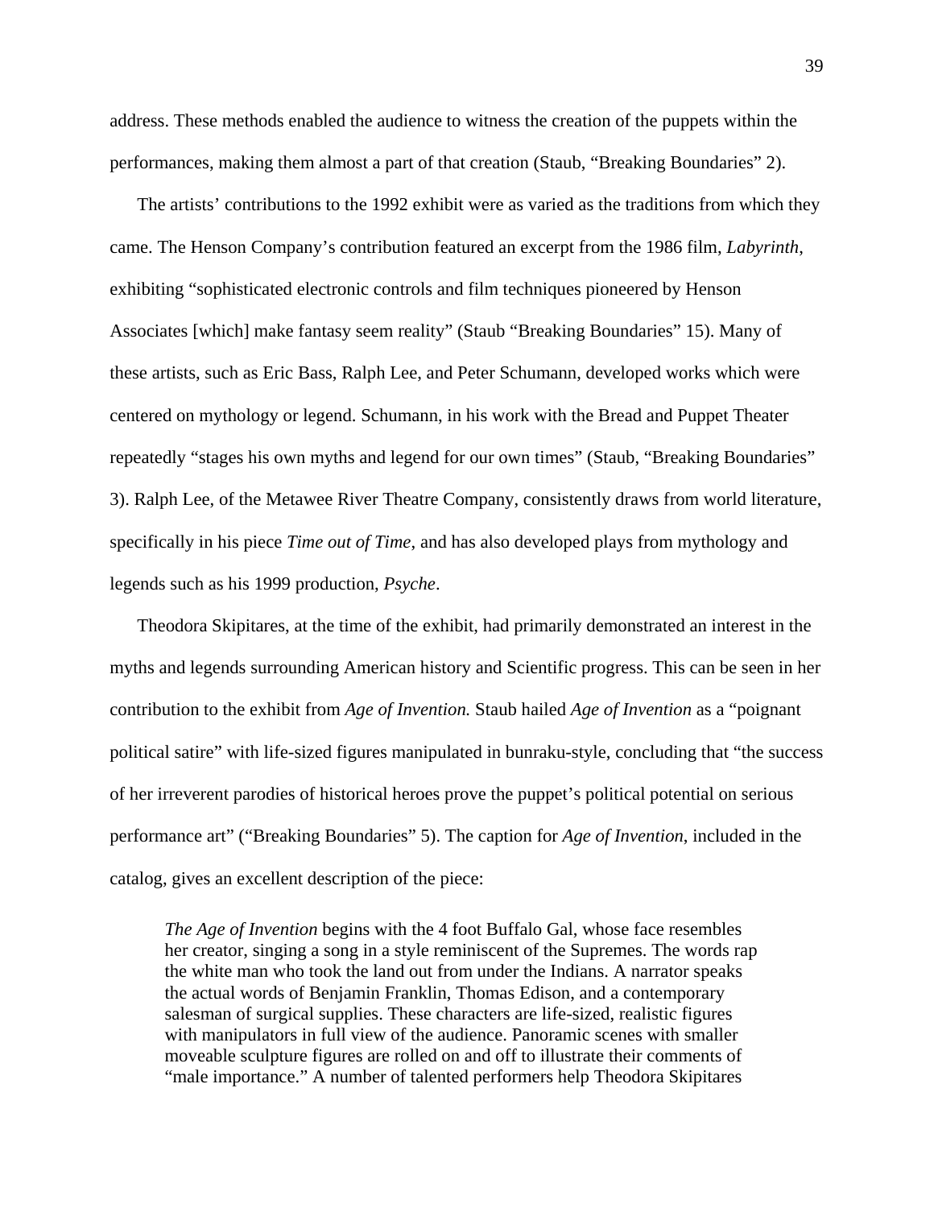address. These methods enabled the audience to witness the creation of the puppets within the performances, making them almost a part of that creation (Staub, “Breaking Boundaries” 2).

The artists’ contributions to the 1992 exhibit were as varied as the traditions from which they came. The Henson Company’s contribution featured an excerpt from the 1986 film, *Labyrinth*, exhibiting “sophisticated electronic controls and film techniques pioneered by Henson Associates [which] make fantasy seem reality” (Staub “Breaking Boundaries” 15). Many of these artists, such as Eric Bass, Ralph Lee, and Peter Schumann, developed works which were centered on mythology or legend. Schumann, in his work with the Bread and Puppet Theater repeatedly “stages his own myths and legend for our own times” (Staub, “Breaking Boundaries” 3). Ralph Lee, of the Metawee River Theatre Company, consistently draws from world literature, specifically in his piece *Time out of Time*, and has also developed plays from mythology and legends such as his 1999 production, *Psyche*.

Theodora Skipitares, at the time of the exhibit, had primarily demonstrated an interest in the myths and legends surrounding American history and Scientific progress. This can be seen in her contribution to the exhibit from *Age of Invention.* Staub hailed *Age of Invention* as a “poignant political satire” with life-sized figures manipulated in bunraku-style, concluding that “the success of her irreverent parodies of historical heroes prove the puppet’s political potential on serious performance art” (“Breaking Boundaries” 5). The caption for *Age of Invention*, included in the catalog, gives an excellent description of the piece:

> *The Age of Invention* begins with the 4 foot Buffalo Gal, whose face resembles her creator, singing a song in a style reminiscent of the Supremes. The words rap the white man who took the land out from under the Indians. A narrator speaks the actual words of Benjamin Franklin, Thomas Edison, and a contemporary salesman of surgical supplies. These characters are life-sized, realistic figures with manipulators in full view of the audience. Panoramic scenes with smaller moveable sculpture figures are rolled on and off to illustrate their comments of “male importance.” A number of talented performers help Theodora Skipitares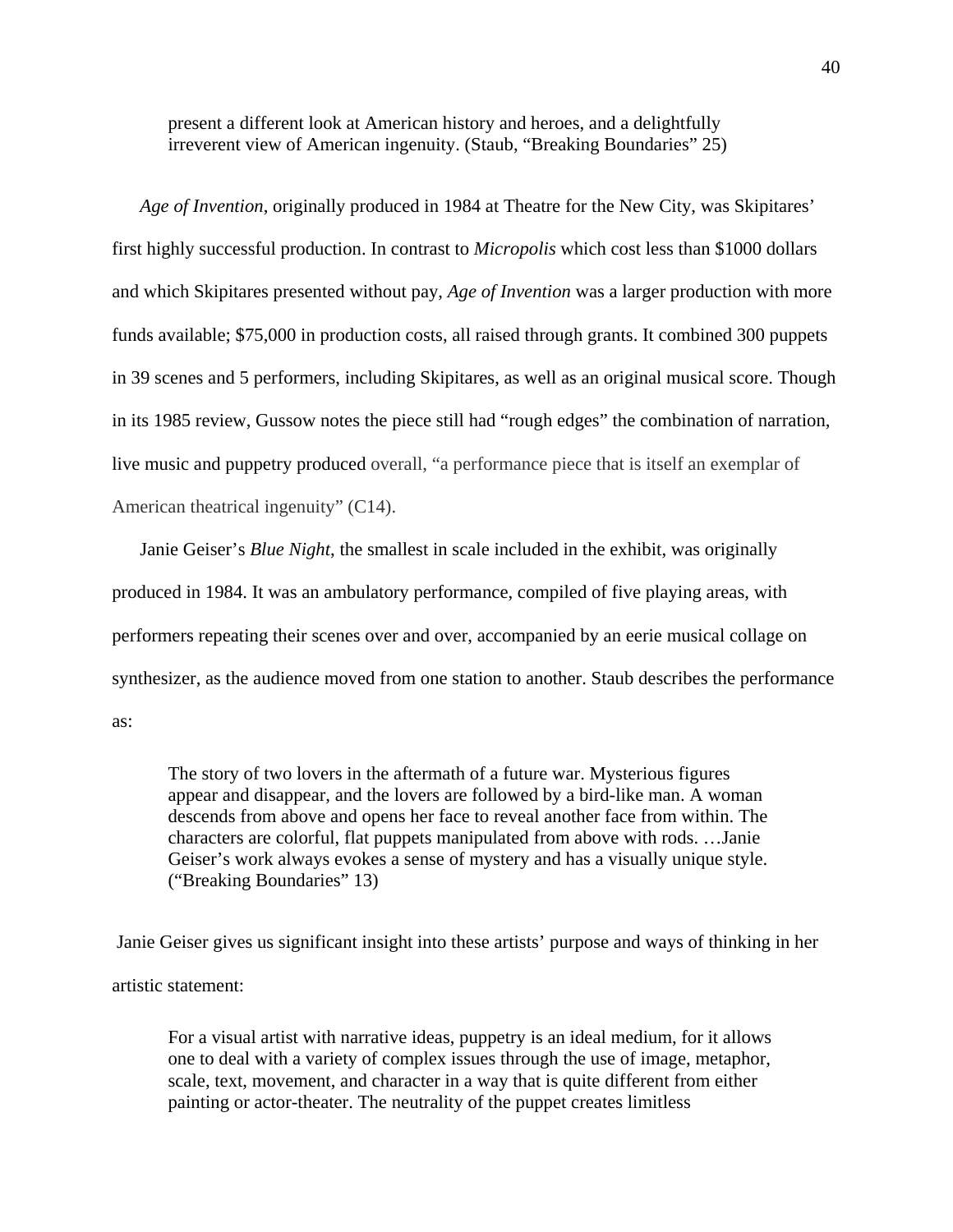> present a different look at American history and heroes, and a delightfully irreverent view of American ingenuity. (Staub, "Breaking Boundaries" 25)

*Age of Invention*, originally produced in 1984 at Theatre for the New City, was Skipitares' first highly successful production. In contrast to *Micropolis* which cost less than $1000 dollars and which Skipitares presented without pay, *Age of Invention* was a larger production with more funds available; $75,000 in production costs, all raised through grants. It combined 300 puppets in 39 scenes and 5 performers, including Skipitares, as well as an original musical score. Though in its 1985 review, Gussow notes the piece still had "rough edges" the combination of narration, live music and puppetry produced overall, "a performance piece that is itself an exemplar of American theatrical ingenuity" (C14).

Janie Geiser's *Blue Night*, the smallest in scale included in the exhibit, was originally produced in 1984. It was an ambulatory performance, compiled of five playing areas, with performers repeating their scenes over and over, accompanied by an eerie musical collage on synthesizer, as the audience moved from one station to another. Staub describes the performance as:

> The story of two lovers in the aftermath of a future war. Mysterious figures appear and disappear, and the lovers are followed by a bird-like man. A woman descends from above and opens her face to reveal another face from within. The characters are colorful, flat puppets manipulated from above with rods. …Janie Geiser's work always evokes a sense of mystery and has a visually unique style. ("Breaking Boundaries" 13)

Janie Geiser gives us significant insight into these artists' purpose and ways of thinking in her artistic statement:

> For a visual artist with narrative ideas, puppetry is an ideal medium, for it allows one to deal with a variety of complex issues through the use of image, metaphor, scale, text, movement, and character in a way that is quite different from either painting or actor-theater. The neutrality of the puppet creates limitless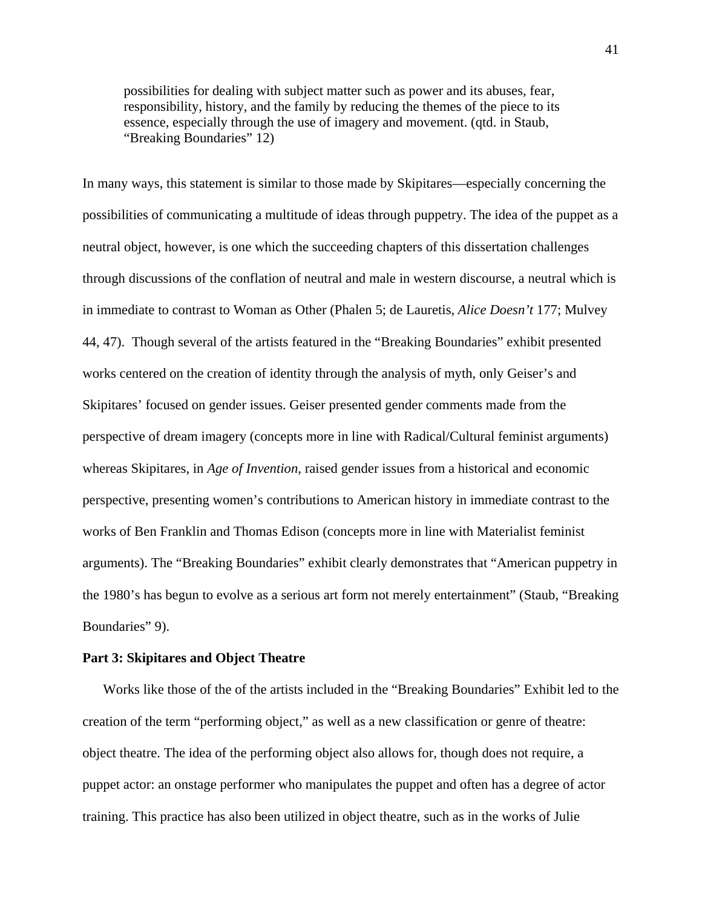> possibilities for dealing with subject matter such as power and its abuses, fear, responsibility, history, and the family by reducing the themes of the piece to its essence, especially through the use of imagery and movement. (qtd. in Staub, "Breaking Boundaries" 12)

In many ways, this statement is similar to those made by Skipitares—especially concerning the possibilities of communicating a multitude of ideas through puppetry. The idea of the puppet as a neutral object, however, is one which the succeeding chapters of this dissertation challenges through discussions of the conflation of neutral and male in western discourse, a neutral which is in immediate to contrast to Woman as Other (Phalen 5; de Lauretis, *Alice Doesn't* 177; Mulvey 44, 47). Though several of the artists featured in the "Breaking Boundaries" exhibit presented works centered on the creation of identity through the analysis of myth, only Geiser's and Skipitares' focused on gender issues. Geiser presented gender comments made from the perspective of dream imagery (concepts more in line with Radical/Cultural feminist arguments) whereas Skipitares, in *Age of Invention*, raised gender issues from a historical and economic perspective, presenting women's contributions to American history in immediate contrast to the works of Ben Franklin and Thomas Edison (concepts more in line with Materialist feminist arguments). The "Breaking Boundaries" exhibit clearly demonstrates that "American puppetry in the 1980's has begun to evolve as a serious art form not merely entertainment" (Staub, "Breaking Boundaries" 9).

**Part 3: Skipitares and Object Theatre**

Works like those of the of the artists included in the "Breaking Boundaries" Exhibit led to the creation of the term "performing object," as well as a new classification or genre of theatre: object theatre. The idea of the performing object also allows for, though does not require, a puppet actor: an onstage performer who manipulates the puppet and often has a degree of actor training. This practice has also been utilized in object theatre, such as in the works of Julie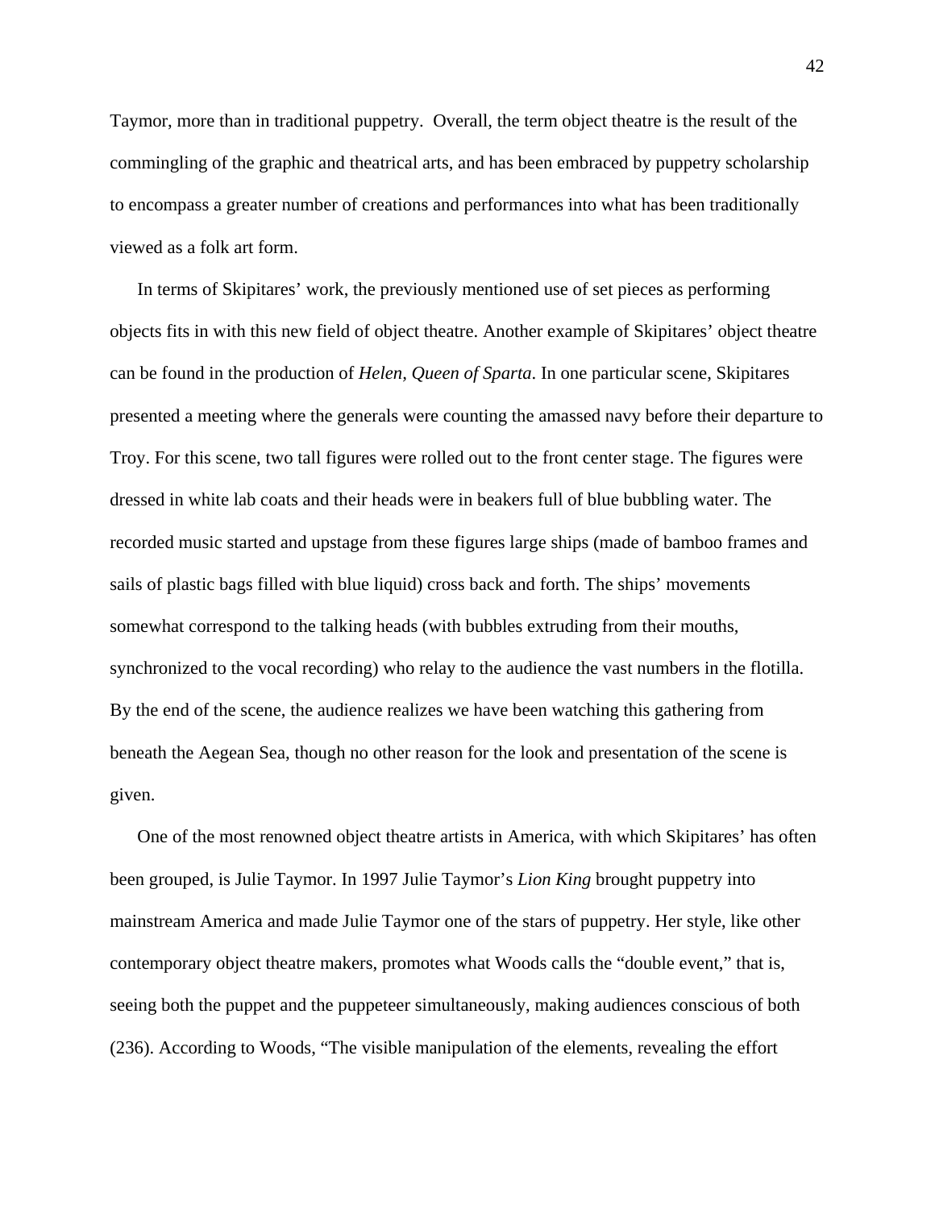Taymor, more than in traditional puppetry. Overall, the term object theatre is the result of the commingling of the graphic and theatrical arts, and has been embraced by puppetry scholarship to encompass a greater number of creations and performances into what has been traditionally viewed as a folk art form.

In terms of Skipitares' work, the previously mentioned use of set pieces as performing objects fits in with this new field of object theatre. Another example of Skipitares' object theatre can be found in the production of *Helen, Queen of Sparta*. In one particular scene, Skipitares presented a meeting where the generals were counting the amassed navy before their departure to Troy. For this scene, two tall figures were rolled out to the front center stage. The figures were dressed in white lab coats and their heads were in beakers full of blue bubbling water. The recorded music started and upstage from these figures large ships (made of bamboo frames and sails of plastic bags filled with blue liquid) cross back and forth. The ships' movements somewhat correspond to the talking heads (with bubbles extruding from their mouths, synchronized to the vocal recording) who relay to the audience the vast numbers in the flotilla. By the end of the scene, the audience realizes we have been watching this gathering from beneath the Aegean Sea, though no other reason for the look and presentation of the scene is given.

One of the most renowned object theatre artists in America, with which Skipitares' has often been grouped, is Julie Taymor. In 1997 Julie Taymor's *Lion King* brought puppetry into mainstream America and made Julie Taymor one of the stars of puppetry. Her style, like other contemporary object theatre makers, promotes what Woods calls the "double event," that is, seeing both the puppet and the puppeteer simultaneously, making audiences conscious of both (236). According to Woods, "The visible manipulation of the elements, revealing the effort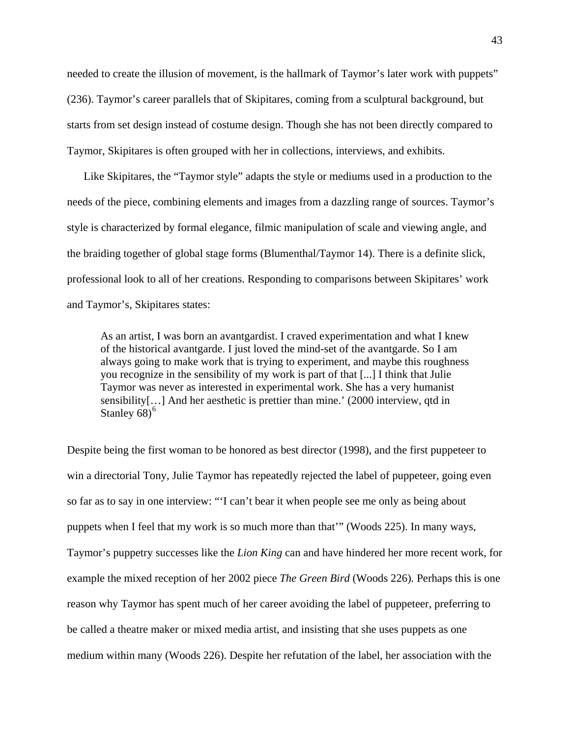needed to create the illusion of movement, is the hallmark of Taymor's later work with puppets" (236). Taymor's career parallels that of Skipitares, coming from a sculptural background, but starts from set design instead of costume design. Though she has not been directly compared to Taymor, Skipitares is often grouped with her in collections, interviews, and exhibits.

Like Skipitares, the "Taymor style" adapts the style or mediums used in a production to the needs of the piece, combining elements and images from a dazzling range of sources. Taymor's style is characterized by formal elegance, filmic manipulation of scale and viewing angle, and the braiding together of global stage forms (Blumenthal/Taymor 14). There is a definite slick, professional look to all of her creations. Responding to comparisons between Skipitares' work and Taymor's, Skipitares states:

> As an artist, I was born an avantgardist. I craved experimentation and what I knew of the historical avantgarde. I just loved the mind-set of the avantgarde. So I am always going to make work that is trying to experiment, and maybe this roughness you recognize in the sensibility of my work is part of that [...] I think that Julie Taymor was never as interested in experimental work. She has a very humanist sensibility[…] And her aesthetic is prettier than mine.' (2000 interview, qtd in Stanley 68)[6]

Despite being the first woman to be honored as best director (1998), and the first puppeteer to win a directorial Tony, Julie Taymor has repeatedly rejected the label of puppeteer, going even so far as to say in one interview: "'I can't bear it when people see me only as being about puppets when I feel that my work is so much more than that'" (Woods 225). In many ways, Taymor's puppetry successes like the *Lion King* can and have hindered her more recent work, for example the mixed reception of her 2002 piece *The Green Bird* (Woods 226). Perhaps this is one reason why Taymor has spent much of her career avoiding the label of puppeteer, preferring to be called a theatre maker or mixed media artist, and insisting that she uses puppets as one medium within many (Woods 226). Despite her refutation of the label, her association with the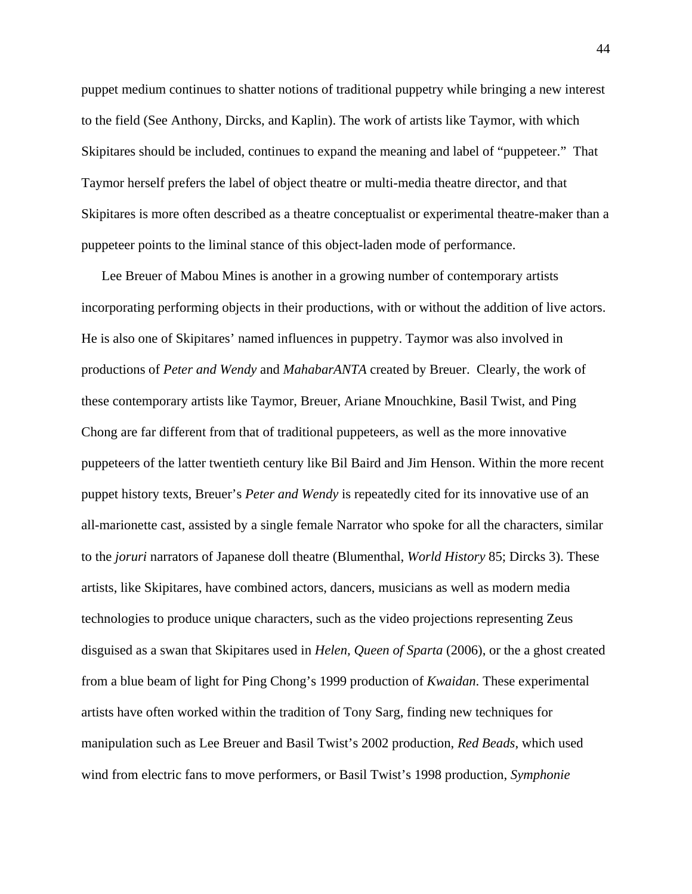puppet medium continues to shatter notions of traditional puppetry while bringing a new interest to the field (See Anthony, Dircks, and Kaplin). The work of artists like Taymor, with which Skipitares should be included, continues to expand the meaning and label of "puppeteer." That Taymor herself prefers the label of object theatre or multi-media theatre director, and that Skipitares is more often described as a theatre conceptualist or experimental theatre-maker than a puppeteer points to the liminal stance of this object-laden mode of performance.

Lee Breuer of Mabou Mines is another in a growing number of contemporary artists incorporating performing objects in their productions, with or without the addition of live actors. He is also one of Skipitares' named influences in puppetry. Taymor was also involved in productions of *Peter and Wendy* and *MahabarANTA* created by Breuer. Clearly, the work of these contemporary artists like Taymor, Breuer, Ariane Mnouchkine, Basil Twist, and Ping Chong are far different from that of traditional puppeteers, as well as the more innovative puppeteers of the latter twentieth century like Bil Baird and Jim Henson. Within the more recent puppet history texts, Breuer's *Peter and Wendy* is repeatedly cited for its innovative use of an all-marionette cast, assisted by a single female Narrator who spoke for all the characters, similar to the *joruri* narrators of Japanese doll theatre (Blumenthal, *World History* 85; Dircks 3). These artists, like Skipitares, have combined actors, dancers, musicians as well as modern media technologies to produce unique characters, such as the video projections representing Zeus disguised as a swan that Skipitares used in *Helen, Queen of Sparta* (2006), or the a ghost created from a blue beam of light for Ping Chong's 1999 production of *Kwaidan*. These experimental artists have often worked within the tradition of Tony Sarg, finding new techniques for manipulation such as Lee Breuer and Basil Twist's 2002 production, *Red Beads*, which used wind from electric fans to move performers, or Basil Twist's 1998 production, *Symphonie*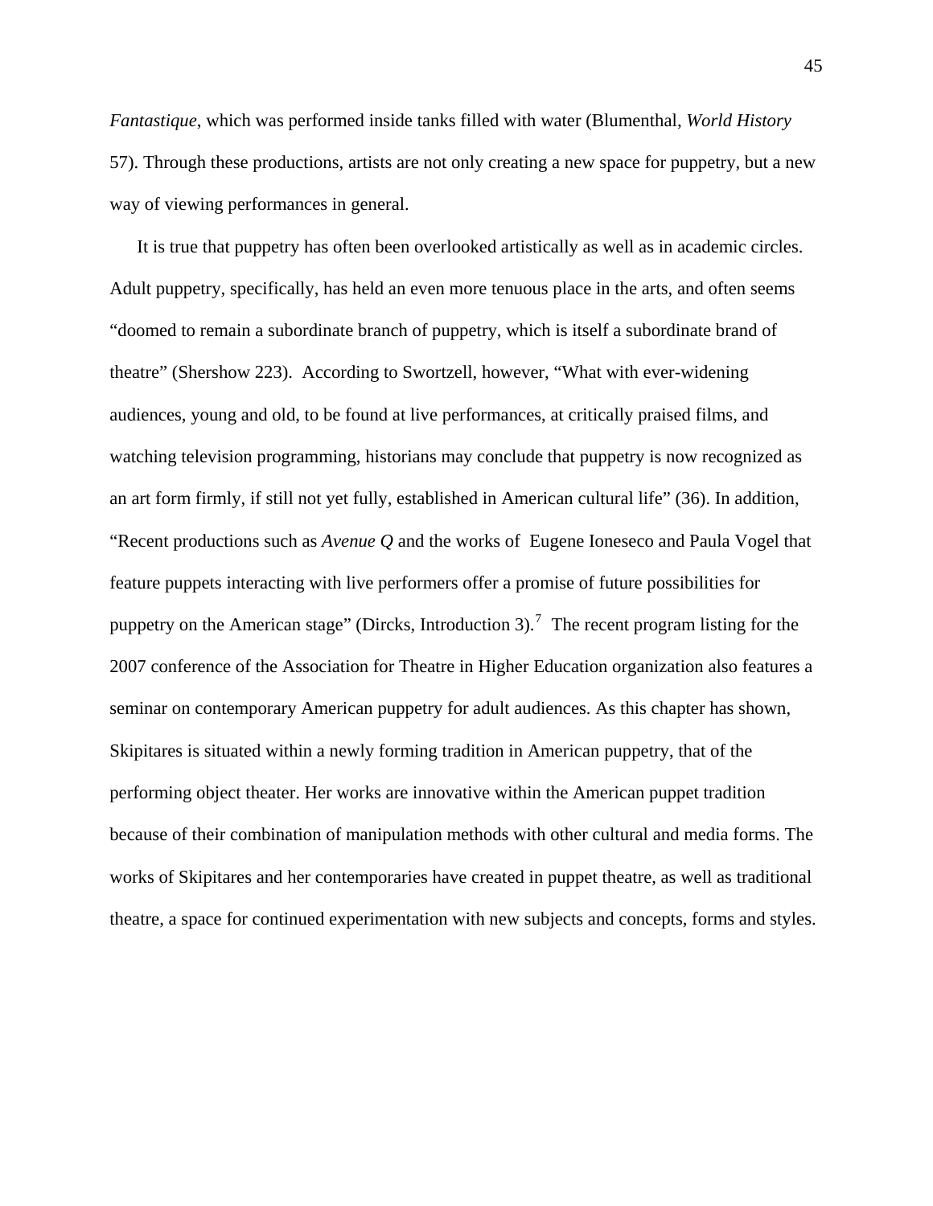*Fantastique*, which was performed inside tanks filled with water (Blumenthal, *World History* 57). Through these productions, artists are not only creating a new space for puppetry, but a new way of viewing performances in general.

It is true that puppetry has often been overlooked artistically as well as in academic circles. Adult puppetry, specifically, has held an even more tenuous place in the arts, and often seems "doomed to remain a subordinate branch of puppetry, which is itself a subordinate brand of theatre" (Shershow 223). According to Swortzell, however, "What with ever-widening audiences, young and old, to be found at live performances, at critically praised films, and watching television programming, historians may conclude that puppetry is now recognized as an art form firmly, if still not yet fully, established in American cultural life" (36). In addition, "Recent productions such as *Avenue Q* and the works of Eugene Ioneseco and Paula Vogel that feature puppets interacting with live performers offer a promise of future possibilities for puppetry on the American stage" (Dircks, Introduction 3).[7] The recent program listing for the 2007 conference of the Association for Theatre in Higher Education organization also features a seminar on contemporary American puppetry for adult audiences. As this chapter has shown, Skipitares is situated within a newly forming tradition in American puppetry, that of the performing object theater. Her works are innovative within the American puppet tradition because of their combination of manipulation methods with other cultural and media forms. The works of Skipitares and her contemporaries have created in puppet theatre, as well as traditional theatre, a space for continued experimentation with new subjects and concepts, forms and styles.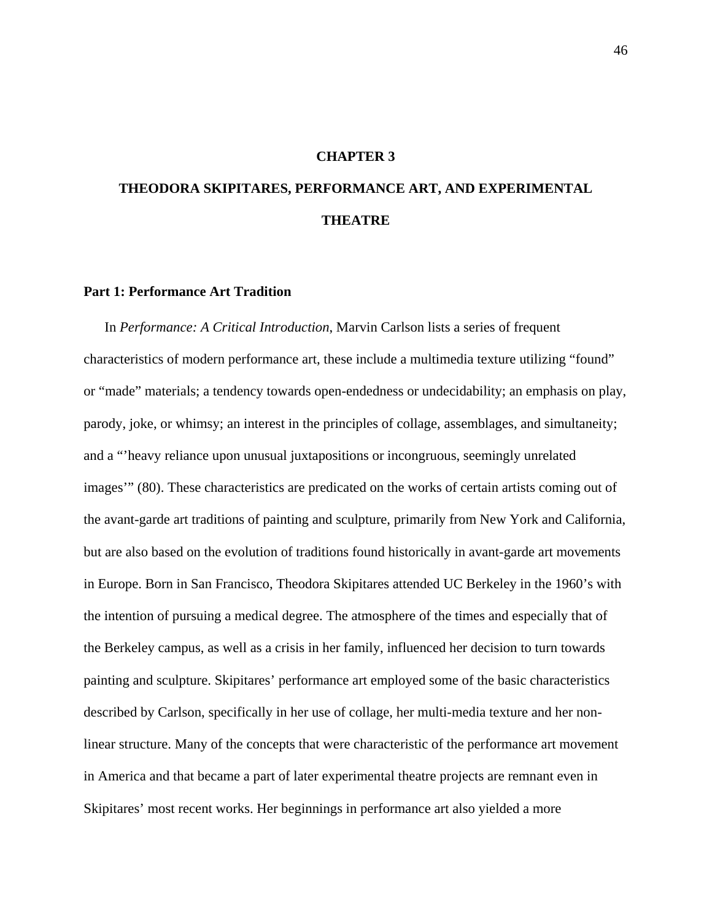# CHAPTER 3

# THEODORA SKIPITARES, PERFORMANCE ART, AND EXPERIMENTAL THEATRE

## Part 1: Performance Art Tradition

In *Performance: A Critical Introduction*, Marvin Carlson lists a series of frequent characteristics of modern performance art, these include a multimedia texture utilizing "found" or "made" materials; a tendency towards open-endedness or undecidability; an emphasis on play, parody, joke, or whimsy; an interest in the principles of collage, assemblages, and simultaneity; and a "'heavy reliance upon unusual juxtapositions or incongruous, seemingly unrelated images'" (80). These characteristics are predicated on the works of certain artists coming out of the avant-garde art traditions of painting and sculpture, primarily from New York and California, but are also based on the evolution of traditions found historically in avant-garde art movements in Europe. Born in San Francisco, Theodora Skipitares attended UC Berkeley in the 1960's with the intention of pursuing a medical degree. The atmosphere of the times and especially that of the Berkeley campus, as well as a crisis in her family, influenced her decision to turn towards painting and sculpture. Skipitares' performance art employed some of the basic characteristics described by Carlson, specifically in her use of collage, her multi-media texture and her non-linear structure. Many of the concepts that were characteristic of the performance art movement in America and that became a part of later experimental theatre projects are remnant even in Skipitares' most recent works. Her beginnings in performance art also yielded a more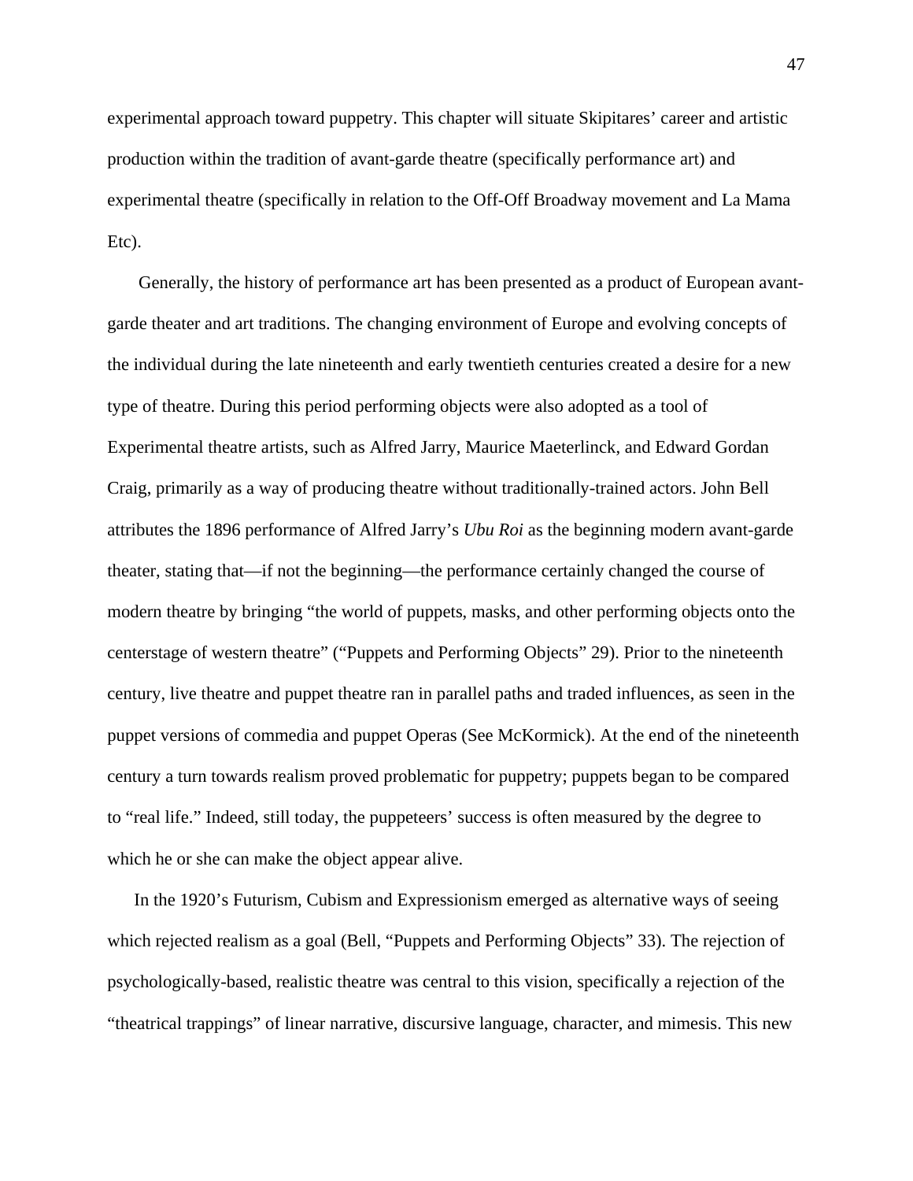experimental approach toward puppetry. This chapter will situate Skipitares' career and artistic production within the tradition of avant-garde theatre (specifically performance art) and experimental theatre (specifically in relation to the Off-Off Broadway movement and La Mama Etc).

Generally, the history of performance art has been presented as a product of European avant-garde theater and art traditions. The changing environment of Europe and evolving concepts of the individual during the late nineteenth and early twentieth centuries created a desire for a new type of theatre. During this period performing objects were also adopted as a tool of Experimental theatre artists, such as Alfred Jarry, Maurice Maeterlinck, and Edward Gordan Craig, primarily as a way of producing theatre without traditionally-trained actors. John Bell attributes the 1896 performance of Alfred Jarry's *Ubu Roi* as the beginning modern avant-garde theater, stating that—if not the beginning—the performance certainly changed the course of modern theatre by bringing "the world of puppets, masks, and other performing objects onto the centerstage of western theatre" ("Puppets and Performing Objects" 29). Prior to the nineteenth century, live theatre and puppet theatre ran in parallel paths and traded influences, as seen in the puppet versions of commedia and puppet Operas (See McKormick). At the end of the nineteenth century a turn towards realism proved problematic for puppetry; puppets began to be compared to "real life." Indeed, still today, the puppeteers' success is often measured by the degree to which he or she can make the object appear alive.

In the 1920's Futurism, Cubism and Expressionism emerged as alternative ways of seeing which rejected realism as a goal (Bell, "Puppets and Performing Objects" 33). The rejection of psychologically-based, realistic theatre was central to this vision, specifically a rejection of the "theatrical trappings" of linear narrative, discursive language, character, and mimesis. This new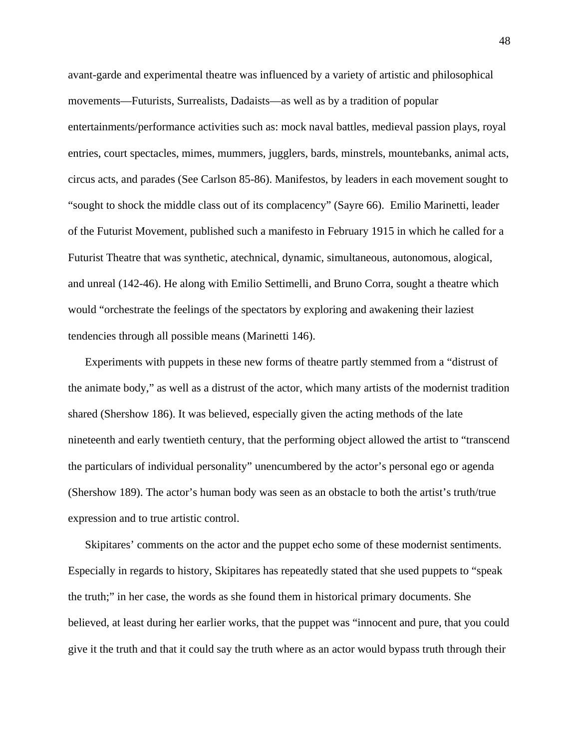avant-garde and experimental theatre was influenced by a variety of artistic and philosophical movements—Futurists, Surrealists, Dadaists—as well as by a tradition of popular entertainments/performance activities such as: mock naval battles, medieval passion plays, royal entries, court spectacles, mimes, mummers, jugglers, bards, minstrels, mountebanks, animal acts, circus acts, and parades (See Carlson 85-86). Manifestos, by leaders in each movement sought to "sought to shock the middle class out of its complacency" (Sayre 66). Emilio Marinetti, leader of the Futurist Movement, published such a manifesto in February 1915 in which he called for a Futurist Theatre that was synthetic, atechnical, dynamic, simultaneous, autonomous, alogical, and unreal (142-46). He along with Emilio Settimelli, and Bruno Corra, sought a theatre which would "orchestrate the feelings of the spectators by exploring and awakening their laziest tendencies through all possible means (Marinetti 146).

Experiments with puppets in these new forms of theatre partly stemmed from a "distrust of the animate body," as well as a distrust of the actor, which many artists of the modernist tradition shared (Shershow 186). It was believed, especially given the acting methods of the late nineteenth and early twentieth century, that the performing object allowed the artist to "transcend the particulars of individual personality" unencumbered by the actor's personal ego or agenda (Shershow 189). The actor's human body was seen as an obstacle to both the artist's truth/true expression and to true artistic control.

Skipitares' comments on the actor and the puppet echo some of these modernist sentiments. Especially in regards to history, Skipitares has repeatedly stated that she used puppets to "speak the truth;" in her case, the words as she found them in historical primary documents. She believed, at least during her earlier works, that the puppet was "innocent and pure, that you could give it the truth and that it could say the truth where as an actor would bypass truth through their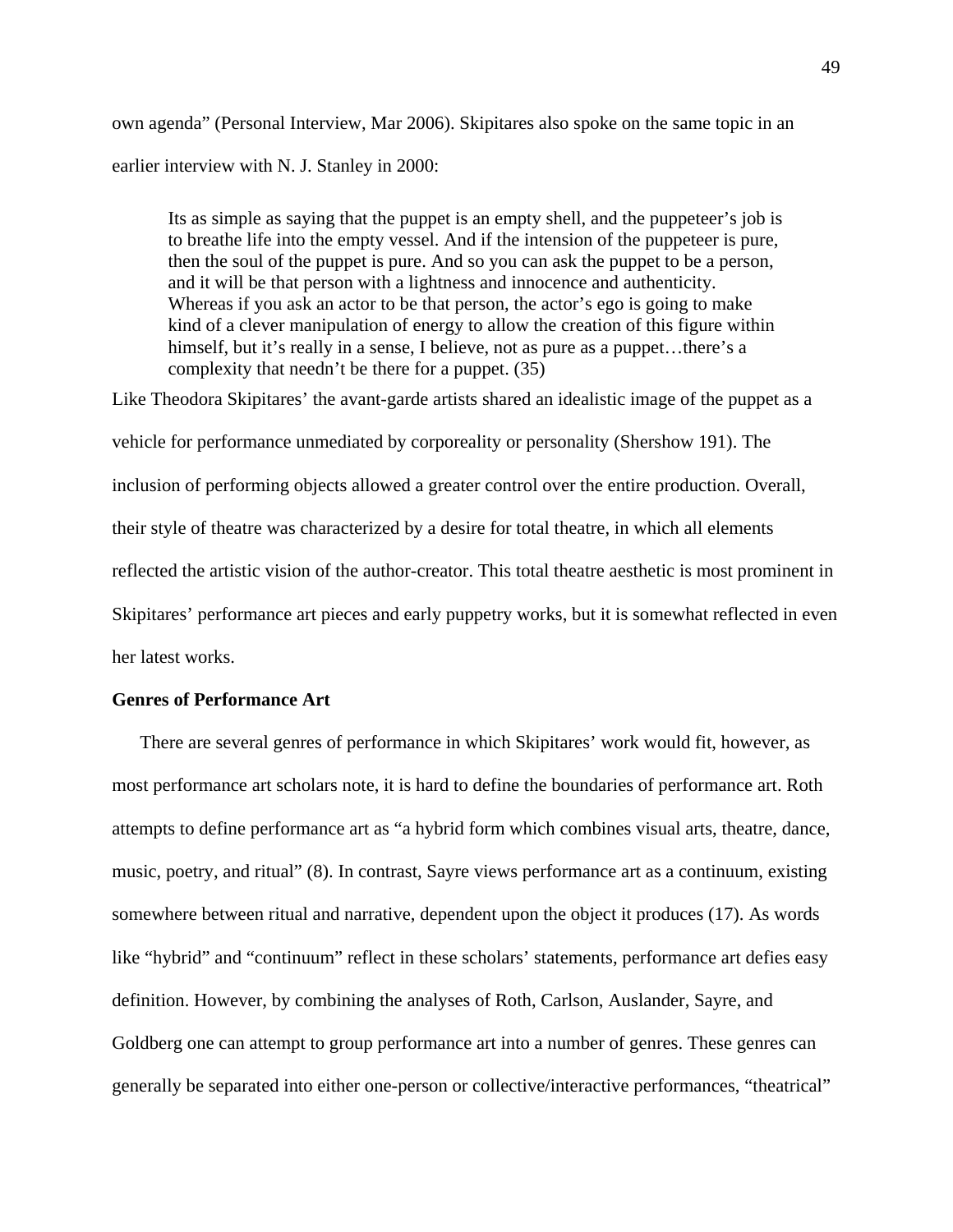own agenda" (Personal Interview, Mar 2006). Skipitares also spoke on the same topic in an earlier interview with N. J. Stanley in 2000:

> Its as simple as saying that the puppet is an empty shell, and the puppeteer's job is to breathe life into the empty vessel. And if the intension of the puppeteer is pure, then the soul of the puppet is pure. And so you can ask the puppet to be a person, and it will be that person with a lightness and innocence and authenticity. Whereas if you ask an actor to be that person, the actor's ego is going to make kind of a clever manipulation of energy to allow the creation of this figure within himself, but it's really in a sense, I believe, not as pure as a puppet…there's a complexity that needn't be there for a puppet. (35)

Like Theodora Skipitares' the avant-garde artists shared an idealistic image of the puppet as a vehicle for performance unmediated by corporeality or personality (Shershow 191). The inclusion of performing objects allowed a greater control over the entire production. Overall, their style of theatre was characterized by a desire for total theatre, in which all elements reflected the artistic vision of the author-creator. This total theatre aesthetic is most prominent in Skipitares' performance art pieces and early puppetry works, but it is somewhat reflected in even her latest works.

**Genres of Performance Art**

There are several genres of performance in which Skipitares' work would fit, however, as most performance art scholars note, it is hard to define the boundaries of performance art. Roth attempts to define performance art as "a hybrid form which combines visual arts, theatre, dance, music, poetry, and ritual" (8). In contrast, Sayre views performance art as a continuum, existing somewhere between ritual and narrative, dependent upon the object it produces (17). As words like "hybrid" and "continuum" reflect in these scholars' statements, performance art defies easy definition. However, by combining the analyses of Roth, Carlson, Auslander, Sayre, and Goldberg one can attempt to group performance art into a number of genres. These genres can generally be separated into either one-person or collective/interactive performances, "theatrical"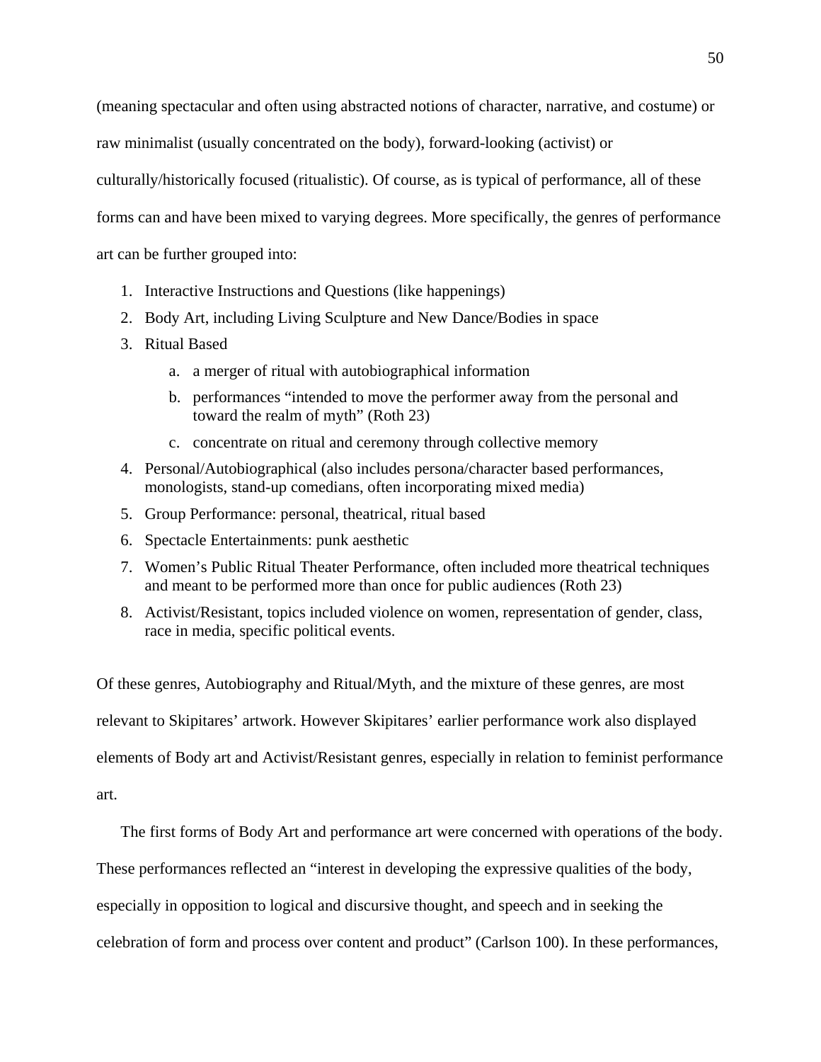(meaning spectacular and often using abstracted notions of character, narrative, and costume) or raw minimalist (usually concentrated on the body), forward-looking (activist) or culturally/historically focused (ritualistic). Of course, as is typical of performance, all of these forms can and have been mixed to varying degrees. More specifically, the genres of performance art can be further grouped into:

1. Interactive Instructions and Questions (like happenings)
2. Body Art, including Living Sculpture and New Dance/Bodies in space
3. Ritual Based
    a. a merger of ritual with autobiographical information
    b. performances "intended to move the performer away from the personal and toward the realm of myth" (Roth 23)
    c. concentrate on ritual and ceremony through collective memory
4. Personal/Autobiographical (also includes persona/character based performances, monologists, stand-up comedians, often incorporating mixed media)
5. Group Performance: personal, theatrical, ritual based
6. Spectacle Entertainments: punk aesthetic
7. Women's Public Ritual Theater Performance, often included more theatrical techniques and meant to be performed more than once for public audiences (Roth 23)
8. Activist/Resistant, topics included violence on women, representation of gender, class, race in media, specific political events.

Of these genres, Autobiography and Ritual/Myth, and the mixture of these genres, are most relevant to Skipitares' artwork. However Skipitares' earlier performance work also displayed elements of Body art and Activist/Resistant genres, especially in relation to feminist performance art.

The first forms of Body Art and performance art were concerned with operations of the body. These performances reflected an "interest in developing the expressive qualities of the body, especially in opposition to logical and discursive thought, and speech and in seeking the celebration of form and process over content and product" (Carlson 100). In these performances,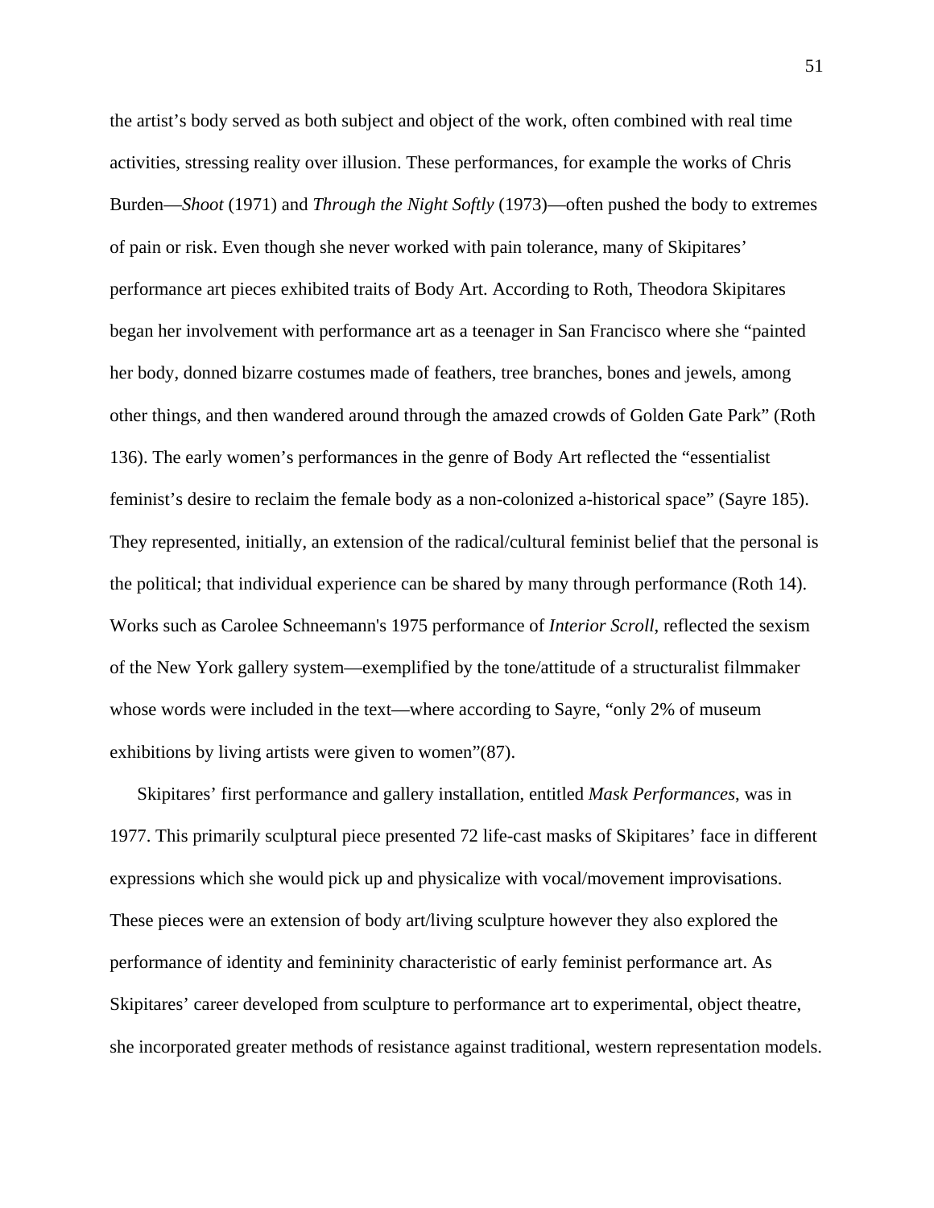the artist's body served as both subject and object of the work, often combined with real time activities, stressing reality over illusion. These performances, for example the works of Chris Burden—*Shoot* (1971) and *Through the Night Softly* (1973)—often pushed the body to extremes of pain or risk. Even though she never worked with pain tolerance, many of Skipitares' performance art pieces exhibited traits of Body Art. According to Roth, Theodora Skipitares began her involvement with performance art as a teenager in San Francisco where she "painted her body, donned bizarre costumes made of feathers, tree branches, bones and jewels, among other things, and then wandered around through the amazed crowds of Golden Gate Park" (Roth 136). The early women's performances in the genre of Body Art reflected the "essentialist feminist's desire to reclaim the female body as a non-colonized a-historical space" (Sayre 185). They represented, initially, an extension of the radical/cultural feminist belief that the personal is the political; that individual experience can be shared by many through performance (Roth 14). Works such as Carolee Schneemann's 1975 performance of *Interior Scroll*, reflected the sexism of the New York gallery system—exemplified by the tone/attitude of a structuralist filmmaker whose words were included in the text—where according to Sayre, "only 2% of museum exhibitions by living artists were given to women"(87).

Skipitares' first performance and gallery installation, entitled *Mask Performances*, was in 1977. This primarily sculptural piece presented 72 life-cast masks of Skipitares' face in different expressions which she would pick up and physicalize with vocal/movement improvisations. These pieces were an extension of body art/living sculpture however they also explored the performance of identity and femininity characteristic of early feminist performance art. As Skipitares' career developed from sculpture to performance art to experimental, object theatre, she incorporated greater methods of resistance against traditional, western representation models.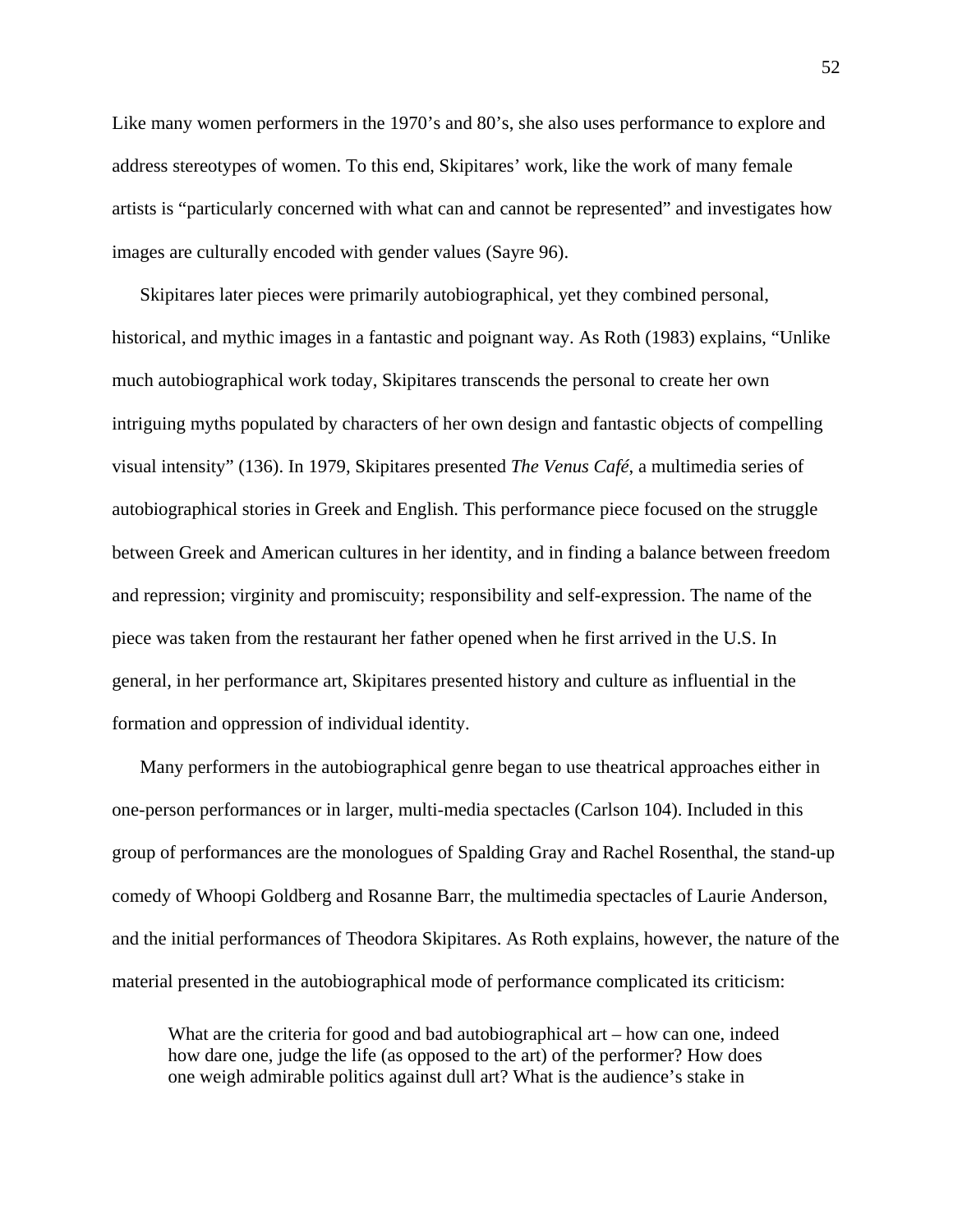Like many women performers in the 1970's and 80's, she also uses performance to explore and address stereotypes of women. To this end, Skipitares' work, like the work of many female artists is "particularly concerned with what can and cannot be represented" and investigates how images are culturally encoded with gender values (Sayre 96).

Skipitares later pieces were primarily autobiographical, yet they combined personal, historical, and mythic images in a fantastic and poignant way. As Roth (1983) explains, "Unlike much autobiographical work today, Skipitares transcends the personal to create her own intriguing myths populated by characters of her own design and fantastic objects of compelling visual intensity" (136). In 1979, Skipitares presented *The Venus Café*, a multimedia series of autobiographical stories in Greek and English. This performance piece focused on the struggle between Greek and American cultures in her identity, and in finding a balance between freedom and repression; virginity and promiscuity; responsibility and self-expression. The name of the piece was taken from the restaurant her father opened when he first arrived in the U.S. In general, in her performance art, Skipitares presented history and culture as influential in the formation and oppression of individual identity.

Many performers in the autobiographical genre began to use theatrical approaches either in one-person performances or in larger, multi-media spectacles (Carlson 104). Included in this group of performances are the monologues of Spalding Gray and Rachel Rosenthal, the stand-up comedy of Whoopi Goldberg and Rosanne Barr, the multimedia spectacles of Laurie Anderson, and the initial performances of Theodora Skipitares. As Roth explains, however, the nature of the material presented in the autobiographical mode of performance complicated its criticism:

> What are the criteria for good and bad autobiographical art – how can one, indeed how dare one, judge the life (as opposed to the art) of the performer? How does one weigh admirable politics against dull art? What is the audience's stake in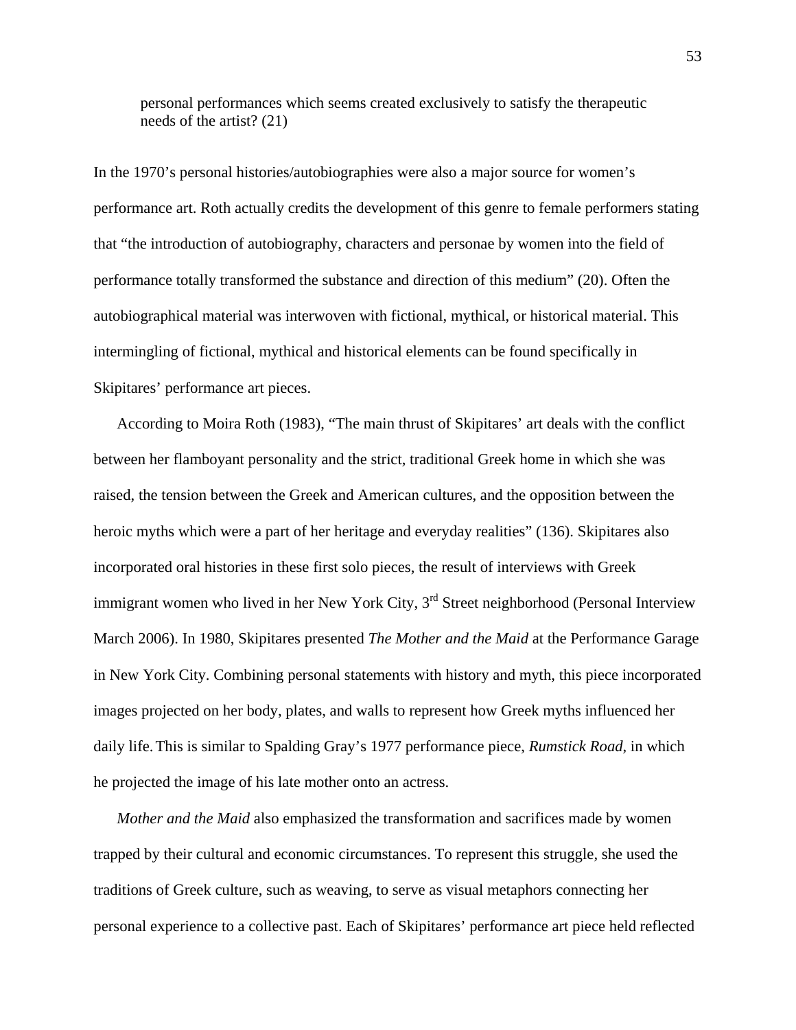> personal performances which seems created exclusively to satisfy the therapeutic needs of the artist? (21)

In the 1970's personal histories/autobiographies were also a major source for women's performance art. Roth actually credits the development of this genre to female performers stating that "the introduction of autobiography, characters and personae by women into the field of performance totally transformed the substance and direction of this medium" (20). Often the autobiographical material was interwoven with fictional, mythical, or historical material. This intermingling of fictional, mythical and historical elements can be found specifically in Skipitares' performance art pieces.

According to Moira Roth (1983), "The main thrust of Skipitares' art deals with the conflict between her flamboyant personality and the strict, traditional Greek home in which she was raised, the tension between the Greek and American cultures, and the opposition between the heroic myths which were a part of her heritage and everyday realities" (136). Skipitares also incorporated oral histories in these first solo pieces, the result of interviews with Greek immigrant women who lived in her New York City, 3rd Street neighborhood (Personal Interview March 2006). In 1980, Skipitares presented *The Mother and the Maid* at the Performance Garage in New York City. Combining personal statements with history and myth, this piece incorporated images projected on her body, plates, and walls to represent how Greek myths influenced her daily life. This is similar to Spalding Gray's 1977 performance piece, *Rumstick Road*, in which he projected the image of his late mother onto an actress.

*Mother and the Maid* also emphasized the transformation and sacrifices made by women trapped by their cultural and economic circumstances. To represent this struggle, she used the traditions of Greek culture, such as weaving, to serve as visual metaphors connecting her personal experience to a collective past. Each of Skipitares' performance art piece held reflected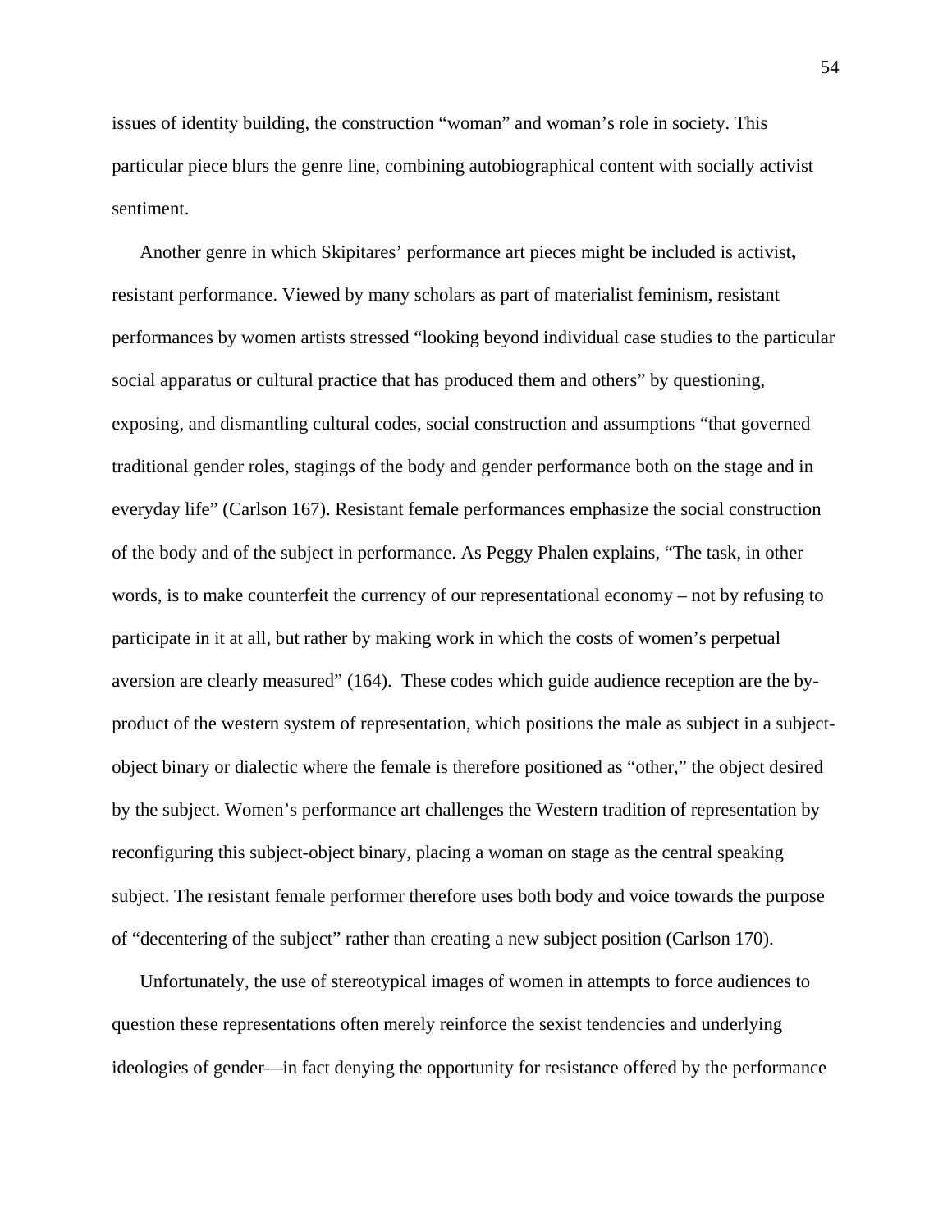issues of identity building, the construction "woman" and woman's role in society. This particular piece blurs the genre line, combining autobiographical content with socially activist sentiment.

Another genre in which Skipitares' performance art pieces might be included is activist**,** resistant performance. Viewed by many scholars as part of materialist feminism, resistant performances by women artists stressed "looking beyond individual case studies to the particular social apparatus or cultural practice that has produced them and others" by questioning, exposing, and dismantling cultural codes, social construction and assumptions "that governed traditional gender roles, stagings of the body and gender performance both on the stage and in everyday life" (Carlson 167). Resistant female performances emphasize the social construction of the body and of the subject in performance. As Peggy Phalen explains, "The task, in other words, is to make counterfeit the currency of our representational economy – not by refusing to participate in it at all, but rather by making work in which the costs of women's perpetual aversion are clearly measured" (164). These codes which guide audience reception are the by-product of the western system of representation, which positions the male as subject in a subject-object binary or dialectic where the female is therefore positioned as "other," the object desired by the subject. Women's performance art challenges the Western tradition of representation by reconfiguring this subject-object binary, placing a woman on stage as the central speaking subject. The resistant female performer therefore uses both body and voice towards the purpose of "decentering of the subject" rather than creating a new subject position (Carlson 170).

Unfortunately, the use of stereotypical images of women in attempts to force audiences to question these representations often merely reinforce the sexist tendencies and underlying ideologies of gender—in fact denying the opportunity for resistance offered by the performance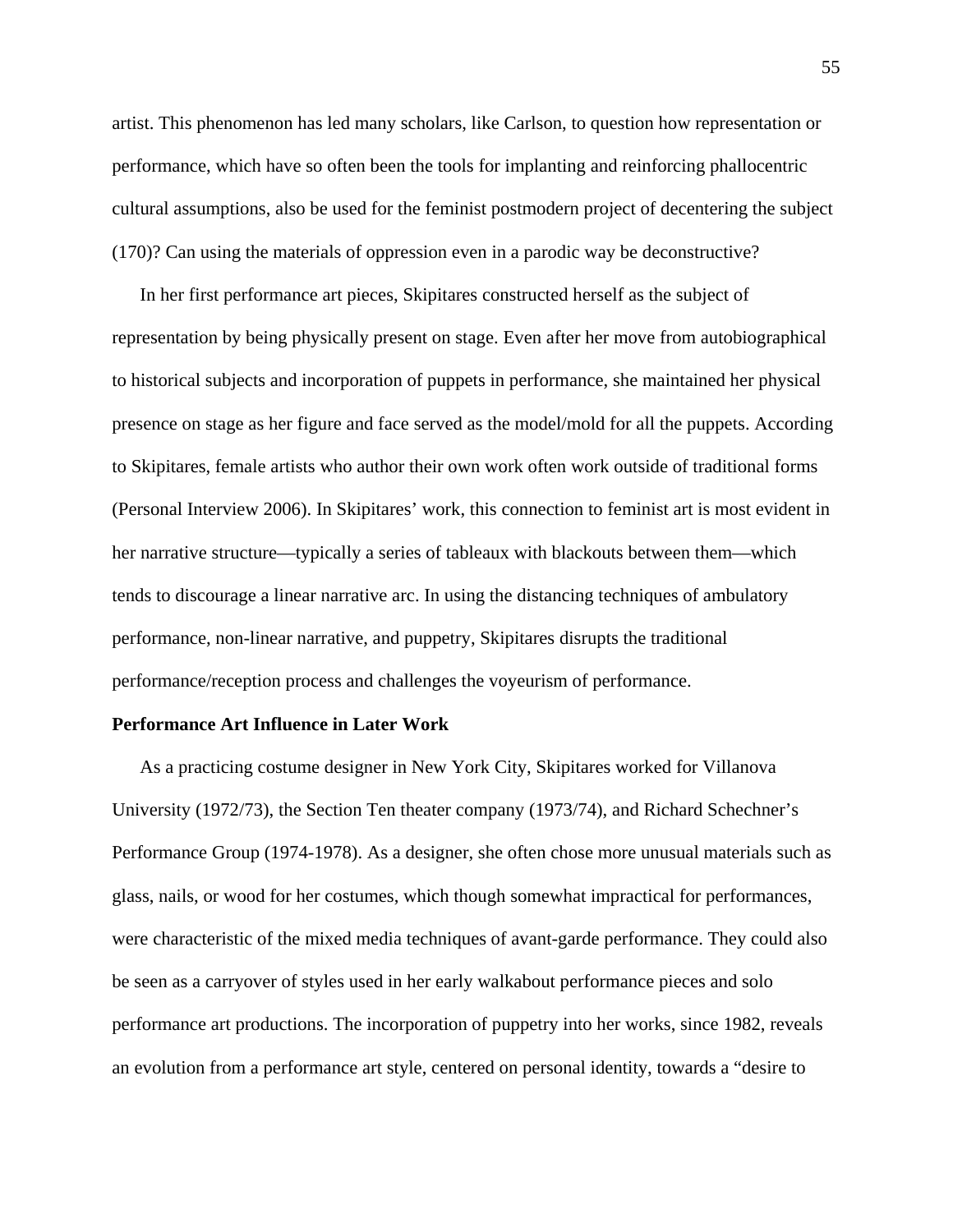artist. This phenomenon has led many scholars, like Carlson, to question how representation or performance, which have so often been the tools for implanting and reinforcing phallocentric cultural assumptions, also be used for the feminist postmodern project of decentering the subject (170)? Can using the materials of oppression even in a parodic way be deconstructive?

In her first performance art pieces, Skipitares constructed herself as the subject of representation by being physically present on stage. Even after her move from autobiographical to historical subjects and incorporation of puppets in performance, she maintained her physical presence on stage as her figure and face served as the model/mold for all the puppets. According to Skipitares, female artists who author their own work often work outside of traditional forms (Personal Interview 2006). In Skipitares' work, this connection to feminist art is most evident in her narrative structure—typically a series of tableaux with blackouts between them—which tends to discourage a linear narrative arc. In using the distancing techniques of ambulatory performance, non-linear narrative, and puppetry, Skipitares disrupts the traditional performance/reception process and challenges the voyeurism of performance.

**Performance Art Influence in Later Work**

As a practicing costume designer in New York City, Skipitares worked for Villanova University (1972/73), the Section Ten theater company (1973/74), and Richard Schechner's Performance Group (1974-1978). As a designer, she often chose more unusual materials such as glass, nails, or wood for her costumes, which though somewhat impractical for performances, were characteristic of the mixed media techniques of avant-garde performance. They could also be seen as a carryover of styles used in her early walkabout performance pieces and solo performance art productions. The incorporation of puppetry into her works, since 1982, reveals an evolution from a performance art style, centered on personal identity, towards a "desire to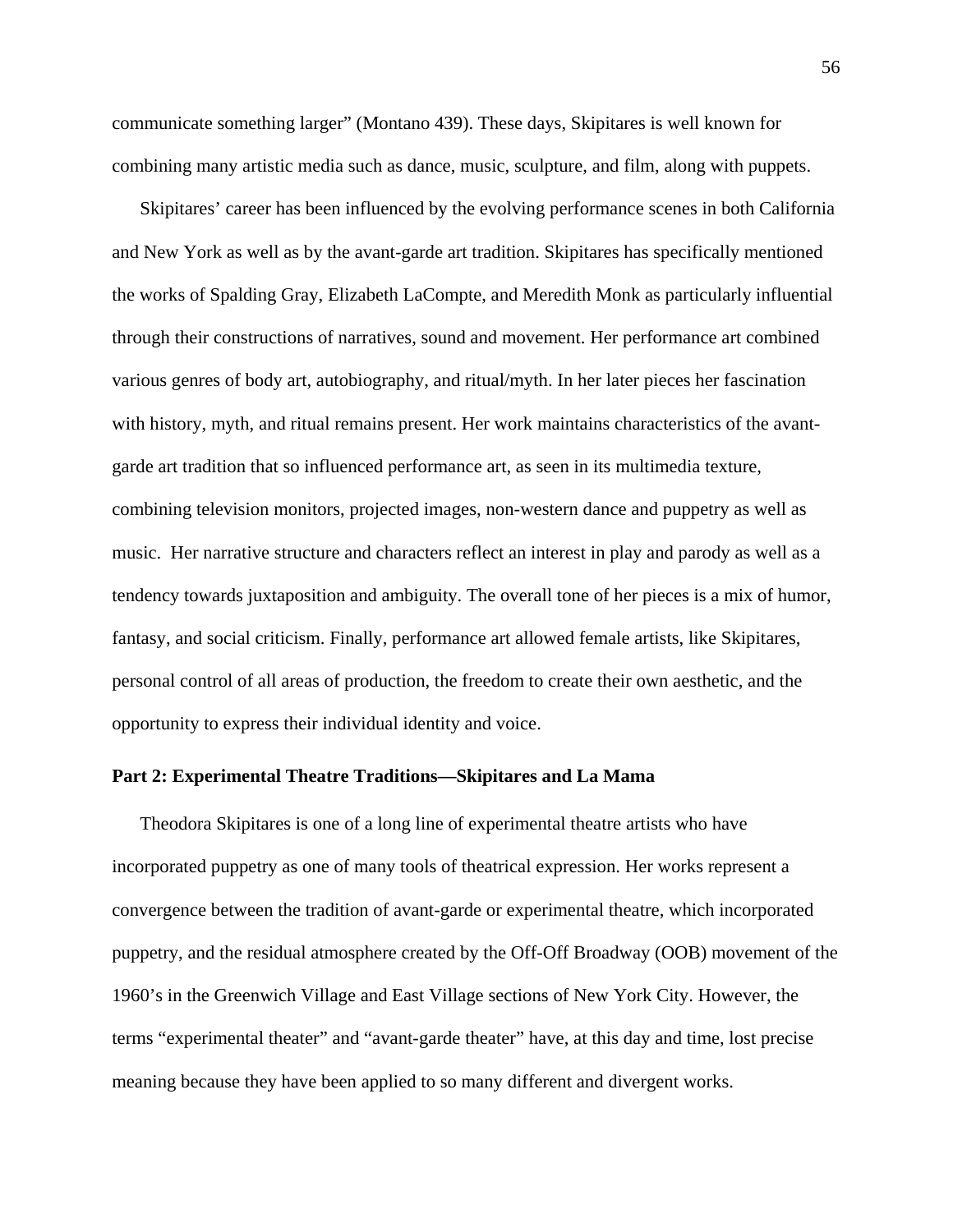communicate something larger" (Montano 439). These days, Skipitares is well known for combining many artistic media such as dance, music, sculpture, and film, along with puppets.

Skipitares' career has been influenced by the evolving performance scenes in both California and New York as well as by the avant-garde art tradition. Skipitares has specifically mentioned the works of Spalding Gray, Elizabeth LaCompte, and Meredith Monk as particularly influential through their constructions of narratives, sound and movement. Her performance art combined various genres of body art, autobiography, and ritual/myth. In her later pieces her fascination with history, myth, and ritual remains present. Her work maintains characteristics of the avant-garde art tradition that so influenced performance art, as seen in its multimedia texture, combining television monitors, projected images, non-western dance and puppetry as well as music. Her narrative structure and characters reflect an interest in play and parody as well as a tendency towards juxtaposition and ambiguity. The overall tone of her pieces is a mix of humor, fantasy, and social criticism. Finally, performance art allowed female artists, like Skipitares, personal control of all areas of production, the freedom to create their own aesthetic, and the opportunity to express their individual identity and voice.

**Part 2: Experimental Theatre Traditions—Skipitares and La Mama**

Theodora Skipitares is one of a long line of experimental theatre artists who have incorporated puppetry as one of many tools of theatrical expression. Her works represent a convergence between the tradition of avant-garde or experimental theatre, which incorporated puppetry, and the residual atmosphere created by the Off-Off Broadway (OOB) movement of the 1960's in the Greenwich Village and East Village sections of New York City. However, the terms "experimental theater" and "avant-garde theater" have, at this day and time, lost precise meaning because they have been applied to so many different and divergent works.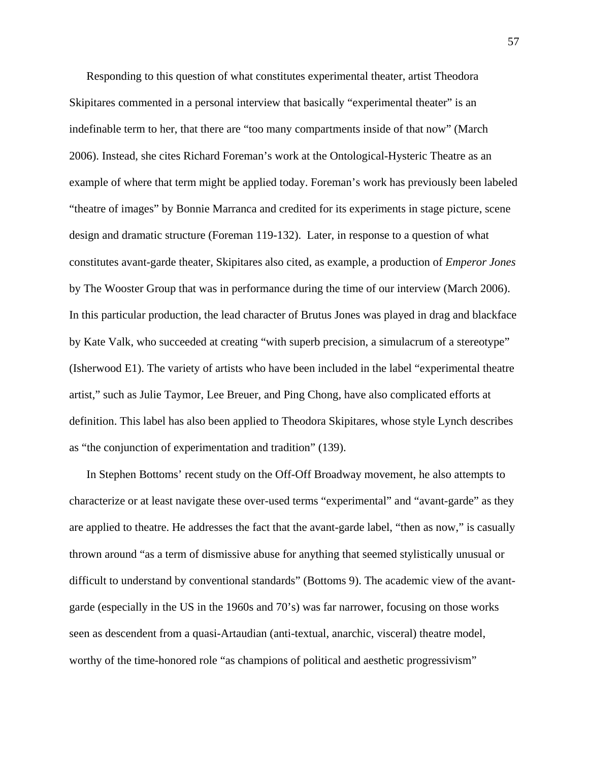Responding to this question of what constitutes experimental theater, artist Theodora Skipitares commented in a personal interview that basically "experimental theater" is an indefinable term to her, that there are "too many compartments inside of that now" (March 2006). Instead, she cites Richard Foreman's work at the Ontological-Hysteric Theatre as an example of where that term might be applied today. Foreman's work has previously been labeled "theatre of images" by Bonnie Marranca and credited for its experiments in stage picture, scene design and dramatic structure (Foreman 119-132). Later, in response to a question of what constitutes avant-garde theater, Skipitares also cited, as example, a production of *Emperor Jones* by The Wooster Group that was in performance during the time of our interview (March 2006). In this particular production, the lead character of Brutus Jones was played in drag and blackface by Kate Valk, who succeeded at creating "with superb precision, a simulacrum of a stereotype" (Isherwood E1). The variety of artists who have been included in the label "experimental theatre artist," such as Julie Taymor, Lee Breuer, and Ping Chong, have also complicated efforts at definition. This label has also been applied to Theodora Skipitares, whose style Lynch describes as "the conjunction of experimentation and tradition" (139).

In Stephen Bottoms' recent study on the Off-Off Broadway movement, he also attempts to characterize or at least navigate these over-used terms "experimental" and "avant-garde" as they are applied to theatre. He addresses the fact that the avant-garde label, "then as now," is casually thrown around "as a term of dismissive abuse for anything that seemed stylistically unusual or difficult to understand by conventional standards" (Bottoms 9). The academic view of the avant-garde (especially in the US in the 1960s and 70's) was far narrower, focusing on those works seen as descendent from a quasi-Artaudian (anti-textual, anarchic, visceral) theatre model, worthy of the time-honored role "as champions of political and aesthetic progressivism"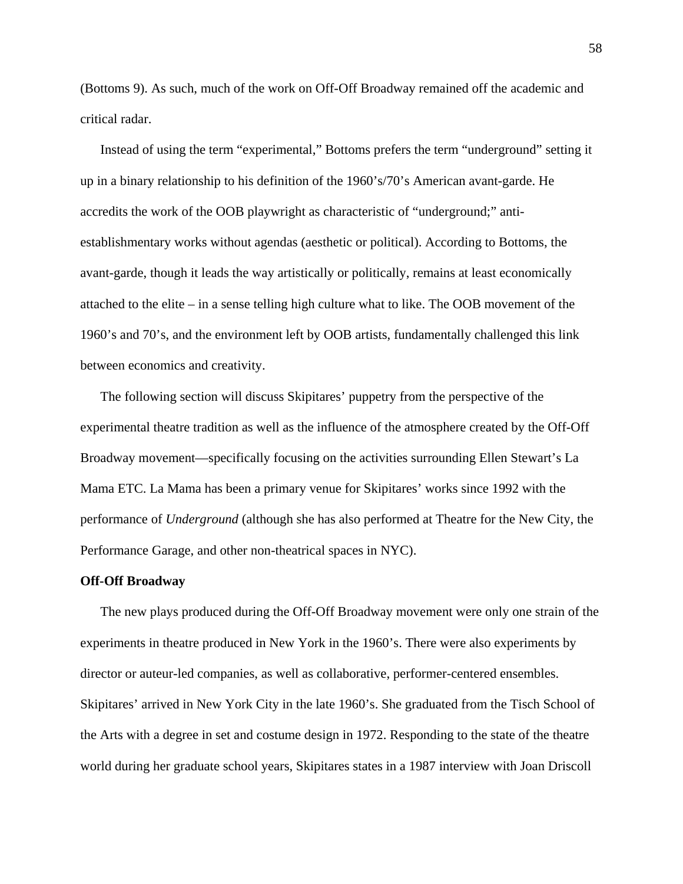(Bottoms 9). As such, much of the work on Off-Off Broadway remained off the academic and critical radar.

Instead of using the term "experimental," Bottoms prefers the term "underground" setting it up in a binary relationship to his definition of the 1960's/70's American avant-garde. He accredits the work of the OOB playwright as characteristic of "underground;" anti-establishmentary works without agendas (aesthetic or political). According to Bottoms, the avant-garde, though it leads the way artistically or politically, remains at least economically attached to the elite – in a sense telling high culture what to like. The OOB movement of the 1960's and 70's, and the environment left by OOB artists, fundamentally challenged this link between economics and creativity.

The following section will discuss Skipitares' puppetry from the perspective of the experimental theatre tradition as well as the influence of the atmosphere created by the Off-Off Broadway movement—specifically focusing on the activities surrounding Ellen Stewart's La Mama ETC. La Mama has been a primary venue for Skipitares' works since 1992 with the performance of *Underground* (although she has also performed at Theatre for the New City, the Performance Garage, and other non-theatrical spaces in NYC).

**Off-Off Broadway**

The new plays produced during the Off-Off Broadway movement were only one strain of the experiments in theatre produced in New York in the 1960's. There were also experiments by director or auteur-led companies, as well as collaborative, performer-centered ensembles. Skipitares' arrived in New York City in the late 1960's. She graduated from the Tisch School of the Arts with a degree in set and costume design in 1972. Responding to the state of the theatre world during her graduate school years, Skipitares states in a 1987 interview with Joan Driscoll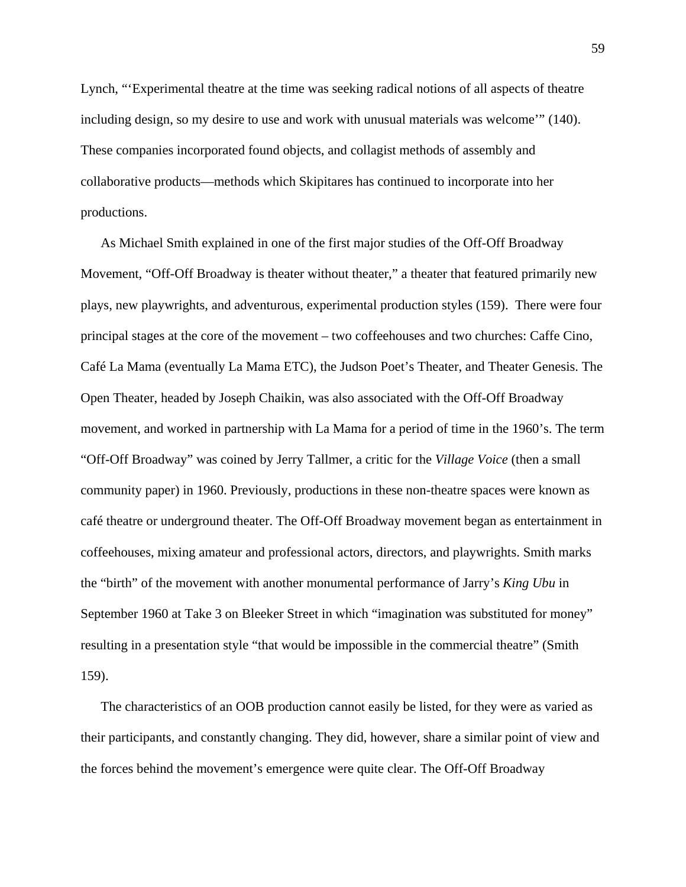Lynch, "'Experimental theatre at the time was seeking radical notions of all aspects of theatre including design, so my desire to use and work with unusual materials was welcome'" (140). These companies incorporated found objects, and collagist methods of assembly and collaborative products—methods which Skipitares has continued to incorporate into her productions.

As Michael Smith explained in one of the first major studies of the Off-Off Broadway Movement, "Off-Off Broadway is theater without theater," a theater that featured primarily new plays, new playwrights, and adventurous, experimental production styles (159). There were four principal stages at the core of the movement – two coffeehouses and two churches: Caffe Cino, Café La Mama (eventually La Mama ETC), the Judson Poet's Theater, and Theater Genesis. The Open Theater, headed by Joseph Chaikin, was also associated with the Off-Off Broadway movement, and worked in partnership with La Mama for a period of time in the 1960's. The term "Off-Off Broadway" was coined by Jerry Tallmer, a critic for the *Village Voice* (then a small community paper) in 1960. Previously, productions in these non-theatre spaces were known as café theatre or underground theater. The Off-Off Broadway movement began as entertainment in coffeehouses, mixing amateur and professional actors, directors, and playwrights. Smith marks the "birth" of the movement with another monumental performance of Jarry's *King Ubu* in September 1960 at Take 3 on Bleeker Street in which "imagination was substituted for money" resulting in a presentation style "that would be impossible in the commercial theatre" (Smith 159).

The characteristics of an OOB production cannot easily be listed, for they were as varied as their participants, and constantly changing. They did, however, share a similar point of view and the forces behind the movement's emergence were quite clear. The Off-Off Broadway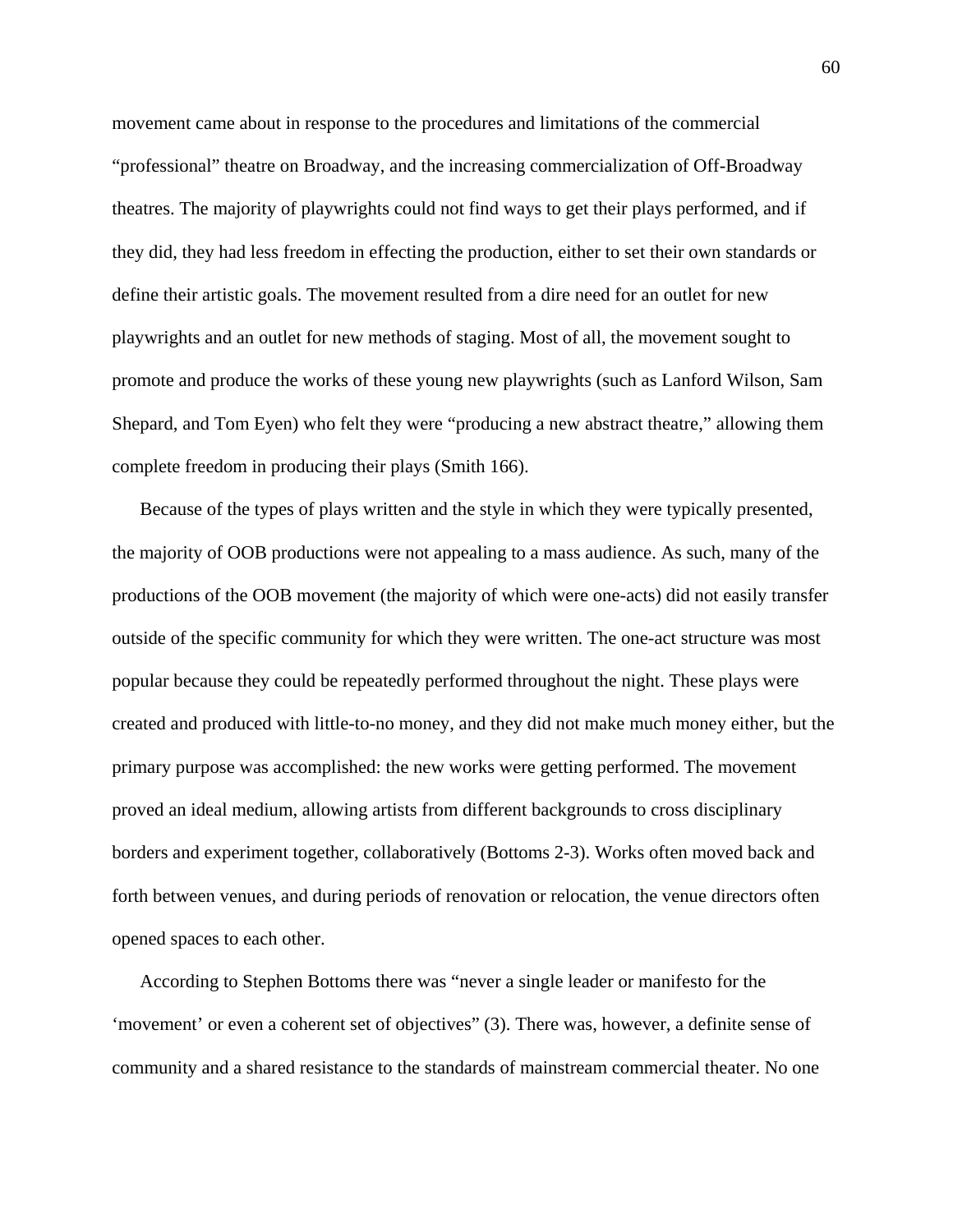movement came about in response to the procedures and limitations of the commercial "professional" theatre on Broadway, and the increasing commercialization of Off-Broadway theatres. The majority of playwrights could not find ways to get their plays performed, and if they did, they had less freedom in effecting the production, either to set their own standards or define their artistic goals. The movement resulted from a dire need for an outlet for new playwrights and an outlet for new methods of staging. Most of all, the movement sought to promote and produce the works of these young new playwrights (such as Lanford Wilson, Sam Shepard, and Tom Eyen) who felt they were "producing a new abstract theatre," allowing them complete freedom in producing their plays (Smith 166).

Because of the types of plays written and the style in which they were typically presented, the majority of OOB productions were not appealing to a mass audience. As such, many of the productions of the OOB movement (the majority of which were one-acts) did not easily transfer outside of the specific community for which they were written. The one-act structure was most popular because they could be repeatedly performed throughout the night. These plays were created and produced with little-to-no money, and they did not make much money either, but the primary purpose was accomplished: the new works were getting performed. The movement proved an ideal medium, allowing artists from different backgrounds to cross disciplinary borders and experiment together, collaboratively (Bottoms 2-3). Works often moved back and forth between venues, and during periods of renovation or relocation, the venue directors often opened spaces to each other.

According to Stephen Bottoms there was "never a single leader or manifesto for the 'movement' or even a coherent set of objectives" (3). There was, however, a definite sense of community and a shared resistance to the standards of mainstream commercial theater. No one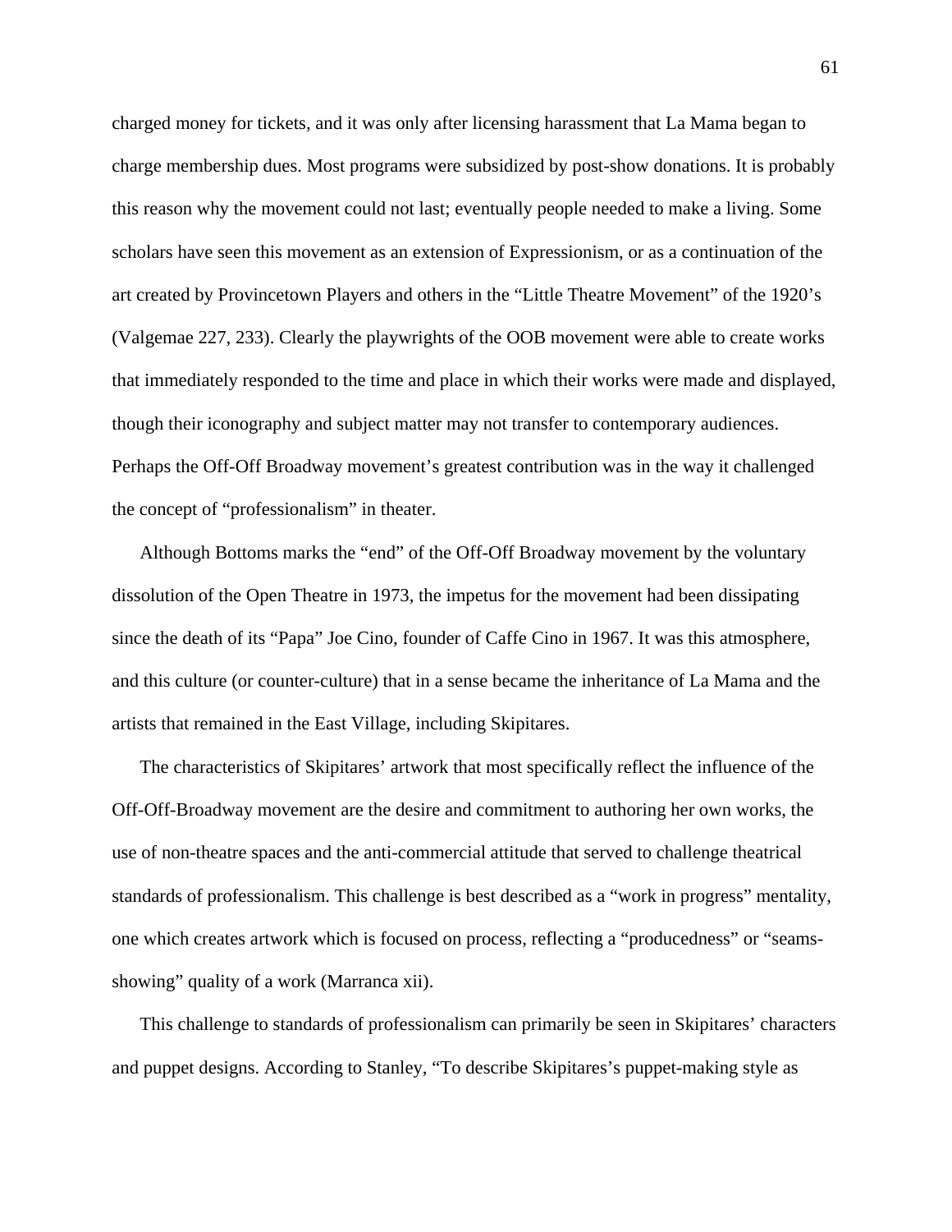charged money for tickets, and it was only after licensing harassment that La Mama began to charge membership dues. Most programs were subsidized by post-show donations. It is probably this reason why the movement could not last; eventually people needed to make a living. Some scholars have seen this movement as an extension of Expressionism, or as a continuation of the art created by Provincetown Players and others in the "Little Theatre Movement" of the 1920's (Valgemae 227, 233). Clearly the playwrights of the OOB movement were able to create works that immediately responded to the time and place in which their works were made and displayed, though their iconography and subject matter may not transfer to contemporary audiences. Perhaps the Off-Off Broadway movement's greatest contribution was in the way it challenged the concept of "professionalism" in theater.

Although Bottoms marks the "end" of the Off-Off Broadway movement by the voluntary dissolution of the Open Theatre in 1973, the impetus for the movement had been dissipating since the death of its "Papa" Joe Cino, founder of Caffe Cino in 1967. It was this atmosphere, and this culture (or counter-culture) that in a sense became the inheritance of La Mama and the artists that remained in the East Village, including Skipitares.

The characteristics of Skipitares' artwork that most specifically reflect the influence of the Off-Off-Broadway movement are the desire and commitment to authoring her own works, the use of non-theatre spaces and the anti-commercial attitude that served to challenge theatrical standards of professionalism. This challenge is best described as a "work in progress" mentality, one which creates artwork which is focused on process, reflecting a "producedness" or "seams-showing" quality of a work (Marranca xii).

This challenge to standards of professionalism can primarily be seen in Skipitares' characters and puppet designs. According to Stanley, "To describe Skipitares's puppet-making style as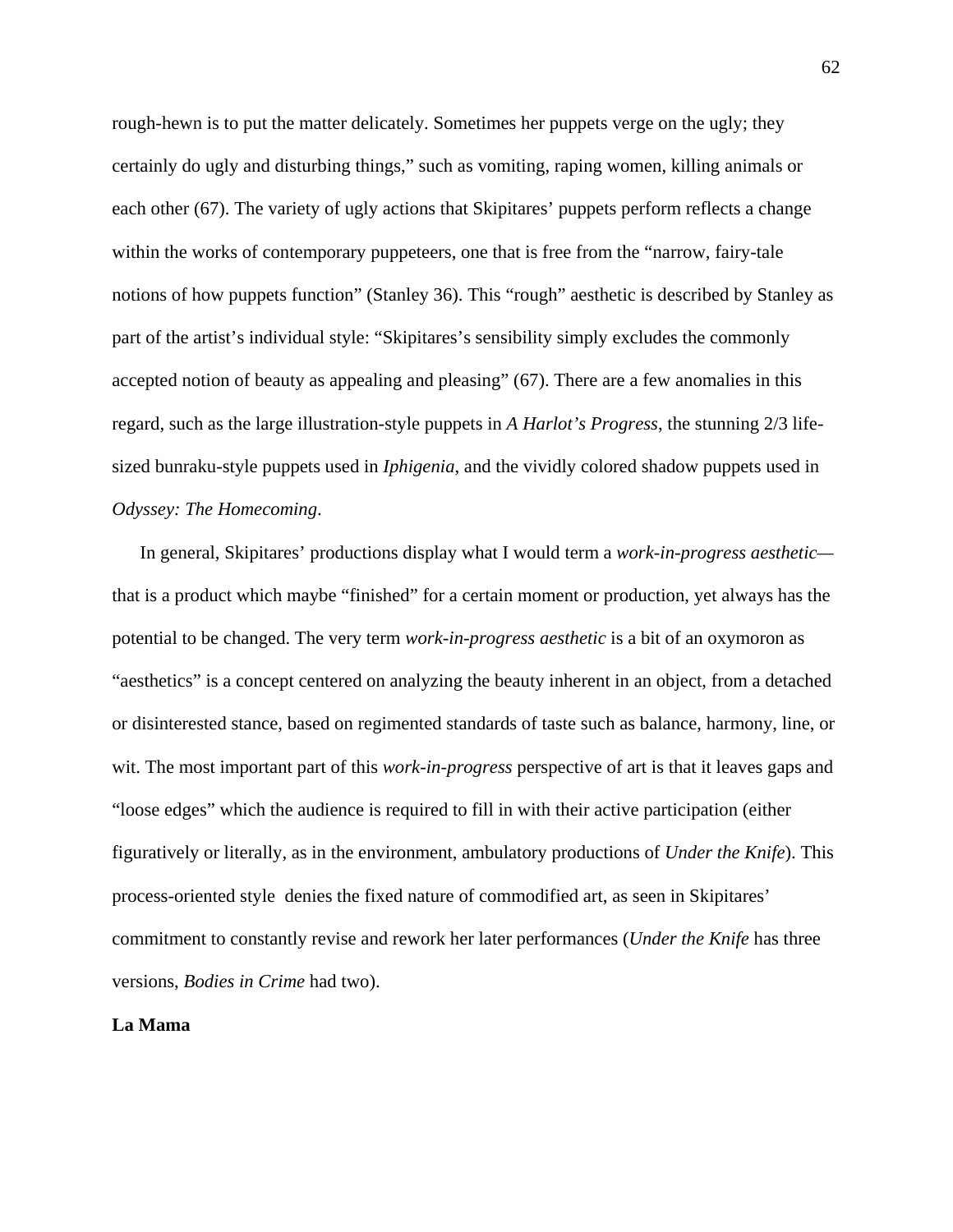rough-hewn is to put the matter delicately. Sometimes her puppets verge on the ugly; they certainly do ugly and disturbing things," such as vomiting, raping women, killing animals or each other (67). The variety of ugly actions that Skipitares' puppets perform reflects a change within the works of contemporary puppeteers, one that is free from the "narrow, fairy-tale notions of how puppets function" (Stanley 36). This "rough" aesthetic is described by Stanley as part of the artist's individual style: "Skipitares's sensibility simply excludes the commonly accepted notion of beauty as appealing and pleasing" (67). There are a few anomalies in this regard, such as the large illustration-style puppets in *A Harlot's Progress*, the stunning 2/3 life-sized bunraku-style puppets used in *Iphigenia*, and the vividly colored shadow puppets used in *Odyssey: The Homecoming*.

In general, Skipitares' productions display what I would term a *work-in-progress aesthetic*—that is a product which maybe "finished" for a certain moment or production, yet always has the potential to be changed. The very term *work-in-progress aesthetic* is a bit of an oxymoron as "aesthetics" is a concept centered on analyzing the beauty inherent in an object, from a detached or disinterested stance, based on regimented standards of taste such as balance, harmony, line, or wit. The most important part of this *work-in-progress* perspective of art is that it leaves gaps and "loose edges" which the audience is required to fill in with their active participation (either figuratively or literally, as in the environment, ambulatory productions of *Under the Knife*). This process-oriented style denies the fixed nature of commodified art, as seen in Skipitares' commitment to constantly revise and rework her later performances (*Under the Knife* has three versions, *Bodies in Crime* had two).

**La Mama**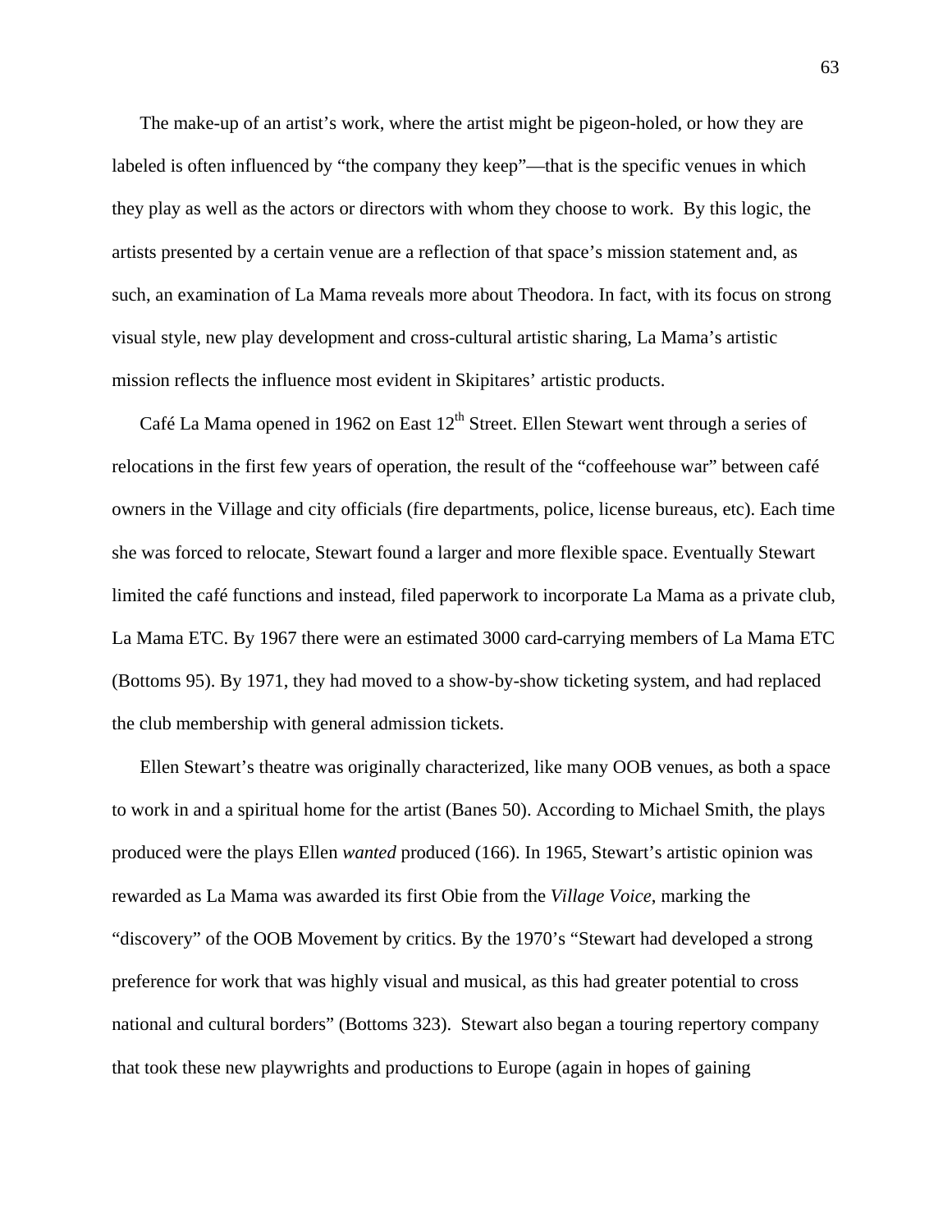The make-up of an artist's work, where the artist might be pigeon-holed, or how they are labeled is often influenced by "the company they keep"—that is the specific venues in which they play as well as the actors or directors with whom they choose to work. By this logic, the artists presented by a certain venue are a reflection of that space's mission statement and, as such, an examination of La Mama reveals more about Theodora. In fact, with its focus on strong visual style, new play development and cross-cultural artistic sharing, La Mama's artistic mission reflects the influence most evident in Skipitares' artistic products.

Café La Mama opened in 1962 on East 12th Street. Ellen Stewart went through a series of relocations in the first few years of operation, the result of the "coffeehouse war" between café owners in the Village and city officials (fire departments, police, license bureaus, etc). Each time she was forced to relocate, Stewart found a larger and more flexible space. Eventually Stewart limited the café functions and instead, filed paperwork to incorporate La Mama as a private club, La Mama ETC. By 1967 there were an estimated 3000 card-carrying members of La Mama ETC (Bottoms 95). By 1971, they had moved to a show-by-show ticketing system, and had replaced the club membership with general admission tickets.

Ellen Stewart's theatre was originally characterized, like many OOB venues, as both a space to work in and a spiritual home for the artist (Banes 50). According to Michael Smith, the plays produced were the plays Ellen *wanted* produced (166). In 1965, Stewart's artistic opinion was rewarded as La Mama was awarded its first Obie from the *Village Voice*, marking the "discovery" of the OOB Movement by critics. By the 1970's "Stewart had developed a strong preference for work that was highly visual and musical, as this had greater potential to cross national and cultural borders" (Bottoms 323). Stewart also began a touring repertory company that took these new playwrights and productions to Europe (again in hopes of gaining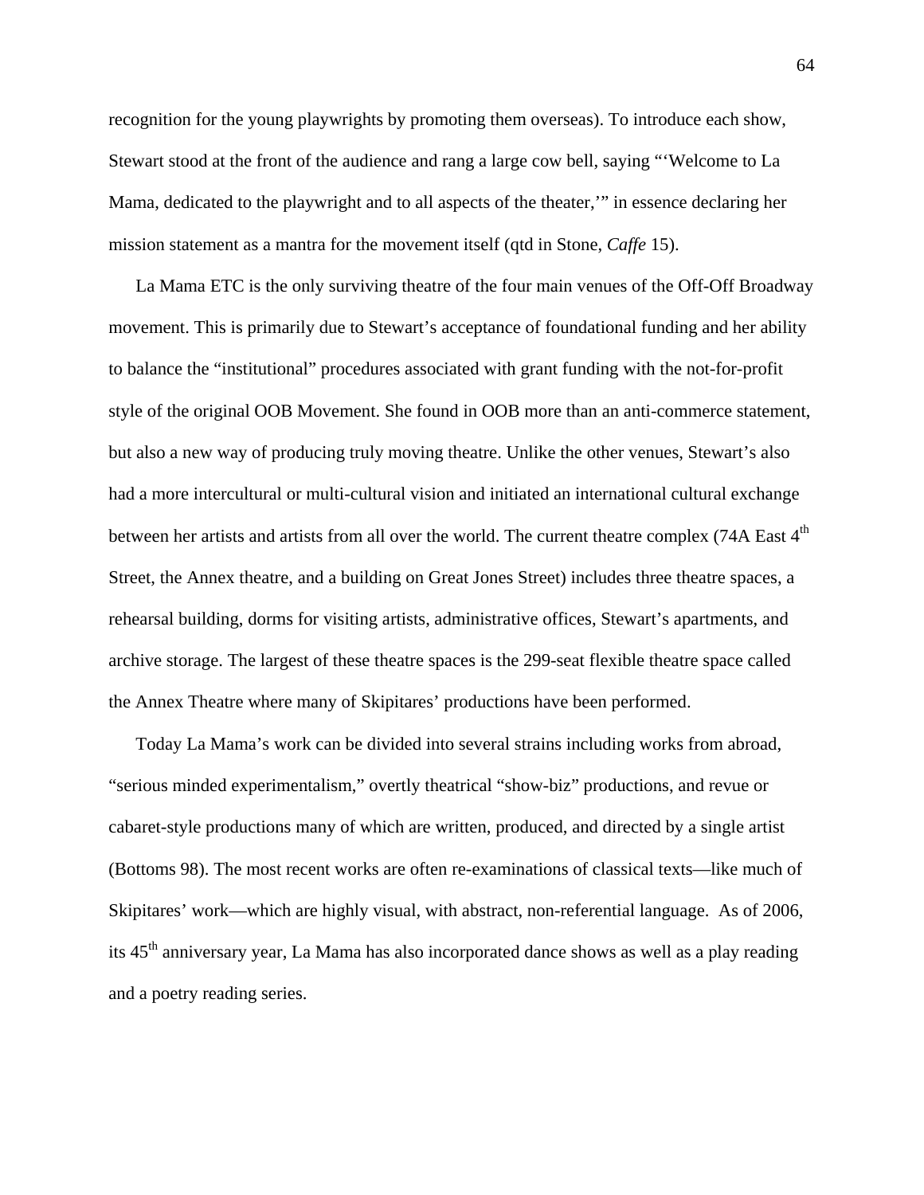recognition for the young playwrights by promoting them overseas). To introduce each show, Stewart stood at the front of the audience and rang a large cow bell, saying "'Welcome to La Mama, dedicated to the playwright and to all aspects of the theater,'" in essence declaring her mission statement as a mantra for the movement itself (qtd in Stone, *Caffe* 15).

La Mama ETC is the only surviving theatre of the four main venues of the Off-Off Broadway movement. This is primarily due to Stewart's acceptance of foundational funding and her ability to balance the "institutional" procedures associated with grant funding with the not-for-profit style of the original OOB Movement. She found in OOB more than an anti-commerce statement, but also a new way of producing truly moving theatre. Unlike the other venues, Stewart's also had a more intercultural or multi-cultural vision and initiated an international cultural exchange between her artists and artists from all over the world. The current theatre complex (74A East 4th Street, the Annex theatre, and a building on Great Jones Street) includes three theatre spaces, a rehearsal building, dorms for visiting artists, administrative offices, Stewart's apartments, and archive storage. The largest of these theatre spaces is the 299-seat flexible theatre space called the Annex Theatre where many of Skipitares' productions have been performed.

Today La Mama's work can be divided into several strains including works from abroad, "serious minded experimentalism," overtly theatrical "show-biz" productions, and revue or cabaret-style productions many of which are written, produced, and directed by a single artist (Bottoms 98). The most recent works are often re-examinations of classical texts—like much of Skipitares' work—which are highly visual, with abstract, non-referential language. As of 2006, its 45th anniversary year, La Mama has also incorporated dance shows as well as a play reading and a poetry reading series.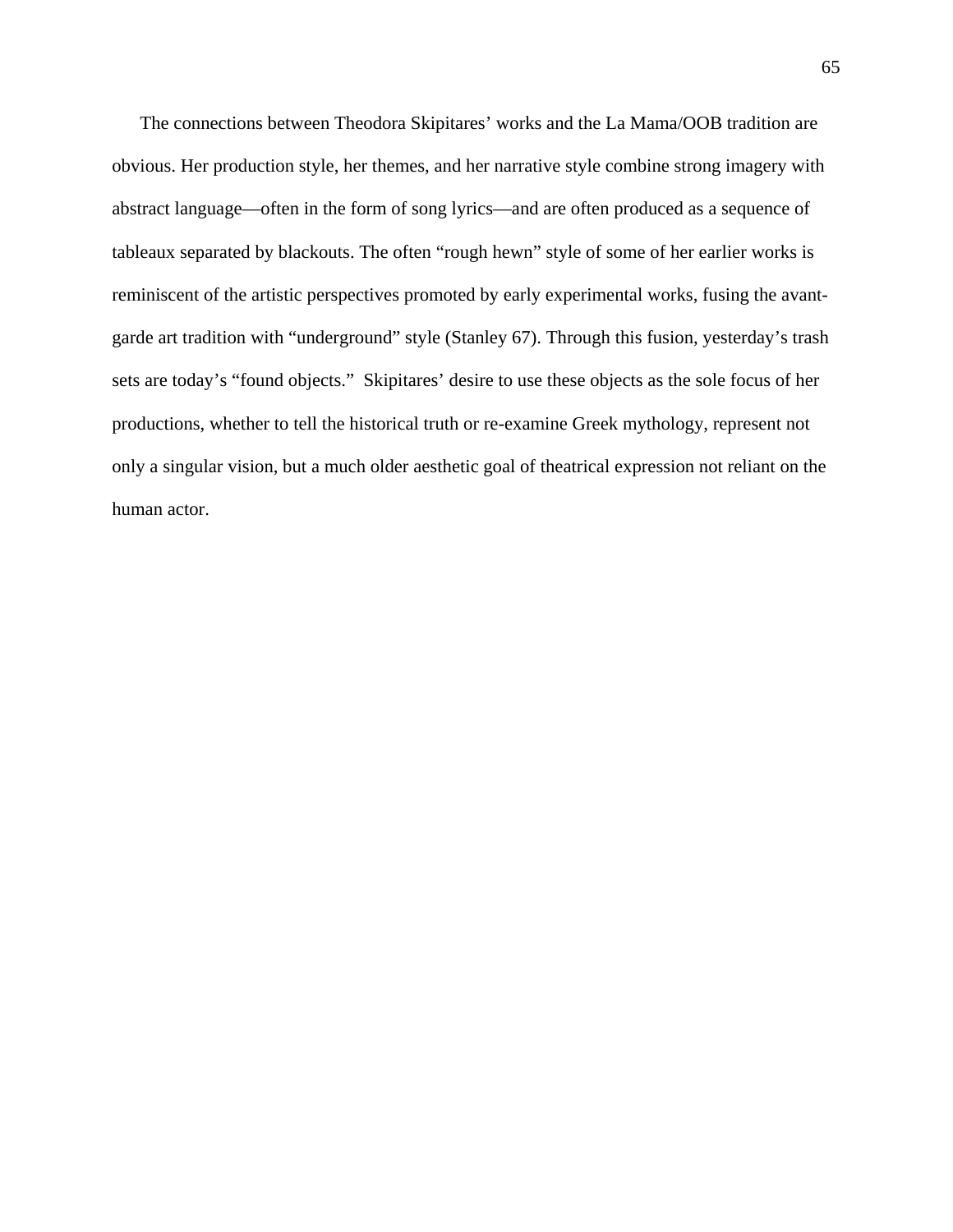The connections between Theodora Skipitares' works and the La Mama/OOB tradition are obvious. Her production style, her themes, and her narrative style combine strong imagery with abstract language—often in the form of song lyrics—and are often produced as a sequence of tableaux separated by blackouts. The often "rough hewn" style of some of her earlier works is reminiscent of the artistic perspectives promoted by early experimental works, fusing the avant-garde art tradition with "underground" style (Stanley 67). Through this fusion, yesterday's trash sets are today's "found objects." Skipitares' desire to use these objects as the sole focus of her productions, whether to tell the historical truth or re-examine Greek mythology, represent not only a singular vision, but a much older aesthetic goal of theatrical expression not reliant on the human actor.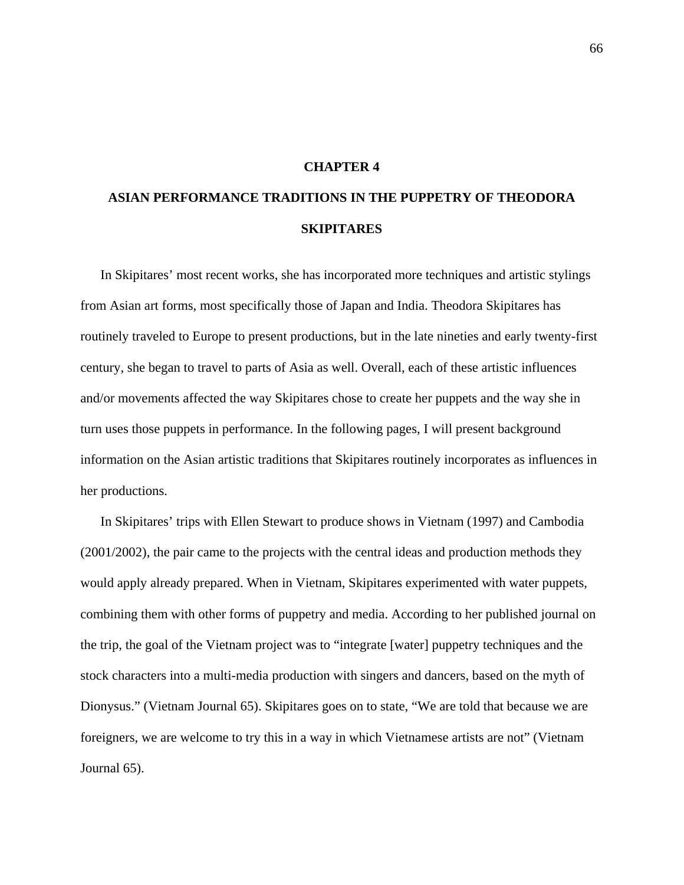# CHAPTER 4

# ASIAN PERFORMANCE TRADITIONS IN THE PUPPETRY OF THEODORA SKIPITARES

In Skipitares' most recent works, she has incorporated more techniques and artistic stylings from Asian art forms, most specifically those of Japan and India. Theodora Skipitares has routinely traveled to Europe to present productions, but in the late nineties and early twenty-first century, she began to travel to parts of Asia as well. Overall, each of these artistic influences and/or movements affected the way Skipitares chose to create her puppets and the way she in turn uses those puppets in performance. In the following pages, I will present background information on the Asian artistic traditions that Skipitares routinely incorporates as influences in her productions.

In Skipitares' trips with Ellen Stewart to produce shows in Vietnam (1997) and Cambodia (2001/2002), the pair came to the projects with the central ideas and production methods they would apply already prepared. When in Vietnam, Skipitares experimented with water puppets, combining them with other forms of puppetry and media. According to her published journal on the trip, the goal of the Vietnam project was to "integrate [water] puppetry techniques and the stock characters into a multi-media production with singers and dancers, based on the myth of Dionysus." (Vietnam Journal 65). Skipitares goes on to state, "We are told that because we are foreigners, we are welcome to try this in a way in which Vietnamese artists are not" (Vietnam Journal 65).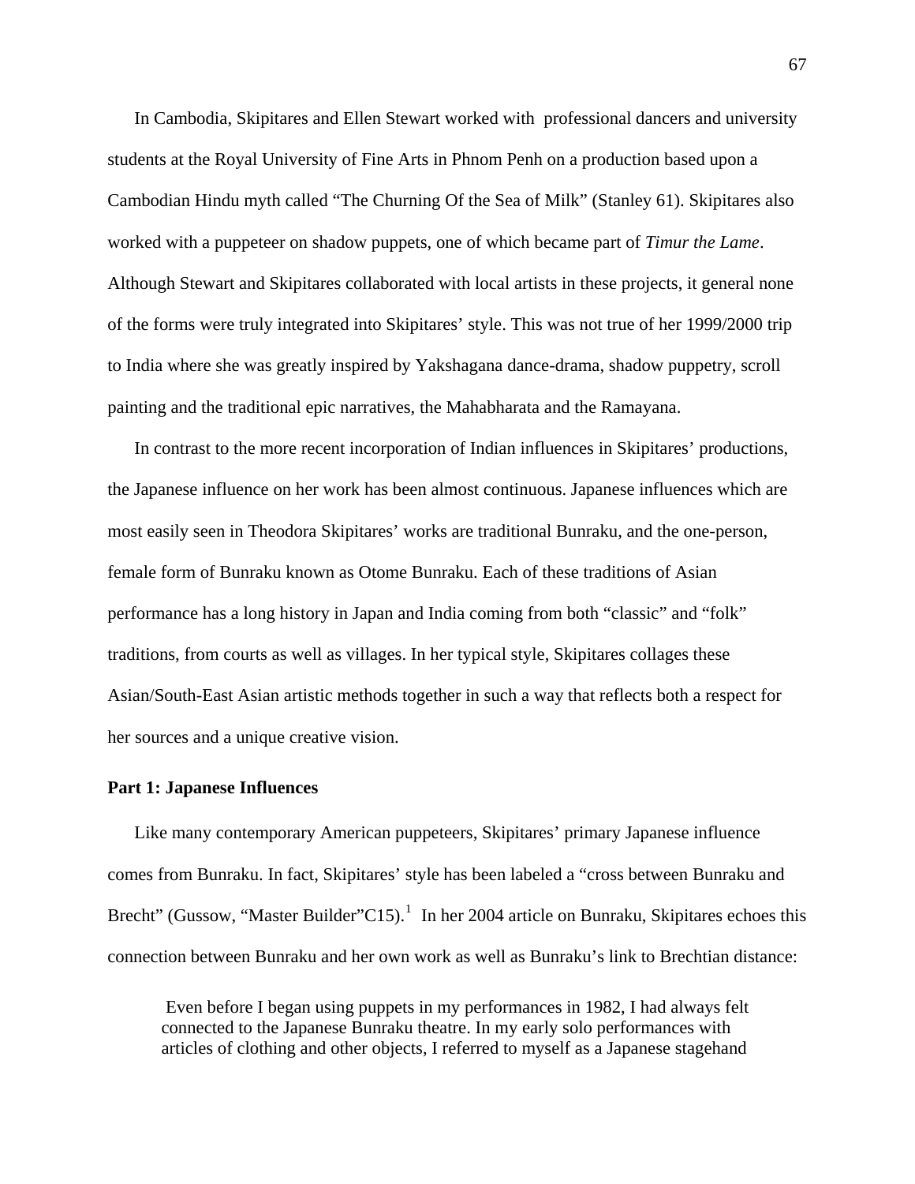In Cambodia, Skipitares and Ellen Stewart worked with professional dancers and university students at the Royal University of Fine Arts in Phnom Penh on a production based upon a Cambodian Hindu myth called "The Churning Of the Sea of Milk" (Stanley 61). Skipitares also worked with a puppeteer on shadow puppets, one of which became part of *Timur the Lame*. Although Stewart and Skipitares collaborated with local artists in these projects, it general none of the forms were truly integrated into Skipitares' style. This was not true of her 1999/2000 trip to India where she was greatly inspired by Yakshagana dance-drama, shadow puppetry, scroll painting and the traditional epic narratives, the Mahabharata and the Ramayana.

In contrast to the more recent incorporation of Indian influences in Skipitares' productions, the Japanese influence on her work has been almost continuous. Japanese influences which are most easily seen in Theodora Skipitares' works are traditional Bunraku, and the one-person, female form of Bunraku known as Otome Bunraku. Each of these traditions of Asian performance has a long history in Japan and India coming from both "classic" and "folk" traditions, from courts as well as villages. In her typical style, Skipitares collages these Asian/South-East Asian artistic methods together in such a way that reflects both a respect for her sources and a unique creative vision.

**Part 1: Japanese Influences**

Like many contemporary American puppeteers, Skipitares' primary Japanese influence comes from Bunraku. In fact, Skipitares' style has been labeled a "cross between Bunraku and Brecht" (Gussow, "Master Builder"C15).[1] In her 2004 article on Bunraku, Skipitares echoes this connection between Bunraku and her own work as well as Bunraku's link to Brechtian distance:

> Even before I began using puppets in my performances in 1982, I had always felt connected to the Japanese Bunraku theatre. In my early solo performances with articles of clothing and other objects, I referred to myself as a Japanese stagehand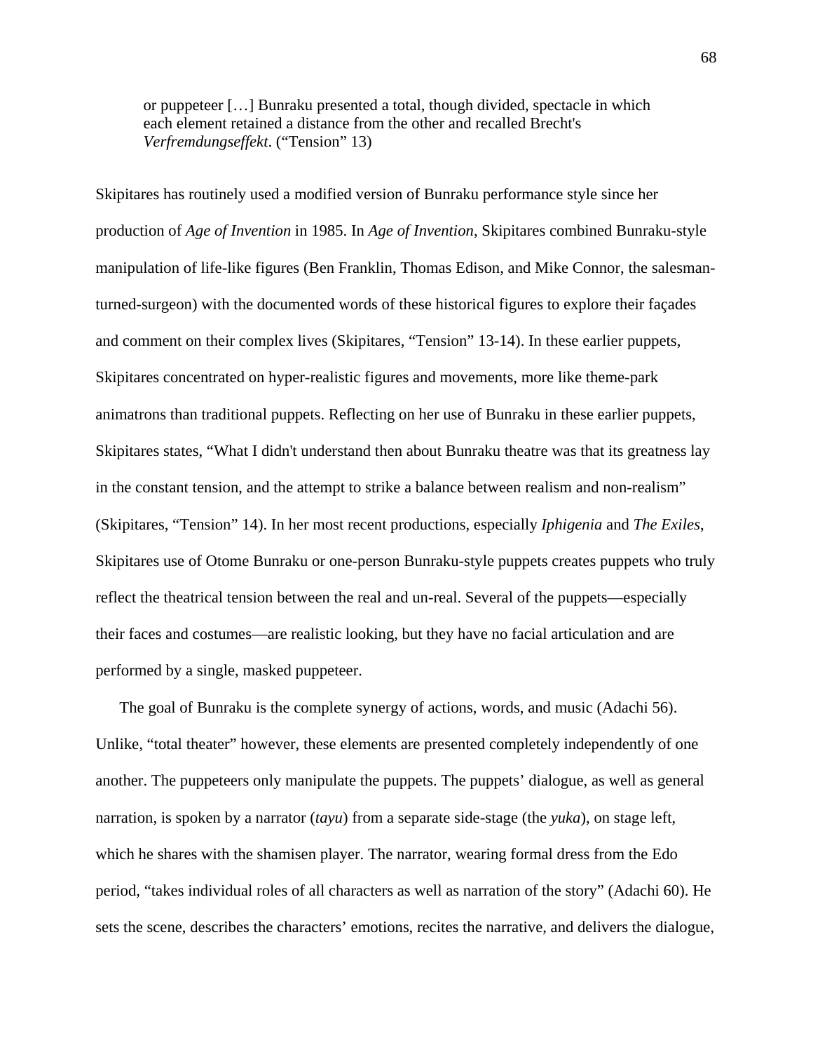> or puppeteer […] Bunraku presented a total, though divided, spectacle in which each element retained a distance from the other and recalled Brecht's *Verfremdungseffekt*. ("Tension" 13)

Skipitares has routinely used a modified version of Bunraku performance style since her production of *Age of Invention* in 1985. In *Age of Invention*, Skipitares combined Bunraku-style manipulation of life-like figures (Ben Franklin, Thomas Edison, and Mike Connor, the salesman-turned-surgeon) with the documented words of these historical figures to explore their façades and comment on their complex lives (Skipitares, "Tension" 13-14). In these earlier puppets, Skipitares concentrated on hyper-realistic figures and movements, more like theme-park animatrons than traditional puppets. Reflecting on her use of Bunraku in these earlier puppets, Skipitares states, "What I didn't understand then about Bunraku theatre was that its greatness lay in the constant tension, and the attempt to strike a balance between realism and non-realism" (Skipitares, "Tension" 14). In her most recent productions, especially *Iphigenia* and *The Exiles*, Skipitares use of Otome Bunraku or one-person Bunraku-style puppets creates puppets who truly reflect the theatrical tension between the real and un-real. Several of the puppets—especially their faces and costumes—are realistic looking, but they have no facial articulation and are performed by a single, masked puppeteer.

The goal of Bunraku is the complete synergy of actions, words, and music (Adachi 56). Unlike, "total theater" however, these elements are presented completely independently of one another. The puppeteers only manipulate the puppets. The puppets' dialogue, as well as general narration, is spoken by a narrator (*tayu*) from a separate side-stage (the *yuka*), on stage left, which he shares with the shamisen player. The narrator, wearing formal dress from the Edo period, "takes individual roles of all characters as well as narration of the story" (Adachi 60). He sets the scene, describes the characters' emotions, recites the narrative, and delivers the dialogue,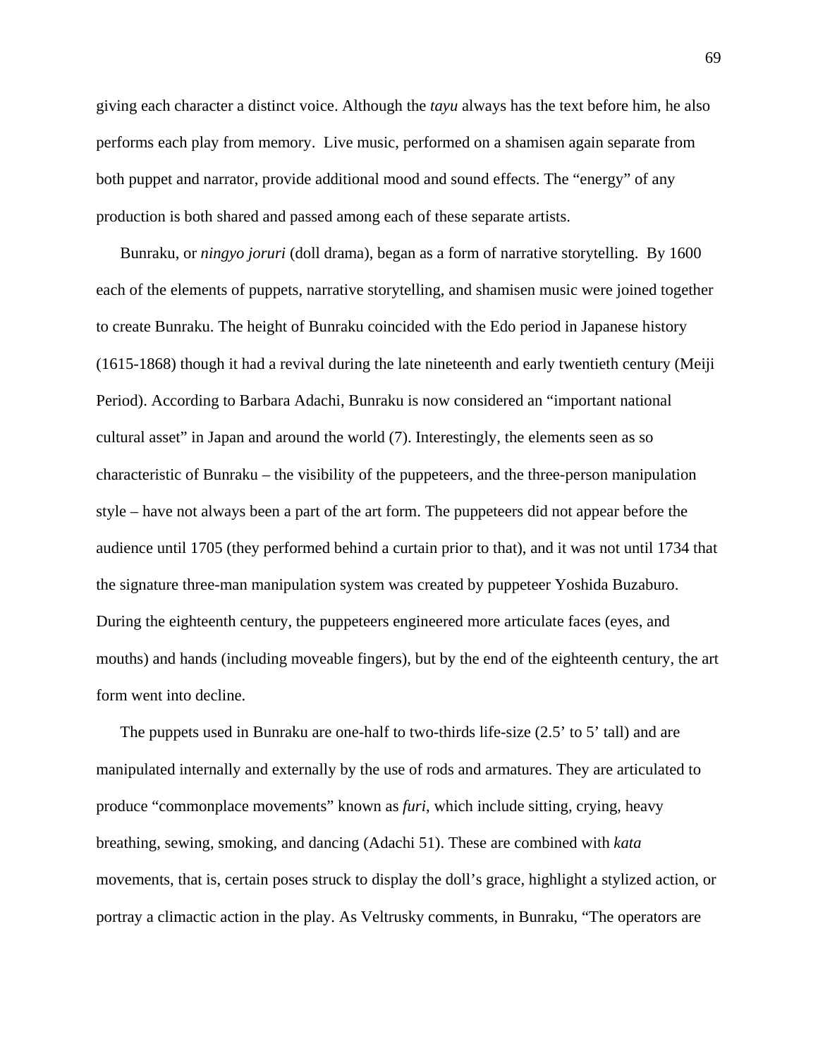giving each character a distinct voice. Although the *tayu* always has the text before him, he also performs each play from memory.  Live music, performed on a shamisen again separate from both puppet and narrator, provide additional mood and sound effects. The "energy" of any production is both shared and passed among each of these separate artists.

Bunraku, or *ningyo joruri* (doll drama), began as a form of narrative storytelling.  By 1600 each of the elements of puppets, narrative storytelling, and shamisen music were joined together to create Bunraku. The height of Bunraku coincided with the Edo period in Japanese history (1615-1868) though it had a revival during the late nineteenth and early twentieth century (Meiji Period). According to Barbara Adachi, Bunraku is now considered an "important national cultural asset" in Japan and around the world (7). Interestingly, the elements seen as so characteristic of Bunraku – the visibility of the puppeteers, and the three-person manipulation style – have not always been a part of the art form. The puppeteers did not appear before the audience until 1705 (they performed behind a curtain prior to that), and it was not until 1734 that the signature three-man manipulation system was created by puppeteer Yoshida Buzaburo. During the eighteenth century, the puppeteers engineered more articulate faces (eyes, and mouths) and hands (including moveable fingers), but by the end of the eighteenth century, the art form went into decline.

The puppets used in Bunraku are one-half to two-thirds life-size (2.5' to 5' tall) and are manipulated internally and externally by the use of rods and armatures. They are articulated to produce "commonplace movements" known as *furi*, which include sitting, crying, heavy breathing, sewing, smoking, and dancing (Adachi 51). These are combined with *kata* movements, that is, certain poses struck to display the doll's grace, highlight a stylized action, or portray a climactic action in the play. As Veltrusky comments, in Bunraku, "The operators are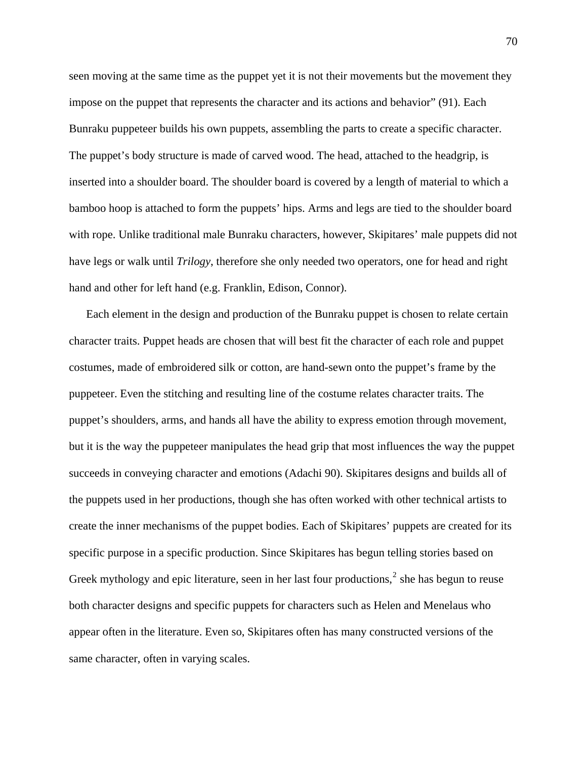seen moving at the same time as the puppet yet it is not their movements but the movement they impose on the puppet that represents the character and its actions and behavior" (91). Each Bunraku puppeteer builds his own puppets, assembling the parts to create a specific character. The puppet's body structure is made of carved wood. The head, attached to the headgrip, is inserted into a shoulder board. The shoulder board is covered by a length of material to which a bamboo hoop is attached to form the puppets' hips. Arms and legs are tied to the shoulder board with rope. Unlike traditional male Bunraku characters, however, Skipitares' male puppets did not have legs or walk until *Trilogy*, therefore she only needed two operators, one for head and right hand and other for left hand (e.g. Franklin, Edison, Connor).

Each element in the design and production of the Bunraku puppet is chosen to relate certain character traits. Puppet heads are chosen that will best fit the character of each role and puppet costumes, made of embroidered silk or cotton, are hand-sewn onto the puppet's frame by the puppeteer. Even the stitching and resulting line of the costume relates character traits. The puppet's shoulders, arms, and hands all have the ability to express emotion through movement, but it is the way the puppeteer manipulates the head grip that most influences the way the puppet succeeds in conveying character and emotions (Adachi 90). Skipitares designs and builds all of the puppets used in her productions, though she has often worked with other technical artists to create the inner mechanisms of the puppet bodies. Each of Skipitares' puppets are created for its specific purpose in a specific production. Since Skipitares has begun telling stories based on Greek mythology and epic literature, seen in her last four productions,[2] she has begun to reuse both character designs and specific puppets for characters such as Helen and Menelaus who appear often in the literature. Even so, Skipitares often has many constructed versions of the same character, often in varying scales.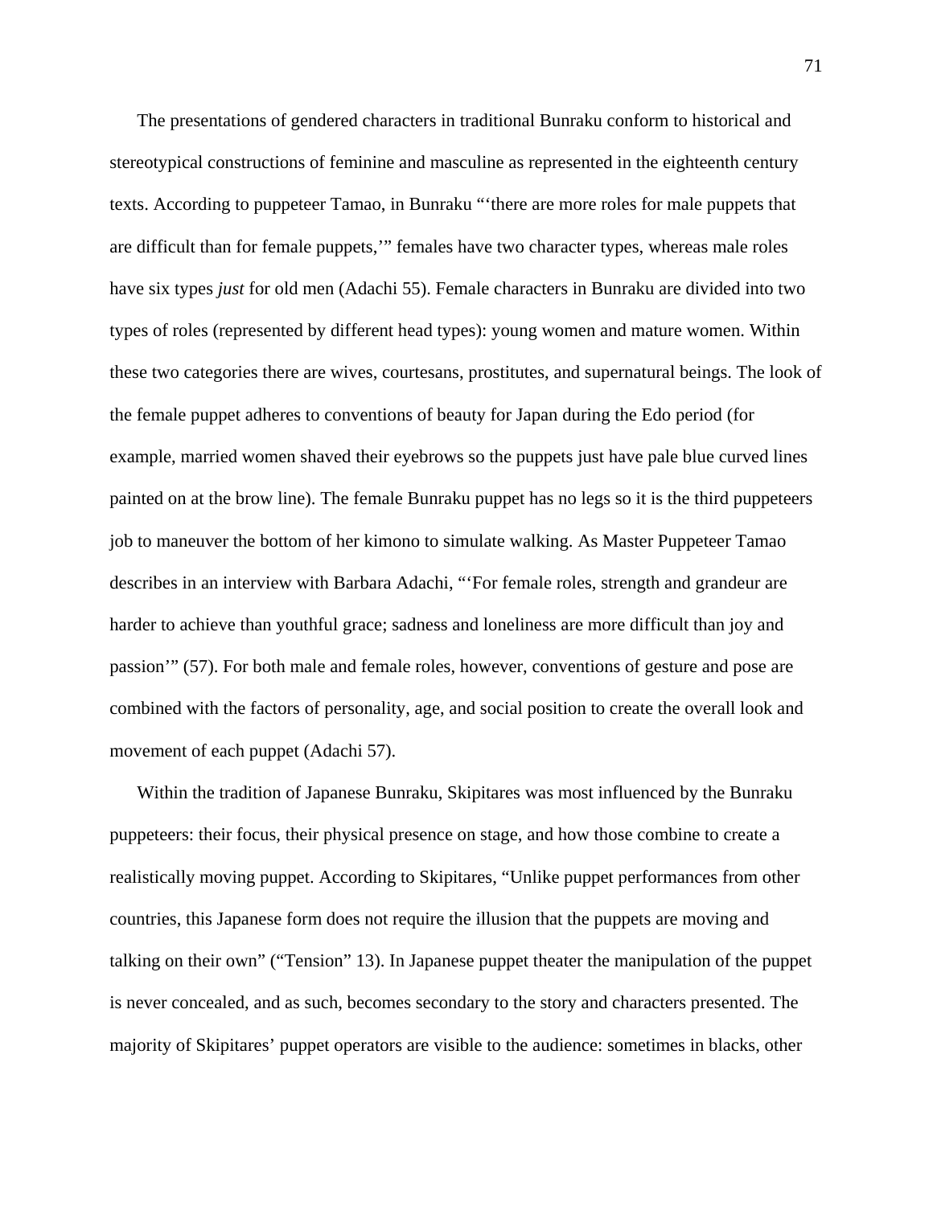The presentations of gendered characters in traditional Bunraku conform to historical and stereotypical constructions of feminine and masculine as represented in the eighteenth century texts. According to puppeteer Tamao, in Bunraku "'there are more roles for male puppets that are difficult than for female puppets,'" females have two character types, whereas male roles have six types *just* for old men (Adachi 55). Female characters in Bunraku are divided into two types of roles (represented by different head types): young women and mature women. Within these two categories there are wives, courtesans, prostitutes, and supernatural beings. The look of the female puppet adheres to conventions of beauty for Japan during the Edo period (for example, married women shaved their eyebrows so the puppets just have pale blue curved lines painted on at the brow line). The female Bunraku puppet has no legs so it is the third puppeteers job to maneuver the bottom of her kimono to simulate walking. As Master Puppeteer Tamao describes in an interview with Barbara Adachi, "'For female roles, strength and grandeur are harder to achieve than youthful grace; sadness and loneliness are more difficult than joy and passion'" (57). For both male and female roles, however, conventions of gesture and pose are combined with the factors of personality, age, and social position to create the overall look and movement of each puppet (Adachi 57).

Within the tradition of Japanese Bunraku, Skipitares was most influenced by the Bunraku puppeteers: their focus, their physical presence on stage, and how those combine to create a realistically moving puppet. According to Skipitares, "Unlike puppet performances from other countries, this Japanese form does not require the illusion that the puppets are moving and talking on their own" ("Tension" 13). In Japanese puppet theater the manipulation of the puppet is never concealed, and as such, becomes secondary to the story and characters presented. The majority of Skipitares' puppet operators are visible to the audience: sometimes in blacks, other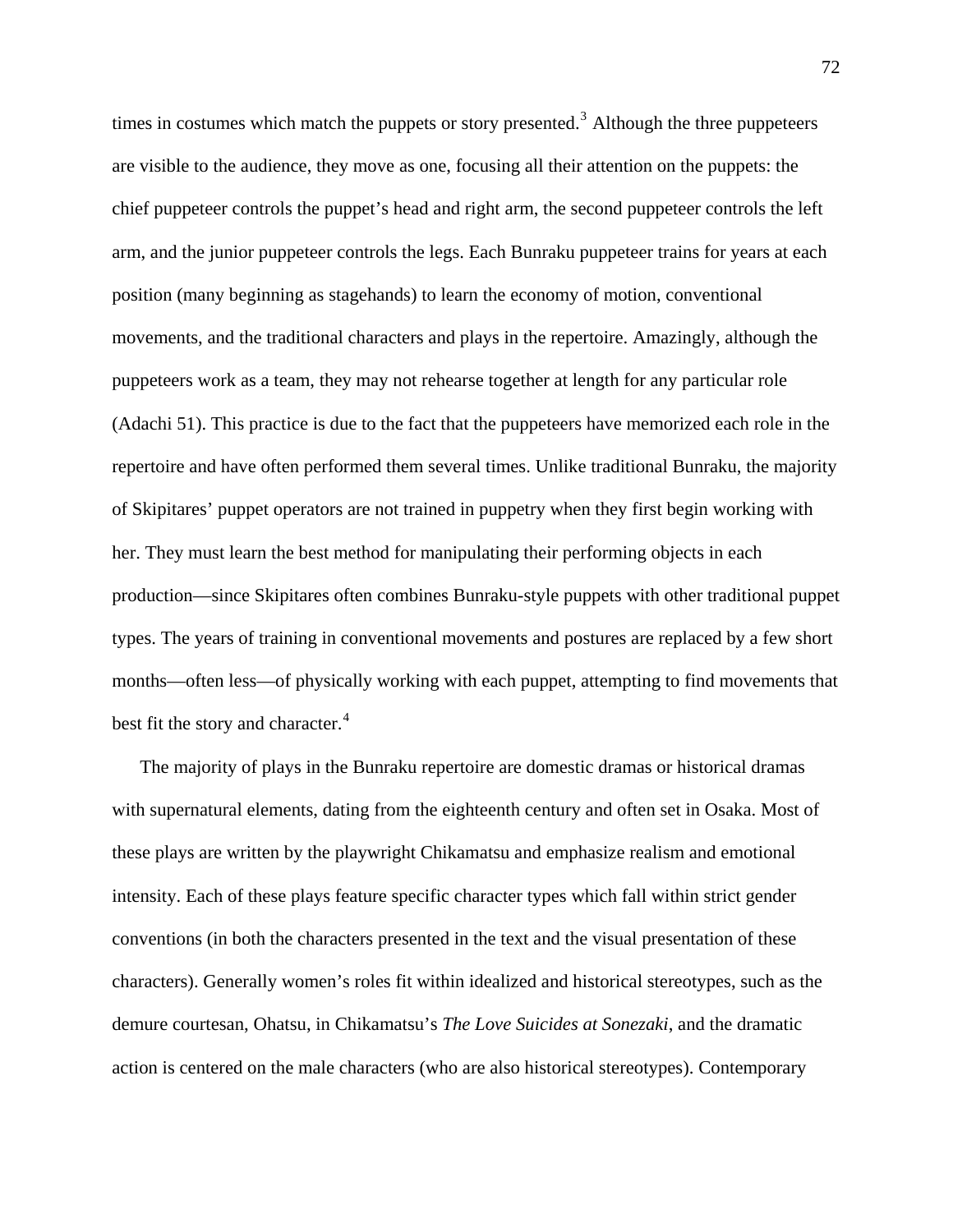times in costumes which match the puppets or story presented.[3] Although the three puppeteers are visible to the audience, they move as one, focusing all their attention on the puppets: the chief puppeteer controls the puppet's head and right arm, the second puppeteer controls the left arm, and the junior puppeteer controls the legs. Each Bunraku puppeteer trains for years at each position (many beginning as stagehands) to learn the economy of motion, conventional movements, and the traditional characters and plays in the repertoire. Amazingly, although the puppeteers work as a team, they may not rehearse together at length for any particular role (Adachi 51). This practice is due to the fact that the puppeteers have memorized each role in the repertoire and have often performed them several times. Unlike traditional Bunraku, the majority of Skipitares' puppet operators are not trained in puppetry when they first begin working with her. They must learn the best method for manipulating their performing objects in each production—since Skipitares often combines Bunraku-style puppets with other traditional puppet types. The years of training in conventional movements and postures are replaced by a few short months—often less—of physically working with each puppet, attempting to find movements that best fit the story and character.[4]

The majority of plays in the Bunraku repertoire are domestic dramas or historical dramas with supernatural elements, dating from the eighteenth century and often set in Osaka. Most of these plays are written by the playwright Chikamatsu and emphasize realism and emotional intensity. Each of these plays feature specific character types which fall within strict gender conventions (in both the characters presented in the text and the visual presentation of these characters). Generally women's roles fit within idealized and historical stereotypes, such as the demure courtesan, Ohatsu, in Chikamatsu's *The Love Suicides at Sonezaki*, and the dramatic action is centered on the male characters (who are also historical stereotypes). Contemporary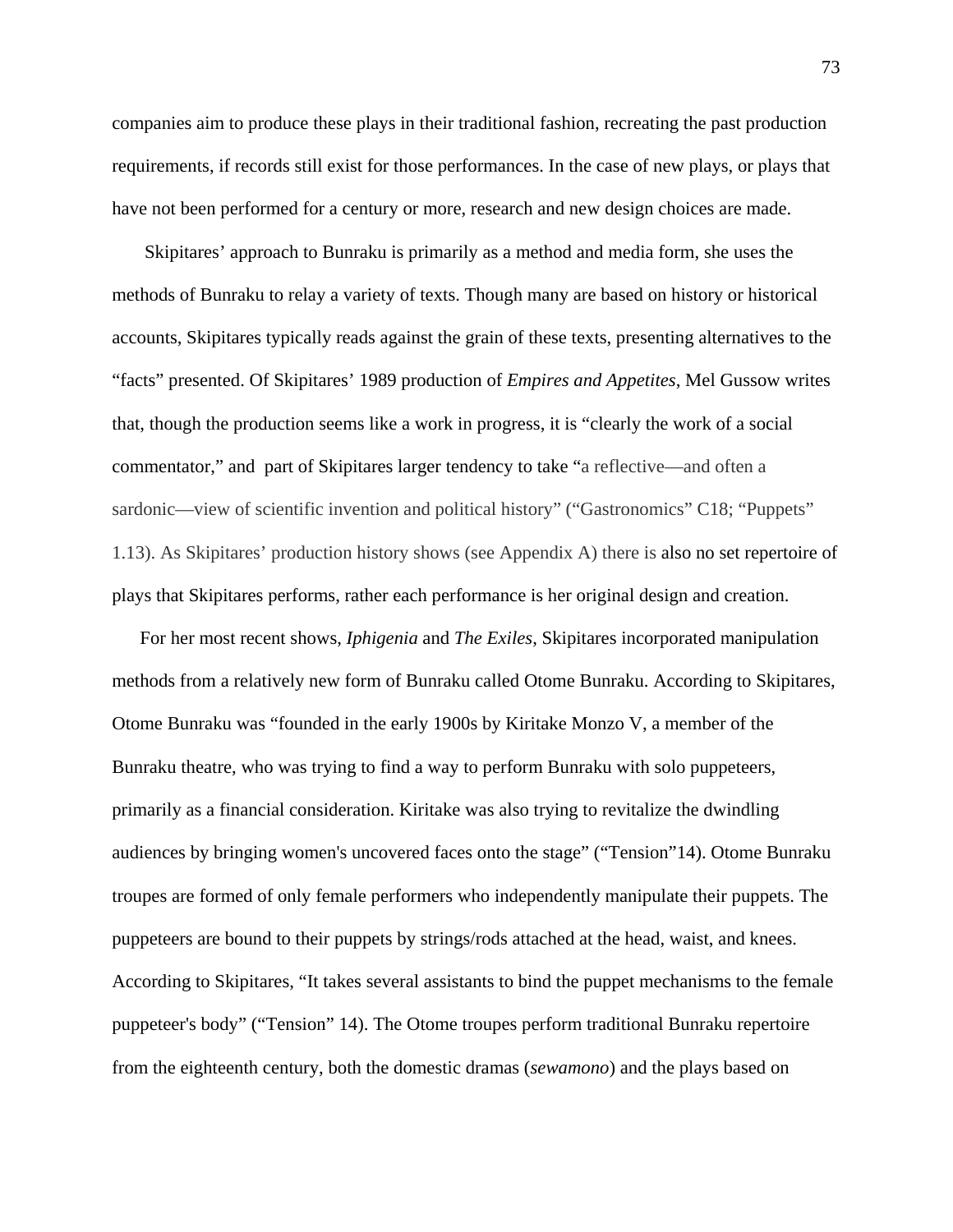companies aim to produce these plays in their traditional fashion, recreating the past production requirements, if records still exist for those performances. In the case of new plays, or plays that have not been performed for a century or more, research and new design choices are made.

Skipitares' approach to Bunraku is primarily as a method and media form, she uses the methods of Bunraku to relay a variety of texts. Though many are based on history or historical accounts, Skipitares typically reads against the grain of these texts, presenting alternatives to the "facts" presented. Of Skipitares' 1989 production of *Empires and Appetites*, Mel Gussow writes that, though the production seems like a work in progress, it is "clearly the work of a social commentator," and part of Skipitares larger tendency to take "a reflective—and often a sardonic—view of scientific invention and political history" ("Gastronomics" C18; "Puppets" 1.13). As Skipitares' production history shows (see Appendix A) there is also no set repertoire of plays that Skipitares performs, rather each performance is her original design and creation.

For her most recent shows, *Iphigenia* and *The Exiles,* Skipitares incorporated manipulation methods from a relatively new form of Bunraku called Otome Bunraku. According to Skipitares, Otome Bunraku was "founded in the early 1900s by Kiritake Monzo V, a member of the Bunraku theatre, who was trying to find a way to perform Bunraku with solo puppeteers, primarily as a financial consideration. Kiritake was also trying to revitalize the dwindling audiences by bringing women's uncovered faces onto the stage" ("Tension"14). Otome Bunraku troupes are formed of only female performers who independently manipulate their puppets. The puppeteers are bound to their puppets by strings/rods attached at the head, waist, and knees. According to Skipitares, "It takes several assistants to bind the puppet mechanisms to the female puppeteer's body" ("Tension" 14). The Otome troupes perform traditional Bunraku repertoire from the eighteenth century, both the domestic dramas (*sewamono*) and the plays based on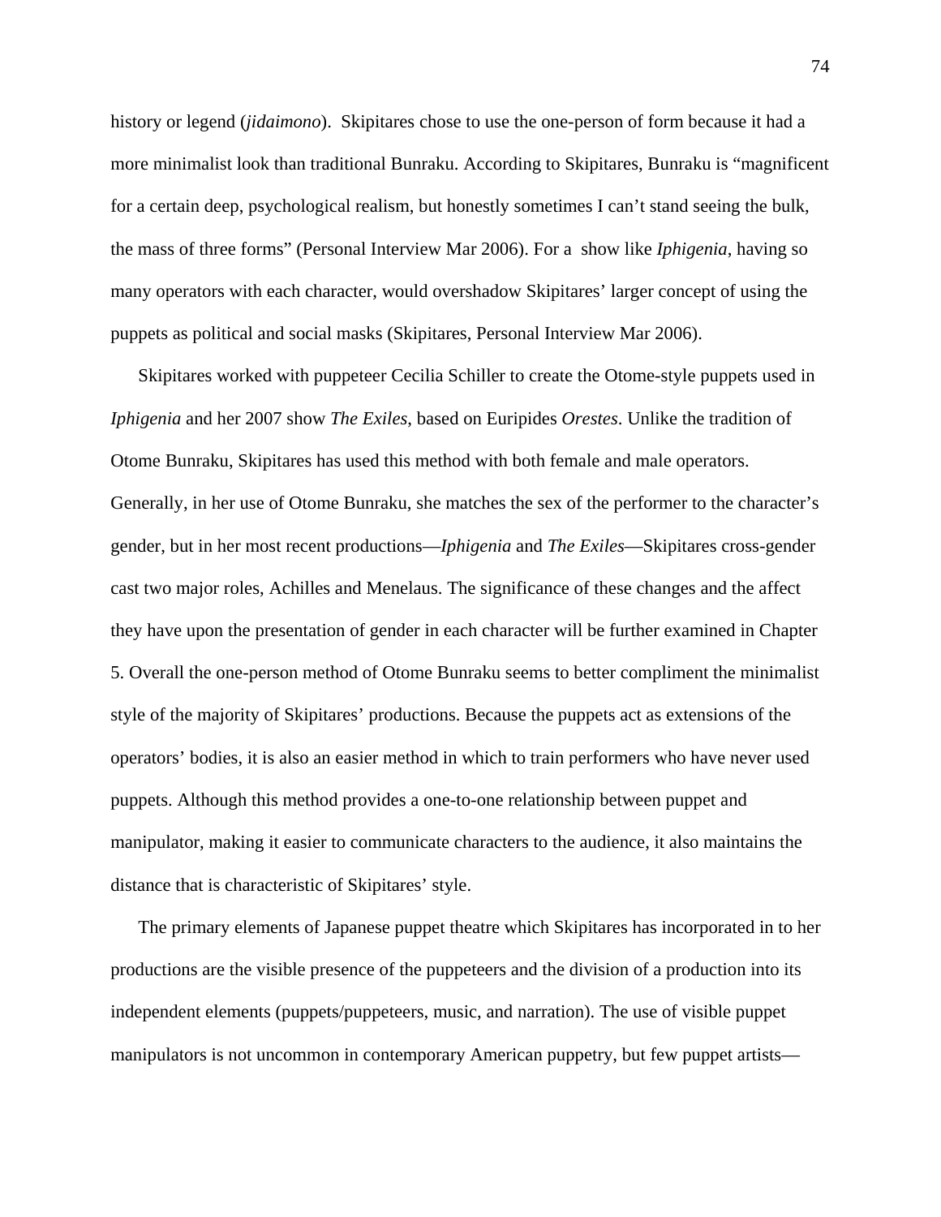history or legend (*jidaimono*). Skipitares chose to use the one-person of form because it had a more minimalist look than traditional Bunraku. According to Skipitares, Bunraku is "magnificent for a certain deep, psychological realism, but honestly sometimes I can't stand seeing the bulk, the mass of three forms" (Personal Interview Mar 2006). For a show like *Iphigenia*, having so many operators with each character, would overshadow Skipitares' larger concept of using the puppets as political and social masks (Skipitares, Personal Interview Mar 2006).

Skipitares worked with puppeteer Cecilia Schiller to create the Otome-style puppets used in *Iphigenia* and her 2007 show *The Exiles,* based on Euripides *Orestes*. Unlike the tradition of Otome Bunraku, Skipitares has used this method with both female and male operators. Generally, in her use of Otome Bunraku, she matches the sex of the performer to the character's gender, but in her most recent productions—*Iphigenia* and *The Exiles*—Skipitares cross-gender cast two major roles, Achilles and Menelaus. The significance of these changes and the affect they have upon the presentation of gender in each character will be further examined in Chapter 5. Overall the one-person method of Otome Bunraku seems to better compliment the minimalist style of the majority of Skipitares' productions. Because the puppets act as extensions of the operators' bodies, it is also an easier method in which to train performers who have never used puppets. Although this method provides a one-to-one relationship between puppet and manipulator, making it easier to communicate characters to the audience, it also maintains the distance that is characteristic of Skipitares' style.

The primary elements of Japanese puppet theatre which Skipitares has incorporated in to her productions are the visible presence of the puppeteers and the division of a production into its independent elements (puppets/puppeteers, music, and narration). The use of visible puppet manipulators is not uncommon in contemporary American puppetry, but few puppet artists—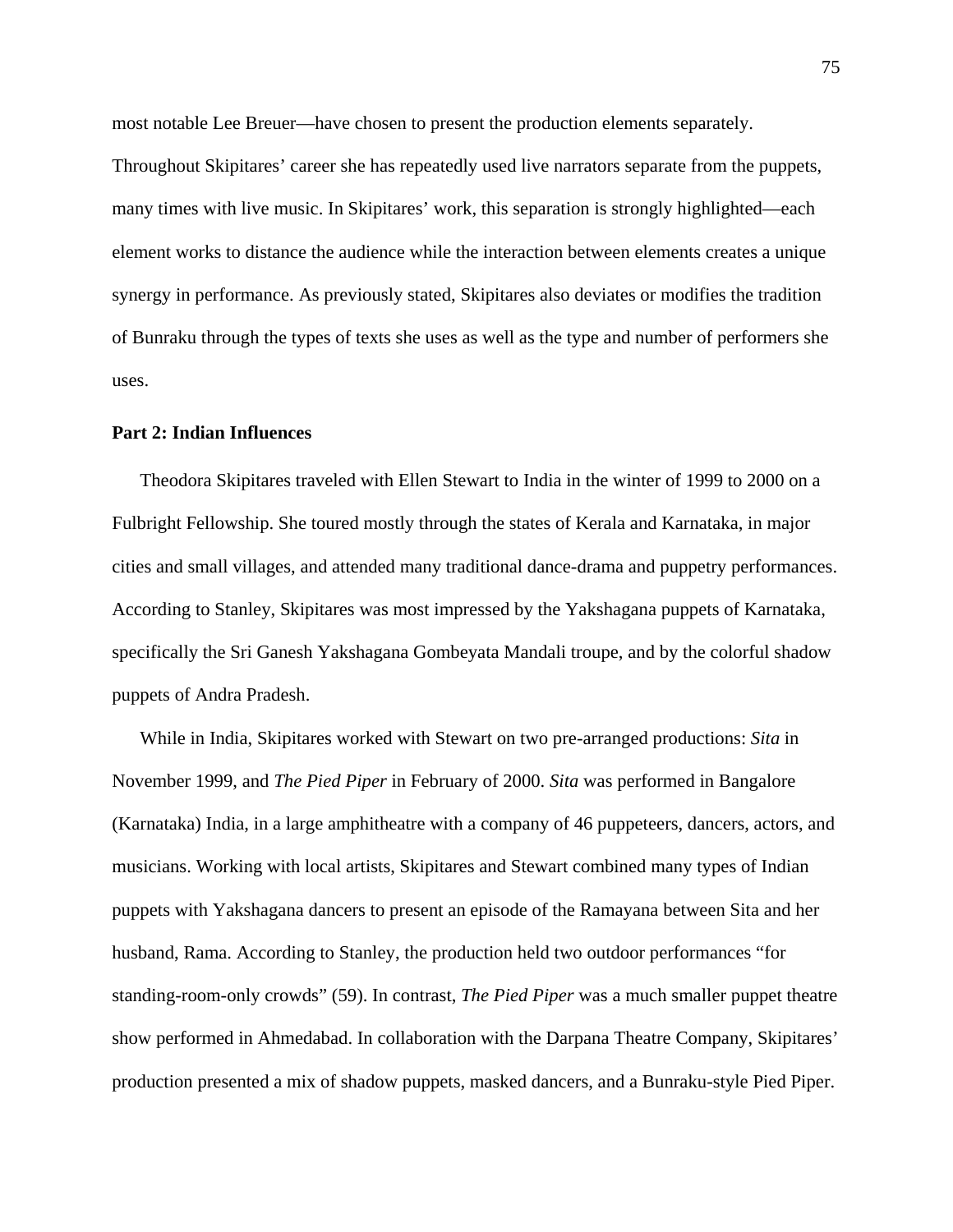most notable Lee Breuer—have chosen to present the production elements separately. Throughout Skipitares' career she has repeatedly used live narrators separate from the puppets, many times with live music. In Skipitares' work, this separation is strongly highlighted—each element works to distance the audience while the interaction between elements creates a unique synergy in performance. As previously stated, Skipitares also deviates or modifies the tradition of Bunraku through the types of texts she uses as well as the type and number of performers she uses.

**Part 2: Indian Influences**

Theodora Skipitares traveled with Ellen Stewart to India in the winter of 1999 to 2000 on a Fulbright Fellowship. She toured mostly through the states of Kerala and Karnataka, in major cities and small villages, and attended many traditional dance-drama and puppetry performances. According to Stanley, Skipitares was most impressed by the Yakshagana puppets of Karnataka, specifically the Sri Ganesh Yakshagana Gombeyata Mandali troupe, and by the colorful shadow puppets of Andra Pradesh.

While in India, Skipitares worked with Stewart on two pre-arranged productions: *Sita* in November 1999, and *The Pied Piper* in February of 2000. *Sita* was performed in Bangalore (Karnataka) India, in a large amphitheatre with a company of 46 puppeteers, dancers, actors, and musicians. Working with local artists, Skipitares and Stewart combined many types of Indian puppets with Yakshagana dancers to present an episode of the Ramayana between Sita and her husband, Rama. According to Stanley, the production held two outdoor performances "for standing-room-only crowds" (59). In contrast, *The Pied Piper* was a much smaller puppet theatre show performed in Ahmedabad. In collaboration with the Darpana Theatre Company, Skipitares' production presented a mix of shadow puppets, masked dancers, and a Bunraku-style Pied Piper.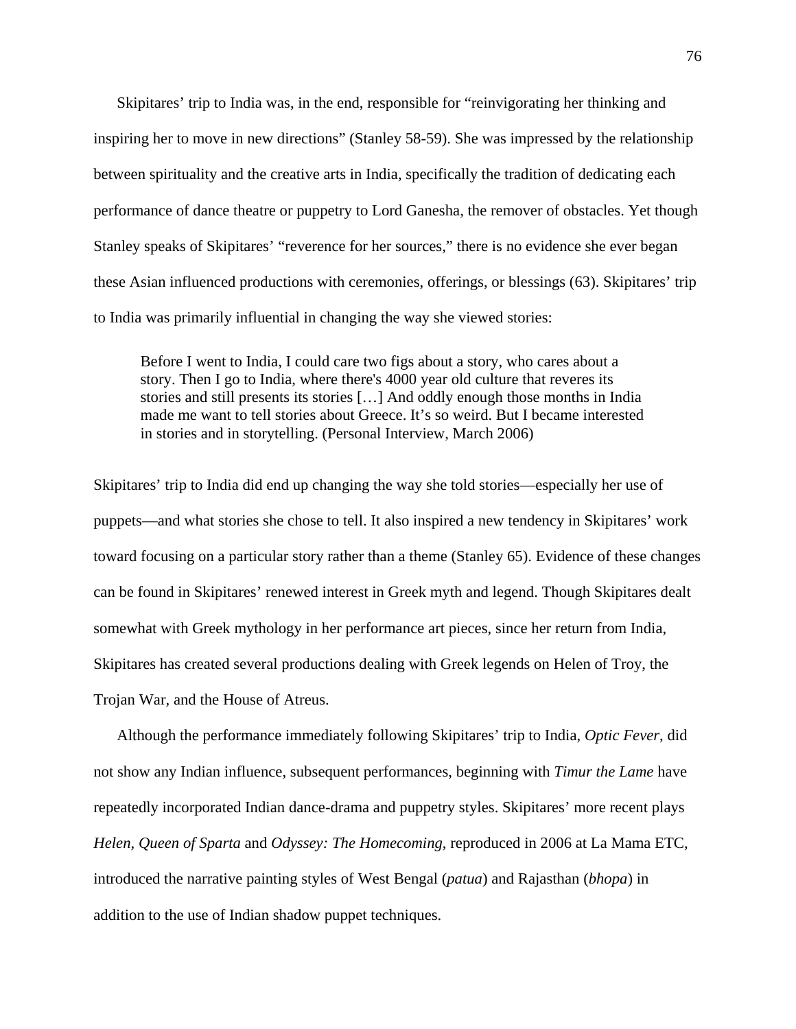Skipitares' trip to India was, in the end, responsible for "reinvigorating her thinking and inspiring her to move in new directions" (Stanley 58-59). She was impressed by the relationship between spirituality and the creative arts in India, specifically the tradition of dedicating each performance of dance theatre or puppetry to Lord Ganesha, the remover of obstacles. Yet though Stanley speaks of Skipitares' "reverence for her sources," there is no evidence she ever began these Asian influenced productions with ceremonies, offerings, or blessings (63). Skipitares' trip to India was primarily influential in changing the way she viewed stories:

> Before I went to India, I could care two figs about a story, who cares about a story. Then I go to India, where there's 4000 year old culture that reveres its stories and still presents its stories […] And oddly enough those months in India made me want to tell stories about Greece. It's so weird. But I became interested in stories and in storytelling. (Personal Interview, March 2006)

Skipitares' trip to India did end up changing the way she told stories—especially her use of puppets—and what stories she chose to tell. It also inspired a new tendency in Skipitares' work toward focusing on a particular story rather than a theme (Stanley 65). Evidence of these changes can be found in Skipitares' renewed interest in Greek myth and legend. Though Skipitares dealt somewhat with Greek mythology in her performance art pieces, since her return from India, Skipitares has created several productions dealing with Greek legends on Helen of Troy, the Trojan War, and the House of Atreus.

Although the performance immediately following Skipitares' trip to India, *Optic Fever*, did not show any Indian influence, subsequent performances, beginning with *Timur the Lame* have repeatedly incorporated Indian dance-drama and puppetry styles. Skipitares' more recent plays *Helen, Queen of Sparta* and *Odyssey: The Homecoming*, reproduced in 2006 at La Mama ETC, introduced the narrative painting styles of West Bengal (*patua*) and Rajasthan (*bhopa*) in addition to the use of Indian shadow puppet techniques.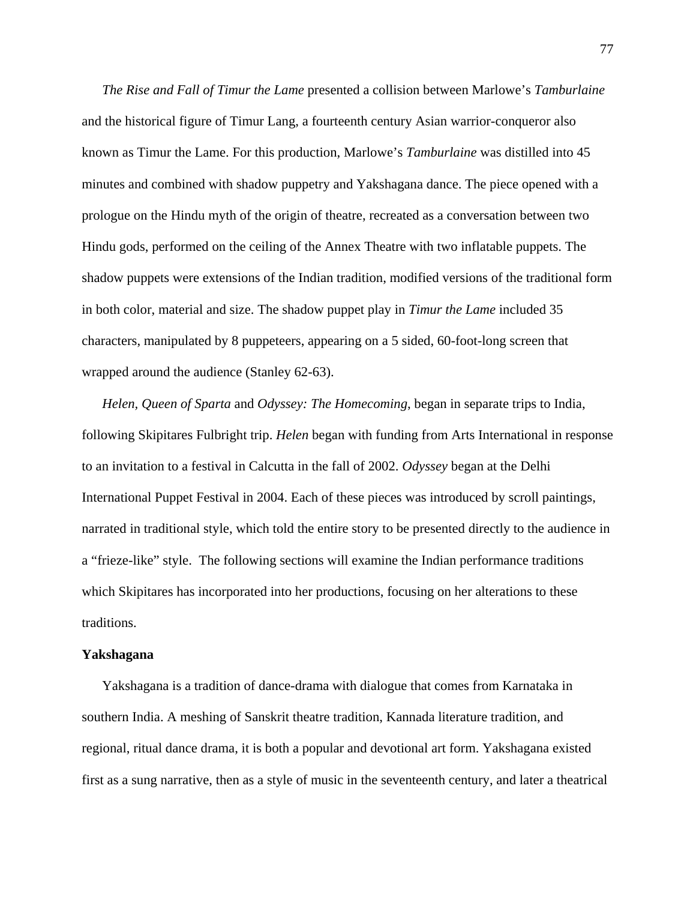*The Rise and Fall of Timur the Lame* presented a collision between Marlowe's *Tamburlaine* and the historical figure of Timur Lang, a fourteenth century Asian warrior-conqueror also known as Timur the Lame. For this production, Marlowe's *Tamburlaine* was distilled into 45 minutes and combined with shadow puppetry and Yakshagana dance. The piece opened with a prologue on the Hindu myth of the origin of theatre, recreated as a conversation between two Hindu gods, performed on the ceiling of the Annex Theatre with two inflatable puppets. The shadow puppets were extensions of the Indian tradition, modified versions of the traditional form in both color, material and size. The shadow puppet play in *Timur the Lame* included 35 characters, manipulated by 8 puppeteers, appearing on a 5 sided, 60-foot-long screen that wrapped around the audience (Stanley 62-63).

*Helen, Queen of Sparta* and *Odyssey: The Homecoming*, began in separate trips to India, following Skipitares Fulbright trip. *Helen* began with funding from Arts International in response to an invitation to a festival in Calcutta in the fall of 2002. *Odyssey* began at the Delhi International Puppet Festival in 2004. Each of these pieces was introduced by scroll paintings, narrated in traditional style, which told the entire story to be presented directly to the audience in a "frieze-like" style. The following sections will examine the Indian performance traditions which Skipitares has incorporated into her productions, focusing on her alterations to these traditions.

**Yakshagana**

Yakshagana is a tradition of dance-drama with dialogue that comes from Karnataka in southern India. A meshing of Sanskrit theatre tradition, Kannada literature tradition, and regional, ritual dance drama, it is both a popular and devotional art form. Yakshagana existed first as a sung narrative, then as a style of music in the seventeenth century, and later a theatrical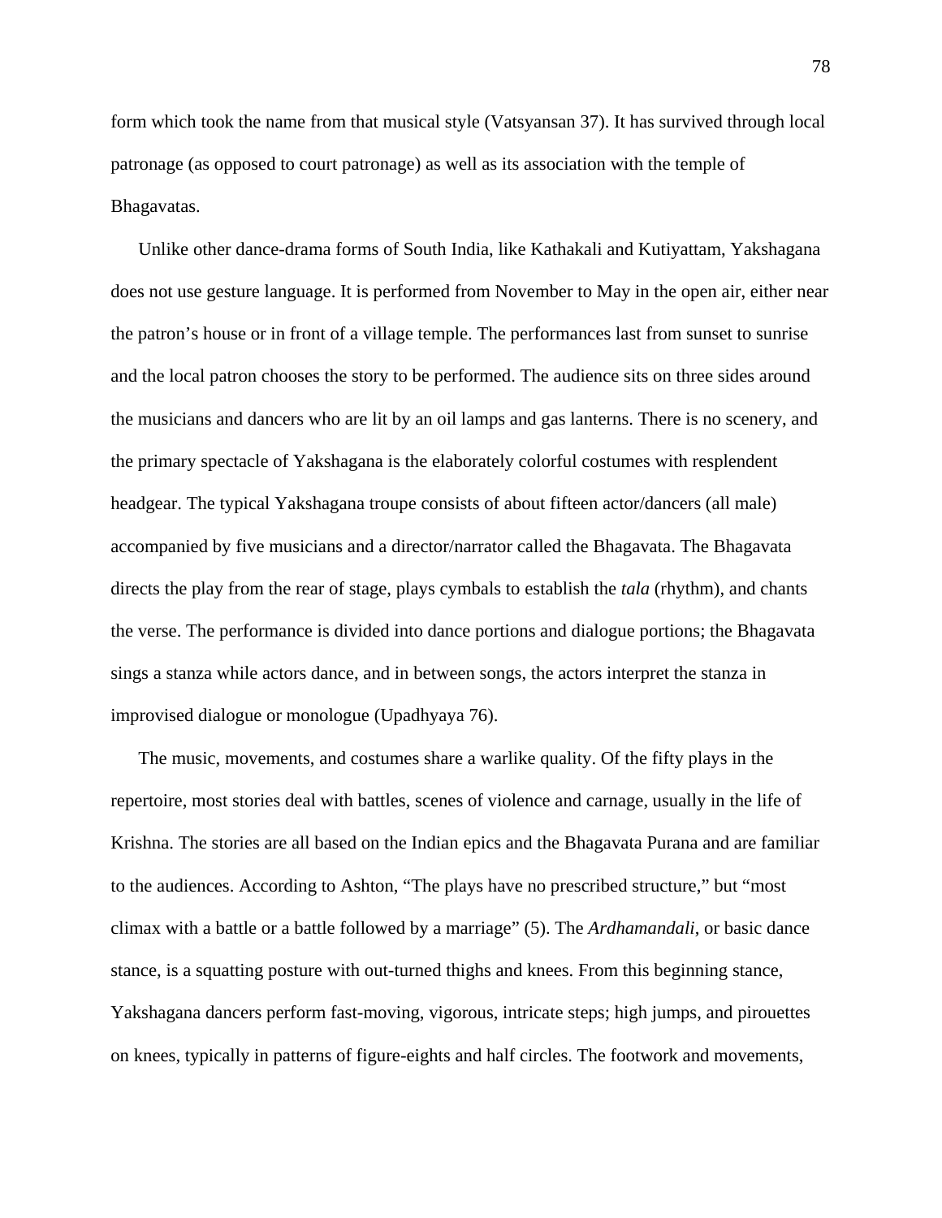form which took the name from that musical style (Vatsyansan 37). It has survived through local patronage (as opposed to court patronage) as well as its association with the temple of Bhagavatas.

Unlike other dance-drama forms of South India, like Kathakali and Kutiyattam, Yakshagana does not use gesture language. It is performed from November to May in the open air, either near the patron's house or in front of a village temple. The performances last from sunset to sunrise and the local patron chooses the story to be performed. The audience sits on three sides around the musicians and dancers who are lit by an oil lamps and gas lanterns. There is no scenery, and the primary spectacle of Yakshagana is the elaborately colorful costumes with resplendent headgear. The typical Yakshagana troupe consists of about fifteen actor/dancers (all male) accompanied by five musicians and a director/narrator called the Bhagavata. The Bhagavata directs the play from the rear of stage, plays cymbals to establish the *tala* (rhythm), and chants the verse. The performance is divided into dance portions and dialogue portions; the Bhagavata sings a stanza while actors dance, and in between songs, the actors interpret the stanza in improvised dialogue or monologue (Upadhyaya 76).

The music, movements, and costumes share a warlike quality. Of the fifty plays in the repertoire, most stories deal with battles, scenes of violence and carnage, usually in the life of Krishna. The stories are all based on the Indian epics and the Bhagavata Purana and are familiar to the audiences. According to Ashton, "The plays have no prescribed structure," but "most climax with a battle or a battle followed by a marriage" (5). The *Ardhamandali*, or basic dance stance, is a squatting posture with out-turned thighs and knees. From this beginning stance, Yakshagana dancers perform fast-moving, vigorous, intricate steps; high jumps, and pirouettes on knees, typically in patterns of figure-eights and half circles. The footwork and movements,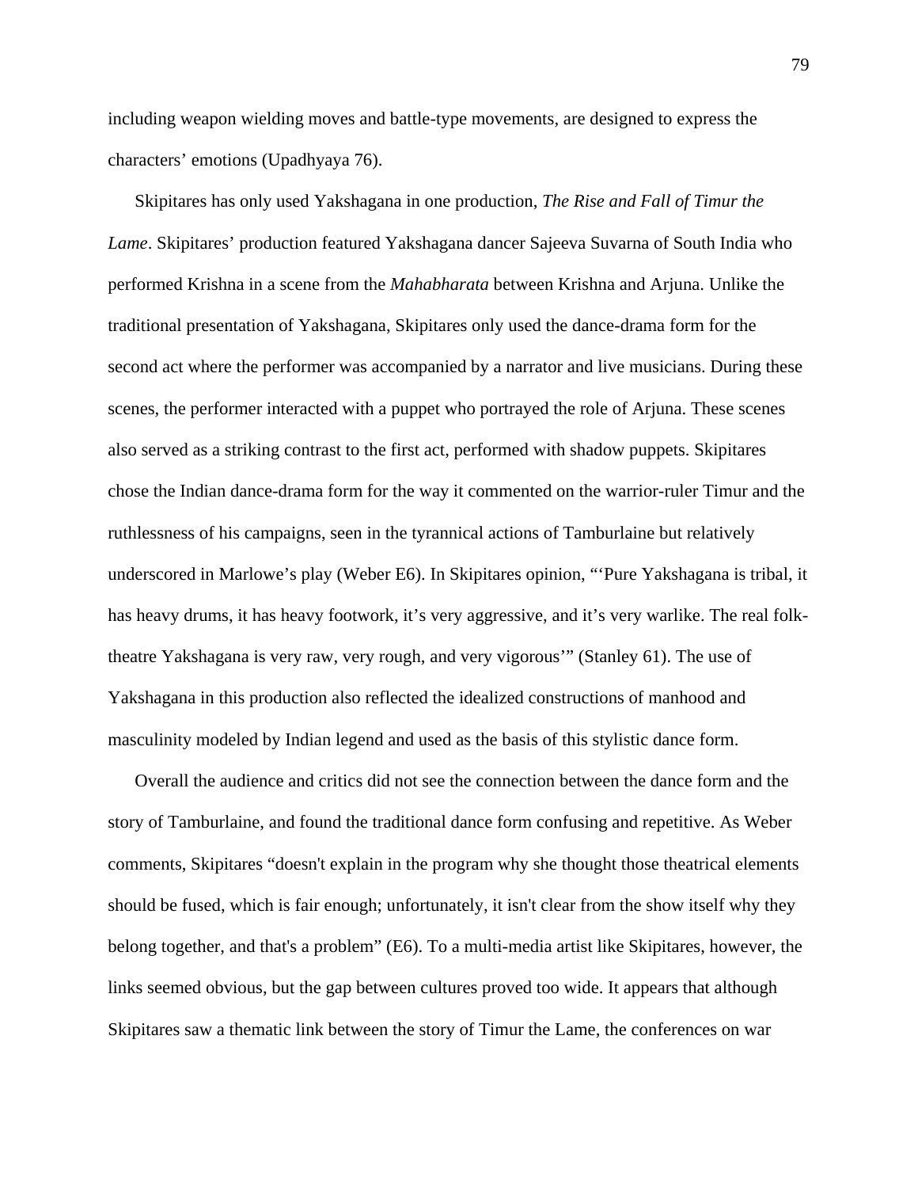including weapon wielding moves and battle-type movements, are designed to express the characters' emotions (Upadhyaya 76).

Skipitares has only used Yakshagana in one production, *The Rise and Fall of Timur the Lame*. Skipitares' production featured Yakshagana dancer Sajeeva Suvarna of South India who performed Krishna in a scene from the *Mahabharata* between Krishna and Arjuna. Unlike the traditional presentation of Yakshagana, Skipitares only used the dance-drama form for the second act where the performer was accompanied by a narrator and live musicians. During these scenes, the performer interacted with a puppet who portrayed the role of Arjuna. These scenes also served as a striking contrast to the first act, performed with shadow puppets. Skipitares chose the Indian dance-drama form for the way it commented on the warrior-ruler Timur and the ruthlessness of his campaigns, seen in the tyrannical actions of Tamburlaine but relatively underscored in Marlowe's play (Weber E6). In Skipitares opinion, "'Pure Yakshagana is tribal, it has heavy drums, it has heavy footwork, it's very aggressive, and it's very warlike. The real folk-theatre Yakshagana is very raw, very rough, and very vigorous'" (Stanley 61). The use of Yakshagana in this production also reflected the idealized constructions of manhood and masculinity modeled by Indian legend and used as the basis of this stylistic dance form.

Overall the audience and critics did not see the connection between the dance form and the story of Tamburlaine, and found the traditional dance form confusing and repetitive. As Weber comments, Skipitares "doesn't explain in the program why she thought those theatrical elements should be fused, which is fair enough; unfortunately, it isn't clear from the show itself why they belong together, and that's a problem" (E6). To a multi-media artist like Skipitares, however, the links seemed obvious, but the gap between cultures proved too wide. It appears that although Skipitares saw a thematic link between the story of Timur the Lame, the conferences on war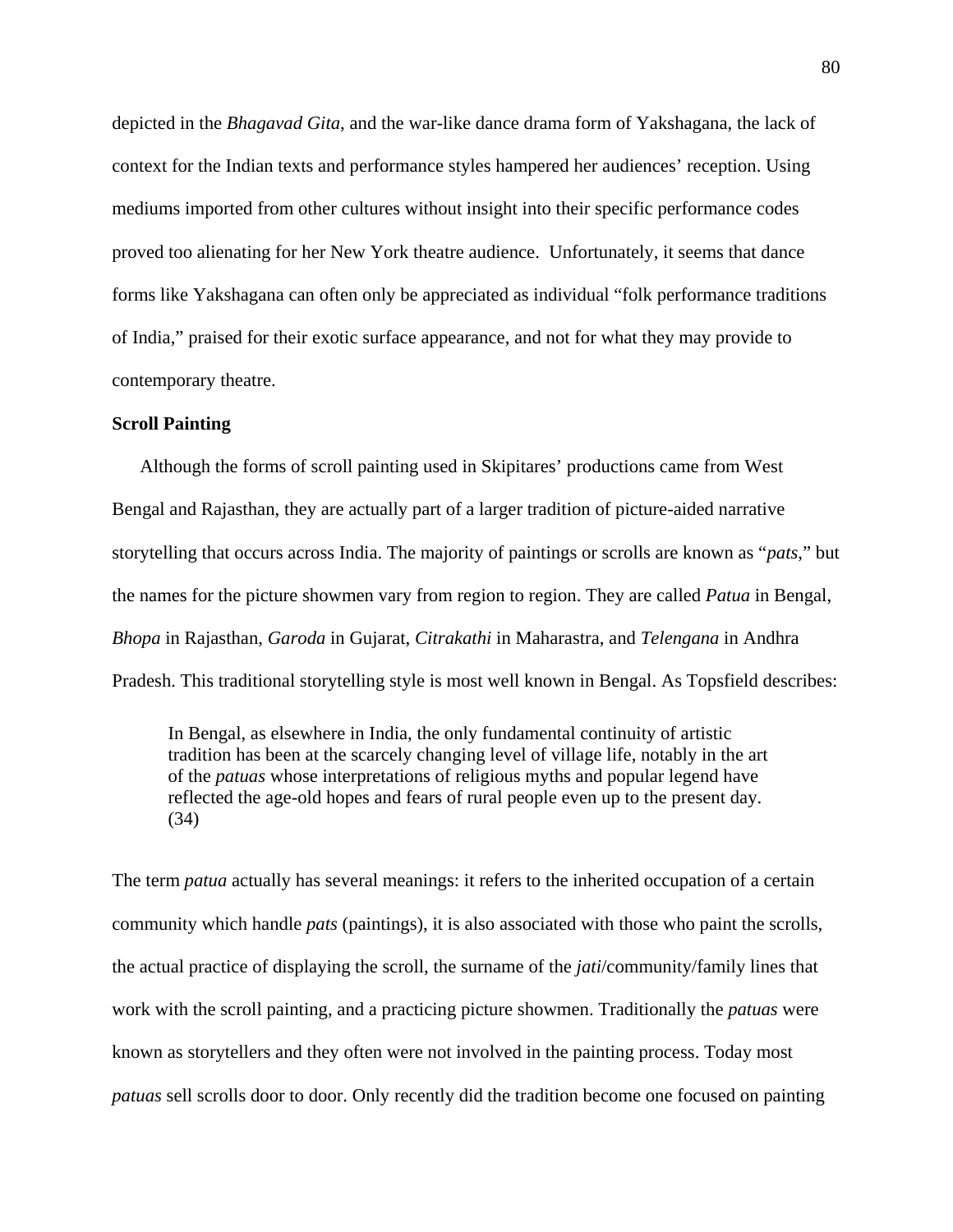depicted in the *Bhagavad Gita*, and the war-like dance drama form of Yakshagana, the lack of context for the Indian texts and performance styles hampered her audiences' reception. Using mediums imported from other cultures without insight into their specific performance codes proved too alienating for her New York theatre audience. Unfortunately, it seems that dance forms like Yakshagana can often only be appreciated as individual "folk performance traditions of India," praised for their exotic surface appearance, and not for what they may provide to contemporary theatre.

### Scroll Painting

Although the forms of scroll painting used in Skipitares' productions came from West Bengal and Rajasthan, they are actually part of a larger tradition of picture-aided narrative storytelling that occurs across India. The majority of paintings or scrolls are known as "*pats*," but the names for the picture showmen vary from region to region. They are called *Patua* in Bengal, *Bhopa* in Rajasthan, *Garoda* in Gujarat, *Citrakathi* in Maharastra, and *Telengana* in Andhra Pradesh. This traditional storytelling style is most well known in Bengal. As Topsfield describes:

> In Bengal, as elsewhere in India, the only fundamental continuity of artistic tradition has been at the scarcely changing level of village life, notably in the art of the *patuas* whose interpretations of religious myths and popular legend have reflected the age-old hopes and fears of rural people even up to the present day. (34)

The term *patua* actually has several meanings: it refers to the inherited occupation of a certain community which handle *pats* (paintings), it is also associated with those who paint the scrolls, the actual practice of displaying the scroll, the surname of the *jati*/community/family lines that work with the scroll painting, and a practicing picture showmen. Traditionally the *patuas* were known as storytellers and they often were not involved in the painting process. Today most *patuas* sell scrolls door to door. Only recently did the tradition become one focused on painting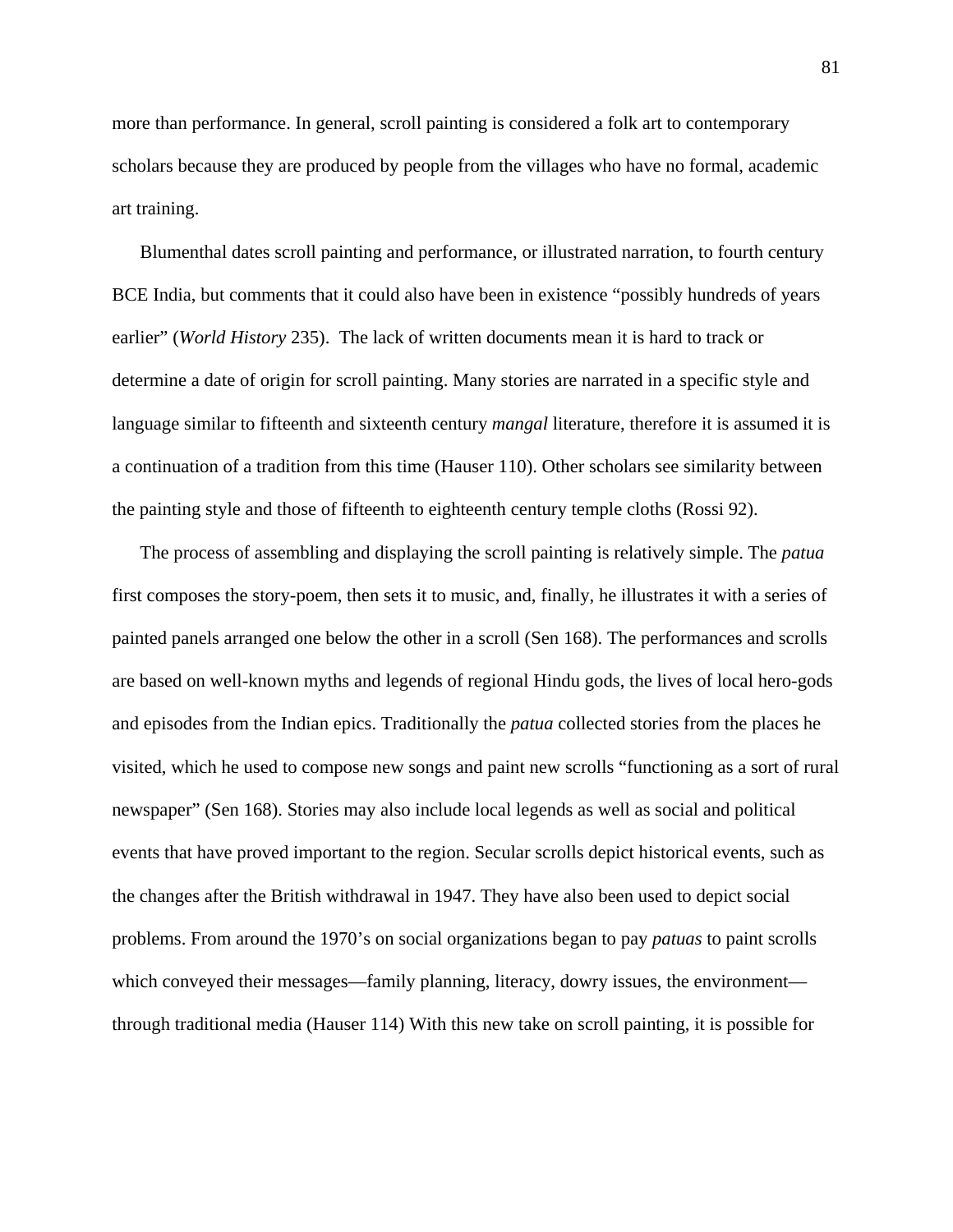more than performance. In general, scroll painting is considered a folk art to contemporary scholars because they are produced by people from the villages who have no formal, academic art training.

Blumenthal dates scroll painting and performance, or illustrated narration, to fourth century BCE India, but comments that it could also have been in existence "possibly hundreds of years earlier" (*World History* 235). The lack of written documents mean it is hard to track or determine a date of origin for scroll painting. Many stories are narrated in a specific style and language similar to fifteenth and sixteenth century *mangal* literature, therefore it is assumed it is a continuation of a tradition from this time (Hauser 110). Other scholars see similarity between the painting style and those of fifteenth to eighteenth century temple cloths (Rossi 92).

The process of assembling and displaying the scroll painting is relatively simple. The *patua* first composes the story-poem, then sets it to music, and, finally, he illustrates it with a series of painted panels arranged one below the other in a scroll (Sen 168). The performances and scrolls are based on well-known myths and legends of regional Hindu gods, the lives of local hero-gods and episodes from the Indian epics. Traditionally the *patua* collected stories from the places he visited, which he used to compose new songs and paint new scrolls "functioning as a sort of rural newspaper" (Sen 168). Stories may also include local legends as well as social and political events that have proved important to the region. Secular scrolls depict historical events, such as the changes after the British withdrawal in 1947. They have also been used to depict social problems. From around the 1970's on social organizations began to pay *patuas* to paint scrolls which conveyed their messages—family planning, literacy, dowry issues, the environment—through traditional media (Hauser 114) With this new take on scroll painting, it is possible for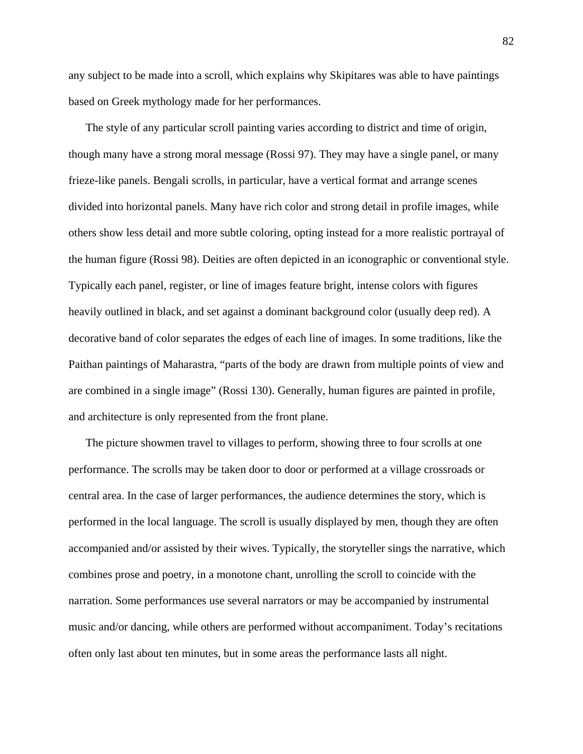any subject to be made into a scroll, which explains why Skipitares was able to have paintings based on Greek mythology made for her performances.

The style of any particular scroll painting varies according to district and time of origin, though many have a strong moral message (Rossi 97). They may have a single panel, or many frieze-like panels. Bengali scrolls, in particular, have a vertical format and arrange scenes divided into horizontal panels. Many have rich color and strong detail in profile images, while others show less detail and more subtle coloring, opting instead for a more realistic portrayal of the human figure (Rossi 98). Deities are often depicted in an iconographic or conventional style. Typically each panel, register, or line of images feature bright, intense colors with figures heavily outlined in black, and set against a dominant background color (usually deep red). A decorative band of color separates the edges of each line of images. In some traditions, like the Paithan paintings of Maharastra, "parts of the body are drawn from multiple points of view and are combined in a single image" (Rossi 130). Generally, human figures are painted in profile, and architecture is only represented from the front plane.

The picture showmen travel to villages to perform, showing three to four scrolls at one performance. The scrolls may be taken door to door or performed at a village crossroads or central area. In the case of larger performances, the audience determines the story, which is performed in the local language. The scroll is usually displayed by men, though they are often accompanied and/or assisted by their wives. Typically, the storyteller sings the narrative, which combines prose and poetry, in a monotone chant, unrolling the scroll to coincide with the narration. Some performances use several narrators or may be accompanied by instrumental music and/or dancing, while others are performed without accompaniment. Today's recitations often only last about ten minutes, but in some areas the performance lasts all night.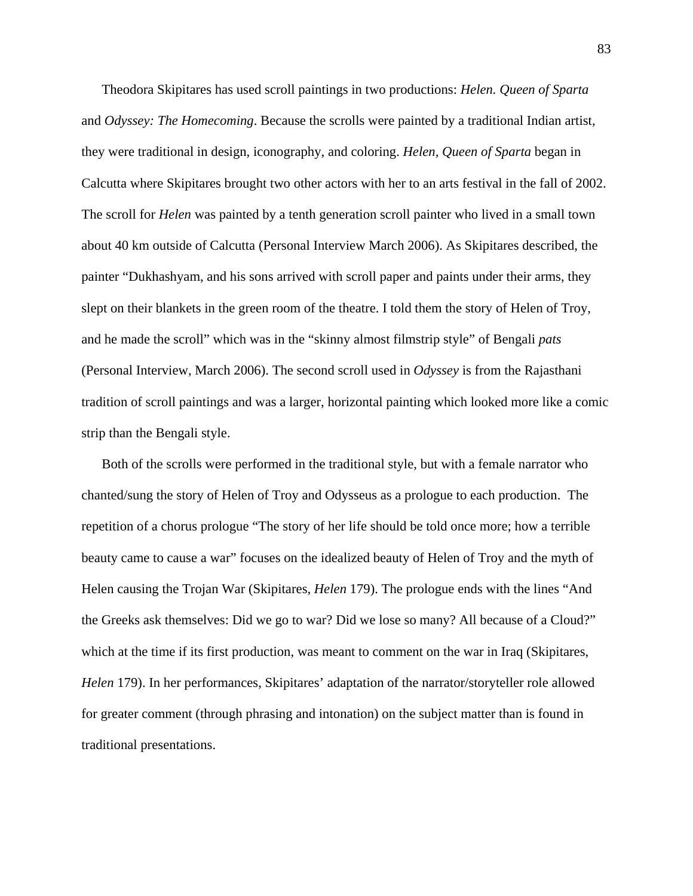Theodora Skipitares has used scroll paintings in two productions: *Helen. Queen of Sparta* and *Odyssey: The Homecoming*. Because the scrolls were painted by a traditional Indian artist, they were traditional in design, iconography, and coloring. *Helen, Queen of Sparta* began in Calcutta where Skipitares brought two other actors with her to an arts festival in the fall of 2002. The scroll for *Helen* was painted by a tenth generation scroll painter who lived in a small town about 40 km outside of Calcutta (Personal Interview March 2006). As Skipitares described, the painter "Dukhashyam, and his sons arrived with scroll paper and paints under their arms, they slept on their blankets in the green room of the theatre. I told them the story of Helen of Troy, and he made the scroll" which was in the "skinny almost filmstrip style" of Bengali *pats* (Personal Interview, March 2006). The second scroll used in *Odyssey* is from the Rajasthani tradition of scroll paintings and was a larger, horizontal painting which looked more like a comic strip than the Bengali style.

Both of the scrolls were performed in the traditional style, but with a female narrator who chanted/sung the story of Helen of Troy and Odysseus as a prologue to each production. The repetition of a chorus prologue "The story of her life should be told once more; how a terrible beauty came to cause a war" focuses on the idealized beauty of Helen of Troy and the myth of Helen causing the Trojan War (Skipitares, *Helen* 179). The prologue ends with the lines "And the Greeks ask themselves: Did we go to war? Did we lose so many? All because of a Cloud?" which at the time if its first production, was meant to comment on the war in Iraq (Skipitares, *Helen* 179). In her performances, Skipitares' adaptation of the narrator/storyteller role allowed for greater comment (through phrasing and intonation) on the subject matter than is found in traditional presentations.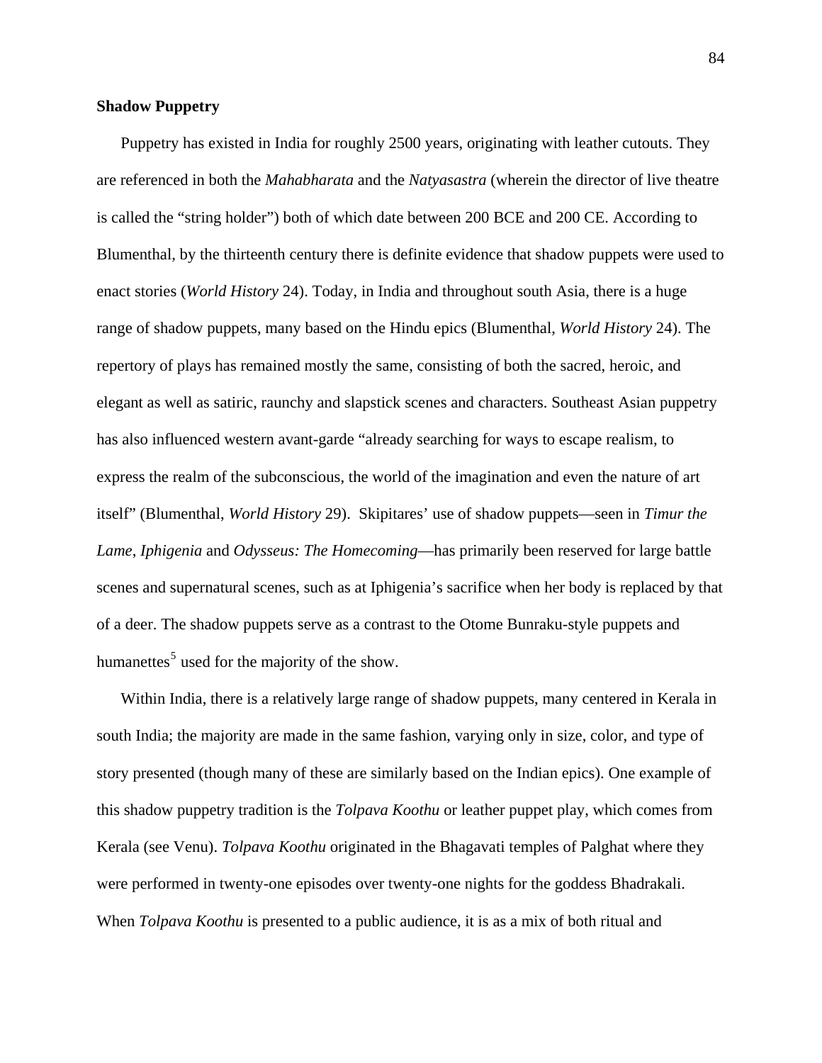**Shadow Puppetry**

Puppetry has existed in India for roughly 2500 years, originating with leather cutouts. They are referenced in both the *Mahabharata* and the *Natyasastra* (wherein the director of live theatre is called the "string holder") both of which date between 200 BCE and 200 CE. According to Blumenthal, by the thirteenth century there is definite evidence that shadow puppets were used to enact stories (*World History* 24). Today, in India and throughout south Asia, there is a huge range of shadow puppets, many based on the Hindu epics (Blumenthal, *World History* 24). The repertory of plays has remained mostly the same, consisting of both the sacred, heroic, and elegant as well as satiric, raunchy and slapstick scenes and characters. Southeast Asian puppetry has also influenced western avant-garde "already searching for ways to escape realism, to express the realm of the subconscious, the world of the imagination and even the nature of art itself" (Blumenthal, *World History* 29). Skipitares' use of shadow puppets—seen in *Timur the Lame*, *Iphigenia* and *Odysseus: The Homecoming*—has primarily been reserved for large battle scenes and supernatural scenes, such as at Iphigenia's sacrifice when her body is replaced by that of a deer. The shadow puppets serve as a contrast to the Otome Bunraku-style puppets and humanettes[5] used for the majority of the show.

Within India, there is a relatively large range of shadow puppets, many centered in Kerala in south India; the majority are made in the same fashion, varying only in size, color, and type of story presented (though many of these are similarly based on the Indian epics). One example of this shadow puppetry tradition is the *Tolpava Koothu* or leather puppet play, which comes from Kerala (see Venu). *Tolpava Koothu* originated in the Bhagavati temples of Palghat where they were performed in twenty-one episodes over twenty-one nights for the goddess Bhadrakali. When *Tolpava Koothu* is presented to a public audience, it is as a mix of both ritual and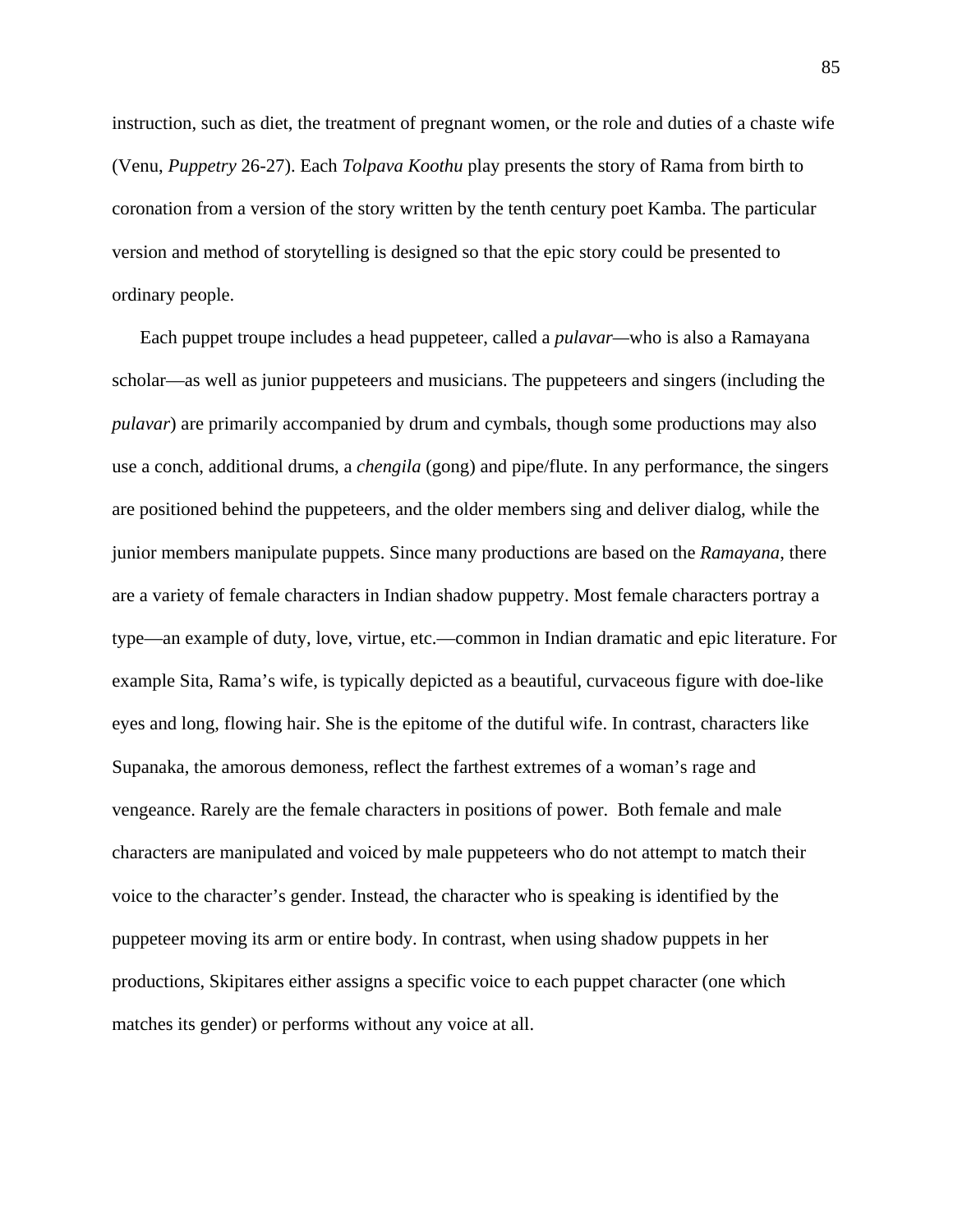instruction, such as diet, the treatment of pregnant women, or the role and duties of a chaste wife (Venu, *Puppetry* 26-27). Each *Tolpava Koothu* play presents the story of Rama from birth to coronation from a version of the story written by the tenth century poet Kamba. The particular version and method of storytelling is designed so that the epic story could be presented to ordinary people.

Each puppet troupe includes a head puppeteer, called a *pulavar*—who is also a Ramayana scholar—as well as junior puppeteers and musicians. The puppeteers and singers (including the *pulavar*) are primarily accompanied by drum and cymbals, though some productions may also use a conch, additional drums, a *chengila* (gong) and pipe/flute. In any performance, the singers are positioned behind the puppeteers, and the older members sing and deliver dialog, while the junior members manipulate puppets. Since many productions are based on the *Ramayana*, there are a variety of female characters in Indian shadow puppetry. Most female characters portray a type—an example of duty, love, virtue, etc.—common in Indian dramatic and epic literature. For example Sita, Rama's wife, is typically depicted as a beautiful, curvaceous figure with doe-like eyes and long, flowing hair. She is the epitome of the dutiful wife. In contrast, characters like Supanaka, the amorous demoness, reflect the farthest extremes of a woman's rage and vengeance. Rarely are the female characters in positions of power. Both female and male characters are manipulated and voiced by male puppeteers who do not attempt to match their voice to the character's gender. Instead, the character who is speaking is identified by the puppeteer moving its arm or entire body. In contrast, when using shadow puppets in her productions, Skipitares either assigns a specific voice to each puppet character (one which matches its gender) or performs without any voice at all.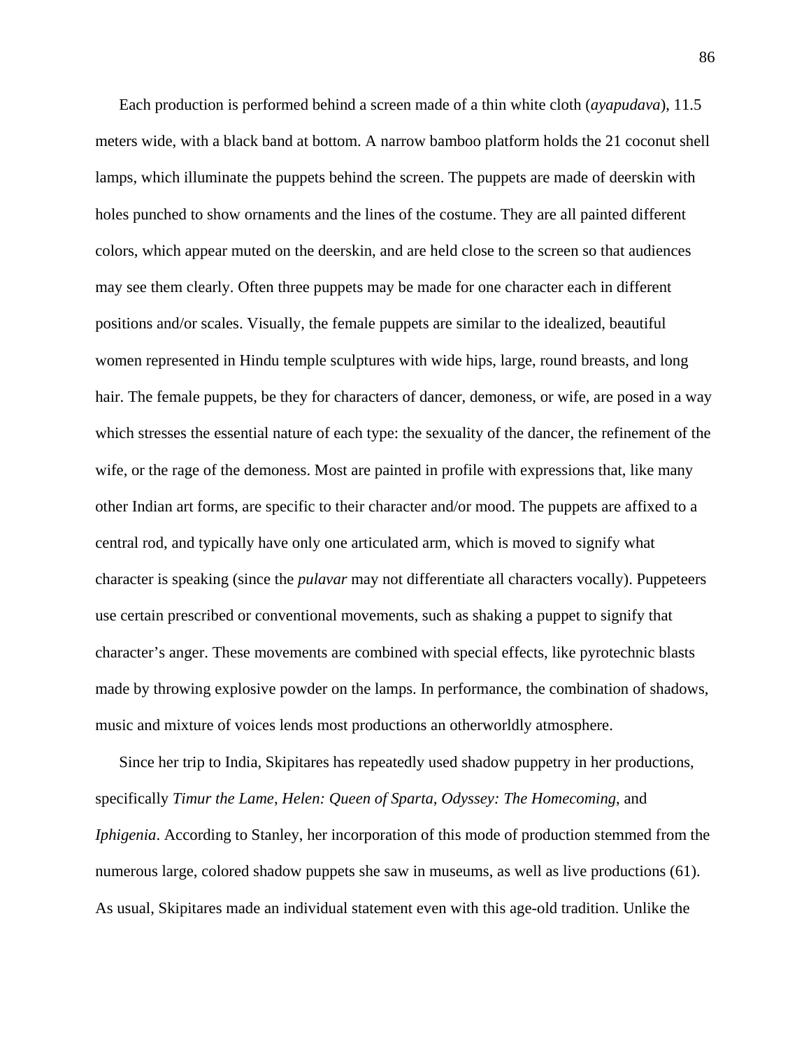Each production is performed behind a screen made of a thin white cloth (*ayapudava*), 11.5 meters wide, with a black band at bottom. A narrow bamboo platform holds the 21 coconut shell lamps, which illuminate the puppets behind the screen. The puppets are made of deerskin with holes punched to show ornaments and the lines of the costume. They are all painted different colors, which appear muted on the deerskin, and are held close to the screen so that audiences may see them clearly. Often three puppets may be made for one character each in different positions and/or scales. Visually, the female puppets are similar to the idealized, beautiful women represented in Hindu temple sculptures with wide hips, large, round breasts, and long hair. The female puppets, be they for characters of dancer, demoness, or wife, are posed in a way which stresses the essential nature of each type: the sexuality of the dancer, the refinement of the wife, or the rage of the demoness. Most are painted in profile with expressions that, like many other Indian art forms, are specific to their character and/or mood. The puppets are affixed to a central rod, and typically have only one articulated arm, which is moved to signify what character is speaking (since the *pulavar* may not differentiate all characters vocally). Puppeteers use certain prescribed or conventional movements, such as shaking a puppet to signify that character's anger. These movements are combined with special effects, like pyrotechnic blasts made by throwing explosive powder on the lamps. In performance, the combination of shadows, music and mixture of voices lends most productions an otherworldly atmosphere.

Since her trip to India, Skipitares has repeatedly used shadow puppetry in her productions, specifically *Timur the Lame*, *Helen: Queen of Sparta, Odyssey: The Homecoming,* and *Iphigenia*. According to Stanley, her incorporation of this mode of production stemmed from the numerous large, colored shadow puppets she saw in museums, as well as live productions (61). As usual, Skipitares made an individual statement even with this age-old tradition. Unlike the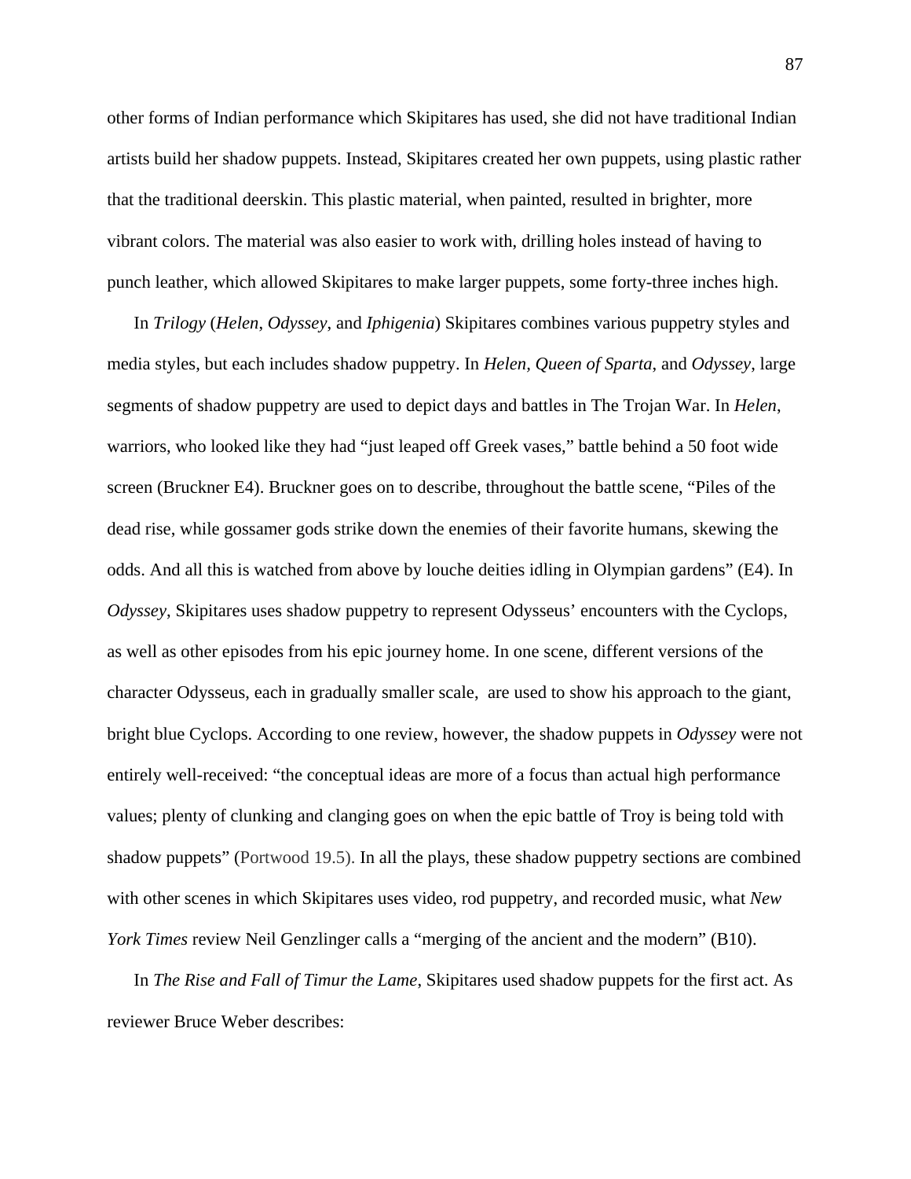other forms of Indian performance which Skipitares has used, she did not have traditional Indian artists build her shadow puppets. Instead, Skipitares created her own puppets, using plastic rather that the traditional deerskin. This plastic material, when painted, resulted in brighter, more vibrant colors. The material was also easier to work with, drilling holes instead of having to punch leather, which allowed Skipitares to make larger puppets, some forty-three inches high.

In *Trilogy* (*Helen*, *Odyssey*, and *Iphigenia*) Skipitares combines various puppetry styles and media styles, but each includes shadow puppetry. In *Helen, Queen of Sparta*, and *Odyssey*, large segments of shadow puppetry are used to depict days and battles in The Trojan War. In *Helen*, warriors, who looked like they had "just leaped off Greek vases," battle behind a 50 foot wide screen (Bruckner E4). Bruckner goes on to describe, throughout the battle scene, "Piles of the dead rise, while gossamer gods strike down the enemies of their favorite humans, skewing the odds. And all this is watched from above by louche deities idling in Olympian gardens" (E4). In *Odyssey*, Skipitares uses shadow puppetry to represent Odysseus' encounters with the Cyclops, as well as other episodes from his epic journey home. In one scene, different versions of the character Odysseus, each in gradually smaller scale, are used to show his approach to the giant, bright blue Cyclops. According to one review, however, the shadow puppets in *Odyssey* were not entirely well-received: "the conceptual ideas are more of a focus than actual high performance values; plenty of clunking and clanging goes on when the epic battle of Troy is being told with shadow puppets" (Portwood 19.5). In all the plays, these shadow puppetry sections are combined with other scenes in which Skipitares uses video, rod puppetry, and recorded music, what *New York Times* review Neil Genzlinger calls a "merging of the ancient and the modern" (B10).

In *The Rise and Fall of Timur the Lame*, Skipitares used shadow puppets for the first act. As reviewer Bruce Weber describes: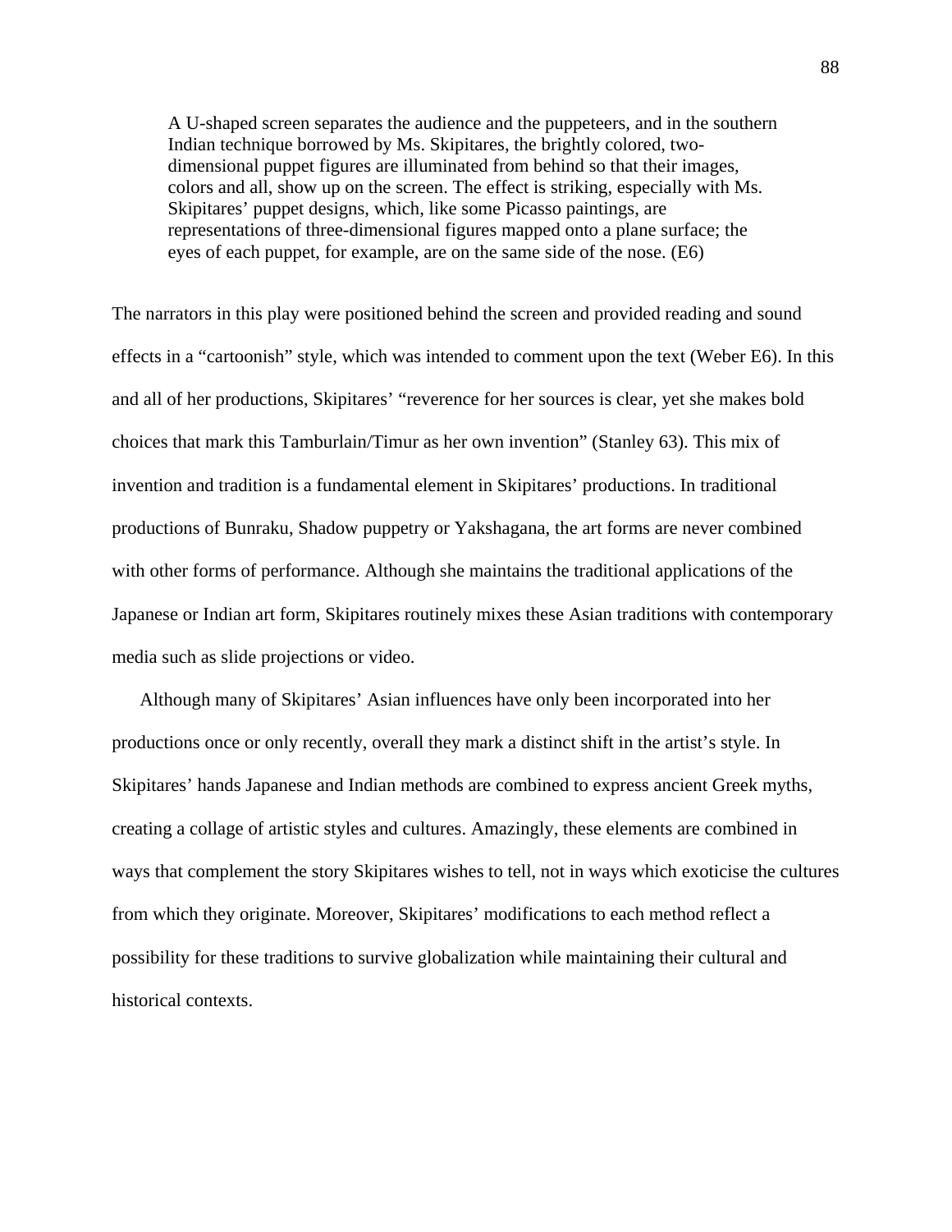> A U-shaped screen separates the audience and the puppeteers, and in the southern Indian technique borrowed by Ms. Skipitares, the brightly colored, two-dimensional puppet figures are illuminated from behind so that their images, colors and all, show up on the screen. The effect is striking, especially with Ms. Skipitares' puppet designs, which, like some Picasso paintings, are representations of three-dimensional figures mapped onto a plane surface; the eyes of each puppet, for example, are on the same side of the nose. (E6)

The narrators in this play were positioned behind the screen and provided reading and sound effects in a "cartoonish" style, which was intended to comment upon the text (Weber E6). In this and all of her productions, Skipitares' "reverence for her sources is clear, yet she makes bold choices that mark this Tamburlain/Timur as her own invention" (Stanley 63). This mix of invention and tradition is a fundamental element in Skipitares' productions. In traditional productions of Bunraku, Shadow puppetry or Yakshagana, the art forms are never combined with other forms of performance. Although she maintains the traditional applications of the Japanese or Indian art form, Skipitares routinely mixes these Asian traditions with contemporary media such as slide projections or video.

Although many of Skipitares' Asian influences have only been incorporated into her productions once or only recently, overall they mark a distinct shift in the artist's style. In Skipitares' hands Japanese and Indian methods are combined to express ancient Greek myths, creating a collage of artistic styles and cultures. Amazingly, these elements are combined in ways that complement the story Skipitares wishes to tell, not in ways which exoticise the cultures from which they originate. Moreover, Skipitares' modifications to each method reflect a possibility for these traditions to survive globalization while maintaining their cultural and historical contexts.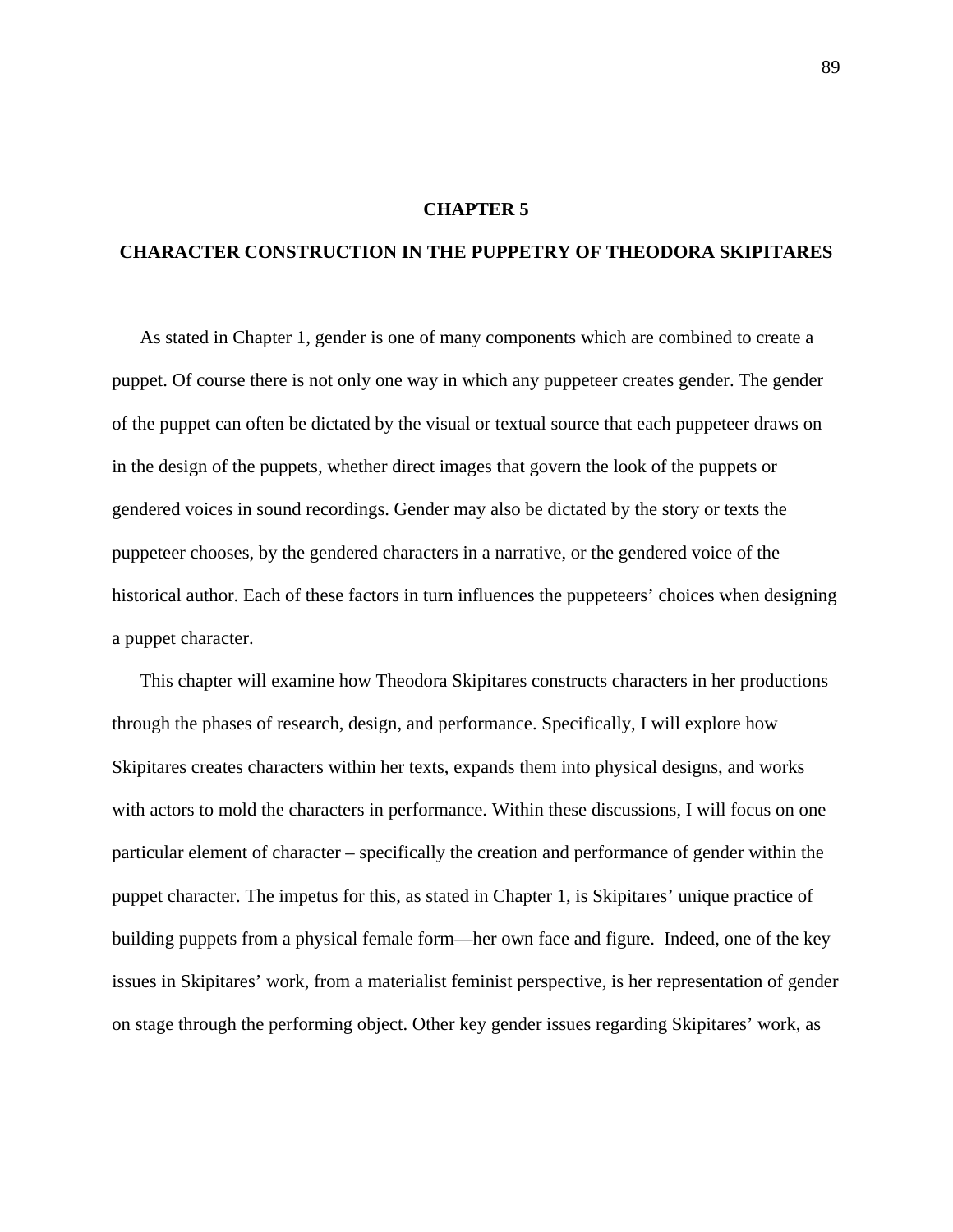# CHAPTER 5

## CHARACTER CONSTRUCTION IN THE PUPPETRY OF THEODORA SKIPITARES

As stated in Chapter 1, gender is one of many components which are combined to create a puppet. Of course there is not only one way in which any puppeteer creates gender. The gender of the puppet can often be dictated by the visual or textual source that each puppeteer draws on in the design of the puppets, whether direct images that govern the look of the puppets or gendered voices in sound recordings. Gender may also be dictated by the story or texts the puppeteer chooses, by the gendered characters in a narrative, or the gendered voice of the historical author. Each of these factors in turn influences the puppeteers' choices when designing a puppet character.

This chapter will examine how Theodora Skipitares constructs characters in her productions through the phases of research, design, and performance. Specifically, I will explore how Skipitares creates characters within her texts, expands them into physical designs, and works with actors to mold the characters in performance. Within these discussions, I will focus on one particular element of character – specifically the creation and performance of gender within the puppet character. The impetus for this, as stated in Chapter 1, is Skipitares' unique practice of building puppets from a physical female form—her own face and figure. Indeed, one of the key issues in Skipitares' work, from a materialist feminist perspective, is her representation of gender on stage through the performing object. Other key gender issues regarding Skipitares' work, as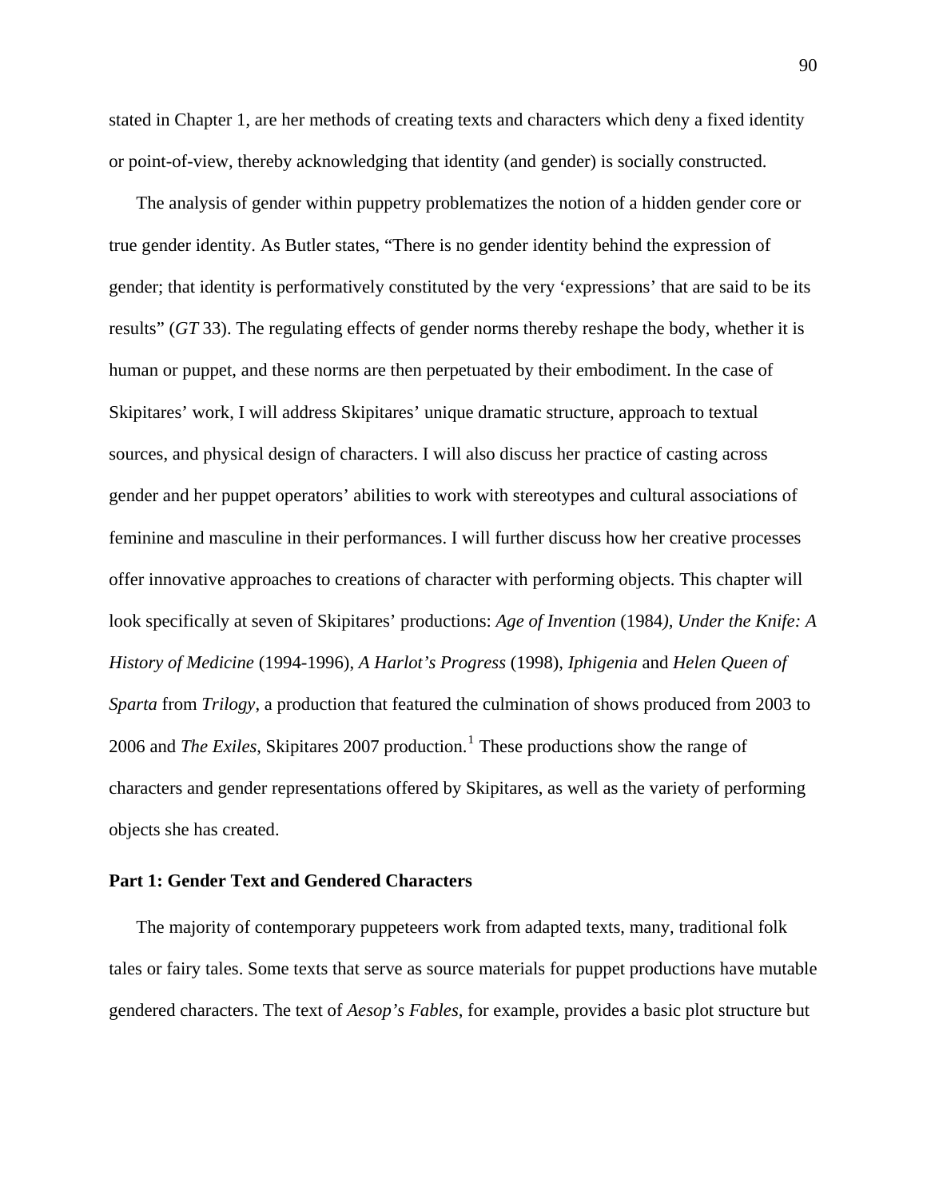stated in Chapter 1, are her methods of creating texts and characters which deny a fixed identity or point-of-view, thereby acknowledging that identity (and gender) is socially constructed.

The analysis of gender within puppetry problematizes the notion of a hidden gender core or true gender identity. As Butler states, “There is no gender identity behind the expression of gender; that identity is performatively constituted by the very ‘expressions’ that are said to be its results” (*GT* 33). The regulating effects of gender norms thereby reshape the body, whether it is human or puppet, and these norms are then perpetuated by their embodiment. In the case of Skipitares’ work, I will address Skipitares’ unique dramatic structure, approach to textual sources, and physical design of characters. I will also discuss her practice of casting across gender and her puppet operators’ abilities to work with stereotypes and cultural associations of feminine and masculine in their performances. I will further discuss how her creative processes offer innovative approaches to creations of character with performing objects. This chapter will look specifically at seven of Skipitares’ productions: *Age of Invention* (1984), *Under the Knife: A History of Medicine* (1994-1996), *A Harlot’s Progress* (1998), *Iphigenia* and *Helen Queen of Sparta* from *Trilogy*, a production that featured the culmination of shows produced from 2003 to 2006 and *The Exiles*, Skipitares 2007 production.[1] These productions show the range of characters and gender representations offered by Skipitares, as well as the variety of performing objects she has created.

## Part 1: Gender Text and Gendered Characters

The majority of contemporary puppeteers work from adapted texts, many, traditional folk tales or fairy tales. Some texts that serve as source materials for puppet productions have mutable gendered characters. The text of *Aesop’s Fables*, for example, provides a basic plot structure but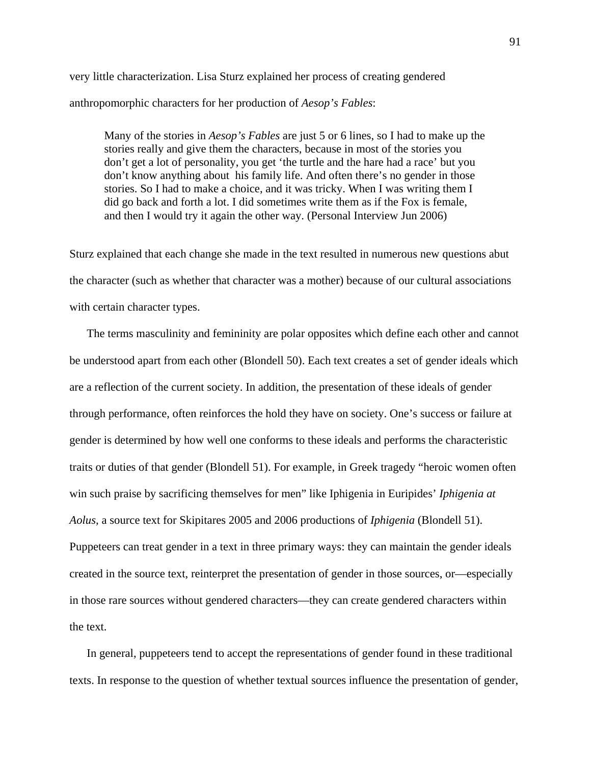very little characterization. Lisa Sturz explained her process of creating gendered anthropomorphic characters for her production of *Aesop's Fables*:

> Many of the stories in *Aesop's Fables* are just 5 or 6 lines, so I had to make up the stories really and give them the characters, because in most of the stories you don't get a lot of personality, you get 'the turtle and the hare had a race' but you don't know anything about his family life. And often there's no gender in those stories. So I had to make a choice, and it was tricky. When I was writing them I did go back and forth a lot. I did sometimes write them as if the Fox is female, and then I would try it again the other way. (Personal Interview Jun 2006)

Sturz explained that each change she made in the text resulted in numerous new questions abut the character (such as whether that character was a mother) because of our cultural associations with certain character types.

The terms masculinity and femininity are polar opposites which define each other and cannot be understood apart from each other (Blondell 50). Each text creates a set of gender ideals which are a reflection of the current society. In addition, the presentation of these ideals of gender through performance, often reinforces the hold they have on society. One's success or failure at gender is determined by how well one conforms to these ideals and performs the characteristic traits or duties of that gender (Blondell 51). For example, in Greek tragedy "heroic women often win such praise by sacrificing themselves for men" like Iphigenia in Euripides' *Iphigenia at Aolus,* a source text for Skipitares 2005 and 2006 productions of *Iphigenia* (Blondell 51). Puppeteers can treat gender in a text in three primary ways: they can maintain the gender ideals created in the source text, reinterpret the presentation of gender in those sources, or—especially in those rare sources without gendered characters—they can create gendered characters within the text.

In general, puppeteers tend to accept the representations of gender found in these traditional texts. In response to the question of whether textual sources influence the presentation of gender,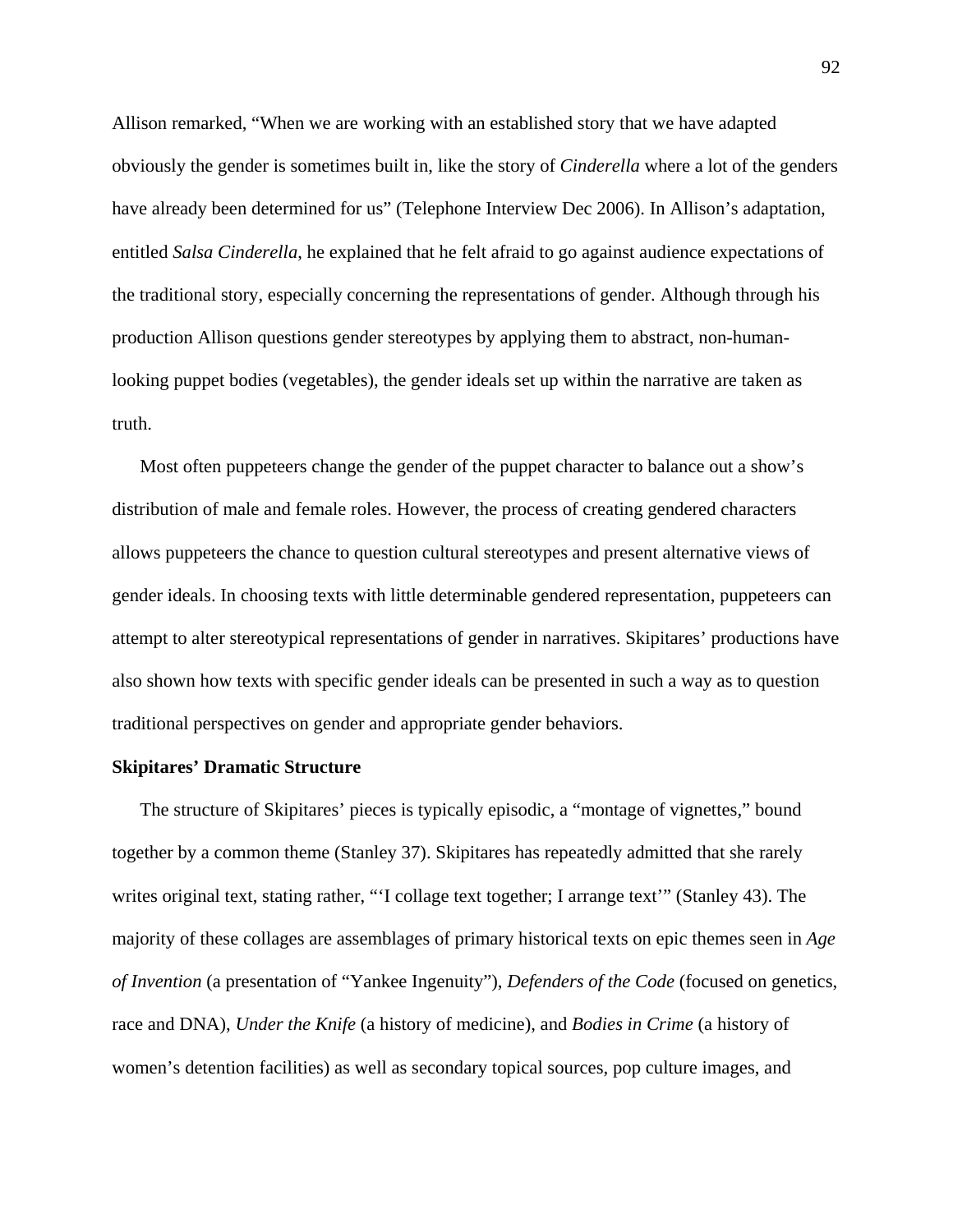Allison remarked, "When we are working with an established story that we have adapted obviously the gender is sometimes built in, like the story of *Cinderella* where a lot of the genders have already been determined for us" (Telephone Interview Dec 2006). In Allison's adaptation, entitled *Salsa Cinderella*, he explained that he felt afraid to go against audience expectations of the traditional story, especially concerning the representations of gender. Although through his production Allison questions gender stereotypes by applying them to abstract, non-human-looking puppet bodies (vegetables), the gender ideals set up within the narrative are taken as truth.

Most often puppeteers change the gender of the puppet character to balance out a show's distribution of male and female roles. However, the process of creating gendered characters allows puppeteers the chance to question cultural stereotypes and present alternative views of gender ideals. In choosing texts with little determinable gendered representation, puppeteers can attempt to alter stereotypical representations of gender in narratives. Skipitares' productions have also shown how texts with specific gender ideals can be presented in such a way as to question traditional perspectives on gender and appropriate gender behaviors.

**Skipitares' Dramatic Structure**

The structure of Skipitares' pieces is typically episodic, a "montage of vignettes," bound together by a common theme (Stanley 37). Skipitares has repeatedly admitted that she rarely writes original text, stating rather, "'I collage text together; I arrange text'" (Stanley 43). The majority of these collages are assemblages of primary historical texts on epic themes seen in *Age of Invention* (a presentation of "Yankee Ingenuity"), *Defenders of the Code* (focused on genetics, race and DNA), *Under the Knife* (a history of medicine), and *Bodies in Crime* (a history of women's detention facilities) as well as secondary topical sources, pop culture images, and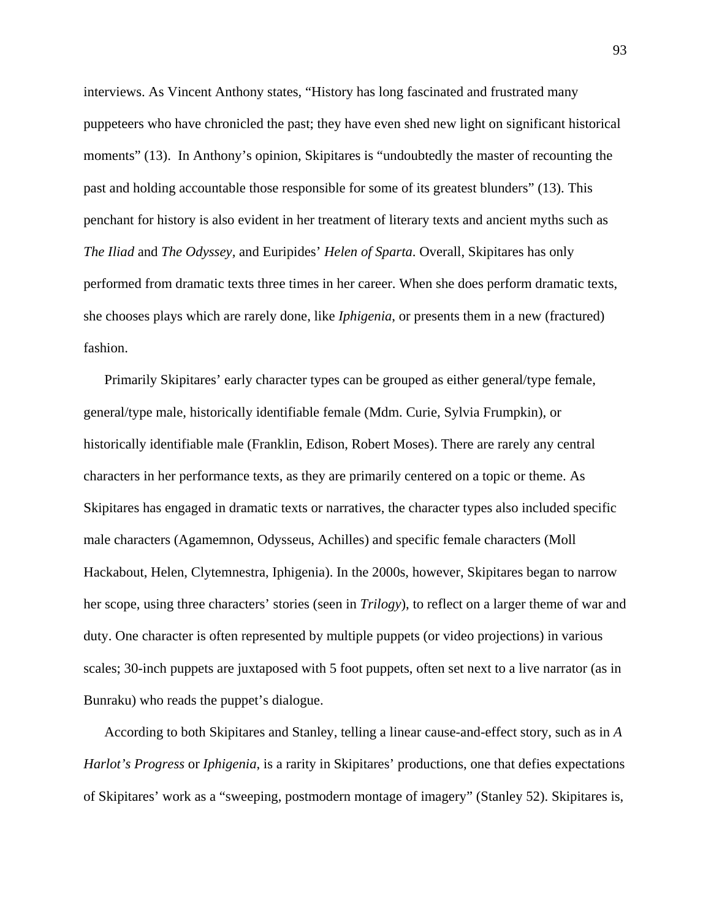interviews. As Vincent Anthony states, “History has long fascinated and frustrated many puppeteers who have chronicled the past; they have even shed new light on significant historical moments” (13). In Anthony’s opinion, Skipitares is “undoubtedly the master of recounting the past and holding accountable those responsible for some of its greatest blunders” (13). This penchant for history is also evident in her treatment of literary texts and ancient myths such as *The Iliad* and *The Odyssey*, and Euripides’ *Helen of Sparta*. Overall, Skipitares has only performed from dramatic texts three times in her career. When she does perform dramatic texts, she chooses plays which are rarely done, like *Iphigenia*, or presents them in a new (fractured) fashion.

Primarily Skipitares’ early character types can be grouped as either general/type female, general/type male, historically identifiable female (Mdm. Curie, Sylvia Frumpkin), or historically identifiable male (Franklin, Edison, Robert Moses). There are rarely any central characters in her performance texts, as they are primarily centered on a topic or theme. As Skipitares has engaged in dramatic texts or narratives, the character types also included specific male characters (Agamemnon, Odysseus, Achilles) and specific female characters (Moll Hackabout, Helen, Clytemnestra, Iphigenia). In the 2000s, however, Skipitares began to narrow her scope, using three characters’ stories (seen in *Trilogy*), to reflect on a larger theme of war and duty. One character is often represented by multiple puppets (or video projections) in various scales; 30-inch puppets are juxtaposed with 5 foot puppets, often set next to a live narrator (as in Bunraku) who reads the puppet’s dialogue.

According to both Skipitares and Stanley, telling a linear cause-and-effect story, such as in *A Harlot’s Progress* or *Iphigenia*, is a rarity in Skipitares’ productions, one that defies expectations of Skipitares’ work as a “sweeping, postmodern montage of imagery” (Stanley 52). Skipitares is,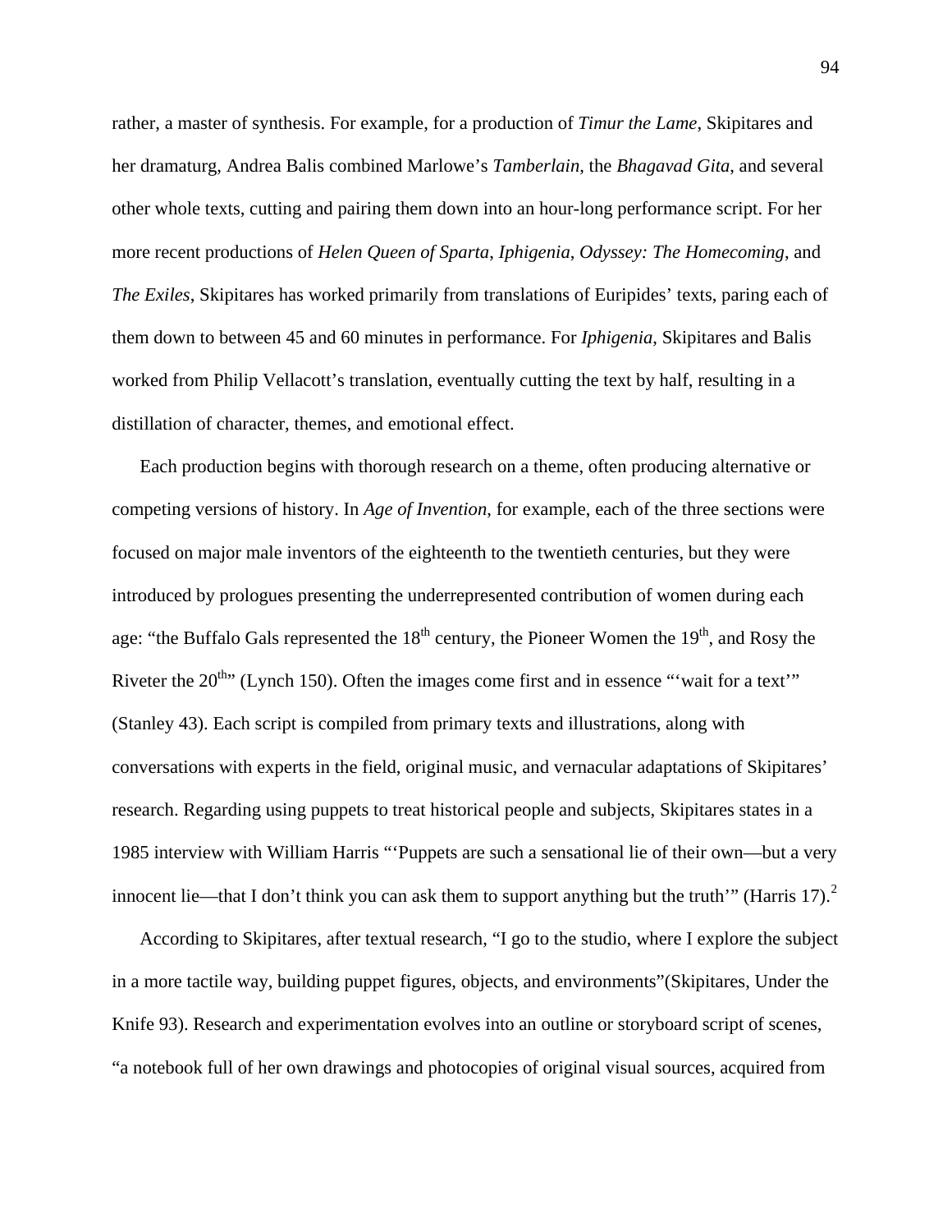rather, a master of synthesis. For example, for a production of *Timur the Lame*, Skipitares and her dramaturg, Andrea Balis combined Marlowe's *Tamberlain*, the *Bhagavad Gita*, and several other whole texts, cutting and pairing them down into an hour-long performance script. For her more recent productions of *Helen Queen of Sparta*, *Iphigenia*, *Odyssey: The Homecoming*, and *The Exiles*, Skipitares has worked primarily from translations of Euripides' texts, paring each of them down to between 45 and 60 minutes in performance. For *Iphigenia*, Skipitares and Balis worked from Philip Vellacott's translation, eventually cutting the text by half, resulting in a distillation of character, themes, and emotional effect.

Each production begins with thorough research on a theme, often producing alternative or competing versions of history. In *Age of Invention*, for example, each of the three sections were focused on major male inventors of the eighteenth to the twentieth centuries, but they were introduced by prologues presenting the underrepresented contribution of women during each age: "the Buffalo Gals represented the 18th century, the Pioneer Women the 19th, and Rosy the Riveter the 20th" (Lynch 150). Often the images come first and in essence "'wait for a text'" (Stanley 43). Each script is compiled from primary texts and illustrations, along with conversations with experts in the field, original music, and vernacular adaptations of Skipitares' research. Regarding using puppets to treat historical people and subjects, Skipitares states in a 1985 interview with William Harris "'Puppets are such a sensational lie of their own—but a very innocent lie—that I don't think you can ask them to support anything but the truth'" (Harris 17).[2]

According to Skipitares, after textual research, "I go to the studio, where I explore the subject in a more tactile way, building puppet figures, objects, and environments"(Skipitares, Under the Knife 93). Research and experimentation evolves into an outline or storyboard script of scenes, "a notebook full of her own drawings and photocopies of original visual sources, acquired from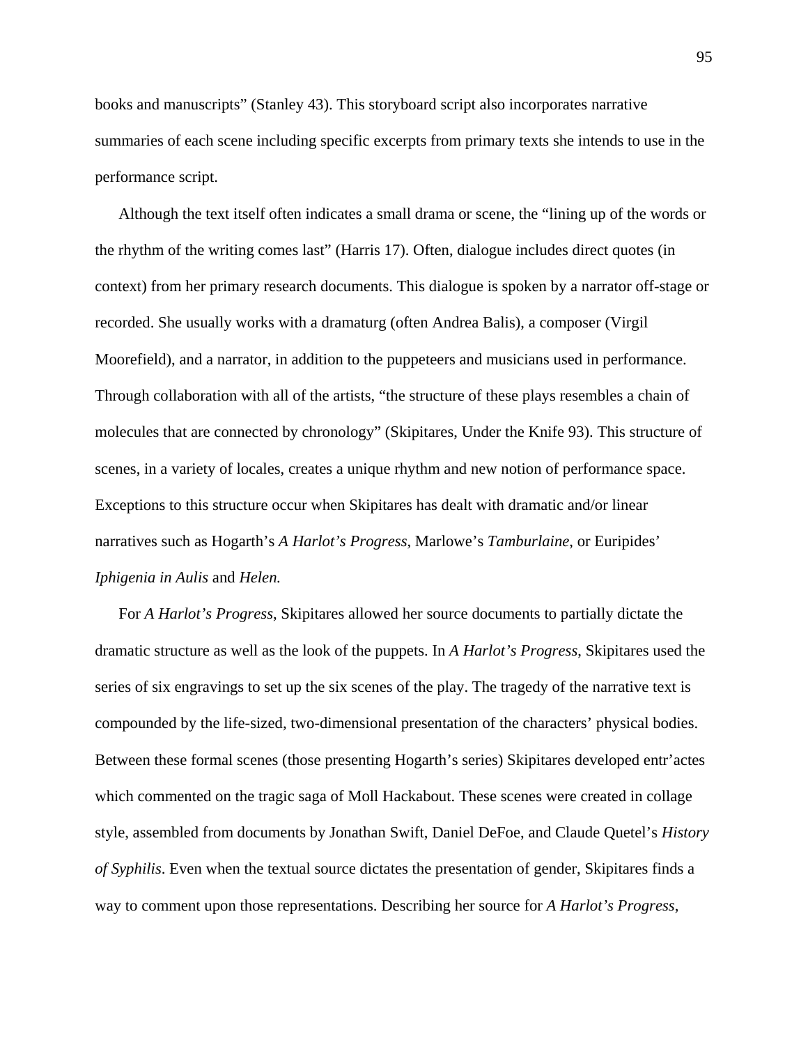books and manuscripts" (Stanley 43). This storyboard script also incorporates narrative summaries of each scene including specific excerpts from primary texts she intends to use in the performance script.

Although the text itself often indicates a small drama or scene, the "lining up of the words or the rhythm of the writing comes last" (Harris 17). Often, dialogue includes direct quotes (in context) from her primary research documents. This dialogue is spoken by a narrator off-stage or recorded. She usually works with a dramaturg (often Andrea Balis), a composer (Virgil Moorefield), and a narrator, in addition to the puppeteers and musicians used in performance. Through collaboration with all of the artists, "the structure of these plays resembles a chain of molecules that are connected by chronology" (Skipitares, Under the Knife 93). This structure of scenes, in a variety of locales, creates a unique rhythm and new notion of performance space. Exceptions to this structure occur when Skipitares has dealt with dramatic and/or linear narratives such as Hogarth's *A Harlot's Progress*, Marlowe's *Tamburlaine*, or Euripides' *Iphigenia in Aulis* and *Helen.*

For *A Harlot's Progress*, Skipitares allowed her source documents to partially dictate the dramatic structure as well as the look of the puppets. In *A Harlot's Progress*, Skipitares used the series of six engravings to set up the six scenes of the play. The tragedy of the narrative text is compounded by the life-sized, two-dimensional presentation of the characters' physical bodies. Between these formal scenes (those presenting Hogarth's series) Skipitares developed entr'actes which commented on the tragic saga of Moll Hackabout. These scenes were created in collage style, assembled from documents by Jonathan Swift, Daniel DeFoe, and Claude Quetel's *History of Syphilis*. Even when the textual source dictates the presentation of gender, Skipitares finds a way to comment upon those representations. Describing her source for *A Harlot's Progress*,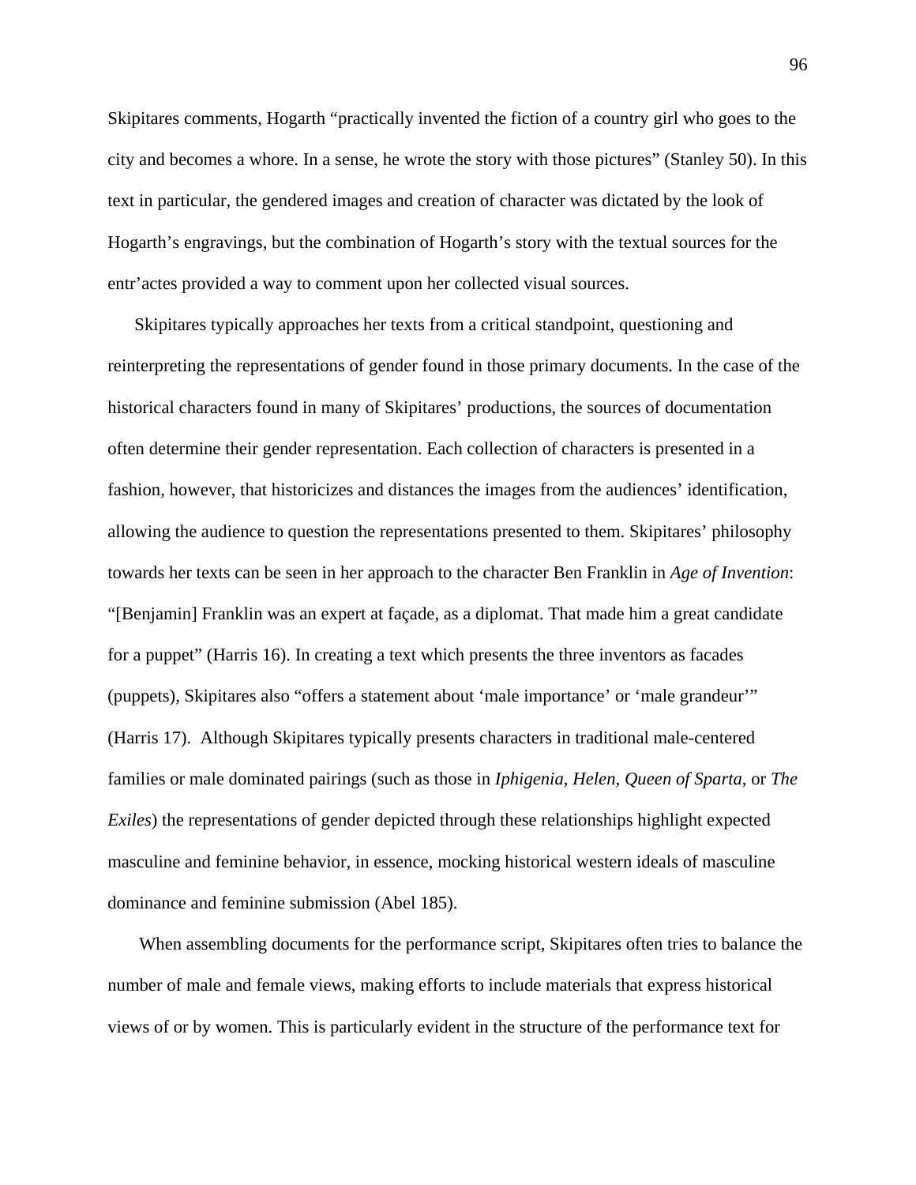Skipitares comments, Hogarth "practically invented the fiction of a country girl who goes to the city and becomes a whore. In a sense, he wrote the story with those pictures" (Stanley 50). In this text in particular, the gendered images and creation of character was dictated by the look of Hogarth's engravings, but the combination of Hogarth's story with the textual sources for the entr'actes provided a way to comment upon her collected visual sources.

Skipitares typically approaches her texts from a critical standpoint, questioning and reinterpreting the representations of gender found in those primary documents. In the case of the historical characters found in many of Skipitares' productions, the sources of documentation often determine their gender representation. Each collection of characters is presented in a fashion, however, that historicizes and distances the images from the audiences' identification, allowing the audience to question the representations presented to them. Skipitares' philosophy towards her texts can be seen in her approach to the character Ben Franklin in *Age of Invention*: "[Benjamin] Franklin was an expert at façade, as a diplomat. That made him a great candidate for a puppet" (Harris 16). In creating a text which presents the three inventors as facades (puppets), Skipitares also "offers a statement about 'male importance' or 'male grandeur'" (Harris 17). Although Skipitares typically presents characters in traditional male-centered families or male dominated pairings (such as those in *Iphigenia*, *Helen*, *Queen of Sparta*, or *The Exiles*) the representations of gender depicted through these relationships highlight expected masculine and feminine behavior, in essence, mocking historical western ideals of masculine dominance and feminine submission (Abel 185).

When assembling documents for the performance script, Skipitares often tries to balance the number of male and female views, making efforts to include materials that express historical views of or by women. This is particularly evident in the structure of the performance text for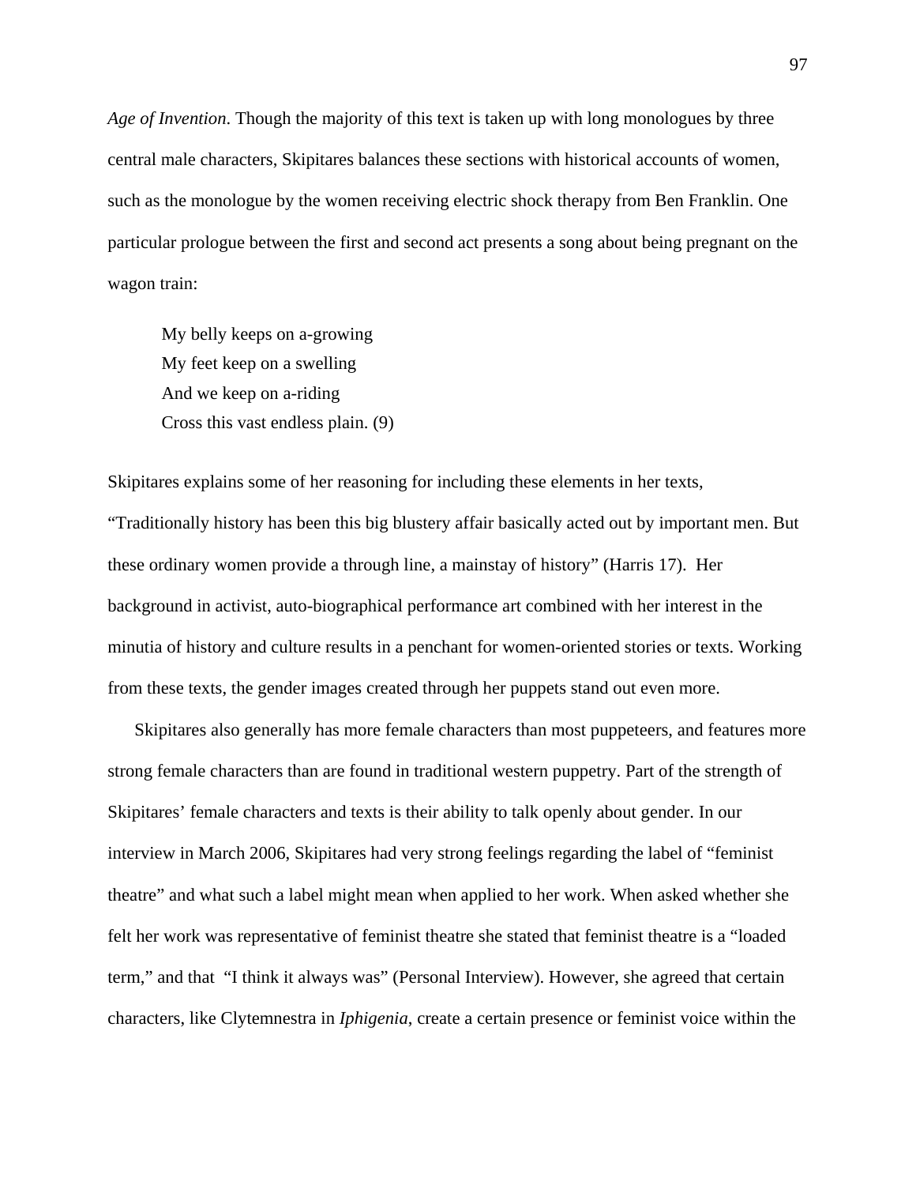*Age of Invention*. Though the majority of this text is taken up with long monologues by three central male characters, Skipitares balances these sections with historical accounts of women, such as the monologue by the women receiving electric shock therapy from Ben Franklin. One particular prologue between the first and second act presents a song about being pregnant on the wagon train:

> My belly keeps on a-growing
> My feet keep on a swelling
> And we keep on a-riding
> Cross this vast endless plain. (9)

Skipitares explains some of her reasoning for including these elements in her texts, "Traditionally history has been this big blustery affair basically acted out by important men. But these ordinary women provide a through line, a mainstay of history" (Harris 17). Her background in activist, auto-biographical performance art combined with her interest in the minutia of history and culture results in a penchant for women-oriented stories or texts. Working from these texts, the gender images created through her puppets stand out even more.

Skipitares also generally has more female characters than most puppeteers, and features more strong female characters than are found in traditional western puppetry. Part of the strength of Skipitares' female characters and texts is their ability to talk openly about gender. In our interview in March 2006, Skipitares had very strong feelings regarding the label of "feminist theatre" and what such a label might mean when applied to her work. When asked whether she felt her work was representative of feminist theatre she stated that feminist theatre is a "loaded term," and that "I think it always was" (Personal Interview). However, she agreed that certain characters, like Clytemnestra in *Iphigenia*, create a certain presence or feminist voice within the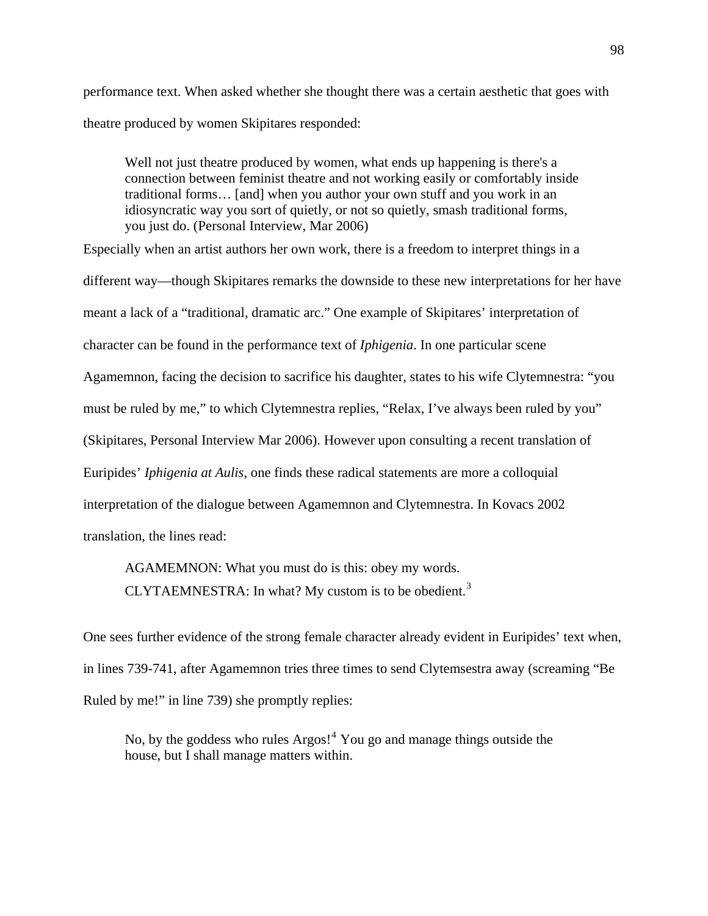performance text. When asked whether she thought there was a certain aesthetic that goes with theatre produced by women Skipitares responded:

> Well not just theatre produced by women, what ends up happening is there's a connection between feminist theatre and not working easily or comfortably inside traditional forms… [and] when you author your own stuff and you work in an idiosyncratic way you sort of quietly, or not so quietly, smash traditional forms, you just do. (Personal Interview, Mar 2006)

Especially when an artist authors her own work, there is a freedom to interpret things in a different way—though Skipitares remarks the downside to these new interpretations for her have meant a lack of a "traditional, dramatic arc." One example of Skipitares' interpretation of character can be found in the performance text of *Iphigenia*. In one particular scene Agamemnon, facing the decision to sacrifice his daughter, states to his wife Clytemnestra: "you must be ruled by me," to which Clytemnestra replies, "Relax, I've always been ruled by you" (Skipitares, Personal Interview Mar 2006). However upon consulting a recent translation of Euripides' *Iphigenia at Aulis*, one finds these radical statements are more a colloquial interpretation of the dialogue between Agamemnon and Clytemnestra. In Kovacs 2002 translation, the lines read:

> AGAMEMNON: What you must do is this: obey my words.
> CLYTAEMNESTRA: In what? My custom is to be obedient.[3]

One sees further evidence of the strong female character already evident in Euripides' text when, in lines 739-741, after Agamemnon tries three times to send Clytemsestra away (screaming "Be Ruled by me!" in line 739) she promptly replies:

> No, by the goddess who rules Argos![4] You go and manage things outside the house, but I shall manage matters within.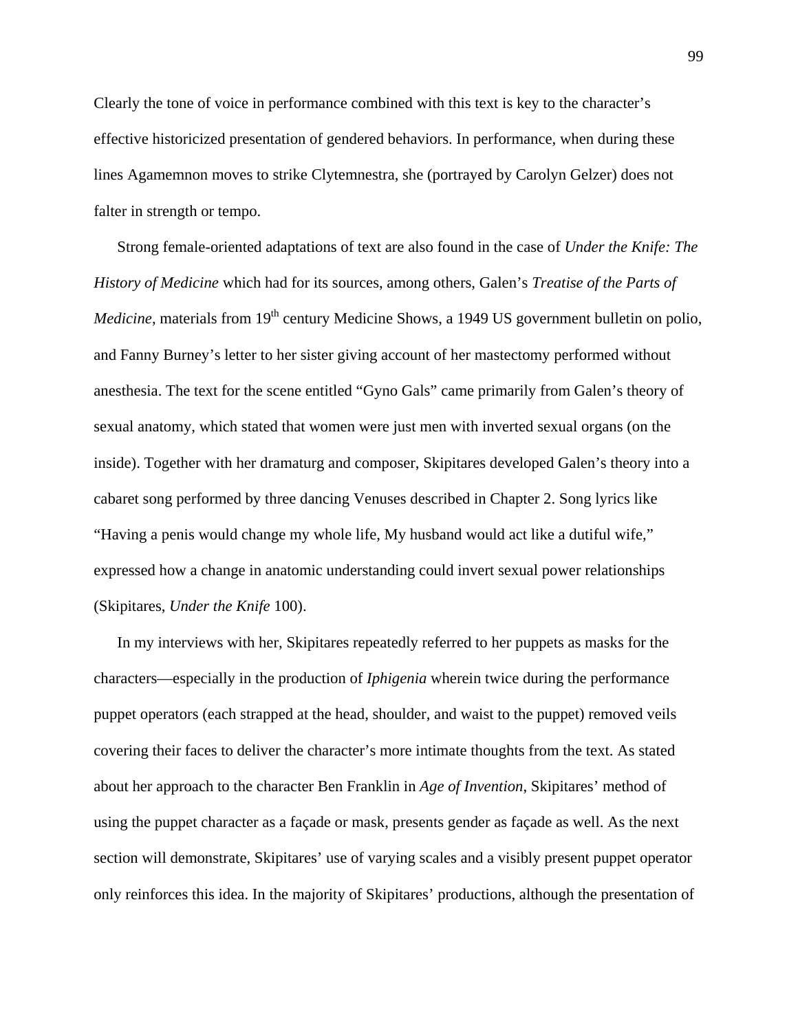Clearly the tone of voice in performance combined with this text is key to the character's effective historicized presentation of gendered behaviors. In performance, when during these lines Agamemnon moves to strike Clytemnestra, she (portrayed by Carolyn Gelzer) does not falter in strength or tempo.

Strong female-oriented adaptations of text are also found in the case of *Under the Knife: The History of Medicine* which had for its sources, among others, Galen's *Treatise of the Parts of Medicine*, materials from 19th century Medicine Shows, a 1949 US government bulletin on polio, and Fanny Burney's letter to her sister giving account of her mastectomy performed without anesthesia. The text for the scene entitled "Gyno Gals" came primarily from Galen's theory of sexual anatomy, which stated that women were just men with inverted sexual organs (on the inside). Together with her dramaturg and composer, Skipitares developed Galen's theory into a cabaret song performed by three dancing Venuses described in Chapter 2. Song lyrics like "Having a penis would change my whole life, My husband would act like a dutiful wife," expressed how a change in anatomic understanding could invert sexual power relationships (Skipitares, *Under the Knife* 100).

In my interviews with her, Skipitares repeatedly referred to her puppets as masks for the characters—especially in the production of *Iphigenia* wherein twice during the performance puppet operators (each strapped at the head, shoulder, and waist to the puppet) removed veils covering their faces to deliver the character's more intimate thoughts from the text. As stated about her approach to the character Ben Franklin in *Age of Invention*, Skipitares' method of using the puppet character as a façade or mask, presents gender as façade as well. As the next section will demonstrate, Skipitares' use of varying scales and a visibly present puppet operator only reinforces this idea. In the majority of Skipitares' productions, although the presentation of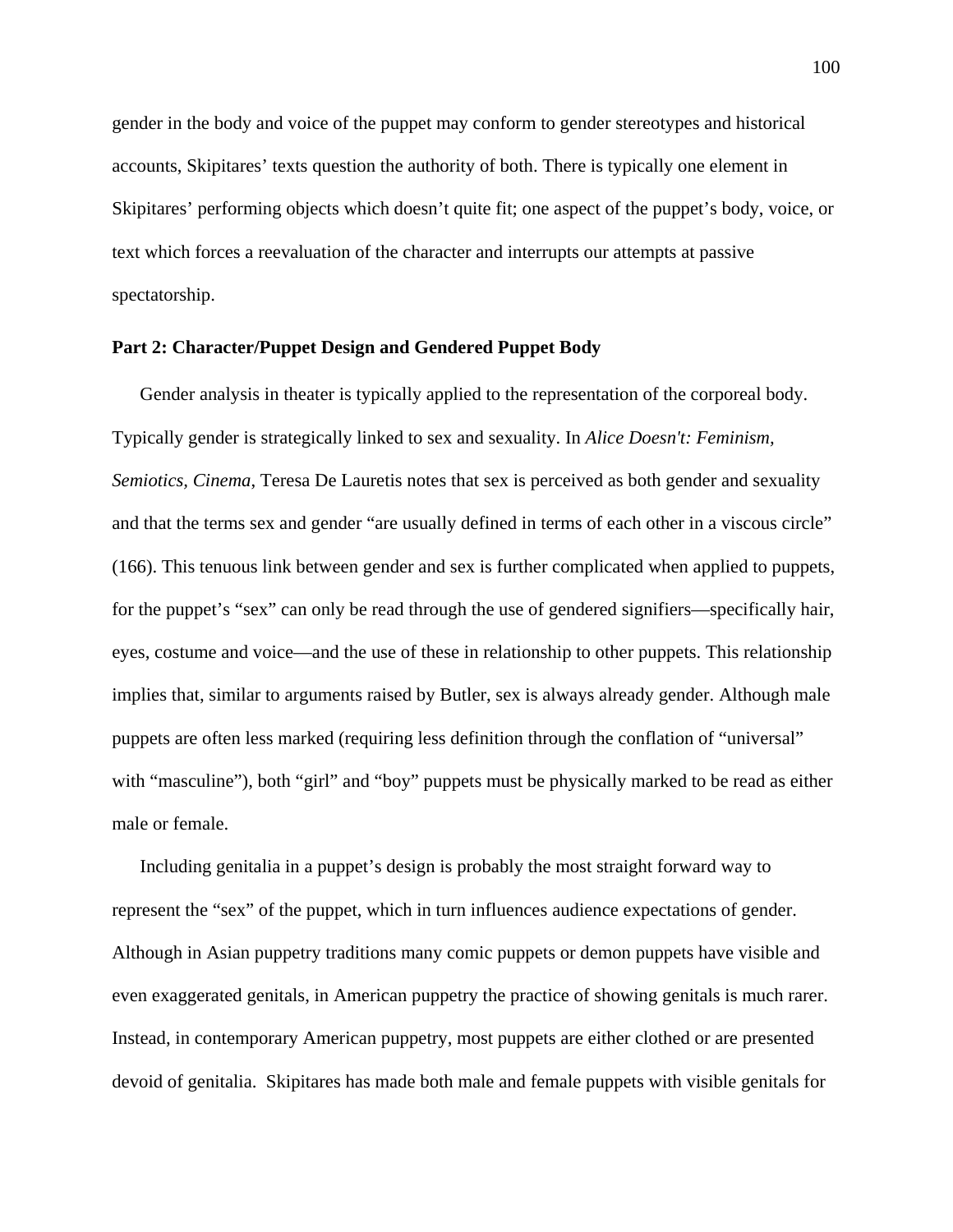gender in the body and voice of the puppet may conform to gender stereotypes and historical accounts, Skipitares' texts question the authority of both. There is typically one element in Skipitares' performing objects which doesn't quite fit; one aspect of the puppet's body, voice, or text which forces a reevaluation of the character and interrupts our attempts at passive spectatorship.

**Part 2: Character/Puppet Design and Gendered Puppet Body**

Gender analysis in theater is typically applied to the representation of the corporeal body. Typically gender is strategically linked to sex and sexuality. In *Alice Doesn't: Feminism, Semiotics, Cinema*, Teresa De Lauretis notes that sex is perceived as both gender and sexuality and that the terms sex and gender "are usually defined in terms of each other in a viscous circle" (166). This tenuous link between gender and sex is further complicated when applied to puppets, for the puppet's "sex" can only be read through the use of gendered signifiers—specifically hair, eyes, costume and voice—and the use of these in relationship to other puppets. This relationship implies that, similar to arguments raised by Butler, sex is always already gender. Although male puppets are often less marked (requiring less definition through the conflation of "universal" with "masculine"), both "girl" and "boy" puppets must be physically marked to be read as either male or female.

Including genitalia in a puppet's design is probably the most straight forward way to represent the "sex" of the puppet, which in turn influences audience expectations of gender. Although in Asian puppetry traditions many comic puppets or demon puppets have visible and even exaggerated genitals, in American puppetry the practice of showing genitals is much rarer. Instead, in contemporary American puppetry, most puppets are either clothed or are presented devoid of genitalia. Skipitares has made both male and female puppets with visible genitals for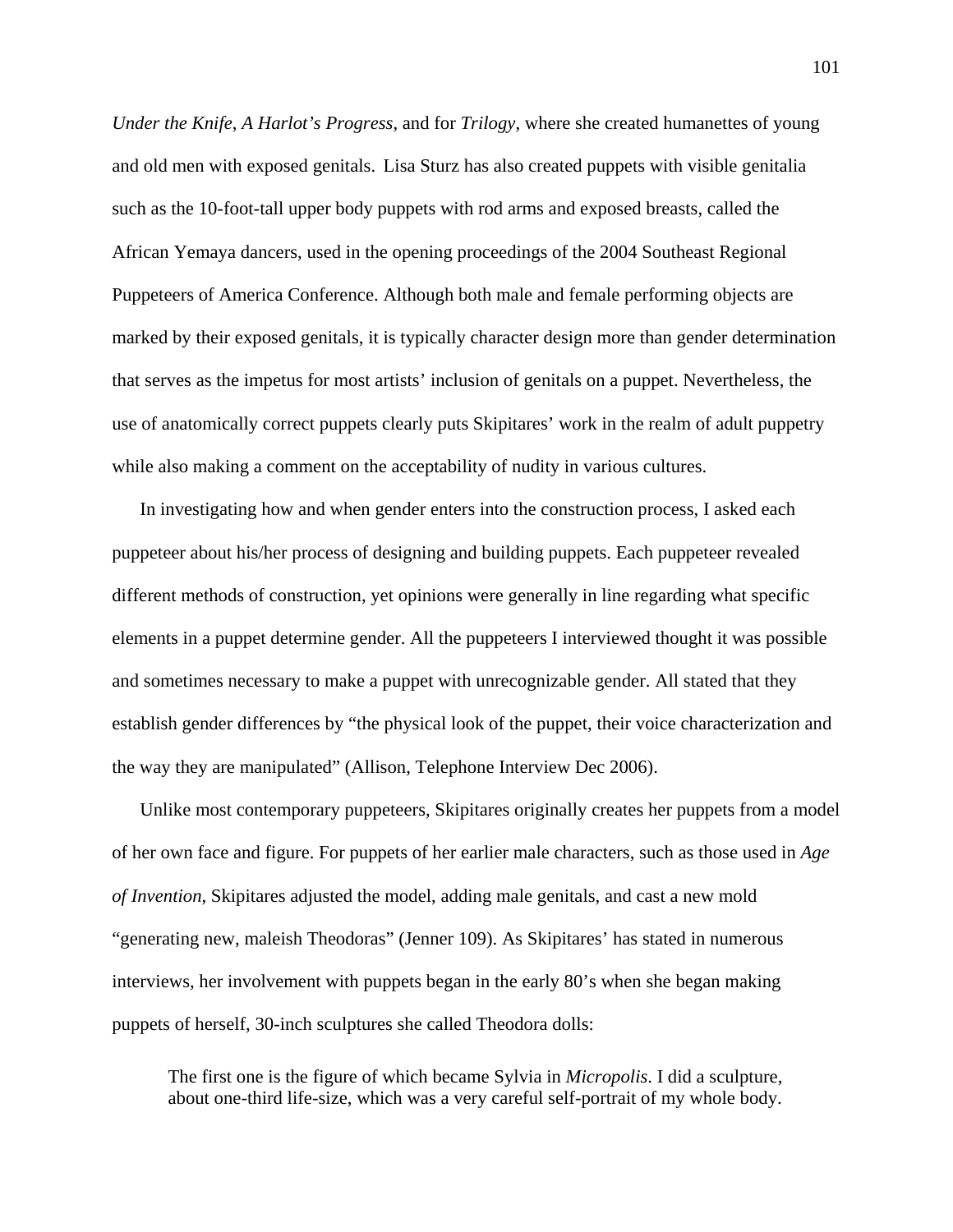*Under the Knife*, *A Harlot's Progress*, and for *Trilogy*, where she created humanettes of young and old men with exposed genitals.  Lisa Sturz has also created puppets with visible genitalia such as the 10-foot-tall upper body puppets with rod arms and exposed breasts, called the African Yemaya dancers, used in the opening proceedings of the 2004 Southeast Regional Puppeteers of America Conference. Although both male and female performing objects are marked by their exposed genitals, it is typically character design more than gender determination that serves as the impetus for most artists' inclusion of genitals on a puppet. Nevertheless, the use of anatomically correct puppets clearly puts Skipitares' work in the realm of adult puppetry while also making a comment on the acceptability of nudity in various cultures.

In investigating how and when gender enters into the construction process, I asked each puppeteer about his/her process of designing and building puppets. Each puppeteer revealed different methods of construction, yet opinions were generally in line regarding what specific elements in a puppet determine gender. All the puppeteers I interviewed thought it was possible and sometimes necessary to make a puppet with unrecognizable gender. All stated that they establish gender differences by "the physical look of the puppet, their voice characterization and the way they are manipulated" (Allison, Telephone Interview Dec 2006).

Unlike most contemporary puppeteers, Skipitares originally creates her puppets from a model of her own face and figure. For puppets of her earlier male characters, such as those used in *Age of Invention*, Skipitares adjusted the model, adding male genitals, and cast a new mold "generating new, maleish Theodoras" (Jenner 109). As Skipitares' has stated in numerous interviews, her involvement with puppets began in the early 80's when she began making puppets of herself, 30-inch sculptures she called Theodora dolls:

> The first one is the figure of which became Sylvia in *Micropolis*. I did a sculpture, about one-third life-size, which was a very careful self-portrait of my whole body.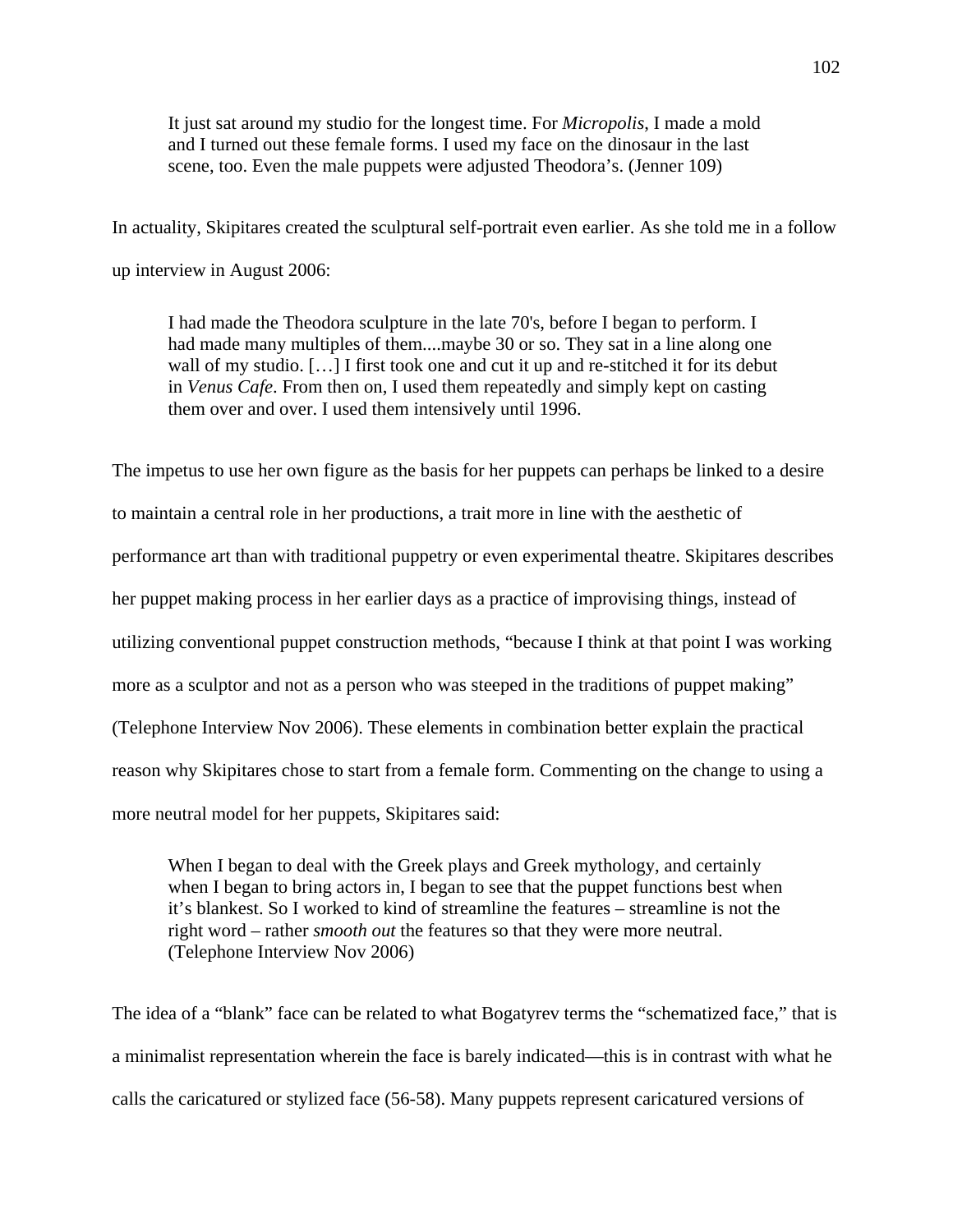> It just sat around my studio for the longest time. For *Micropolis*, I made a mold and I turned out these female forms. I used my face on the dinosaur in the last scene, too. Even the male puppets were adjusted Theodora's. (Jenner 109)

In actuality, Skipitares created the sculptural self-portrait even earlier. As she told me in a follow up interview in August 2006:

> I had made the Theodora sculpture in the late 70's, before I began to perform. I had made many multiples of them....maybe 30 or so. They sat in a line along one wall of my studio. […] I first took one and cut it up and re-stitched it for its debut in *Venus Cafe*. From then on, I used them repeatedly and simply kept on casting them over and over. I used them intensively until 1996.

The impetus to use her own figure as the basis for her puppets can perhaps be linked to a desire to maintain a central role in her productions, a trait more in line with the aesthetic of performance art than with traditional puppetry or even experimental theatre. Skipitares describes her puppet making process in her earlier days as a practice of improvising things, instead of utilizing conventional puppet construction methods, "because I think at that point I was working more as a sculptor and not as a person who was steeped in the traditions of puppet making" (Telephone Interview Nov 2006). These elements in combination better explain the practical reason why Skipitares chose to start from a female form. Commenting on the change to using a more neutral model for her puppets, Skipitares said:

> When I began to deal with the Greek plays and Greek mythology, and certainly when I began to bring actors in, I began to see that the puppet functions best when it's blankest. So I worked to kind of streamline the features – streamline is not the right word – rather *smooth out* the features so that they were more neutral. (Telephone Interview Nov 2006)

The idea of a "blank" face can be related to what Bogatyrev terms the "schematized face," that is a minimalist representation wherein the face is barely indicated—this is in contrast with what he calls the caricatured or stylized face (56-58). Many puppets represent caricatured versions of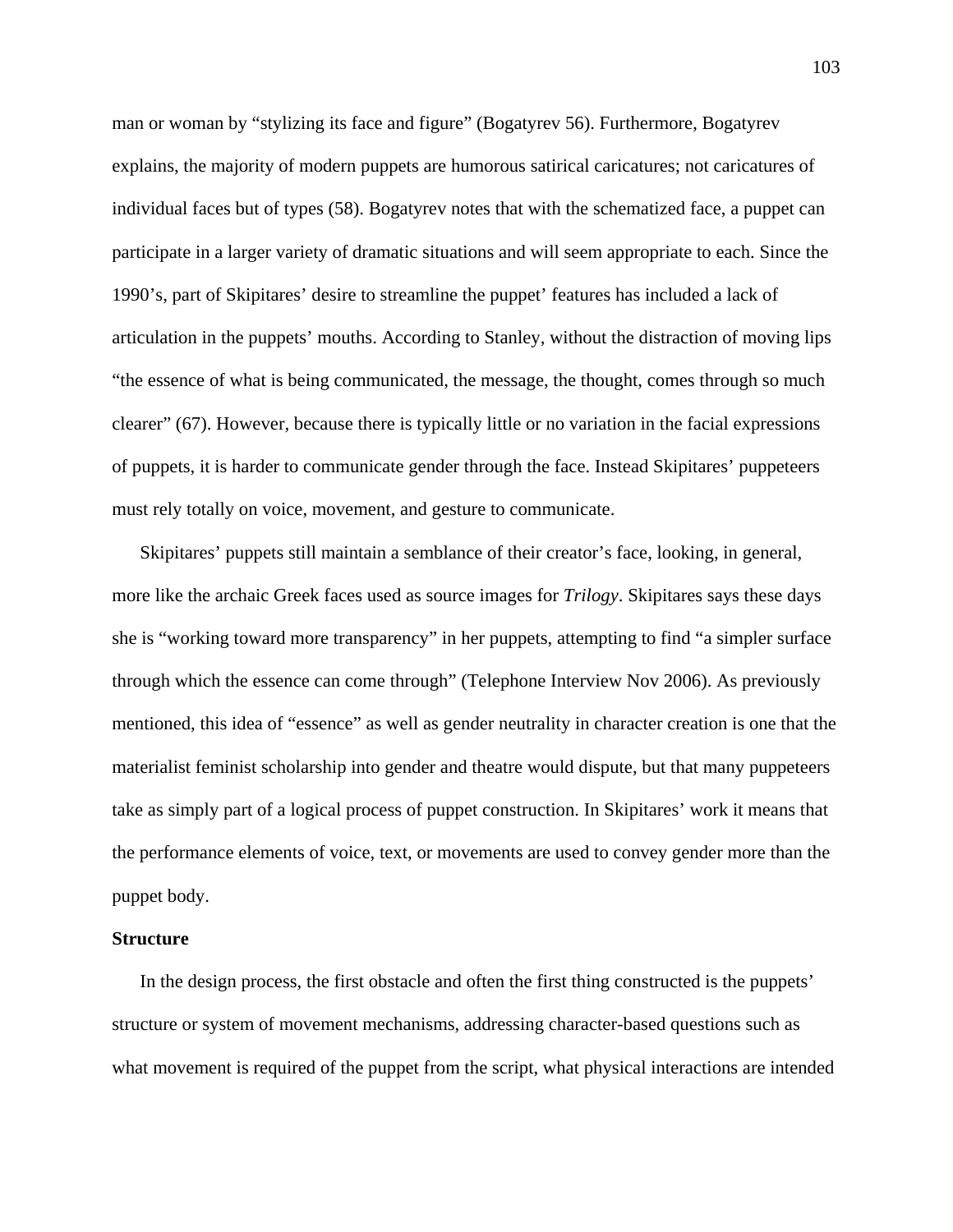man or woman by "stylizing its face and figure" (Bogatyrev 56). Furthermore, Bogatyrev explains, the majority of modern puppets are humorous satirical caricatures; not caricatures of individual faces but of types (58). Bogatyrev notes that with the schematized face, a puppet can participate in a larger variety of dramatic situations and will seem appropriate to each. Since the 1990's, part of Skipitares' desire to streamline the puppet' features has included a lack of articulation in the puppets' mouths. According to Stanley, without the distraction of moving lips "the essence of what is being communicated, the message, the thought, comes through so much clearer" (67). However, because there is typically little or no variation in the facial expressions of puppets, it is harder to communicate gender through the face. Instead Skipitares' puppeteers must rely totally on voice, movement, and gesture to communicate.

Skipitares' puppets still maintain a semblance of their creator's face, looking, in general, more like the archaic Greek faces used as source images for *Trilogy*. Skipitares says these days she is "working toward more transparency" in her puppets, attempting to find "a simpler surface through which the essence can come through" (Telephone Interview Nov 2006). As previously mentioned, this idea of "essence" as well as gender neutrality in character creation is one that the materialist feminist scholarship into gender and theatre would dispute, but that many puppeteers take as simply part of a logical process of puppet construction. In Skipitares' work it means that the performance elements of voice, text, or movements are used to convey gender more than the puppet body.

**Structure**

In the design process, the first obstacle and often the first thing constructed is the puppets' structure or system of movement mechanisms, addressing character-based questions such as what movement is required of the puppet from the script, what physical interactions are intended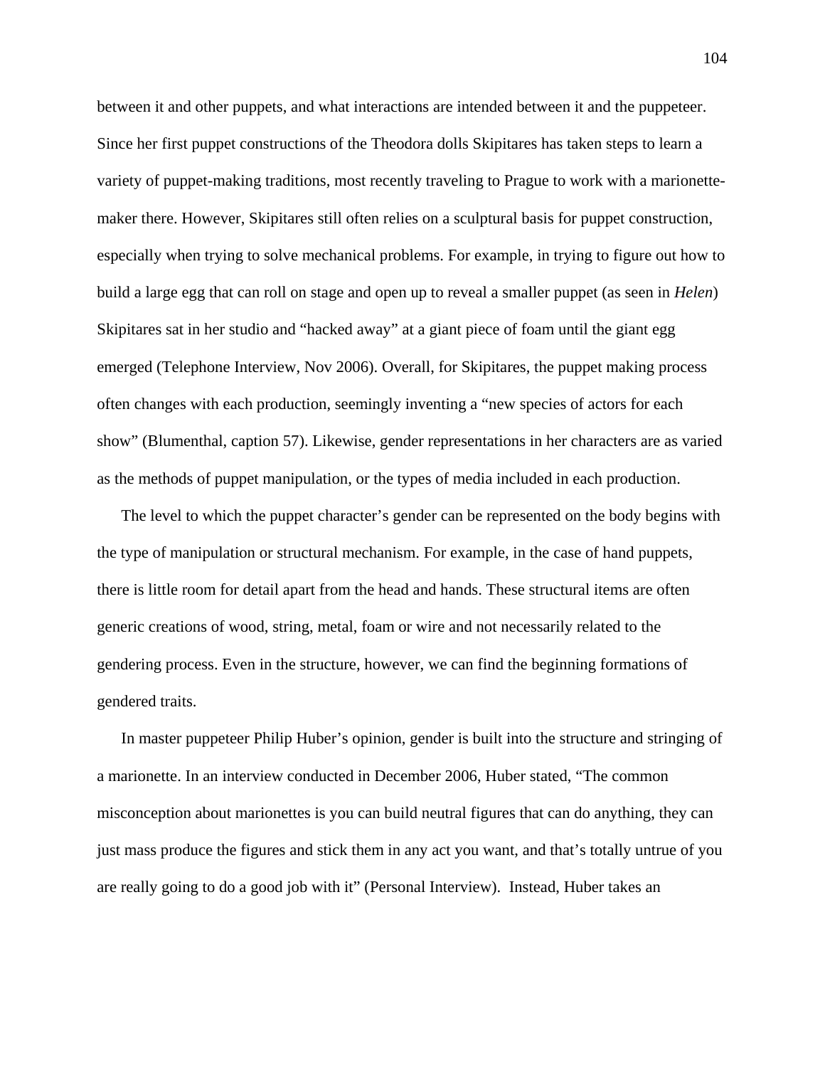between it and other puppets, and what interactions are intended between it and the puppeteer. Since her first puppet constructions of the Theodora dolls Skipitares has taken steps to learn a variety of puppet-making traditions, most recently traveling to Prague to work with a marionette-maker there. However, Skipitares still often relies on a sculptural basis for puppet construction, especially when trying to solve mechanical problems. For example, in trying to figure out how to build a large egg that can roll on stage and open up to reveal a smaller puppet (as seen in *Helen*) Skipitares sat in her studio and "hacked away" at a giant piece of foam until the giant egg emerged (Telephone Interview, Nov 2006). Overall, for Skipitares, the puppet making process often changes with each production, seemingly inventing a "new species of actors for each show" (Blumenthal, caption 57). Likewise, gender representations in her characters are as varied as the methods of puppet manipulation, or the types of media included in each production.

The level to which the puppet character's gender can be represented on the body begins with the type of manipulation or structural mechanism. For example, in the case of hand puppets, there is little room for detail apart from the head and hands. These structural items are often generic creations of wood, string, metal, foam or wire and not necessarily related to the gendering process. Even in the structure, however, we can find the beginning formations of gendered traits.

In master puppeteer Philip Huber's opinion, gender is built into the structure and stringing of a marionette. In an interview conducted in December 2006, Huber stated, "The common misconception about marionettes is you can build neutral figures that can do anything, they can just mass produce the figures and stick them in any act you want, and that's totally untrue of you are really going to do a good job with it" (Personal Interview). Instead, Huber takes an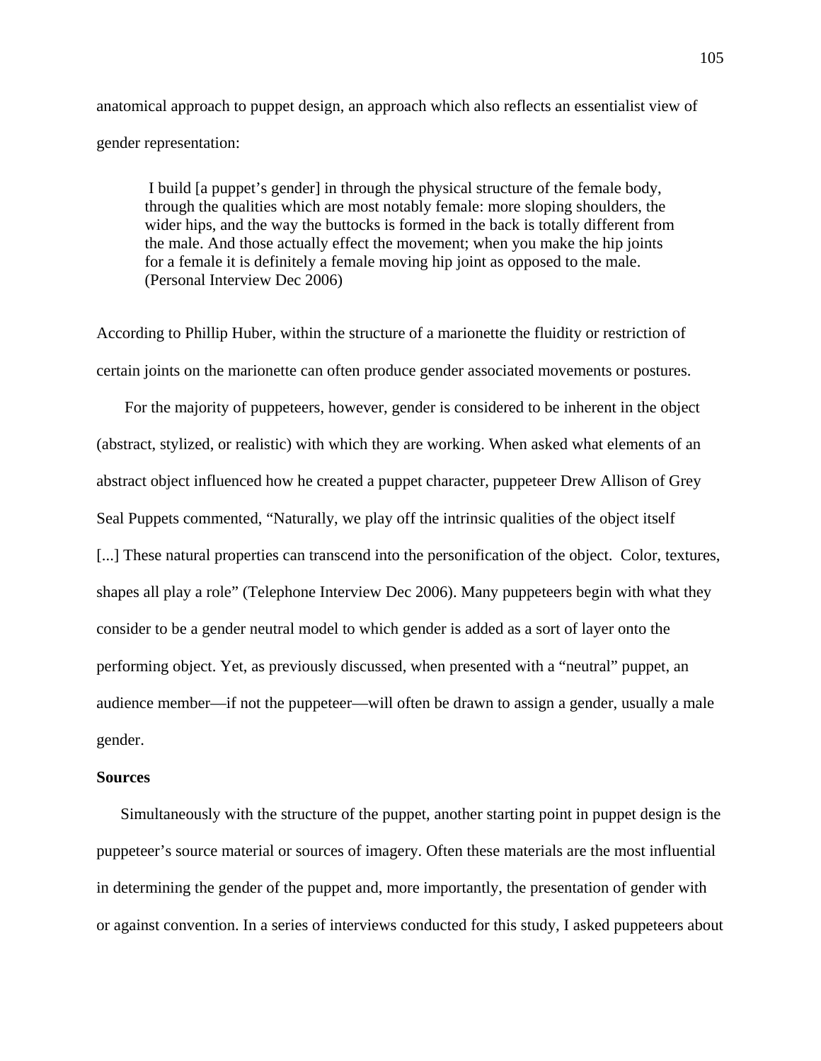anatomical approach to puppet design, an approach which also reflects an essentialist view of gender representation:

> I build [a puppet's gender] in through the physical structure of the female body, through the qualities which are most notably female: more sloping shoulders, the wider hips, and the way the buttocks is formed in the back is totally different from the male. And those actually effect the movement; when you make the hip joints for a female it is definitely a female moving hip joint as opposed to the male. (Personal Interview Dec 2006)

According to Phillip Huber, within the structure of a marionette the fluidity or restriction of certain joints on the marionette can often produce gender associated movements or postures.

For the majority of puppeteers, however, gender is considered to be inherent in the object (abstract, stylized, or realistic) with which they are working. When asked what elements of an abstract object influenced how he created a puppet character, puppeteer Drew Allison of Grey Seal Puppets commented, "Naturally, we play off the intrinsic qualities of the object itself [...] These natural properties can transcend into the personification of the object. Color, textures, shapes all play a role" (Telephone Interview Dec 2006). Many puppeteers begin with what they consider to be a gender neutral model to which gender is added as a sort of layer onto the performing object. Yet, as previously discussed, when presented with a "neutral" puppet, an audience member—if not the puppeteer—will often be drawn to assign a gender, usually a male gender.

**Sources**

Simultaneously with the structure of the puppet, another starting point in puppet design is the puppeteer's source material or sources of imagery. Often these materials are the most influential in determining the gender of the puppet and, more importantly, the presentation of gender with or against convention. In a series of interviews conducted for this study, I asked puppeteers about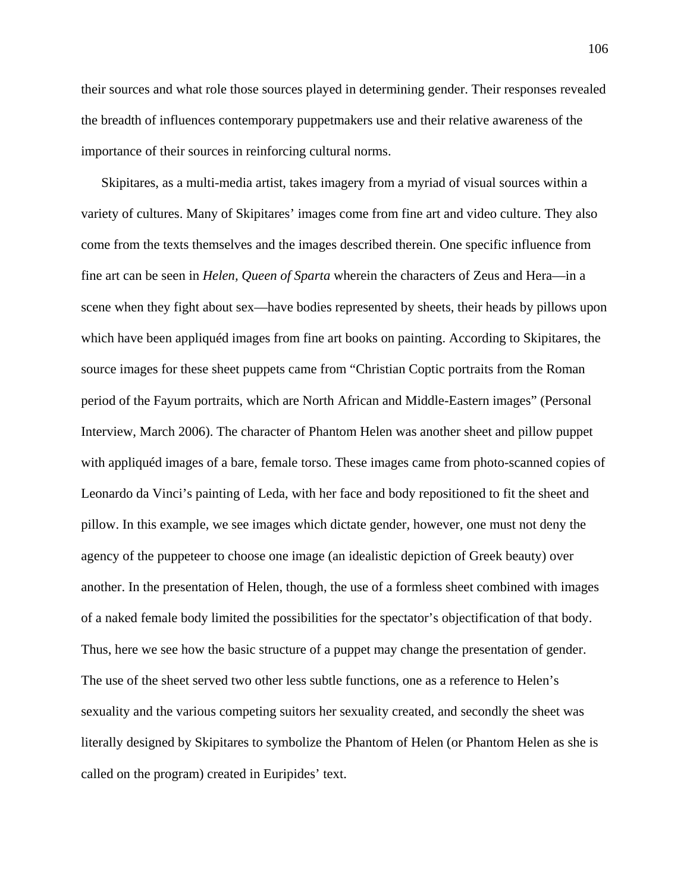their sources and what role those sources played in determining gender. Their responses revealed the breadth of influences contemporary puppetmakers use and their relative awareness of the importance of their sources in reinforcing cultural norms.

Skipitares, as a multi-media artist, takes imagery from a myriad of visual sources within a variety of cultures. Many of Skipitares' images come from fine art and video culture. They also come from the texts themselves and the images described therein. One specific influence from fine art can be seen in *Helen, Queen of Sparta* wherein the characters of Zeus and Hera—in a scene when they fight about sex—have bodies represented by sheets, their heads by pillows upon which have been appliquéd images from fine art books on painting. According to Skipitares, the source images for these sheet puppets came from "Christian Coptic portraits from the Roman period of the Fayum portraits, which are North African and Middle-Eastern images" (Personal Interview, March 2006). The character of Phantom Helen was another sheet and pillow puppet with appliquéd images of a bare, female torso. These images came from photo-scanned copies of Leonardo da Vinci's painting of Leda, with her face and body repositioned to fit the sheet and pillow. In this example, we see images which dictate gender, however, one must not deny the agency of the puppeteer to choose one image (an idealistic depiction of Greek beauty) over another. In the presentation of Helen, though, the use of a formless sheet combined with images of a naked female body limited the possibilities for the spectator's objectification of that body. Thus, here we see how the basic structure of a puppet may change the presentation of gender. The use of the sheet served two other less subtle functions, one as a reference to Helen's sexuality and the various competing suitors her sexuality created, and secondly the sheet was literally designed by Skipitares to symbolize the Phantom of Helen (or Phantom Helen as she is called on the program) created in Euripides' text.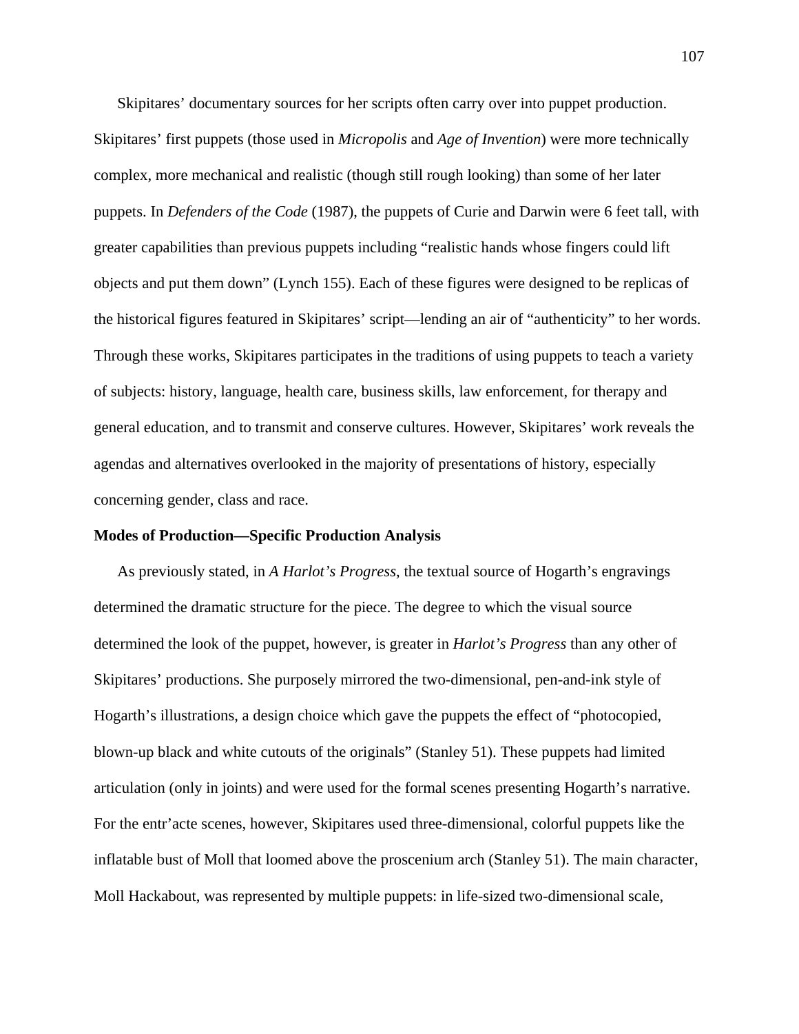Skipitares' documentary sources for her scripts often carry over into puppet production. Skipitares' first puppets (those used in *Micropolis* and *Age of Invention*) were more technically complex, more mechanical and realistic (though still rough looking) than some of her later puppets. In *Defenders of the Code* (1987), the puppets of Curie and Darwin were 6 feet tall, with greater capabilities than previous puppets including "realistic hands whose fingers could lift objects and put them down" (Lynch 155). Each of these figures were designed to be replicas of the historical figures featured in Skipitares' script—lending an air of "authenticity" to her words. Through these works, Skipitares participates in the traditions of using puppets to teach a variety of subjects: history, language, health care, business skills, law enforcement, for therapy and general education, and to transmit and conserve cultures. However, Skipitares' work reveals the agendas and alternatives overlooked in the majority of presentations of history, especially concerning gender, class and race.

**Modes of Production—Specific Production Analysis**

As previously stated, in *A Harlot's Progress*, the textual source of Hogarth's engravings determined the dramatic structure for the piece. The degree to which the visual source determined the look of the puppet, however, is greater in *Harlot's Progress* than any other of Skipitares' productions. She purposely mirrored the two-dimensional, pen-and-ink style of Hogarth's illustrations, a design choice which gave the puppets the effect of "photocopied, blown-up black and white cutouts of the originals" (Stanley 51). These puppets had limited articulation (only in joints) and were used for the formal scenes presenting Hogarth's narrative. For the entr'acte scenes, however, Skipitares used three-dimensional, colorful puppets like the inflatable bust of Moll that loomed above the proscenium arch (Stanley 51). The main character, Moll Hackabout, was represented by multiple puppets: in life-sized two-dimensional scale,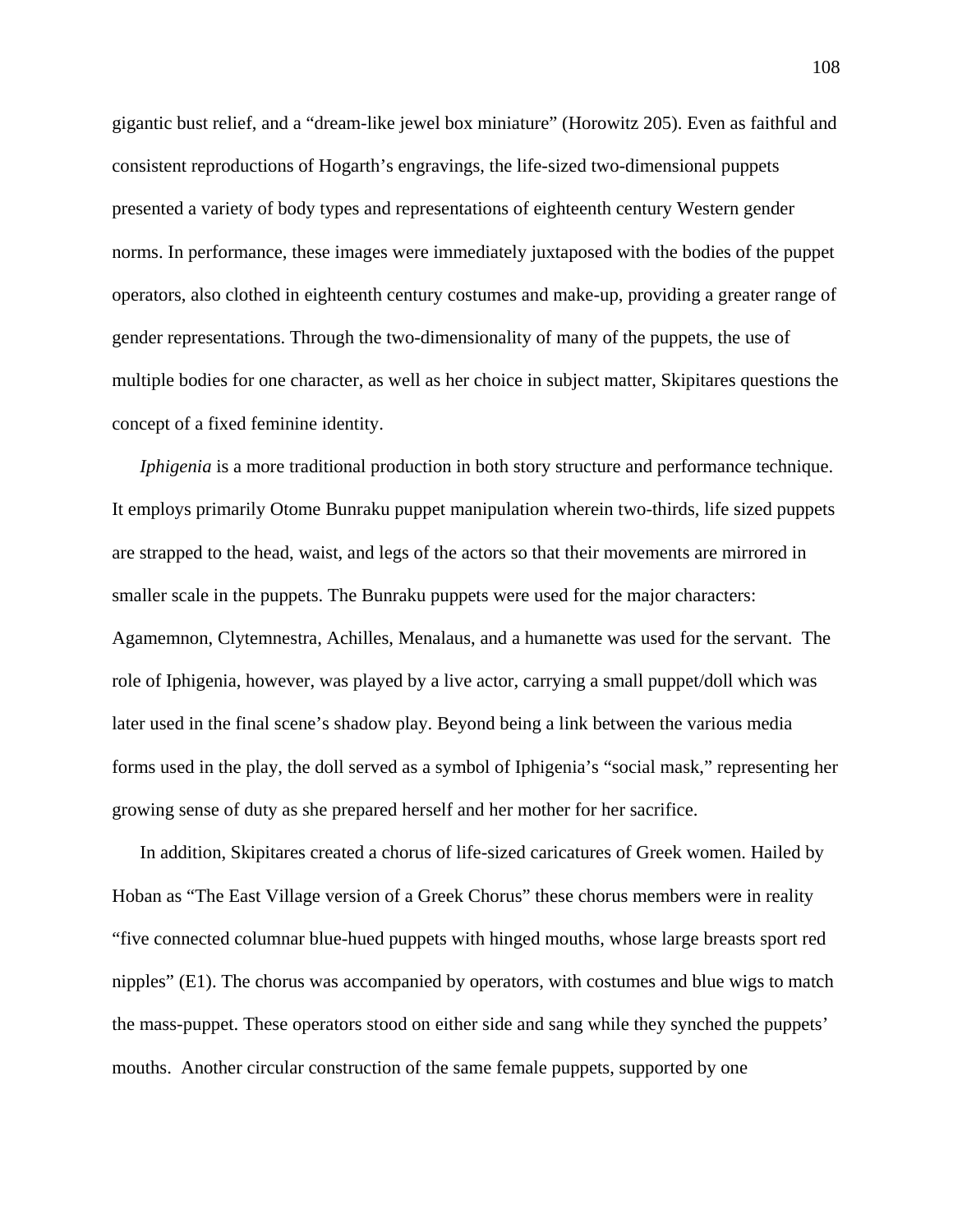gigantic bust relief, and a "dream-like jewel box miniature" (Horowitz 205). Even as faithful and consistent reproductions of Hogarth's engravings, the life-sized two-dimensional puppets presented a variety of body types and representations of eighteenth century Western gender norms. In performance, these images were immediately juxtaposed with the bodies of the puppet operators, also clothed in eighteenth century costumes and make-up, providing a greater range of gender representations. Through the two-dimensionality of many of the puppets, the use of multiple bodies for one character, as well as her choice in subject matter, Skipitares questions the concept of a fixed feminine identity.

*Iphigenia* is a more traditional production in both story structure and performance technique. It employs primarily Otome Bunraku puppet manipulation wherein two-thirds, life sized puppets are strapped to the head, waist, and legs of the actors so that their movements are mirrored in smaller scale in the puppets. The Bunraku puppets were used for the major characters: Agamemnon, Clytemnestra, Achilles, Menalaus, and a humanette was used for the servant. The role of Iphigenia, however, was played by a live actor, carrying a small puppet/doll which was later used in the final scene's shadow play. Beyond being a link between the various media forms used in the play, the doll served as a symbol of Iphigenia's "social mask," representing her growing sense of duty as she prepared herself and her mother for her sacrifice.

In addition, Skipitares created a chorus of life-sized caricatures of Greek women. Hailed by Hoban as "The East Village version of a Greek Chorus" these chorus members were in reality "five connected columnar blue-hued puppets with hinged mouths, whose large breasts sport red nipples" (E1). The chorus was accompanied by operators, with costumes and blue wigs to match the mass-puppet. These operators stood on either side and sang while they synched the puppets' mouths. Another circular construction of the same female puppets, supported by one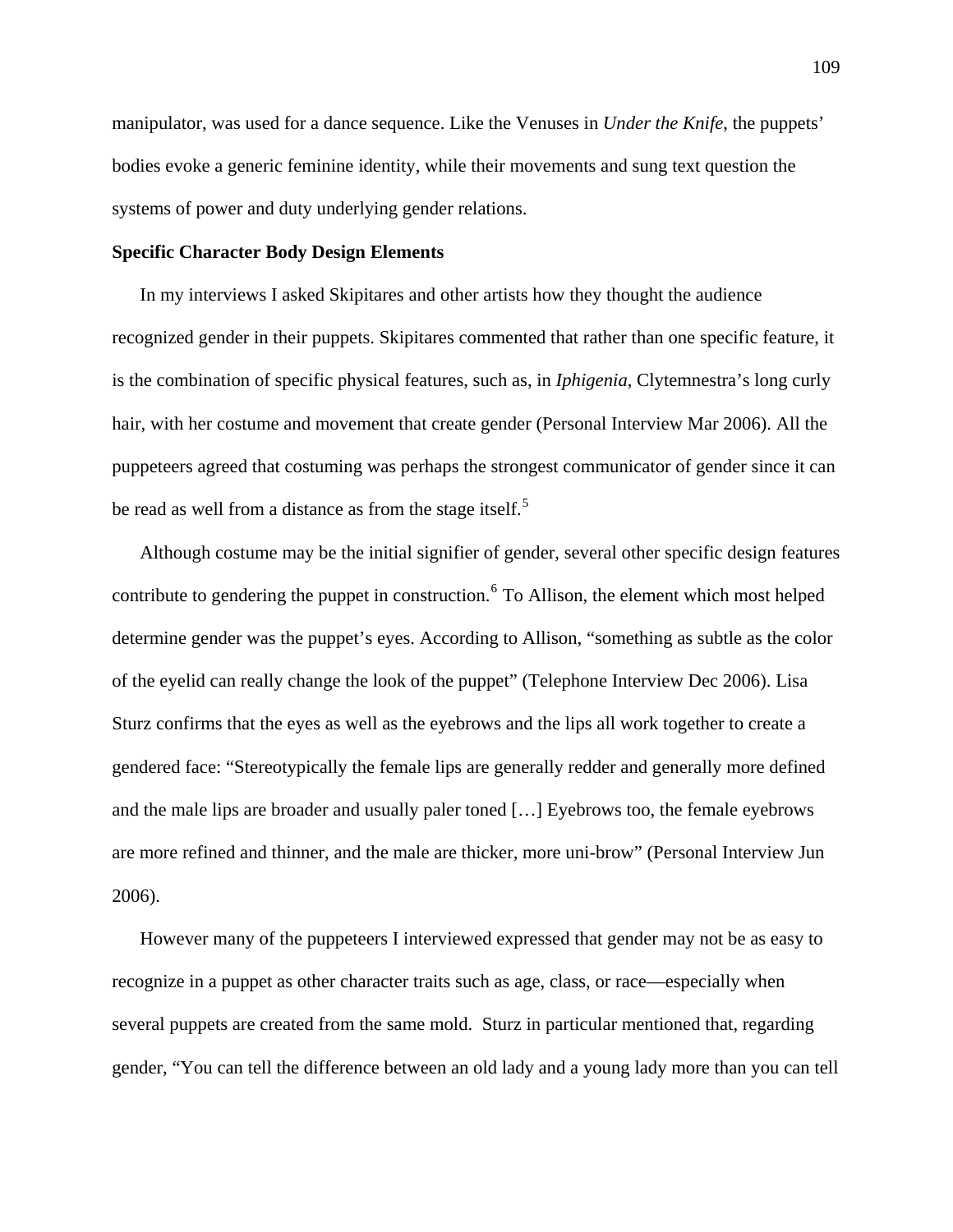manipulator, was used for a dance sequence. Like the Venuses in *Under the Knife*, the puppets' bodies evoke a generic feminine identity, while their movements and sung text question the systems of power and duty underlying gender relations.

**Specific Character Body Design Elements**

In my interviews I asked Skipitares and other artists how they thought the audience recognized gender in their puppets. Skipitares commented that rather than one specific feature, it is the combination of specific physical features, such as, in *Iphigenia*, Clytemnestra's long curly hair, with her costume and movement that create gender (Personal Interview Mar 2006). All the puppeteers agreed that costuming was perhaps the strongest communicator of gender since it can be read as well from a distance as from the stage itself.[5]

Although costume may be the initial signifier of gender, several other specific design features contribute to gendering the puppet in construction.[6] To Allison, the element which most helped determine gender was the puppet's eyes. According to Allison, "something as subtle as the color of the eyelid can really change the look of the puppet" (Telephone Interview Dec 2006). Lisa Sturz confirms that the eyes as well as the eyebrows and the lips all work together to create a gendered face: "Stereotypically the female lips are generally redder and generally more defined and the male lips are broader and usually paler toned […] Eyebrows too, the female eyebrows are more refined and thinner, and the male are thicker, more uni-brow" (Personal Interview Jun 2006).

However many of the puppeteers I interviewed expressed that gender may not be as easy to recognize in a puppet as other character traits such as age, class, or race—especially when several puppets are created from the same mold. Sturz in particular mentioned that, regarding gender, "You can tell the difference between an old lady and a young lady more than you can tell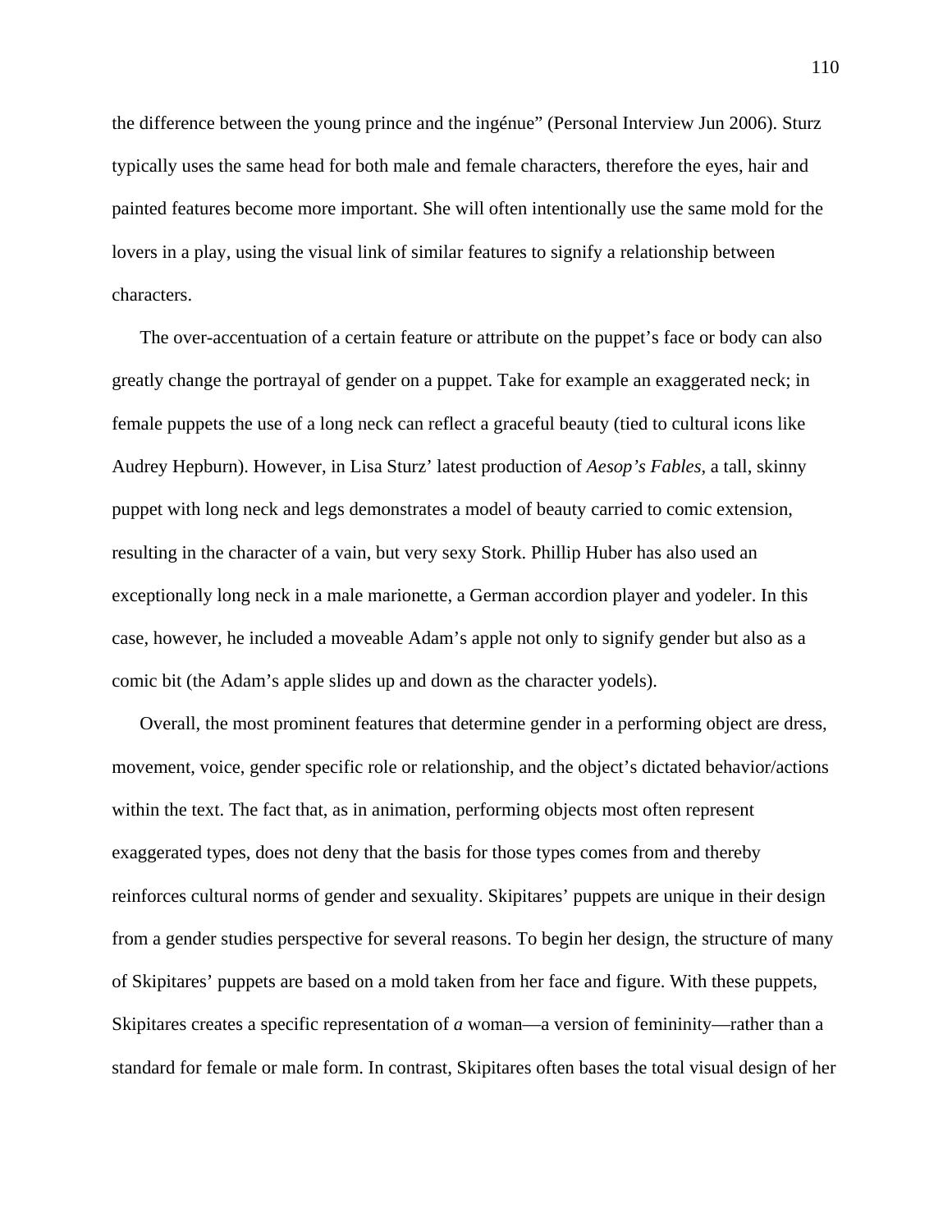the difference between the young prince and the ingénue" (Personal Interview Jun 2006). Sturz typically uses the same head for both male and female characters, therefore the eyes, hair and painted features become more important. She will often intentionally use the same mold for the lovers in a play, using the visual link of similar features to signify a relationship between characters.

The over-accentuation of a certain feature or attribute on the puppet's face or body can also greatly change the portrayal of gender on a puppet. Take for example an exaggerated neck; in female puppets the use of a long neck can reflect a graceful beauty (tied to cultural icons like Audrey Hepburn). However, in Lisa Sturz' latest production of *Aesop's Fables*, a tall, skinny puppet with long neck and legs demonstrates a model of beauty carried to comic extension, resulting in the character of a vain, but very sexy Stork. Phillip Huber has also used an exceptionally long neck in a male marionette, a German accordion player and yodeler. In this case, however, he included a moveable Adam's apple not only to signify gender but also as a comic bit (the Adam's apple slides up and down as the character yodels).

Overall, the most prominent features that determine gender in a performing object are dress, movement, voice, gender specific role or relationship, and the object's dictated behavior/actions within the text. The fact that, as in animation, performing objects most often represent exaggerated types, does not deny that the basis for those types comes from and thereby reinforces cultural norms of gender and sexuality. Skipitares' puppets are unique in their design from a gender studies perspective for several reasons. To begin her design, the structure of many of Skipitares' puppets are based on a mold taken from her face and figure. With these puppets, Skipitares creates a specific representation of *a* woman—a version of femininity—rather than a standard for female or male form. In contrast, Skipitares often bases the total visual design of her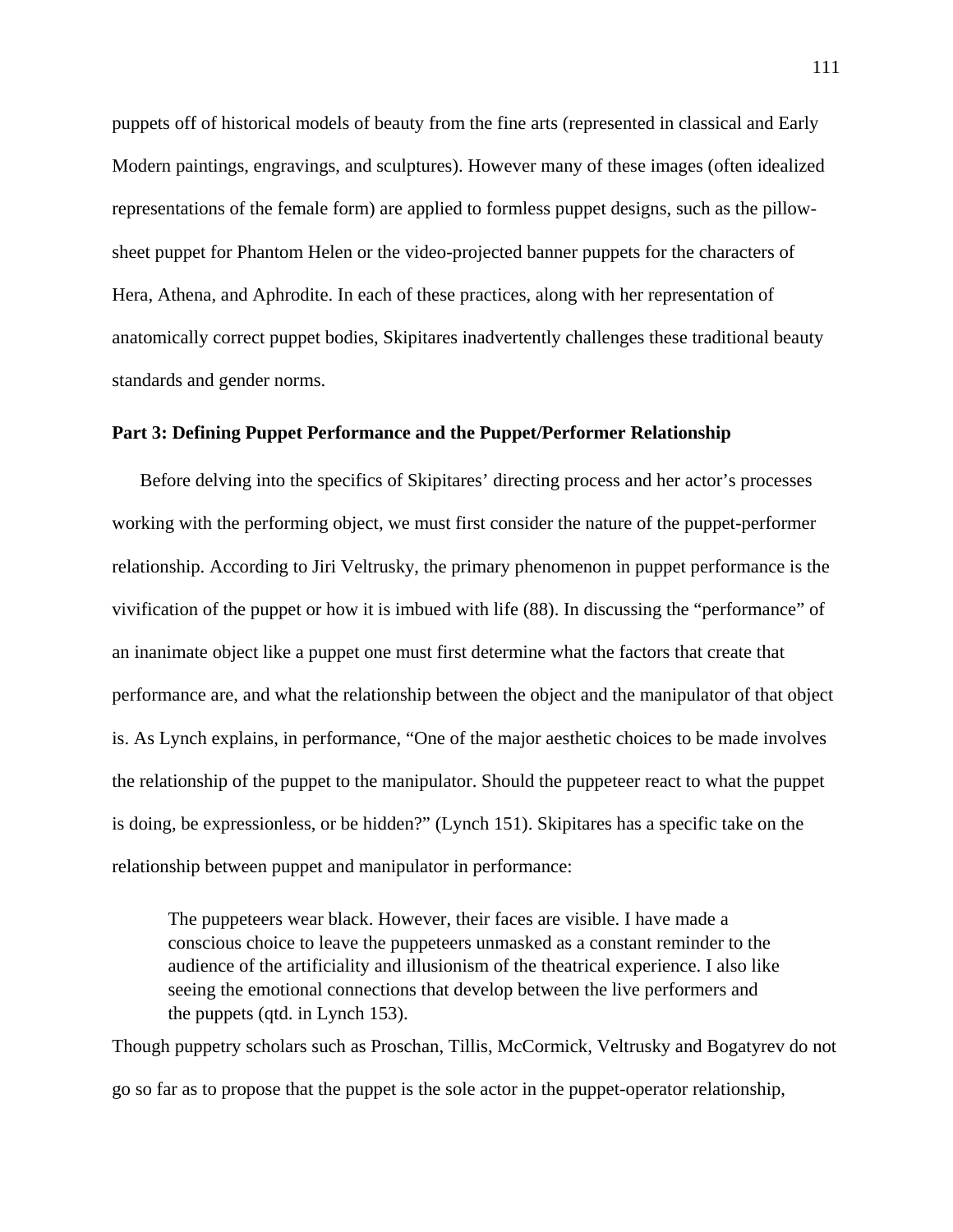puppets off of historical models of beauty from the fine arts (represented in classical and Early Modern paintings, engravings, and sculptures). However many of these images (often idealized representations of the female form) are applied to formless puppet designs, such as the pillow-sheet puppet for Phantom Helen or the video-projected banner puppets for the characters of Hera, Athena, and Aphrodite. In each of these practices, along with her representation of anatomically correct puppet bodies, Skipitares inadvertently challenges these traditional beauty standards and gender norms.

**Part 3: Defining Puppet Performance and the Puppet/Performer Relationship**

Before delving into the specifics of Skipitares' directing process and her actor's processes working with the performing object, we must first consider the nature of the puppet-performer relationship. According to Jiri Veltrusky, the primary phenomenon in puppet performance is the vivification of the puppet or how it is imbued with life (88). In discussing the "performance" of an inanimate object like a puppet one must first determine what the factors that create that performance are, and what the relationship between the object and the manipulator of that object is. As Lynch explains, in performance, "One of the major aesthetic choices to be made involves the relationship of the puppet to the manipulator. Should the puppeteer react to what the puppet is doing, be expressionless, or be hidden?" (Lynch 151). Skipitares has a specific take on the relationship between puppet and manipulator in performance:

> The puppeteers wear black. However, their faces are visible. I have made a conscious choice to leave the puppeteers unmasked as a constant reminder to the audience of the artificiality and illusionism of the theatrical experience. I also like seeing the emotional connections that develop between the live performers and the puppets (qtd. in Lynch 153).

Though puppetry scholars such as Proschan, Tillis, McCormick, Veltrusky and Bogatyrev do not go so far as to propose that the puppet is the sole actor in the puppet-operator relationship,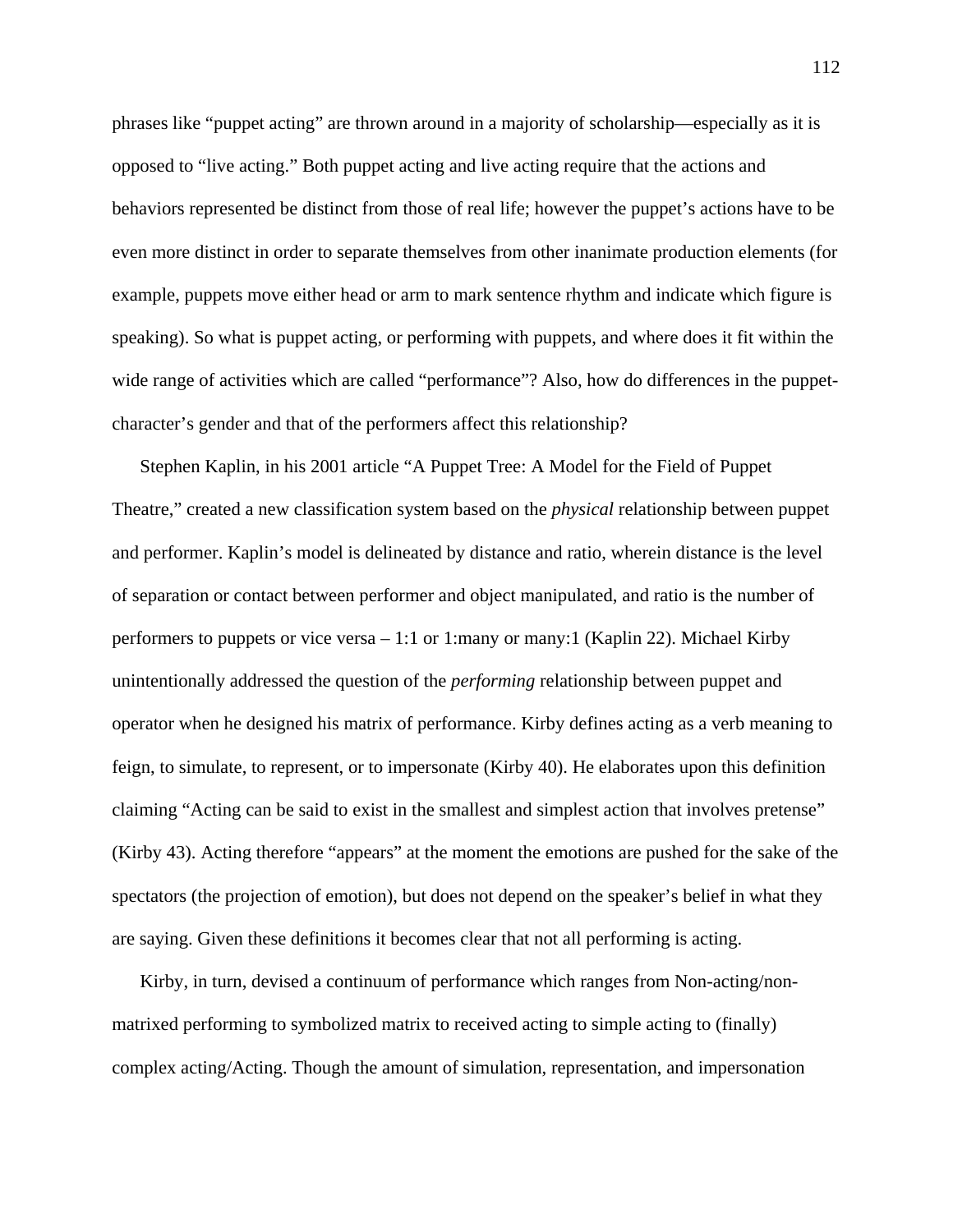phrases like "puppet acting" are thrown around in a majority of scholarship—especially as it is opposed to "live acting." Both puppet acting and live acting require that the actions and behaviors represented be distinct from those of real life; however the puppet's actions have to be even more distinct in order to separate themselves from other inanimate production elements (for example, puppets move either head or arm to mark sentence rhythm and indicate which figure is speaking). So what is puppet acting, or performing with puppets, and where does it fit within the wide range of activities which are called "performance"? Also, how do differences in the puppet-character's gender and that of the performers affect this relationship?

Stephen Kaplin, in his 2001 article "A Puppet Tree: A Model for the Field of Puppet Theatre," created a new classification system based on the *physical* relationship between puppet and performer. Kaplin's model is delineated by distance and ratio, wherein distance is the level of separation or contact between performer and object manipulated, and ratio is the number of performers to puppets or vice versa – 1:1 or 1:many or many:1 (Kaplin 22). Michael Kirby unintentionally addressed the question of the *performing* relationship between puppet and operator when he designed his matrix of performance. Kirby defines acting as a verb meaning to feign, to simulate, to represent, or to impersonate (Kirby 40). He elaborates upon this definition claiming "Acting can be said to exist in the smallest and simplest action that involves pretense" (Kirby 43). Acting therefore "appears" at the moment the emotions are pushed for the sake of the spectators (the projection of emotion), but does not depend on the speaker's belief in what they are saying. Given these definitions it becomes clear that not all performing is acting.

Kirby, in turn, devised a continuum of performance which ranges from Non-acting/non-matrixed performing to symbolized matrix to received acting to simple acting to (finally) complex acting/Acting. Though the amount of simulation, representation, and impersonation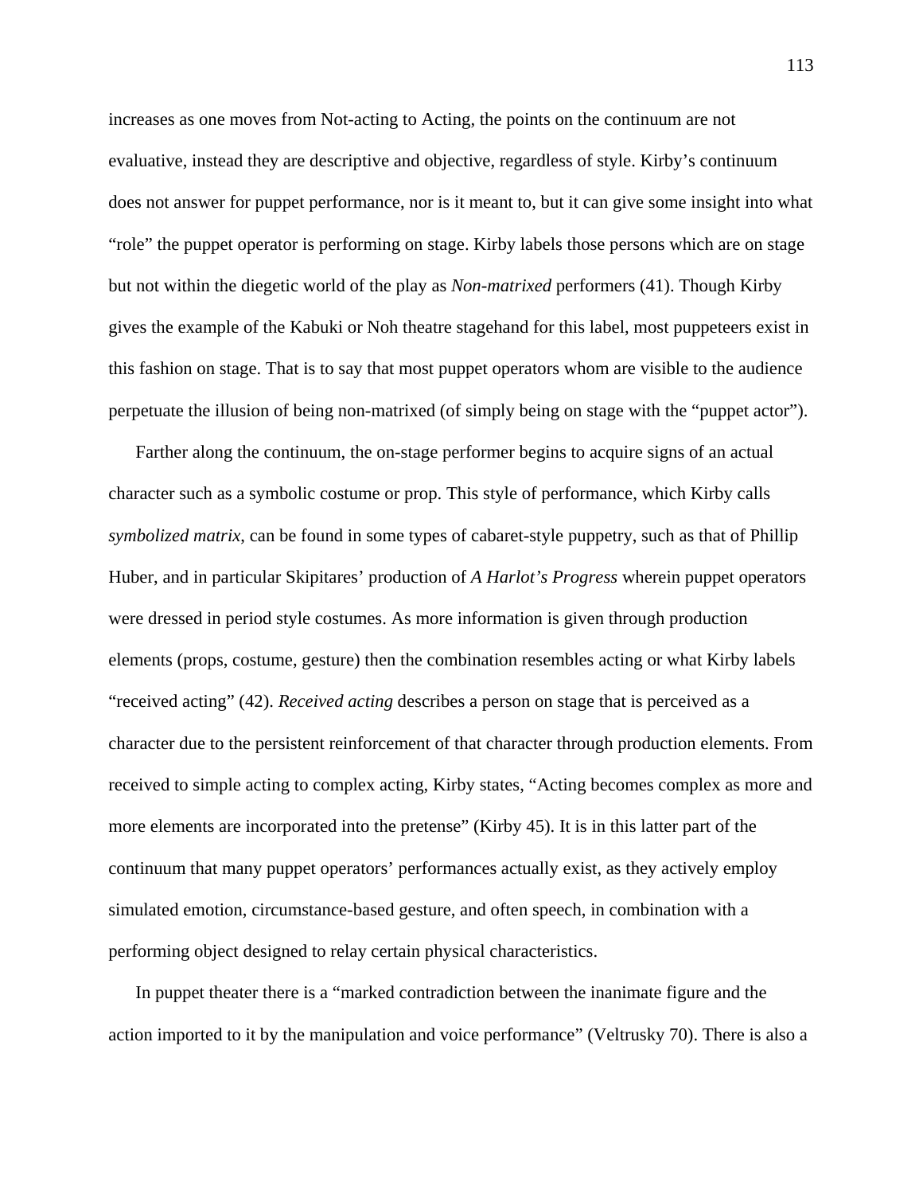increases as one moves from Not-acting to Acting, the points on the continuum are not evaluative, instead they are descriptive and objective, regardless of style. Kirby's continuum does not answer for puppet performance, nor is it meant to, but it can give some insight into what "role" the puppet operator is performing on stage. Kirby labels those persons which are on stage but not within the diegetic world of the play as *Non-matrixed* performers (41). Though Kirby gives the example of the Kabuki or Noh theatre stagehand for this label, most puppeteers exist in this fashion on stage. That is to say that most puppet operators whom are visible to the audience perpetuate the illusion of being non-matrixed (of simply being on stage with the "puppet actor").

Farther along the continuum, the on-stage performer begins to acquire signs of an actual character such as a symbolic costume or prop. This style of performance, which Kirby calls *symbolized matrix*, can be found in some types of cabaret-style puppetry, such as that of Phillip Huber, and in particular Skipitares' production of *A Harlot's Progress* wherein puppet operators were dressed in period style costumes. As more information is given through production elements (props, costume, gesture) then the combination resembles acting or what Kirby labels "received acting" (42). *Received acting* describes a person on stage that is perceived as a character due to the persistent reinforcement of that character through production elements. From received to simple acting to complex acting, Kirby states, "Acting becomes complex as more and more elements are incorporated into the pretense" (Kirby 45). It is in this latter part of the continuum that many puppet operators' performances actually exist, as they actively employ simulated emotion, circumstance-based gesture, and often speech, in combination with a performing object designed to relay certain physical characteristics.

In puppet theater there is a "marked contradiction between the inanimate figure and the action imported to it by the manipulation and voice performance" (Veltrusky 70). There is also a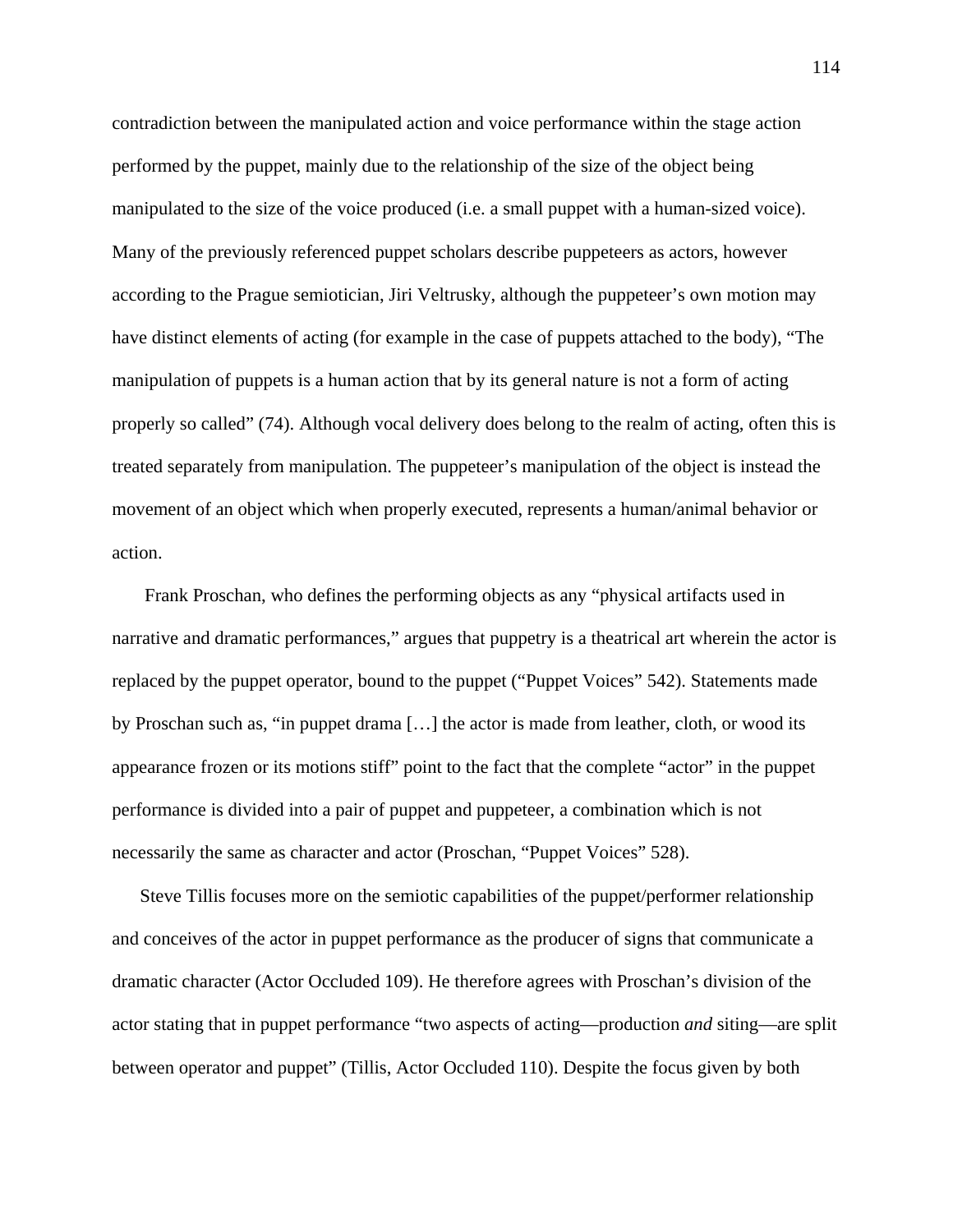contradiction between the manipulated action and voice performance within the stage action performed by the puppet, mainly due to the relationship of the size of the object being manipulated to the size of the voice produced (i.e. a small puppet with a human-sized voice). Many of the previously referenced puppet scholars describe puppeteers as actors, however according to the Prague semiotician, Jiri Veltrusky, although the puppeteer's own motion may have distinct elements of acting (for example in the case of puppets attached to the body), "The manipulation of puppets is a human action that by its general nature is not a form of acting properly so called" (74). Although vocal delivery does belong to the realm of acting, often this is treated separately from manipulation. The puppeteer's manipulation of the object is instead the movement of an object which when properly executed, represents a human/animal behavior or action.

Frank Proschan, who defines the performing objects as any "physical artifacts used in narrative and dramatic performances," argues that puppetry is a theatrical art wherein the actor is replaced by the puppet operator, bound to the puppet ("Puppet Voices" 542). Statements made by Proschan such as, "in puppet drama […] the actor is made from leather, cloth, or wood its appearance frozen or its motions stiff" point to the fact that the complete "actor" in the puppet performance is divided into a pair of puppet and puppeteer, a combination which is not necessarily the same as character and actor (Proschan, "Puppet Voices" 528).

Steve Tillis focuses more on the semiotic capabilities of the puppet/performer relationship and conceives of the actor in puppet performance as the producer of signs that communicate a dramatic character (Actor Occluded 109). He therefore agrees with Proschan's division of the actor stating that in puppet performance "two aspects of acting—production *and* siting—are split between operator and puppet" (Tillis, Actor Occluded 110). Despite the focus given by both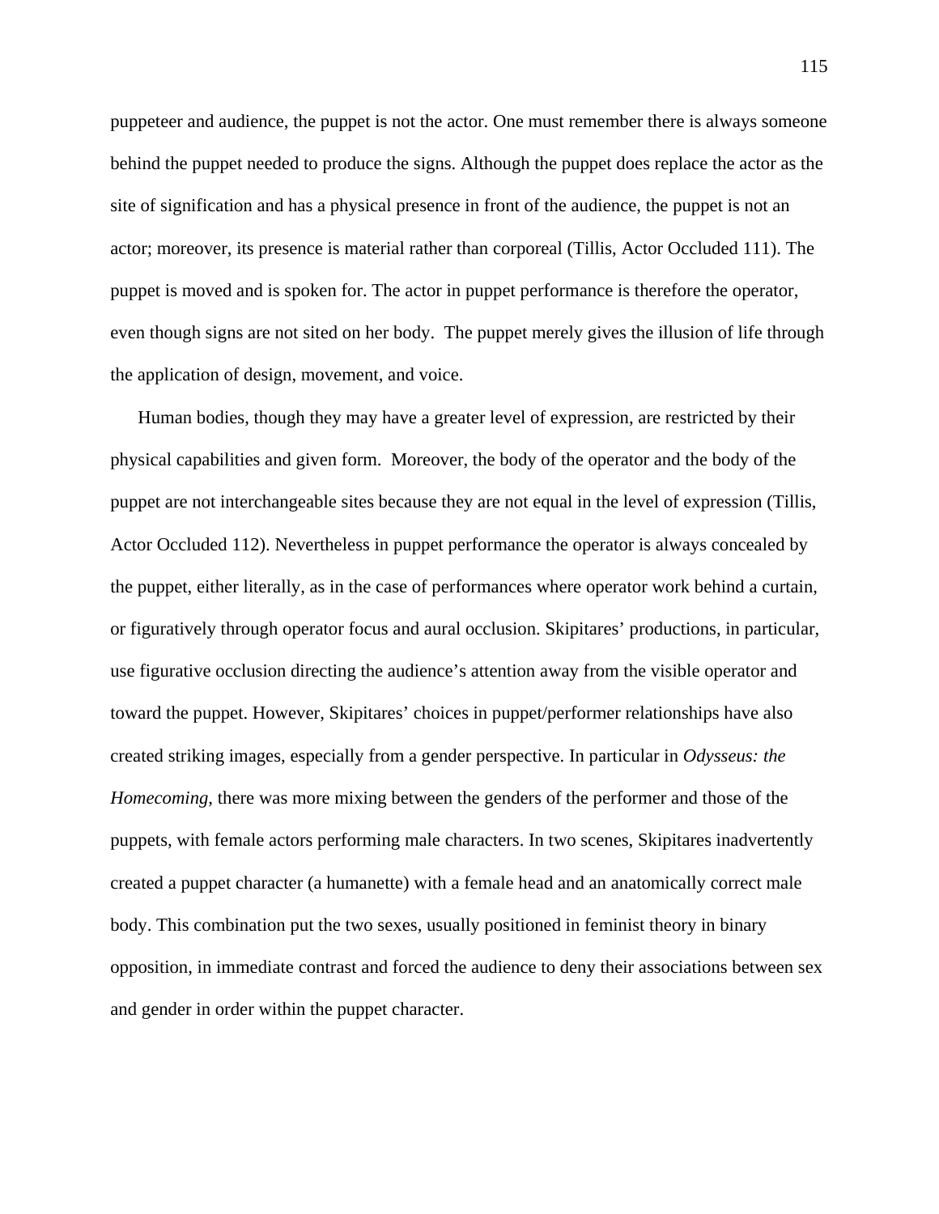puppeteer and audience, the puppet is not the actor. One must remember there is always someone behind the puppet needed to produce the signs. Although the puppet does replace the actor as the site of signification and has a physical presence in front of the audience, the puppet is not an actor; moreover, its presence is material rather than corporeal (Tillis, Actor Occluded 111). The puppet is moved and is spoken for. The actor in puppet performance is therefore the operator, even though signs are not sited on her body.  The puppet merely gives the illusion of life through the application of design, movement, and voice.

Human bodies, though they may have a greater level of expression, are restricted by their physical capabilities and given form.  Moreover, the body of the operator and the body of the puppet are not interchangeable sites because they are not equal in the level of expression (Tillis, Actor Occluded 112). Nevertheless in puppet performance the operator is always concealed by the puppet, either literally, as in the case of performances where operator work behind a curtain, or figuratively through operator focus and aural occlusion. Skipitares' productions, in particular, use figurative occlusion directing the audience's attention away from the visible operator and toward the puppet. However, Skipitares' choices in puppet/performer relationships have also created striking images, especially from a gender perspective. In particular in *Odysseus: the Homecoming*, there was more mixing between the genders of the performer and those of the puppets, with female actors performing male characters. In two scenes, Skipitares inadvertently created a puppet character (a humanette) with a female head and an anatomically correct male body. This combination put the two sexes, usually positioned in feminist theory in binary opposition, in immediate contrast and forced the audience to deny their associations between sex and gender in order within the puppet character.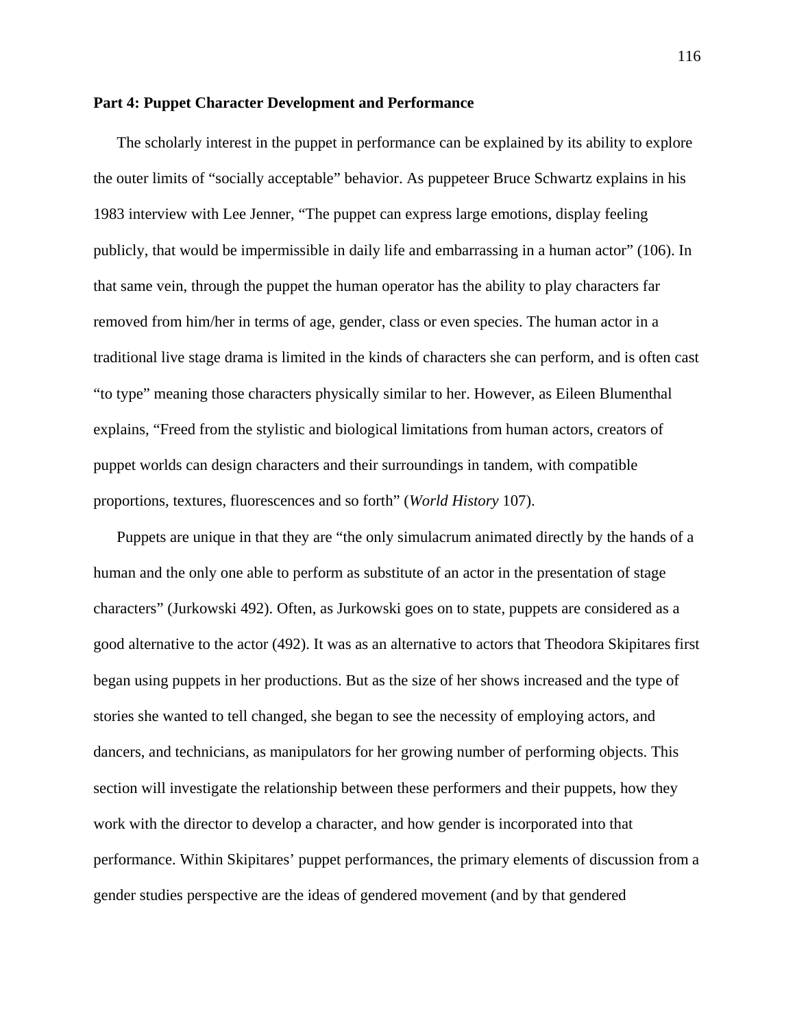**Part 4: Puppet Character Development and Performance**

The scholarly interest in the puppet in performance can be explained by its ability to explore the outer limits of "socially acceptable" behavior. As puppeteer Bruce Schwartz explains in his 1983 interview with Lee Jenner, "The puppet can express large emotions, display feeling publicly, that would be impermissible in daily life and embarrassing in a human actor" (106). In that same vein, through the puppet the human operator has the ability to play characters far removed from him/her in terms of age, gender, class or even species. The human actor in a traditional live stage drama is limited in the kinds of characters she can perform, and is often cast "to type" meaning those characters physically similar to her. However, as Eileen Blumenthal explains, "Freed from the stylistic and biological limitations from human actors, creators of puppet worlds can design characters and their surroundings in tandem, with compatible proportions, textures, fluorescences and so forth" (*World History* 107).

Puppets are unique in that they are "the only simulacrum animated directly by the hands of a human and the only one able to perform as substitute of an actor in the presentation of stage characters" (Jurkowski 492). Often, as Jurkowski goes on to state, puppets are considered as a good alternative to the actor (492). It was as an alternative to actors that Theodora Skipitares first began using puppets in her productions. But as the size of her shows increased and the type of stories she wanted to tell changed, she began to see the necessity of employing actors, and dancers, and technicians, as manipulators for her growing number of performing objects. This section will investigate the relationship between these performers and their puppets, how they work with the director to develop a character, and how gender is incorporated into that performance. Within Skipitares' puppet performances, the primary elements of discussion from a gender studies perspective are the ideas of gendered movement (and by that gendered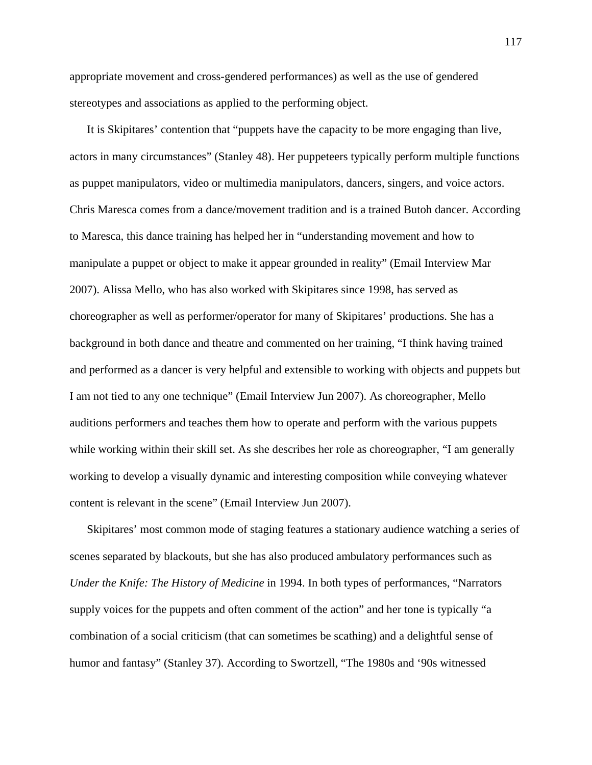appropriate movement and cross-gendered performances) as well as the use of gendered stereotypes and associations as applied to the performing object.

It is Skipitares' contention that "puppets have the capacity to be more engaging than live, actors in many circumstances" (Stanley 48). Her puppeteers typically perform multiple functions as puppet manipulators, video or multimedia manipulators, dancers, singers, and voice actors. Chris Maresca comes from a dance/movement tradition and is a trained Butoh dancer. According to Maresca, this dance training has helped her in "understanding movement and how to manipulate a puppet or object to make it appear grounded in reality" (Email Interview Mar 2007). Alissa Mello, who has also worked with Skipitares since 1998, has served as choreographer as well as performer/operator for many of Skipitares' productions. She has a background in both dance and theatre and commented on her training, "I think having trained and performed as a dancer is very helpful and extensible to working with objects and puppets but I am not tied to any one technique" (Email Interview Jun 2007). As choreographer, Mello auditions performers and teaches them how to operate and perform with the various puppets while working within their skill set. As she describes her role as choreographer, "I am generally working to develop a visually dynamic and interesting composition while conveying whatever content is relevant in the scene" (Email Interview Jun 2007).

Skipitares' most common mode of staging features a stationary audience watching a series of scenes separated by blackouts, but she has also produced ambulatory performances such as *Under the Knife: The History of Medicine* in 1994. In both types of performances, "Narrators supply voices for the puppets and often comment of the action" and her tone is typically "a combination of a social criticism (that can sometimes be scathing) and a delightful sense of humor and fantasy" (Stanley 37). According to Swortzell, "The 1980s and '90s witnessed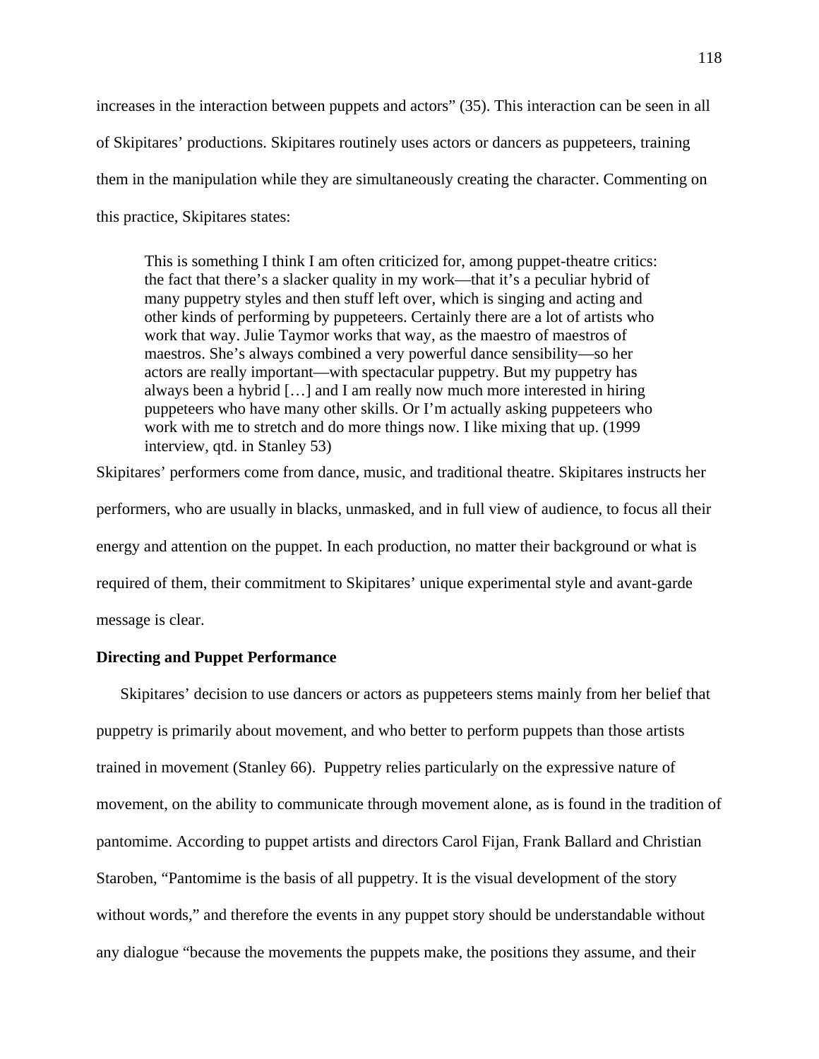increases in the interaction between puppets and actors" (35). This interaction can be seen in all of Skipitares' productions. Skipitares routinely uses actors or dancers as puppeteers, training them in the manipulation while they are simultaneously creating the character. Commenting on this practice, Skipitares states:

> This is something I think I am often criticized for, among puppet-theatre critics: the fact that there's a slacker quality in my work—that it's a peculiar hybrid of many puppetry styles and then stuff left over, which is singing and acting and other kinds of performing by puppeteers. Certainly there are a lot of artists who work that way. Julie Taymor works that way, as the maestro of maestros of maestros. She's always combined a very powerful dance sensibility—so her actors are really important—with spectacular puppetry. But my puppetry has always been a hybrid […] and I am really now much more interested in hiring puppeteers who have many other skills. Or I'm actually asking puppeteers who work with me to stretch and do more things now. I like mixing that up. (1999 interview, qtd. in Stanley 53)

Skipitares' performers come from dance, music, and traditional theatre. Skipitares instructs her performers, who are usually in blacks, unmasked, and in full view of audience, to focus all their energy and attention on the puppet. In each production, no matter their background or what is required of them, their commitment to Skipitares' unique experimental style and avant-garde message is clear.

**Directing and Puppet Performance**

Skipitares' decision to use dancers or actors as puppeteers stems mainly from her belief that puppetry is primarily about movement, and who better to perform puppets than those artists trained in movement (Stanley 66). Puppetry relies particularly on the expressive nature of movement, on the ability to communicate through movement alone, as is found in the tradition of pantomime. According to puppet artists and directors Carol Fijan, Frank Ballard and Christian Staroben, "Pantomime is the basis of all puppetry. It is the visual development of the story without words," and therefore the events in any puppet story should be understandable without any dialogue "because the movements the puppets make, the positions they assume, and their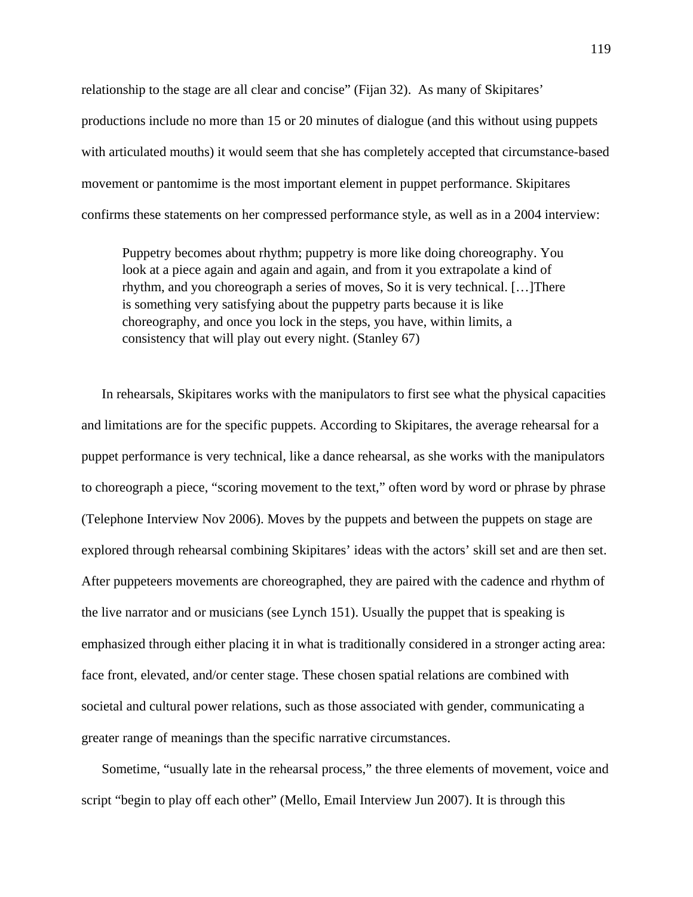relationship to the stage are all clear and concise" (Fijan 32). As many of Skipitares' productions include no more than 15 or 20 minutes of dialogue (and this without using puppets with articulated mouths) it would seem that she has completely accepted that circumstance-based movement or pantomime is the most important element in puppet performance. Skipitares confirms these statements on her compressed performance style, as well as in a 2004 interview:

> Puppetry becomes about rhythm; puppetry is more like doing choreography. You look at a piece again and again and again, and from it you extrapolate a kind of rhythm, and you choreograph a series of moves, So it is very technical. […]There is something very satisfying about the puppetry parts because it is like choreography, and once you lock in the steps, you have, within limits, a consistency that will play out every night. (Stanley 67)

In rehearsals, Skipitares works with the manipulators to first see what the physical capacities and limitations are for the specific puppets. According to Skipitares, the average rehearsal for a puppet performance is very technical, like a dance rehearsal, as she works with the manipulators to choreograph a piece, "scoring movement to the text," often word by word or phrase by phrase (Telephone Interview Nov 2006). Moves by the puppets and between the puppets on stage are explored through rehearsal combining Skipitares' ideas with the actors' skill set and are then set. After puppeteers movements are choreographed, they are paired with the cadence and rhythm of the live narrator and or musicians (see Lynch 151). Usually the puppet that is speaking is emphasized through either placing it in what is traditionally considered in a stronger acting area: face front, elevated, and/or center stage. These chosen spatial relations are combined with societal and cultural power relations, such as those associated with gender, communicating a greater range of meanings than the specific narrative circumstances.

Sometime, "usually late in the rehearsal process," the three elements of movement, voice and script "begin to play off each other" (Mello, Email Interview Jun 2007). It is through this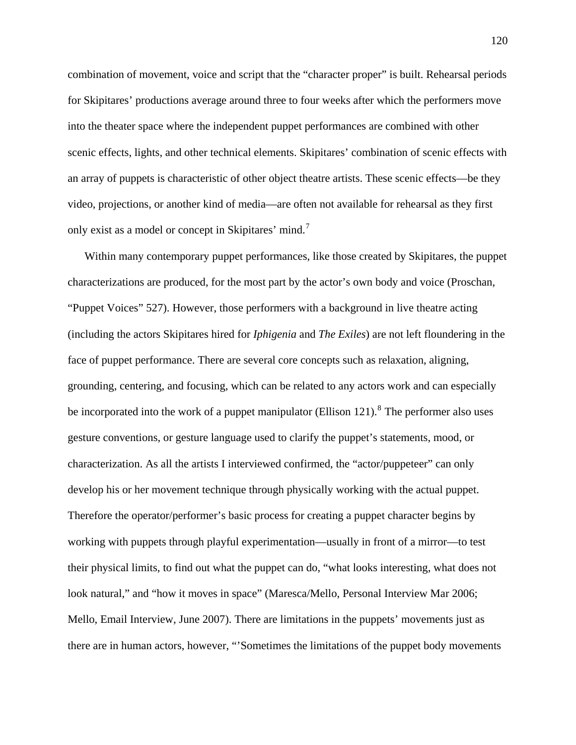combination of movement, voice and script that the "character proper" is built. Rehearsal periods for Skipitares' productions average around three to four weeks after which the performers move into the theater space where the independent puppet performances are combined with other scenic effects, lights, and other technical elements. Skipitares' combination of scenic effects with an array of puppets is characteristic of other object theatre artists. These scenic effects—be they video, projections, or another kind of media—are often not available for rehearsal as they first only exist as a model or concept in Skipitares' mind.[7]

Within many contemporary puppet performances, like those created by Skipitares, the puppet characterizations are produced, for the most part by the actor's own body and voice (Proschan, "Puppet Voices" 527). However, those performers with a background in live theatre acting (including the actors Skipitares hired for *Iphigenia* and *The Exiles*) are not left floundering in the face of puppet performance. There are several core concepts such as relaxation, aligning, grounding, centering, and focusing, which can be related to any actors work and can especially be incorporated into the work of a puppet manipulator (Ellison 121).[8] The performer also uses gesture conventions, or gesture language used to clarify the puppet's statements, mood, or characterization. As all the artists I interviewed confirmed, the "actor/puppeteer" can only develop his or her movement technique through physically working with the actual puppet. Therefore the operator/performer's basic process for creating a puppet character begins by working with puppets through playful experimentation—usually in front of a mirror—to test their physical limits, to find out what the puppet can do, "what looks interesting, what does not look natural," and "how it moves in space" (Maresca/Mello, Personal Interview Mar 2006; Mello, Email Interview, June 2007). There are limitations in the puppets' movements just as there are in human actors, however, "'Sometimes the limitations of the puppet body movements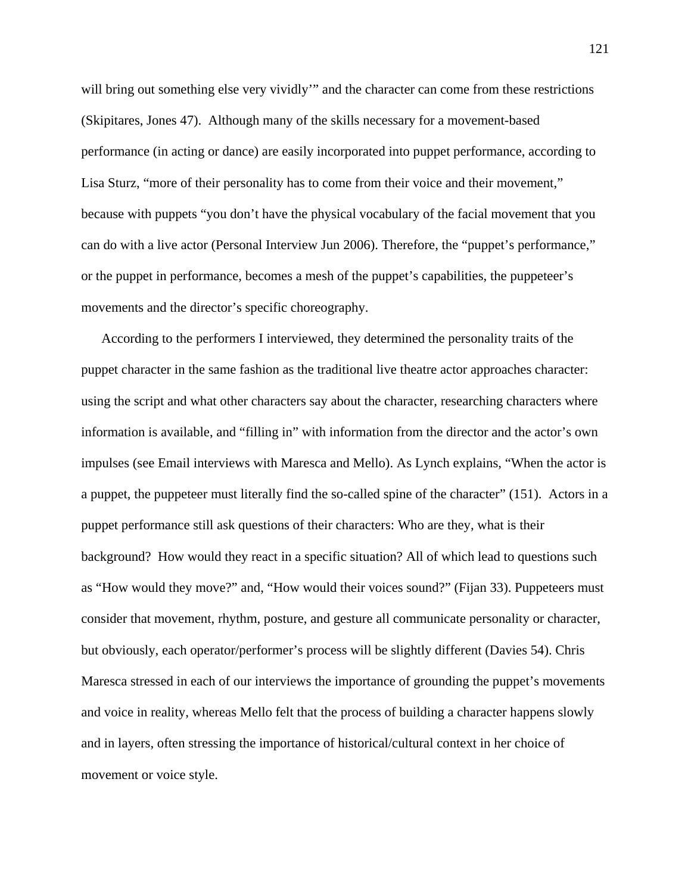will bring out something else very vividly'" and the character can come from these restrictions (Skipitares, Jones 47). Although many of the skills necessary for a movement-based performance (in acting or dance) are easily incorporated into puppet performance, according to Lisa Sturz, "more of their personality has to come from their voice and their movement," because with puppets "you don't have the physical vocabulary of the facial movement that you can do with a live actor (Personal Interview Jun 2006). Therefore, the "puppet's performance," or the puppet in performance, becomes a mesh of the puppet's capabilities, the puppeteer's movements and the director's specific choreography.

According to the performers I interviewed, they determined the personality traits of the puppet character in the same fashion as the traditional live theatre actor approaches character: using the script and what other characters say about the character, researching characters where information is available, and "filling in" with information from the director and the actor's own impulses (see Email interviews with Maresca and Mello). As Lynch explains, "When the actor is a puppet, the puppeteer must literally find the so-called spine of the character" (151). Actors in a puppet performance still ask questions of their characters: Who are they, what is their background? How would they react in a specific situation? All of which lead to questions such as "How would they move?" and, "How would their voices sound?" (Fijan 33). Puppeteers must consider that movement, rhythm, posture, and gesture all communicate personality or character, but obviously, each operator/performer's process will be slightly different (Davies 54). Chris Maresca stressed in each of our interviews the importance of grounding the puppet's movements and voice in reality, whereas Mello felt that the process of building a character happens slowly and in layers, often stressing the importance of historical/cultural context in her choice of movement or voice style.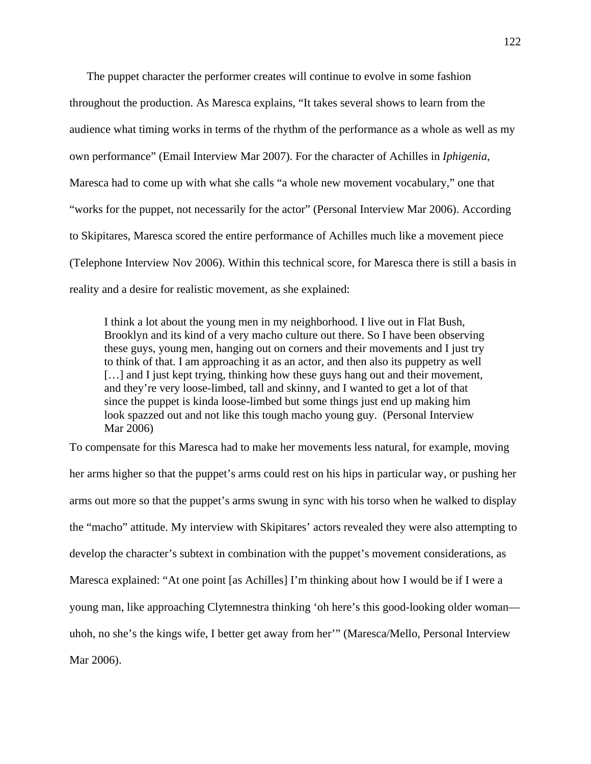The puppet character the performer creates will continue to evolve in some fashion throughout the production. As Maresca explains, "It takes several shows to learn from the audience what timing works in terms of the rhythm of the performance as a whole as well as my own performance" (Email Interview Mar 2007). For the character of Achilles in *Iphigenia*, Maresca had to come up with what she calls "a whole new movement vocabulary," one that "works for the puppet, not necessarily for the actor" (Personal Interview Mar 2006). According to Skipitares, Maresca scored the entire performance of Achilles much like a movement piece (Telephone Interview Nov 2006). Within this technical score, for Maresca there is still a basis in reality and a desire for realistic movement, as she explained:

> I think a lot about the young men in my neighborhood. I live out in Flat Bush, Brooklyn and its kind of a very macho culture out there. So I have been observing these guys, young men, hanging out on corners and their movements and I just try to think of that. I am approaching it as an actor, and then also its puppetry as well […] and I just kept trying, thinking how these guys hang out and their movement, and they're very loose-limbed, tall and skinny, and I wanted to get a lot of that since the puppet is kinda loose-limbed but some things just end up making him look spazzed out and not like this tough macho young guy. (Personal Interview Mar 2006)

To compensate for this Maresca had to make her movements less natural, for example, moving her arms higher so that the puppet's arms could rest on his hips in particular way, or pushing her arms out more so that the puppet's arms swung in sync with his torso when he walked to display the "macho" attitude. My interview with Skipitares' actors revealed they were also attempting to develop the character's subtext in combination with the puppet's movement considerations, as Maresca explained: "At one point [as Achilles] I'm thinking about how I would be if I were a young man, like approaching Clytemnestra thinking 'oh here's this good-looking older woman—uhoh, no she's the kings wife, I better get away from her'" (Maresca/Mello, Personal Interview Mar 2006).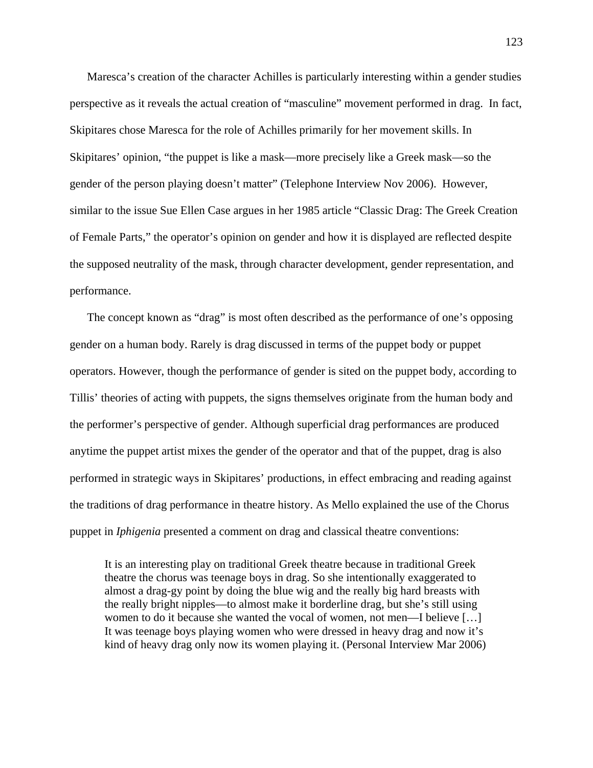Maresca's creation of the character Achilles is particularly interesting within a gender studies perspective as it reveals the actual creation of "masculine" movement performed in drag. In fact, Skipitares chose Maresca for the role of Achilles primarily for her movement skills. In Skipitares' opinion, "the puppet is like a mask—more precisely like a Greek mask—so the gender of the person playing doesn't matter" (Telephone Interview Nov 2006). However, similar to the issue Sue Ellen Case argues in her 1985 article "Classic Drag: The Greek Creation of Female Parts," the operator's opinion on gender and how it is displayed are reflected despite the supposed neutrality of the mask, through character development, gender representation, and performance.

The concept known as "drag" is most often described as the performance of one's opposing gender on a human body. Rarely is drag discussed in terms of the puppet body or puppet operators. However, though the performance of gender is sited on the puppet body, according to Tillis' theories of acting with puppets, the signs themselves originate from the human body and the performer's perspective of gender. Although superficial drag performances are produced anytime the puppet artist mixes the gender of the operator and that of the puppet, drag is also performed in strategic ways in Skipitares' productions, in effect embracing and reading against the traditions of drag performance in theatre history. As Mello explained the use of the Chorus puppet in *Iphigenia* presented a comment on drag and classical theatre conventions:

> It is an interesting play on traditional Greek theatre because in traditional Greek theatre the chorus was teenage boys in drag. So she intentionally exaggerated to almost a drag-gy point by doing the blue wig and the really big hard breasts with the really bright nipples—to almost make it borderline drag, but she's still using women to do it because she wanted the vocal of women, not men—I believe […] It was teenage boys playing women who were dressed in heavy drag and now it's kind of heavy drag only now its women playing it. (Personal Interview Mar 2006)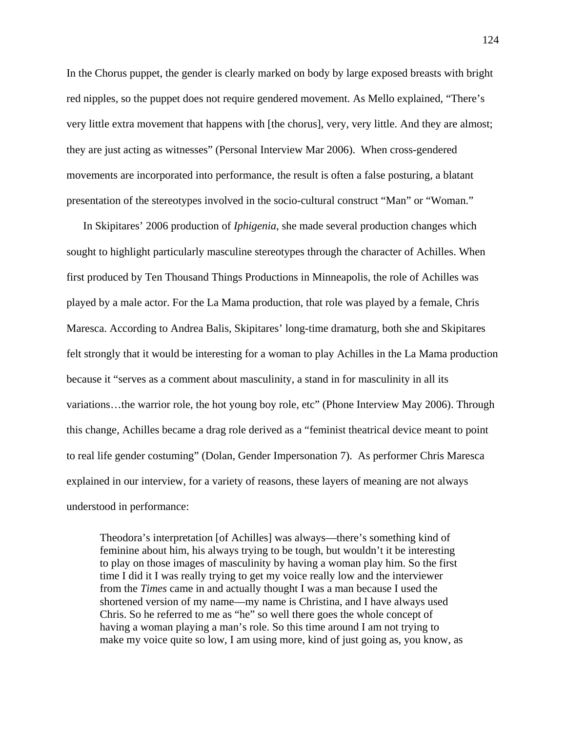In the Chorus puppet, the gender is clearly marked on body by large exposed breasts with bright red nipples, so the puppet does not require gendered movement. As Mello explained, "There's very little extra movement that happens with [the chorus], very, very little. And they are almost; they are just acting as witnesses" (Personal Interview Mar 2006). When cross-gendered movements are incorporated into performance, the result is often a false posturing, a blatant presentation of the stereotypes involved in the socio-cultural construct "Man" or "Woman."

In Skipitares' 2006 production of *Iphigenia*, she made several production changes which sought to highlight particularly masculine stereotypes through the character of Achilles. When first produced by Ten Thousand Things Productions in Minneapolis, the role of Achilles was played by a male actor. For the La Mama production, that role was played by a female, Chris Maresca. According to Andrea Balis, Skipitares' long-time dramaturg, both she and Skipitares felt strongly that it would be interesting for a woman to play Achilles in the La Mama production because it "serves as a comment about masculinity, a stand in for masculinity in all its variations…the warrior role, the hot young boy role, etc" (Phone Interview May 2006). Through this change, Achilles became a drag role derived as a "feminist theatrical device meant to point to real life gender costuming" (Dolan, Gender Impersonation 7). As performer Chris Maresca explained in our interview, for a variety of reasons, these layers of meaning are not always understood in performance:

> Theodora's interpretation [of Achilles] was always—there's something kind of feminine about him, his always trying to be tough, but wouldn't it be interesting to play on those images of masculinity by having a woman play him. So the first time I did it I was really trying to get my voice really low and the interviewer from the *Times* came in and actually thought I was a man because I used the shortened version of my name—my name is Christina, and I have always used Chris. So he referred to me as "he" so well there goes the whole concept of having a woman playing a man's role. So this time around I am not trying to make my voice quite so low, I am using more, kind of just going as, you know, as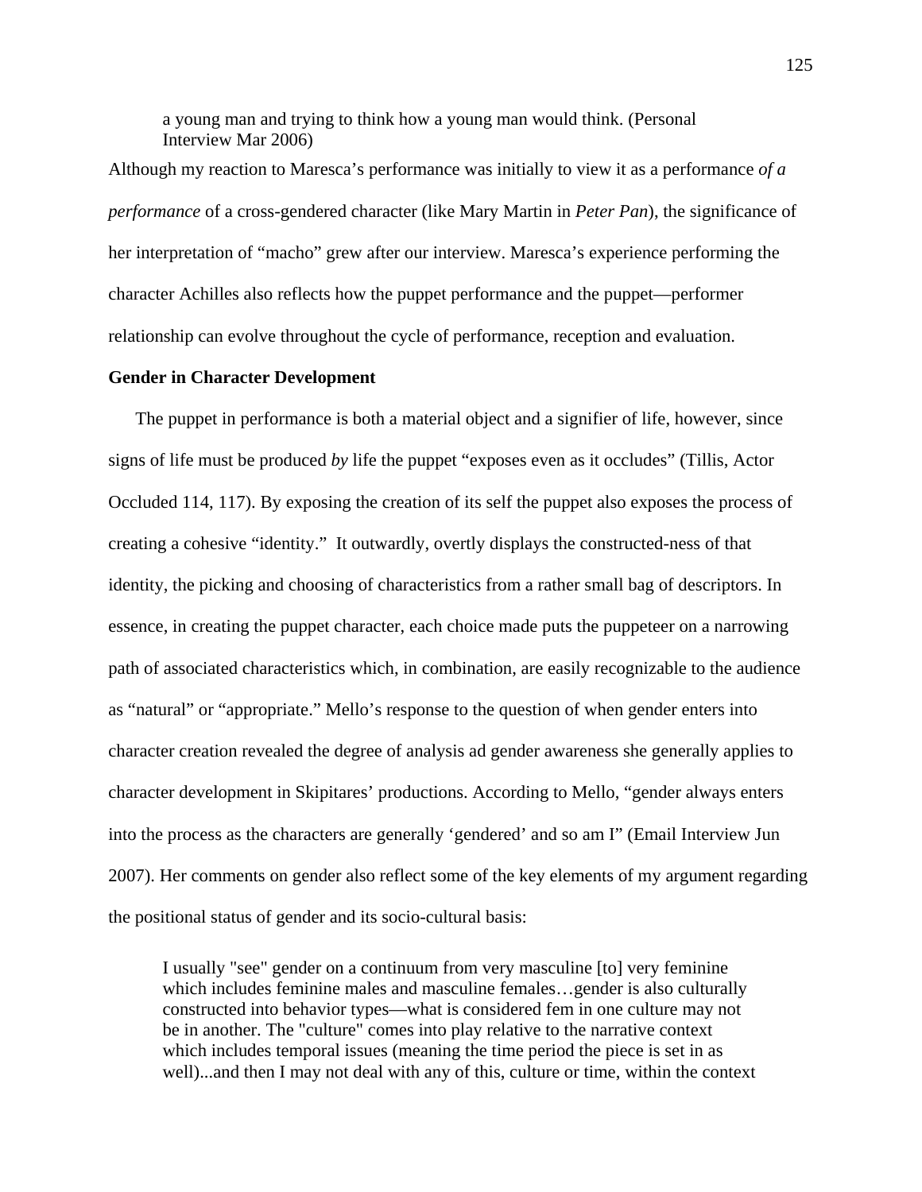> a young man and trying to think how a young man would think. (Personal Interview Mar 2006)

Although my reaction to Maresca's performance was initially to view it as a performance *of a performance* of a cross-gendered character (like Mary Martin in *Peter Pan*), the significance of her interpretation of "macho" grew after our interview. Maresca's experience performing the character Achilles also reflects how the puppet performance and the puppet—performer relationship can evolve throughout the cycle of performance, reception and evaluation.

**Gender in Character Development**

The puppet in performance is both a material object and a signifier of life, however, since signs of life must be produced *by* life the puppet "exposes even as it occludes" (Tillis, Actor Occluded 114, 117). By exposing the creation of its self the puppet also exposes the process of creating a cohesive "identity." It outwardly, overtly displays the constructed-ness of that identity, the picking and choosing of characteristics from a rather small bag of descriptors. In essence, in creating the puppet character, each choice made puts the puppeteer on a narrowing path of associated characteristics which, in combination, are easily recognizable to the audience as "natural" or "appropriate." Mello's response to the question of when gender enters into character creation revealed the degree of analysis ad gender awareness she generally applies to character development in Skipitares' productions. According to Mello, "gender always enters into the process as the characters are generally 'gendered' and so am I" (Email Interview Jun 2007). Her comments on gender also reflect some of the key elements of my argument regarding the positional status of gender and its socio-cultural basis:

> I usually "see" gender on a continuum from very masculine [to] very feminine which includes feminine males and masculine females…gender is also culturally constructed into behavior types—what is considered fem in one culture may not be in another. The "culture" comes into play relative to the narrative context which includes temporal issues (meaning the time period the piece is set in as well)...and then I may not deal with any of this, culture or time, within the context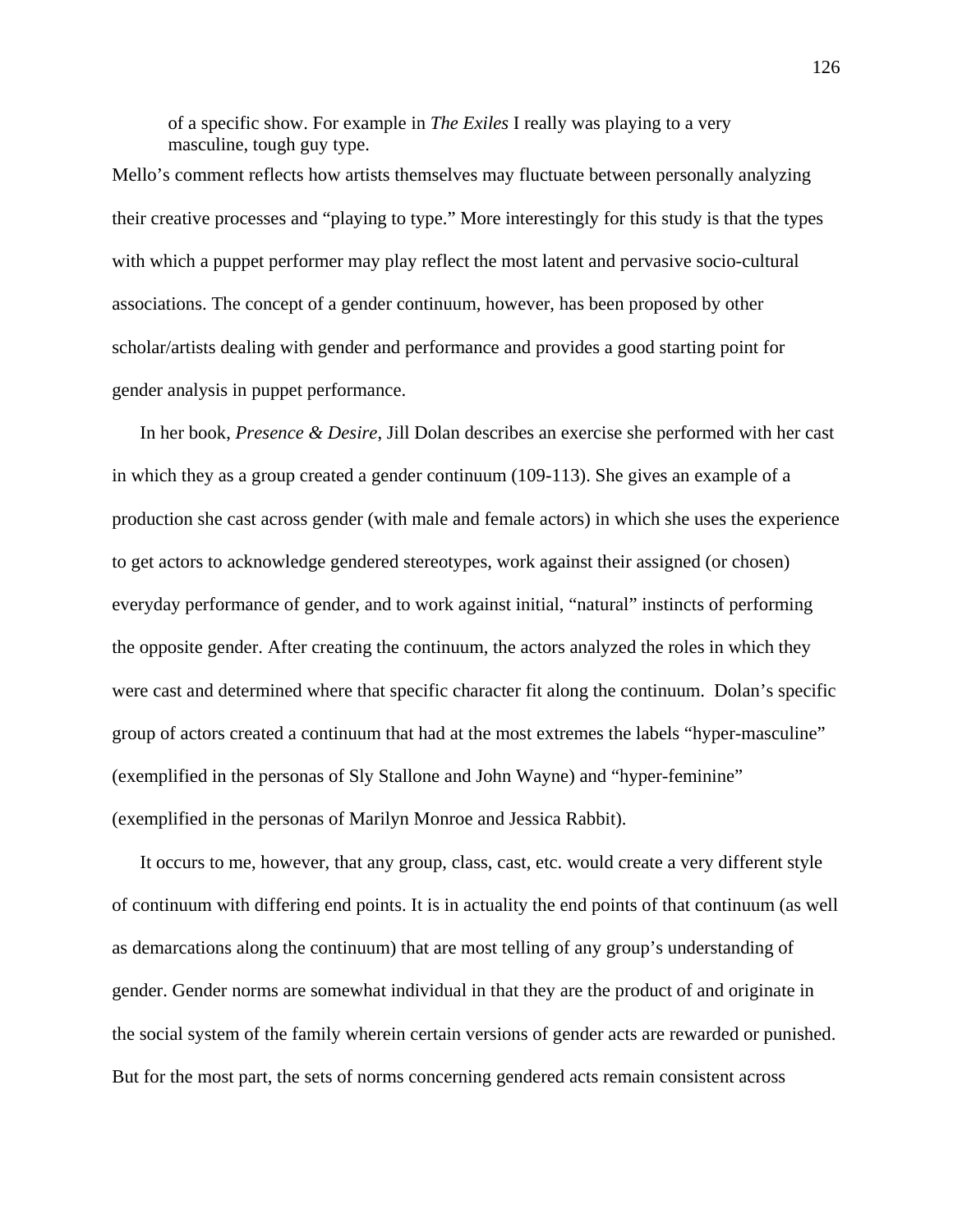> of a specific show. For example in *The Exiles* I really was playing to a very masculine, tough guy type.

Mello's comment reflects how artists themselves may fluctuate between personally analyzing their creative processes and "playing to type." More interestingly for this study is that the types with which a puppet performer may play reflect the most latent and pervasive socio-cultural associations. The concept of a gender continuum, however, has been proposed by other scholar/artists dealing with gender and performance and provides a good starting point for gender analysis in puppet performance.

In her book, *Presence & Desire*, Jill Dolan describes an exercise she performed with her cast in which they as a group created a gender continuum (109-113). She gives an example of a production she cast across gender (with male and female actors) in which she uses the experience to get actors to acknowledge gendered stereotypes, work against their assigned (or chosen) everyday performance of gender, and to work against initial, "natural" instincts of performing the opposite gender. After creating the continuum, the actors analyzed the roles in which they were cast and determined where that specific character fit along the continuum. Dolan's specific group of actors created a continuum that had at the most extremes the labels "hyper-masculine" (exemplified in the personas of Sly Stallone and John Wayne) and "hyper-feminine" (exemplified in the personas of Marilyn Monroe and Jessica Rabbit).

It occurs to me, however, that any group, class, cast, etc. would create a very different style of continuum with differing end points. It is in actuality the end points of that continuum (as well as demarcations along the continuum) that are most telling of any group's understanding of gender. Gender norms are somewhat individual in that they are the product of and originate in the social system of the family wherein certain versions of gender acts are rewarded or punished. But for the most part, the sets of norms concerning gendered acts remain consistent across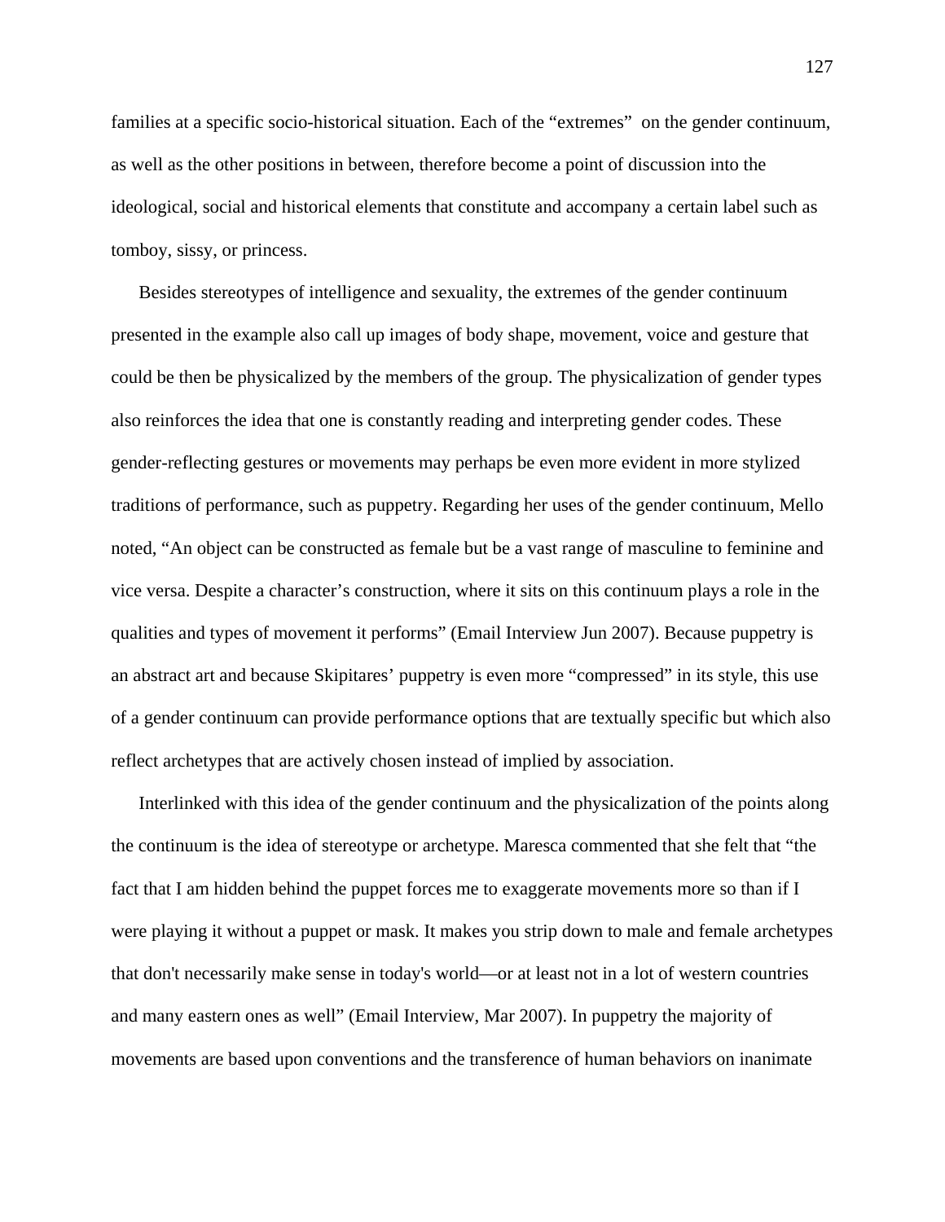families at a specific socio-historical situation. Each of the "extremes" on the gender continuum, as well as the other positions in between, therefore become a point of discussion into the ideological, social and historical elements that constitute and accompany a certain label such as tomboy, sissy, or princess.

Besides stereotypes of intelligence and sexuality, the extremes of the gender continuum presented in the example also call up images of body shape, movement, voice and gesture that could be then be physicalized by the members of the group. The physicalization of gender types also reinforces the idea that one is constantly reading and interpreting gender codes. These gender-reflecting gestures or movements may perhaps be even more evident in more stylized traditions of performance, such as puppetry. Regarding her uses of the gender continuum, Mello noted, "An object can be constructed as female but be a vast range of masculine to feminine and vice versa. Despite a character's construction, where it sits on this continuum plays a role in the qualities and types of movement it performs" (Email Interview Jun 2007). Because puppetry is an abstract art and because Skipitares' puppetry is even more "compressed" in its style, this use of a gender continuum can provide performance options that are textually specific but which also reflect archetypes that are actively chosen instead of implied by association.

Interlinked with this idea of the gender continuum and the physicalization of the points along the continuum is the idea of stereotype or archetype. Maresca commented that she felt that "the fact that I am hidden behind the puppet forces me to exaggerate movements more so than if I were playing it without a puppet or mask. It makes you strip down to male and female archetypes that don't necessarily make sense in today's world—or at least not in a lot of western countries and many eastern ones as well" (Email Interview, Mar 2007). In puppetry the majority of movements are based upon conventions and the transference of human behaviors on inanimate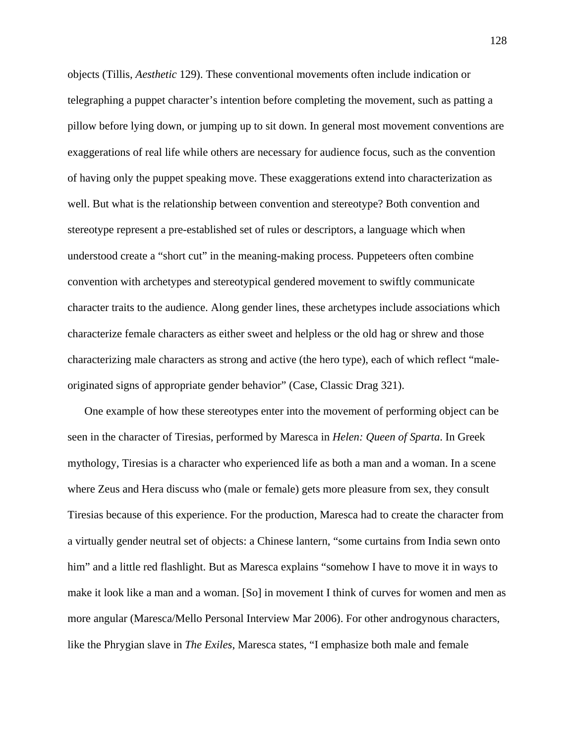objects (Tillis, *Aesthetic* 129). These conventional movements often include indication or telegraphing a puppet character's intention before completing the movement, such as patting a pillow before lying down, or jumping up to sit down. In general most movement conventions are exaggerations of real life while others are necessary for audience focus, such as the convention of having only the puppet speaking move. These exaggerations extend into characterization as well. But what is the relationship between convention and stereotype? Both convention and stereotype represent a pre-established set of rules or descriptors, a language which when understood create a "short cut" in the meaning-making process. Puppeteers often combine convention with archetypes and stereotypical gendered movement to swiftly communicate character traits to the audience. Along gender lines, these archetypes include associations which characterize female characters as either sweet and helpless or the old hag or shrew and those characterizing male characters as strong and active (the hero type), each of which reflect "male-originated signs of appropriate gender behavior" (Case, Classic Drag 321).

One example of how these stereotypes enter into the movement of performing object can be seen in the character of Tiresias, performed by Maresca in *Helen: Queen of Sparta*. In Greek mythology, Tiresias is a character who experienced life as both a man and a woman. In a scene where Zeus and Hera discuss who (male or female) gets more pleasure from sex, they consult Tiresias because of this experience. For the production, Maresca had to create the character from a virtually gender neutral set of objects: a Chinese lantern, "some curtains from India sewn onto him" and a little red flashlight. But as Maresca explains "somehow I have to move it in ways to make it look like a man and a woman. [So] in movement I think of curves for women and men as more angular (Maresca/Mello Personal Interview Mar 2006). For other androgynous characters, like the Phrygian slave in *The Exiles*, Maresca states, "I emphasize both male and female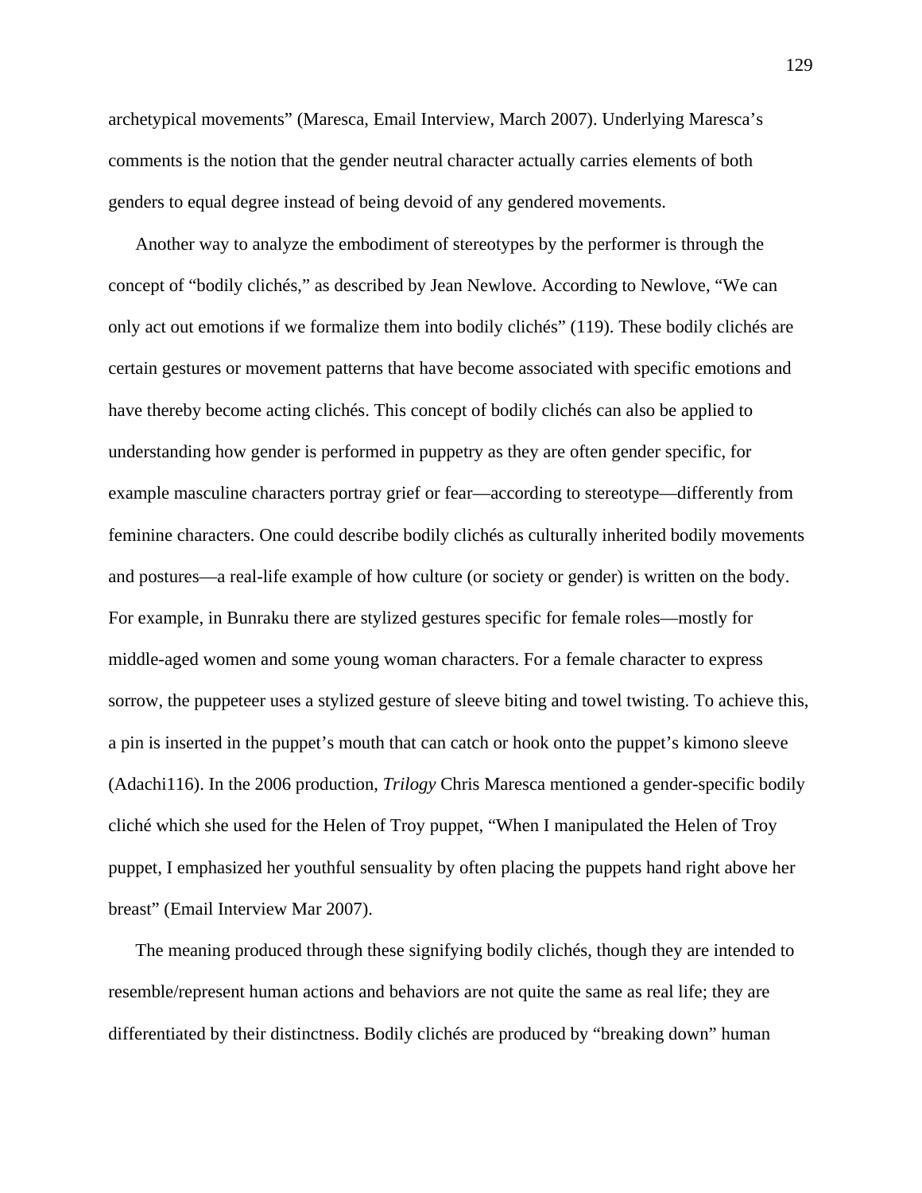archetypical movements" (Maresca, Email Interview, March 2007). Underlying Maresca's comments is the notion that the gender neutral character actually carries elements of both genders to equal degree instead of being devoid of any gendered movements.

Another way to analyze the embodiment of stereotypes by the performer is through the concept of "bodily clichés," as described by Jean Newlove. According to Newlove, "We can only act out emotions if we formalize them into bodily clichés" (119). These bodily clichés are certain gestures or movement patterns that have become associated with specific emotions and have thereby become acting clichés. This concept of bodily clichés can also be applied to understanding how gender is performed in puppetry as they are often gender specific, for example masculine characters portray grief or fear—according to stereotype—differently from feminine characters. One could describe bodily clichés as culturally inherited bodily movements and postures—a real-life example of how culture (or society or gender) is written on the body. For example, in Bunraku there are stylized gestures specific for female roles—mostly for middle-aged women and some young woman characters. For a female character to express sorrow, the puppeteer uses a stylized gesture of sleeve biting and towel twisting. To achieve this, a pin is inserted in the puppet's mouth that can catch or hook onto the puppet's kimono sleeve (Adachi116). In the 2006 production, *Trilogy* Chris Maresca mentioned a gender-specific bodily cliché which she used for the Helen of Troy puppet, "When I manipulated the Helen of Troy puppet, I emphasized her youthful sensuality by often placing the puppets hand right above her breast" (Email Interview Mar 2007).

The meaning produced through these signifying bodily clichés, though they are intended to resemble/represent human actions and behaviors are not quite the same as real life; they are differentiated by their distinctness. Bodily clichés are produced by "breaking down" human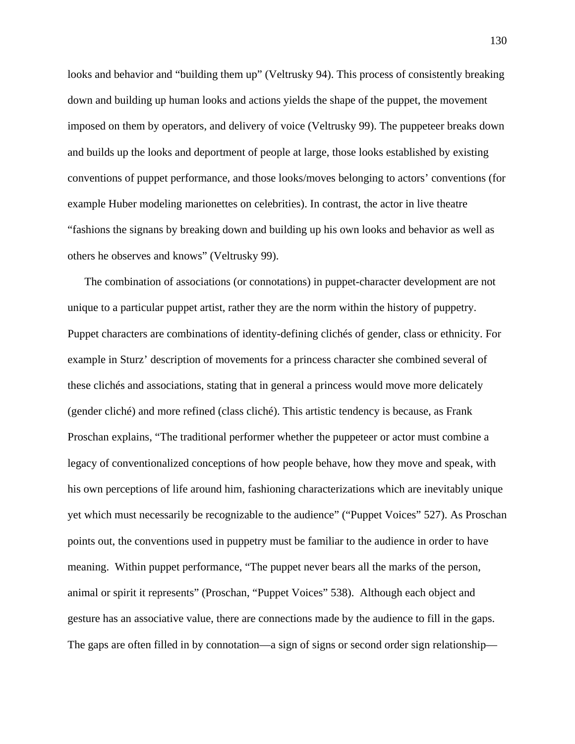looks and behavior and "building them up" (Veltrusky 94). This process of consistently breaking down and building up human looks and actions yields the shape of the puppet, the movement imposed on them by operators, and delivery of voice (Veltrusky 99). The puppeteer breaks down and builds up the looks and deportment of people at large, those looks established by existing conventions of puppet performance, and those looks/moves belonging to actors' conventions (for example Huber modeling marionettes on celebrities). In contrast, the actor in live theatre "fashions the signans by breaking down and building up his own looks and behavior as well as others he observes and knows" (Veltrusky 99).

The combination of associations (or connotations) in puppet-character development are not unique to a particular puppet artist, rather they are the norm within the history of puppetry. Puppet characters are combinations of identity-defining clichés of gender, class or ethnicity. For example in Sturz' description of movements for a princess character she combined several of these clichés and associations, stating that in general a princess would move more delicately (gender cliché) and more refined (class cliché). This artistic tendency is because, as Frank Proschan explains, "The traditional performer whether the puppeteer or actor must combine a legacy of conventionalized conceptions of how people behave, how they move and speak, with his own perceptions of life around him, fashioning characterizations which are inevitably unique yet which must necessarily be recognizable to the audience" ("Puppet Voices" 527). As Proschan points out, the conventions used in puppetry must be familiar to the audience in order to have meaning. Within puppet performance, "The puppet never bears all the marks of the person, animal or spirit it represents" (Proschan, "Puppet Voices" 538). Although each object and gesture has an associative value, there are connections made by the audience to fill in the gaps. The gaps are often filled in by connotation—a sign of signs or second order sign relationship—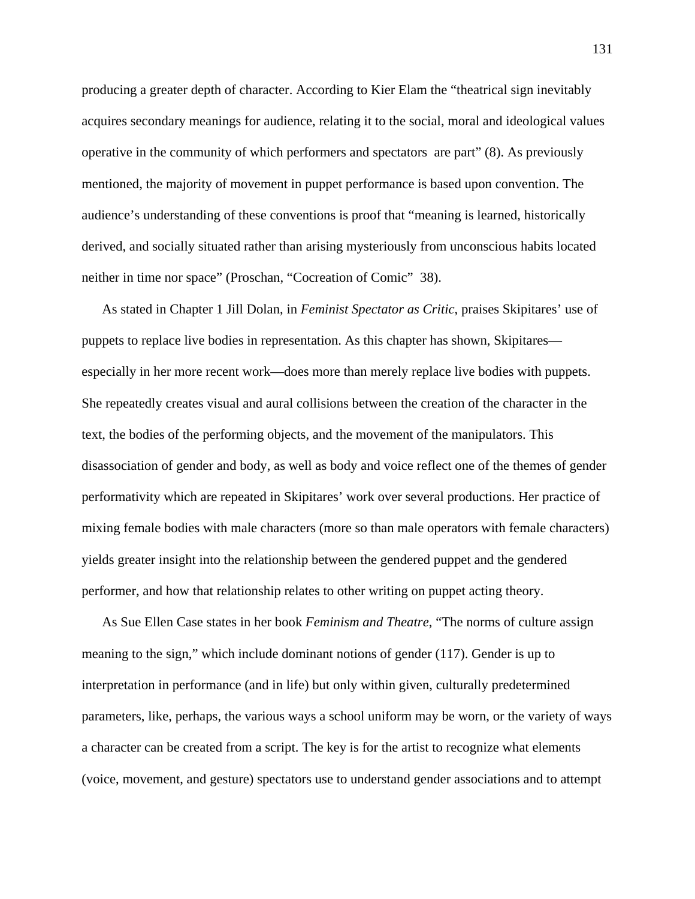producing a greater depth of character. According to Kier Elam the "theatrical sign inevitably acquires secondary meanings for audience, relating it to the social, moral and ideological values operative in the community of which performers and spectators are part" (8). As previously mentioned, the majority of movement in puppet performance is based upon convention. The audience's understanding of these conventions is proof that "meaning is learned, historically derived, and socially situated rather than arising mysteriously from unconscious habits located neither in time nor space" (Proschan, "Cocreation of Comic" 38).

As stated in Chapter 1 Jill Dolan, in *Feminist Spectator as Critic*, praises Skipitares' use of puppets to replace live bodies in representation. As this chapter has shown, Skipitares—especially in her more recent work—does more than merely replace live bodies with puppets. She repeatedly creates visual and aural collisions between the creation of the character in the text, the bodies of the performing objects, and the movement of the manipulators. This disassociation of gender and body, as well as body and voice reflect one of the themes of gender performativity which are repeated in Skipitares' work over several productions. Her practice of mixing female bodies with male characters (more so than male operators with female characters) yields greater insight into the relationship between the gendered puppet and the gendered performer, and how that relationship relates to other writing on puppet acting theory.

As Sue Ellen Case states in her book *Feminism and Theatre*, "The norms of culture assign meaning to the sign," which include dominant notions of gender (117). Gender is up to interpretation in performance (and in life) but only within given, culturally predetermined parameters, like, perhaps, the various ways a school uniform may be worn, or the variety of ways a character can be created from a script. The key is for the artist to recognize what elements (voice, movement, and gesture) spectators use to understand gender associations and to attempt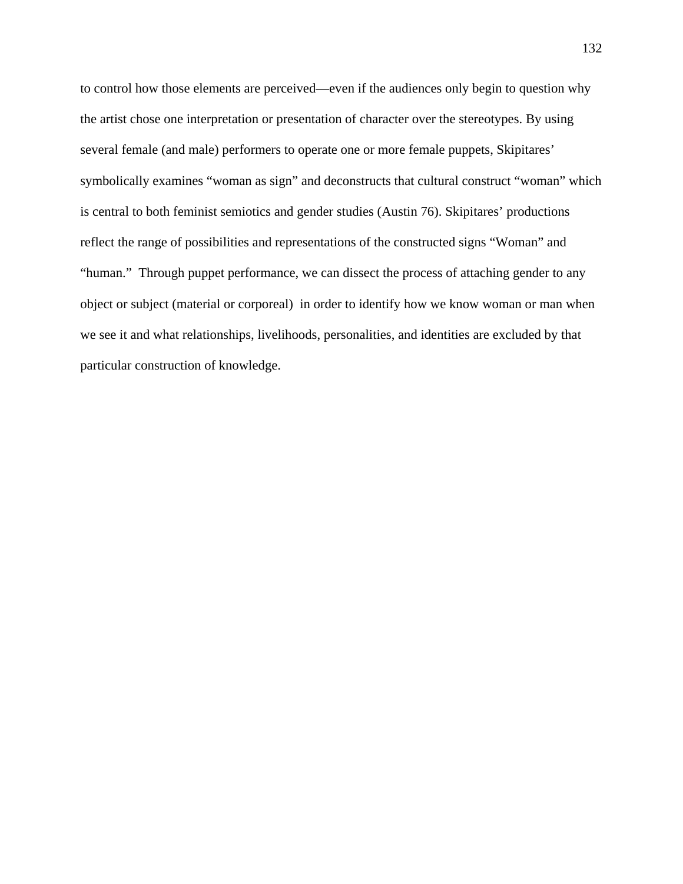to control how those elements are perceived—even if the audiences only begin to question why the artist chose one interpretation or presentation of character over the stereotypes. By using several female (and male) performers to operate one or more female puppets, Skipitares' symbolically examines "woman as sign" and deconstructs that cultural construct "woman" which is central to both feminist semiotics and gender studies (Austin 76). Skipitares' productions reflect the range of possibilities and representations of the constructed signs "Woman" and "human." Through puppet performance, we can dissect the process of attaching gender to any object or subject (material or corporeal) in order to identify how we know woman or man when we see it and what relationships, livelihoods, personalities, and identities are excluded by that particular construction of knowledge.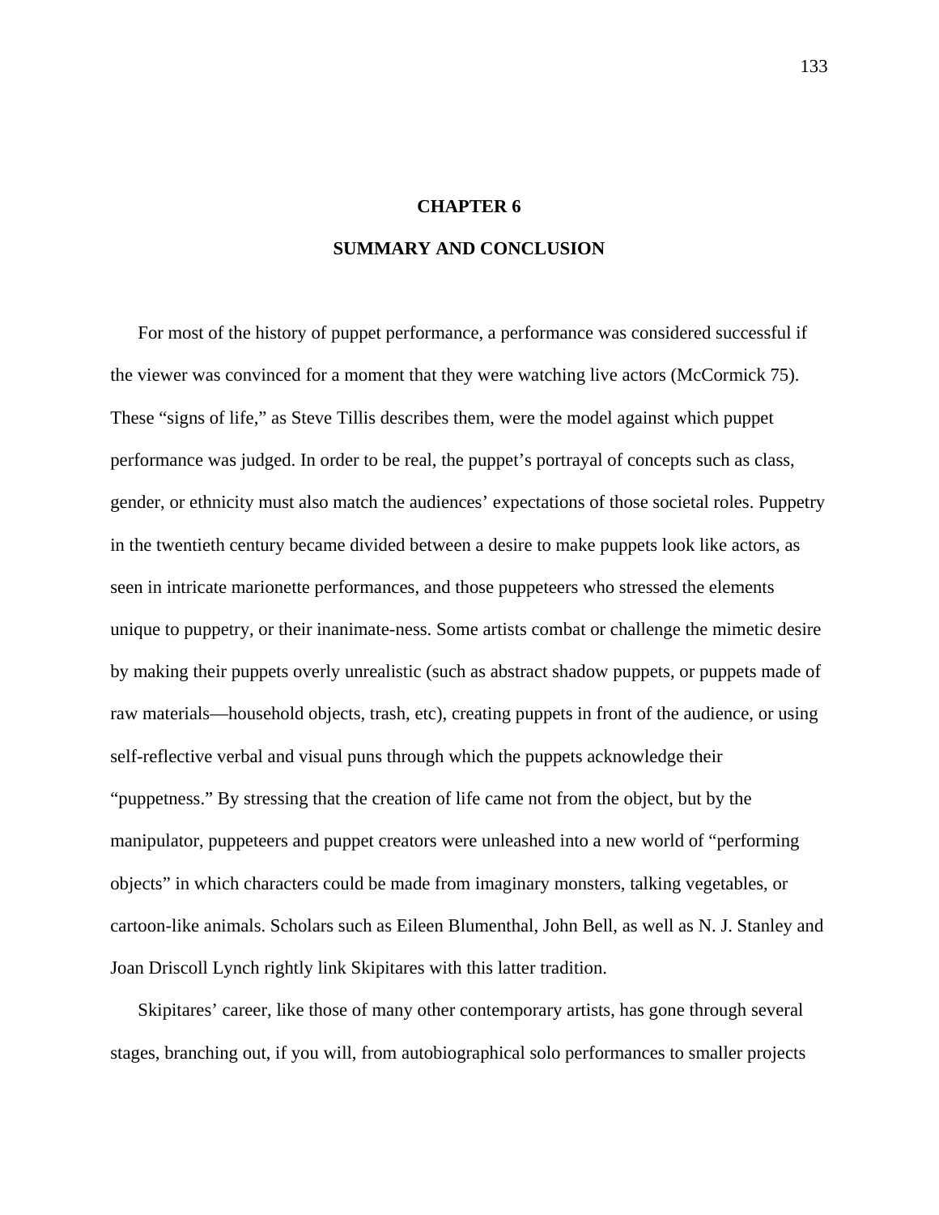# CHAPTER 6

## SUMMARY AND CONCLUSION

For most of the history of puppet performance, a performance was considered successful if the viewer was convinced for a moment that they were watching live actors (McCormick 75). These "signs of life," as Steve Tillis describes them, were the model against which puppet performance was judged. In order to be real, the puppet's portrayal of concepts such as class, gender, or ethnicity must also match the audiences' expectations of those societal roles. Puppetry in the twentieth century became divided between a desire to make puppets look like actors, as seen in intricate marionette performances, and those puppeteers who stressed the elements unique to puppetry, or their inanimate-ness. Some artists combat or challenge the mimetic desire by making their puppets overly unrealistic (such as abstract shadow puppets, or puppets made of raw materials—household objects, trash, etc), creating puppets in front of the audience, or using self-reflective verbal and visual puns through which the puppets acknowledge their "puppetness." By stressing that the creation of life came not from the object, but by the manipulator, puppeteers and puppet creators were unleashed into a new world of "performing objects" in which characters could be made from imaginary monsters, talking vegetables, or cartoon-like animals. Scholars such as Eileen Blumenthal, John Bell, as well as N. J. Stanley and Joan Driscoll Lynch rightly link Skipitares with this latter tradition.

Skipitares' career, like those of many other contemporary artists, has gone through several stages, branching out, if you will, from autobiographical solo performances to smaller projects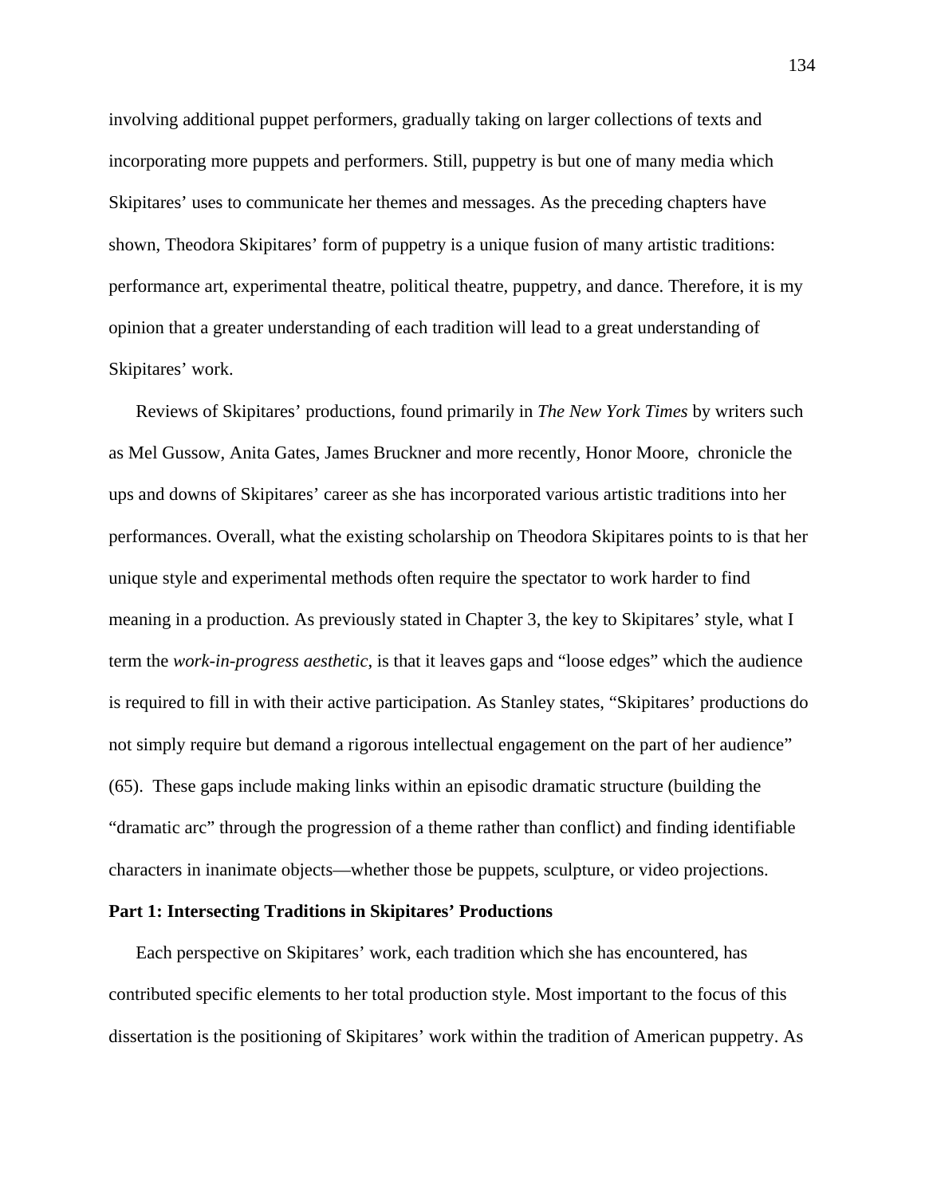involving additional puppet performers, gradually taking on larger collections of texts and incorporating more puppets and performers. Still, puppetry is but one of many media which Skipitares' uses to communicate her themes and messages. As the preceding chapters have shown, Theodora Skipitares' form of puppetry is a unique fusion of many artistic traditions: performance art, experimental theatre, political theatre, puppetry, and dance. Therefore, it is my opinion that a greater understanding of each tradition will lead to a great understanding of Skipitares' work.

Reviews of Skipitares' productions, found primarily in *The New York Times* by writers such as Mel Gussow, Anita Gates, James Bruckner and more recently, Honor Moore, chronicle the ups and downs of Skipitares' career as she has incorporated various artistic traditions into her performances. Overall, what the existing scholarship on Theodora Skipitares points to is that her unique style and experimental methods often require the spectator to work harder to find meaning in a production. As previously stated in Chapter 3, the key to Skipitares' style, what I term the *work-in-progress aesthetic*, is that it leaves gaps and "loose edges" which the audience is required to fill in with their active participation. As Stanley states, "Skipitares' productions do not simply require but demand a rigorous intellectual engagement on the part of her audience" (65). These gaps include making links within an episodic dramatic structure (building the "dramatic arc" through the progression of a theme rather than conflict) and finding identifiable characters in inanimate objects—whether those be puppets, sculpture, or video projections.

**Part 1: Intersecting Traditions in Skipitares' Productions**

Each perspective on Skipitares' work, each tradition which she has encountered, has contributed specific elements to her total production style. Most important to the focus of this dissertation is the positioning of Skipitares' work within the tradition of American puppetry. As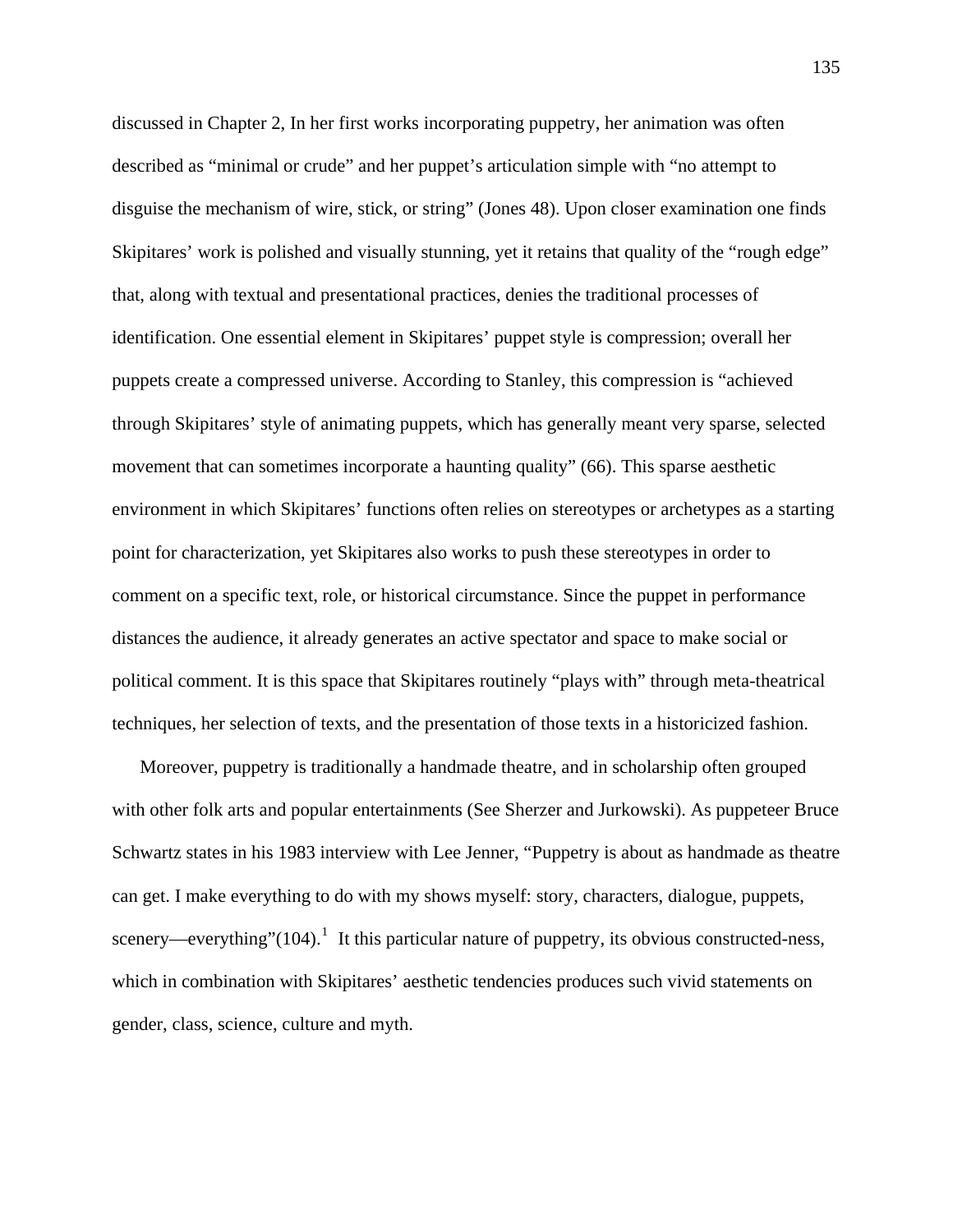discussed in Chapter 2, In her first works incorporating puppetry, her animation was often described as "minimal or crude" and her puppet's articulation simple with "no attempt to disguise the mechanism of wire, stick, or string" (Jones 48). Upon closer examination one finds Skipitares' work is polished and visually stunning, yet it retains that quality of the "rough edge" that, along with textual and presentational practices, denies the traditional processes of identification. One essential element in Skipitares' puppet style is compression; overall her puppets create a compressed universe. According to Stanley, this compression is "achieved through Skipitares' style of animating puppets, which has generally meant very sparse, selected movement that can sometimes incorporate a haunting quality" (66). This sparse aesthetic environment in which Skipitares' functions often relies on stereotypes or archetypes as a starting point for characterization, yet Skipitares also works to push these stereotypes in order to comment on a specific text, role, or historical circumstance. Since the puppet in performance distances the audience, it already generates an active spectator and space to make social or political comment. It is this space that Skipitares routinely "plays with" through meta-theatrical techniques, her selection of texts, and the presentation of those texts in a historicized fashion.

Moreover, puppetry is traditionally a handmade theatre, and in scholarship often grouped with other folk arts and popular entertainments (See Sherzer and Jurkowski). As puppeteer Bruce Schwartz states in his 1983 interview with Lee Jenner, "Puppetry is about as handmade as theatre can get. I make everything to do with my shows myself: story, characters, dialogue, puppets, scenery—everything"(104).[1] It this particular nature of puppetry, its obvious constructed-ness, which in combination with Skipitares' aesthetic tendencies produces such vivid statements on gender, class, science, culture and myth.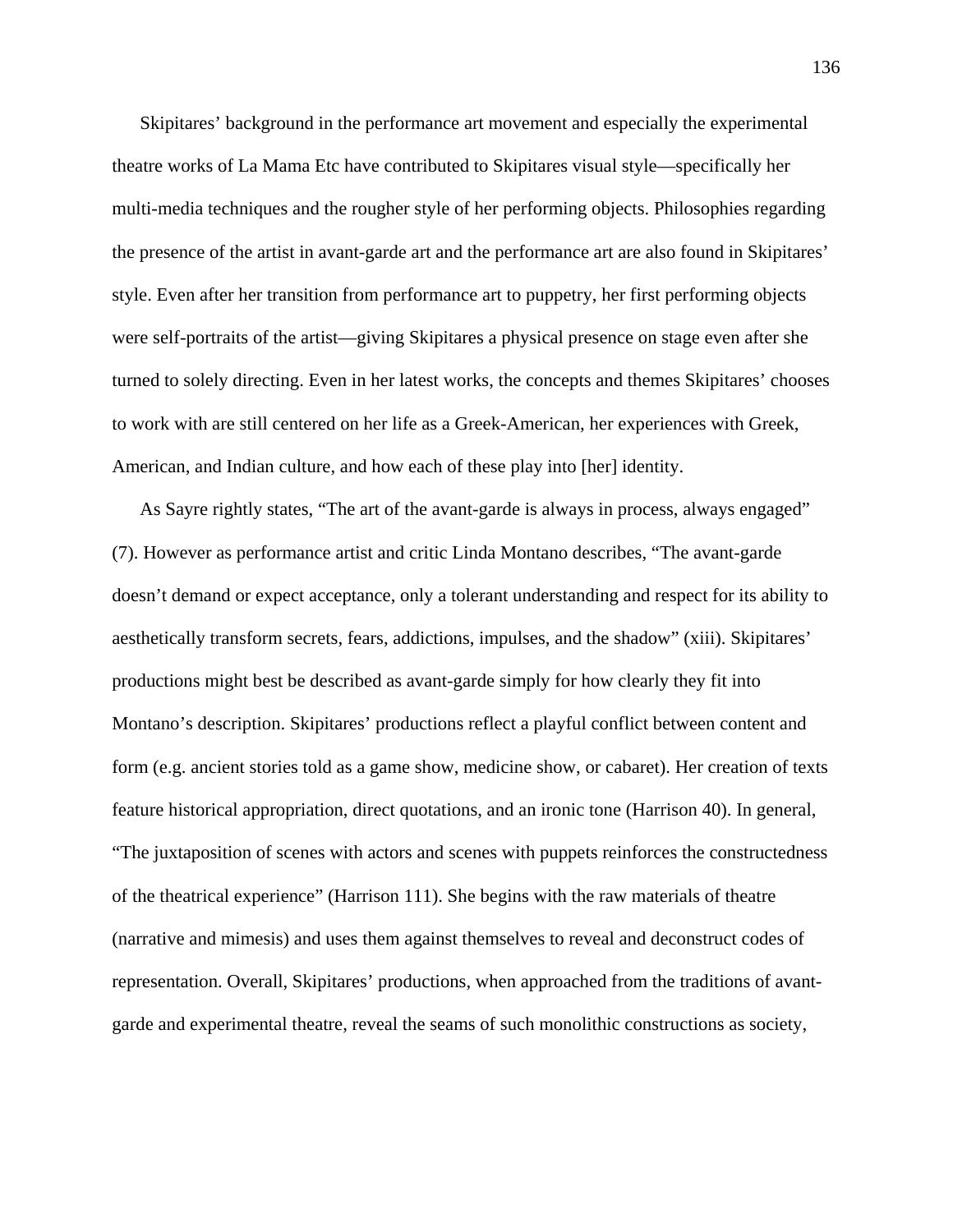Skipitares' background in the performance art movement and especially the experimental theatre works of La Mama Etc have contributed to Skipitares visual style—specifically her multi-media techniques and the rougher style of her performing objects. Philosophies regarding the presence of the artist in avant-garde art and the performance art are also found in Skipitares' style. Even after her transition from performance art to puppetry, her first performing objects were self-portraits of the artist—giving Skipitares a physical presence on stage even after she turned to solely directing. Even in her latest works, the concepts and themes Skipitares' chooses to work with are still centered on her life as a Greek-American, her experiences with Greek, American, and Indian culture, and how each of these play into [her] identity.

As Sayre rightly states, "The art of the avant-garde is always in process, always engaged" (7). However as performance artist and critic Linda Montano describes, "The avant-garde doesn't demand or expect acceptance, only a tolerant understanding and respect for its ability to aesthetically transform secrets, fears, addictions, impulses, and the shadow" (xiii). Skipitares' productions might best be described as avant-garde simply for how clearly they fit into Montano's description. Skipitares' productions reflect a playful conflict between content and form (e.g. ancient stories told as a game show, medicine show, or cabaret). Her creation of texts feature historical appropriation, direct quotations, and an ironic tone (Harrison 40). In general, "The juxtaposition of scenes with actors and scenes with puppets reinforces the constructedness of the theatrical experience" (Harrison 111). She begins with the raw materials of theatre (narrative and mimesis) and uses them against themselves to reveal and deconstruct codes of representation. Overall, Skipitares' productions, when approached from the traditions of avant-garde and experimental theatre, reveal the seams of such monolithic constructions as society,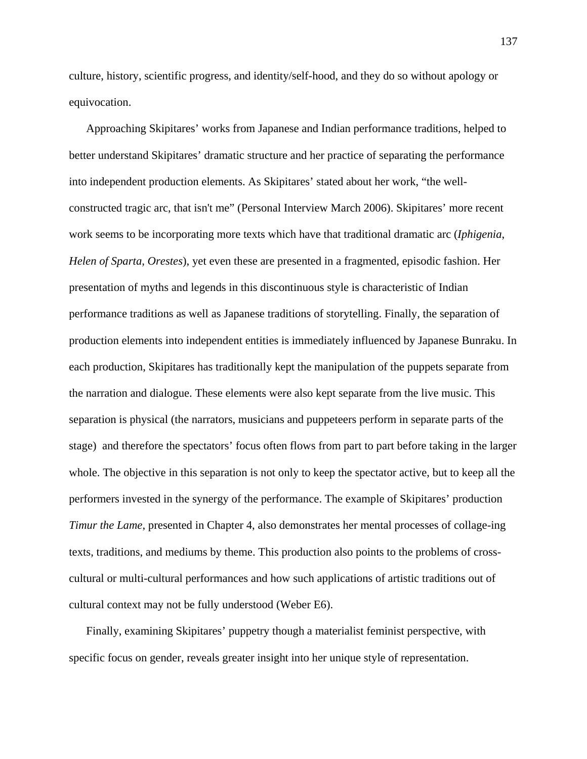culture, history, scientific progress, and identity/self-hood, and they do so without apology or equivocation.

Approaching Skipitares' works from Japanese and Indian performance traditions, helped to better understand Skipitares' dramatic structure and her practice of separating the performance into independent production elements. As Skipitares' stated about her work, "the well-constructed tragic arc, that isn't me" (Personal Interview March 2006). Skipitares' more recent work seems to be incorporating more texts which have that traditional dramatic arc (*Iphigenia*, *Helen of Sparta*, *Orestes*), yet even these are presented in a fragmented, episodic fashion. Her presentation of myths and legends in this discontinuous style is characteristic of Indian performance traditions as well as Japanese traditions of storytelling. Finally, the separation of production elements into independent entities is immediately influenced by Japanese Bunraku. In each production, Skipitares has traditionally kept the manipulation of the puppets separate from the narration and dialogue. These elements were also kept separate from the live music. This separation is physical (the narrators, musicians and puppeteers perform in separate parts of the stage)  and therefore the spectators' focus often flows from part to part before taking in the larger whole. The objective in this separation is not only to keep the spectator active, but to keep all the performers invested in the synergy of the performance. The example of Skipitares' production *Timur the Lame*, presented in Chapter 4, also demonstrates her mental processes of collage-ing texts, traditions, and mediums by theme. This production also points to the problems of cross-cultural or multi-cultural performances and how such applications of artistic traditions out of cultural context may not be fully understood (Weber E6).

Finally, examining Skipitares' puppetry though a materialist feminist perspective, with specific focus on gender, reveals greater insight into her unique style of representation.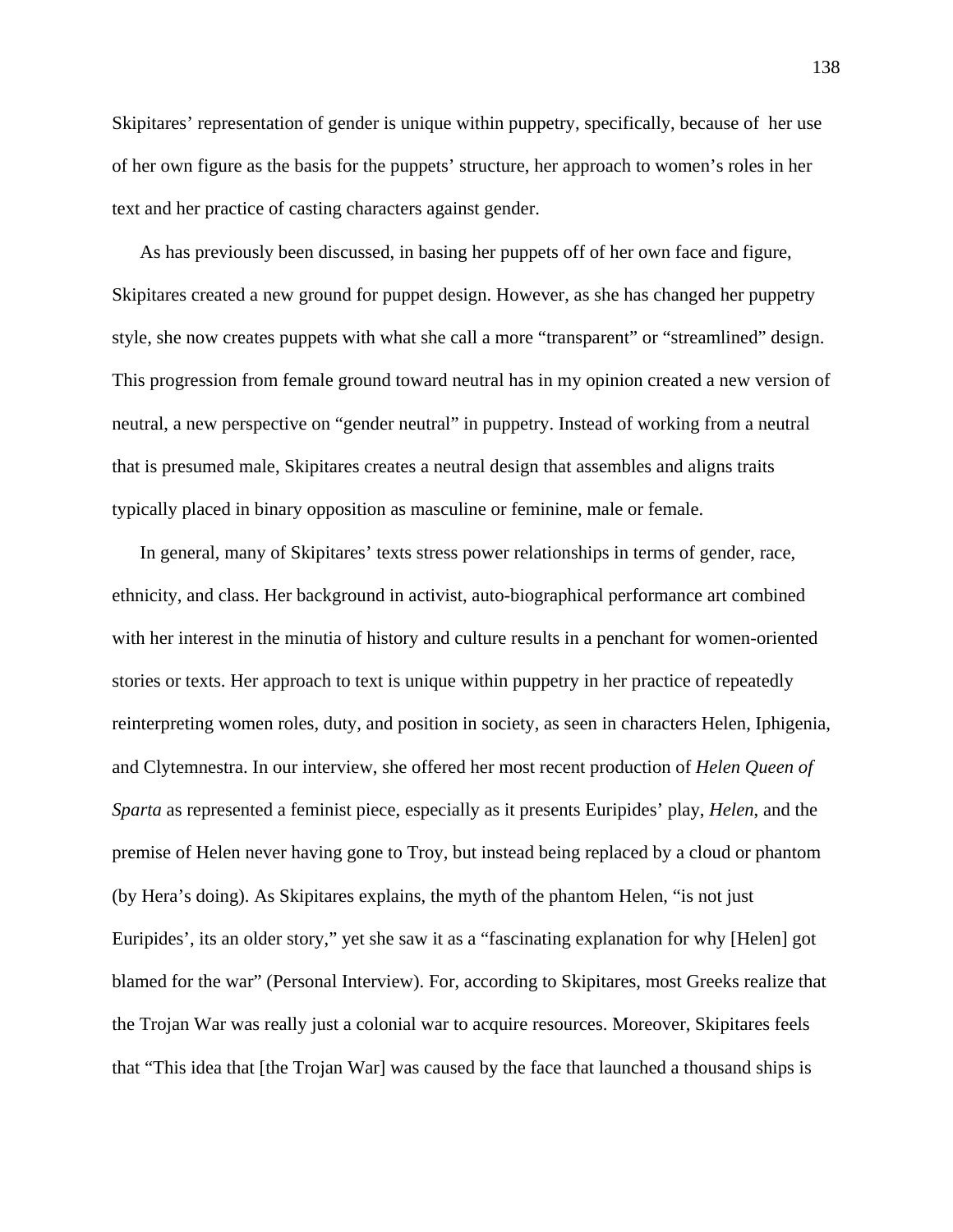Skipitares' representation of gender is unique within puppetry, specifically, because of her use of her own figure as the basis for the puppets' structure, her approach to women's roles in her text and her practice of casting characters against gender.

As has previously been discussed, in basing her puppets off of her own face and figure, Skipitares created a new ground for puppet design. However, as she has changed her puppetry style, she now creates puppets with what she call a more "transparent" or "streamlined" design. This progression from female ground toward neutral has in my opinion created a new version of neutral, a new perspective on "gender neutral" in puppetry. Instead of working from a neutral that is presumed male, Skipitares creates a neutral design that assembles and aligns traits typically placed in binary opposition as masculine or feminine, male or female.

In general, many of Skipitares' texts stress power relationships in terms of gender, race, ethnicity, and class. Her background in activist, auto-biographical performance art combined with her interest in the minutia of history and culture results in a penchant for women-oriented stories or texts. Her approach to text is unique within puppetry in her practice of repeatedly reinterpreting women roles, duty, and position in society, as seen in characters Helen, Iphigenia, and Clytemnestra. In our interview, she offered her most recent production of *Helen Queen of Sparta* as represented a feminist piece, especially as it presents Euripides' play, *Helen*, and the premise of Helen never having gone to Troy, but instead being replaced by a cloud or phantom (by Hera's doing). As Skipitares explains, the myth of the phantom Helen, "is not just Euripides', its an older story," yet she saw it as a "fascinating explanation for why [Helen] got blamed for the war" (Personal Interview). For, according to Skipitares, most Greeks realize that the Trojan War was really just a colonial war to acquire resources. Moreover, Skipitares feels that "This idea that [the Trojan War] was caused by the face that launched a thousand ships is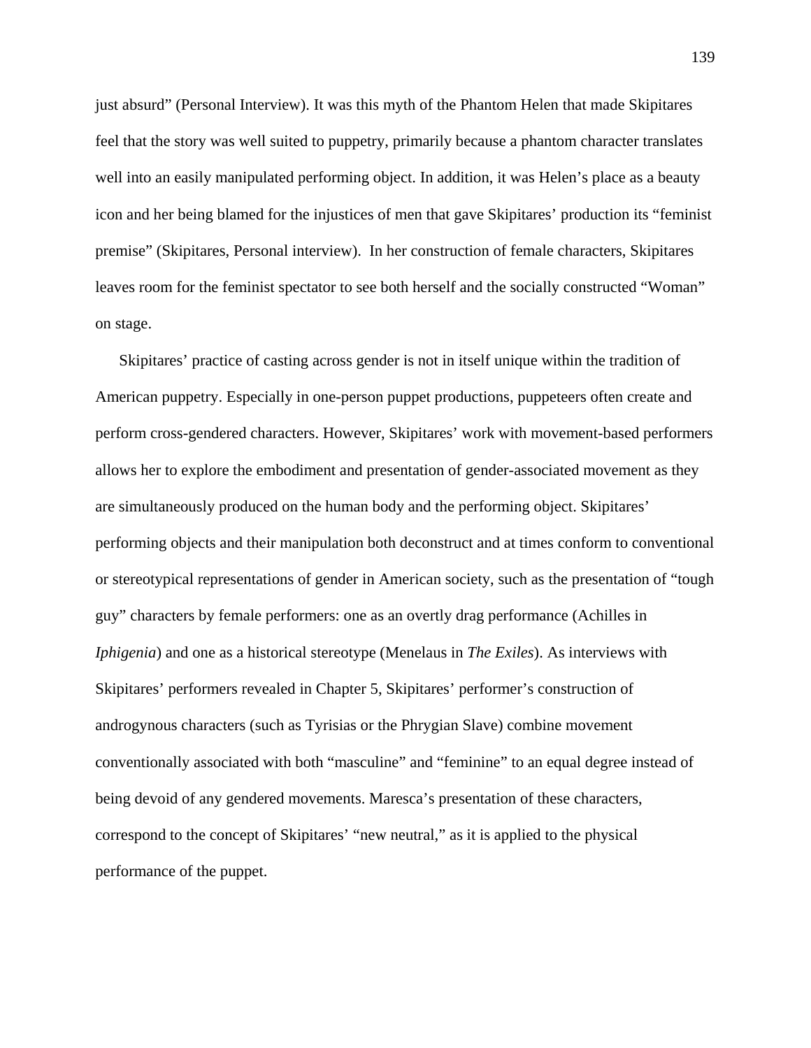just absurd" (Personal Interview). It was this myth of the Phantom Helen that made Skipitares feel that the story was well suited to puppetry, primarily because a phantom character translates well into an easily manipulated performing object. In addition, it was Helen's place as a beauty icon and her being blamed for the injustices of men that gave Skipitares' production its "feminist premise" (Skipitares, Personal interview). In her construction of female characters, Skipitares leaves room for the feminist spectator to see both herself and the socially constructed "Woman" on stage.

Skipitares' practice of casting across gender is not in itself unique within the tradition of American puppetry. Especially in one-person puppet productions, puppeteers often create and perform cross-gendered characters. However, Skipitares' work with movement-based performers allows her to explore the embodiment and presentation of gender-associated movement as they are simultaneously produced on the human body and the performing object. Skipitares' performing objects and their manipulation both deconstruct and at times conform to conventional or stereotypical representations of gender in American society, such as the presentation of "tough guy" characters by female performers: one as an overtly drag performance (Achilles in *Iphigenia*) and one as a historical stereotype (Menelaus in *The Exiles*). As interviews with Skipitares' performers revealed in Chapter 5, Skipitares' performer's construction of androgynous characters (such as Tyrisias or the Phrygian Slave) combine movement conventionally associated with both "masculine" and "feminine" to an equal degree instead of being devoid of any gendered movements. Maresca's presentation of these characters, correspond to the concept of Skipitares' "new neutral," as it is applied to the physical performance of the puppet.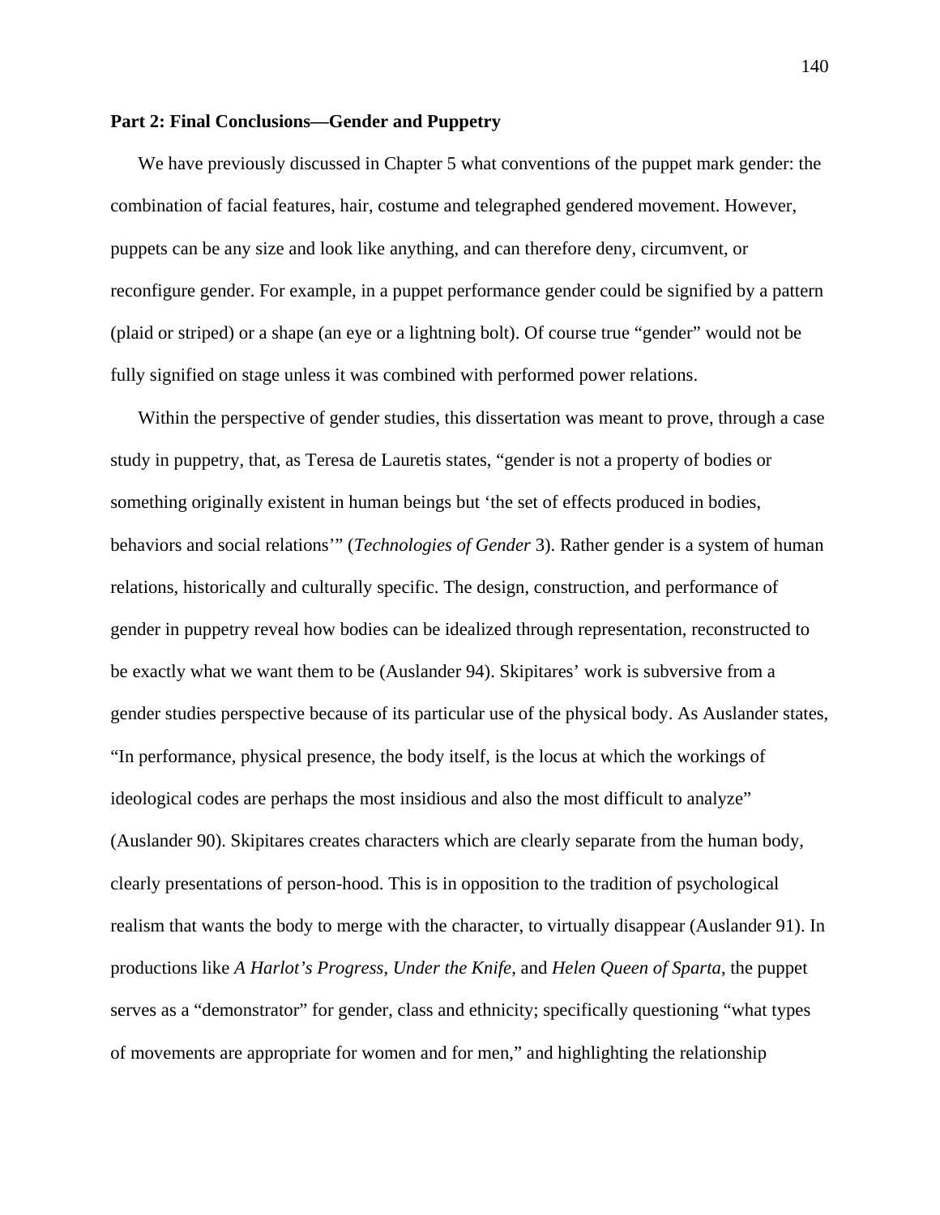**Part 2: Final Conclusions—Gender and Puppetry**

We have previously discussed in Chapter 5 what conventions of the puppet mark gender: the combination of facial features, hair, costume and telegraphed gendered movement. However, puppets can be any size and look like anything, and can therefore deny, circumvent, or reconfigure gender. For example, in a puppet performance gender could be signified by a pattern (plaid or striped) or a shape (an eye or a lightning bolt). Of course true "gender" would not be fully signified on stage unless it was combined with performed power relations.

Within the perspective of gender studies, this dissertation was meant to prove, through a case study in puppetry, that, as Teresa de Lauretis states, "gender is not a property of bodies or something originally existent in human beings but 'the set of effects produced in bodies, behaviors and social relations'" (*Technologies of Gender* 3). Rather gender is a system of human relations, historically and culturally specific. The design, construction, and performance of gender in puppetry reveal how bodies can be idealized through representation, reconstructed to be exactly what we want them to be (Auslander 94). Skipitares' work is subversive from a gender studies perspective because of its particular use of the physical body. As Auslander states, "In performance, physical presence, the body itself, is the locus at which the workings of ideological codes are perhaps the most insidious and also the most difficult to analyze" (Auslander 90). Skipitares creates characters which are clearly separate from the human body, clearly presentations of person-hood. This is in opposition to the tradition of psychological realism that wants the body to merge with the character, to virtually disappear (Auslander 91). In productions like *A Harlot's Progress*, *Under the Knife*, and *Helen Queen of Sparta*, the puppet serves as a "demonstrator" for gender, class and ethnicity; specifically questioning "what types of movements are appropriate for women and for men," and highlighting the relationship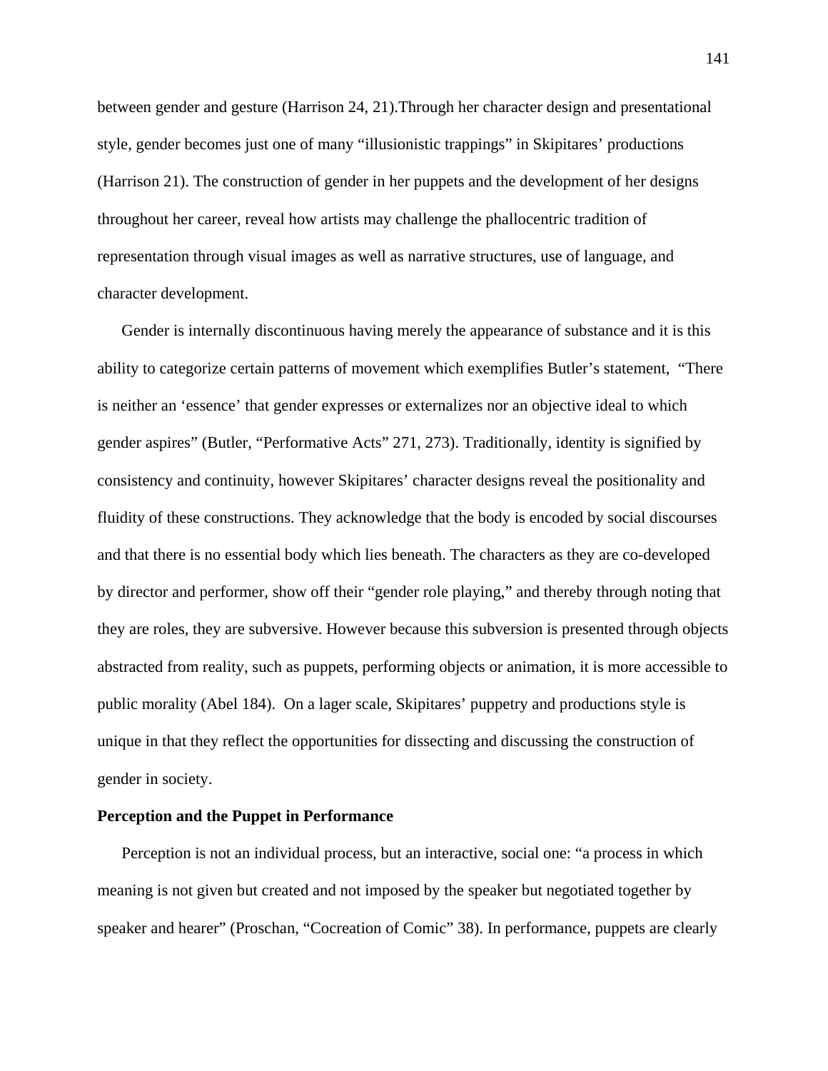between gender and gesture (Harrison 24, 21).Through her character design and presentational style, gender becomes just one of many "illusionistic trappings" in Skipitares' productions (Harrison 21). The construction of gender in her puppets and the development of her designs throughout her career, reveal how artists may challenge the phallocentric tradition of representation through visual images as well as narrative structures, use of language, and character development.

Gender is internally discontinuous having merely the appearance of substance and it is this ability to categorize certain patterns of movement which exemplifies Butler's statement, "There is neither an 'essence' that gender expresses or externalizes nor an objective ideal to which gender aspires" (Butler, "Performative Acts" 271, 273). Traditionally, identity is signified by consistency and continuity, however Skipitares' character designs reveal the positionality and fluidity of these constructions. They acknowledge that the body is encoded by social discourses and that there is no essential body which lies beneath. The characters as they are co-developed by director and performer, show off their "gender role playing," and thereby through noting that they are roles, they are subversive. However because this subversion is presented through objects abstracted from reality, such as puppets, performing objects or animation, it is more accessible to public morality (Abel 184). On a lager scale, Skipitares' puppetry and productions style is unique in that they reflect the opportunities for dissecting and discussing the construction of gender in society.

**Perception and the Puppet in Performance**

Perception is not an individual process, but an interactive, social one: "a process in which meaning is not given but created and not imposed by the speaker but negotiated together by speaker and hearer" (Proschan, "Cocreation of Comic" 38). In performance, puppets are clearly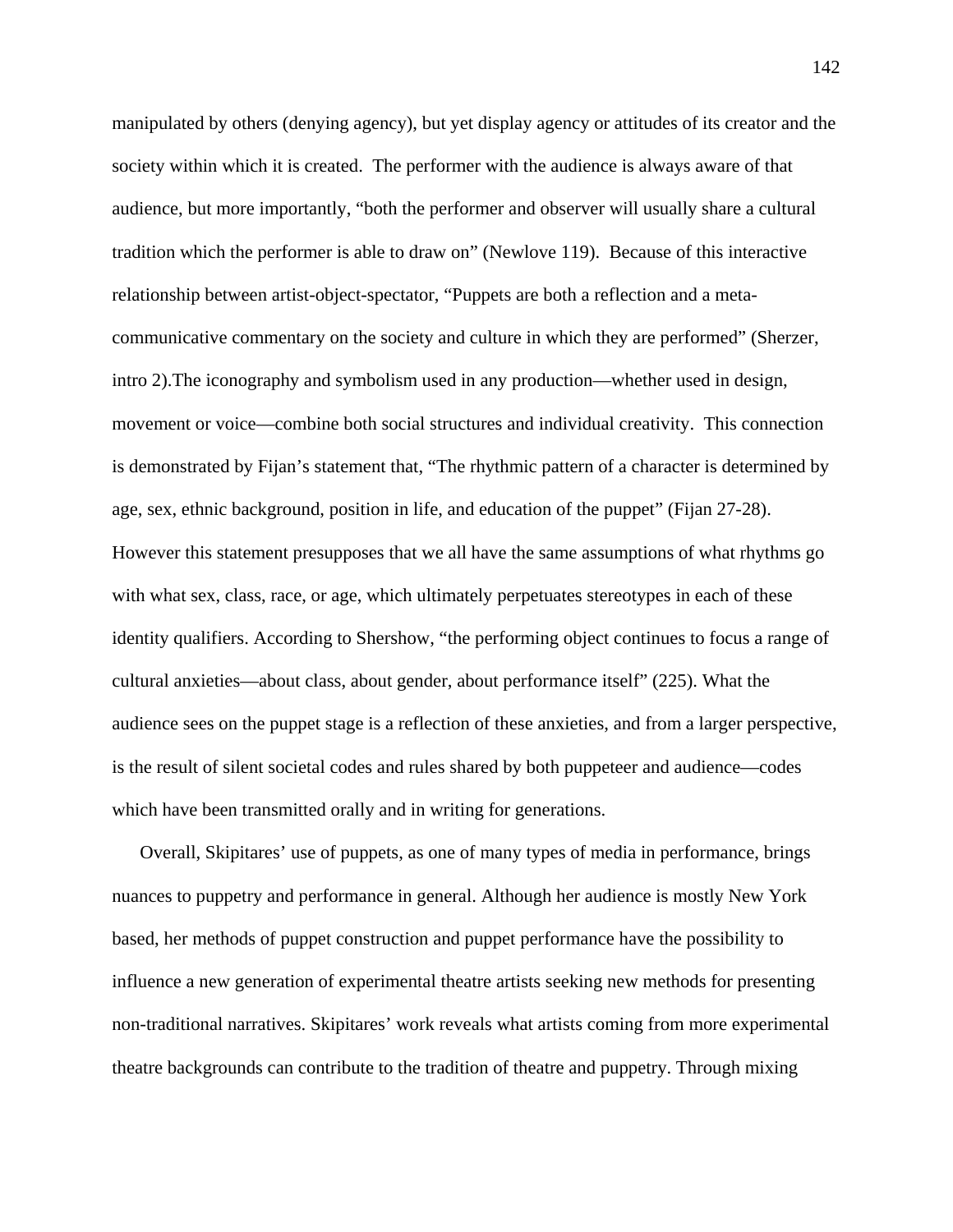manipulated by others (denying agency), but yet display agency or attitudes of its creator and the society within which it is created. The performer with the audience is always aware of that audience, but more importantly, "both the performer and observer will usually share a cultural tradition which the performer is able to draw on" (Newlove 119). Because of this interactive relationship between artist-object-spectator, "Puppets are both a reflection and a meta-communicative commentary on the society and culture in which they are performed" (Sherzer, intro 2).The iconography and symbolism used in any production—whether used in design, movement or voice—combine both social structures and individual creativity. This connection is demonstrated by Fijan's statement that, "The rhythmic pattern of a character is determined by age, sex, ethnic background, position in life, and education of the puppet" (Fijan 27-28). However this statement presupposes that we all have the same assumptions of what rhythms go with what sex, class, race, or age, which ultimately perpetuates stereotypes in each of these identity qualifiers. According to Shershow, "the performing object continues to focus a range of cultural anxieties—about class, about gender, about performance itself" (225). What the audience sees on the puppet stage is a reflection of these anxieties, and from a larger perspective, is the result of silent societal codes and rules shared by both puppeteer and audience—codes which have been transmitted orally and in writing for generations.

Overall, Skipitares' use of puppets, as one of many types of media in performance, brings nuances to puppetry and performance in general. Although her audience is mostly New York based, her methods of puppet construction and puppet performance have the possibility to influence a new generation of experimental theatre artists seeking new methods for presenting non-traditional narratives. Skipitares' work reveals what artists coming from more experimental theatre backgrounds can contribute to the tradition of theatre and puppetry. Through mixing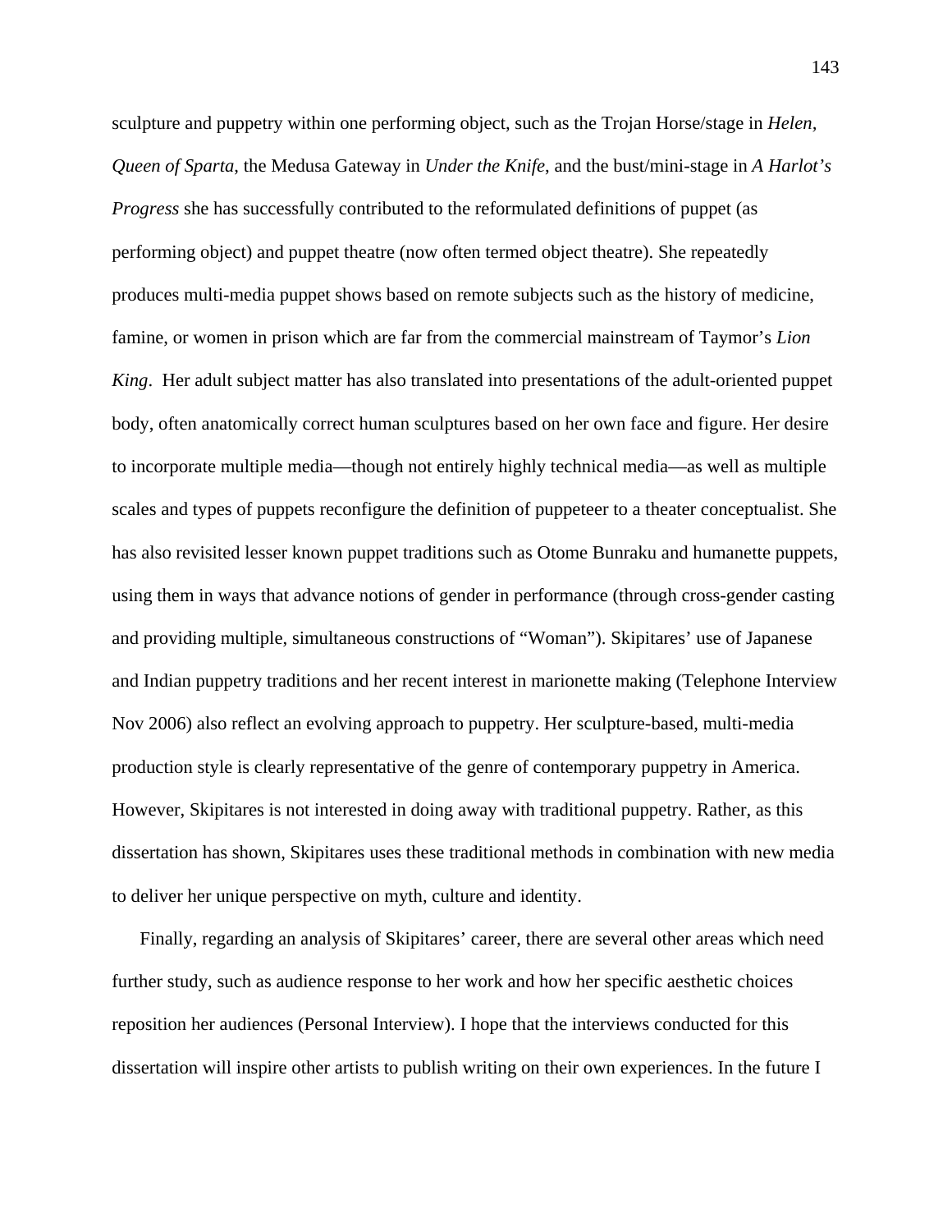sculpture and puppetry within one performing object, such as the Trojan Horse/stage in *Helen, Queen of Sparta*, the Medusa Gateway in *Under the Knife*, and the bust/mini-stage in *A Harlot's Progress* she has successfully contributed to the reformulated definitions of puppet (as performing object) and puppet theatre (now often termed object theatre). She repeatedly produces multi-media puppet shows based on remote subjects such as the history of medicine, famine, or women in prison which are far from the commercial mainstream of Taymor's *Lion King*. Her adult subject matter has also translated into presentations of the adult-oriented puppet body, often anatomically correct human sculptures based on her own face and figure. Her desire to incorporate multiple media—though not entirely highly technical media—as well as multiple scales and types of puppets reconfigure the definition of puppeteer to a theater conceptualist. She has also revisited lesser known puppet traditions such as Otome Bunraku and humanette puppets, using them in ways that advance notions of gender in performance (through cross-gender casting and providing multiple, simultaneous constructions of "Woman"). Skipitares' use of Japanese and Indian puppetry traditions and her recent interest in marionette making (Telephone Interview Nov 2006) also reflect an evolving approach to puppetry. Her sculpture-based, multi-media production style is clearly representative of the genre of contemporary puppetry in America. However, Skipitares is not interested in doing away with traditional puppetry. Rather, as this dissertation has shown, Skipitares uses these traditional methods in combination with new media to deliver her unique perspective on myth, culture and identity.

Finally, regarding an analysis of Skipitares' career, there are several other areas which need further study, such as audience response to her work and how her specific aesthetic choices reposition her audiences (Personal Interview). I hope that the interviews conducted for this dissertation will inspire other artists to publish writing on their own experiences. In the future I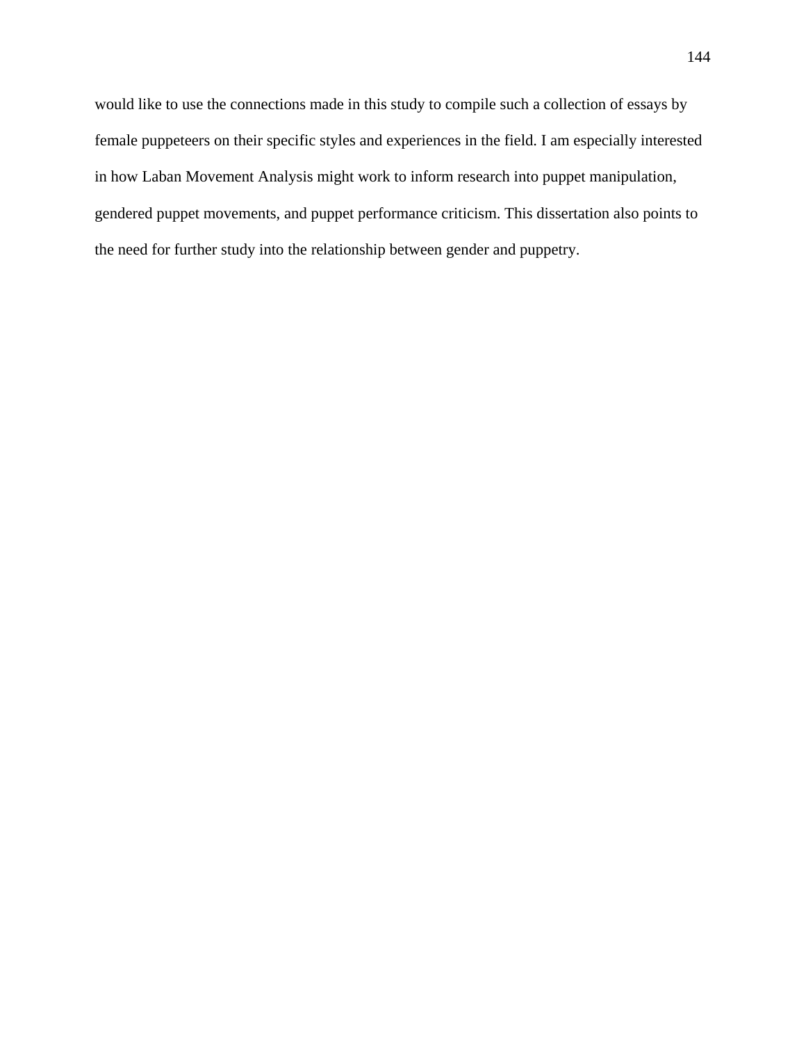would like to use the connections made in this study to compile such a collection of essays by female puppeteers on their specific styles and experiences in the field. I am especially interested in how Laban Movement Analysis might work to inform research into puppet manipulation, gendered puppet movements, and puppet performance criticism. This dissertation also points to the need for further study into the relationship between gender and puppetry.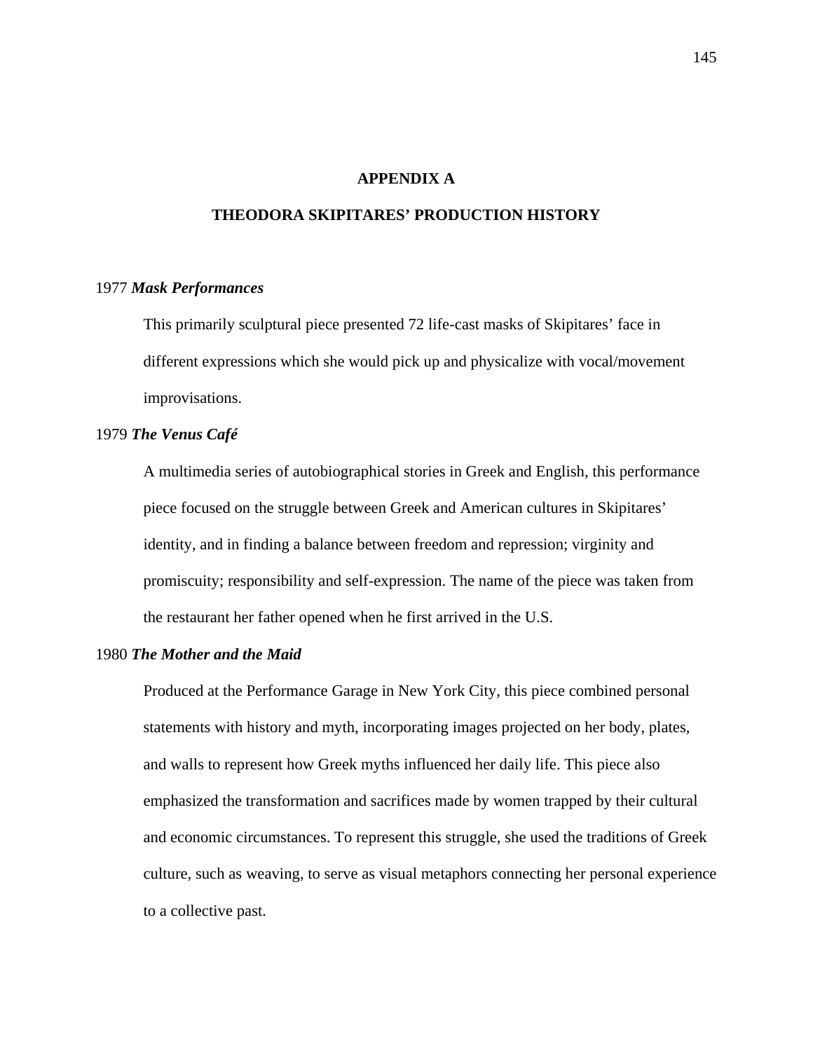# APPENDIX A

## THEODORA SKIPITARES' PRODUCTION HISTORY

1977 ***Mask Performances***

This primarily sculptural piece presented 72 life-cast masks of Skipitares' face in different expressions which she would pick up and physicalize with vocal/movement improvisations.

1979 ***The Venus Café***

A multimedia series of autobiographical stories in Greek and English, this performance piece focused on the struggle between Greek and American cultures in Skipitares' identity, and in finding a balance between freedom and repression; virginity and promiscuity; responsibility and self-expression. The name of the piece was taken from the restaurant her father opened when he first arrived in the U.S.

1980 ***The Mother and the Maid***

Produced at the Performance Garage in New York City, this piece combined personal statements with history and myth, incorporating images projected on her body, plates, and walls to represent how Greek myths influenced her daily life. This piece also emphasized the transformation and sacrifices made by women trapped by their cultural and economic circumstances. To represent this struggle, she used the traditions of Greek culture, such as weaving, to serve as visual metaphors connecting her personal experience to a collective past.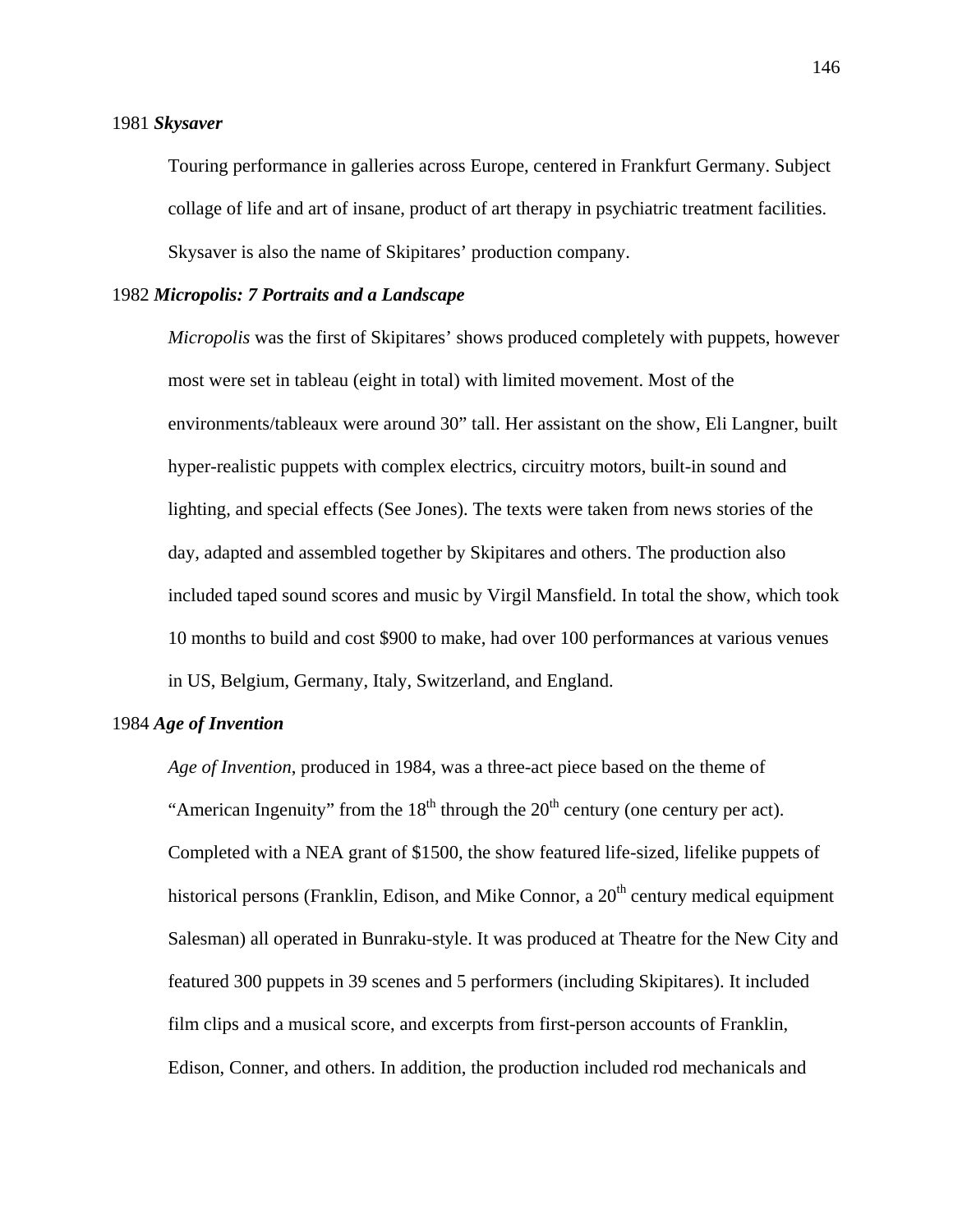1981 ***Skysaver***

Touring performance in galleries across Europe, centered in Frankfurt Germany. Subject collage of life and art of insane, product of art therapy in psychiatric treatment facilities. Skysaver is also the name of Skipitares' production company.

1982 ***Micropolis: 7 Portraits and a Landscape***

*Micropolis* was the first of Skipitares' shows produced completely with puppets, however most were set in tableau (eight in total) with limited movement. Most of the environments/tableaux were around 30" tall. Her assistant on the show, Eli Langner, built hyper-realistic puppets with complex electrics, circuitry motors, built-in sound and lighting, and special effects (See Jones). The texts were taken from news stories of the day, adapted and assembled together by Skipitares and others. The production also included taped sound scores and music by Virgil Mansfield. In total the show, which took 10 months to build and cost $900 to make, had over 100 performances at various venues in US, Belgium, Germany, Italy, Switzerland, and England.

1984 ***Age of Invention***

*Age of Invention*, produced in 1984, was a three-act piece based on the theme of "American Ingenuity" from the 18th through the 20th century (one century per act). Completed with a NEA grant of $1500, the show featured life-sized, lifelike puppets of historical persons (Franklin, Edison, and Mike Connor, a 20th century medical equipment Salesman) all operated in Bunraku-style. It was produced at Theatre for the New City and featured 300 puppets in 39 scenes and 5 performers (including Skipitares). It included film clips and a musical score, and excerpts from first-person accounts of Franklin, Edison, Conner, and others. In addition, the production included rod mechanicals and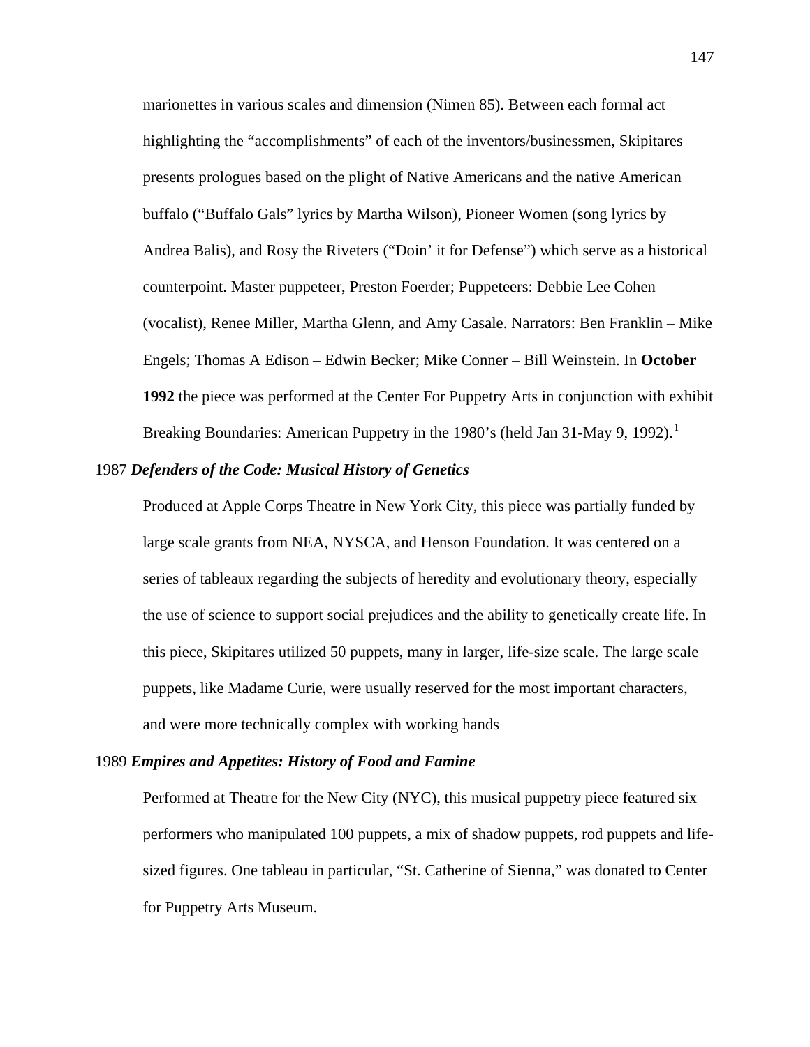marionettes in various scales and dimension (Nimen 85). Between each formal act highlighting the "accomplishments" of each of the inventors/businessmen, Skipitares presents prologues based on the plight of Native Americans and the native American buffalo ("Buffalo Gals" lyrics by Martha Wilson), Pioneer Women (song lyrics by Andrea Balis), and Rosy the Riveters ("Doin' it for Defense") which serve as a historical counterpoint. Master puppeteer, Preston Foerder; Puppeteers: Debbie Lee Cohen (vocalist), Renee Miller, Martha Glenn, and Amy Casale. Narrators: Ben Franklin – Mike Engels; Thomas A Edison – Edwin Becker; Mike Conner – Bill Weinstein. In **October 1992** the piece was performed at the Center For Puppetry Arts in conjunction with exhibit Breaking Boundaries: American Puppetry in the 1980's (held Jan 31-May 9, 1992).[1]

1987 ***Defenders of the Code: Musical History of Genetics***

Produced at Apple Corps Theatre in New York City, this piece was partially funded by large scale grants from NEA, NYSCA, and Henson Foundation. It was centered on a series of tableaux regarding the subjects of heredity and evolutionary theory, especially the use of science to support social prejudices and the ability to genetically create life. In this piece, Skipitares utilized 50 puppets, many in larger, life-size scale. The large scale puppets, like Madame Curie, were usually reserved for the most important characters, and were more technically complex with working hands

1989 ***Empires and Appetites: History of Food and Famine***

Performed at Theatre for the New City (NYC), this musical puppetry piece featured six performers who manipulated 100 puppets, a mix of shadow puppets, rod puppets and life-sized figures. One tableau in particular, "St. Catherine of Sienna," was donated to Center for Puppetry Arts Museum.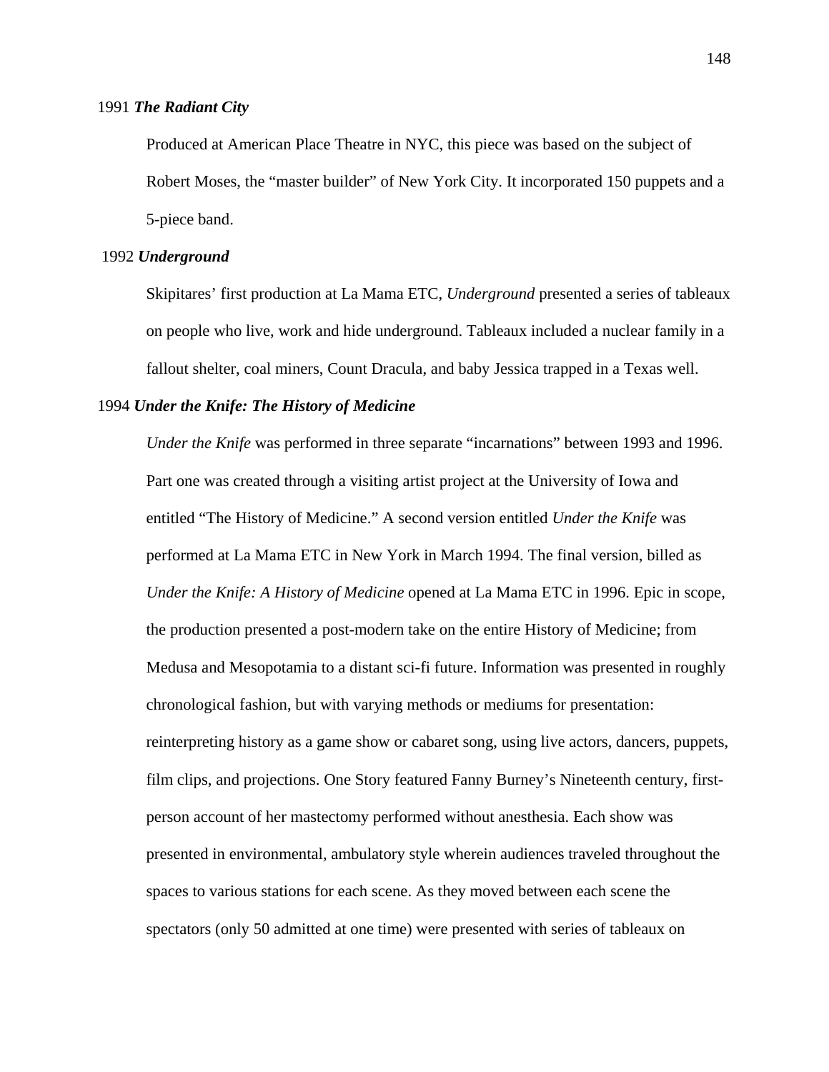1991 ***The Radiant City***

Produced at American Place Theatre in NYC, this piece was based on the subject of Robert Moses, the "master builder" of New York City. It incorporated 150 puppets and a 5-piece band.

1992 ***Underground***

Skipitares' first production at La Mama ETC, *Underground* presented a series of tableaux on people who live, work and hide underground. Tableaux included a nuclear family in a fallout shelter, coal miners, Count Dracula, and baby Jessica trapped in a Texas well.

1994 ***Under the Knife: The History of Medicine***

*Under the Knife* was performed in three separate "incarnations" between 1993 and 1996. Part one was created through a visiting artist project at the University of Iowa and entitled "The History of Medicine." A second version entitled *Under the Knife* was performed at La Mama ETC in New York in March 1994. The final version, billed as *Under the Knife: A History of Medicine* opened at La Mama ETC in 1996. Epic in scope, the production presented a post-modern take on the entire History of Medicine; from Medusa and Mesopotamia to a distant sci-fi future. Information was presented in roughly chronological fashion, but with varying methods or mediums for presentation: reinterpreting history as a game show or cabaret song, using live actors, dancers, puppets, film clips, and projections. One Story featured Fanny Burney's Nineteenth century, first-person account of her mastectomy performed without anesthesia. Each show was presented in environmental, ambulatory style wherein audiences traveled throughout the spaces to various stations for each scene. As they moved between each scene the spectators (only 50 admitted at one time) were presented with series of tableaux on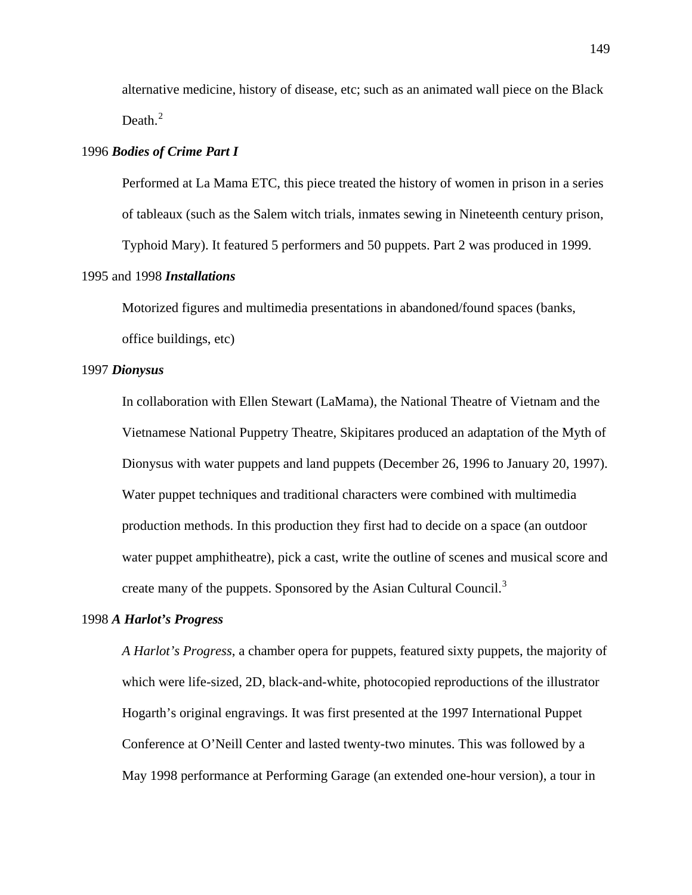alternative medicine, history of disease, etc; such as an animated wall piece on the Black Death.[2]

1996 ***Bodies of Crime Part I***

Performed at La Mama ETC, this piece treated the history of women in prison in a series of tableaux (such as the Salem witch trials, inmates sewing in Nineteenth century prison, Typhoid Mary). It featured 5 performers and 50 puppets. Part 2 was produced in 1999.

1995 and 1998 ***Installations***

Motorized figures and multimedia presentations in abandoned/found spaces (banks, office buildings, etc)

1997 ***Dionysus***

In collaboration with Ellen Stewart (LaMama), the National Theatre of Vietnam and the Vietnamese National Puppetry Theatre, Skipitares produced an adaptation of the Myth of Dionysus with water puppets and land puppets (December 26, 1996 to January 20, 1997). Water puppet techniques and traditional characters were combined with multimedia production methods. In this production they first had to decide on a space (an outdoor water puppet amphitheatre), pick a cast, write the outline of scenes and musical score and create many of the puppets. Sponsored by the Asian Cultural Council.[3]

1998 ***A Harlot's Progress***

*A Harlot's Progress*, a chamber opera for puppets, featured sixty puppets, the majority of which were life-sized, 2D, black-and-white, photocopied reproductions of the illustrator Hogarth's original engravings. It was first presented at the 1997 International Puppet Conference at O'Neill Center and lasted twenty-two minutes. This was followed by a May 1998 performance at Performing Garage (an extended one-hour version), a tour in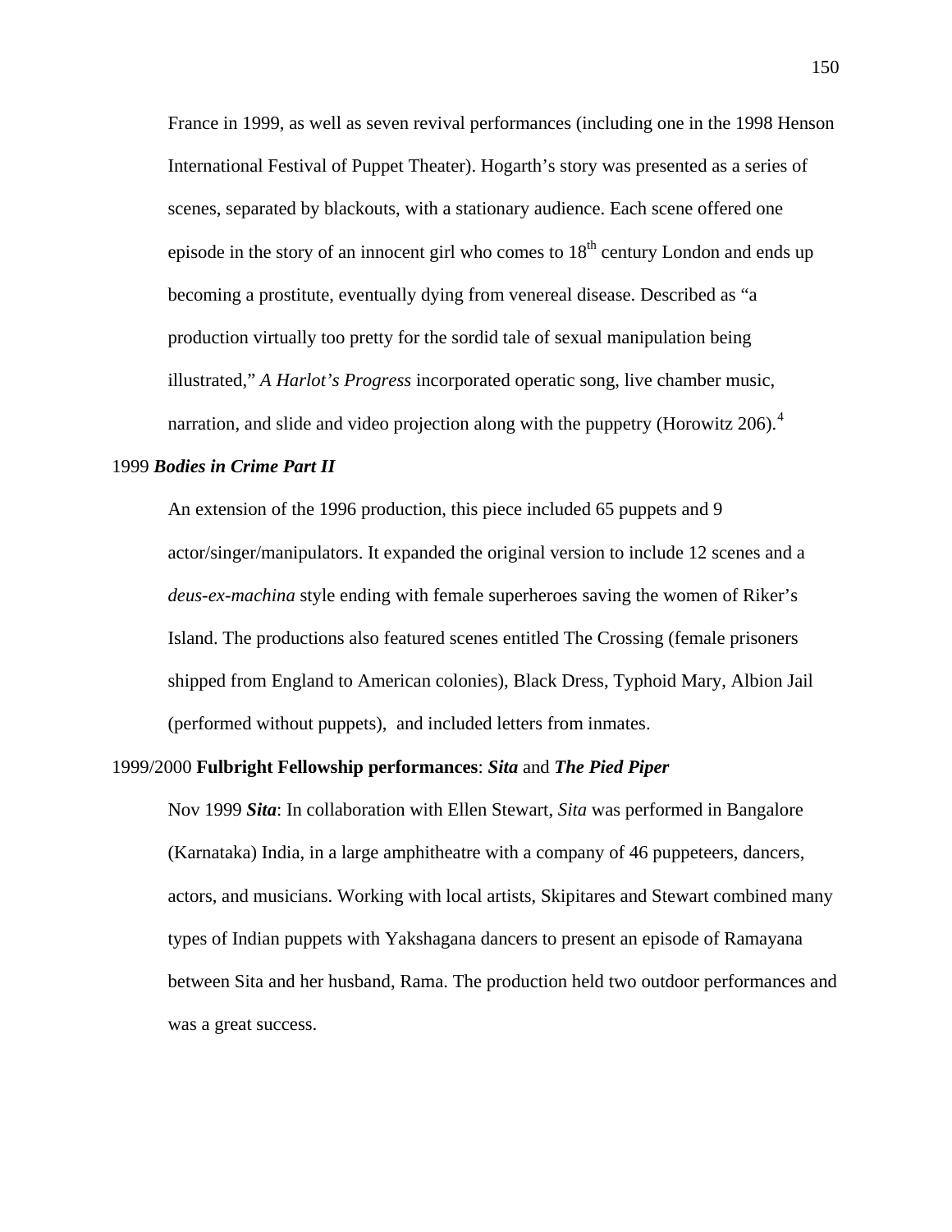France in 1999, as well as seven revival performances (including one in the 1998 Henson International Festival of Puppet Theater). Hogarth's story was presented as a series of scenes, separated by blackouts, with a stationary audience. Each scene offered one episode in the story of an innocent girl who comes to 18th century London and ends up becoming a prostitute, eventually dying from venereal disease. Described as "a production virtually too pretty for the sordid tale of sexual manipulation being illustrated," *A Harlot's Progress* incorporated operatic song, live chamber music, narration, and slide and video projection along with the puppetry (Horowitz 206).[4]

1999 ***Bodies in Crime Part II***

An extension of the 1996 production, this piece included 65 puppets and 9 actor/singer/manipulators. It expanded the original version to include 12 scenes and a *deus-ex-machina* style ending with female superheroes saving the women of Riker's Island. The productions also featured scenes entitled The Crossing (female prisoners shipped from England to American colonies), Black Dress, Typhoid Mary, Albion Jail (performed without puppets), and included letters from inmates.

1999/2000 **Fulbright Fellowship performances**: ***Sita*** and ***The Pied Piper***

Nov 1999 ***Sita***: In collaboration with Ellen Stewart, *Sita* was performed in Bangalore (Karnataka) India, in a large amphitheatre with a company of 46 puppeteers, dancers, actors, and musicians. Working with local artists, Skipitares and Stewart combined many types of Indian puppets with Yakshagana dancers to present an episode of Ramayana between Sita and her husband, Rama. The production held two outdoor performances and was a great success.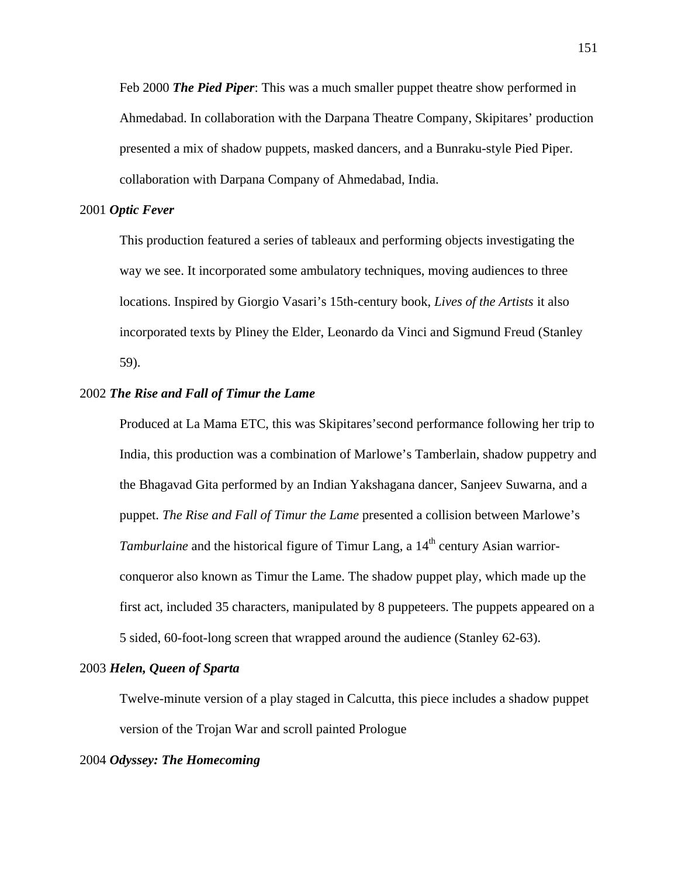Feb 2000 ***The Pied Piper***: This was a much smaller puppet theatre show performed in Ahmedabad. In collaboration with the Darpana Theatre Company, Skipitares' production presented a mix of shadow puppets, masked dancers, and a Bunraku-style Pied Piper. collaboration with Darpana Company of Ahmedabad, India.

2001 ***Optic Fever***

This production featured a series of tableaux and performing objects investigating the way we see. It incorporated some ambulatory techniques, moving audiences to three locations. Inspired by Giorgio Vasari's 15th-century book, *Lives of the Artists* it also incorporated texts by Pliny the Elder, Leonardo da Vinci and Sigmund Freud (Stanley 59).

2002 ***The Rise and Fall of Timur the Lame***

Produced at La Mama ETC, this was Skipitares'second performance following her trip to India, this production was a combination of Marlowe's Tamberlain, shadow puppetry and the Bhagavad Gita performed by an Indian Yakshagana dancer, Sanjeev Suwarna, and a puppet. *The Rise and Fall of Timur the Lame* presented a collision between Marlowe's *Tamburlaine* and the historical figure of Timur Lang, a 14th century Asian warrior-conqueror also known as Timur the Lame. The shadow puppet play, which made up the first act, included 35 characters, manipulated by 8 puppeteers. The puppets appeared on a 5 sided, 60-foot-long screen that wrapped around the audience (Stanley 62-63).

2003 ***Helen, Queen of Sparta***

Twelve-minute version of a play staged in Calcutta, this piece includes a shadow puppet version of the Trojan War and scroll painted Prologue

2004 ***Odyssey: The Homecoming***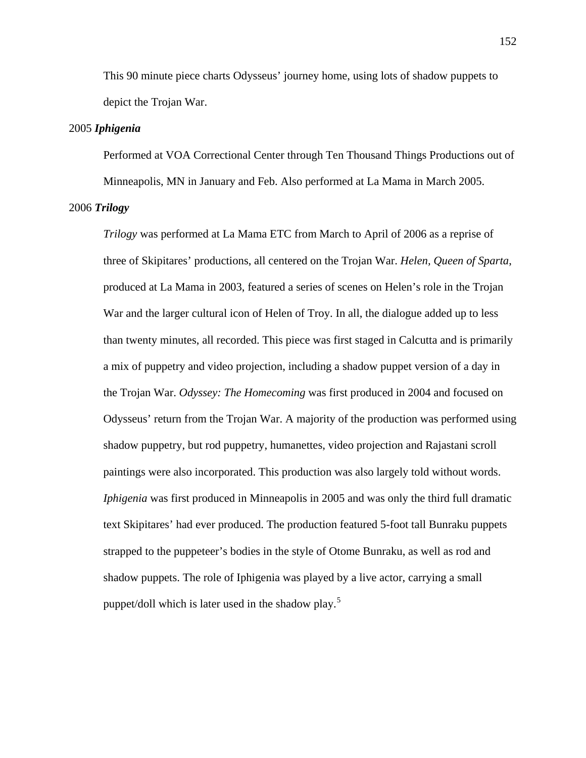This 90 minute piece charts Odysseus' journey home, using lots of shadow puppets to depict the Trojan War.

2005 ***Iphigenia***

Performed at VOA Correctional Center through Ten Thousand Things Productions out of Minneapolis, MN in January and Feb. Also performed at La Mama in March 2005.

2006 ***Trilogy***

*Trilogy* was performed at La Mama ETC from March to April of 2006 as a reprise of three of Skipitares' productions, all centered on the Trojan War. *Helen, Queen of Sparta*, produced at La Mama in 2003, featured a series of scenes on Helen's role in the Trojan War and the larger cultural icon of Helen of Troy. In all, the dialogue added up to less than twenty minutes, all recorded. This piece was first staged in Calcutta and is primarily a mix of puppetry and video projection, including a shadow puppet version of a day in the Trojan War. *Odyssey: The Homecoming* was first produced in 2004 and focused on Odysseus' return from the Trojan War. A majority of the production was performed using shadow puppetry, but rod puppetry, humanettes, video projection and Rajastani scroll paintings were also incorporated. This production was also largely told without words. *Iphigenia* was first produced in Minneapolis in 2005 and was only the third full dramatic text Skipitares' had ever produced. The production featured 5-foot tall Bunraku puppets strapped to the puppeteer's bodies in the style of Otome Bunraku, as well as rod and shadow puppets. The role of Iphigenia was played by a live actor, carrying a small puppet/doll which is later used in the shadow play.[5]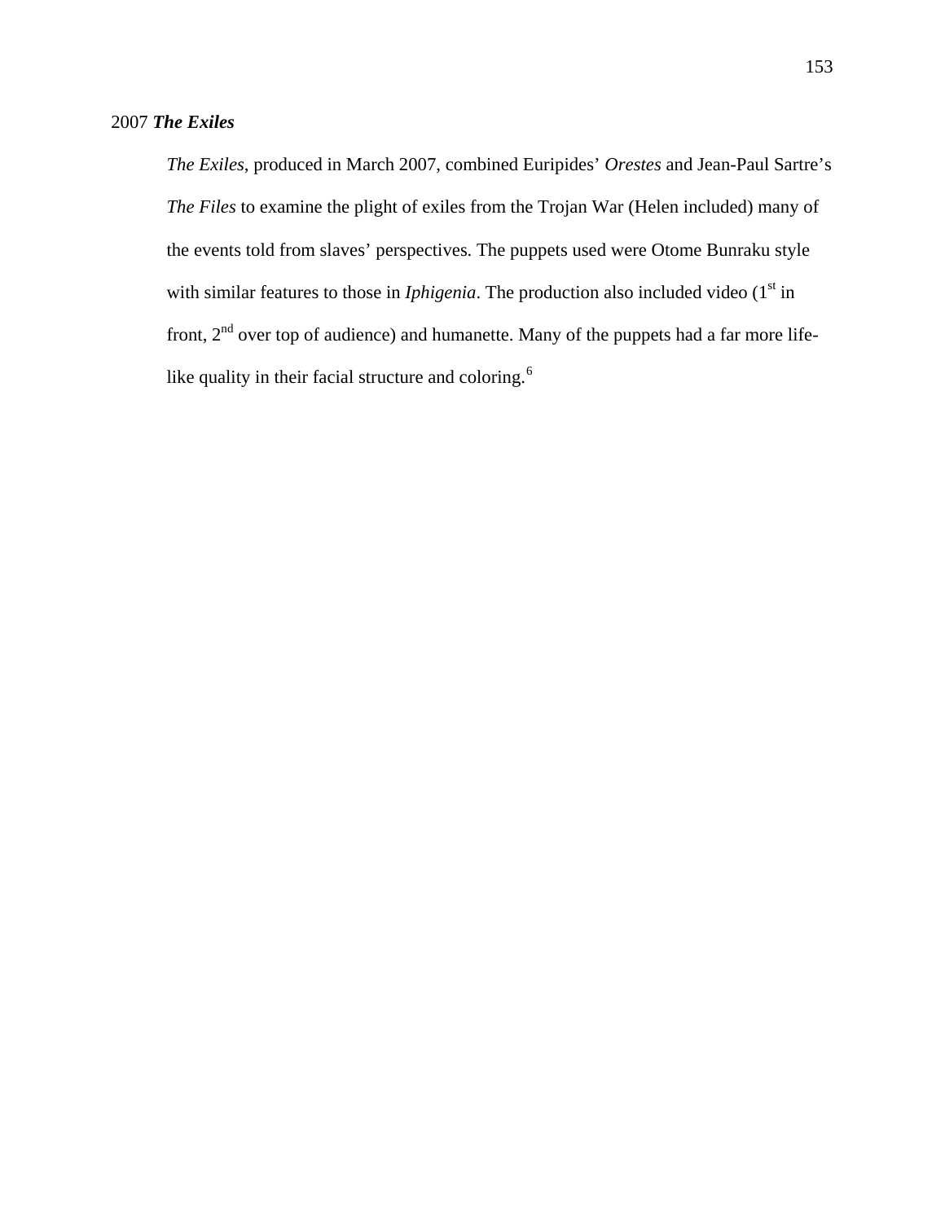2007 ***The Exiles***

*The Exiles*, produced in March 2007, combined Euripides' *Orestes* and Jean-Paul Sartre's *The Files* to examine the plight of exiles from the Trojan War (Helen included) many of the events told from slaves' perspectives. The puppets used were Otome Bunraku style with similar features to those in *Iphigenia*. The production also included video (1st in front, 2nd over top of audience) and humanette. Many of the puppets had a far more life-like quality in their facial structure and coloring.[6]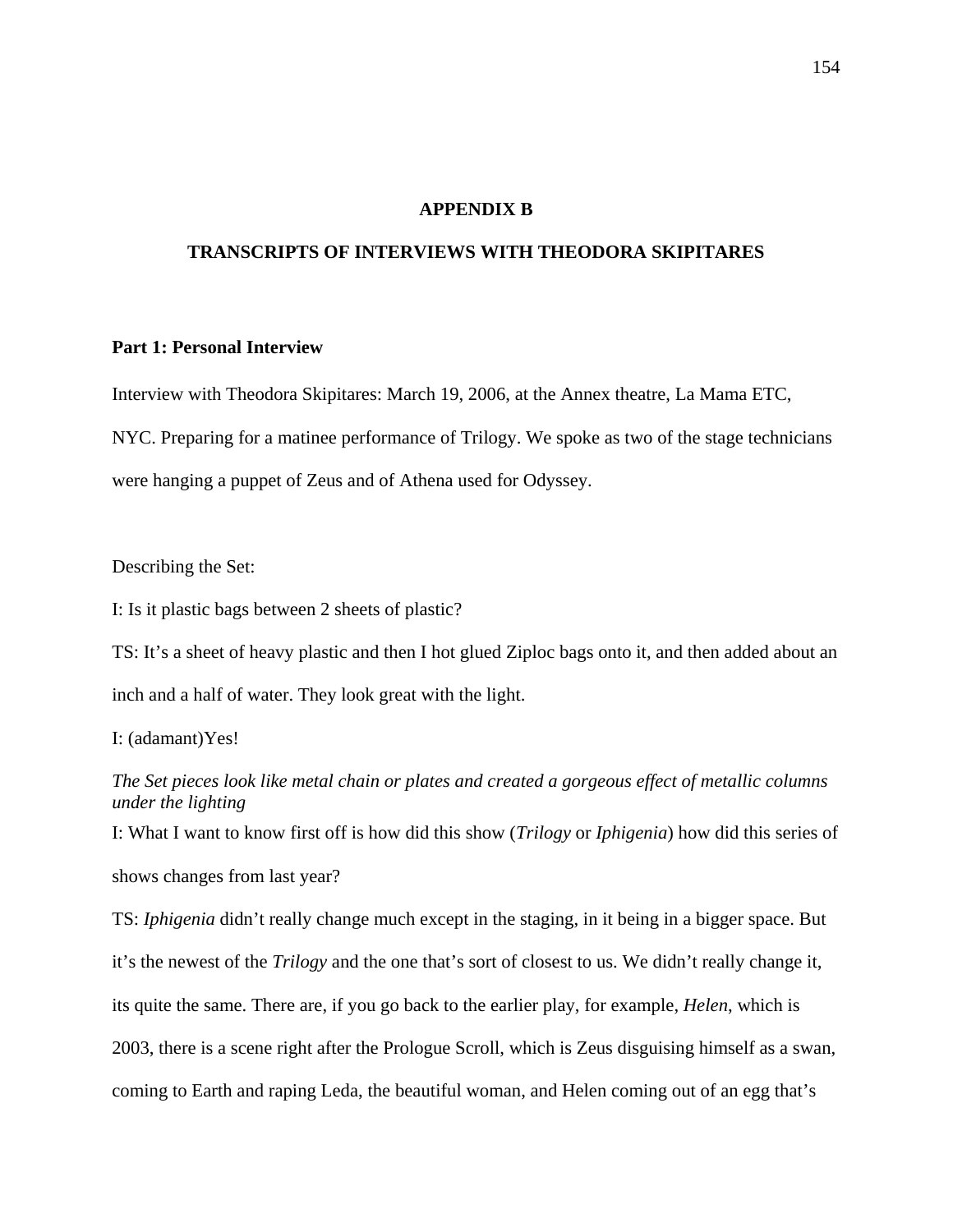## APPENDIX B

## TRANSCRIPTS OF INTERVIEWS WITH THEODORA SKIPITARES

### Part 1: Personal Interview

Interview with Theodora Skipitares: March 19, 2006, at the Annex theatre, La Mama ETC, NYC. Preparing for a matinee performance of Trilogy. We spoke as two of the stage technicians were hanging a puppet of Zeus and of Athena used for Odyssey.

Describing the Set:

I: Is it plastic bags between 2 sheets of plastic?

TS: It's a sheet of heavy plastic and then I hot glued Ziploc bags onto it, and then added about an inch and a half of water. They look great with the light.

I: (adamant)Yes!

*The Set pieces look like metal chain or plates and created a gorgeous effect of metallic columns under the lighting*

I: What I want to know first off is how did this show (*Trilogy* or *Iphigenia*) how did this series of shows changes from last year?

TS: *Iphigenia* didn't really change much except in the staging, in it being in a bigger space. But it's the newest of the *Trilogy* and the one that's sort of closest to us. We didn't really change it, its quite the same. There are, if you go back to the earlier play, for example, *Helen*, which is 2003, there is a scene right after the Prologue Scroll, which is Zeus disguising himself as a swan, coming to Earth and raping Leda, the beautiful woman, and Helen coming out of an egg that's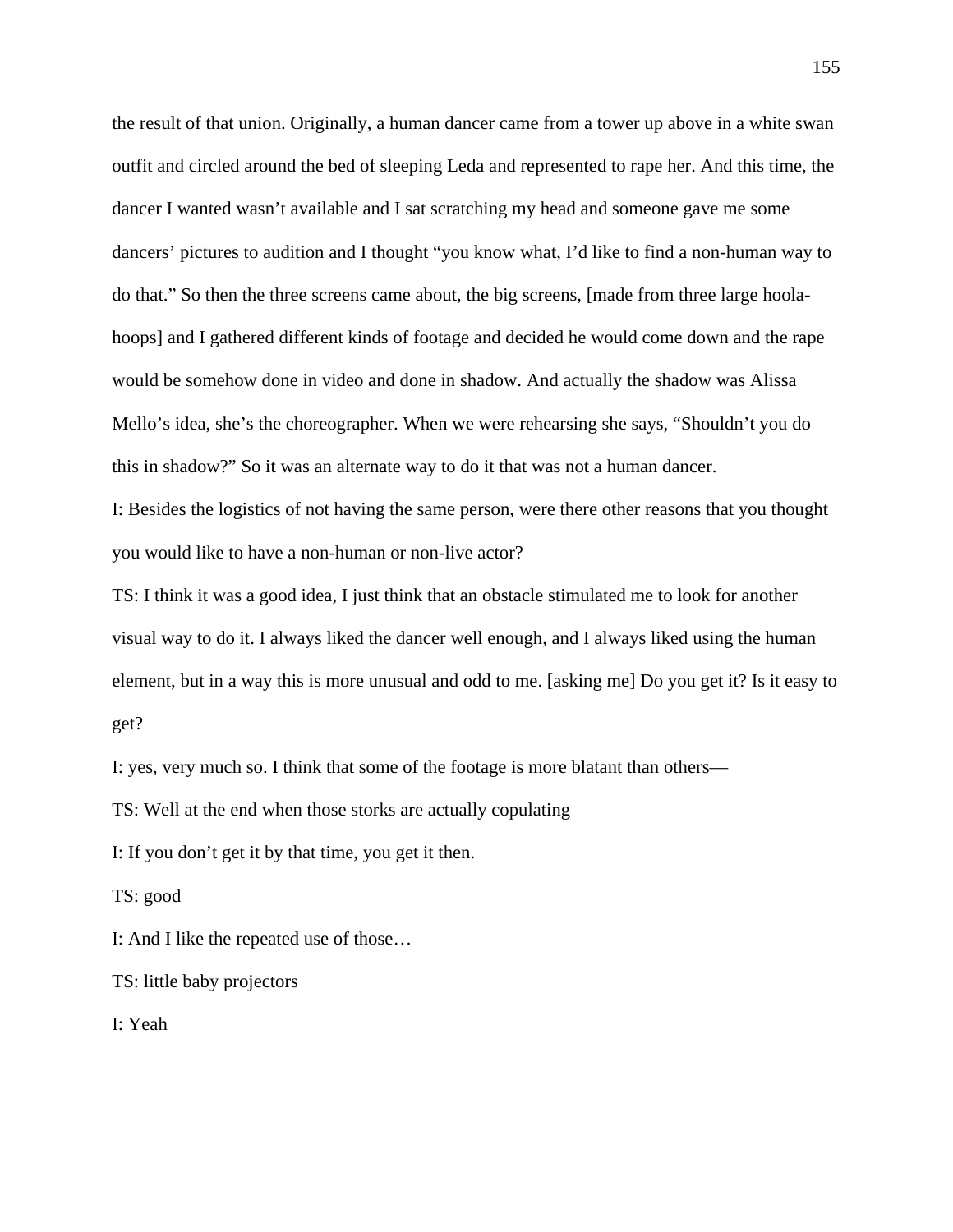the result of that union. Originally, a human dancer came from a tower up above in a white swan outfit and circled around the bed of sleeping Leda and represented to rape her. And this time, the dancer I wanted wasn't available and I sat scratching my head and someone gave me some dancers' pictures to audition and I thought "you know what, I'd like to find a non-human way to do that." So then the three screens came about, the big screens, [made from three large hoola-hoops] and I gathered different kinds of footage and decided he would come down and the rape would be somehow done in video and done in shadow. And actually the shadow was Alissa Mello's idea, she's the choreographer. When we were rehearsing she says, "Shouldn't you do this in shadow?" So it was an alternate way to do it that was not a human dancer.

I: Besides the logistics of not having the same person, were there other reasons that you thought you would like to have a non-human or non-live actor?

TS: I think it was a good idea, I just think that an obstacle stimulated me to look for another visual way to do it. I always liked the dancer well enough, and I always liked using the human element, but in a way this is more unusual and odd to me. [asking me] Do you get it? Is it easy to get?

I: yes, very much so. I think that some of the footage is more blatant than others—

TS: Well at the end when those storks are actually copulating

I: If you don't get it by that time, you get it then.

TS: good

I: And I like the repeated use of those…

TS: little baby projectors

I: Yeah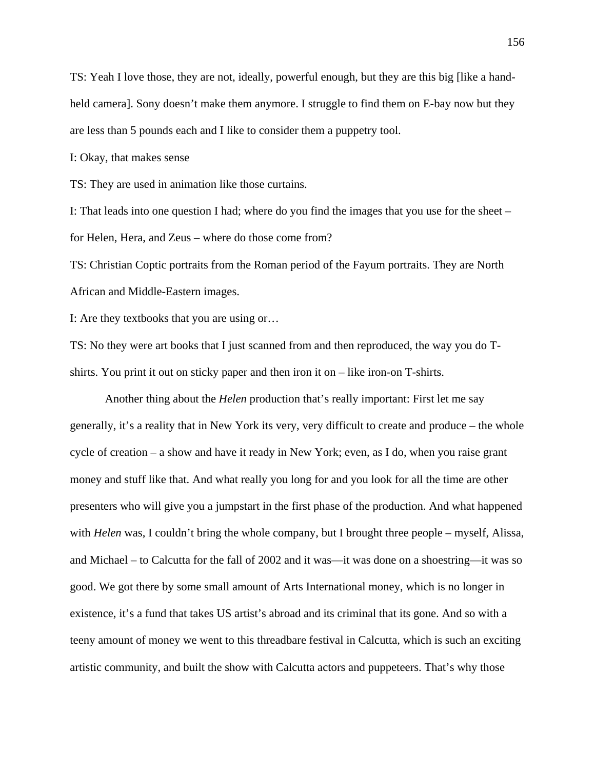TS: Yeah I love those, they are not, ideally, powerful enough, but they are this big [like a hand-held camera]. Sony doesn't make them anymore. I struggle to find them on E-bay now but they are less than 5 pounds each and I like to consider them a puppetry tool.

I: Okay, that makes sense

TS: They are used in animation like those curtains.

I: That leads into one question I had; where do you find the images that you use for the sheet – for Helen, Hera, and Zeus – where do those come from?

TS: Christian Coptic portraits from the Roman period of the Fayum portraits. They are North African and Middle-Eastern images.

I: Are they textbooks that you are using or…

TS: No they were art books that I just scanned from and then reproduced, the way you do T-shirts. You print it out on sticky paper and then iron it on – like iron-on T-shirts.

Another thing about the *Helen* production that's really important: First let me say generally, it's a reality that in New York its very, very difficult to create and produce – the whole cycle of creation – a show and have it ready in New York; even, as I do, when you raise grant money and stuff like that. And what really you long for and you look for all the time are other presenters who will give you a jumpstart in the first phase of the production. And what happened with *Helen* was, I couldn't bring the whole company, but I brought three people – myself, Alissa, and Michael – to Calcutta for the fall of 2002 and it was—it was done on a shoestring—it was so good. We got there by some small amount of Arts International money, which is no longer in existence, it's a fund that takes US artist's abroad and its criminal that its gone. And so with a teeny amount of money we went to this threadbare festival in Calcutta, which is such an exciting artistic community, and built the show with Calcutta actors and puppeteers. That's why those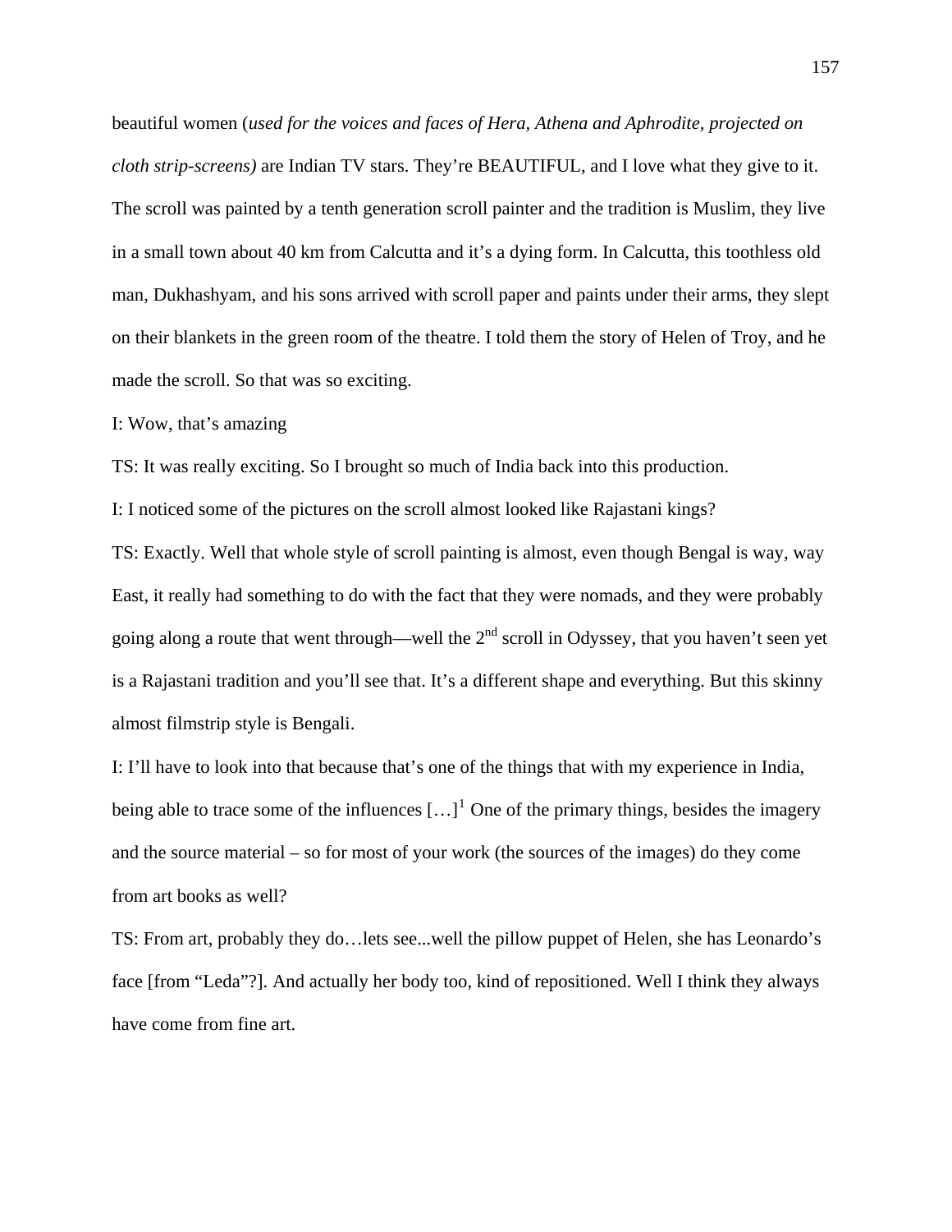beautiful women (*used for the voices and faces of Hera, Athena and Aphrodite, projected on cloth strip-screens)* are Indian TV stars. They're BEAUTIFUL, and I love what they give to it. The scroll was painted by a tenth generation scroll painter and the tradition is Muslim, they live in a small town about 40 km from Calcutta and it's a dying form. In Calcutta, this toothless old man, Dukhashyam, and his sons arrived with scroll paper and paints under their arms, they slept on their blankets in the green room of the theatre. I told them the story of Helen of Troy, and he made the scroll. So that was so exciting.

I: Wow, that's amazing

TS: It was really exciting. So I brought so much of India back into this production.

I: I noticed some of the pictures on the scroll almost looked like Rajastani kings?

TS: Exactly. Well that whole style of scroll painting is almost, even though Bengal is way, way East, it really had something to do with the fact that they were nomads, and they were probably going along a route that went through—well the 2nd scroll in Odyssey, that you haven't seen yet is a Rajastani tradition and you'll see that. It's a different shape and everything. But this skinny almost filmstrip style is Bengali.

I: I'll have to look into that because that's one of the things that with my experience in India, being able to trace some of the influences […][1] One of the primary things, besides the imagery and the source material – so for most of your work (the sources of the images) do they come from art books as well?

TS: From art, probably they do…lets see...well the pillow puppet of Helen, she has Leonardo's face [from "Leda"?]. And actually her body too, kind of repositioned. Well I think they always have come from fine art.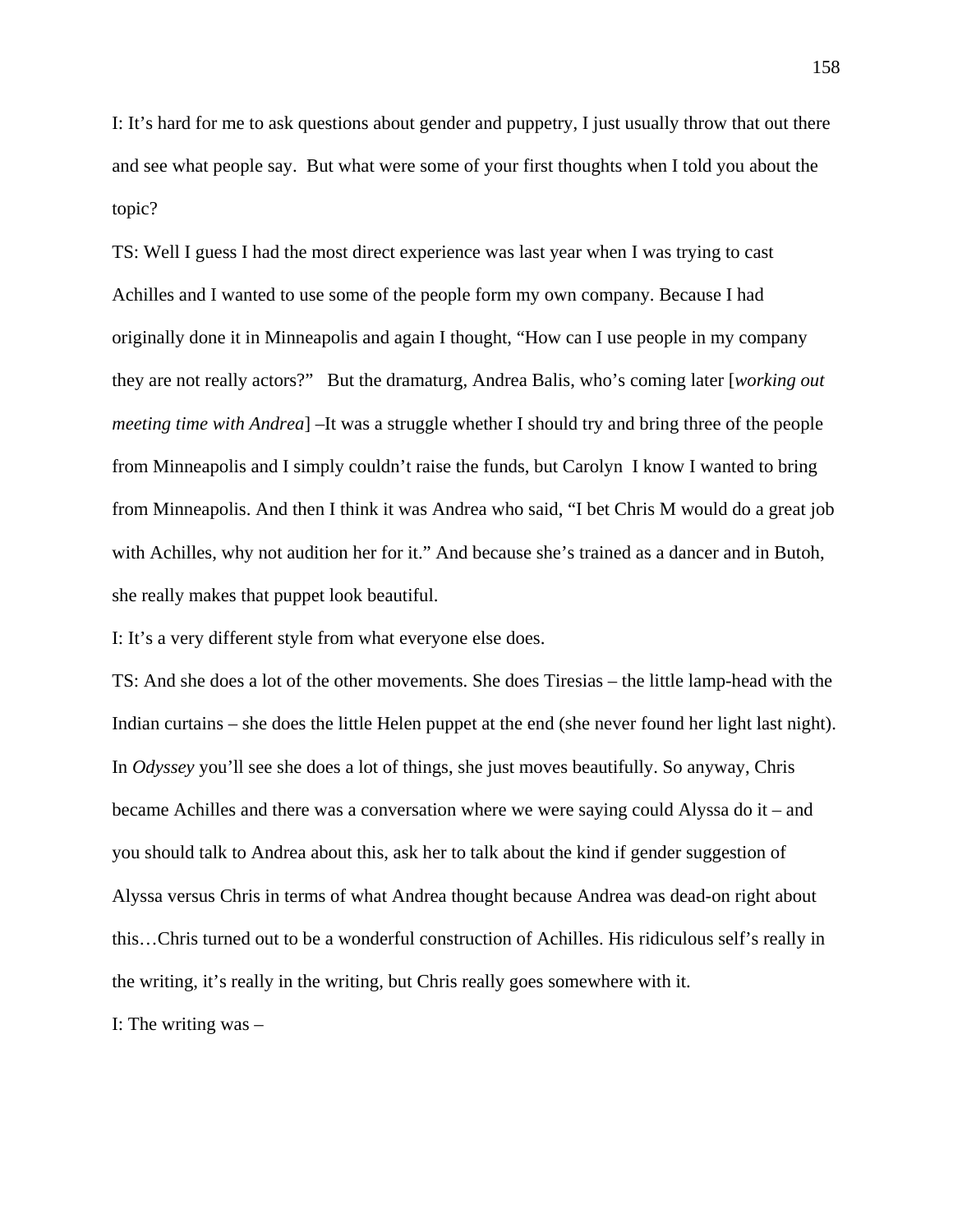I: It's hard for me to ask questions about gender and puppetry, I just usually throw that out there and see what people say. But what were some of your first thoughts when I told you about the topic?

TS: Well I guess I had the most direct experience was last year when I was trying to cast Achilles and I wanted to use some of the people form my own company. Because I had originally done it in Minneapolis and again I thought, "How can I use people in my company they are not really actors?" But the dramaturg, Andrea Balis, who's coming later [*working out meeting time with Andrea*] –It was a struggle whether I should try and bring three of the people from Minneapolis and I simply couldn't raise the funds, but Carolyn I know I wanted to bring from Minneapolis. And then I think it was Andrea who said, "I bet Chris M would do a great job with Achilles, why not audition her for it." And because she's trained as a dancer and in Butoh, she really makes that puppet look beautiful.

I: It's a very different style from what everyone else does.

TS: And she does a lot of the other movements. She does Tiresias – the little lamp-head with the Indian curtains – she does the little Helen puppet at the end (she never found her light last night). In *Odyssey* you'll see she does a lot of things, she just moves beautifully. So anyway, Chris became Achilles and there was a conversation where we were saying could Alyssa do it – and you should talk to Andrea about this, ask her to talk about the kind if gender suggestion of Alyssa versus Chris in terms of what Andrea thought because Andrea was dead-on right about this…Chris turned out to be a wonderful construction of Achilles. His ridiculous self's really in the writing, it's really in the writing, but Chris really goes somewhere with it.

I: The writing was –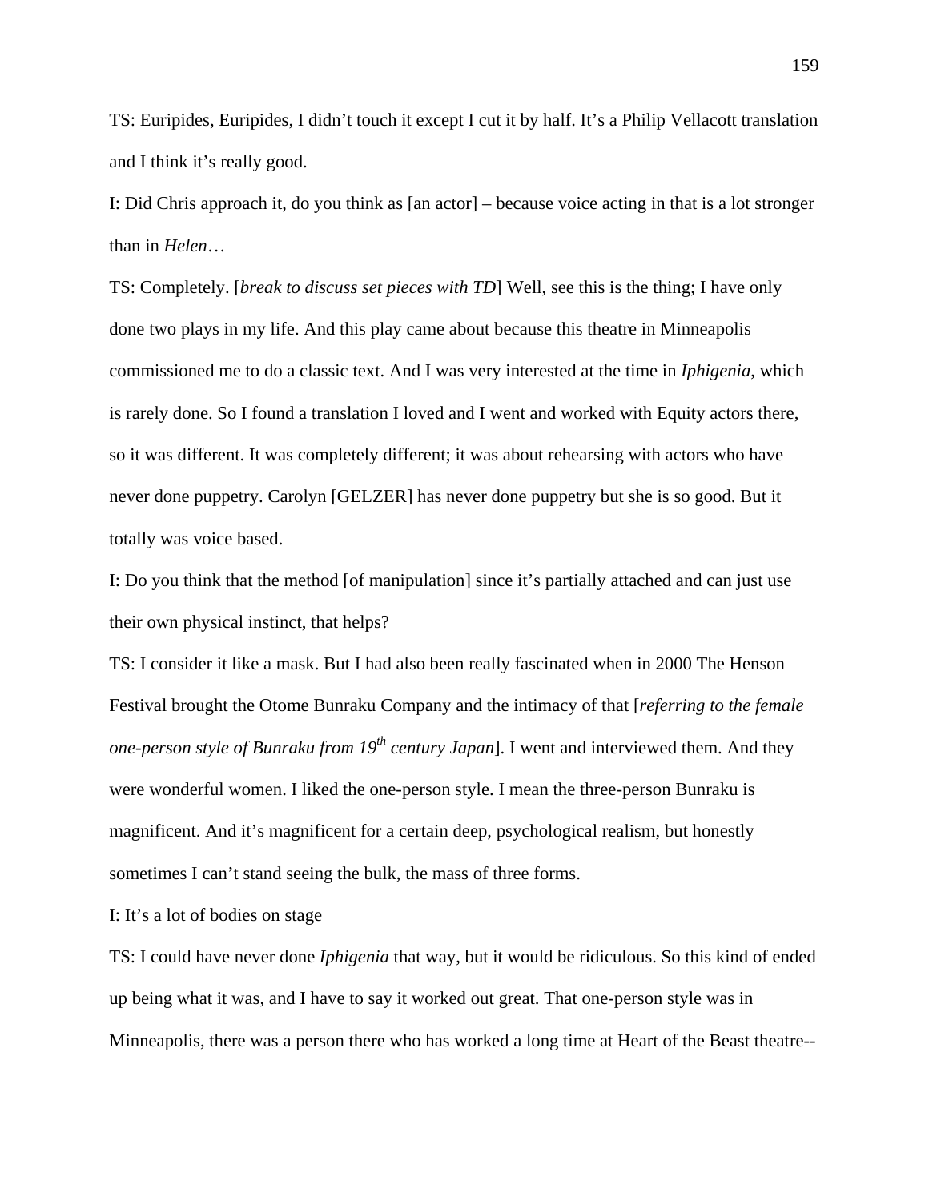TS: Euripides, Euripides, I didn't touch it except I cut it by half. It's a Philip Vellacott translation and I think it's really good.

I: Did Chris approach it, do you think as [an actor] – because voice acting in that is a lot stronger than in *Helen*…

TS: Completely. [*break to discuss set pieces with TD*] Well, see this is the thing; I have only done two plays in my life. And this play came about because this theatre in Minneapolis commissioned me to do a classic text. And I was very interested at the time in *Iphigenia*, which is rarely done. So I found a translation I loved and I went and worked with Equity actors there, so it was different. It was completely different; it was about rehearsing with actors who have never done puppetry. Carolyn [GELZER] has never done puppetry but she is so good. But it totally was voice based.

I: Do you think that the method [of manipulation] since it's partially attached and can just use their own physical instinct, that helps?

TS: I consider it like a mask. But I had also been really fascinated when in 2000 The Henson Festival brought the Otome Bunraku Company and the intimacy of that [*referring to the female one-person style of Bunraku from 19th century Japan*]. I went and interviewed them. And they were wonderful women. I liked the one-person style. I mean the three-person Bunraku is magnificent. And it's magnificent for a certain deep, psychological realism, but honestly sometimes I can't stand seeing the bulk, the mass of three forms.

I: It's a lot of bodies on stage

TS: I could have never done *Iphigenia* that way, but it would be ridiculous. So this kind of ended up being what it was, and I have to say it worked out great. That one-person style was in Minneapolis, there was a person there who has worked a long time at Heart of the Beast theatre--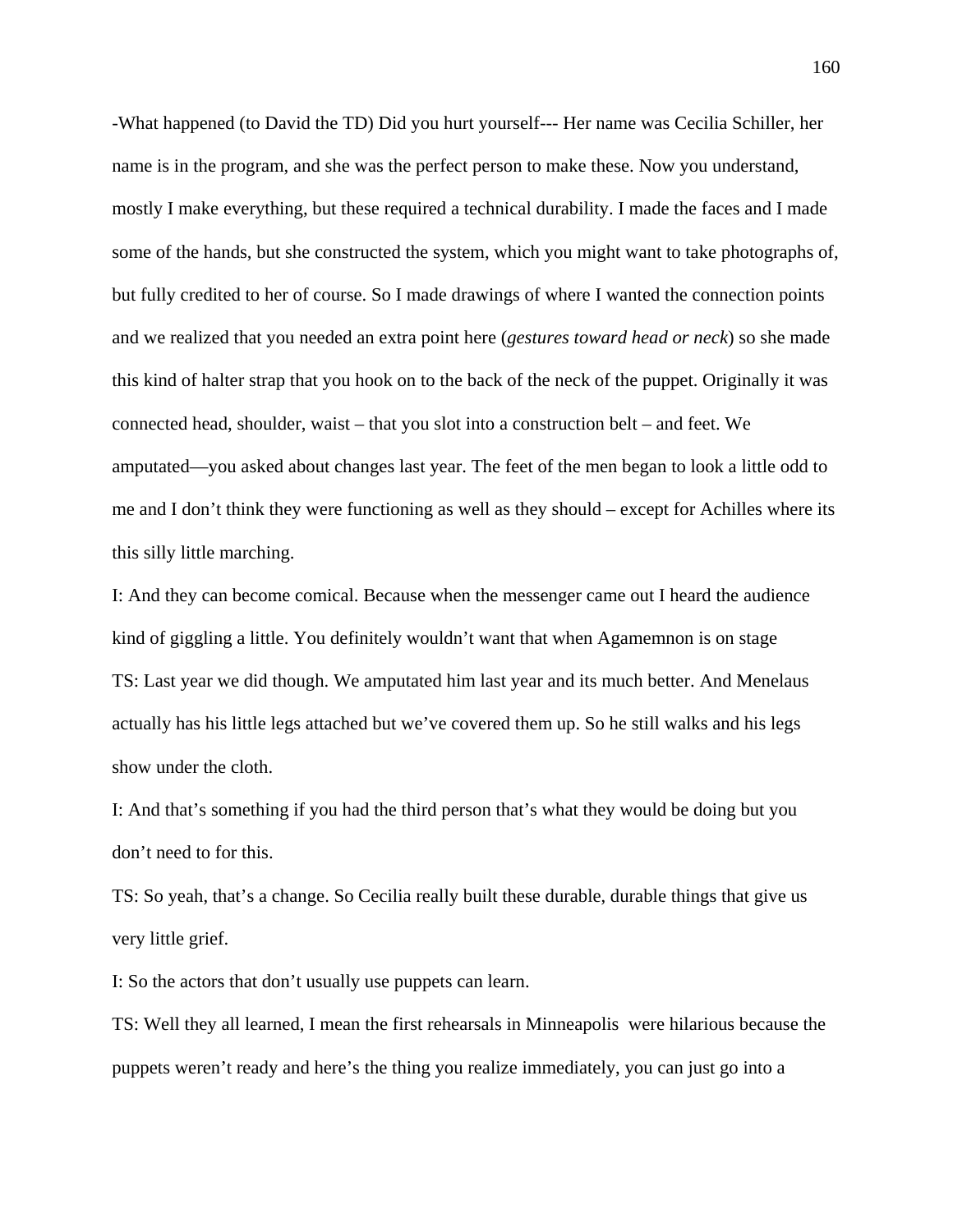-What happened (to David the TD) Did you hurt yourself--- Her name was Cecilia Schiller, her name is in the program, and she was the perfect person to make these. Now you understand, mostly I make everything, but these required a technical durability. I made the faces and I made some of the hands, but she constructed the system, which you might want to take photographs of, but fully credited to her of course. So I made drawings of where I wanted the connection points and we realized that you needed an extra point here (*gestures toward head or neck*) so she made this kind of halter strap that you hook on to the back of the neck of the puppet. Originally it was connected head, shoulder, waist – that you slot into a construction belt – and feet. We amputated—you asked about changes last year. The feet of the men began to look a little odd to me and I don't think they were functioning as well as they should – except for Achilles where its this silly little marching.

I: And they can become comical. Because when the messenger came out I heard the audience kind of giggling a little. You definitely wouldn't want that when Agamemnon is on stage

TS: Last year we did though. We amputated him last year and its much better. And Menelaus actually has his little legs attached but we've covered them up. So he still walks and his legs show under the cloth.

I: And that's something if you had the third person that's what they would be doing but you don't need to for this.

TS: So yeah, that's a change. So Cecilia really built these durable, durable things that give us very little grief.

I: So the actors that don't usually use puppets can learn.

TS: Well they all learned, I mean the first rehearsals in Minneapolis were hilarious because the puppets weren't ready and here's the thing you realize immediately, you can just go into a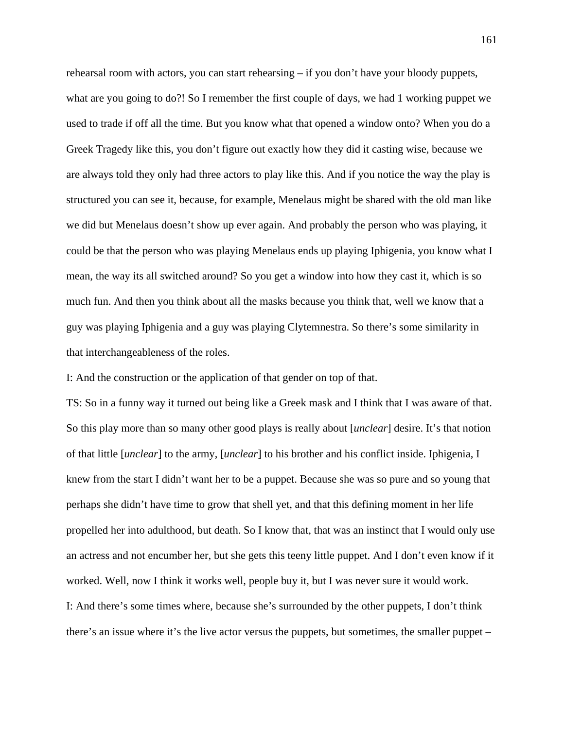rehearsal room with actors, you can start rehearsing – if you don't have your bloody puppets, what are you going to do?! So I remember the first couple of days, we had 1 working puppet we used to trade if off all the time. But you know what that opened a window onto? When you do a Greek Tragedy like this, you don't figure out exactly how they did it casting wise, because we are always told they only had three actors to play like this. And if you notice the way the play is structured you can see it, because, for example, Menelaus might be shared with the old man like we did but Menelaus doesn't show up ever again. And probably the person who was playing, it could be that the person who was playing Menelaus ends up playing Iphigenia, you know what I mean, the way its all switched around? So you get a window into how they cast it, which is so much fun. And then you think about all the masks because you think that, well we know that a guy was playing Iphigenia and a guy was playing Clytemnestra. So there's some similarity in that interchangeableness of the roles.

I: And the construction or the application of that gender on top of that.

TS: So in a funny way it turned out being like a Greek mask and I think that I was aware of that. So this play more than so many other good plays is really about [*unclear*] desire. It's that notion of that little [*unclear*] to the army, [*unclear*] to his brother and his conflict inside. Iphigenia, I knew from the start I didn't want her to be a puppet. Because she was so pure and so young that perhaps she didn't have time to grow that shell yet, and that this defining moment in her life propelled her into adulthood, but death. So I know that, that was an instinct that I would only use an actress and not encumber her, but she gets this teeny little puppet. And I don't even know if it worked. Well, now I think it works well, people buy it, but I was never sure it would work.

I: And there's some times where, because she's surrounded by the other puppets, I don't think there's an issue where it's the live actor versus the puppets, but sometimes, the smaller puppet –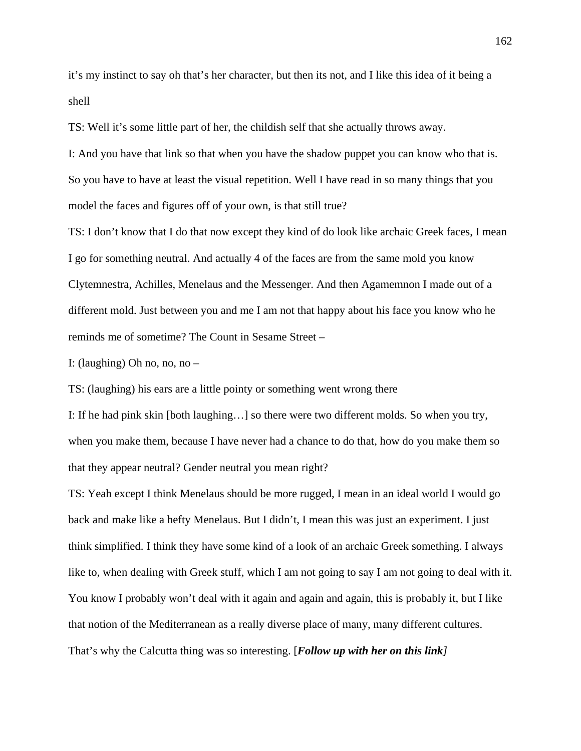it’s my instinct to say oh that’s her character, but then its not, and I like this idea of it being a shell

TS: Well it’s some little part of her, the childish self that she actually throws away.

I: And you have that link so that when you have the shadow puppet you can know who that is. So you have to have at least the visual repetition. Well I have read in so many things that you model the faces and figures off of your own, is that still true?

TS: I don’t know that I do that now except they kind of do look like archaic Greek faces, I mean I go for something neutral. And actually 4 of the faces are from the same mold you know Clytemnestra, Achilles, Menelaus and the Messenger. And then Agamemnon I made out of a different mold. Just between you and me I am not that happy about his face you know who he reminds me of sometime? The Count in Sesame Street –

I: (laughing) Oh no, no, no –

TS: (laughing) his ears are a little pointy or something went wrong there

I: If he had pink skin [both laughing…] so there were two different molds. So when you try, when you make them, because I have never had a chance to do that, how do you make them so that they appear neutral? Gender neutral you mean right?

TS: Yeah except I think Menelaus should be more rugged, I mean in an ideal world I would go back and make like a hefty Menelaus. But I didn’t, I mean this was just an experiment. I just think simplified. I think they have some kind of a look of an archaic Greek something. I always like to, when dealing with Greek stuff, which I am not going to say I am not going to deal with it. You know I probably won’t deal with it again and again and again, this is probably it, but I like that notion of the Mediterranean as a really diverse place of many, many different cultures. That’s why the Calcutta thing was so interesting. [***Follow up with her on this link***]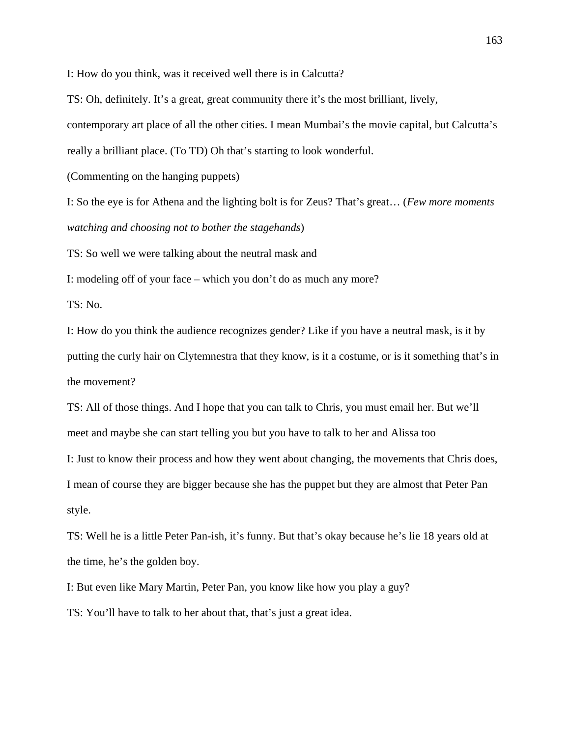I: How do you think, was it received well there is in Calcutta?

TS: Oh, definitely. It's a great, great community there it's the most brilliant, lively, contemporary art place of all the other cities. I mean Mumbai's the movie capital, but Calcutta's really a brilliant place. (To TD) Oh that's starting to look wonderful.

(Commenting on the hanging puppets)

I: So the eye is for Athena and the lighting bolt is for Zeus? That's great… (*Few more moments watching and choosing not to bother the stagehands*)

TS: So well we were talking about the neutral mask and

I: modeling off of your face – which you don't do as much any more?

TS: No.

I: How do you think the audience recognizes gender? Like if you have a neutral mask, is it by putting the curly hair on Clytemnestra that they know, is it a costume, or is it something that's in the movement?

TS: All of those things. And I hope that you can talk to Chris, you must email her. But we'll meet and maybe she can start telling you but you have to talk to her and Alissa too

I: Just to know their process and how they went about changing, the movements that Chris does, I mean of course they are bigger because she has the puppet but they are almost that Peter Pan style.

TS: Well he is a little Peter Pan-ish, it's funny. But that's okay because he's lie 18 years old at the time, he's the golden boy.

I: But even like Mary Martin, Peter Pan, you know like how you play a guy?

TS: You'll have to talk to her about that, that's just a great idea.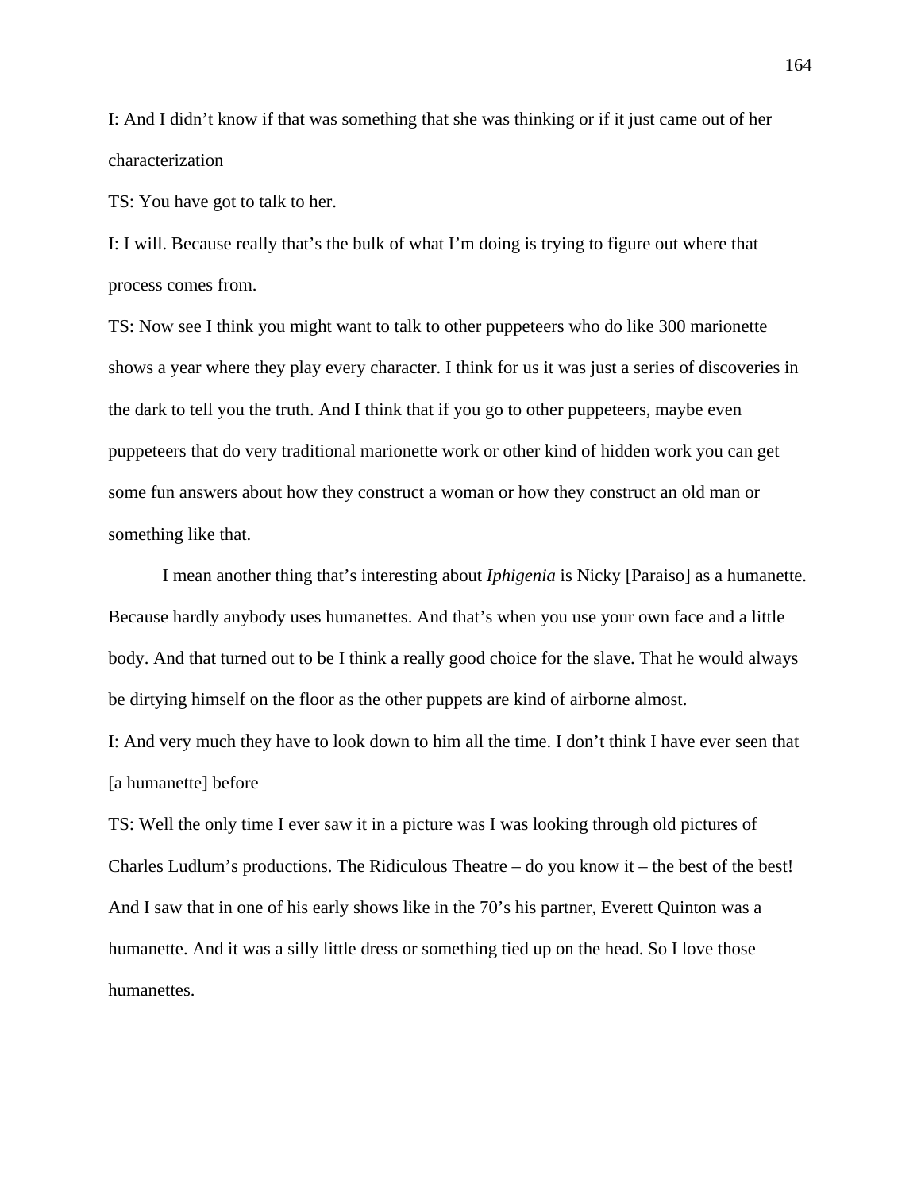I: And I didn't know if that was something that she was thinking or if it just came out of her characterization

TS: You have got to talk to her.

I: I will. Because really that's the bulk of what I'm doing is trying to figure out where that process comes from.

TS: Now see I think you might want to talk to other puppeteers who do like 300 marionette shows a year where they play every character. I think for us it was just a series of discoveries in the dark to tell you the truth. And I think that if you go to other puppeteers, maybe even puppeteers that do very traditional marionette work or other kind of hidden work you can get some fun answers about how they construct a woman or how they construct an old man or something like that.

I mean another thing that's interesting about *Iphigenia* is Nicky [Paraiso] as a humanette. Because hardly anybody uses humanettes. And that's when you use your own face and a little body. And that turned out to be I think a really good choice for the slave. That he would always be dirtying himself on the floor as the other puppets are kind of airborne almost.

I: And very much they have to look down to him all the time. I don't think I have ever seen that [a humanette] before

TS: Well the only time I ever saw it in a picture was I was looking through old pictures of Charles Ludlum's productions. The Ridiculous Theatre – do you know it – the best of the best! And I saw that in one of his early shows like in the 70's his partner, Everett Quinton was a humanette. And it was a silly little dress or something tied up on the head. So I love those humanettes.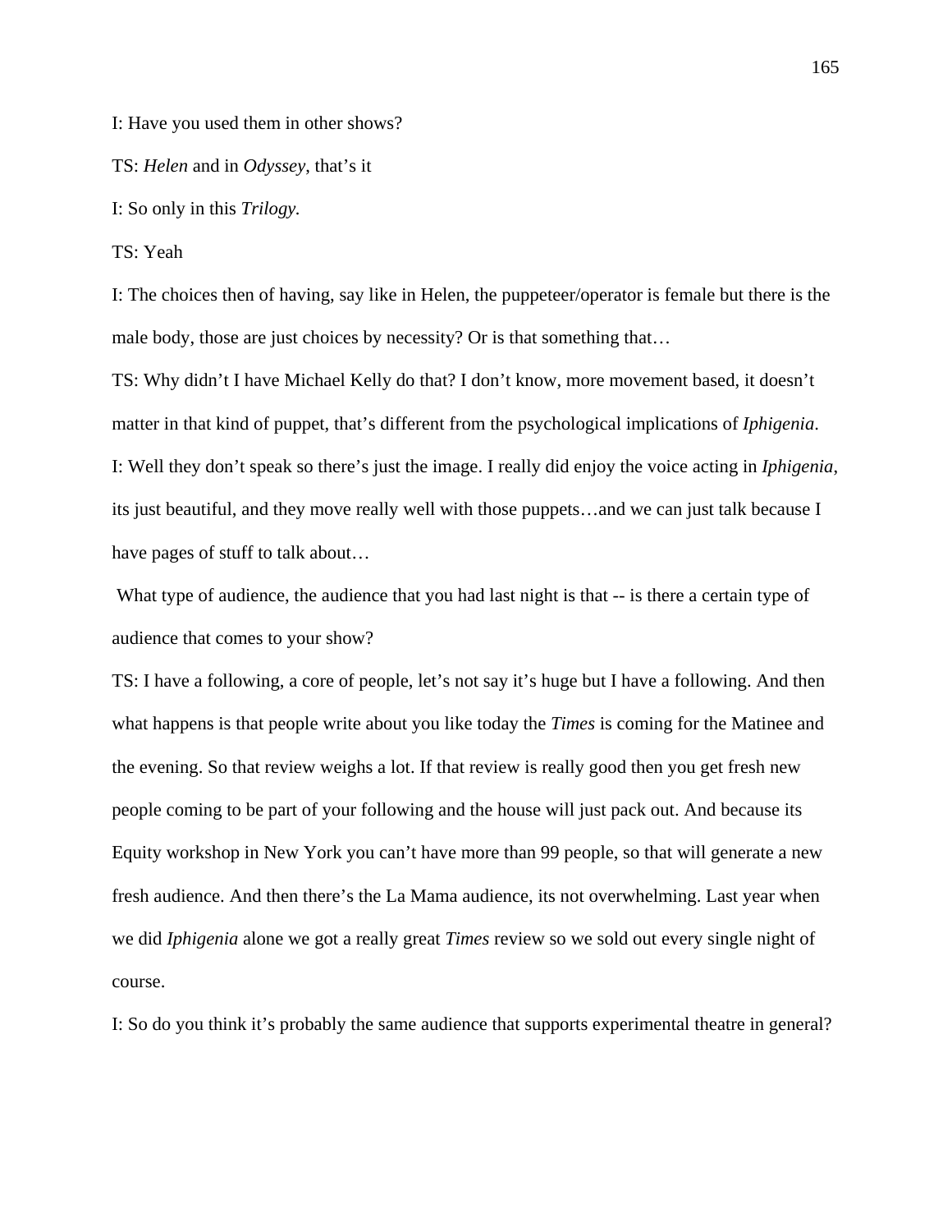I: Have you used them in other shows?

TS: *Helen* and in *Odyssey*, that's it

I: So only in this *Trilogy.*

TS: Yeah

I: The choices then of having, say like in Helen, the puppeteer/operator is female but there is the male body, those are just choices by necessity? Or is that something that…

TS: Why didn't I have Michael Kelly do that? I don't know, more movement based, it doesn't matter in that kind of puppet, that's different from the psychological implications of *Iphigenia*.

I: Well they don't speak so there's just the image. I really did enjoy the voice acting in *Iphigenia*, its just beautiful, and they move really well with those puppets…and we can just talk because I have pages of stuff to talk about…

What type of audience, the audience that you had last night is that -- is there a certain type of audience that comes to your show?

TS: I have a following, a core of people, let's not say it's huge but I have a following. And then what happens is that people write about you like today the *Times* is coming for the Matinee and the evening. So that review weighs a lot. If that review is really good then you get fresh new people coming to be part of your following and the house will just pack out. And because its Equity workshop in New York you can't have more than 99 people, so that will generate a new fresh audience. And then there's the La Mama audience, its not overwhelming. Last year when we did *Iphigenia* alone we got a really great *Times* review so we sold out every single night of course.

I: So do you think it's probably the same audience that supports experimental theatre in general?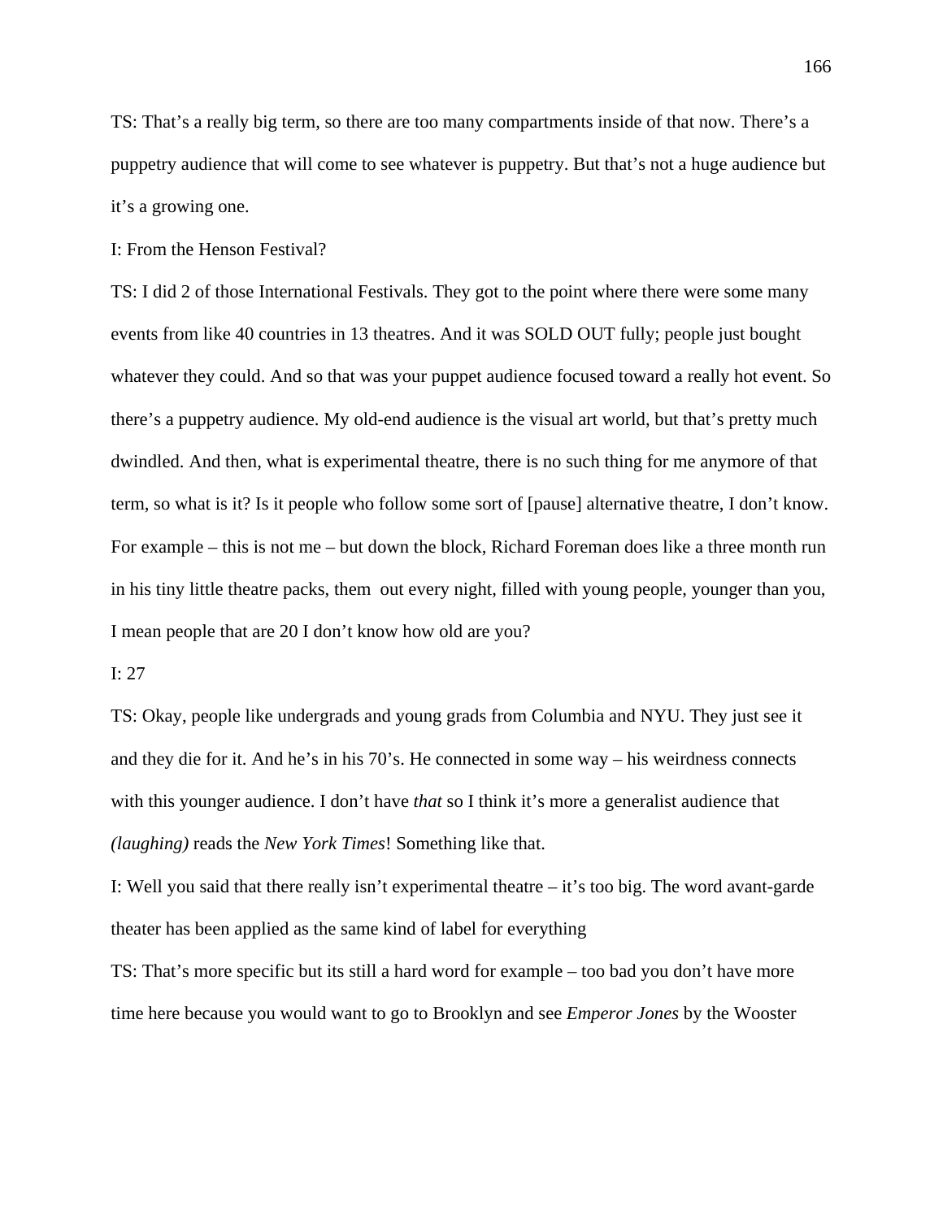TS: That’s a really big term, so there are too many compartments inside of that now. There’s a puppetry audience that will come to see whatever is puppetry. But that’s not a huge audience but it’s a growing one.

I: From the Henson Festival?

TS: I did 2 of those International Festivals. They got to the point where there were some many events from like 40 countries in 13 theatres. And it was SOLD OUT fully; people just bought whatever they could. And so that was your puppet audience focused toward a really hot event. So there’s a puppetry audience. My old-end audience is the visual art world, but that’s pretty much dwindled. And then, what is experimental theatre, there is no such thing for me anymore of that term, so what is it? Is it people who follow some sort of [pause] alternative theatre, I don’t know. For example – this is not me – but down the block, Richard Foreman does like a three month run in his tiny little theatre packs, them out every night, filled with young people, younger than you, I mean people that are 20 I don’t know how old are you?

I: 27

TS: Okay, people like undergrads and young grads from Columbia and NYU. They just see it and they die for it. And he’s in his 70’s. He connected in some way – his weirdness connects with this younger audience. I don’t have *that* so I think it’s more a generalist audience that *(laughing)* reads the *New York Times*! Something like that.

I: Well you said that there really isn’t experimental theatre – it’s too big. The word avant-garde theater has been applied as the same kind of label for everything

TS: That’s more specific but its still a hard word for example – too bad you don’t have more time here because you would want to go to Brooklyn and see *Emperor Jones* by the Wooster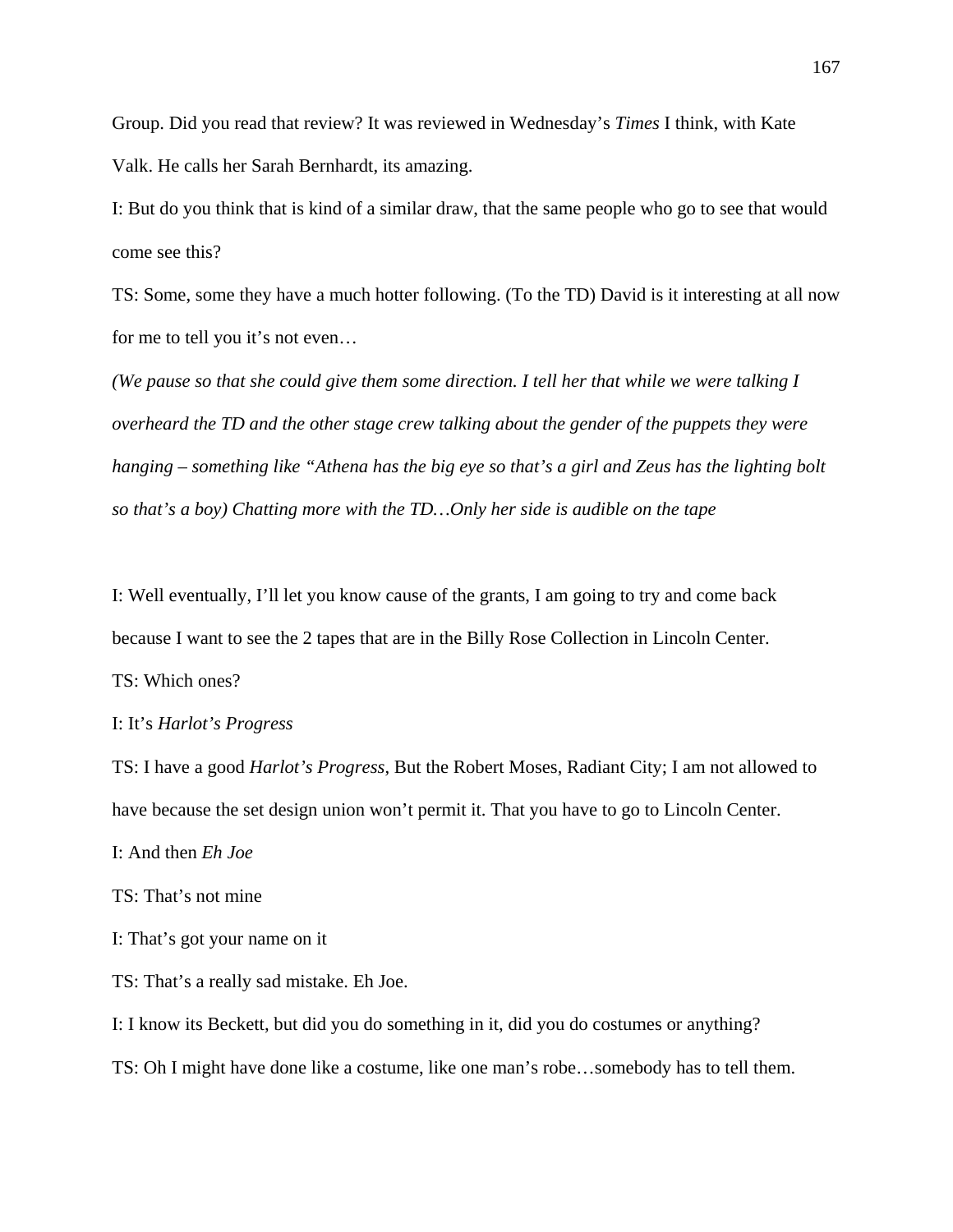Group. Did you read that review? It was reviewed in Wednesday's *Times* I think, with Kate Valk. He calls her Sarah Bernhardt, its amazing.

I: But do you think that is kind of a similar draw, that the same people who go to see that would come see this?

TS: Some, some they have a much hotter following. (To the TD) David is it interesting at all now for me to tell you it's not even…

*(We pause so that she could give them some direction. I tell her that while we were talking I overheard the TD and the other stage crew talking about the gender of the puppets they were hanging – something like "Athena has the big eye so that's a girl and Zeus has the lighting bolt so that's a boy) Chatting more with the TD…Only her side is audible on the tape*

I: Well eventually, I'll let you know cause of the grants, I am going to try and come back because I want to see the 2 tapes that are in the Billy Rose Collection in Lincoln Center.

TS: Which ones?

I: It's *Harlot's Progress*

TS: I have a good *Harlot's Progress*, But the Robert Moses, Radiant City; I am not allowed to have because the set design union won't permit it. That you have to go to Lincoln Center.

I: And then *Eh Joe*

TS: That's not mine

I: That's got your name on it

TS: That's a really sad mistake. Eh Joe.

I: I know its Beckett, but did you do something in it, did you do costumes or anything?

TS: Oh I might have done like a costume, like one man's robe…somebody has to tell them.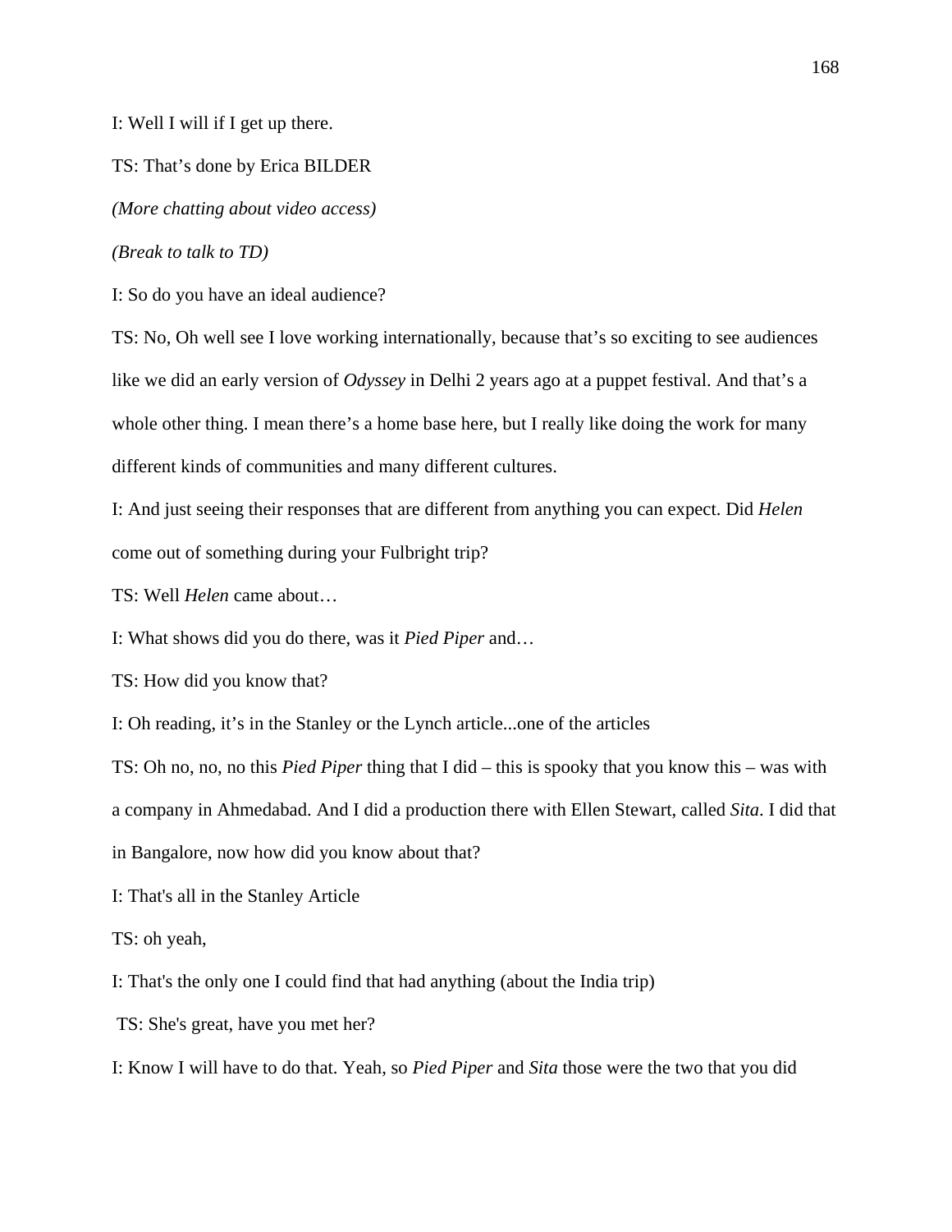I: Well I will if I get up there.

TS: That's done by Erica BILDER

*(More chatting about video access)*

*(Break to talk to TD)*

I: So do you have an ideal audience?

TS: No, Oh well see I love working internationally, because that's so exciting to see audiences like we did an early version of *Odyssey* in Delhi 2 years ago at a puppet festival. And that's a whole other thing. I mean there's a home base here, but I really like doing the work for many different kinds of communities and many different cultures.

I: And just seeing their responses that are different from anything you can expect. Did *Helen* come out of something during your Fulbright trip?

TS: Well *Helen* came about…

I: What shows did you do there, was it *Pied Piper* and…

TS: How did you know that?

I: Oh reading, it's in the Stanley or the Lynch article...one of the articles

TS: Oh no, no, no this *Pied Piper* thing that I did – this is spooky that you know this – was with a company in Ahmedabad. And I did a production there with Ellen Stewart, called *Sita*. I did that in Bangalore, now how did you know about that?

I: That's all in the Stanley Article

TS: oh yeah,

I: That's the only one I could find that had anything (about the India trip)

TS: She's great, have you met her?

I: Know I will have to do that. Yeah, so *Pied Piper* and *Sita* those were the two that you did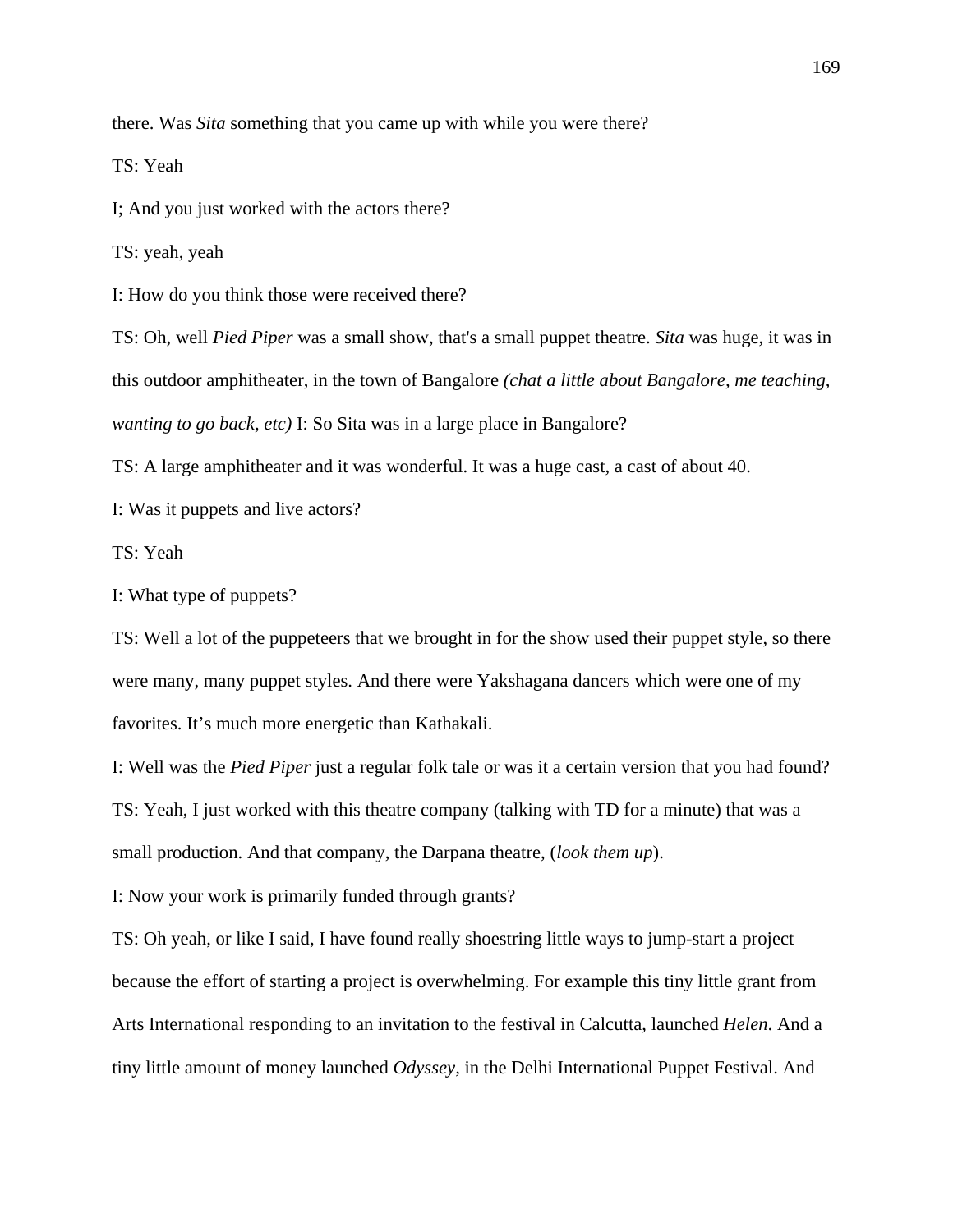there. Was *Sita* something that you came up with while you were there?

TS: Yeah

I; And you just worked with the actors there?

TS: yeah, yeah

I: How do you think those were received there?

TS: Oh, well *Pied Piper* was a small show, that's a small puppet theatre. *Sita* was huge, it was in this outdoor amphitheater, in the town of Bangalore *(chat a little about Bangalore, me teaching, wanting to go back, etc)* I: So Sita was in a large place in Bangalore?

TS: A large amphitheater and it was wonderful. It was a huge cast, a cast of about 40.

I: Was it puppets and live actors?

TS: Yeah

I: What type of puppets?

TS: Well a lot of the puppeteers that we brought in for the show used their puppet style, so there were many, many puppet styles. And there were Yakshagana dancers which were one of my favorites. It's much more energetic than Kathakali.

I: Well was the *Pied Piper* just a regular folk tale or was it a certain version that you had found?

TS: Yeah, I just worked with this theatre company (talking with TD for a minute) that was a small production. And that company, the Darpana theatre, (*look them up*).

I: Now your work is primarily funded through grants?

TS: Oh yeah, or like I said, I have found really shoestring little ways to jump-start a project because the effort of starting a project is overwhelming. For example this tiny little grant from Arts International responding to an invitation to the festival in Calcutta, launched *Helen*. And a tiny little amount of money launched *Odyssey*, in the Delhi International Puppet Festival. And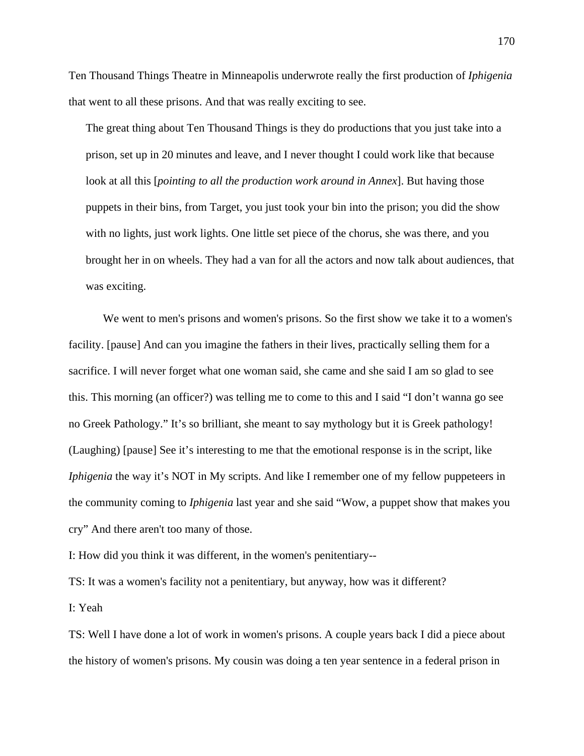Ten Thousand Things Theatre in Minneapolis underwrote really the first production of *Iphigenia* that went to all these prisons. And that was really exciting to see.

> The great thing about Ten Thousand Things is they do productions that you just take into a prison, set up in 20 minutes and leave, and I never thought I could work like that because look at all this [*pointing to all the production work around in Annex*]. But having those puppets in their bins, from Target, you just took your bin into the prison; you did the show with no lights, just work lights. One little set piece of the chorus, she was there, and you brought her in on wheels. They had a van for all the actors and now talk about audiences, that was exciting.

We went to men's prisons and women's prisons. So the first show we take it to a women's facility. [pause] And can you imagine the fathers in their lives, practically selling them for a sacrifice. I will never forget what one woman said, she came and she said I am so glad to see this. This morning (an officer?) was telling me to come to this and I said “I don’t wanna go see no Greek Pathology.” It’s so brilliant, she meant to say mythology but it is Greek pathology! (Laughing) [pause] See it’s interesting to me that the emotional response is in the script, like *Iphigenia* the way it’s NOT in My scripts. And like I remember one of my fellow puppeteers in the community coming to *Iphigenia* last year and she said “Wow, a puppet show that makes you cry” And there aren't too many of those.

I: How did you think it was different, in the women's penitentiary--

TS: It was a women's facility not a penitentiary, but anyway, how was it different?

I: Yeah

TS: Well I have done a lot of work in women's prisons. A couple years back I did a piece about the history of women's prisons. My cousin was doing a ten year sentence in a federal prison in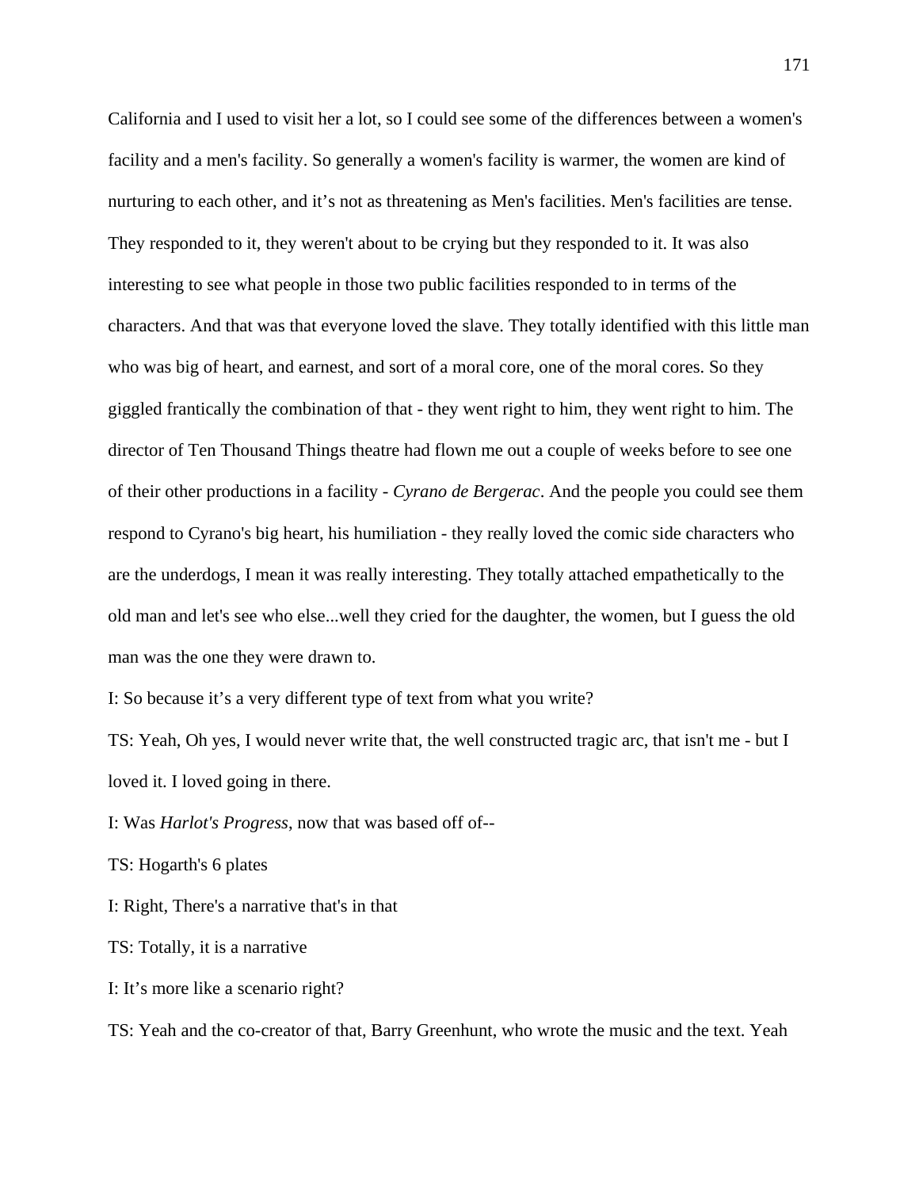California and I used to visit her a lot, so I could see some of the differences between a women's facility and a men's facility. So generally a women's facility is warmer, the women are kind of nurturing to each other, and it’s not as threatening as Men's facilities. Men's facilities are tense. They responded to it, they weren't about to be crying but they responded to it. It was also interesting to see what people in those two public facilities responded to in terms of the characters. And that was that everyone loved the slave. They totally identified with this little man who was big of heart, and earnest, and sort of a moral core, one of the moral cores. So they giggled frantically the combination of that - they went right to him, they went right to him. The director of Ten Thousand Things theatre had flown me out a couple of weeks before to see one of their other productions in a facility - *Cyrano de Bergerac*. And the people you could see them respond to Cyrano's big heart, his humiliation - they really loved the comic side characters who are the underdogs, I mean it was really interesting. They totally attached empathetically to the old man and let's see who else...well they cried for the daughter, the women, but I guess the old man was the one they were drawn to.

I: So because it’s a very different type of text from what you write?

TS: Yeah, Oh yes, I would never write that, the well constructed tragic arc, that isn't me - but I loved it. I loved going in there.

I: Was *Harlot's Progress*, now that was based off of--

TS: Hogarth's 6 plates

I: Right, There's a narrative that's in that

TS: Totally, it is a narrative

I: It’s more like a scenario right?

TS: Yeah and the co-creator of that, Barry Greenhunt, who wrote the music and the text. Yeah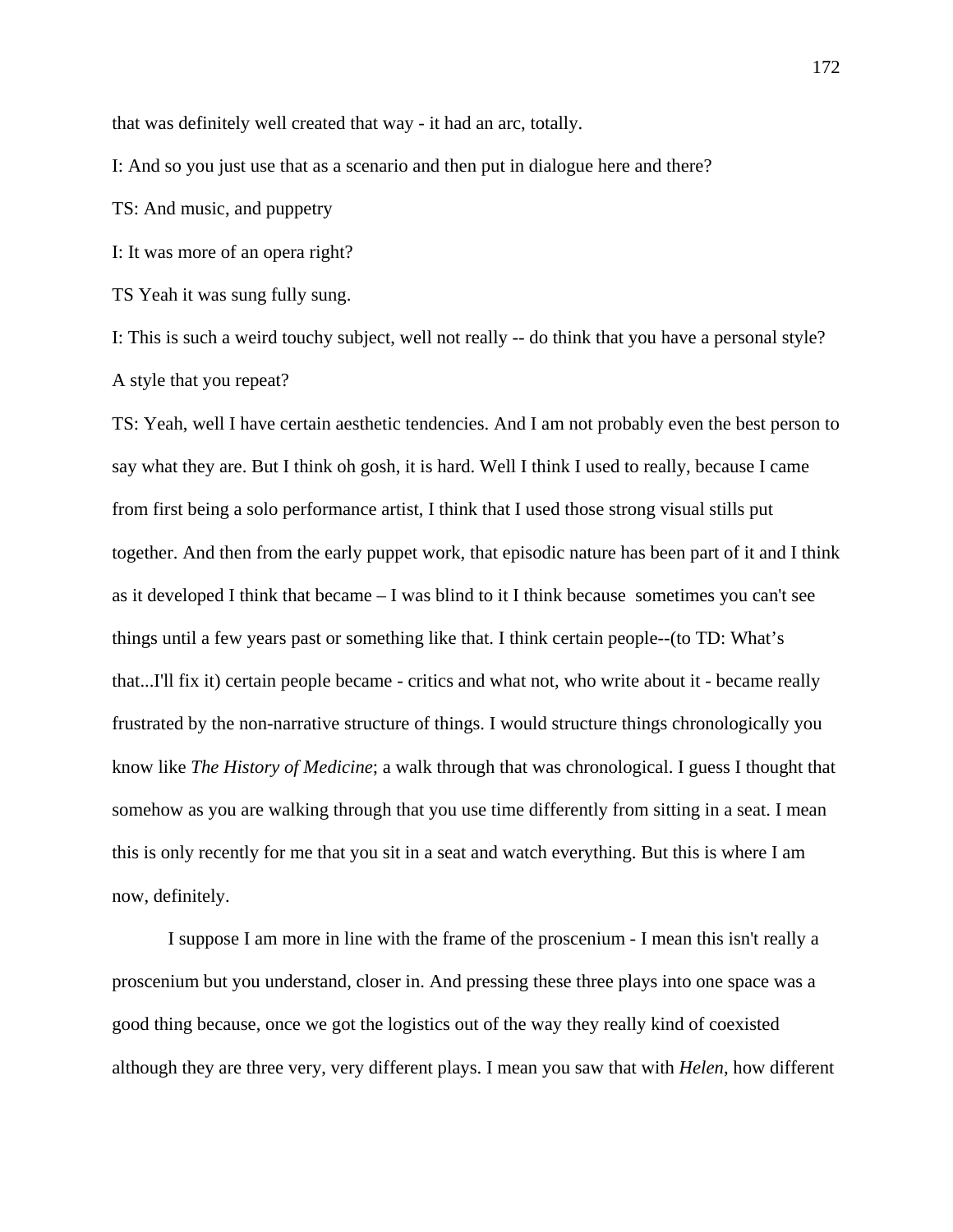that was definitely well created that way - it had an arc, totally.

I: And so you just use that as a scenario and then put in dialogue here and there?

TS: And music, and puppetry

I: It was more of an opera right?

TS Yeah it was sung fully sung.

I: This is such a weird touchy subject, well not really -- do think that you have a personal style? A style that you repeat?

TS: Yeah, well I have certain aesthetic tendencies. And I am not probably even the best person to say what they are. But I think oh gosh, it is hard. Well I think I used to really, because I came from first being a solo performance artist, I think that I used those strong visual stills put together. And then from the early puppet work, that episodic nature has been part of it and I think as it developed I think that became – I was blind to it I think because sometimes you can't see things until a few years past or something like that. I think certain people--(to TD: What's that...I'll fix it) certain people became - critics and what not, who write about it - became really frustrated by the non-narrative structure of things. I would structure things chronologically you know like *The History of Medicine*; a walk through that was chronological. I guess I thought that somehow as you are walking through that you use time differently from sitting in a seat. I mean this is only recently for me that you sit in a seat and watch everything. But this is where I am now, definitely.

I suppose I am more in line with the frame of the proscenium - I mean this isn't really a proscenium but you understand, closer in. And pressing these three plays into one space was a good thing because, once we got the logistics out of the way they really kind of coexisted although they are three very, very different plays. I mean you saw that with *Helen*, how different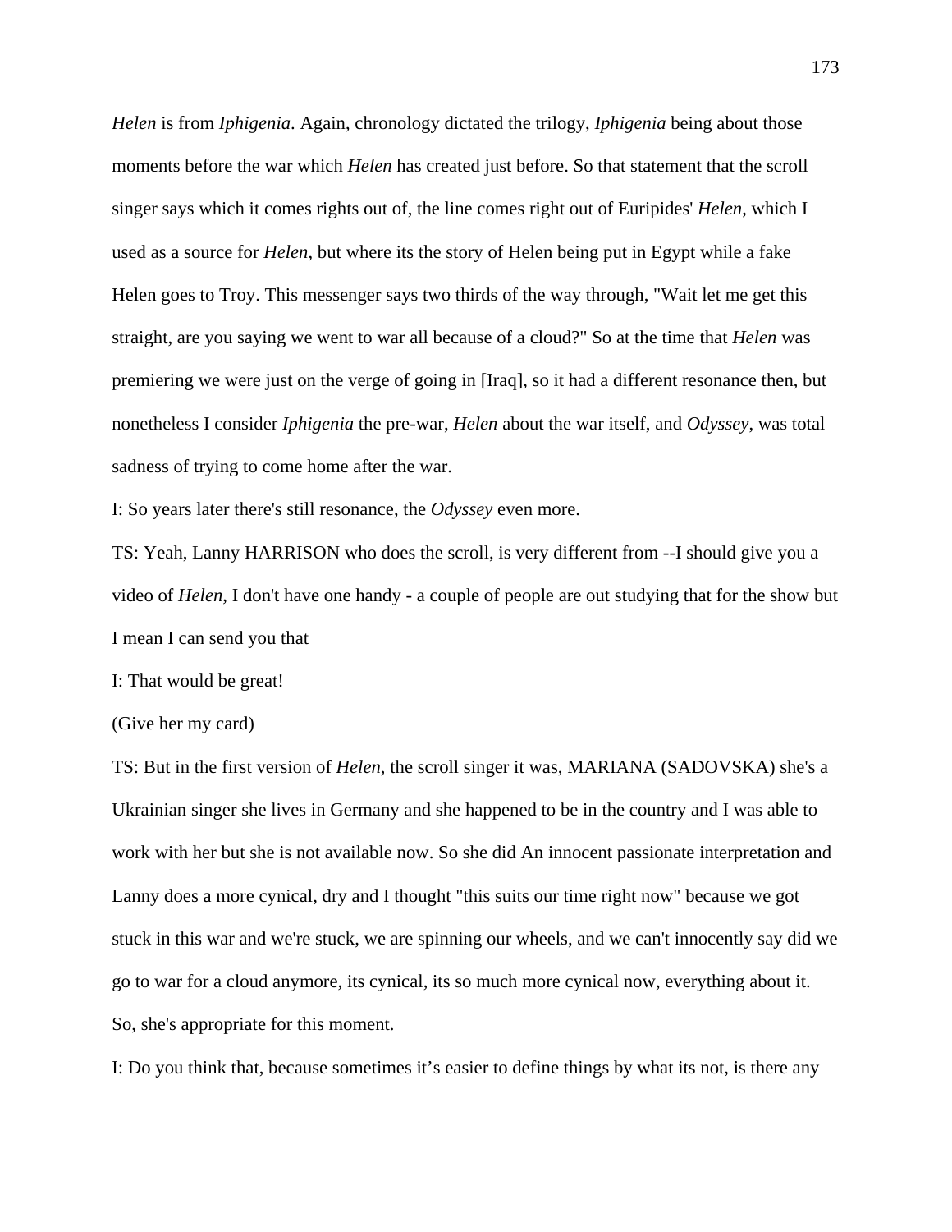*Helen* is from *Iphigenia*. Again, chronology dictated the trilogy, *Iphigenia* being about those moments before the war which *Helen* has created just before. So that statement that the scroll singer says which it comes rights out of, the line comes right out of Euripides' *Helen*, which I used as a source for *Helen*, but where its the story of Helen being put in Egypt while a fake Helen goes to Troy. This messenger says two thirds of the way through, "Wait let me get this straight, are you saying we went to war all because of a cloud?" So at the time that *Helen* was premiering we were just on the verge of going in [Iraq], so it had a different resonance then, but nonetheless I consider *Iphigenia* the pre-war, *Helen* about the war itself, and *Odyssey*, was total sadness of trying to come home after the war.

I: So years later there's still resonance, the *Odyssey* even more.

TS: Yeah, Lanny HARRISON who does the scroll, is very different from --I should give you a video of *Helen*, I don't have one handy - a couple of people are out studying that for the show but I mean I can send you that

I: That would be great!

(Give her my card)

TS: But in the first version of *Helen*, the scroll singer it was, MARIANA (SADOVSKA) she's a Ukrainian singer she lives in Germany and she happened to be in the country and I was able to work with her but she is not available now. So she did An innocent passionate interpretation and Lanny does a more cynical, dry and I thought "this suits our time right now" because we got stuck in this war and we're stuck, we are spinning our wheels, and we can't innocently say did we go to war for a cloud anymore, its cynical, its so much more cynical now, everything about it. So, she's appropriate for this moment.

I: Do you think that, because sometimes it's easier to define things by what its not, is there any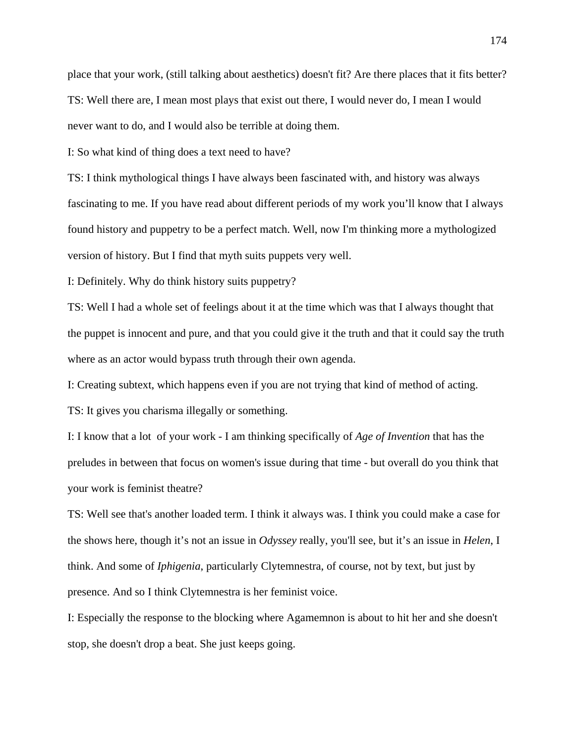place that your work, (still talking about aesthetics) doesn't fit? Are there places that it fits better?

TS: Well there are, I mean most plays that exist out there, I would never do, I mean I would never want to do, and I would also be terrible at doing them.

I: So what kind of thing does a text need to have?

TS: I think mythological things I have always been fascinated with, and history was always fascinating to me. If you have read about different periods of my work you'll know that I always found history and puppetry to be a perfect match. Well, now I'm thinking more a mythologized version of history. But I find that myth suits puppets very well.

I: Definitely. Why do think history suits puppetry?

TS: Well I had a whole set of feelings about it at the time which was that I always thought that the puppet is innocent and pure, and that you could give it the truth and that it could say the truth where as an actor would bypass truth through their own agenda.

I: Creating subtext, which happens even if you are not trying that kind of method of acting.

TS: It gives you charisma illegally or something.

I: I know that a lot of your work - I am thinking specifically of *Age of Invention* that has the preludes in between that focus on women's issue during that time - but overall do you think that your work is feminist theatre?

TS: Well see that's another loaded term. I think it always was. I think you could make a case for the shows here, though it's not an issue in *Odyssey* really, you'll see, but it's an issue in *Helen*, I think. And some of *Iphigenia*, particularly Clytemnestra, of course, not by text, but just by presence. And so I think Clytemnestra is her feminist voice.

I: Especially the response to the blocking where Agamemnon is about to hit her and she doesn't stop, she doesn't drop a beat. She just keeps going.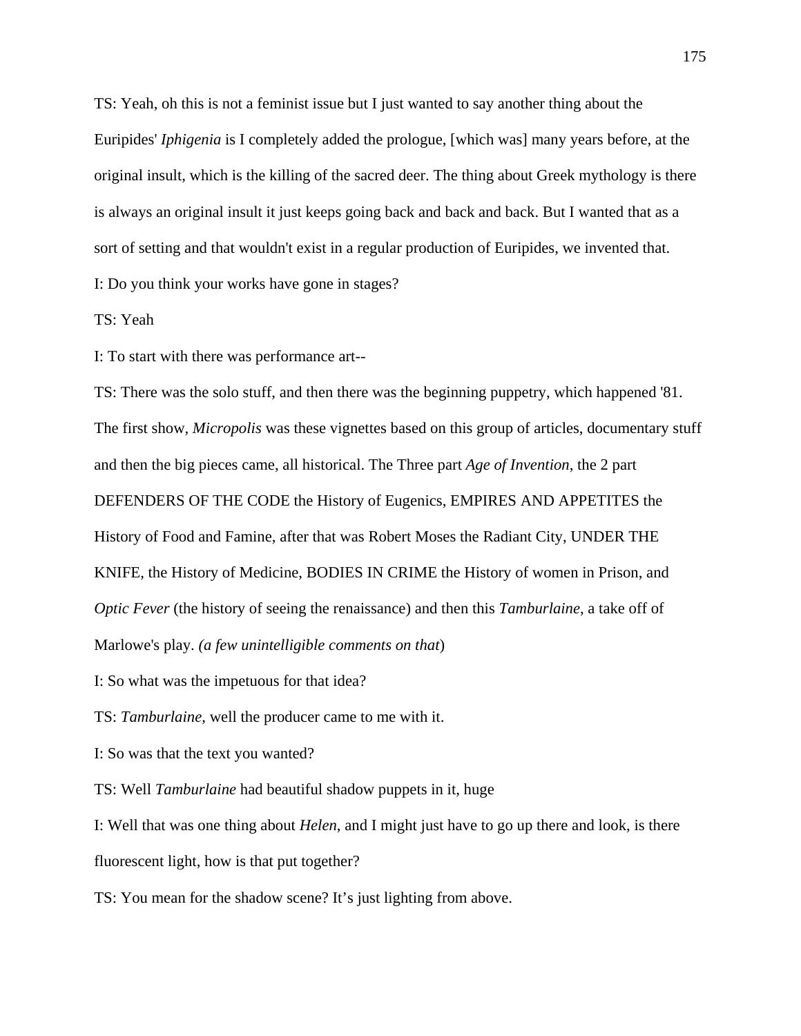TS: Yeah, oh this is not a feminist issue but I just wanted to say another thing about the Euripides' *Iphigenia* is I completely added the prologue, [which was] many years before, at the original insult, which is the killing of the sacred deer. The thing about Greek mythology is there is always an original insult it just keeps going back and back and back. But I wanted that as a sort of setting and that wouldn't exist in a regular production of Euripides, we invented that.

I: Do you think your works have gone in stages?

TS: Yeah

I: To start with there was performance art--

TS: There was the solo stuff, and then there was the beginning puppetry, which happened '81. The first show, *Micropolis* was these vignettes based on this group of articles, documentary stuff and then the big pieces came, all historical. The Three part *Age of Invention*, the 2 part DEFENDERS OF THE CODE the History of Eugenics, EMPIRES AND APPETITES the History of Food and Famine, after that was Robert Moses the Radiant City, UNDER THE KNIFE, the History of Medicine, BODIES IN CRIME the History of women in Prison, and *Optic Fever* (the history of seeing the renaissance) and then this *Tamburlaine*, a take off of Marlowe's play. *(a few unintelligible comments on that*)

I: So what was the impetuous for that idea?

TS: *Tamburlaine*, well the producer came to me with it.

I: So was that the text you wanted?

TS: Well *Tamburlaine* had beautiful shadow puppets in it, huge

I: Well that was one thing about *Helen*, and I might just have to go up there and look, is there fluorescent light, how is that put together?

TS: You mean for the shadow scene? It's just lighting from above.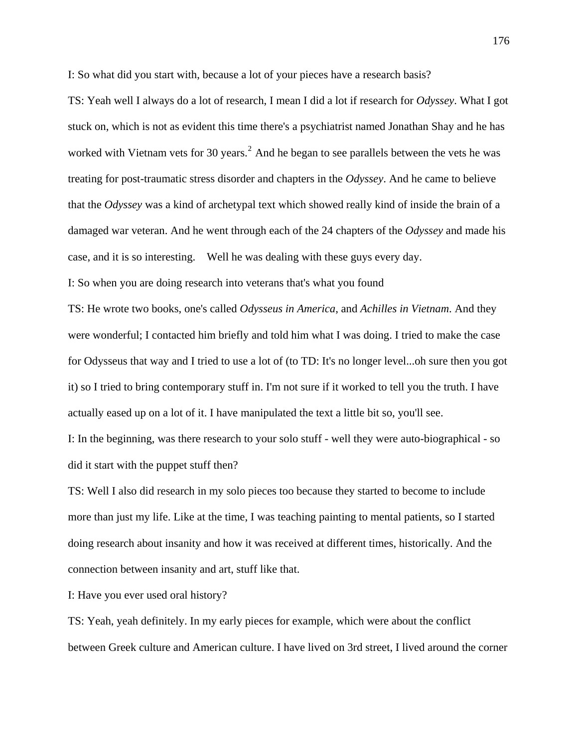I: So what did you start with, because a lot of your pieces have a research basis?

TS: Yeah well I always do a lot of research, I mean I did a lot if research for *Odyssey*. What I got stuck on, which is not as evident this time there's a psychiatrist named Jonathan Shay and he has worked with Vietnam vets for 30 years.[2] And he began to see parallels between the vets he was treating for post-traumatic stress disorder and chapters in the *Odyssey*. And he came to believe that the *Odyssey* was a kind of archetypal text which showed really kind of inside the brain of a damaged war veteran. And he went through each of the 24 chapters of the *Odyssey* and made his case, and it is so interesting. Well he was dealing with these guys every day.

I: So when you are doing research into veterans that's what you found

TS: He wrote two books, one's called *Odysseus in America*, and *Achilles in Vietnam*. And they were wonderful; I contacted him briefly and told him what I was doing. I tried to make the case for Odysseus that way and I tried to use a lot of (to TD: It's no longer level...oh sure then you got it) so I tried to bring contemporary stuff in. I'm not sure if it worked to tell you the truth. I have actually eased up on a lot of it. I have manipulated the text a little bit so, you'll see.

I: In the beginning, was there research to your solo stuff - well they were auto-biographical - so did it start with the puppet stuff then?

TS: Well I also did research in my solo pieces too because they started to become to include more than just my life. Like at the time, I was teaching painting to mental patients, so I started doing research about insanity and how it was received at different times, historically. And the connection between insanity and art, stuff like that.

I: Have you ever used oral history?

TS: Yeah, yeah definitely. In my early pieces for example, which were about the conflict between Greek culture and American culture. I have lived on 3rd street, I lived around the corner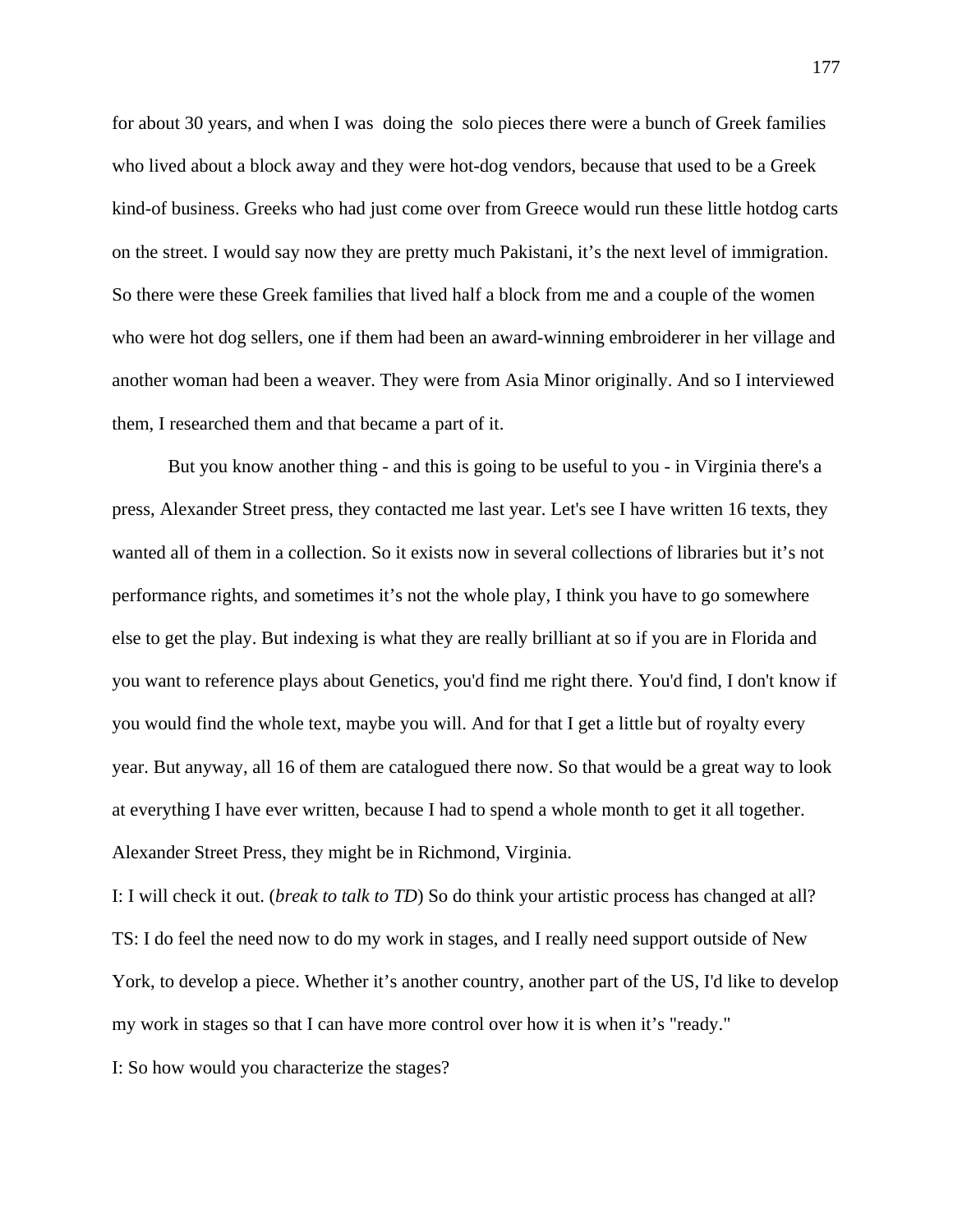for about 30 years, and when I was doing the solo pieces there were a bunch of Greek families who lived about a block away and they were hot-dog vendors, because that used to be a Greek kind-of business. Greeks who had just come over from Greece would run these little hotdog carts on the street. I would say now they are pretty much Pakistani, it's the next level of immigration. So there were these Greek families that lived half a block from me and a couple of the women who were hot dog sellers, one if them had been an award-winning embroiderer in her village and another woman had been a weaver. They were from Asia Minor originally. And so I interviewed them, I researched them and that became a part of it.

But you know another thing - and this is going to be useful to you - in Virginia there's a press, Alexander Street press, they contacted me last year. Let's see I have written 16 texts, they wanted all of them in a collection. So it exists now in several collections of libraries but it's not performance rights, and sometimes it's not the whole play, I think you have to go somewhere else to get the play. But indexing is what they are really brilliant at so if you are in Florida and you want to reference plays about Genetics, you'd find me right there. You'd find, I don't know if you would find the whole text, maybe you will. And for that I get a little but of royalty every year. But anyway, all 16 of them are catalogued there now. So that would be a great way to look at everything I have ever written, because I had to spend a whole month to get it all together. Alexander Street Press, they might be in Richmond, Virginia.

I: I will check it out. (*break to talk to TD*) So do think your artistic process has changed at all?

TS: I do feel the need now to do my work in stages, and I really need support outside of New York, to develop a piece. Whether it's another country, another part of the US, I'd like to develop my work in stages so that I can have more control over how it is when it's "ready."

I: So how would you characterize the stages?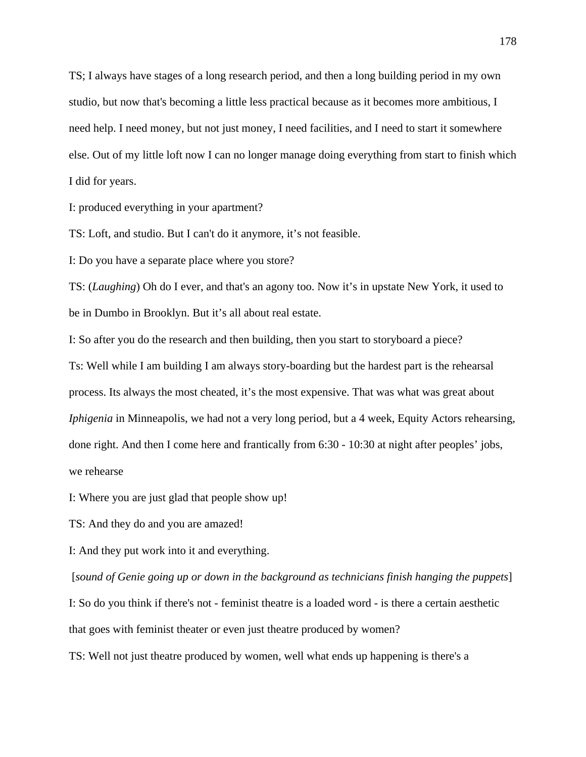TS; I always have stages of a long research period, and then a long building period in my own studio, but now that's becoming a little less practical because as it becomes more ambitious, I need help. I need money, but not just money, I need facilities, and I need to start it somewhere else. Out of my little loft now I can no longer manage doing everything from start to finish which I did for years.

I: produced everything in your apartment?

TS: Loft, and studio. But I can't do it anymore, it's not feasible.

I: Do you have a separate place where you store?

TS: (*Laughing*) Oh do I ever, and that's an agony too. Now it's in upstate New York, it used to be in Dumbo in Brooklyn. But it's all about real estate.

I: So after you do the research and then building, then you start to storyboard a piece?

Ts: Well while I am building I am always story-boarding but the hardest part is the rehearsal process. Its always the most cheated, it's the most expensive. That was what was great about *Iphigenia* in Minneapolis, we had not a very long period, but a 4 week, Equity Actors rehearsing, done right. And then I come here and frantically from 6:30 - 10:30 at night after peoples' jobs, we rehearse

I: Where you are just glad that people show up!

TS: And they do and you are amazed!

I: And they put work into it and everything.

[*sound of Genie going up or down in the background as technicians finish hanging the puppets*]

I: So do you think if there's not - feminist theatre is a loaded word - is there a certain aesthetic that goes with feminist theater or even just theatre produced by women?

TS: Well not just theatre produced by women, well what ends up happening is there's a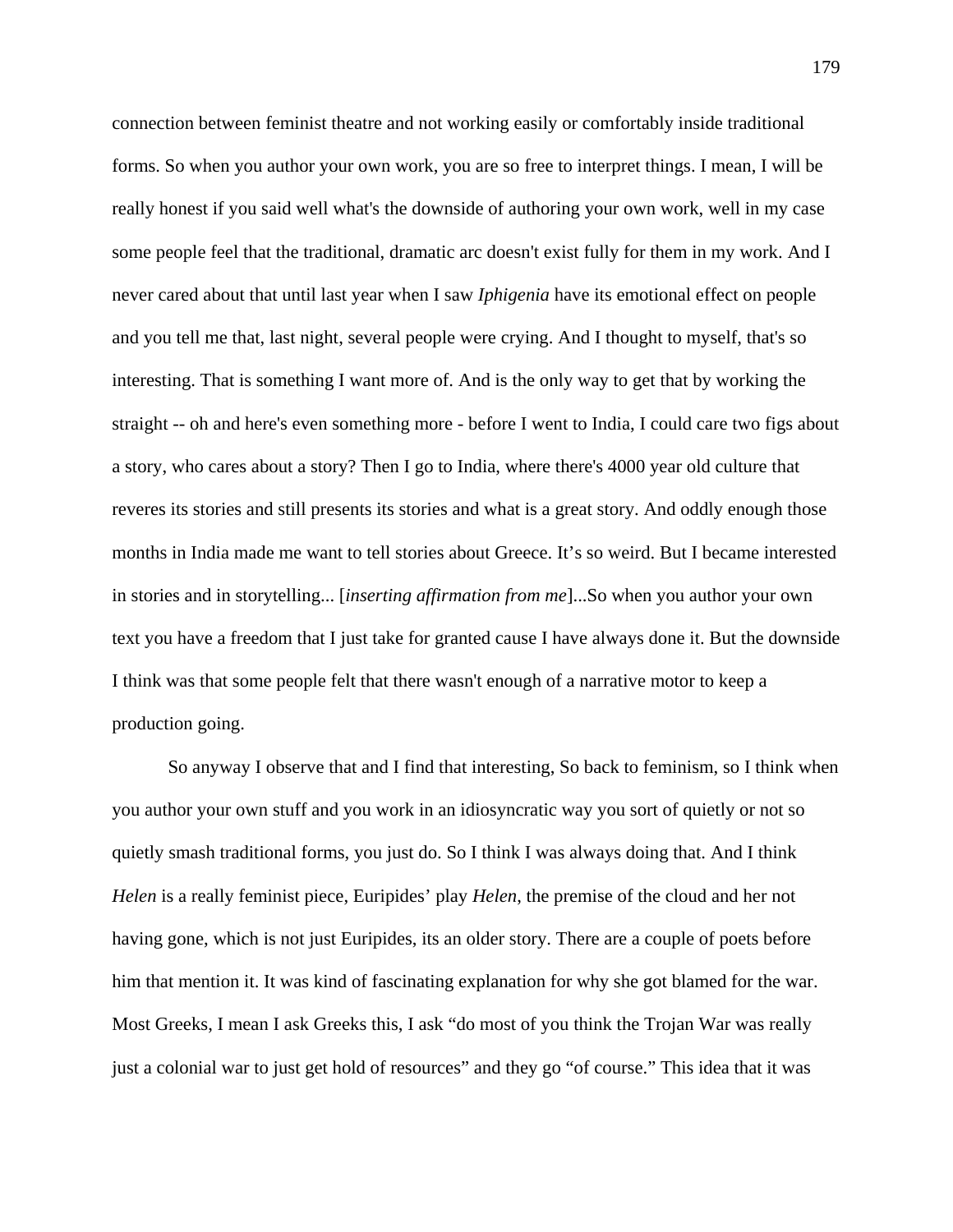connection between feminist theatre and not working easily or comfortably inside traditional forms. So when you author your own work, you are so free to interpret things. I mean, I will be really honest if you said well what's the downside of authoring your own work, well in my case some people feel that the traditional, dramatic arc doesn't exist fully for them in my work. And I never cared about that until last year when I saw *Iphigenia* have its emotional effect on people and you tell me that, last night, several people were crying. And I thought to myself, that's so interesting. That is something I want more of. And is the only way to get that by working the straight -- oh and here's even something more - before I went to India, I could care two figs about a story, who cares about a story? Then I go to India, where there's 4000 year old culture that reveres its stories and still presents its stories and what is a great story. And oddly enough those months in India made me want to tell stories about Greece. It's so weird. But I became interested in stories and in storytelling... [*inserting affirmation from me*]...So when you author your own text you have a freedom that I just take for granted cause I have always done it. But the downside I think was that some people felt that there wasn't enough of a narrative motor to keep a production going.

So anyway I observe that and I find that interesting, So back to feminism, so I think when you author your own stuff and you work in an idiosyncratic way you sort of quietly or not so quietly smash traditional forms, you just do. So I think I was always doing that. And I think *Helen* is a really feminist piece, Euripides' play *Helen*, the premise of the cloud and her not having gone, which is not just Euripides, its an older story. There are a couple of poets before him that mention it. It was kind of fascinating explanation for why she got blamed for the war. Most Greeks, I mean I ask Greeks this, I ask "do most of you think the Trojan War was really just a colonial war to just get hold of resources" and they go "of course." This idea that it was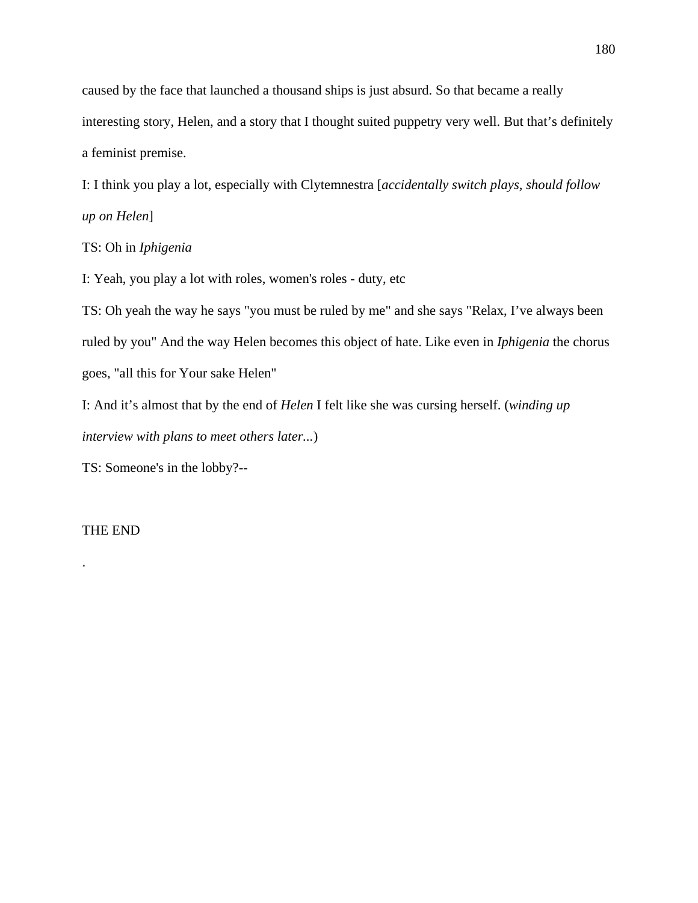caused by the face that launched a thousand ships is just absurd. So that became a really interesting story, Helen, and a story that I thought suited puppetry very well. But that's definitely a feminist premise.

I: I think you play a lot, especially with Clytemnestra [*accidentally switch plays, should follow up on Helen*]

TS: Oh in *Iphigenia*

I: Yeah, you play a lot with roles, women's roles - duty, etc

TS: Oh yeah the way he says "you must be ruled by me" and she says "Relax, I've always been ruled by you" And the way Helen becomes this object of hate. Like even in *Iphigenia* the chorus goes, "all this for Your sake Helen"

I: And it's almost that by the end of *Helen* I felt like she was cursing herself. (*winding up interview with plans to meet others later...*)

TS: Someone's in the lobby?--

THE END

.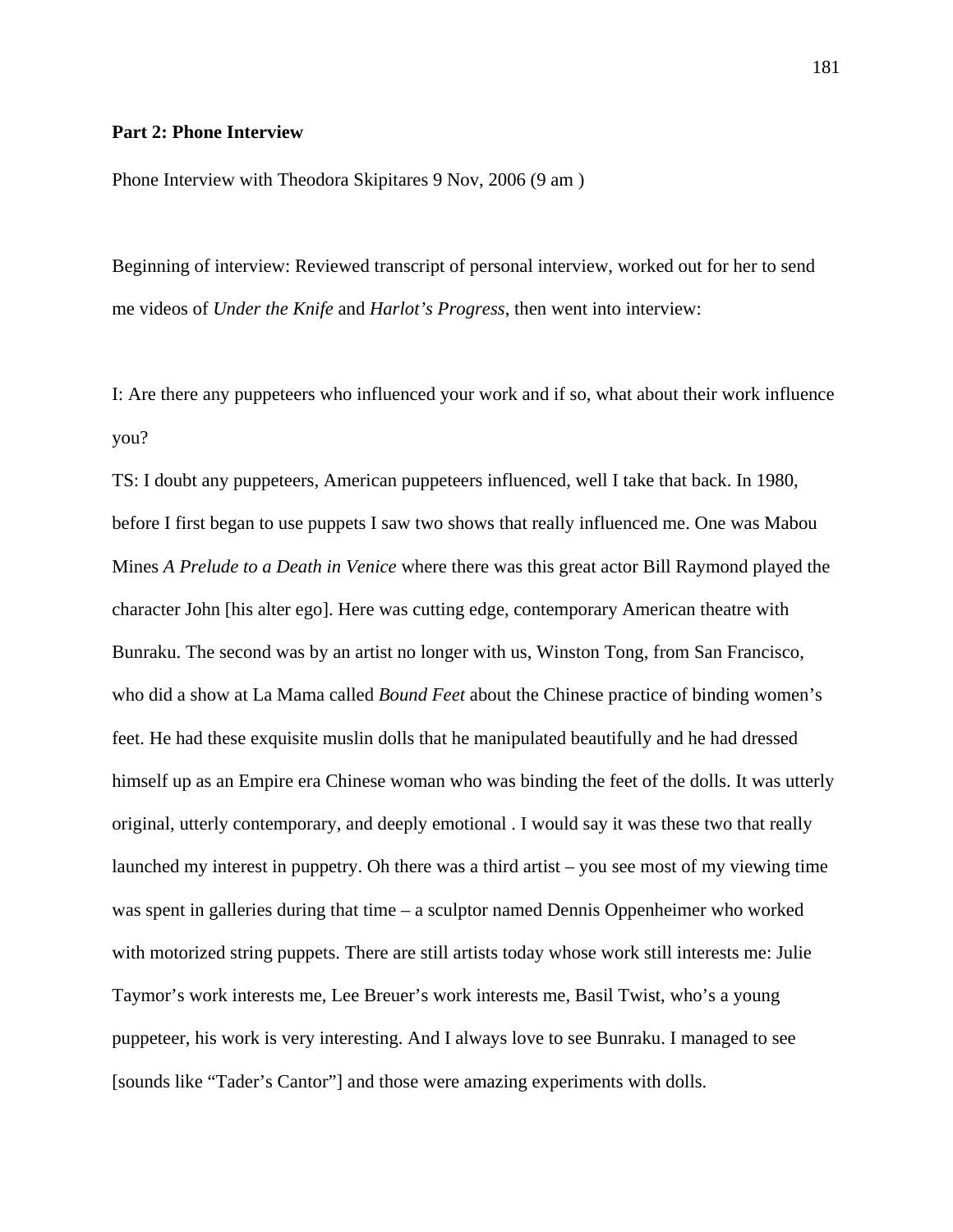**Part 2: Phone Interview**

Phone Interview with Theodora Skipitares 9 Nov, 2006 (9 am )

Beginning of interview: Reviewed transcript of personal interview, worked out for her to send me videos of *Under the Knife* and *Harlot's Progress*, then went into interview:

I: Are there any puppeteers who influenced your work and if so, what about their work influence you?

TS: I doubt any puppeteers, American puppeteers influenced, well I take that back. In 1980, before I first began to use puppets I saw two shows that really influenced me. One was Mabou Mines *A Prelude to a Death in Venice* where there was this great actor Bill Raymond played the character John [his alter ego]. Here was cutting edge, contemporary American theatre with Bunraku. The second was by an artist no longer with us, Winston Tong, from San Francisco, who did a show at La Mama called *Bound Feet* about the Chinese practice of binding women's feet. He had these exquisite muslin dolls that he manipulated beautifully and he had dressed himself up as an Empire era Chinese woman who was binding the feet of the dolls. It was utterly original, utterly contemporary, and deeply emotional . I would say it was these two that really launched my interest in puppetry. Oh there was a third artist – you see most of my viewing time was spent in galleries during that time – a sculptor named Dennis Oppenheimer who worked with motorized string puppets. There are still artists today whose work still interests me: Julie Taymor's work interests me, Lee Breuer's work interests me, Basil Twist, who's a young puppeteer, his work is very interesting. And I always love to see Bunraku. I managed to see [sounds like "Tader's Cantor"] and those were amazing experiments with dolls.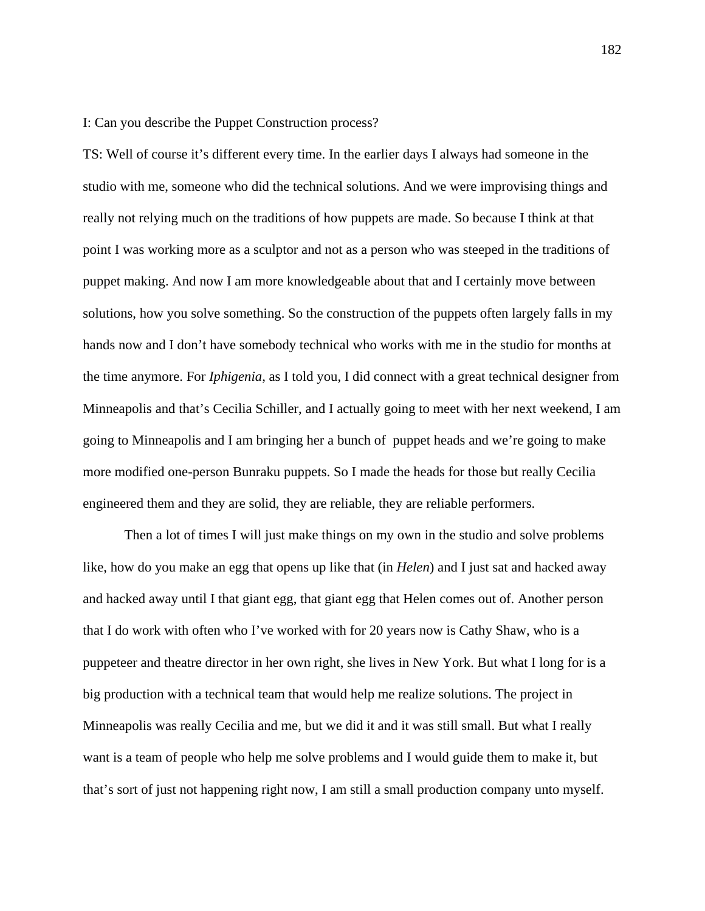I: Can you describe the Puppet Construction process?

TS: Well of course it's different every time. In the earlier days I always had someone in the studio with me, someone who did the technical solutions. And we were improvising things and really not relying much on the traditions of how puppets are made. So because I think at that point I was working more as a sculptor and not as a person who was steeped in the traditions of puppet making. And now I am more knowledgeable about that and I certainly move between solutions, how you solve something. So the construction of the puppets often largely falls in my hands now and I don't have somebody technical who works with me in the studio for months at the time anymore. For *Iphigenia*, as I told you, I did connect with a great technical designer from Minneapolis and that's Cecilia Schiller, and I actually going to meet with her next weekend, I am going to Minneapolis and I am bringing her a bunch of puppet heads and we're going to make more modified one-person Bunraku puppets. So I made the heads for those but really Cecilia engineered them and they are solid, they are reliable, they are reliable performers.

Then a lot of times I will just make things on my own in the studio and solve problems like, how do you make an egg that opens up like that (in *Helen*) and I just sat and hacked away and hacked away until I that giant egg, that giant egg that Helen comes out of. Another person that I do work with often who I've worked with for 20 years now is Cathy Shaw, who is a puppeteer and theatre director in her own right, she lives in New York. But what I long for is a big production with a technical team that would help me realize solutions. The project in Minneapolis was really Cecilia and me, but we did it and it was still small. But what I really want is a team of people who help me solve problems and I would guide them to make it, but that's sort of just not happening right now, I am still a small production company unto myself.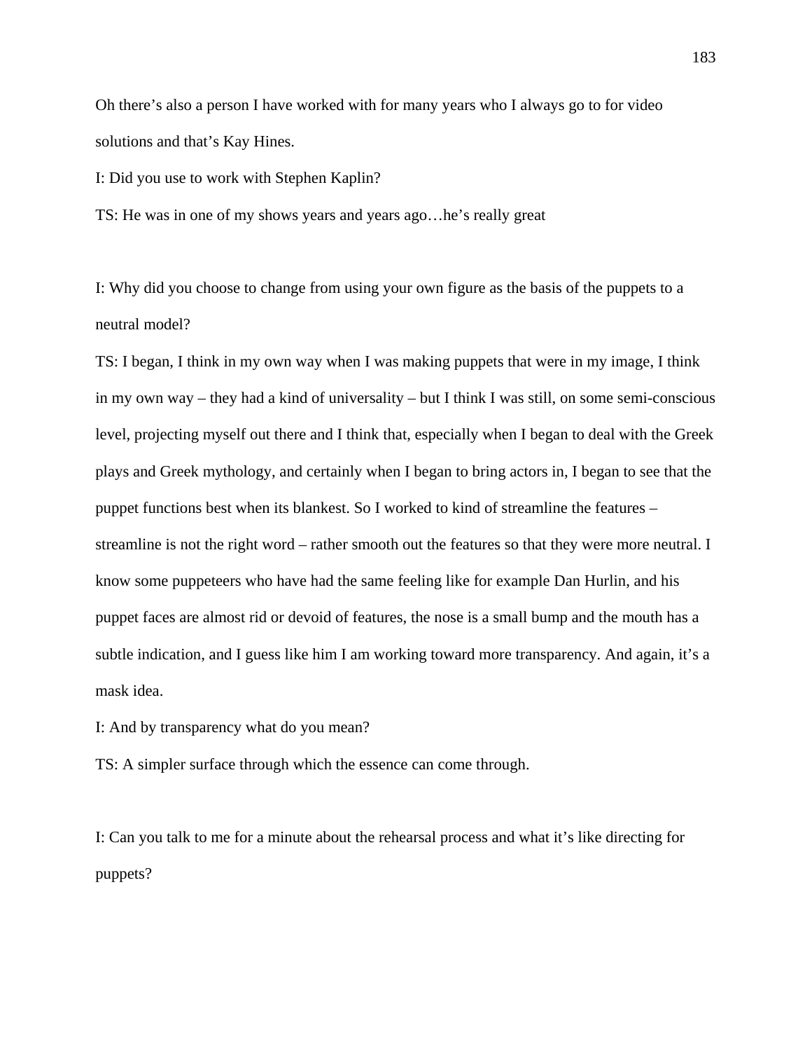Oh there's also a person I have worked with for many years who I always go to for video solutions and that's Kay Hines.

I: Did you use to work with Stephen Kaplin?

TS: He was in one of my shows years and years ago…he's really great

I: Why did you choose to change from using your own figure as the basis of the puppets to a neutral model?

TS: I began, I think in my own way when I was making puppets that were in my image, I think in my own way – they had a kind of universality – but I think I was still, on some semi-conscious level, projecting myself out there and I think that, especially when I began to deal with the Greek plays and Greek mythology, and certainly when I began to bring actors in, I began to see that the puppet functions best when its blankest. So I worked to kind of streamline the features – streamline is not the right word – rather smooth out the features so that they were more neutral. I know some puppeteers who have had the same feeling like for example Dan Hurlin, and his puppet faces are almost rid or devoid of features, the nose is a small bump and the mouth has a subtle indication, and I guess like him I am working toward more transparency. And again, it's a mask idea.

I: And by transparency what do you mean?

TS: A simpler surface through which the essence can come through.

I: Can you talk to me for a minute about the rehearsal process and what it's like directing for puppets?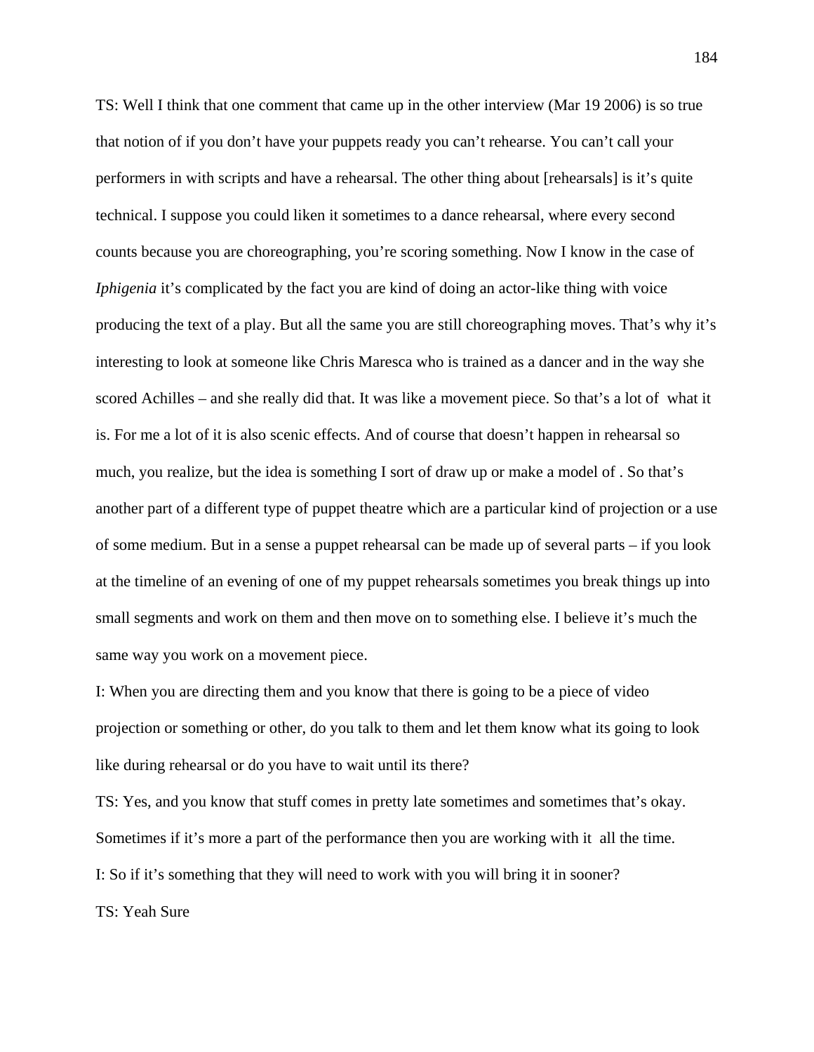TS: Well I think that one comment that came up in the other interview (Mar 19 2006) is so true that notion of if you don't have your puppets ready you can't rehearse. You can't call your performers in with scripts and have a rehearsal. The other thing about [rehearsals] is it's quite technical. I suppose you could liken it sometimes to a dance rehearsal, where every second counts because you are choreographing, you're scoring something. Now I know in the case of *Iphigenia* it's complicated by the fact you are kind of doing an actor-like thing with voice producing the text of a play. But all the same you are still choreographing moves. That's why it's interesting to look at someone like Chris Maresca who is trained as a dancer and in the way she scored Achilles – and she really did that. It was like a movement piece. So that's a lot of what it is. For me a lot of it is also scenic effects. And of course that doesn't happen in rehearsal so much, you realize, but the idea is something I sort of draw up or make a model of . So that's another part of a different type of puppet theatre which are a particular kind of projection or a use of some medium. But in a sense a puppet rehearsal can be made up of several parts – if you look at the timeline of an evening of one of my puppet rehearsals sometimes you break things up into small segments and work on them and then move on to something else. I believe it's much the same way you work on a movement piece.

I: When you are directing them and you know that there is going to be a piece of video projection or something or other, do you talk to them and let them know what its going to look like during rehearsal or do you have to wait until its there?

TS: Yes, and you know that stuff comes in pretty late sometimes and sometimes that's okay. Sometimes if it's more a part of the performance then you are working with it all the time.

I: So if it's something that they will need to work with you will bring it in sooner?

TS: Yeah Sure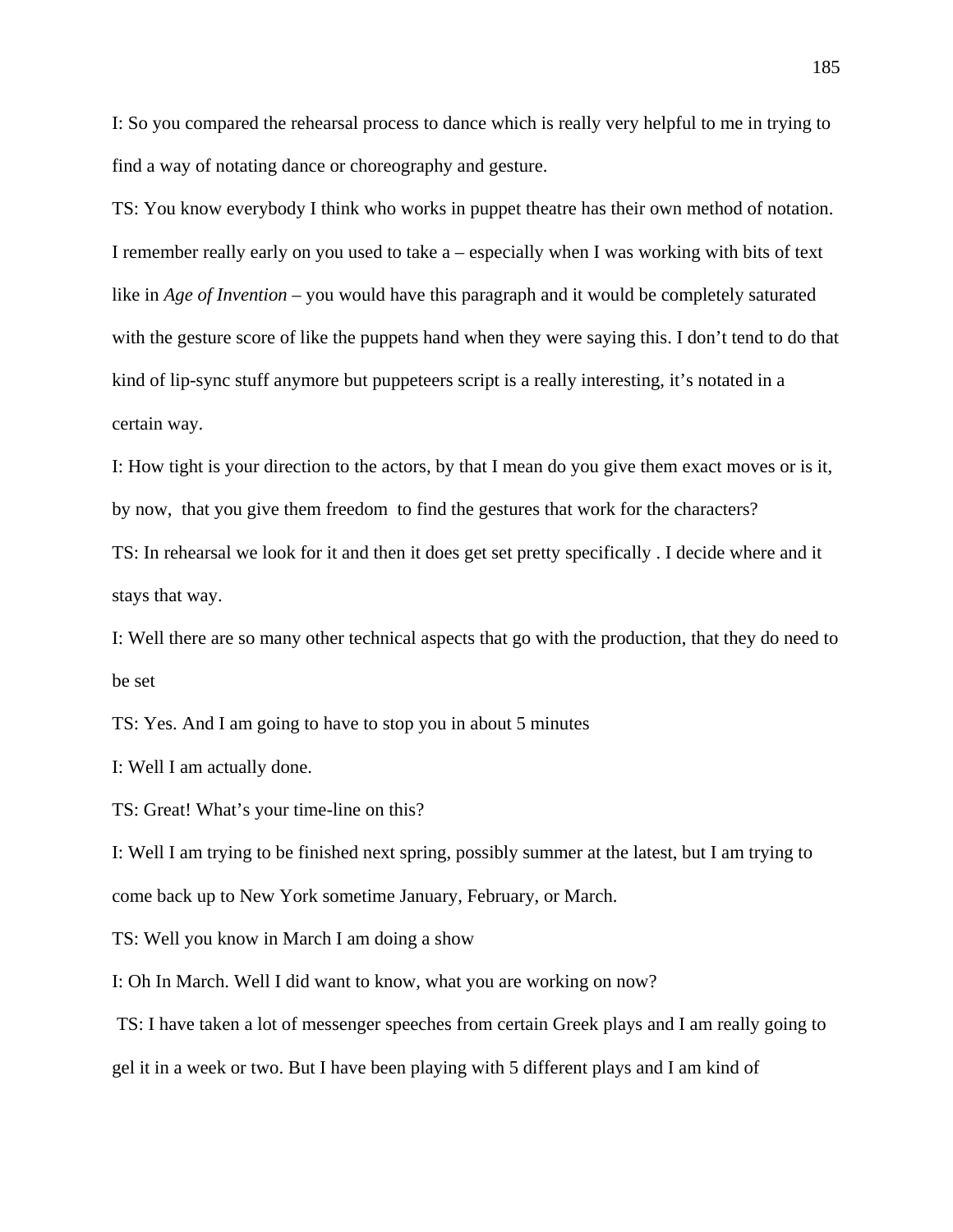I: So you compared the rehearsal process to dance which is really very helpful to me in trying to find a way of notating dance or choreography and gesture.

TS: You know everybody I think who works in puppet theatre has their own method of notation. I remember really early on you used to take a – especially when I was working with bits of text like in *Age of Invention* – you would have this paragraph and it would be completely saturated with the gesture score of like the puppets hand when they were saying this. I don't tend to do that kind of lip-sync stuff anymore but puppeteers script is a really interesting, it's notated in a certain way.

I: How tight is your direction to the actors, by that I mean do you give them exact moves or is it, by now, that you give them freedom to find the gestures that work for the characters?

TS: In rehearsal we look for it and then it does get set pretty specifically . I decide where and it stays that way.

I: Well there are so many other technical aspects that go with the production, that they do need to be set

TS: Yes. And I am going to have to stop you in about 5 minutes

I: Well I am actually done.

TS: Great! What's your time-line on this?

I: Well I am trying to be finished next spring, possibly summer at the latest, but I am trying to come back up to New York sometime January, February, or March.

TS: Well you know in March I am doing a show

I: Oh In March. Well I did want to know, what you are working on now?

TS: I have taken a lot of messenger speeches from certain Greek plays and I am really going to gel it in a week or two. But I have been playing with 5 different plays and I am kind of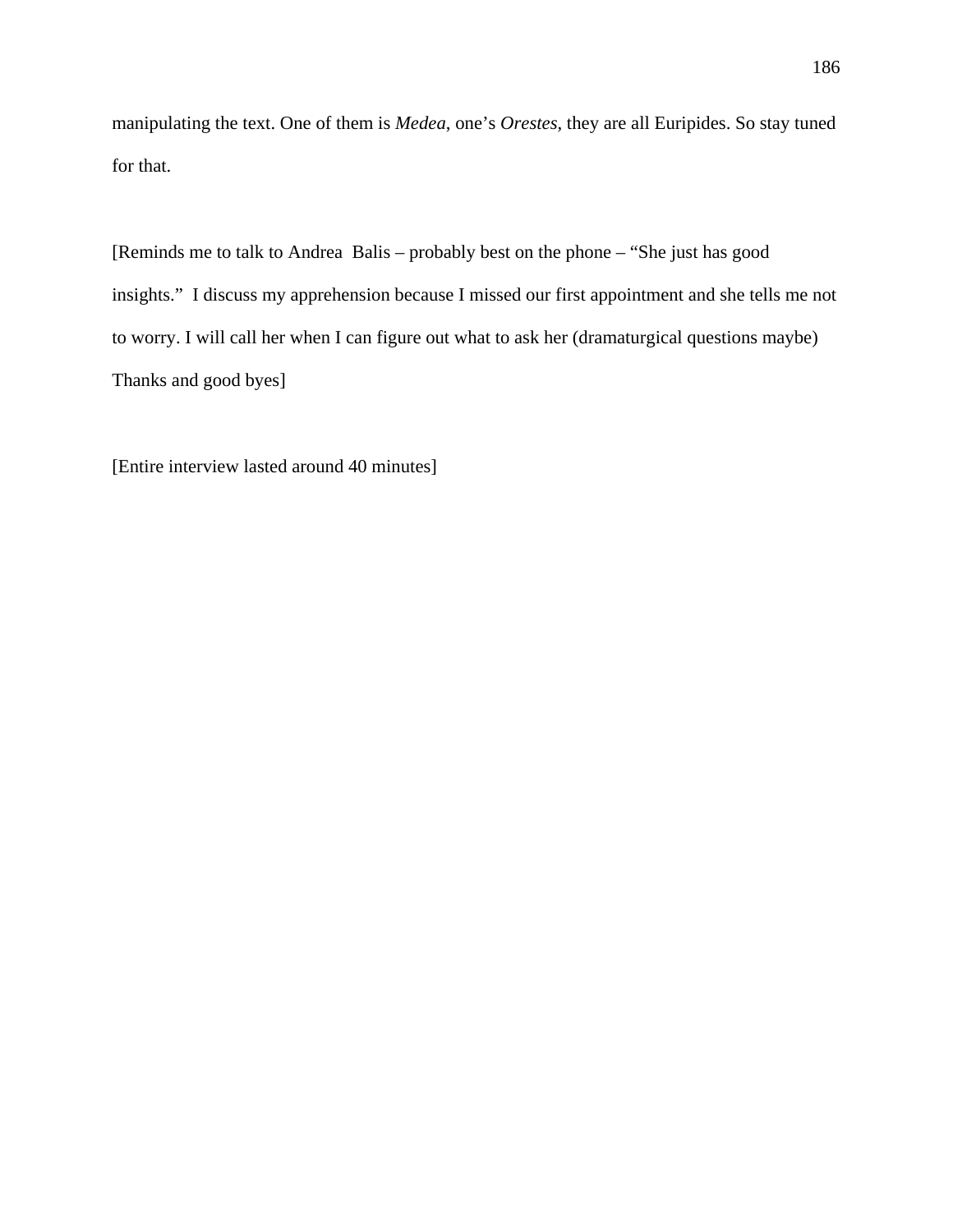manipulating the text. One of them is *Medea*, one's *Orestes*, they are all Euripides. So stay tuned for that.

[Reminds me to talk to Andrea Balis – probably best on the phone – "She just has good insights." I discuss my apprehension because I missed our first appointment and she tells me not to worry. I will call her when I can figure out what to ask her (dramaturgical questions maybe) Thanks and good byes]

[Entire interview lasted around 40 minutes]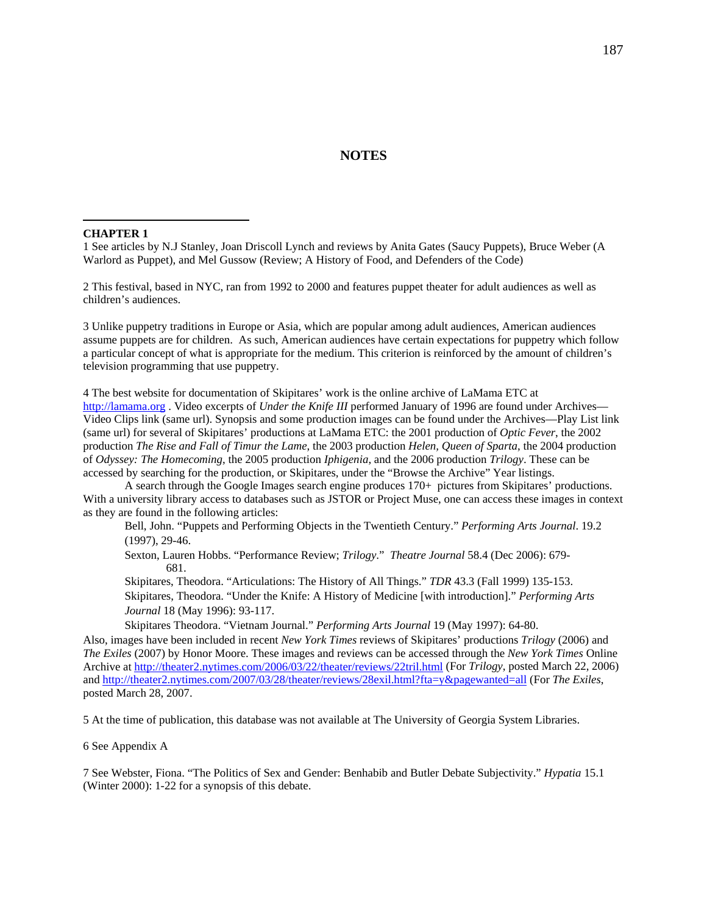# NOTES

---

**CHAPTER 1**

1 See articles by N.J Stanley, Joan Driscoll Lynch and reviews by Anita Gates (Saucy Puppets), Bruce Weber (A Warlord as Puppet), and Mel Gussow (Review; A History of Food, and Defenders of the Code)

2 This festival, based in NYC, ran from 1992 to 2000 and features puppet theater for adult audiences as well as children's audiences.

3 Unlike puppetry traditions in Europe or Asia, which are popular among adult audiences, American audiences assume puppets are for children. As such, American audiences have certain expectations for puppetry which follow a particular concept of what is appropriate for the medium. This criterion is reinforced by the amount of children's television programming that use puppetry.

4 The best website for documentation of Skipitares' work is the online archive of LaMama ETC at http://lamama.org . Video excerpts of *Under the Knife III* performed January of 1996 are found under Archives—Video Clips link (same url). Synopsis and some production images can be found under the Archives—Play List link (same url) for several of Skipitares' productions at LaMama ETC: the 2001 production of *Optic Fever*, the 2002 production *The Rise and Fall of Timur the Lame*, the 2003 production *Helen, Queen of Sparta*, the 2004 production of *Odyssey: The Homecoming*, the 2005 production *Iphigenia*, and the 2006 production *Trilogy*. These can be accessed by searching for the production, or Skipitares, under the "Browse the Archive" Year listings.

A search through the Google Images search engine produces 170+ pictures from Skipitares' productions. With a university library access to databases such as JSTOR or Project Muse, one can access these images in context as they are found in the following articles:

> Bell, John. "Puppets and Performing Objects in the Twentieth Century." *Performing Arts Journal*. 19.2 (1997), 29-46.
>
> Sexton, Lauren Hobbs. "Performance Review; *Trilogy*." *Theatre Journal* 58.4 (Dec 2006): 679-681.
>
> Skipitares, Theodora. "Articulations: The History of All Things." *TDR* 43.3 (Fall 1999) 135-153.
>
> Skipitares, Theodora. "Under the Knife: A History of Medicine [with introduction]." *Performing Arts Journal* 18 (May 1996): 93-117.
>
> Skipitares Theodora. "Vietnam Journal." *Performing Arts Journal* 19 (May 1997): 64-80.

Also, images have been included in recent *New York Times* reviews of Skipitares' productions *Trilogy* (2006) and *The Exiles* (2007) by Honor Moore. These images and reviews can be accessed through the *New York Times* Online Archive at http://theater2.nytimes.com/2006/03/22/theater/reviews/22tril.html (For *Trilogy*, posted March 22, 2006) and http://theater2.nytimes.com/2007/03/28/theater/reviews/28exil.html?fta=y&pagewanted=all (For *The Exiles*, posted March 28, 2007.

5 At the time of publication, this database was not available at The University of Georgia System Libraries.

6 See Appendix A

7 See Webster, Fiona. "The Politics of Sex and Gender: Benhabib and Butler Debate Subjectivity." *Hypatia* 15.1 (Winter 2000): 1-22 for a synopsis of this debate.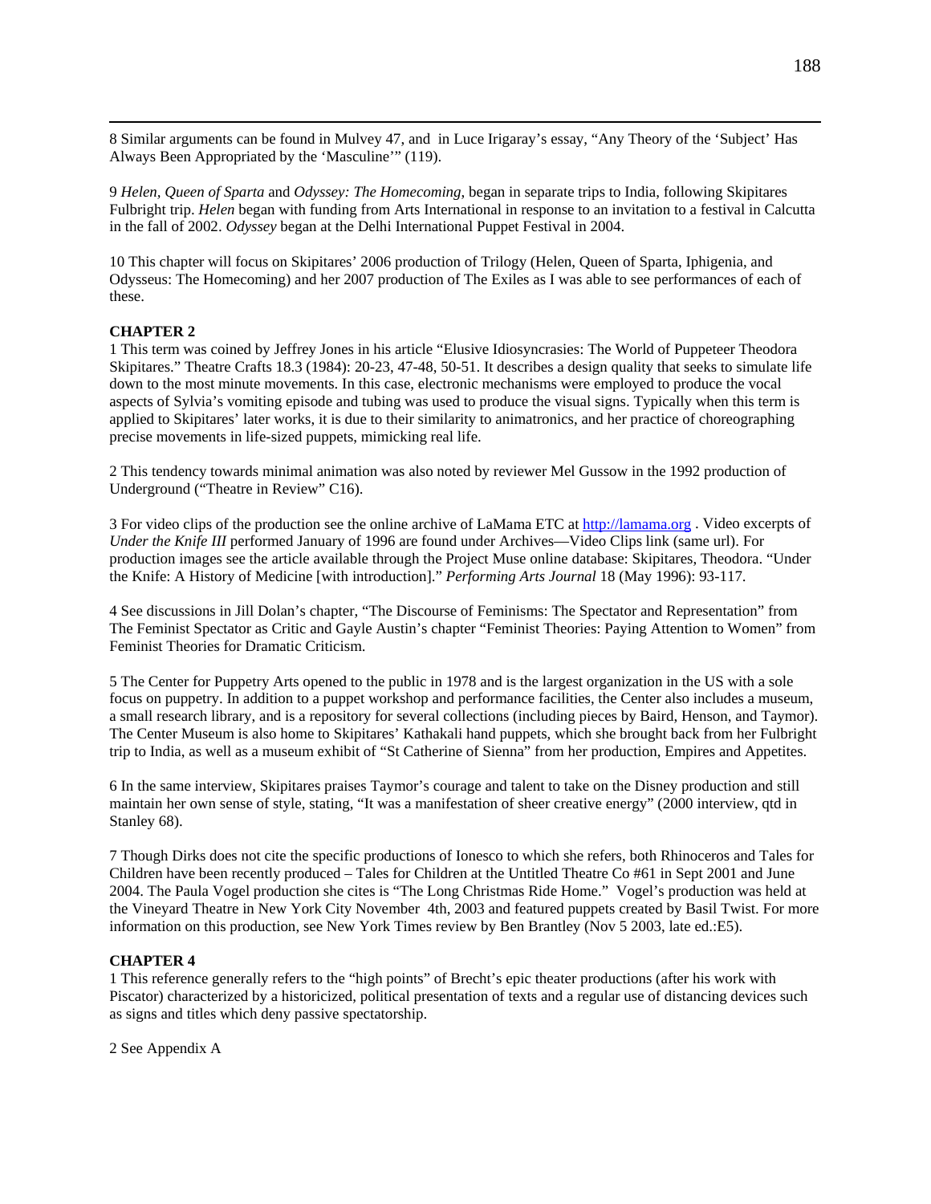8 Similar arguments can be found in Mulvey 47, and in Luce Irigaray's essay, "Any Theory of the 'Subject' Has Always Been Appropriated by the 'Masculine'" (119).

9 *Helen, Queen of Sparta* and *Odyssey: The Homecoming*, began in separate trips to India, following Skipitares Fulbright trip. *Helen* began with funding from Arts International in response to an invitation to a festival in Calcutta in the fall of 2002. *Odyssey* began at the Delhi International Puppet Festival in 2004.

10 This chapter will focus on Skipitares' 2006 production of Trilogy (Helen, Queen of Sparta, Iphigenia, and Odysseus: The Homecoming) and her 2007 production of The Exiles as I was able to see performances of each of these.

**CHAPTER 2**

1 This term was coined by Jeffrey Jones in his article "Elusive Idiosyncrasies: The World of Puppeteer Theodora Skipitares." Theatre Crafts 18.3 (1984): 20-23, 47-48, 50-51. It describes a design quality that seeks to simulate life down to the most minute movements. In this case, electronic mechanisms were employed to produce the vocal aspects of Sylvia's vomiting episode and tubing was used to produce the visual signs. Typically when this term is applied to Skipitares' later works, it is due to their similarity to animatronics, and her practice of choreographing precise movements in life-sized puppets, mimicking real life.

2 This tendency towards minimal animation was also noted by reviewer Mel Gussow in the 1992 production of Underground ("Theatre in Review" C16).

3 For video clips of the production see the online archive of LaMama ETC at http://lamama.org . Video excerpts of *Under the Knife III* performed January of 1996 are found under Archives—Video Clips link (same url). For production images see the article available through the Project Muse online database: Skipitares, Theodora. "Under the Knife: A History of Medicine [with introduction]." *Performing Arts Journal* 18 (May 1996): 93-117.

4 See discussions in Jill Dolan's chapter, "The Discourse of Feminisms: The Spectator and Representation" from The Feminist Spectator as Critic and Gayle Austin's chapter "Feminist Theories: Paying Attention to Women" from Feminist Theories for Dramatic Criticism.

5 The Center for Puppetry Arts opened to the public in 1978 and is the largest organization in the US with a sole focus on puppetry. In addition to a puppet workshop and performance facilities, the Center also includes a museum, a small research library, and is a repository for several collections (including pieces by Baird, Henson, and Taymor). The Center Museum is also home to Skipitares' Kathakali hand puppets, which she brought back from her Fulbright trip to India, as well as a museum exhibit of "St Catherine of Sienna" from her production, Empires and Appetites.

6 In the same interview, Skipitares praises Taymor's courage and talent to take on the Disney production and still maintain her own sense of style, stating, "It was a manifestation of sheer creative energy" (2000 interview, qtd in Stanley 68).

7 Though Dirks does not cite the specific productions of Ionesco to which she refers, both Rhinoceros and Tales for Children have been recently produced – Tales for Children at the Untitled Theatre Co #61 in Sept 2001 and June 2004. The Paula Vogel production she cites is "The Long Christmas Ride Home." Vogel's production was held at the Vineyard Theatre in New York City November 4th, 2003 and featured puppets created by Basil Twist. For more information on this production, see New York Times review by Ben Brantley (Nov 5 2003, late ed.:E5).

**CHAPTER 4**

1 This reference generally refers to the "high points" of Brecht's epic theater productions (after his work with Piscator) characterized by a historicized, political presentation of texts and a regular use of distancing devices such as signs and titles which deny passive spectatorship.

2 See Appendix A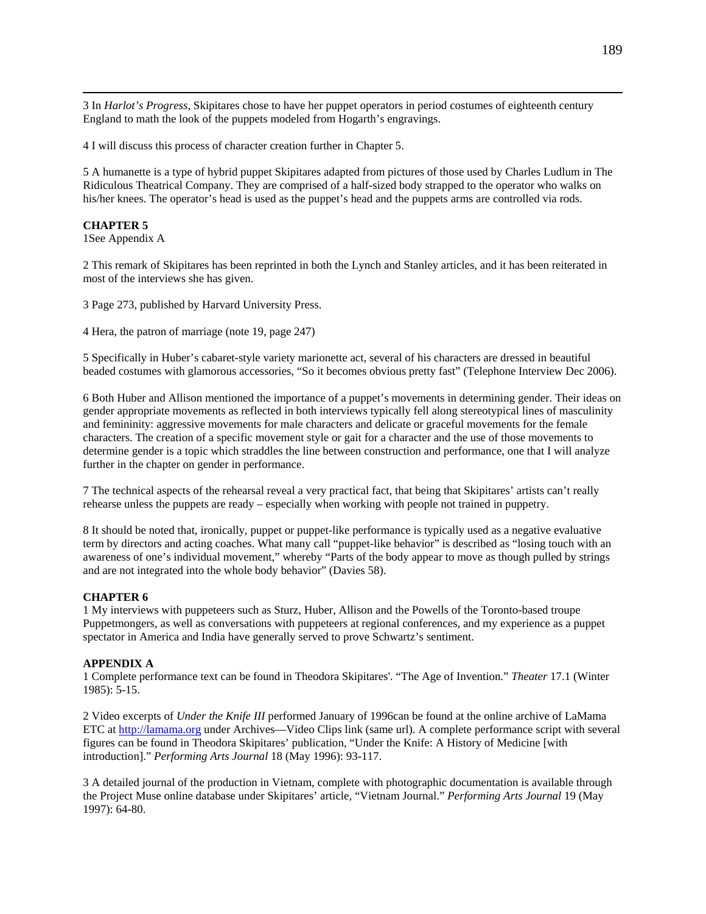3 In *Harlot's Progress*, Skipitares chose to have her puppet operators in period costumes of eighteenth century England to math the look of the puppets modeled from Hogarth's engravings.

4 I will discuss this process of character creation further in Chapter 5.

5 A humanette is a type of hybrid puppet Skipitares adapted from pictures of those used by Charles Ludlum in The Ridiculous Theatrical Company. They are comprised of a half-sized body strapped to the operator who walks on his/her knees. The operator's head is used as the puppet's head and the puppets arms are controlled via rods.

**CHAPTER 5**
1See Appendix A

2 This remark of Skipitares has been reprinted in both the Lynch and Stanley articles, and it has been reiterated in most of the interviews she has given.

3 Page 273, published by Harvard University Press.

4 Hera, the patron of marriage (note 19, page 247)

5 Specifically in Huber's cabaret-style variety marionette act, several of his characters are dressed in beautiful beaded costumes with glamorous accessories, "So it becomes obvious pretty fast" (Telephone Interview Dec 2006).

6 Both Huber and Allison mentioned the importance of a puppet's movements in determining gender. Their ideas on gender appropriate movements as reflected in both interviews typically fell along stereotypical lines of masculinity and femininity: aggressive movements for male characters and delicate or graceful movements for the female characters. The creation of a specific movement style or gait for a character and the use of those movements to determine gender is a topic which straddles the line between construction and performance, one that I will analyze further in the chapter on gender in performance.

7 The technical aspects of the rehearsal reveal a very practical fact, that being that Skipitares' artists can't really rehearse unless the puppets are ready – especially when working with people not trained in puppetry.

8 It should be noted that, ironically, puppet or puppet-like performance is typically used as a negative evaluative term by directors and acting coaches. What many call "puppet-like behavior" is described as "losing touch with an awareness of one's individual movement," whereby "Parts of the body appear to move as though pulled by strings and are not integrated into the whole body behavior" (Davies 58).

**CHAPTER 6**
1 My interviews with puppeteers such as Sturz, Huber, Allison and the Powells of the Toronto-based troupe Puppetmongers, as well as conversations with puppeteers at regional conferences, and my experience as a puppet spectator in America and India have generally served to prove Schwartz's sentiment.

**APPENDIX A**
1 Complete performance text can be found in Theodora Skipitares'. "The Age of Invention." *Theater* 17.1 (Winter 1985): 5-15.

2 Video excerpts of *Under the Knife III* performed January of 1996can be found at the online archive of LaMama ETC at http://lamama.org under Archives—Video Clips link (same url). A complete performance script with several figures can be found in Theodora Skipitares' publication, "Under the Knife: A History of Medicine [with introduction]." *Performing Arts Journal* 18 (May 1996): 93-117.

3 A detailed journal of the production in Vietnam, complete with photographic documentation is available through the Project Muse online database under Skipitares' article, "Vietnam Journal." *Performing Arts Journal* 19 (May 1997): 64-80.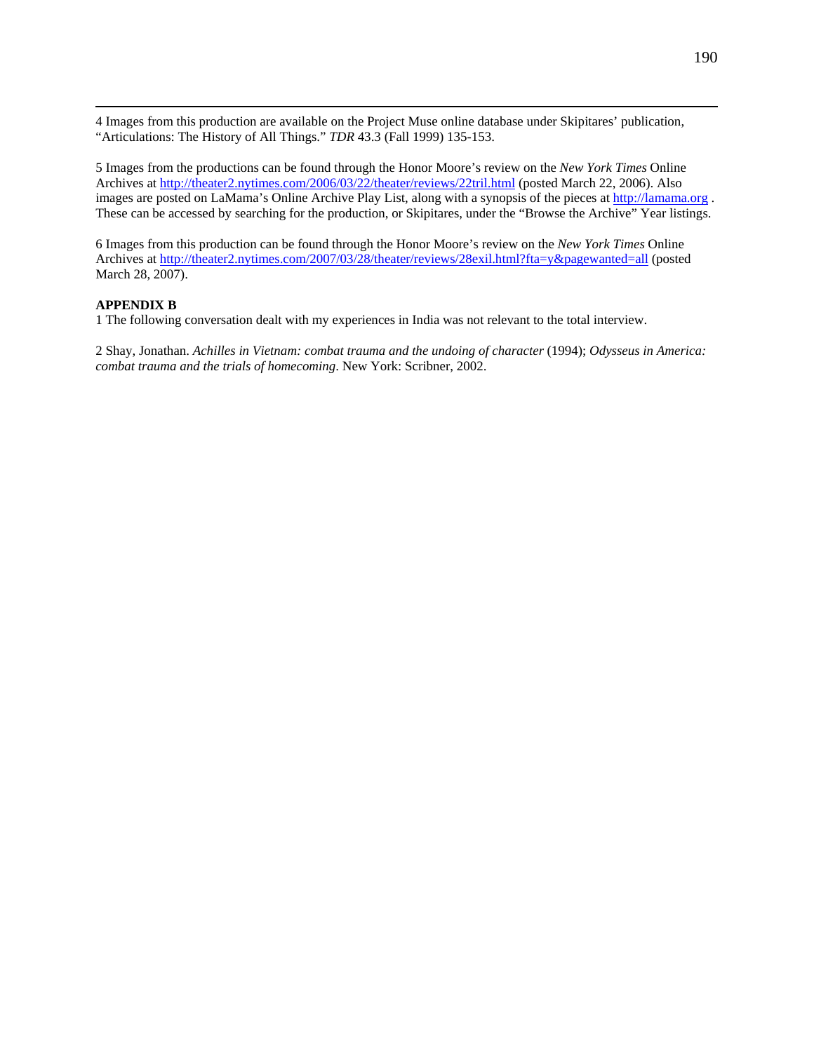4 Images from this production are available on the Project Muse online database under Skipitares' publication, "Articulations: The History of All Things." *TDR* 43.3 (Fall 1999) 135-153.

5 Images from the productions can be found through the Honor Moore's review on the *New York Times* Online Archives at http://theater2.nytimes.com/2006/03/22/theater/reviews/22tril.html (posted March 22, 2006). Also images are posted on LaMama's Online Archive Play List, along with a synopsis of the pieces at http://lamama.org . These can be accessed by searching for the production, or Skipitares, under the "Browse the Archive" Year listings.

6 Images from this production can be found through the Honor Moore's review on the *New York Times* Online Archives at http://theater2.nytimes.com/2007/03/28/theater/reviews/28exil.html?fta=y&pagewanted=all (posted March 28, 2007).

**APPENDIX B**

1 The following conversation dealt with my experiences in India was not relevant to the total interview.

2 Shay, Jonathan. *Achilles in Vietnam: combat trauma and the undoing of character* (1994); *Odysseus in America: combat trauma and the trials of homecoming*. New York: Scribner, 2002.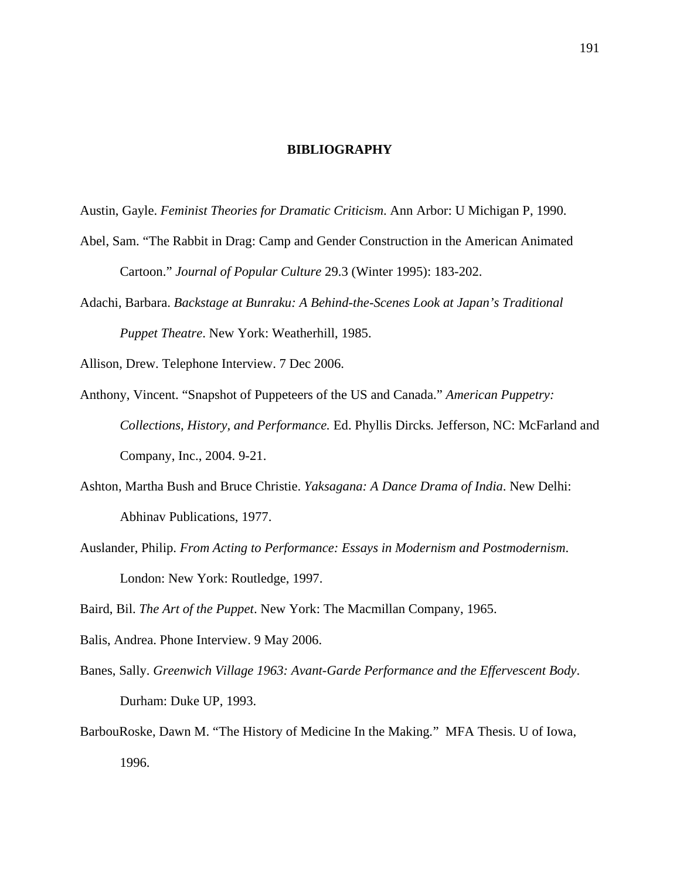# BIBLIOGRAPHY

Austin, Gayle. *Feminist Theories for Dramatic Criticism*. Ann Arbor: U Michigan P, 1990.

Abel, Sam. "The Rabbit in Drag: Camp and Gender Construction in the American Animated Cartoon." *Journal of Popular Culture* 29.3 (Winter 1995): 183-202.

Adachi, Barbara. *Backstage at Bunraku: A Behind-the-Scenes Look at Japan's Traditional Puppet Theatre*. New York: Weatherhill, 1985.

Allison, Drew. Telephone Interview. 7 Dec 2006.

Anthony, Vincent. "Snapshot of Puppeteers of the US and Canada." *American Puppetry: Collections, History, and Performance.* Ed. Phyllis Dircks*.* Jefferson, NC: McFarland and Company, Inc., 2004. 9-21.

Ashton, Martha Bush and Bruce Christie. *Yaksagana: A Dance Drama of India*. New Delhi: Abhinav Publications, 1977.

Auslander, Philip. *From Acting to Performance: Essays in Modernism and Postmodernism*. London: New York: Routledge, 1997.

Baird, Bil. *The Art of the Puppet*. New York: The Macmillan Company, 1965.

Balis, Andrea. Phone Interview. 9 May 2006.

Banes, Sally. *Greenwich Village 1963: Avant-Garde Performance and the Effervescent Body*. Durham: Duke UP, 1993.

BarbouRoske, Dawn M. "The History of Medicine In the Making." MFA Thesis. U of Iowa, 1996.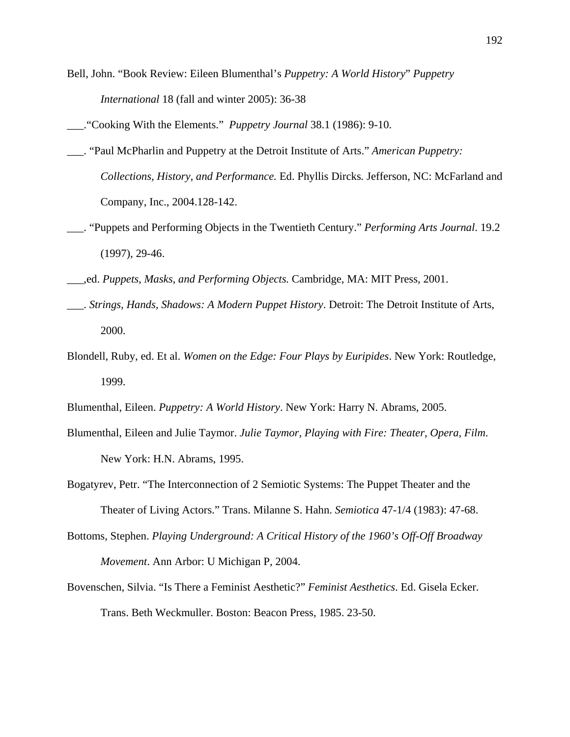Bell, John. "Book Review: Eileen Blumenthal's *Puppetry: A World History*" *Puppetry International* 18 (fall and winter 2005): 36-38

___."Cooking With the Elements." *Puppetry Journal* 38.1 (1986): 9-10.

___. "Paul McPharlin and Puppetry at the Detroit Institute of Arts." *American Puppetry: Collections, History, and Performance.* Ed. Phyllis Dircks*.* Jefferson, NC: McFarland and Company, Inc., 2004.128-142.

___. "Puppets and Performing Objects in the Twentieth Century." *Performing Arts Journal*. 19.2 (1997), 29-46.

___,ed. *Puppets, Masks, and Performing Objects.* Cambridge, MA: MIT Press, 2001.

___. *Strings, Hands, Shadows: A Modern Puppet History*. Detroit: The Detroit Institute of Arts, 2000.

Blondell, Ruby, ed. Et al. *Women on the Edge: Four Plays by Euripides*. New York: Routledge, 1999.

Blumenthal, Eileen. *Puppetry: A World History*. New York: Harry N. Abrams, 2005.

Blumenthal, Eileen and Julie Taymor. *Julie Taymor, Playing with Fire: Theater, Opera, Film*. New York: H.N. Abrams, 1995.

Bogatyrev, Petr. "The Interconnection of 2 Semiotic Systems: The Puppet Theater and the Theater of Living Actors." Trans. Milanne S. Hahn. *Semiotica* 47-1/4 (1983): 47-68.

Bottoms, Stephen. *Playing Underground: A Critical History of the 1960's Off-Off Broadway Movement*. Ann Arbor: U Michigan P, 2004.

Bovenschen, Silvia. "Is There a Feminist Aesthetic?" *Feminist Aesthetics*. Ed. Gisela Ecker. Trans. Beth Weckmuller. Boston: Beacon Press, 1985. 23-50.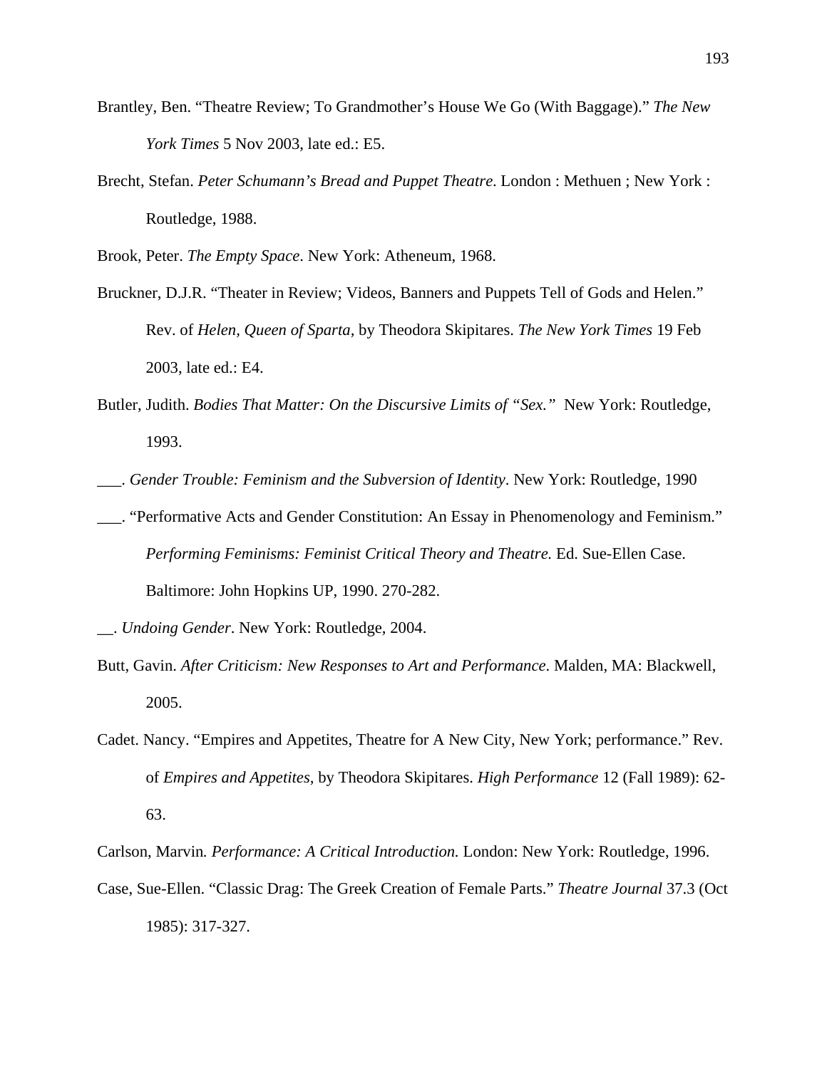Brantley, Ben. “Theatre Review; To Grandmother’s House We Go (With Baggage).” *The New York Times* 5 Nov 2003, late ed.: E5.

Brecht, Stefan. *Peter Schumann’s Bread and Puppet Theatre*. London : Methuen ; New York : Routledge, 1988.

Brook, Peter. *The Empty Space*. New York: Atheneum, 1968.

Bruckner, D.J.R. “Theater in Review; Videos, Banners and Puppets Tell of Gods and Helen.” Rev. of *Helen, Queen of Sparta,* by Theodora Skipitares. *The New York Times* 19 Feb 2003, late ed.: E4.

Butler, Judith. *Bodies That Matter: On the Discursive Limits of “Sex.”* New York: Routledge, 1993.

___. *Gender Trouble: Feminism and the Subversion of Identity*. New York: Routledge, 1990

___. “Performative Acts and Gender Constitution: An Essay in Phenomenology and Feminism.” *Performing Feminisms: Feminist Critical Theory and Theatre.* Ed. Sue-Ellen Case. Baltimore: John Hopkins UP, 1990. 270-282.

__. *Undoing Gender*. New York: Routledge, 2004.

Butt, Gavin. *After Criticism: New Responses to Art and Performance*. Malden, MA: Blackwell, 2005.

Cadet. Nancy. “Empires and Appetites, Theatre for A New City, New York; performance.” Rev. of *Empires and Appetites,* by Theodora Skipitares. *High Performance* 12 (Fall 1989): 62-63.

Carlson, Marvin*. Performance: A Critical Introduction.* London: New York: Routledge, 1996.

Case, Sue-Ellen. “Classic Drag: The Greek Creation of Female Parts.” *Theatre Journal* 37.3 (Oct 1985): 317-327.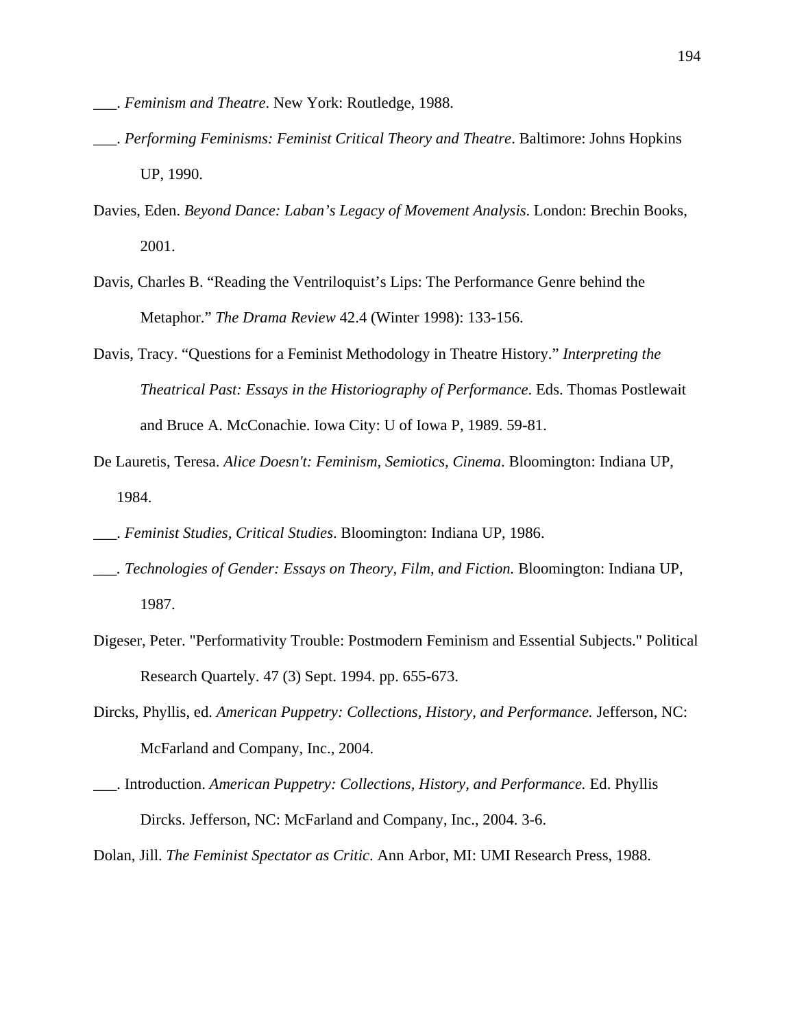___. *Feminism and Theatre*. New York: Routledge, 1988.

___. *Performing Feminisms: Feminist Critical Theory and Theatre*. Baltimore: Johns Hopkins UP, 1990.

Davies, Eden. *Beyond Dance: Laban's Legacy of Movement Analysis*. London: Brechin Books, 2001.

Davis, Charles B. "Reading the Ventriloquist's Lips: The Performance Genre behind the Metaphor." *The Drama Review* 42.4 (Winter 1998): 133-156.

Davis, Tracy. "Questions for a Feminist Methodology in Theatre History." *Interpreting the Theatrical Past: Essays in the Historiography of Performance*. Eds. Thomas Postlewait and Bruce A. McConachie. Iowa City: U of Iowa P, 1989. 59-81.

De Lauretis, Teresa. *Alice Doesn't: Feminism, Semiotics, Cinema*. Bloomington: Indiana UP, 1984.

___. *Feminist Studies, Critical Studies*. Bloomington: Indiana UP, 1986.

___. *Technologies of Gender: Essays on Theory, Film, and Fiction.* Bloomington: Indiana UP, 1987.

Digeser, Peter. "Performativity Trouble: Postmodern Feminism and Essential Subjects." Political Research Quartely. 47 (3) Sept. 1994. pp. 655-673.

Dircks, Phyllis, ed. *American Puppetry: Collections, History, and Performance.* Jefferson, NC: McFarland and Company, Inc., 2004.

___. Introduction. *American Puppetry: Collections, History, and Performance.* Ed. Phyllis Dircks. Jefferson, NC: McFarland and Company, Inc., 2004. 3-6.

Dolan, Jill. *The Feminist Spectator as Critic*. Ann Arbor, MI: UMI Research Press, 1988.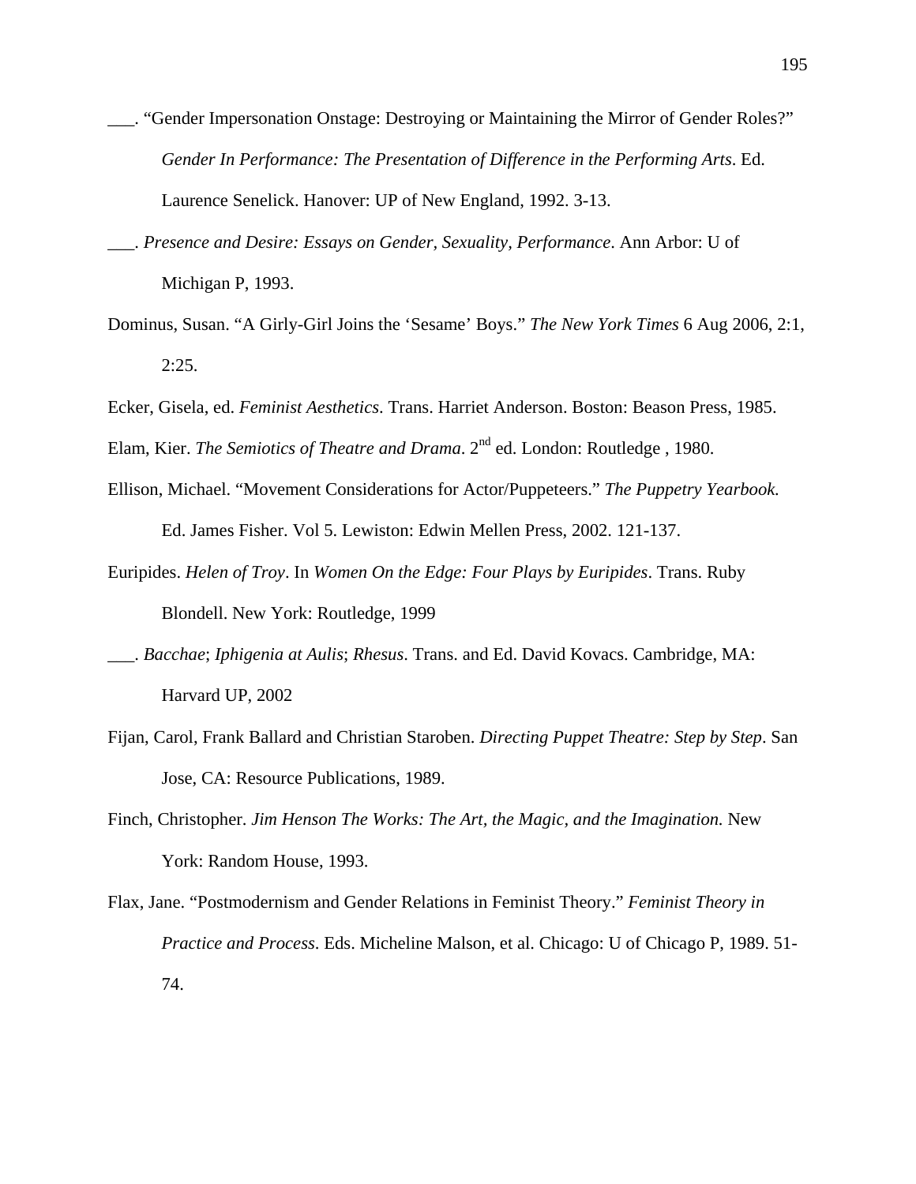___. "Gender Impersonation Onstage: Destroying or Maintaining the Mirror of Gender Roles?" *Gender In Performance: The Presentation of Difference in the Performing Arts*. Ed. Laurence Senelick. Hanover: UP of New England, 1992. 3-13.

___. *Presence and Desire: Essays on Gender, Sexuality, Performance*. Ann Arbor: U of Michigan P, 1993.

Dominus, Susan. "A Girly-Girl Joins the 'Sesame' Boys." *The New York Times* 6 Aug 2006, 2:1, 2:25.

Ecker, Gisela, ed. *Feminist Aesthetics*. Trans. Harriet Anderson. Boston: Beason Press, 1985.

Elam, Kier. *The Semiotics of Theatre and Drama*. 2nd ed. London: Routledge , 1980.

Ellison, Michael. "Movement Considerations for Actor/Puppeteers." *The Puppetry Yearbook.* Ed. James Fisher. Vol 5. Lewiston: Edwin Mellen Press, 2002. 121-137.

Euripides. *Helen of Troy*. In *Women On the Edge: Four Plays by Euripides*. Trans. Ruby Blondell. New York: Routledge, 1999

___. *Bacchae*; *Iphigenia at Aulis*; *Rhesus*. Trans. and Ed. David Kovacs. Cambridge, MA: Harvard UP, 2002

Fijan, Carol, Frank Ballard and Christian Staroben. *Directing Puppet Theatre: Step by Step*. San Jose, CA: Resource Publications, 1989.

Finch, Christopher. *Jim Henson The Works: The Art, the Magic, and the Imagination.* New York: Random House, 1993.

Flax, Jane. "Postmodernism and Gender Relations in Feminist Theory." *Feminist Theory in Practice and Process*. Eds. Micheline Malson, et al. Chicago: U of Chicago P, 1989. 51-74.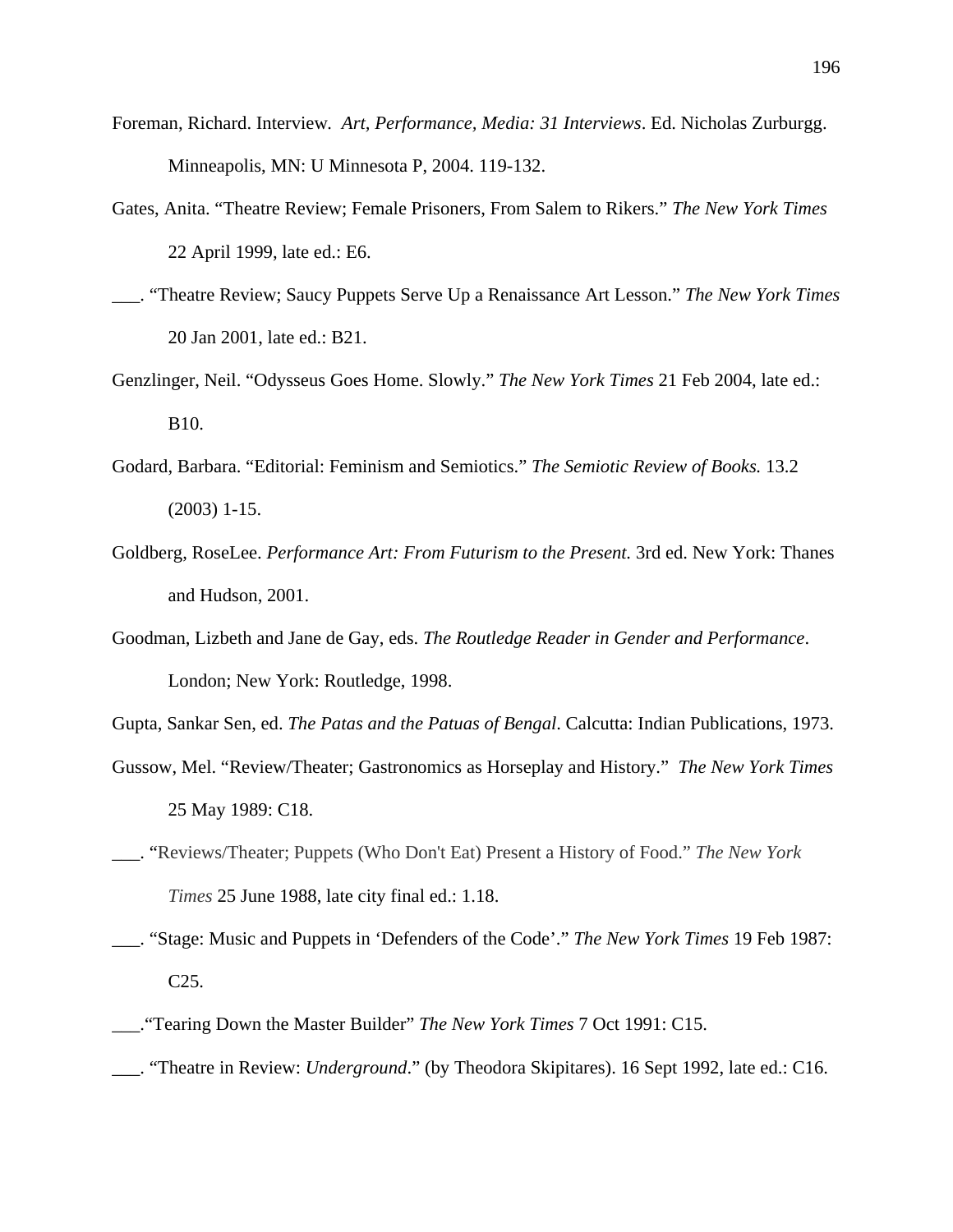Foreman, Richard. Interview. *Art, Performance, Media: 31 Interviews*. Ed. Nicholas Zurburgg. Minneapolis, MN: U Minnesota P, 2004. 119-132.

Gates, Anita. "Theatre Review; Female Prisoners, From Salem to Rikers." *The New York Times* 22 April 1999, late ed.: E6.

___. "Theatre Review; Saucy Puppets Serve Up a Renaissance Art Lesson." *The New York Times* 20 Jan 2001, late ed.: B21.

Genzlinger, Neil. "Odysseus Goes Home. Slowly." *The New York Times* 21 Feb 2004, late ed.: B10.

Godard, Barbara. "Editorial: Feminism and Semiotics." *The Semiotic Review of Books.* 13.2 (2003) 1-15.

Goldberg, RoseLee. *Performance Art: From Futurism to the Present.* 3rd ed. New York: Thanes and Hudson, 2001.

Goodman, Lizbeth and Jane de Gay, eds. *The Routledge Reader in Gender and Performance*. London; New York: Routledge, 1998.

Gupta, Sankar Sen, ed. *The Patas and the Patuas of Bengal*. Calcutta: Indian Publications, 1973.

Gussow, Mel. "Review/Theater; Gastronomics as Horseplay and History." *The New York Times* 25 May 1989: C18.

___. "Reviews/Theater; Puppets (Who Don't Eat) Present a History of Food." *The New York Times* 25 June 1988, late city final ed.: 1.18.

___. "Stage: Music and Puppets in 'Defenders of the Code'." *The New York Times* 19 Feb 1987: C25.

___."Tearing Down the Master Builder" *The New York Times* 7 Oct 1991: C15.

___. "Theatre in Review: *Underground*." (by Theodora Skipitares). 16 Sept 1992, late ed.: C16.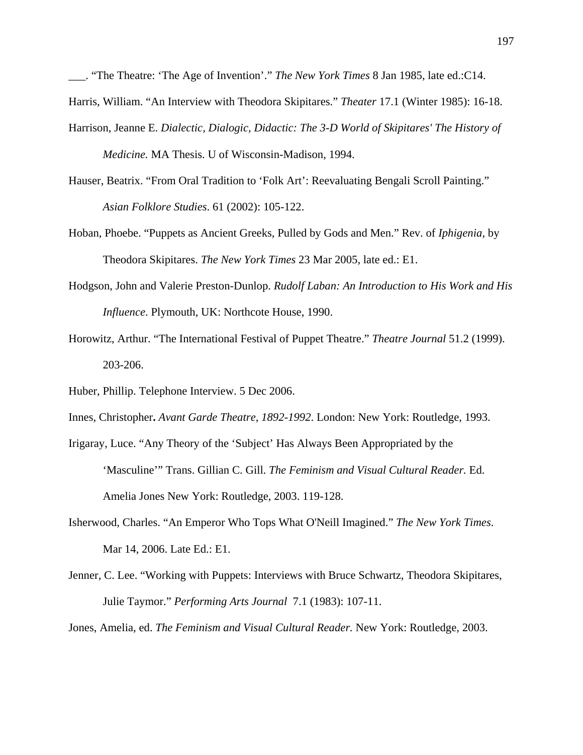___. "The Theatre: 'The Age of Invention'." *The New York Times* 8 Jan 1985, late ed.:C14.

Harris, William. "An Interview with Theodora Skipitares." *Theater* 17.1 (Winter 1985): 16-18.

Harrison, Jeanne E. *Dialectic, Dialogic, Didactic: The 3-D World of Skipitares' The History of Medicine.* MA Thesis. U of Wisconsin-Madison, 1994.

Hauser, Beatrix. "From Oral Tradition to 'Folk Art': Reevaluating Bengali Scroll Painting." *Asian Folklore Studies.* 61 (2002): 105-122.

Hoban, Phoebe. "Puppets as Ancient Greeks, Pulled by Gods and Men." Rev. of *Iphigenia*, by Theodora Skipitares. *The New York Times* 23 Mar 2005, late ed.: E1.

Hodgson, John and Valerie Preston-Dunlop. *Rudolf Laban: An Introduction to His Work and His Influence*. Plymouth, UK: Northcote House, 1990.

Horowitz, Arthur. "The International Festival of Puppet Theatre." *Theatre Journal* 51.2 (1999). 203-206.

Huber, Phillip. Telephone Interview. 5 Dec 2006.

Innes, Christopher**.** *Avant Garde Theatre, 1892-1992*. London: New York: Routledge, 1993.

Irigaray, Luce. "Any Theory of the 'Subject' Has Always Been Appropriated by the 'Masculine'" Trans. Gillian C. Gill. *The Feminism and Visual Cultural Reader.* Ed. Amelia Jones New York: Routledge, 2003. 119-128.

Isherwood, Charles. "An Emperor Who Tops What O'Neill Imagined." *The New York Times*. Mar 14, 2006. Late Ed.: E1.

Jenner, C. Lee. "Working with Puppets: Interviews with Bruce Schwartz, Theodora Skipitares, Julie Taymor." *Performing Arts Journal* 7.1 (1983): 107-11.

Jones, Amelia, ed. *The Feminism and Visual Cultural Reader.* New York: Routledge, 2003.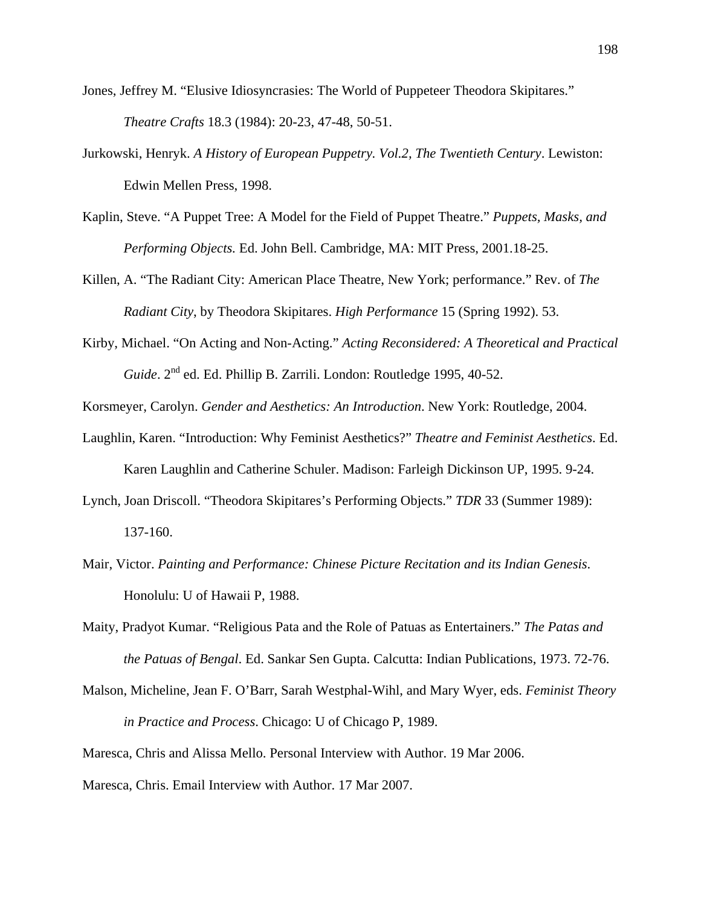Jones, Jeffrey M. "Elusive Idiosyncrasies: The World of Puppeteer Theodora Skipitares." *Theatre Crafts* 18.3 (1984): 20-23, 47-48, 50-51.

Jurkowski, Henryk. *A History of European Puppetry. Vol.2, The Twentieth Century*. Lewiston: Edwin Mellen Press, 1998.

Kaplin, Steve. "A Puppet Tree: A Model for the Field of Puppet Theatre." *Puppets, Masks, and Performing Objects.* Ed. John Bell. Cambridge, MA: MIT Press, 2001.18-25.

Killen, A. "The Radiant City: American Place Theatre, New York; performance." Rev. of *The Radiant City*, by Theodora Skipitares. *High Performance* 15 (Spring 1992). 53.

Kirby, Michael. "On Acting and Non-Acting." *Acting Reconsidered: A Theoretical and Practical Guide*. 2nd ed. Ed. Phillip B. Zarrili. London: Routledge 1995, 40-52.

Korsmeyer, Carolyn. *Gender and Aesthetics: An Introduction*. New York: Routledge, 2004.

Laughlin, Karen. "Introduction: Why Feminist Aesthetics?" *Theatre and Feminist Aesthetics*. Ed. Karen Laughlin and Catherine Schuler. Madison: Farleigh Dickinson UP, 1995. 9-24.

Lynch, Joan Driscoll. "Theodora Skipitares's Performing Objects." *TDR* 33 (Summer 1989): 137-160.

Mair, Victor. *Painting and Performance: Chinese Picture Recitation and its Indian Genesis*. Honolulu: U of Hawaii P, 1988.

Maity, Pradyot Kumar. "Religious Pata and the Role of Patuas as Entertainers." *The Patas and the Patuas of Bengal*. Ed. Sankar Sen Gupta. Calcutta: Indian Publications, 1973. 72-76.

Malson, Micheline, Jean F. O'Barr, Sarah Westphal-Wihl, and Mary Wyer, eds. *Feminist Theory in Practice and Process*. Chicago: U of Chicago P, 1989.

Maresca, Chris and Alissa Mello. Personal Interview with Author. 19 Mar 2006.

Maresca, Chris. Email Interview with Author. 17 Mar 2007.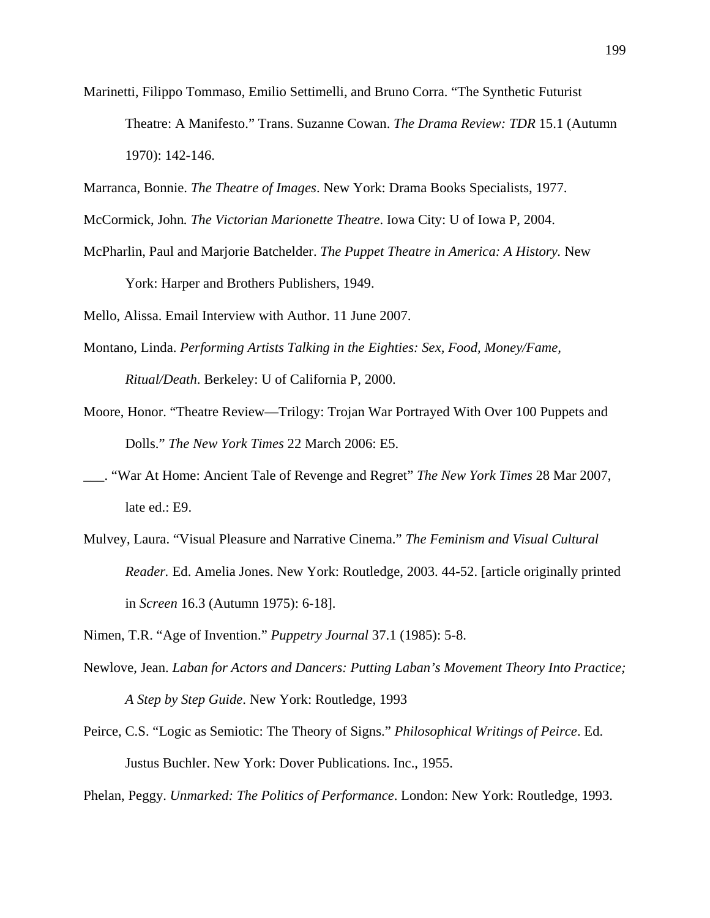Marinetti, Filippo Tommaso, Emilio Settimelli, and Bruno Corra. "The Synthetic Futurist Theatre: A Manifesto." Trans. Suzanne Cowan. *The Drama Review: TDR* 15.1 (Autumn 1970): 142-146.

Marranca, Bonnie. *The Theatre of Images*. New York: Drama Books Specialists, 1977.

McCormick, John*.* *The Victorian Marionette Theatre*. Iowa City: U of Iowa P, 2004.

McPharlin, Paul and Marjorie Batchelder. *The Puppet Theatre in America: A History.* New York: Harper and Brothers Publishers, 1949.

Mello, Alissa. Email Interview with Author. 11 June 2007.

Montano, Linda. *Performing Artists Talking in the Eighties: Sex, Food, Money/Fame, Ritual/Death*. Berkeley: U of California P, 2000.

Moore, Honor. "Theatre Review—Trilogy: Trojan War Portrayed With Over 100 Puppets and Dolls." *The New York Times* 22 March 2006: E5.

___. "War At Home: Ancient Tale of Revenge and Regret" *The New York Times* 28 Mar 2007, late ed.: E9.

Mulvey, Laura. "Visual Pleasure and Narrative Cinema." *The Feminism and Visual Cultural Reader.* Ed. Amelia Jones. New York: Routledge, 2003. 44-52. [article originally printed in *Screen* 16.3 (Autumn 1975): 6-18].

Nimen, T.R. "Age of Invention." *Puppetry Journal* 37.1 (1985): 5-8.

Newlove, Jean. *Laban for Actors and Dancers: Putting Laban's Movement Theory Into Practice; A Step by Step Guide*. New York: Routledge, 1993

Peirce, C.S. "Logic as Semiotic: The Theory of Signs." *Philosophical Writings of Peirce*. Ed. Justus Buchler. New York: Dover Publications. Inc., 1955.

Phelan, Peggy. *Unmarked: The Politics of Performance*. London: New York: Routledge, 1993.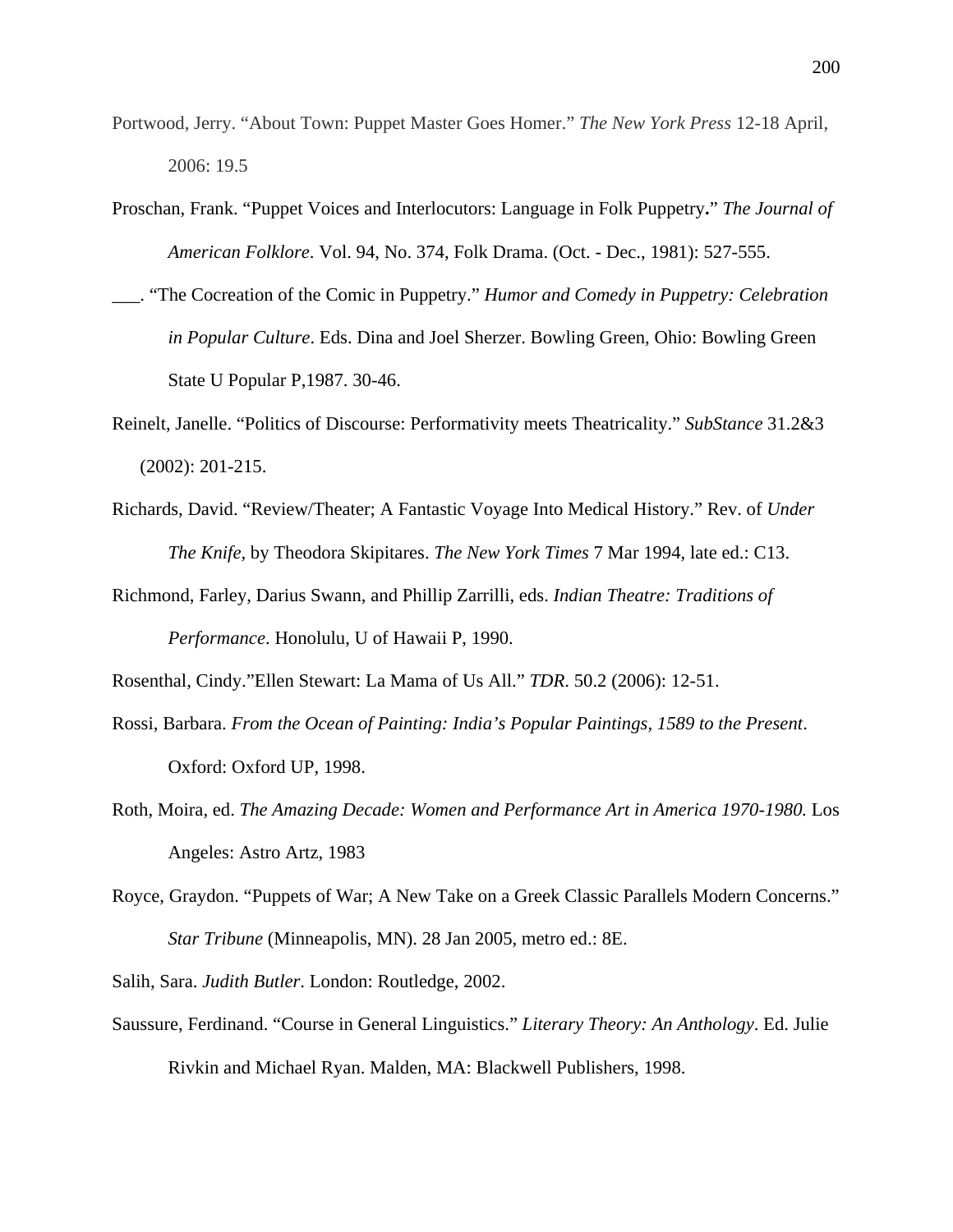Portwood, Jerry. “About Town: Puppet Master Goes Homer.” *The New York Press* 12-18 April, 2006: 19.5

Proschan, Frank. “Puppet Voices and Interlocutors: Language in Folk Puppetry**.**” *The Journal of American Folklore*. Vol. 94, No. 374, Folk Drama. (Oct. - Dec., 1981): 527-555.

___. “The Cocreation of the Comic in Puppetry.” *Humor and Comedy in Puppetry: Celebration in Popular Culture*. Eds. Dina and Joel Sherzer. Bowling Green, Ohio: Bowling Green State U Popular P,1987. 30-46.

Reinelt, Janelle. “Politics of Discourse: Performativity meets Theatricality.” *SubStance* 31.2&3 (2002): 201-215.

Richards, David. “Review/Theater; A Fantastic Voyage Into Medical History.” Rev. of *Under The Knife,* by Theodora Skipitares. *The New York Times* 7 Mar 1994, late ed.: C13.

Richmond, Farley, Darius Swann, and Phillip Zarrilli, eds. *Indian Theatre: Traditions of Performance*. Honolulu, U of Hawaii P, 1990.

Rosenthal, Cindy.”Ellen Stewart: La Mama of Us All.” *TDR.* 50.2 (2006): 12-51.

Rossi, Barbara. *From the Ocean of Painting: India’s Popular Paintings, 1589 to the Present*. Oxford: Oxford UP, 1998.

Roth, Moira, ed. *The Amazing Decade: Women and Performance Art in America 1970-1980.* Los Angeles: Astro Artz, 1983

Royce, Graydon. “Puppets of War; A New Take on a Greek Classic Parallels Modern Concerns.” *Star Tribune* (Minneapolis, MN). 28 Jan 2005, metro ed.: 8E.

Salih, Sara. *Judith Butler*. London: Routledge, 2002.

Saussure, Ferdinand. “Course in General Linguistics.” *Literary Theory: An Anthology*. Ed. Julie Rivkin and Michael Ryan. Malden, MA: Blackwell Publishers, 1998.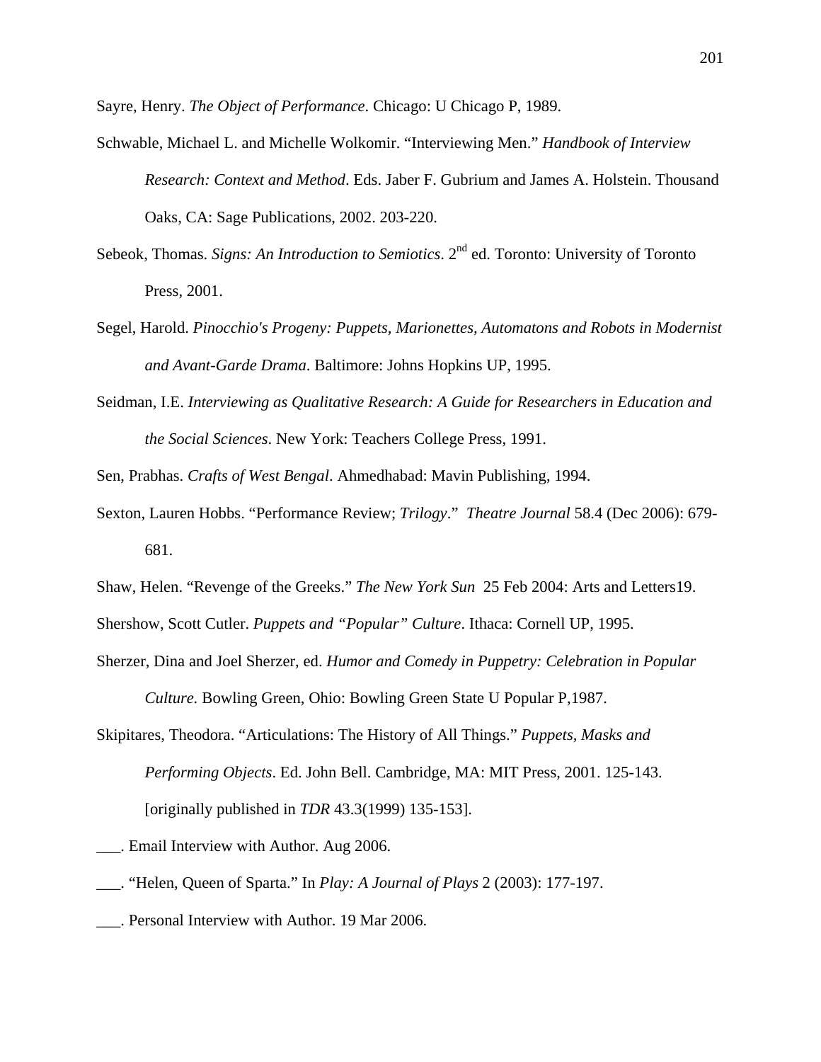Sayre, Henry. *The Object of Performance*. Chicago: U Chicago P, 1989.

Schwable, Michael L. and Michelle Wolkomir. “Interviewing Men.” *Handbook of Interview Research: Context and Method*. Eds. Jaber F. Gubrium and James A. Holstein. Thousand Oaks, CA: Sage Publications, 2002. 203-220.

Sebeok, Thomas. *Signs: An Introduction to Semiotics*. 2nd ed. Toronto: University of Toronto Press, 2001.

Segel, Harold. *Pinocchio's Progeny: Puppets, Marionettes, Automatons and Robots in Modernist and Avant-Garde Drama*. Baltimore: Johns Hopkins UP, 1995.

Seidman, I.E. *Interviewing as Qualitative Research: A Guide for Researchers in Education and the Social Sciences*. New York: Teachers College Press, 1991.

Sen, Prabhas. *Crafts of West Bengal*. Ahmedhabad: Mavin Publishing, 1994.

Sexton, Lauren Hobbs. “Performance Review; *Trilogy*.” *Theatre Journal* 58.4 (Dec 2006): 679-681.

Shaw, Helen. “Revenge of the Greeks.” *The New York Sun* 25 Feb 2004: Arts and Letters19.

Shershow, Scott Cutler. *Puppets and “Popular” Culture*. Ithaca: Cornell UP, 1995.

Sherzer, Dina and Joel Sherzer, ed. *Humor and Comedy in Puppetry: Celebration in Popular Culture*. Bowling Green, Ohio: Bowling Green State U Popular P,1987.

Skipitares, Theodora. “Articulations: The History of All Things.” *Puppets, Masks and Performing Objects*. Ed. John Bell. Cambridge, MA: MIT Press, 2001. 125-143. [originally published in *TDR* 43.3(1999) 135-153].

___. Email Interview with Author. Aug 2006.

___. “Helen, Queen of Sparta.” In *Play: A Journal of Plays* 2 (2003): 177-197.

___. Personal Interview with Author. 19 Mar 2006.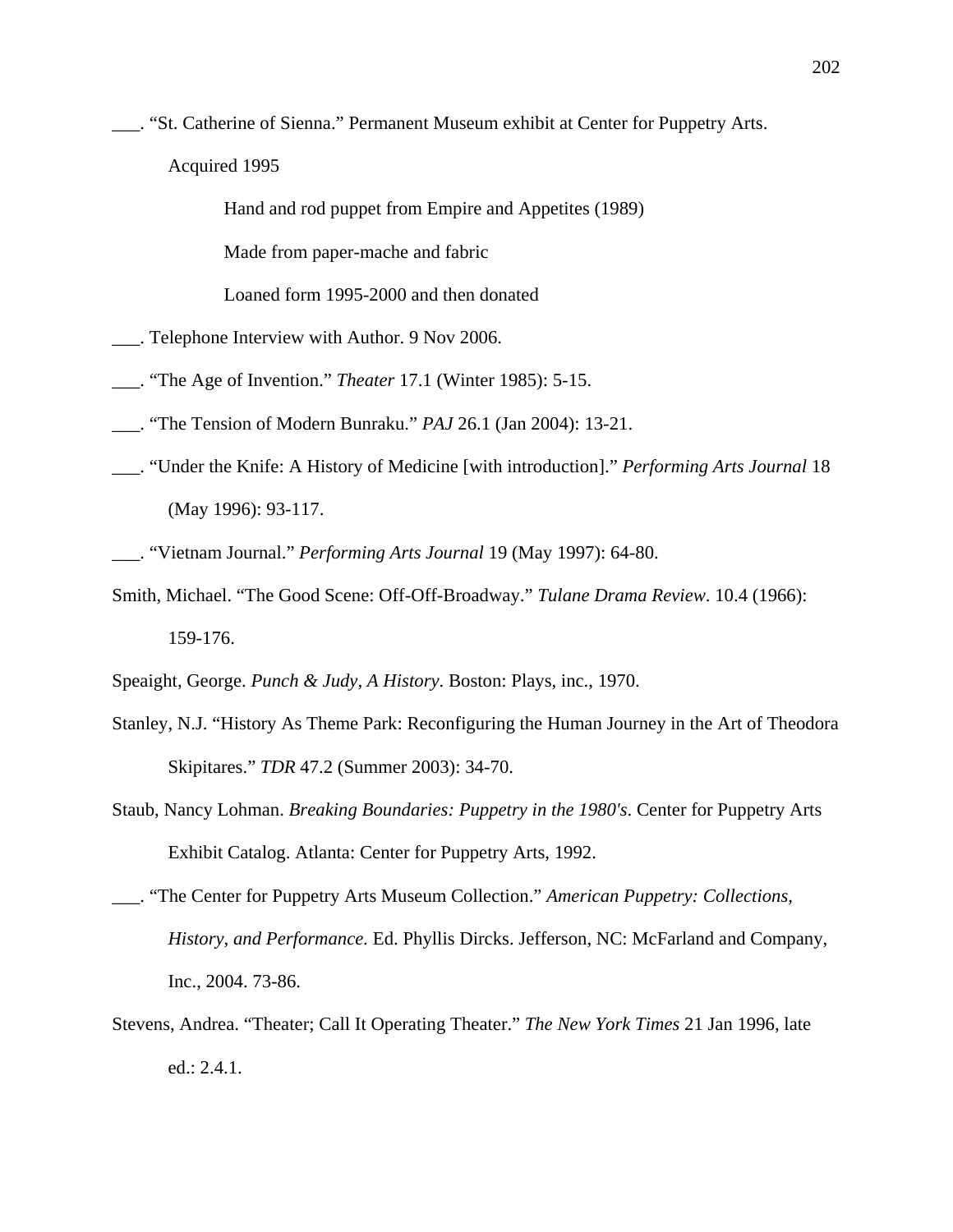___. "St. Catherine of Sienna." Permanent Museum exhibit at Center for Puppetry Arts.

Acquired 1995

Hand and rod puppet from Empire and Appetites (1989)

Made from paper-mache and fabric

Loaned form 1995-2000 and then donated

___. Telephone Interview with Author. 9 Nov 2006.

___. "The Age of Invention." *Theater* 17.1 (Winter 1985): 5-15.

___. "The Tension of Modern Bunraku." *PAJ* 26.1 (Jan 2004): 13-21.

___. "Under the Knife: A History of Medicine [with introduction]." *Performing Arts Journal* 18 (May 1996): 93-117.

___. "Vietnam Journal." *Performing Arts Journal* 19 (May 1997): 64-80.

Smith, Michael. "The Good Scene: Off-Off-Broadway." *Tulane Drama Review*. 10.4 (1966): 159-176.

Speaight, George. *Punch & Judy, A History*. Boston: Plays, inc., 1970.

Stanley, N.J. "History As Theme Park: Reconfiguring the Human Journey in the Art of Theodora Skipitares." *TDR* 47.2 (Summer 2003): 34-70.

Staub, Nancy Lohman. *Breaking Boundaries: Puppetry in the 1980's*. Center for Puppetry Arts Exhibit Catalog. Atlanta: Center for Puppetry Arts, 1992.

___. "The Center for Puppetry Arts Museum Collection." *American Puppetry: Collections, History, and Performance.* Ed. Phyllis Dircks. Jefferson, NC: McFarland and Company, Inc., 2004. 73-86.

Stevens, Andrea. "Theater; Call It Operating Theater." *The New York Times* 21 Jan 1996, late ed.: 2.4.1.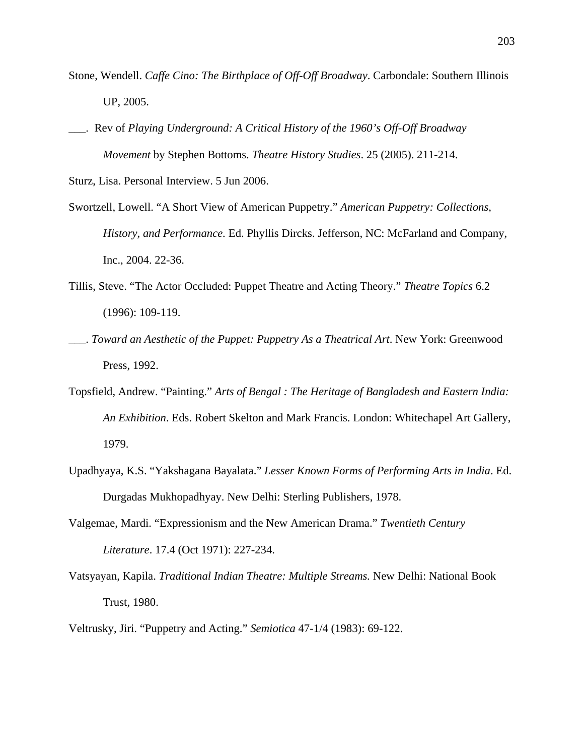Stone, Wendell. *Caffe Cino: The Birthplace of Off-Off Broadway*. Carbondale: Southern Illinois UP, 2005.

___. Rev of *Playing Underground: A Critical History of the 1960's Off-Off Broadway Movement* by Stephen Bottoms. *Theatre History Studies*. 25 (2005). 211-214.

Sturz, Lisa. Personal Interview. 5 Jun 2006.

Swortzell, Lowell. "A Short View of American Puppetry." *American Puppetry: Collections, History, and Performance.* Ed. Phyllis Dircks. Jefferson, NC: McFarland and Company, Inc., 2004. 22-36.

Tillis, Steve. "The Actor Occluded: Puppet Theatre and Acting Theory." *Theatre Topics* 6.2 (1996): 109-119.

___. *Toward an Aesthetic of the Puppet: Puppetry As a Theatrical Art*. New York: Greenwood Press, 1992.

Topsfield, Andrew. "Painting." *Arts of Bengal : The Heritage of Bangladesh and Eastern India: An Exhibition*. Eds. Robert Skelton and Mark Francis. London: Whitechapel Art Gallery, 1979.

Upadhyaya, K.S. "Yakshagana Bayalata." *Lesser Known Forms of Performing Arts in India*. Ed. Durgadas Mukhopadhyay. New Delhi: Sterling Publishers, 1978.

Valgemae, Mardi. "Expressionism and the New American Drama." *Twentieth Century Literature*. 17.4 (Oct 1971): 227-234.

Vatsyayan, Kapila. *Traditional Indian Theatre: Multiple Streams.* New Delhi: National Book Trust, 1980.

Veltrusky, Jiri. "Puppetry and Acting." *Semiotica* 47-1/4 (1983): 69-122.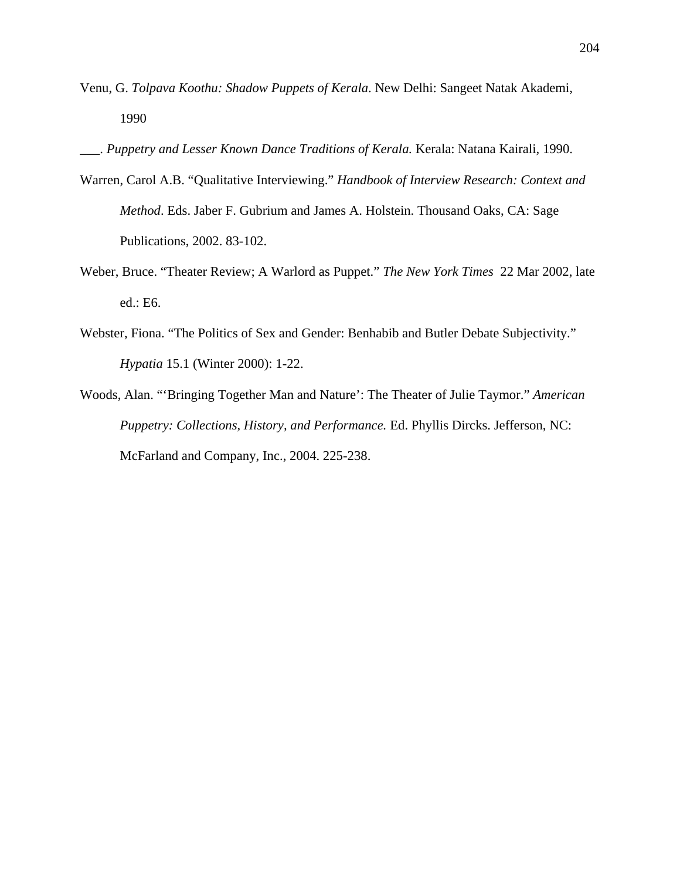Venu, G. *Tolpava Koothu: Shadow Puppets of Kerala*. New Delhi: Sangeet Natak Akademi, 1990

___. *Puppetry and Lesser Known Dance Traditions of Kerala.* Kerala: Natana Kairali, 1990.

Warren, Carol A.B. "Qualitative Interviewing." *Handbook of Interview Research: Context and Method*. Eds. Jaber F. Gubrium and James A. Holstein. Thousand Oaks, CA: Sage Publications, 2002. 83-102.

Weber, Bruce. "Theater Review; A Warlord as Puppet." *The New York Times* 22 Mar 2002, late ed.: E6.

Webster, Fiona. "The Politics of Sex and Gender: Benhabib and Butler Debate Subjectivity." *Hypatia* 15.1 (Winter 2000): 1-22.

Woods, Alan. "'Bringing Together Man and Nature': The Theater of Julie Taymor." *American Puppetry: Collections, History, and Performance.* Ed. Phyllis Dircks. Jefferson, NC: McFarland and Company, Inc., 2004. 225-238.